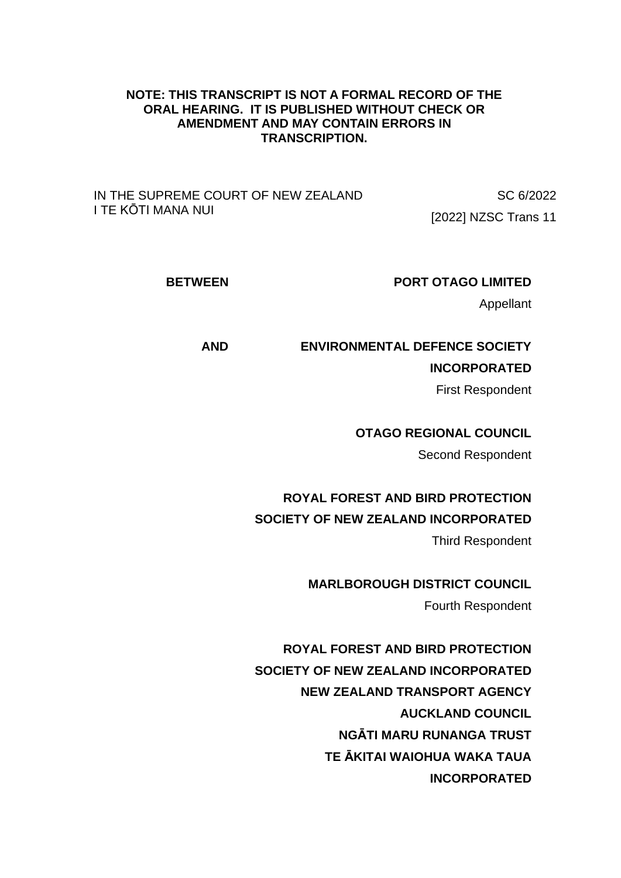**NOTE: THIS TRANSCRIPT IS NOT A FORMAL RECORD OF THE ORAL HEARING. IT IS PUBLISHED WITHOUT CHECK OR AMENDMENT AND MAY CONTAIN ERRORS IN TRANSCRIPTION.**

IN THE SUPREME COURT OF NEW ZEALAND
I TE KŌTI MANA NUI

SC 6/2022
[2022] NZSC Trans 11

**BETWEEN** **PORT OTAGO LIMITED**
Appellant

**AND** **ENVIRONMENTAL DEFENCE SOCIETY INCORPORATED**
First Respondent

**OTAGO REGIONAL COUNCIL**
Second Respondent

**ROYAL FOREST AND BIRD PROTECTION SOCIETY OF NEW ZEALAND INCORPORATED**
Third Respondent

**MARLBOROUGH DISTRICT COUNCIL**
Fourth Respondent

**ROYAL FOREST AND BIRD PROTECTION SOCIETY OF NEW ZEALAND INCORPORATED**
**NEW ZEALAND TRANSPORT AGENCY**
**AUCKLAND COUNCIL**
**NGĀTI MARU RUNANGA TRUST**
**TE ĀKITAI WAIOHUA WAKA TAUA INCORPORATED**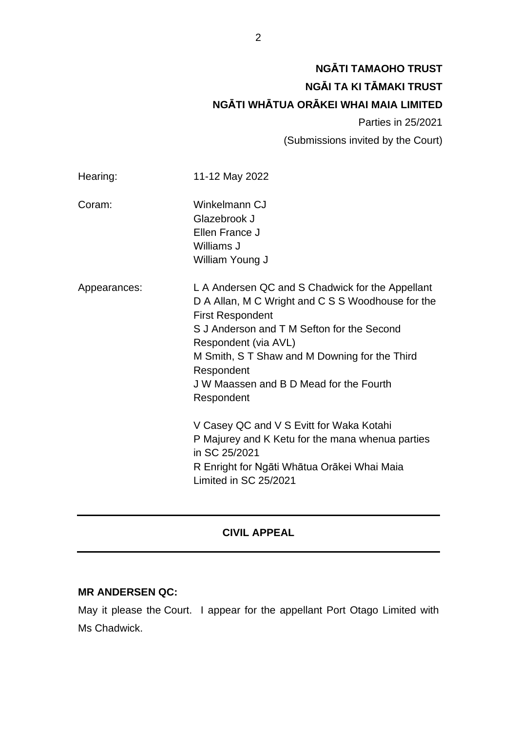**NGĀTI TAMAOHO TRUST**

**NGĀI TA KI TĀMAKI TRUST**

**NGĀTI WHĀTUA ORĀKEI WHAI MAIA LIMITED**

Parties in 25/2021

(Submissions invited by the Court)

| | |
|---|---|
| Hearing: | 11-12 May 2022 |
| Coram: | Winkelmann CJ<br>Glazebrook J<br>Ellen France J<br>Williams J<br>William Young J |
| Appearances: | L A Andersen QC and S Chadwick for the Appellant<br>D A Allan, M C Wright and C S S Woodhouse for the First Respondent<br>S J Anderson and T M Sefton for the Second Respondent (via AVL)<br>M Smith, S T Shaw and M Downing for the Third Respondent<br>J W Maassen and B D Mead for the Fourth Respondent<br><br>V Casey QC and V S Evitt for Waka Kotahi<br>P Majurey and K Ketu for the mana whenua parties in SC 25/2021<br>R Enright for Ngāti Whātua Orākei Whai Maia Limited in SC 25/2021 |

---

**CIVIL APPEAL**

---

**MR ANDERSEN QC:**

May it please the Court. I appear for the appellant Port Otago Limited with Ms Chadwick.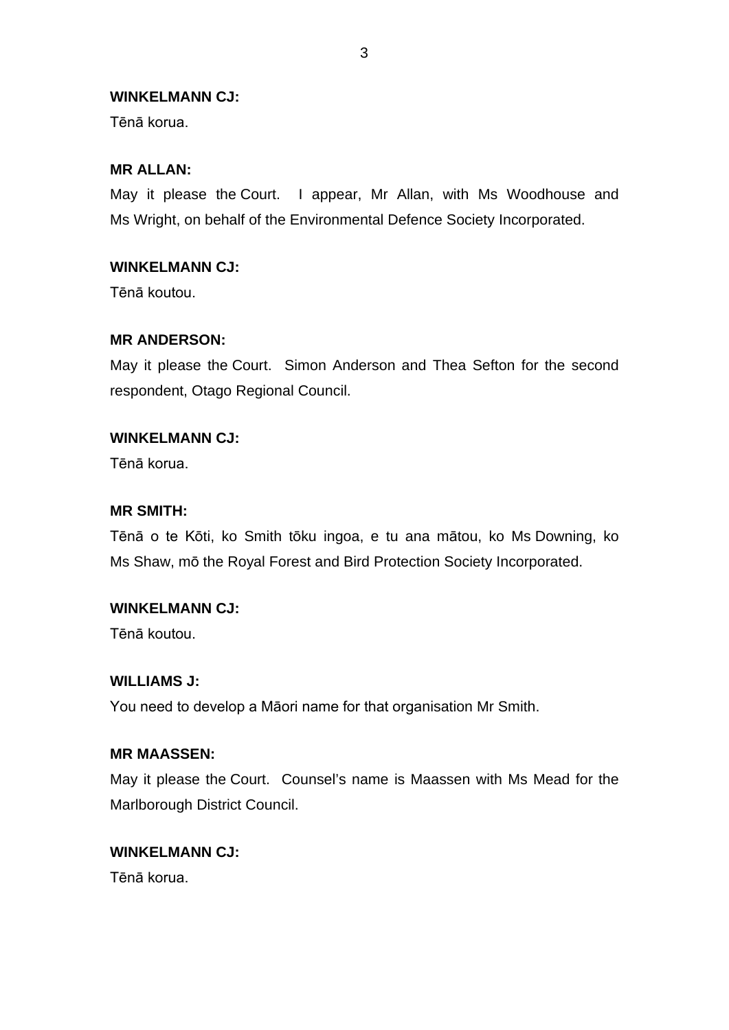**WINKELMANN CJ:**

Tēnā korua.

**MR ALLAN:**

May it please the Court. I appear, Mr Allan, with Ms Woodhouse and Ms Wright, on behalf of the Environmental Defence Society Incorporated.

**WINKELMANN CJ:**

Tēnā koutou.

**MR ANDERSON:**

May it please the Court. Simon Anderson and Thea Sefton for the second respondent, Otago Regional Council.

**WINKELMANN CJ:**

Tēnā korua.

**MR SMITH:**

Tēnā o te Kōti, ko Smith tōku ingoa, e tu ana mātou, ko Ms Downing, ko Ms Shaw, mō the Royal Forest and Bird Protection Society Incorporated.

**WINKELMANN CJ:**

Tēnā koutou.

**WILLIAMS J:**

You need to develop a Māori name for that organisation Mr Smith.

**MR MAASSEN:**

May it please the Court. Counsel's name is Maassen with Ms Mead for the Marlborough District Council.

**WINKELMANN CJ:**

Tēnā korua.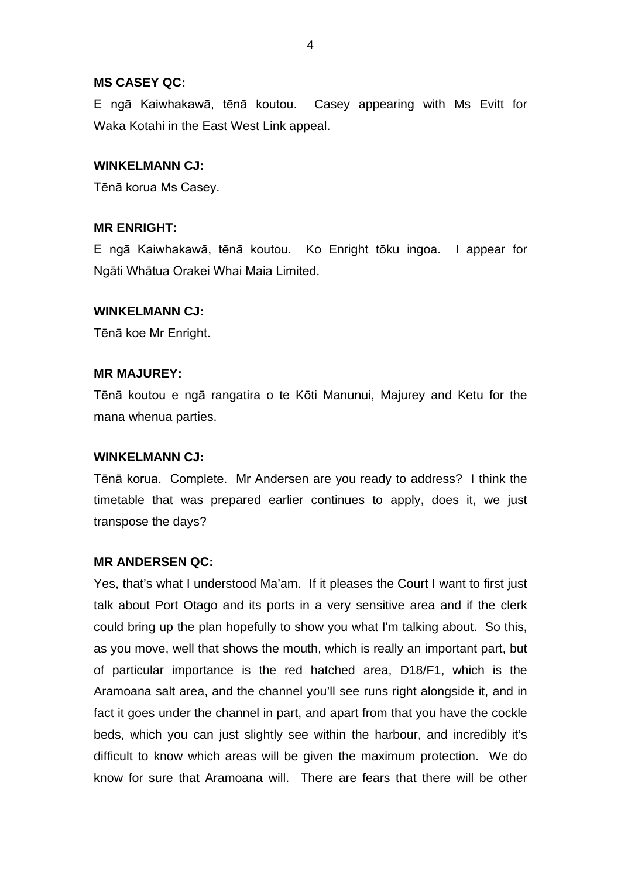**MS CASEY QC:**

E ngā Kaiwhakawā, tēnā koutou. Casey appearing with Ms Evitt for Waka Kotahi in the East West Link appeal.

**WINKELMANN CJ:**

Tēnā korua Ms Casey.

**MR ENRIGHT:**

E ngā Kaiwhakawā, tēnā koutou. Ko Enright tōku ingoa. I appear for Ngāti Whātua Orakei Whai Maia Limited.

**WINKELMANN CJ:**

Tēnā koe Mr Enright.

**MR MAJUREY:**

Tēnā koutou e ngā rangatira o te Kōti Manunui, Majurey and Ketu for the mana whenua parties.

**WINKELMANN CJ:**

Tēnā korua. Complete. Mr Andersen are you ready to address? I think the timetable that was prepared earlier continues to apply, does it, we just transpose the days?

**MR ANDERSEN QC:**

Yes, that's what I understood Ma'am. If it pleases the Court I want to first just talk about Port Otago and its ports in a very sensitive area and if the clerk could bring up the plan hopefully to show you what I'm talking about. So this, as you move, well that shows the mouth, which is really an important part, but of particular importance is the red hatched area, D18/F1, which is the Aramoana salt area, and the channel you'll see runs right alongside it, and in fact it goes under the channel in part, and apart from that you have the cockle beds, which you can just slightly see within the harbour, and incredibly it's difficult to know which areas will be given the maximum protection. We do know for sure that Aramoana will. There are fears that there will be other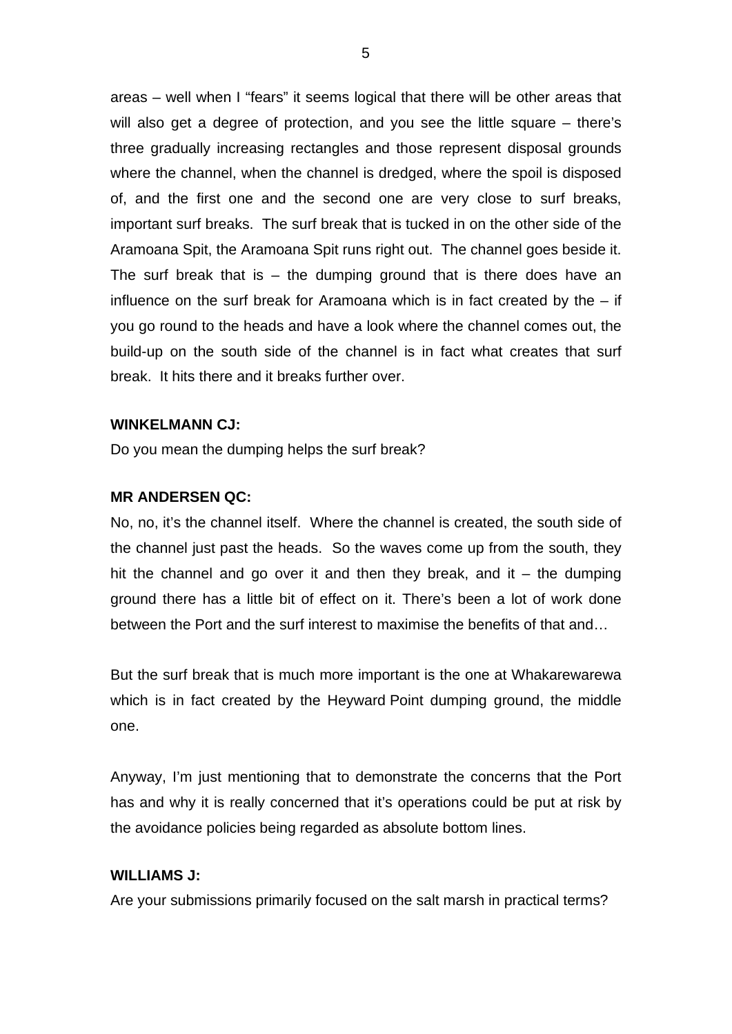areas – well when I "fears" it seems logical that there will be other areas that will also get a degree of protection, and you see the little square – there's three gradually increasing rectangles and those represent disposal grounds where the channel, when the channel is dredged, where the spoil is disposed of, and the first one and the second one are very close to surf breaks, important surf breaks. The surf break that is tucked in on the other side of the Aramoana Spit, the Aramoana Spit runs right out. The channel goes beside it. The surf break that is – the dumping ground that is there does have an influence on the surf break for Aramoana which is in fact created by the – if you go round to the heads and have a look where the channel comes out, the build-up on the south side of the channel is in fact what creates that surf break. It hits there and it breaks further over.

**WINKELMANN CJ:**

Do you mean the dumping helps the surf break?

**MR ANDERSEN QC:**

No, no, it's the channel itself. Where the channel is created, the south side of the channel just past the heads. So the waves come up from the south, they hit the channel and go over it and then they break, and it – the dumping ground there has a little bit of effect on it. There's been a lot of work done between the Port and the surf interest to maximise the benefits of that and…

But the surf break that is much more important is the one at Whakarewarewa which is in fact created by the Heyward Point dumping ground, the middle one.

Anyway, I'm just mentioning that to demonstrate the concerns that the Port has and why it is really concerned that it's operations could be put at risk by the avoidance policies being regarded as absolute bottom lines.

**WILLIAMS J:**

Are your submissions primarily focused on the salt marsh in practical terms?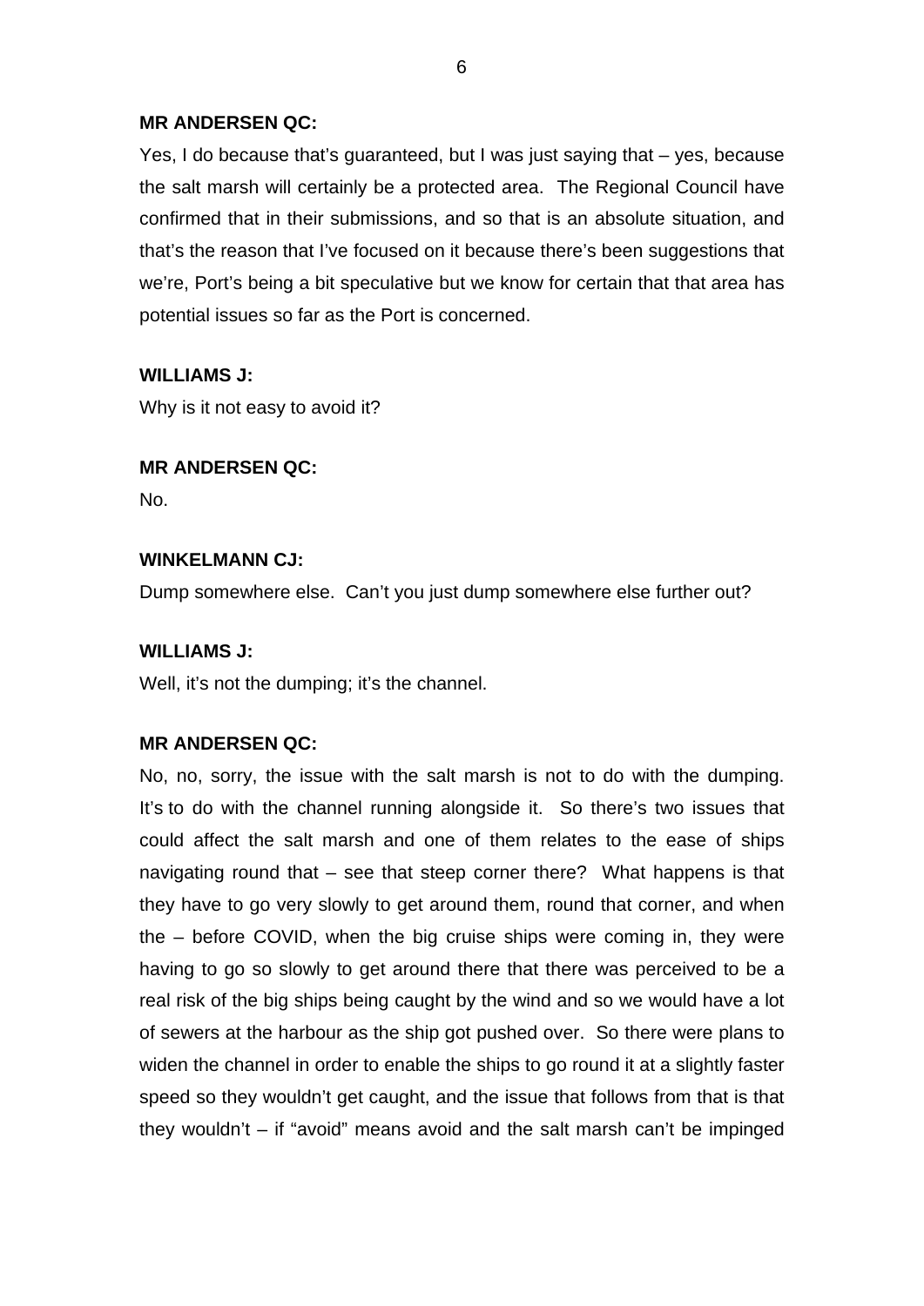**MR ANDERSEN QC:**

Yes, I do because that's guaranteed, but I was just saying that – yes, because the salt marsh will certainly be a protected area. The Regional Council have confirmed that in their submissions, and so that is an absolute situation, and that's the reason that I've focused on it because there's been suggestions that we're, Port's being a bit speculative but we know for certain that that area has potential issues so far as the Port is concerned.

**WILLIAMS J:**

Why is it not easy to avoid it?

**MR ANDERSEN QC:**

No.

**WINKELMANN CJ:**

Dump somewhere else. Can't you just dump somewhere else further out?

**WILLIAMS J:**

Well, it's not the dumping; it's the channel.

**MR ANDERSEN QC:**

No, no, sorry, the issue with the salt marsh is not to do with the dumping. It's to do with the channel running alongside it. So there's two issues that could affect the salt marsh and one of them relates to the ease of ships navigating round that – see that steep corner there? What happens is that they have to go very slowly to get around them, round that corner, and when the – before COVID, when the big cruise ships were coming in, they were having to go so slowly to get around there that there was perceived to be a real risk of the big ships being caught by the wind and so we would have a lot of sewers at the harbour as the ship got pushed over. So there were plans to widen the channel in order to enable the ships to go round it at a slightly faster speed so they wouldn't get caught, and the issue that follows from that is that they wouldn't – if "avoid" means avoid and the salt marsh can't be impinged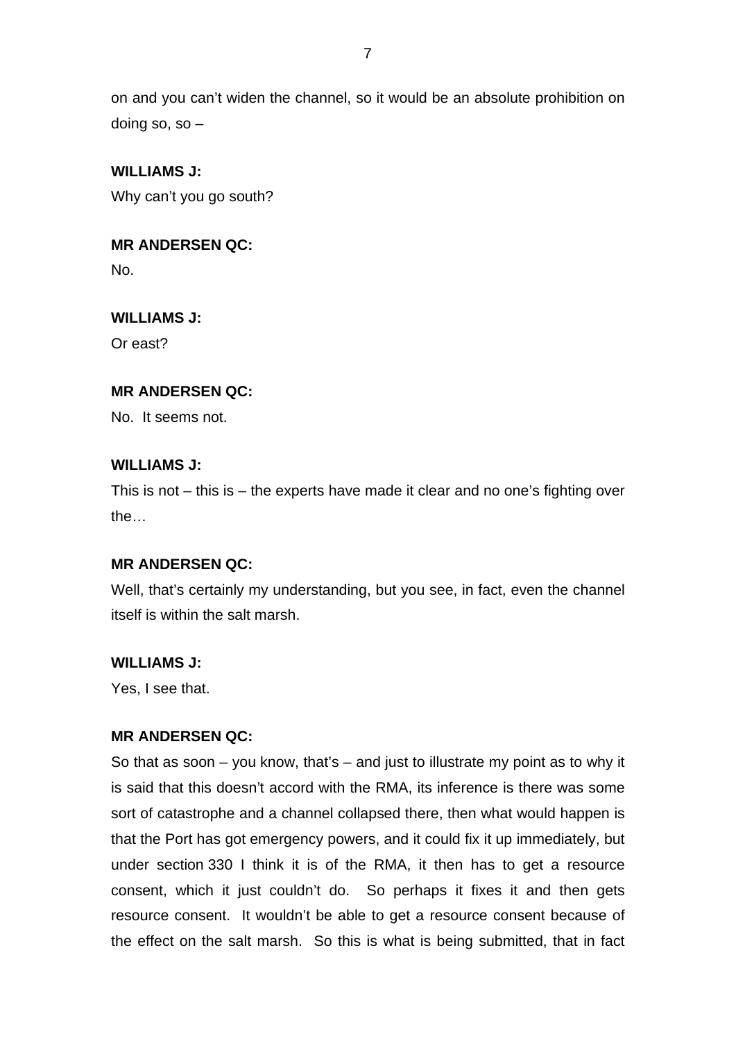on and you can't widen the channel, so it would be an absolute prohibition on doing so, so –

**WILLIAMS J:**
Why can't you go south?

**MR ANDERSEN QC:**
No.

**WILLIAMS J:**
Or east?

**MR ANDERSEN QC:**
No. It seems not.

**WILLIAMS J:**
This is not – this is – the experts have made it clear and no one's fighting over the…

**MR ANDERSEN QC:**
Well, that's certainly my understanding, but you see, in fact, even the channel itself is within the salt marsh.

**WILLIAMS J:**
Yes, I see that.

**MR ANDERSEN QC:**
So that as soon – you know, that's – and just to illustrate my point as to why it is said that this doesn't accord with the RMA, its inference is there was some sort of catastrophe and a channel collapsed there, then what would happen is that the Port has got emergency powers, and it could fix it up immediately, but under section 330 I think it is of the RMA, it then has to get a resource consent, which it just couldn't do. So perhaps it fixes it and then gets resource consent. It wouldn't be able to get a resource consent because of the effect on the salt marsh. So this is what is being submitted, that in fact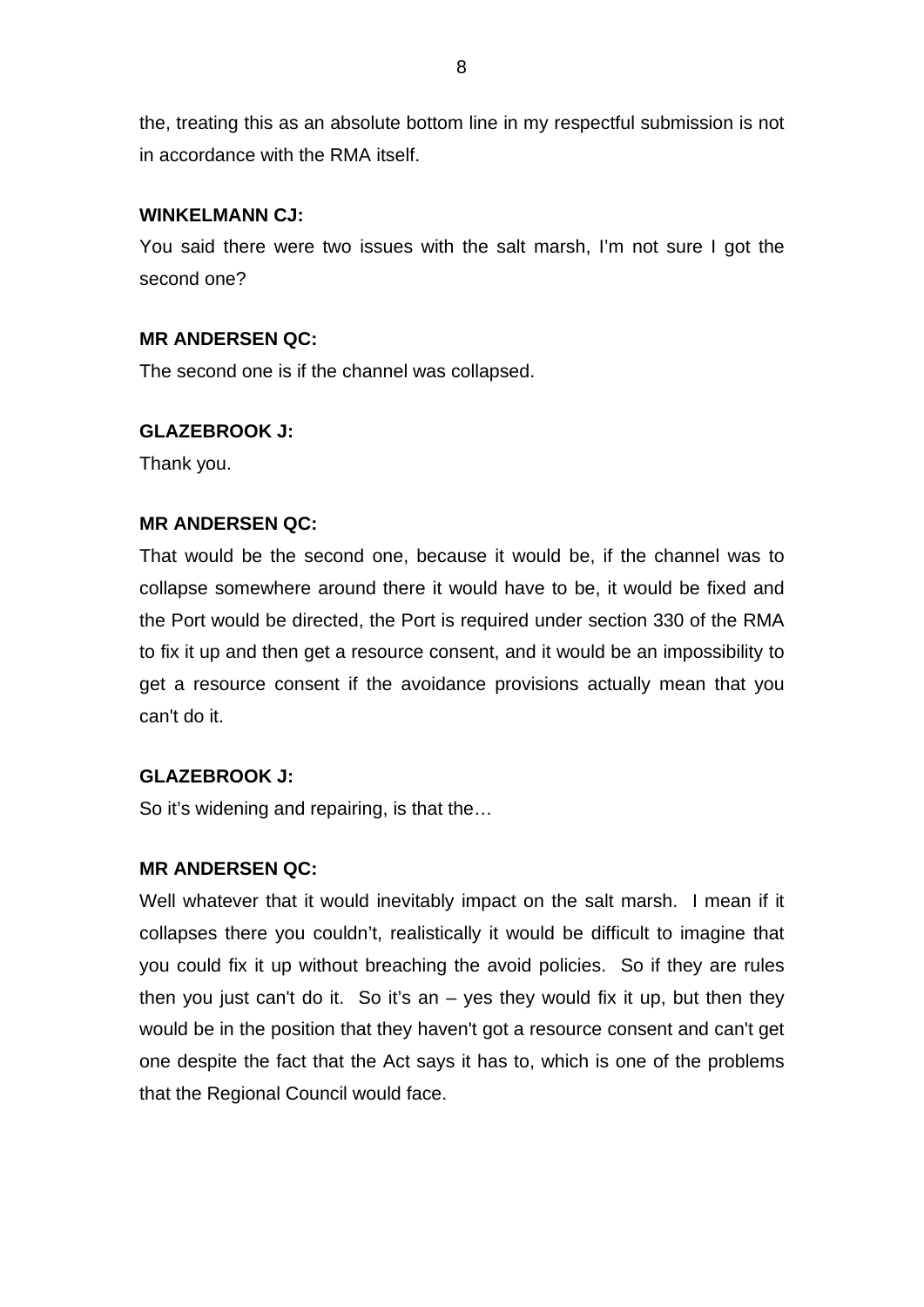the, treating this as an absolute bottom line in my respectful submission is not in accordance with the RMA itself.

**WINKELMANN CJ:**

You said there were two issues with the salt marsh, I'm not sure I got the second one?

**MR ANDERSEN QC:**

The second one is if the channel was collapsed.

**GLAZEBROOK J:**

Thank you.

**MR ANDERSEN QC:**

That would be the second one, because it would be, if the channel was to collapse somewhere around there it would have to be, it would be fixed and the Port would be directed, the Port is required under section 330 of the RMA to fix it up and then get a resource consent, and it would be an impossibility to get a resource consent if the avoidance provisions actually mean that you can't do it.

**GLAZEBROOK J:**

So it's widening and repairing, is that the…

**MR ANDERSEN QC:**

Well whatever that it would inevitably impact on the salt marsh. I mean if it collapses there you couldn't, realistically it would be difficult to imagine that you could fix it up without breaching the avoid policies. So if they are rules then you just can't do it. So it's an – yes they would fix it up, but then they would be in the position that they haven't got a resource consent and can't get one despite the fact that the Act says it has to, which is one of the problems that the Regional Council would face.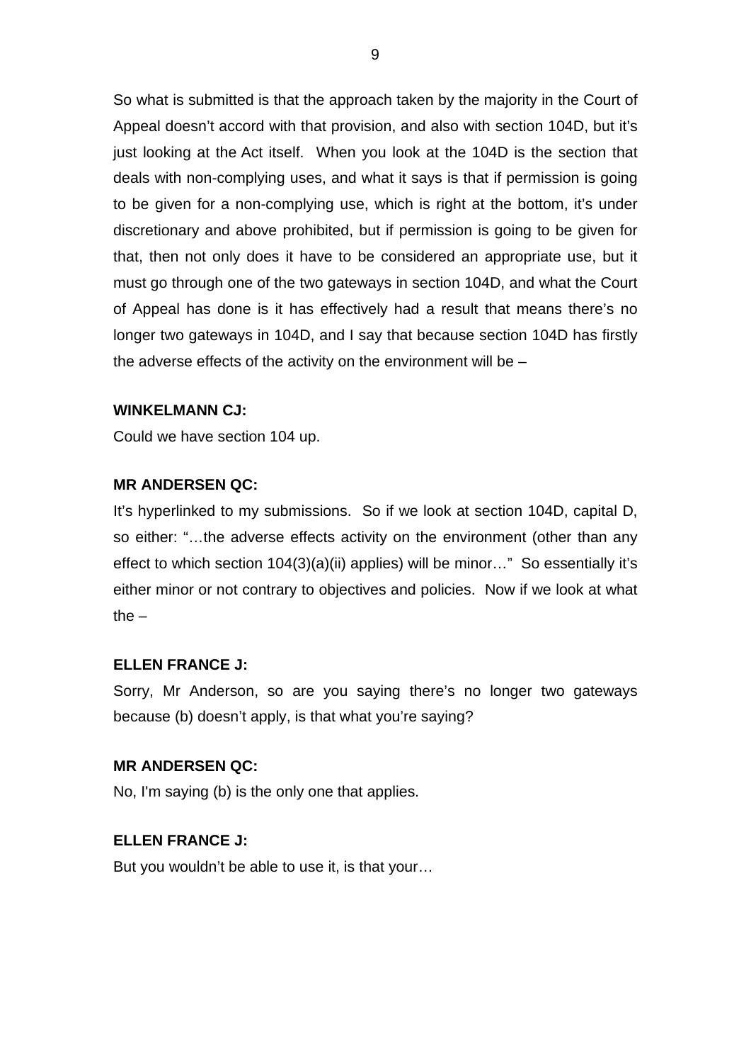So what is submitted is that the approach taken by the majority in the Court of Appeal doesn't accord with that provision, and also with section 104D, but it's just looking at the Act itself. When you look at the 104D is the section that deals with non-complying uses, and what it says is that if permission is going to be given for a non-complying use, which is right at the bottom, it's under discretionary and above prohibited, but if permission is going to be given for that, then not only does it have to be considered an appropriate use, but it must go through one of the two gateways in section 104D, and what the Court of Appeal has done is it has effectively had a result that means there's no longer two gateways in 104D, and I say that because section 104D has firstly the adverse effects of the activity on the environment will be –

**WINKELMANN CJ:**

Could we have section 104 up.

**MR ANDERSEN QC:**

It's hyperlinked to my submissions. So if we look at section 104D, capital D, so either: "…the adverse effects activity on the environment (other than any effect to which section 104(3)(a)(ii) applies) will be minor…" So essentially it's either minor or not contrary to objectives and policies. Now if we look at what the –

**ELLEN FRANCE J:**

Sorry, Mr Anderson, so are you saying there's no longer two gateways because (b) doesn't apply, is that what you're saying?

**MR ANDERSEN QC:**

No, I'm saying (b) is the only one that applies.

**ELLEN FRANCE J:**

But you wouldn't be able to use it, is that your…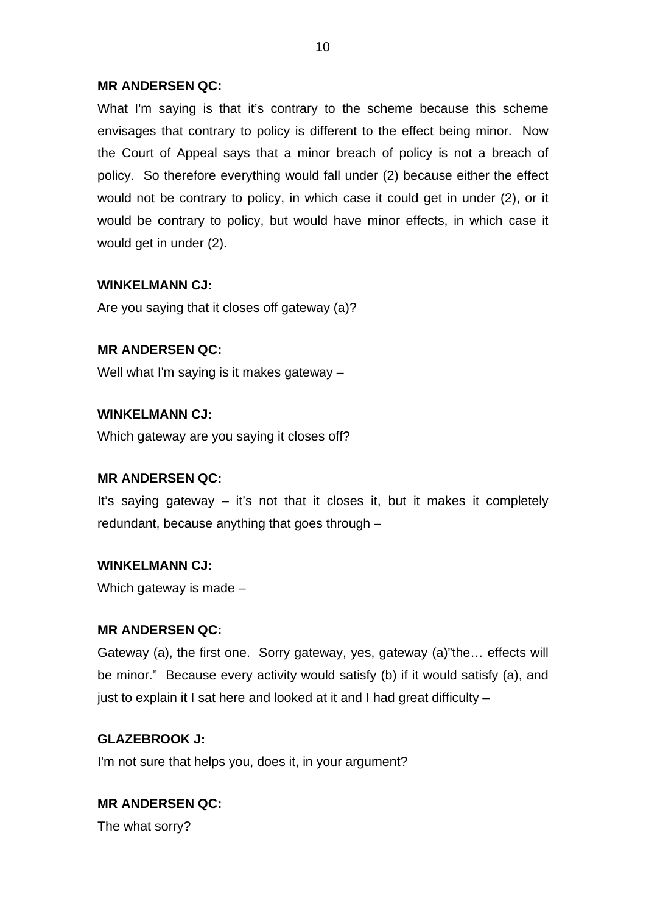**MR ANDERSEN QC:**

What I'm saying is that it's contrary to the scheme because this scheme envisages that contrary to policy is different to the effect being minor. Now the Court of Appeal says that a minor breach of policy is not a breach of policy. So therefore everything would fall under (2) because either the effect would not be contrary to policy, in which case it could get in under (2), or it would be contrary to policy, but would have minor effects, in which case it would get in under (2).

**WINKELMANN CJ:**

Are you saying that it closes off gateway (a)?

**MR ANDERSEN QC:**

Well what I'm saying is it makes gateway –

**WINKELMANN CJ:**

Which gateway are you saying it closes off?

**MR ANDERSEN QC:**

It's saying gateway – it's not that it closes it, but it makes it completely redundant, because anything that goes through –

**WINKELMANN CJ:**

Which gateway is made –

**MR ANDERSEN QC:**

Gateway (a), the first one. Sorry gateway, yes, gateway (a)"the… effects will be minor." Because every activity would satisfy (b) if it would satisfy (a), and just to explain it I sat here and looked at it and I had great difficulty –

**GLAZEBROOK J:**

I'm not sure that helps you, does it, in your argument?

**MR ANDERSEN QC:**

The what sorry?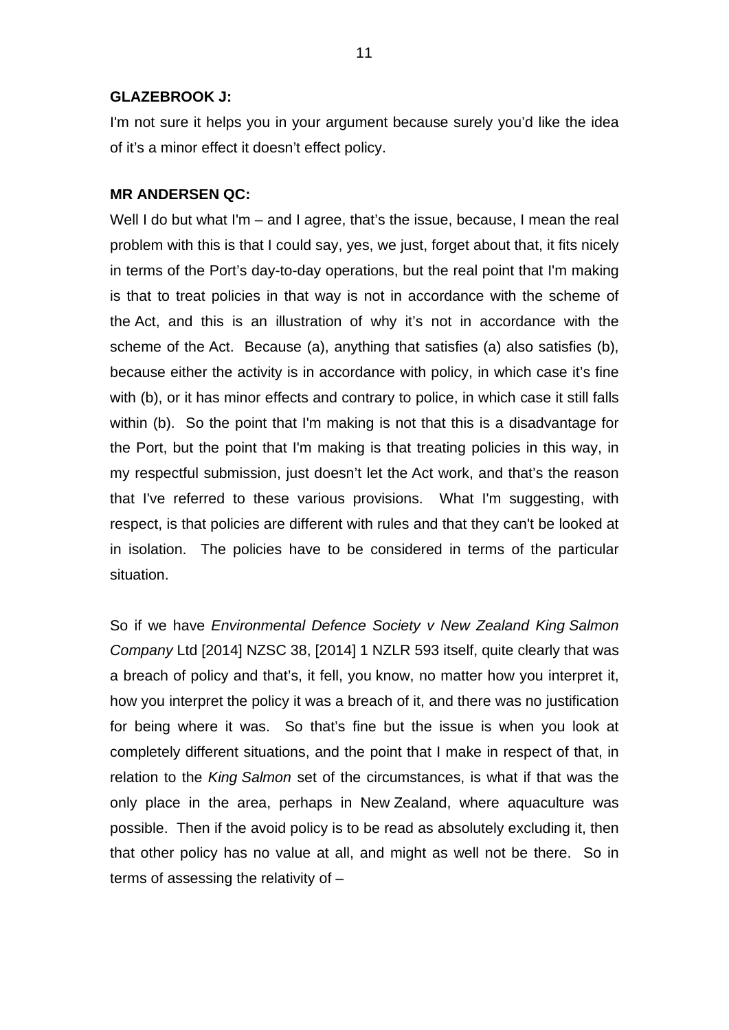**GLAZEBROOK J:**

I'm not sure it helps you in your argument because surely you'd like the idea of it's a minor effect it doesn't effect policy.

**MR ANDERSEN QC:**

Well I do but what I'm – and I agree, that's the issue, because, I mean the real problem with this is that I could say, yes, we just, forget about that, it fits nicely in terms of the Port's day-to-day operations, but the real point that I'm making is that to treat policies in that way is not in accordance with the scheme of the Act, and this is an illustration of why it's not in accordance with the scheme of the Act. Because (a), anything that satisfies (a) also satisfies (b), because either the activity is in accordance with policy, in which case it's fine with (b), or it has minor effects and contrary to police, in which case it still falls within (b). So the point that I'm making is not that this is a disadvantage for the Port, but the point that I'm making is that treating policies in this way, in my respectful submission, just doesn't let the Act work, and that's the reason that I've referred to these various provisions. What I'm suggesting, with respect, is that policies are different with rules and that they can't be looked at in isolation. The policies have to be considered in terms of the particular situation.

So if we have *Environmental Defence Society v New Zealand King Salmon Company* Ltd [2014] NZSC 38, [2014] 1 NZLR 593 itself, quite clearly that was a breach of policy and that's, it fell, you know, no matter how you interpret it, how you interpret the policy it was a breach of it, and there was no justification for being where it was. So that's fine but the issue is when you look at completely different situations, and the point that I make in respect of that, in relation to the *King Salmon* set of the circumstances, is what if that was the only place in the area, perhaps in New Zealand, where aquaculture was possible. Then if the avoid policy is to be read as absolutely excluding it, then that other policy has no value at all, and might as well not be there. So in terms of assessing the relativity of –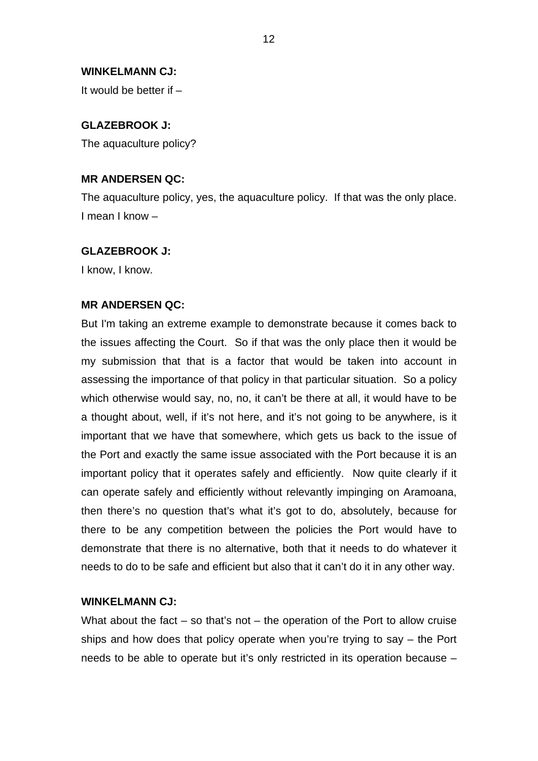**WINKELMANN CJ:**

It would be better if –

**GLAZEBROOK J:**

The aquaculture policy?

**MR ANDERSEN QC:**

The aquaculture policy, yes, the aquaculture policy. If that was the only place. I mean I know –

**GLAZEBROOK J:**

I know, I know.

**MR ANDERSEN QC:**

But I'm taking an extreme example to demonstrate because it comes back to the issues affecting the Court. So if that was the only place then it would be my submission that that is a factor that would be taken into account in assessing the importance of that policy in that particular situation. So a policy which otherwise would say, no, no, it can't be there at all, it would have to be a thought about, well, if it's not here, and it's not going to be anywhere, is it important that we have that somewhere, which gets us back to the issue of the Port and exactly the same issue associated with the Port because it is an important policy that it operates safely and efficiently. Now quite clearly if it can operate safely and efficiently without relevantly impinging on Aramoana, then there's no question that's what it's got to do, absolutely, because for there to be any competition between the policies the Port would have to demonstrate that there is no alternative, both that it needs to do whatever it needs to do to be safe and efficient but also that it can't do it in any other way.

**WINKELMANN CJ:**

What about the fact – so that's not – the operation of the Port to allow cruise ships and how does that policy operate when you're trying to say – the Port needs to be able to operate but it's only restricted in its operation because –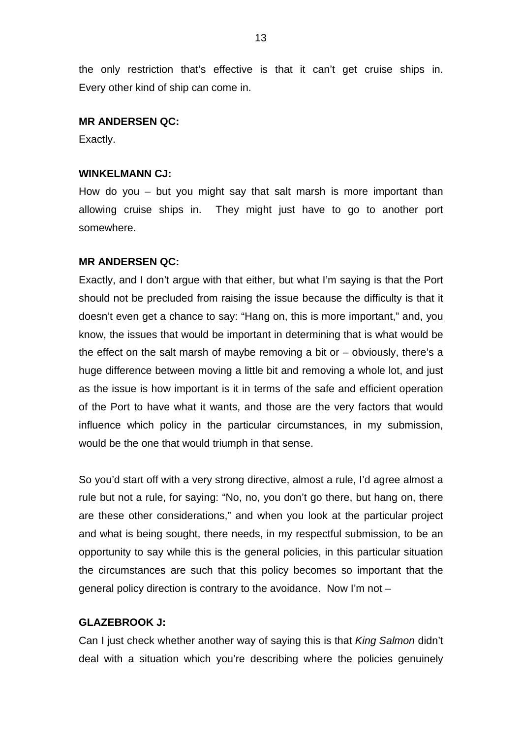the only restriction that's effective is that it can't get cruise ships in. Every other kind of ship can come in.

**MR ANDERSEN QC:**
Exactly.

**WINKELMANN CJ:**
How do you – but you might say that salt marsh is more important than allowing cruise ships in. They might just have to go to another port somewhere.

**MR ANDERSEN QC:**
Exactly, and I don't argue with that either, but what I'm saying is that the Port should not be precluded from raising the issue because the difficulty is that it doesn't even get a chance to say: "Hang on, this is more important," and, you know, the issues that would be important in determining that is what would be the effect on the salt marsh of maybe removing a bit or – obviously, there's a huge difference between moving a little bit and removing a whole lot, and just as the issue is how important is it in terms of the safe and efficient operation of the Port to have what it wants, and those are the very factors that would influence which policy in the particular circumstances, in my submission, would be the one that would triumph in that sense.

So you'd start off with a very strong directive, almost a rule, I'd agree almost a rule but not a rule, for saying: "No, no, you don't go there, but hang on, there are these other considerations," and when you look at the particular project and what is being sought, there needs, in my respectful submission, to be an opportunity to say while this is the general policies, in this particular situation the circumstances are such that this policy becomes so important that the general policy direction is contrary to the avoidance. Now I'm not –

**GLAZEBROOK J:**
Can I just check whether another way of saying this is that *King Salmon* didn't deal with a situation which you're describing where the policies genuinely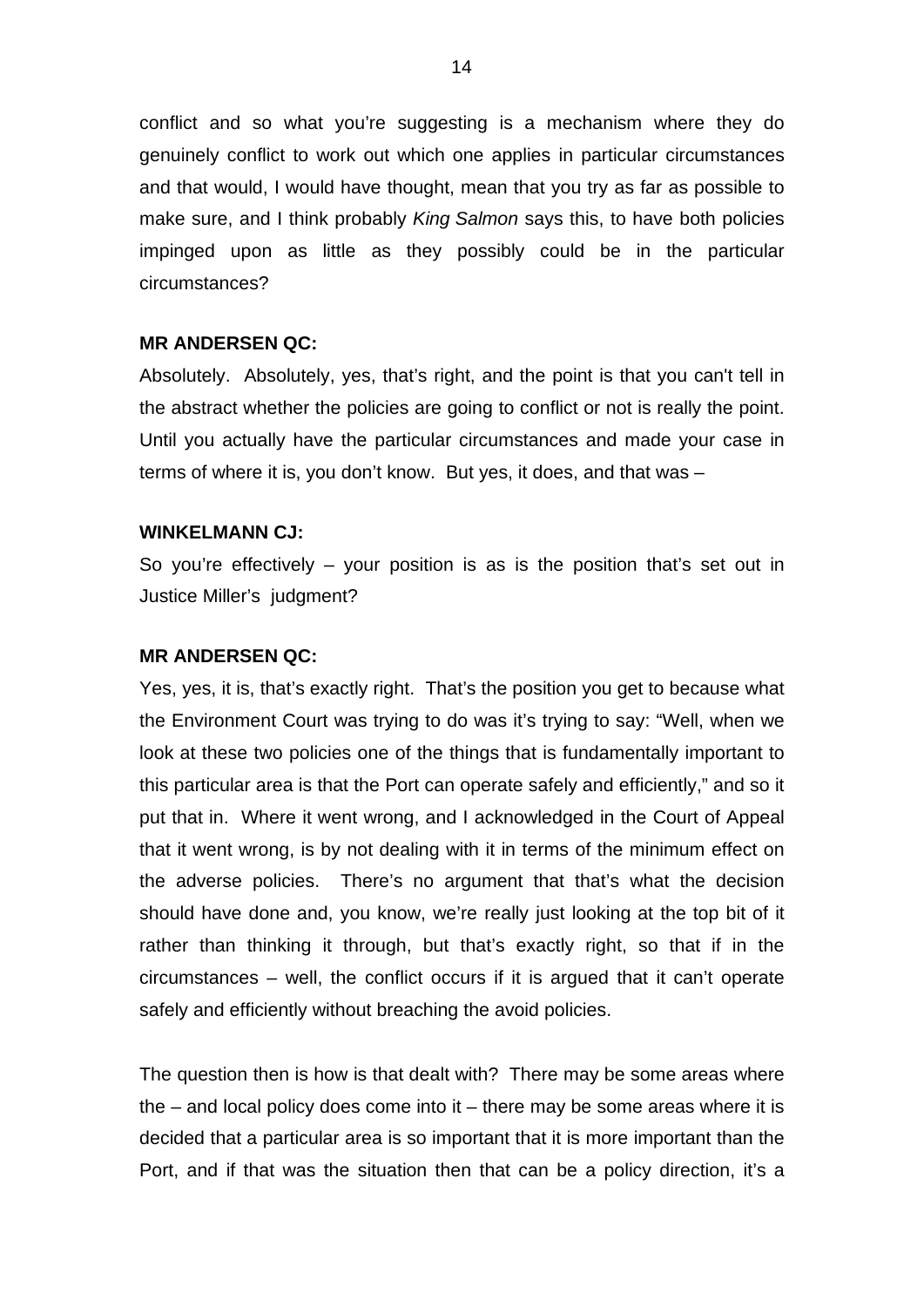conflict and so what you're suggesting is a mechanism where they do genuinely conflict to work out which one applies in particular circumstances and that would, I would have thought, mean that you try as far as possible to make sure, and I think probably *King Salmon* says this, to have both policies impinged upon as little as they possibly could be in the particular circumstances?

**MR ANDERSEN QC:**

Absolutely. Absolutely, yes, that's right, and the point is that you can't tell in the abstract whether the policies are going to conflict or not is really the point. Until you actually have the particular circumstances and made your case in terms of where it is, you don't know. But yes, it does, and that was –

**WINKELMANN CJ:**

So you're effectively – your position is as is the position that's set out in Justice Miller's judgment?

**MR ANDERSEN QC:**

Yes, yes, it is, that's exactly right. That's the position you get to because what the Environment Court was trying to do was it's trying to say: "Well, when we look at these two policies one of the things that is fundamentally important to this particular area is that the Port can operate safely and efficiently," and so it put that in. Where it went wrong, and I acknowledged in the Court of Appeal that it went wrong, is by not dealing with it in terms of the minimum effect on the adverse policies. There's no argument that that's what the decision should have done and, you know, we're really just looking at the top bit of it rather than thinking it through, but that's exactly right, so that if in the circumstances – well, the conflict occurs if it is argued that it can't operate safely and efficiently without breaching the avoid policies.

The question then is how is that dealt with? There may be some areas where the – and local policy does come into it – there may be some areas where it is decided that a particular area is so important that it is more important than the Port, and if that was the situation then that can be a policy direction, it's a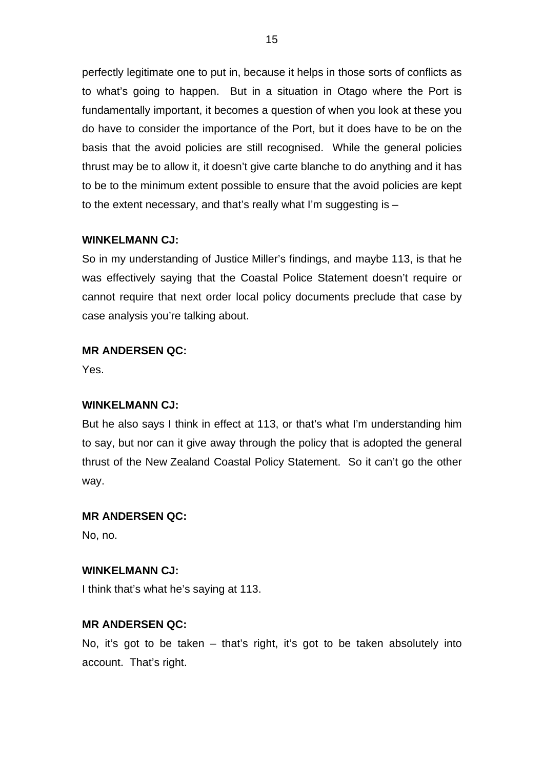perfectly legitimate one to put in, because it helps in those sorts of conflicts as to what's going to happen. But in a situation in Otago where the Port is fundamentally important, it becomes a question of when you look at these you do have to consider the importance of the Port, but it does have to be on the basis that the avoid policies are still recognised. While the general policies thrust may be to allow it, it doesn't give carte blanche to do anything and it has to be to the minimum extent possible to ensure that the avoid policies are kept to the extent necessary, and that's really what I'm suggesting is –

**WINKELMANN CJ:**
So in my understanding of Justice Miller's findings, and maybe 113, is that he was effectively saying that the Coastal Police Statement doesn't require or cannot require that next order local policy documents preclude that case by case analysis you're talking about.

**MR ANDERSEN QC:**
Yes.

**WINKELMANN CJ:**
But he also says I think in effect at 113, or that's what I'm understanding him to say, but nor can it give away through the policy that is adopted the general thrust of the New Zealand Coastal Policy Statement. So it can't go the other way.

**MR ANDERSEN QC:**
No, no.

**WINKELMANN CJ:**
I think that's what he's saying at 113.

**MR ANDERSEN QC:**
No, it's got to be taken – that's right, it's got to be taken absolutely into account. That's right.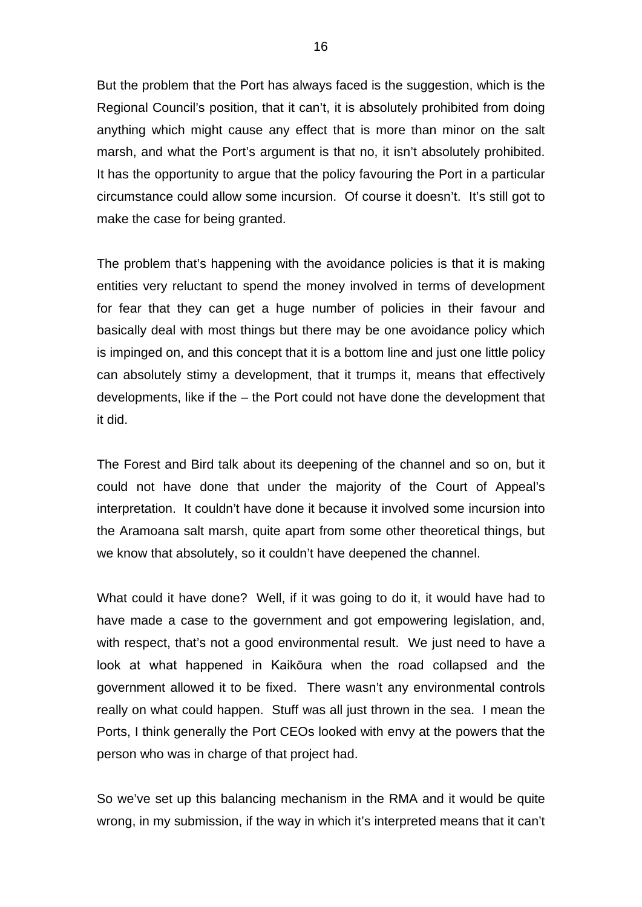But the problem that the Port has always faced is the suggestion, which is the Regional Council's position, that it can't, it is absolutely prohibited from doing anything which might cause any effect that is more than minor on the salt marsh, and what the Port's argument is that no, it isn't absolutely prohibited. It has the opportunity to argue that the policy favouring the Port in a particular circumstance could allow some incursion. Of course it doesn't. It's still got to make the case for being granted.

The problem that's happening with the avoidance policies is that it is making entities very reluctant to spend the money involved in terms of development for fear that they can get a huge number of policies in their favour and basically deal with most things but there may be one avoidance policy which is impinged on, and this concept that it is a bottom line and just one little policy can absolutely stimy a development, that it trumps it, means that effectively developments, like if the – the Port could not have done the development that it did.

The Forest and Bird talk about its deepening of the channel and so on, but it could not have done that under the majority of the Court of Appeal's interpretation. It couldn't have done it because it involved some incursion into the Aramoana salt marsh, quite apart from some other theoretical things, but we know that absolutely, so it couldn't have deepened the channel.

What could it have done? Well, if it was going to do it, it would have had to have made a case to the government and got empowering legislation, and, with respect, that's not a good environmental result. We just need to have a look at what happened in Kaikōura when the road collapsed and the government allowed it to be fixed. There wasn't any environmental controls really on what could happen. Stuff was all just thrown in the sea. I mean the Ports, I think generally the Port CEOs looked with envy at the powers that the person who was in charge of that project had.

So we've set up this balancing mechanism in the RMA and it would be quite wrong, in my submission, if the way in which it's interpreted means that it can't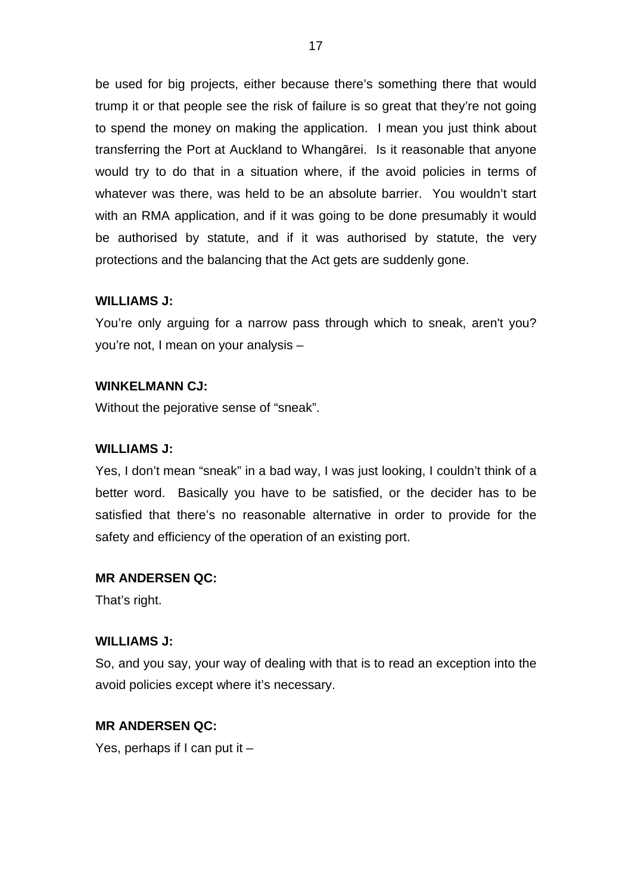be used for big projects, either because there's something there that would trump it or that people see the risk of failure is so great that they're not going to spend the money on making the application. I mean you just think about transferring the Port at Auckland to Whangārei. Is it reasonable that anyone would try to do that in a situation where, if the avoid policies in terms of whatever was there, was held to be an absolute barrier. You wouldn't start with an RMA application, and if it was going to be done presumably it would be authorised by statute, and if it was authorised by statute, the very protections and the balancing that the Act gets are suddenly gone.

**WILLIAMS J:**

You're only arguing for a narrow pass through which to sneak, aren't you? you're not, I mean on your analysis –

**WINKELMANN CJ:**

Without the pejorative sense of "sneak".

**WILLIAMS J:**

Yes, I don't mean "sneak" in a bad way, I was just looking, I couldn't think of a better word. Basically you have to be satisfied, or the decider has to be satisfied that there's no reasonable alternative in order to provide for the safety and efficiency of the operation of an existing port.

**MR ANDERSEN QC:**

That's right.

**WILLIAMS J:**

So, and you say, your way of dealing with that is to read an exception into the avoid policies except where it's necessary.

**MR ANDERSEN QC:**

Yes, perhaps if I can put it –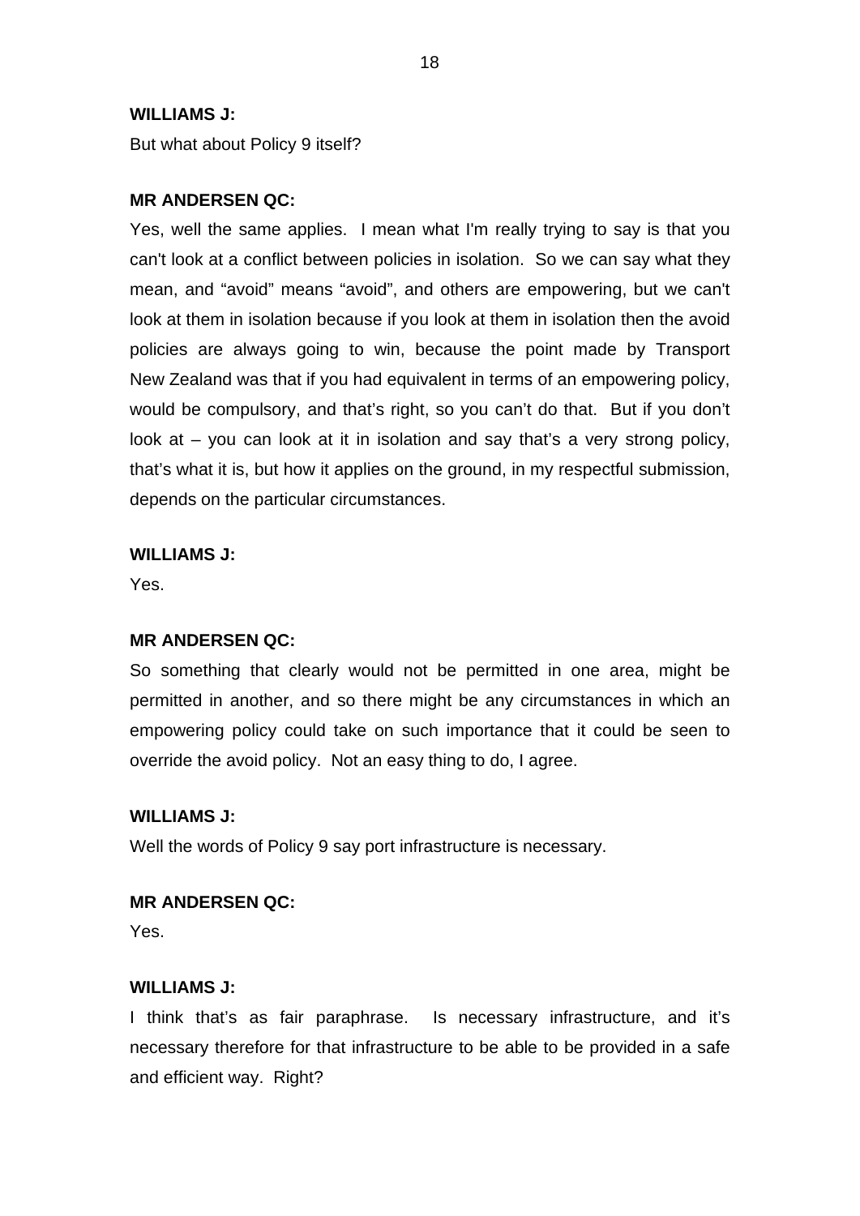**WILLIAMS J:**

But what about Policy 9 itself?

**MR ANDERSEN QC:**

Yes, well the same applies. I mean what I'm really trying to say is that you can't look at a conflict between policies in isolation. So we can say what they mean, and "avoid" means "avoid", and others are empowering, but we can't look at them in isolation because if you look at them in isolation then the avoid policies are always going to win, because the point made by Transport New Zealand was that if you had equivalent in terms of an empowering policy, would be compulsory, and that's right, so you can't do that. But if you don't look at – you can look at it in isolation and say that's a very strong policy, that's what it is, but how it applies on the ground, in my respectful submission, depends on the particular circumstances.

**WILLIAMS J:**

Yes.

**MR ANDERSEN QC:**

So something that clearly would not be permitted in one area, might be permitted in another, and so there might be any circumstances in which an empowering policy could take on such importance that it could be seen to override the avoid policy. Not an easy thing to do, I agree.

**WILLIAMS J:**

Well the words of Policy 9 say port infrastructure is necessary.

**MR ANDERSEN QC:**

Yes.

**WILLIAMS J:**

I think that's as fair paraphrase. Is necessary infrastructure, and it's necessary therefore for that infrastructure to be able to be provided in a safe and efficient way. Right?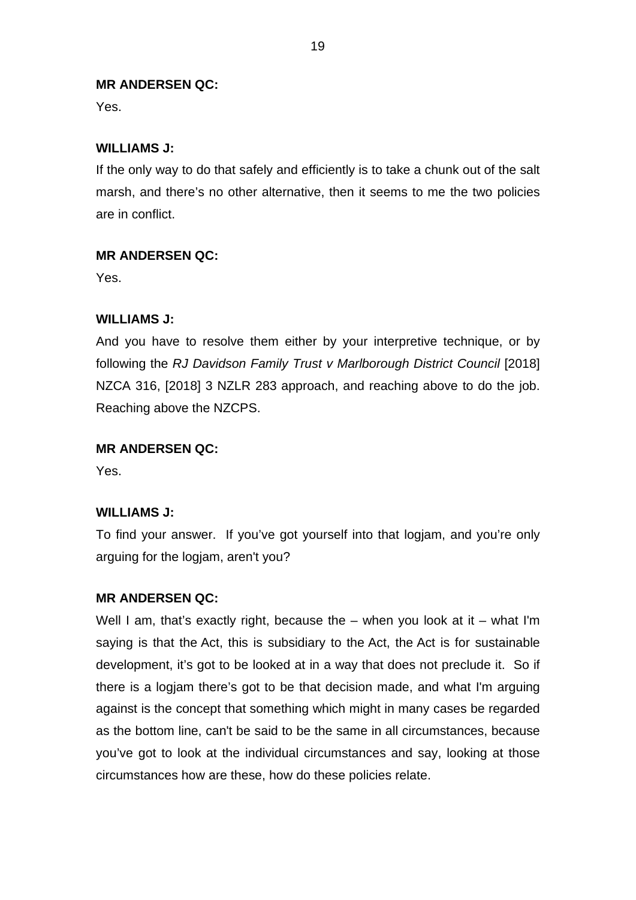**MR ANDERSEN QC:**

Yes.

**WILLIAMS J:**

If the only way to do that safely and efficiently is to take a chunk out of the salt marsh, and there's no other alternative, then it seems to me the two policies are in conflict.

**MR ANDERSEN QC:**

Yes.

**WILLIAMS J:**

And you have to resolve them either by your interpretive technique, or by following the *RJ Davidson Family Trust v Marlborough District Council* [2018] NZCA 316, [2018] 3 NZLR 283 approach, and reaching above to do the job. Reaching above the NZCPS.

**MR ANDERSEN QC:**

Yes.

**WILLIAMS J:**

To find your answer. If you've got yourself into that logjam, and you're only arguing for the logjam, aren't you?

**MR ANDERSEN QC:**

Well I am, that's exactly right, because the – when you look at it – what I'm saying is that the Act, this is subsidiary to the Act, the Act is for sustainable development, it's got to be looked at in a way that does not preclude it. So if there is a logjam there's got to be that decision made, and what I'm arguing against is the concept that something which might in many cases be regarded as the bottom line, can't be said to be the same in all circumstances, because you've got to look at the individual circumstances and say, looking at those circumstances how are these, how do these policies relate.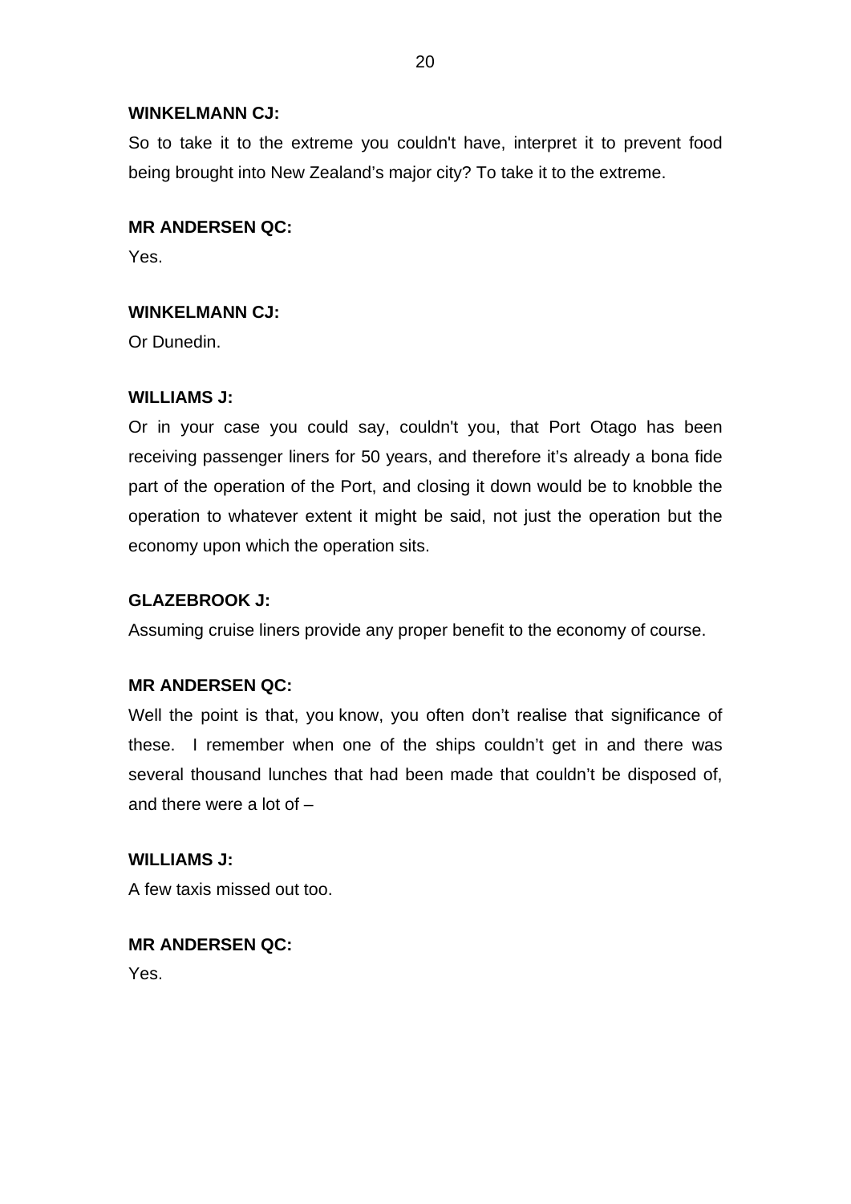**WINKELMANN CJ:**

So to take it to the extreme you couldn't have, interpret it to prevent food being brought into New Zealand's major city? To take it to the extreme.

**MR ANDERSEN QC:**

Yes.

**WINKELMANN CJ:**

Or Dunedin.

**WILLIAMS J:**

Or in your case you could say, couldn't you, that Port Otago has been receiving passenger liners for 50 years, and therefore it's already a bona fide part of the operation of the Port, and closing it down would be to knobble the operation to whatever extent it might be said, not just the operation but the economy upon which the operation sits.

**GLAZEBROOK J:**

Assuming cruise liners provide any proper benefit to the economy of course.

**MR ANDERSEN QC:**

Well the point is that, you know, you often don't realise that significance of these. I remember when one of the ships couldn't get in and there was several thousand lunches that had been made that couldn't be disposed of, and there were a lot of –

**WILLIAMS J:**

A few taxis missed out too.

**MR ANDERSEN QC:**

Yes.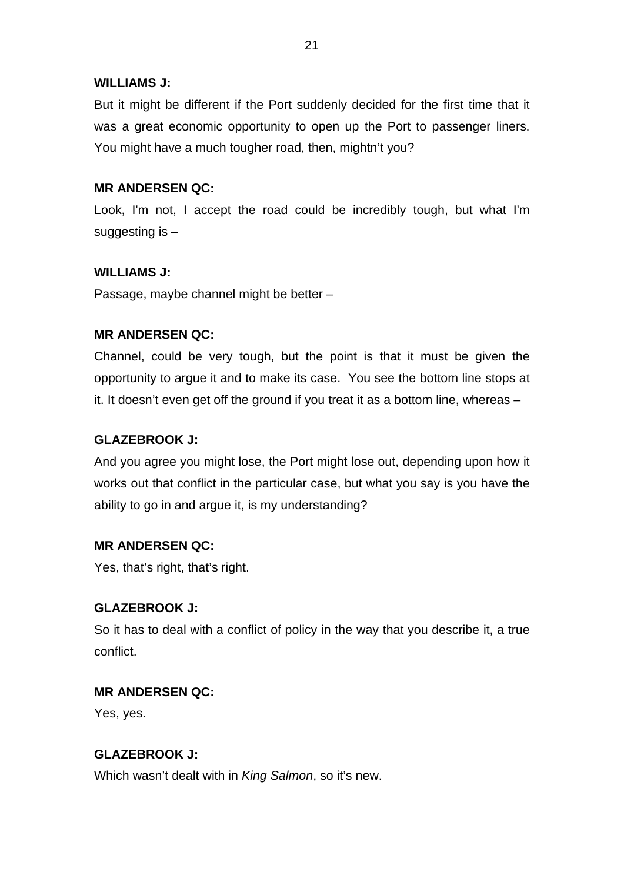**WILLIAMS J:**

But it might be different if the Port suddenly decided for the first time that it was a great economic opportunity to open up the Port to passenger liners. You might have a much tougher road, then, mightn't you?

**MR ANDERSEN QC:**

Look, I'm not, I accept the road could be incredibly tough, but what I'm suggesting is –

**WILLIAMS J:**

Passage, maybe channel might be better –

**MR ANDERSEN QC:**

Channel, could be very tough, but the point is that it must be given the opportunity to argue it and to make its case. You see the bottom line stops at it. It doesn't even get off the ground if you treat it as a bottom line, whereas –

**GLAZEBROOK J:**

And you agree you might lose, the Port might lose out, depending upon how it works out that conflict in the particular case, but what you say is you have the ability to go in and argue it, is my understanding?

**MR ANDERSEN QC:**

Yes, that's right, that's right.

**GLAZEBROOK J:**

So it has to deal with a conflict of policy in the way that you describe it, a true conflict.

**MR ANDERSEN QC:**

Yes, yes.

**GLAZEBROOK J:**

Which wasn't dealt with in *King Salmon*, so it's new.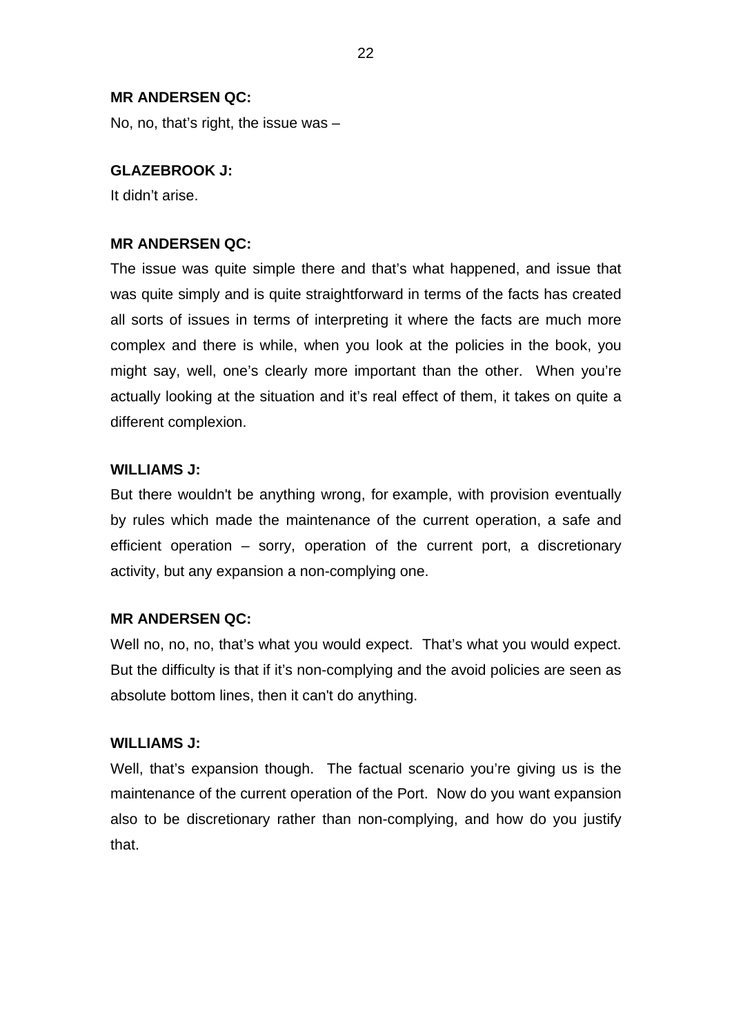**MR ANDERSEN QC:**

No, no, that's right, the issue was –

**GLAZEBROOK J:**

It didn't arise.

**MR ANDERSEN QC:**

The issue was quite simple there and that's what happened, and issue that was quite simply and is quite straightforward in terms of the facts has created all sorts of issues in terms of interpreting it where the facts are much more complex and there is while, when you look at the policies in the book, you might say, well, one's clearly more important than the other. When you're actually looking at the situation and it's real effect of them, it takes on quite a different complexion.

**WILLIAMS J:**

But there wouldn't be anything wrong, for example, with provision eventually by rules which made the maintenance of the current operation, a safe and efficient operation – sorry, operation of the current port, a discretionary activity, but any expansion a non-complying one.

**MR ANDERSEN QC:**

Well no, no, no, that's what you would expect. That's what you would expect. But the difficulty is that if it's non-complying and the avoid policies are seen as absolute bottom lines, then it can't do anything.

**WILLIAMS J:**

Well, that's expansion though. The factual scenario you're giving us is the maintenance of the current operation of the Port. Now do you want expansion also to be discretionary rather than non-complying, and how do you justify that.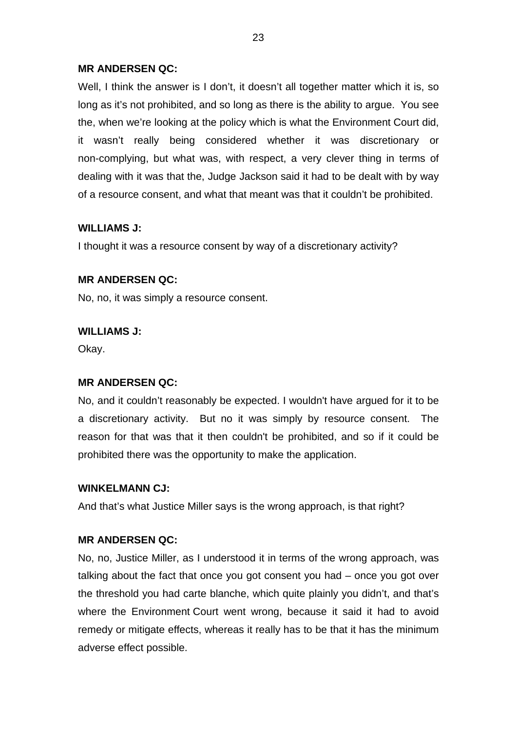**MR ANDERSEN QC:**

Well, I think the answer is I don't, it doesn't all together matter which it is, so long as it's not prohibited, and so long as there is the ability to argue. You see the, when we're looking at the policy which is what the Environment Court did, it wasn't really being considered whether it was discretionary or non-complying, but what was, with respect, a very clever thing in terms of dealing with it was that the, Judge Jackson said it had to be dealt with by way of a resource consent, and what that meant was that it couldn't be prohibited.

**WILLIAMS J:**

I thought it was a resource consent by way of a discretionary activity?

**MR ANDERSEN QC:**

No, no, it was simply a resource consent.

**WILLIAMS J:**

Okay.

**MR ANDERSEN QC:**

No, and it couldn't reasonably be expected. I wouldn't have argued for it to be a discretionary activity. But no it was simply by resource consent. The reason for that was that it then couldn't be prohibited, and so if it could be prohibited there was the opportunity to make the application.

**WINKELMANN CJ:**

And that's what Justice Miller says is the wrong approach, is that right?

**MR ANDERSEN QC:**

No, no, Justice Miller, as I understood it in terms of the wrong approach, was talking about the fact that once you got consent you had – once you got over the threshold you had carte blanche, which quite plainly you didn't, and that's where the Environment Court went wrong, because it said it had to avoid remedy or mitigate effects, whereas it really has to be that it has the minimum adverse effect possible.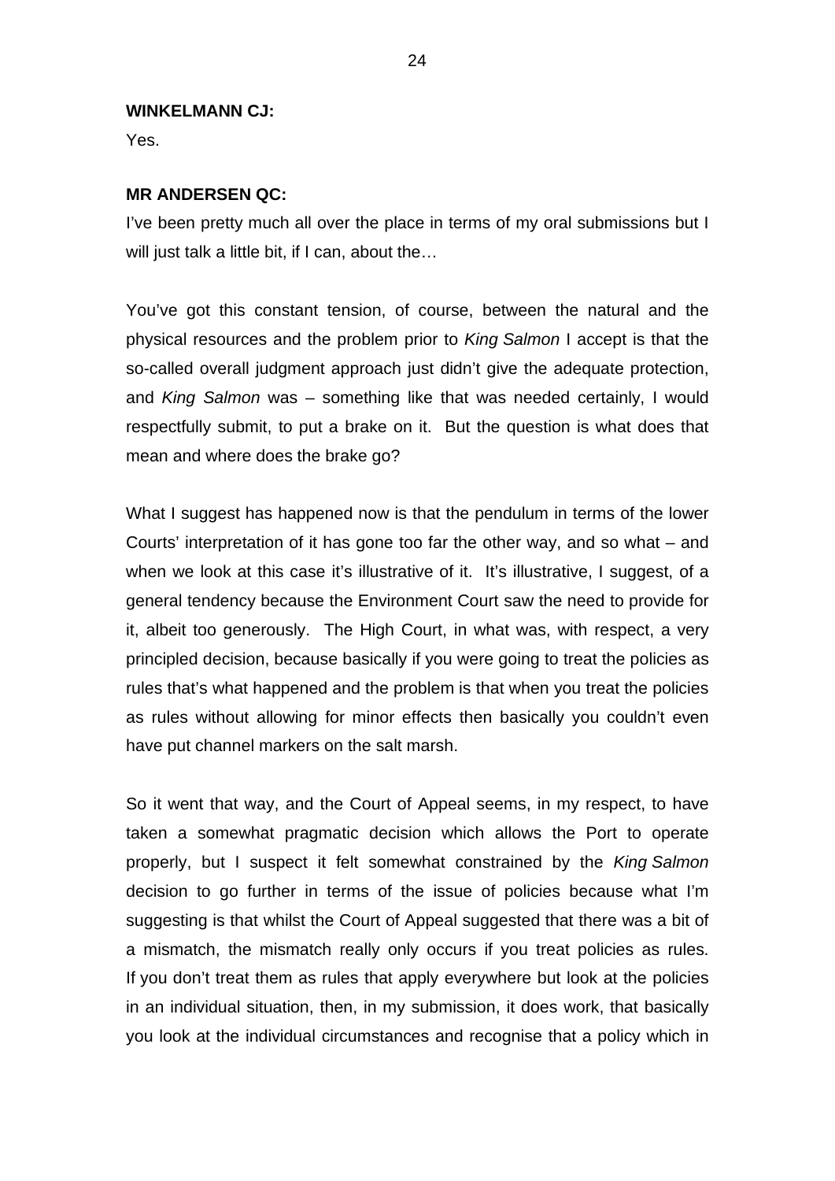**WINKELMANN CJ:**

Yes.

**MR ANDERSEN QC:**

I've been pretty much all over the place in terms of my oral submissions but I will just talk a little bit, if I can, about the…

You've got this constant tension, of course, between the natural and the physical resources and the problem prior to *King Salmon* I accept is that the so-called overall judgment approach just didn't give the adequate protection, and *King Salmon* was – something like that was needed certainly, I would respectfully submit, to put a brake on it. But the question is what does that mean and where does the brake go?

What I suggest has happened now is that the pendulum in terms of the lower Courts' interpretation of it has gone too far the other way, and so what – and when we look at this case it's illustrative of it. It's illustrative, I suggest, of a general tendency because the Environment Court saw the need to provide for it, albeit too generously. The High Court, in what was, with respect, a very principled decision, because basically if you were going to treat the policies as rules that's what happened and the problem is that when you treat the policies as rules without allowing for minor effects then basically you couldn't even have put channel markers on the salt marsh.

So it went that way, and the Court of Appeal seems, in my respect, to have taken a somewhat pragmatic decision which allows the Port to operate properly, but I suspect it felt somewhat constrained by the *King Salmon* decision to go further in terms of the issue of policies because what I'm suggesting is that whilst the Court of Appeal suggested that there was a bit of a mismatch, the mismatch really only occurs if you treat policies as rules. If you don't treat them as rules that apply everywhere but look at the policies in an individual situation, then, in my submission, it does work, that basically you look at the individual circumstances and recognise that a policy which in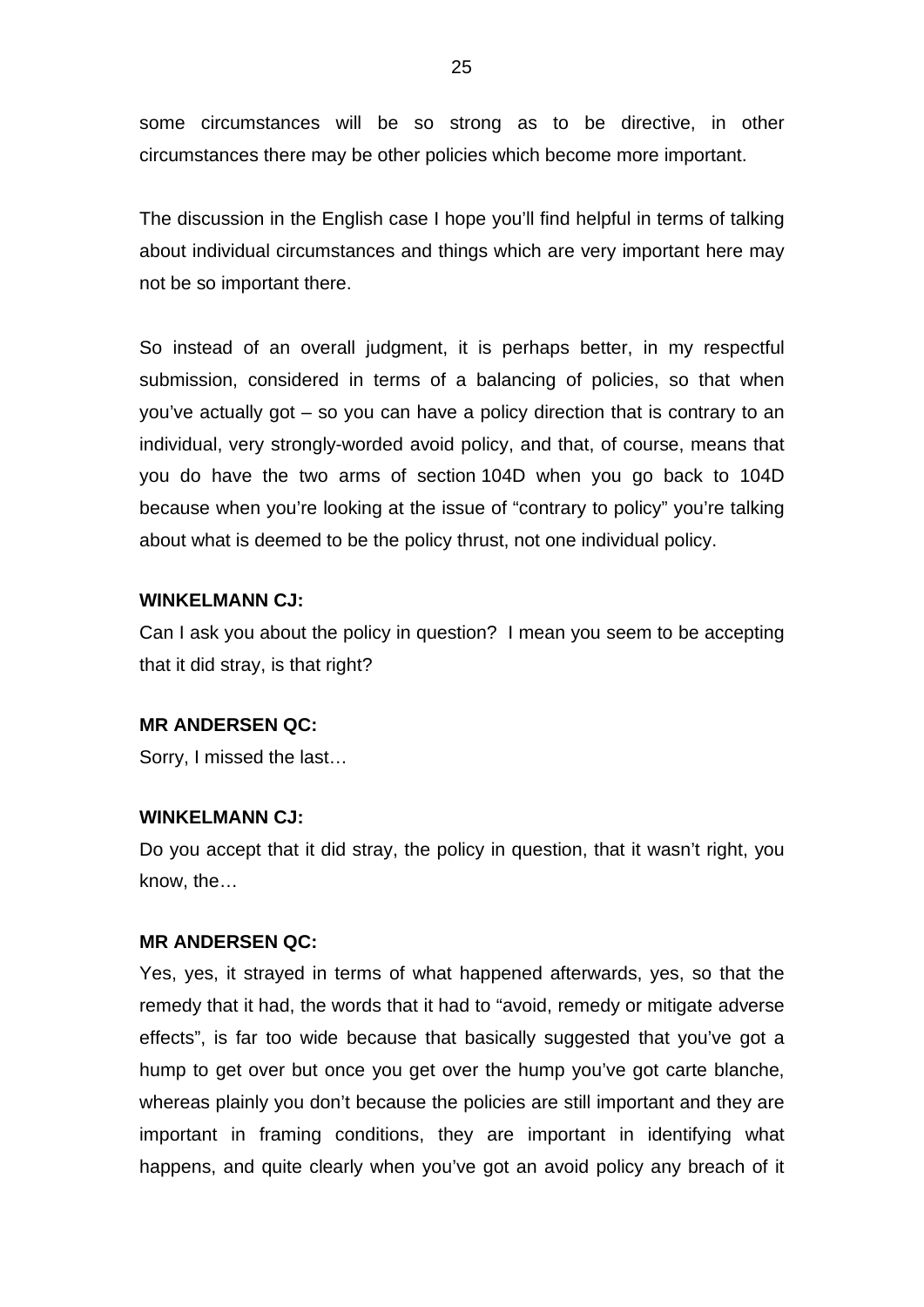some circumstances will be so strong as to be directive, in other circumstances there may be other policies which become more important.

The discussion in the English case I hope you'll find helpful in terms of talking about individual circumstances and things which are very important here may not be so important there.

So instead of an overall judgment, it is perhaps better, in my respectful submission, considered in terms of a balancing of policies, so that when you've actually got – so you can have a policy direction that is contrary to an individual, very strongly-worded avoid policy, and that, of course, means that you do have the two arms of section 104D when you go back to 104D because when you're looking at the issue of "contrary to policy" you're talking about what is deemed to be the policy thrust, not one individual policy.

**WINKELMANN CJ:**

Can I ask you about the policy in question? I mean you seem to be accepting that it did stray, is that right?

**MR ANDERSEN QC:**

Sorry, I missed the last…

**WINKELMANN CJ:**

Do you accept that it did stray, the policy in question, that it wasn't right, you know, the…

**MR ANDERSEN QC:**

Yes, yes, it strayed in terms of what happened afterwards, yes, so that the remedy that it had, the words that it had to "avoid, remedy or mitigate adverse effects", is far too wide because that basically suggested that you've got a hump to get over but once you get over the hump you've got carte blanche, whereas plainly you don't because the policies are still important and they are important in framing conditions, they are important in identifying what happens, and quite clearly when you've got an avoid policy any breach of it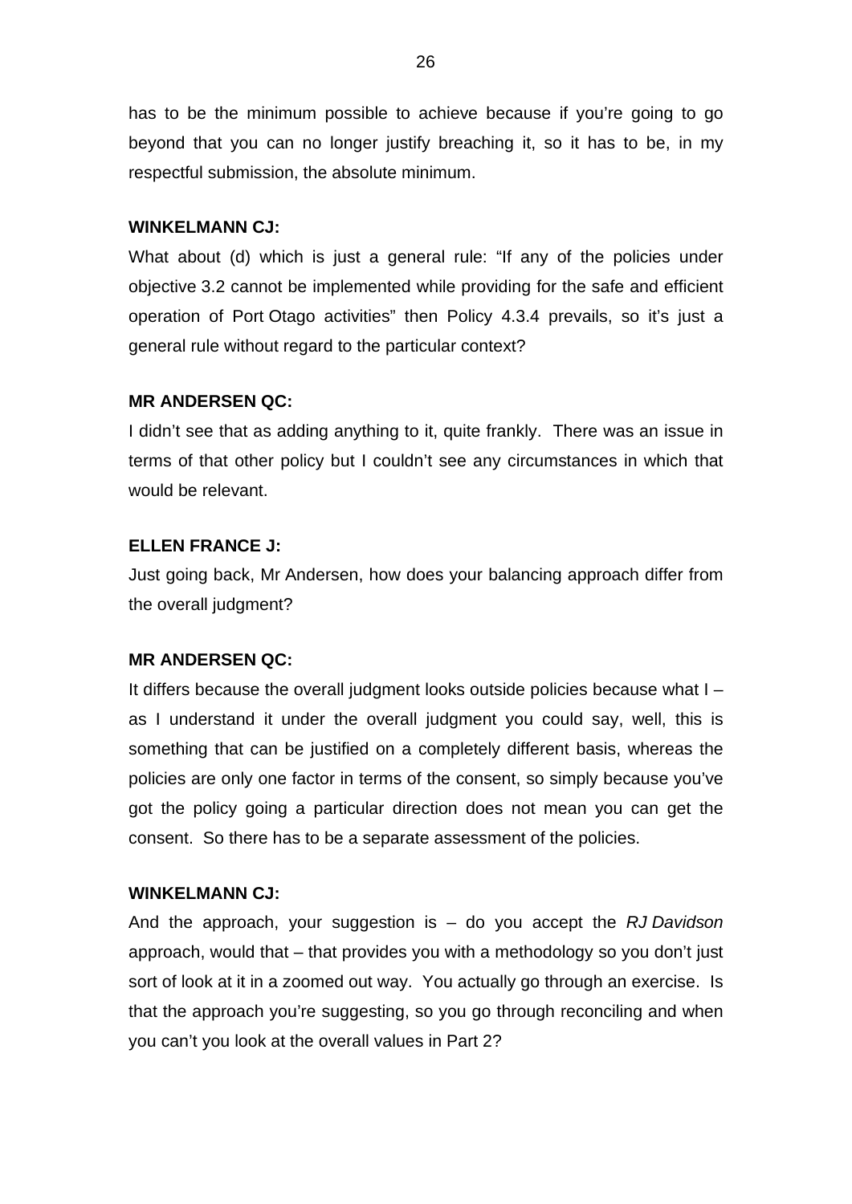has to be the minimum possible to achieve because if you're going to go beyond that you can no longer justify breaching it, so it has to be, in my respectful submission, the absolute minimum.

**WINKELMANN CJ:**

What about (d) which is just a general rule: "If any of the policies under objective 3.2 cannot be implemented while providing for the safe and efficient operation of Port Otago activities" then Policy 4.3.4 prevails, so it's just a general rule without regard to the particular context?

**MR ANDERSEN QC:**

I didn't see that as adding anything to it, quite frankly. There was an issue in terms of that other policy but I couldn't see any circumstances in which that would be relevant.

**ELLEN FRANCE J:**

Just going back, Mr Andersen, how does your balancing approach differ from the overall judgment?

**MR ANDERSEN QC:**

It differs because the overall judgment looks outside policies because what I – as I understand it under the overall judgment you could say, well, this is something that can be justified on a completely different basis, whereas the policies are only one factor in terms of the consent, so simply because you've got the policy going a particular direction does not mean you can get the consent. So there has to be a separate assessment of the policies.

**WINKELMANN CJ:**

And the approach, your suggestion is – do you accept the *RJ Davidson* approach, would that – that provides you with a methodology so you don't just sort of look at it in a zoomed out way. You actually go through an exercise. Is that the approach you're suggesting, so you go through reconciling and when you can't you look at the overall values in Part 2?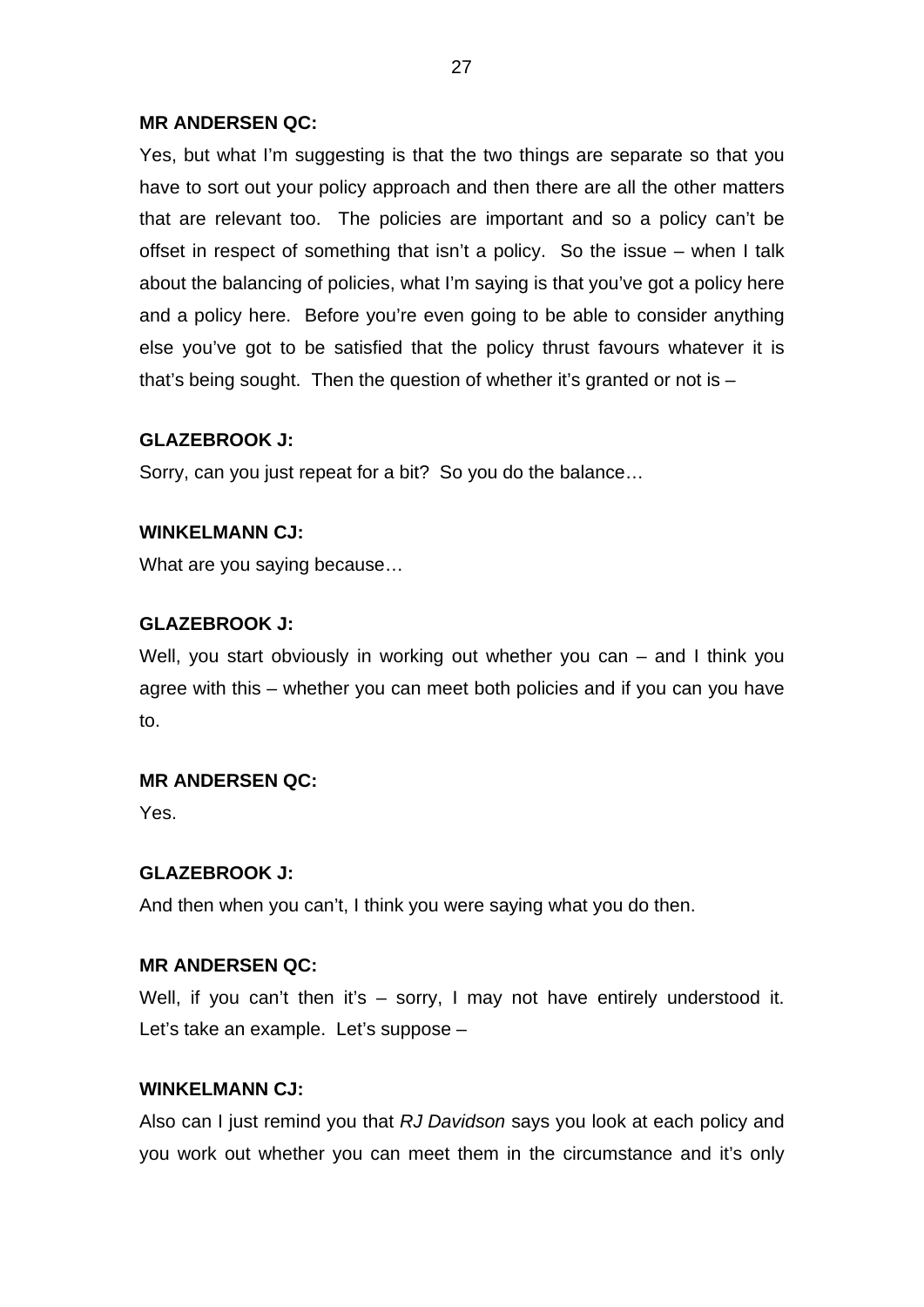**MR ANDERSEN QC:**

Yes, but what I'm suggesting is that the two things are separate so that you have to sort out your policy approach and then there are all the other matters that are relevant too. The policies are important and so a policy can't be offset in respect of something that isn't a policy. So the issue – when I talk about the balancing of policies, what I'm saying is that you've got a policy here and a policy here. Before you're even going to be able to consider anything else you've got to be satisfied that the policy thrust favours whatever it is that's being sought. Then the question of whether it's granted or not is –

**GLAZEBROOK J:**

Sorry, can you just repeat for a bit? So you do the balance…

**WINKELMANN CJ:**

What are you saying because…

**GLAZEBROOK J:**

Well, you start obviously in working out whether you can – and I think you agree with this – whether you can meet both policies and if you can you have to.

**MR ANDERSEN QC:**

Yes.

**GLAZEBROOK J:**

And then when you can't, I think you were saying what you do then.

**MR ANDERSEN QC:**

Well, if you can't then it's – sorry, I may not have entirely understood it. Let's take an example. Let's suppose –

**WINKELMANN CJ:**

Also can I just remind you that *RJ Davidson* says you look at each policy and you work out whether you can meet them in the circumstance and it's only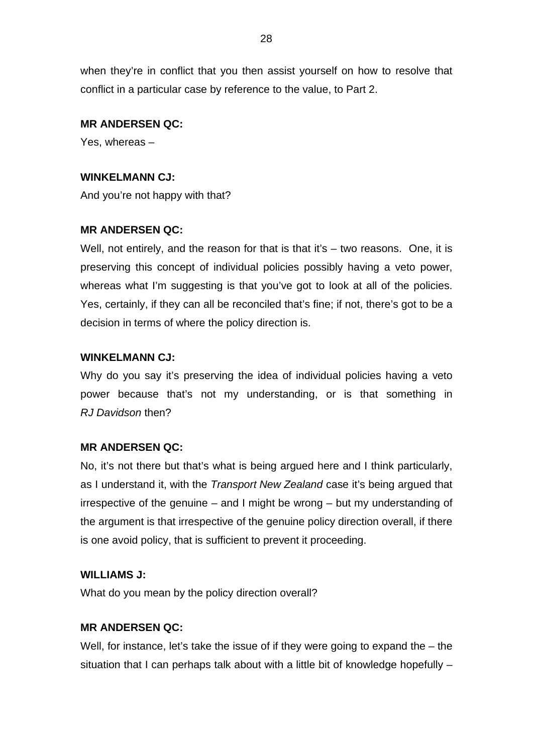when they're in conflict that you then assist yourself on how to resolve that conflict in a particular case by reference to the value, to Part 2.

**MR ANDERSEN QC:**

Yes, whereas –

**WINKELMANN CJ:**

And you're not happy with that?

**MR ANDERSEN QC:**

Well, not entirely, and the reason for that is that it's – two reasons. One, it is preserving this concept of individual policies possibly having a veto power, whereas what I'm suggesting is that you've got to look at all of the policies. Yes, certainly, if they can all be reconciled that's fine; if not, there's got to be a decision in terms of where the policy direction is.

**WINKELMANN CJ:**

Why do you say it's preserving the idea of individual policies having a veto power because that's not my understanding, or is that something in *RJ Davidson* then?

**MR ANDERSEN QC:**

No, it's not there but that's what is being argued here and I think particularly, as I understand it, with the *Transport New Zealand* case it's being argued that irrespective of the genuine – and I might be wrong – but my understanding of the argument is that irrespective of the genuine policy direction overall, if there is one avoid policy, that is sufficient to prevent it proceeding.

**WILLIAMS J:**

What do you mean by the policy direction overall?

**MR ANDERSEN QC:**

Well, for instance, let's take the issue of if they were going to expand the – the situation that I can perhaps talk about with a little bit of knowledge hopefully –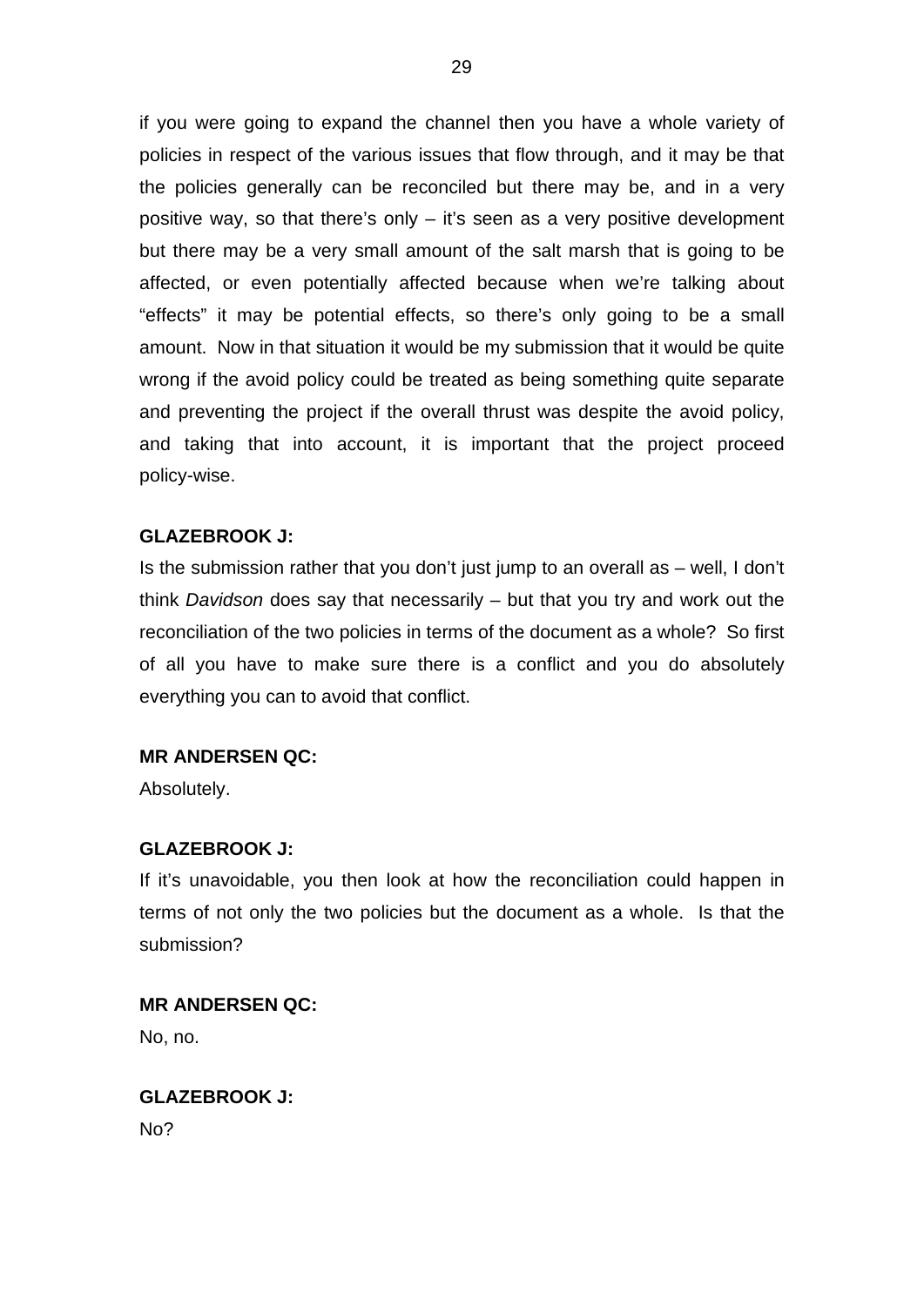if you were going to expand the channel then you have a whole variety of policies in respect of the various issues that flow through, and it may be that the policies generally can be reconciled but there may be, and in a very positive way, so that there's only – it's seen as a very positive development but there may be a very small amount of the salt marsh that is going to be affected, or even potentially affected because when we're talking about "effects" it may be potential effects, so there's only going to be a small amount. Now in that situation it would be my submission that it would be quite wrong if the avoid policy could be treated as being something quite separate and preventing the project if the overall thrust was despite the avoid policy, and taking that into account, it is important that the project proceed policy-wise.

**GLAZEBROOK J:**

Is the submission rather that you don't just jump to an overall as – well, I don't think *Davidson* does say that necessarily – but that you try and work out the reconciliation of the two policies in terms of the document as a whole? So first of all you have to make sure there is a conflict and you do absolutely everything you can to avoid that conflict.

**MR ANDERSEN QC:**

Absolutely.

**GLAZEBROOK J:**

If it's unavoidable, you then look at how the reconciliation could happen in terms of not only the two policies but the document as a whole. Is that the submission?

**MR ANDERSEN QC:**

No, no.

**GLAZEBROOK J:**

No?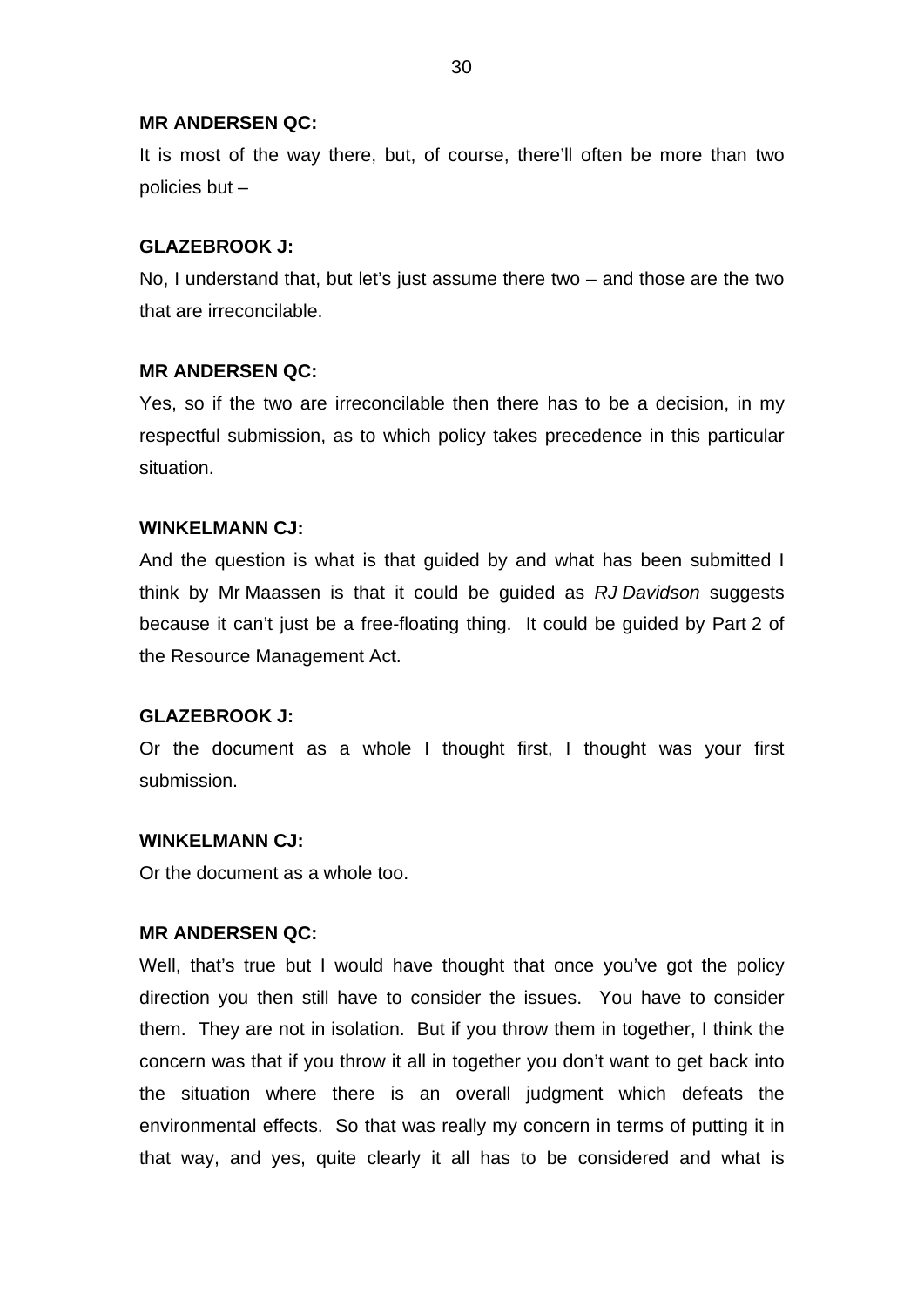**MR ANDERSEN QC:**

It is most of the way there, but, of course, there'll often be more than two policies but –

**GLAZEBROOK J:**

No, I understand that, but let's just assume there two – and those are the two that are irreconcilable.

**MR ANDERSEN QC:**

Yes, so if the two are irreconcilable then there has to be a decision, in my respectful submission, as to which policy takes precedence in this particular situation.

**WINKELMANN CJ:**

And the question is what is that guided by and what has been submitted I think by Mr Maassen is that it could be guided as *RJ Davidson* suggests because it can't just be a free-floating thing. It could be guided by Part 2 of the Resource Management Act.

**GLAZEBROOK J:**

Or the document as a whole I thought first, I thought was your first submission.

**WINKELMANN CJ:**

Or the document as a whole too.

**MR ANDERSEN QC:**

Well, that's true but I would have thought that once you've got the policy direction you then still have to consider the issues. You have to consider them. They are not in isolation. But if you throw them in together, I think the concern was that if you throw it all in together you don't want to get back into the situation where there is an overall judgment which defeats the environmental effects. So that was really my concern in terms of putting it in that way, and yes, quite clearly it all has to be considered and what is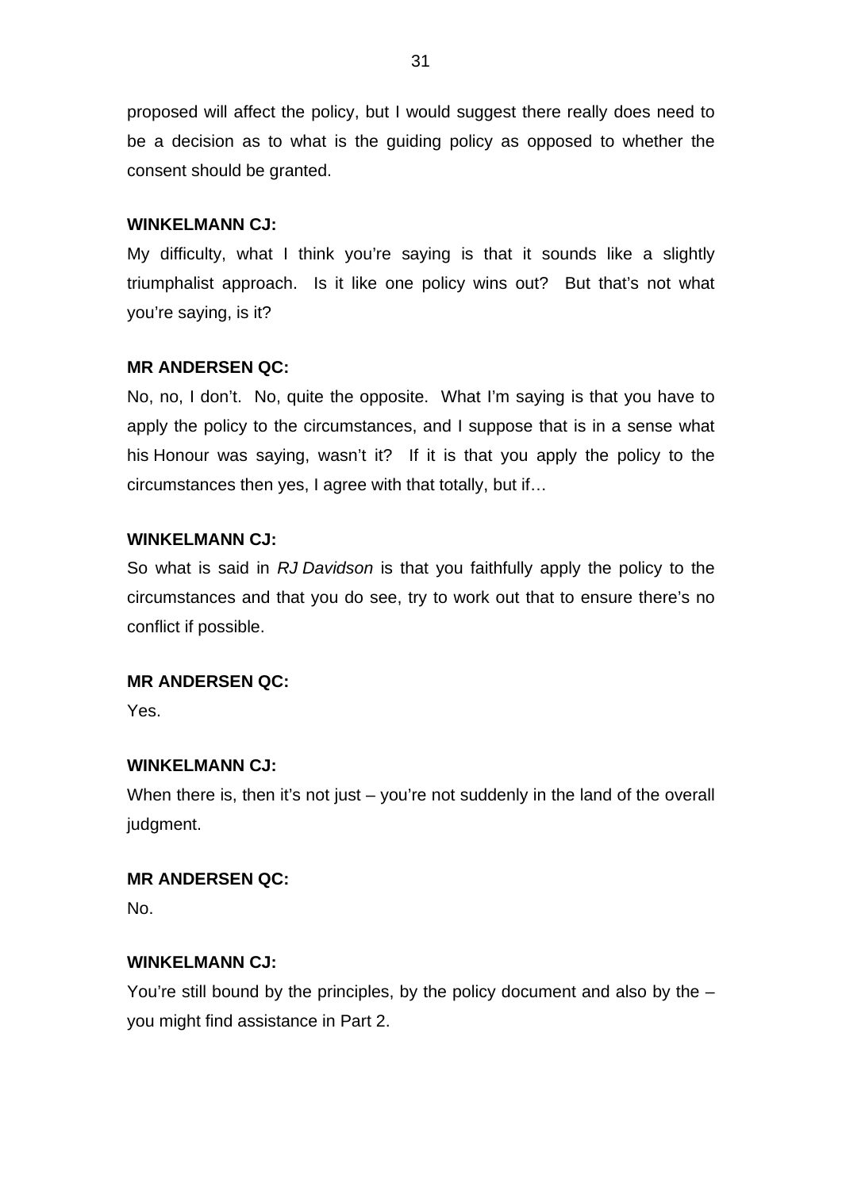proposed will affect the policy, but I would suggest there really does need to be a decision as to what is the guiding policy as opposed to whether the consent should be granted.

**WINKELMANN CJ:**

My difficulty, what I think you're saying is that it sounds like a slightly triumphalist approach. Is it like one policy wins out? But that's not what you're saying, is it?

**MR ANDERSEN QC:**

No, no, I don't. No, quite the opposite. What I'm saying is that you have to apply the policy to the circumstances, and I suppose that is in a sense what his Honour was saying, wasn't it? If it is that you apply the policy to the circumstances then yes, I agree with that totally, but if…

**WINKELMANN CJ:**

So what is said in *RJ Davidson* is that you faithfully apply the policy to the circumstances and that you do see, try to work out that to ensure there's no conflict if possible.

**MR ANDERSEN QC:**

Yes.

**WINKELMANN CJ:**

When there is, then it's not just – you're not suddenly in the land of the overall judgment.

**MR ANDERSEN QC:**

No.

**WINKELMANN CJ:**

You're still bound by the principles, by the policy document and also by the – you might find assistance in Part 2.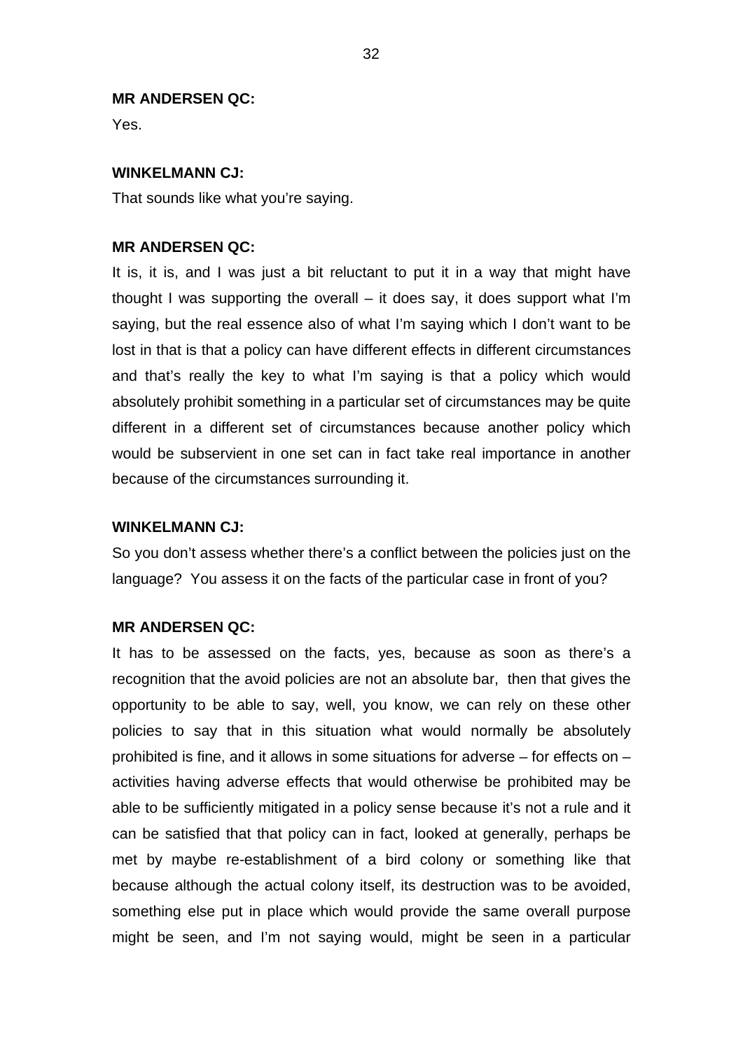**MR ANDERSEN QC:**

Yes.

**WINKELMANN CJ:**

That sounds like what you're saying.

**MR ANDERSEN QC:**

It is, it is, and I was just a bit reluctant to put it in a way that might have thought I was supporting the overall – it does say, it does support what I'm saying, but the real essence also of what I'm saying which I don't want to be lost in that is that a policy can have different effects in different circumstances and that's really the key to what I'm saying is that a policy which would absolutely prohibit something in a particular set of circumstances may be quite different in a different set of circumstances because another policy which would be subservient in one set can in fact take real importance in another because of the circumstances surrounding it.

**WINKELMANN CJ:**

So you don't assess whether there's a conflict between the policies just on the language? You assess it on the facts of the particular case in front of you?

**MR ANDERSEN QC:**

It has to be assessed on the facts, yes, because as soon as there's a recognition that the avoid policies are not an absolute bar, then that gives the opportunity to be able to say, well, you know, we can rely on these other policies to say that in this situation what would normally be absolutely prohibited is fine, and it allows in some situations for adverse – for effects on – activities having adverse effects that would otherwise be prohibited may be able to be sufficiently mitigated in a policy sense because it's not a rule and it can be satisfied that that policy can in fact, looked at generally, perhaps be met by maybe re-establishment of a bird colony or something like that because although the actual colony itself, its destruction was to be avoided, something else put in place which would provide the same overall purpose might be seen, and I'm not saying would, might be seen in a particular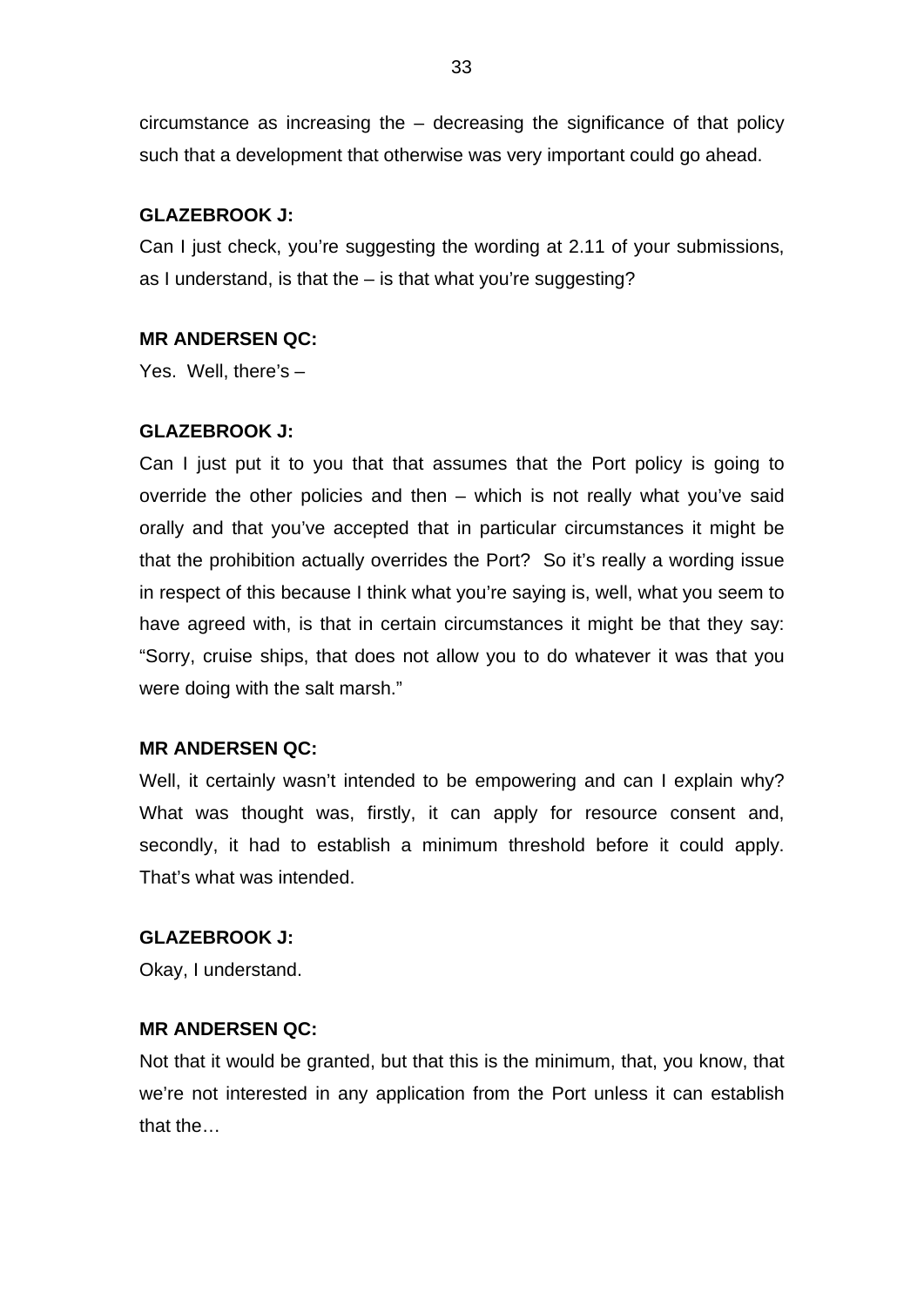circumstance as increasing the – decreasing the significance of that policy such that a development that otherwise was very important could go ahead.

**GLAZEBROOK J:**

Can I just check, you're suggesting the wording at 2.11 of your submissions, as I understand, is that the – is that what you're suggesting?

**MR ANDERSEN QC:**

Yes. Well, there's –

**GLAZEBROOK J:**

Can I just put it to you that that assumes that the Port policy is going to override the other policies and then – which is not really what you've said orally and that you've accepted that in particular circumstances it might be that the prohibition actually overrides the Port? So it's really a wording issue in respect of this because I think what you're saying is, well, what you seem to have agreed with, is that in certain circumstances it might be that they say: "Sorry, cruise ships, that does not allow you to do whatever it was that you were doing with the salt marsh."

**MR ANDERSEN QC:**

Well, it certainly wasn't intended to be empowering and can I explain why? What was thought was, firstly, it can apply for resource consent and, secondly, it had to establish a minimum threshold before it could apply. That's what was intended.

**GLAZEBROOK J:**

Okay, I understand.

**MR ANDERSEN QC:**

Not that it would be granted, but that this is the minimum, that, you know, that we're not interested in any application from the Port unless it can establish that the…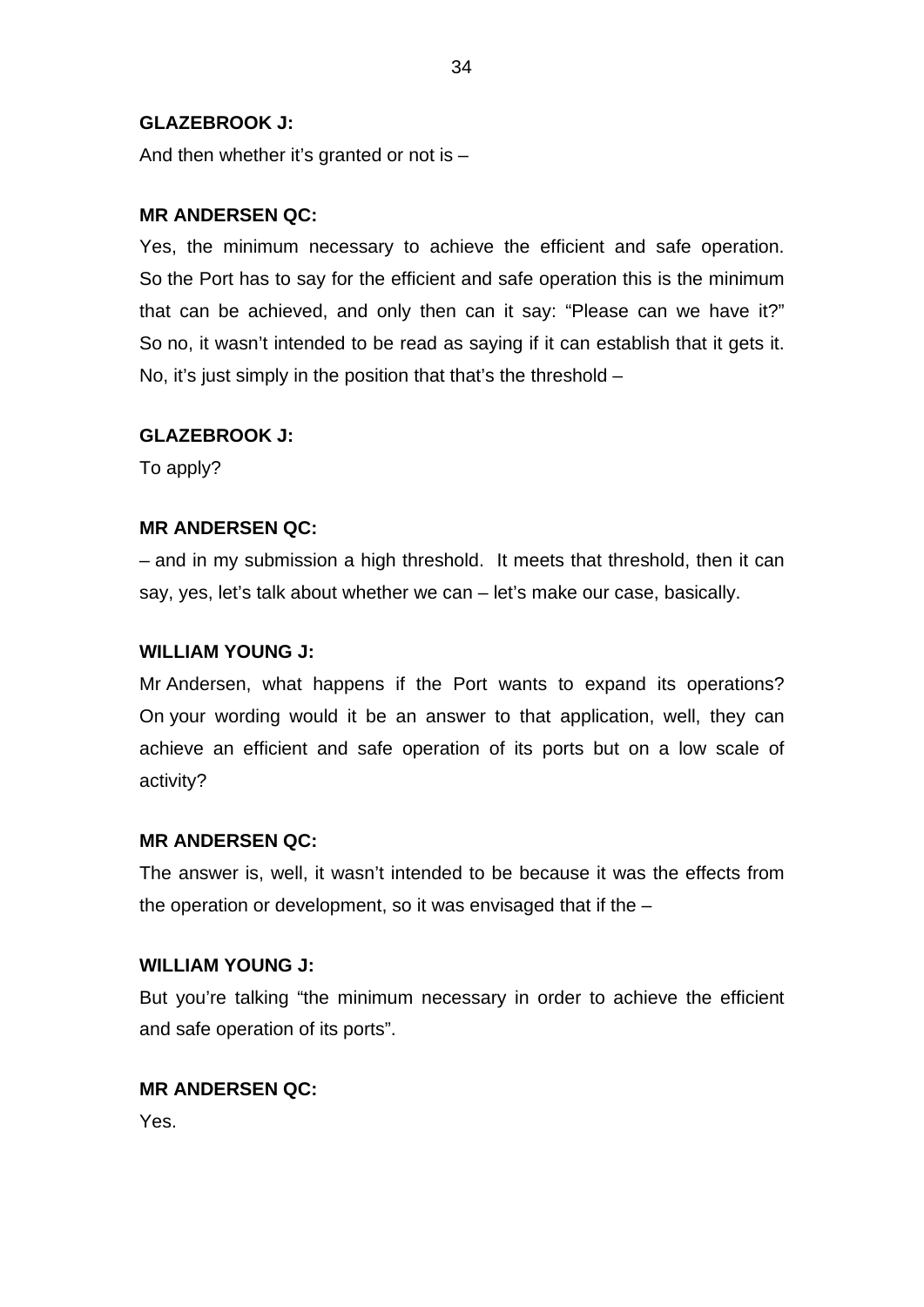**GLAZEBROOK J:**

And then whether it's granted or not is –

**MR ANDERSEN QC:**

Yes, the minimum necessary to achieve the efficient and safe operation. So the Port has to say for the efficient and safe operation this is the minimum that can be achieved, and only then can it say: "Please can we have it?" So no, it wasn't intended to be read as saying if it can establish that it gets it. No, it's just simply in the position that that's the threshold –

**GLAZEBROOK J:**

To apply?

**MR ANDERSEN QC:**

– and in my submission a high threshold. It meets that threshold, then it can say, yes, let's talk about whether we can – let's make our case, basically.

**WILLIAM YOUNG J:**

Mr Andersen, what happens if the Port wants to expand its operations? On your wording would it be an answer to that application, well, they can achieve an efficient and safe operation of its ports but on a low scale of activity?

**MR ANDERSEN QC:**

The answer is, well, it wasn't intended to be because it was the effects from the operation or development, so it was envisaged that if the –

**WILLIAM YOUNG J:**

But you're talking "the minimum necessary in order to achieve the efficient and safe operation of its ports".

**MR ANDERSEN QC:**

Yes.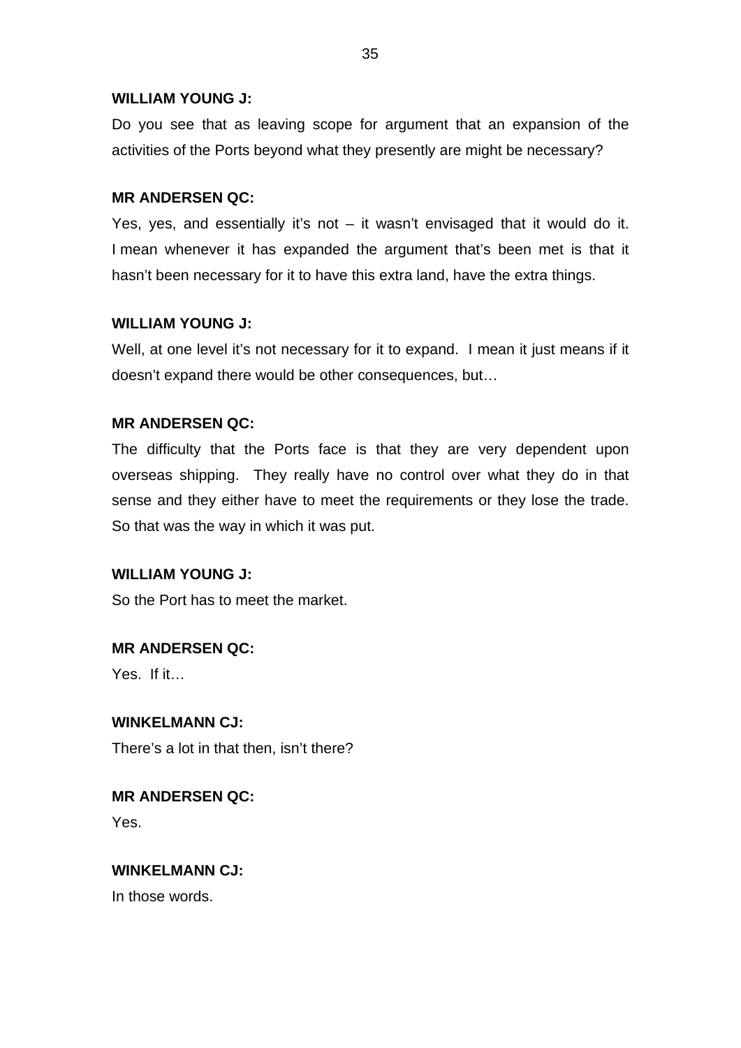**WILLIAM YOUNG J:**

Do you see that as leaving scope for argument that an expansion of the activities of the Ports beyond what they presently are might be necessary?

**MR ANDERSEN QC:**

Yes, yes, and essentially it's not – it wasn't envisaged that it would do it. I mean whenever it has expanded the argument that's been met is that it hasn't been necessary for it to have this extra land, have the extra things.

**WILLIAM YOUNG J:**

Well, at one level it's not necessary for it to expand. I mean it just means if it doesn't expand there would be other consequences, but…

**MR ANDERSEN QC:**

The difficulty that the Ports face is that they are very dependent upon overseas shipping. They really have no control over what they do in that sense and they either have to meet the requirements or they lose the trade. So that was the way in which it was put.

**WILLIAM YOUNG J:**

So the Port has to meet the market.

**MR ANDERSEN QC:**

Yes. If it…

**WINKELMANN CJ:**

There's a lot in that then, isn't there?

**MR ANDERSEN QC:**

Yes.

**WINKELMANN CJ:**

In those words.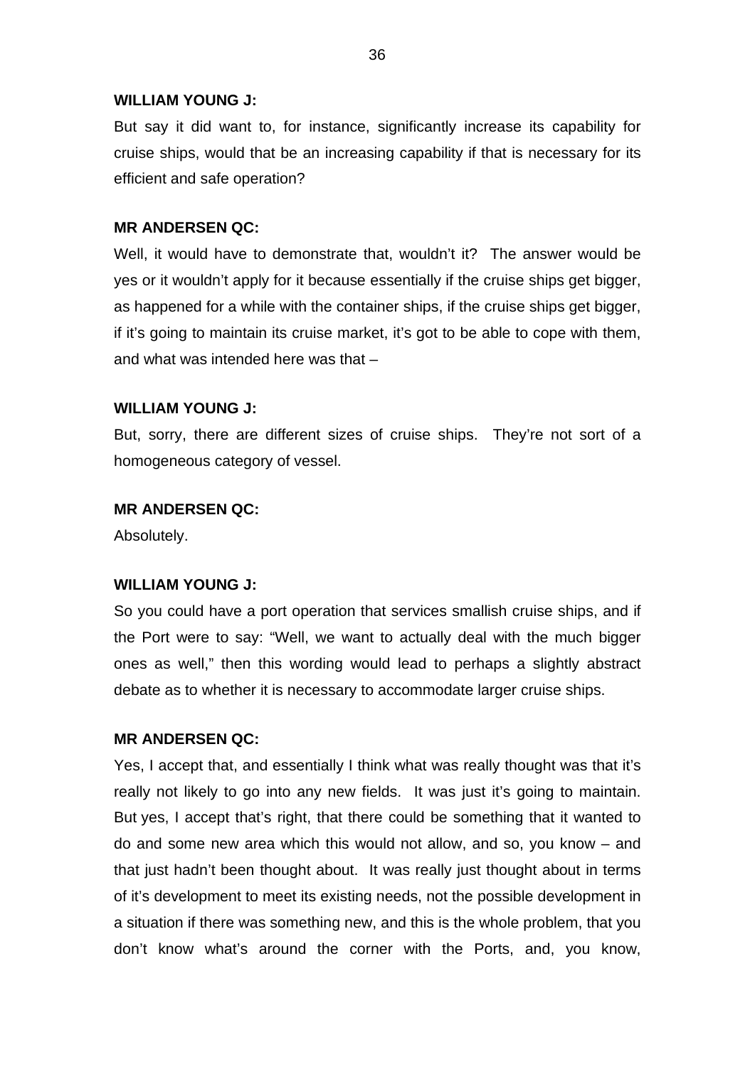**WILLIAM YOUNG J:**

But say it did want to, for instance, significantly increase its capability for cruise ships, would that be an increasing capability if that is necessary for its efficient and safe operation?

**MR ANDERSEN QC:**

Well, it would have to demonstrate that, wouldn't it? The answer would be yes or it wouldn't apply for it because essentially if the cruise ships get bigger, as happened for a while with the container ships, if the cruise ships get bigger, if it's going to maintain its cruise market, it's got to be able to cope with them, and what was intended here was that –

**WILLIAM YOUNG J:**

But, sorry, there are different sizes of cruise ships. They're not sort of a homogeneous category of vessel.

**MR ANDERSEN QC:**

Absolutely.

**WILLIAM YOUNG J:**

So you could have a port operation that services smallish cruise ships, and if the Port were to say: "Well, we want to actually deal with the much bigger ones as well," then this wording would lead to perhaps a slightly abstract debate as to whether it is necessary to accommodate larger cruise ships.

**MR ANDERSEN QC:**

Yes, I accept that, and essentially I think what was really thought was that it's really not likely to go into any new fields. It was just it's going to maintain. But yes, I accept that's right, that there could be something that it wanted to do and some new area which this would not allow, and so, you know – and that just hadn't been thought about. It was really just thought about in terms of it's development to meet its existing needs, not the possible development in a situation if there was something new, and this is the whole problem, that you don't know what's around the corner with the Ports, and, you know,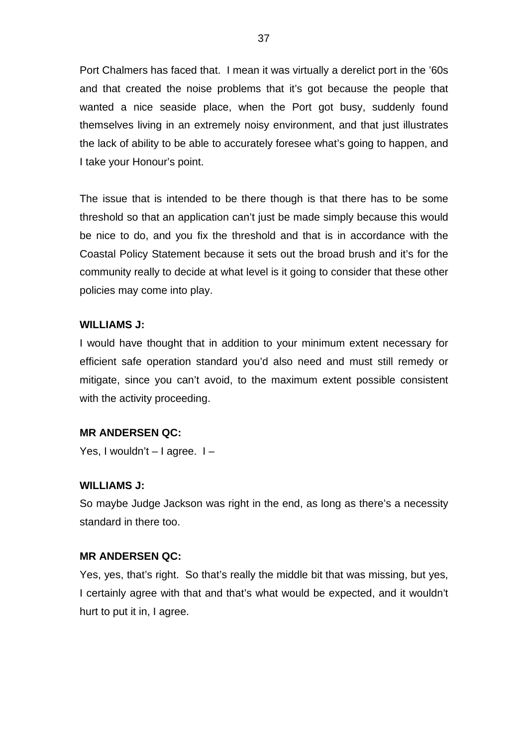Port Chalmers has faced that. I mean it was virtually a derelict port in the ’60s and that created the noise problems that it’s got because the people that wanted a nice seaside place, when the Port got busy, suddenly found themselves living in an extremely noisy environment, and that just illustrates the lack of ability to be able to accurately foresee what’s going to happen, and I take your Honour’s point.

The issue that is intended to be there though is that there has to be some threshold so that an application can’t just be made simply because this would be nice to do, and you fix the threshold and that is in accordance with the Coastal Policy Statement because it sets out the broad brush and it’s for the community really to decide at what level is it going to consider that these other policies may come into play.

**WILLIAMS J:**
I would have thought that in addition to your minimum extent necessary for efficient safe operation standard you’d also need and must still remedy or mitigate, since you can’t avoid, to the maximum extent possible consistent with the activity proceeding.

**MR ANDERSEN QC:**
Yes, I wouldn’t – I agree. I –

**WILLIAMS J:**
So maybe Judge Jackson was right in the end, as long as there’s a necessity standard in there too.

**MR ANDERSEN QC:**
Yes, yes, that’s right. So that’s really the middle bit that was missing, but yes, I certainly agree with that and that’s what would be expected, and it wouldn’t hurt to put it in, I agree.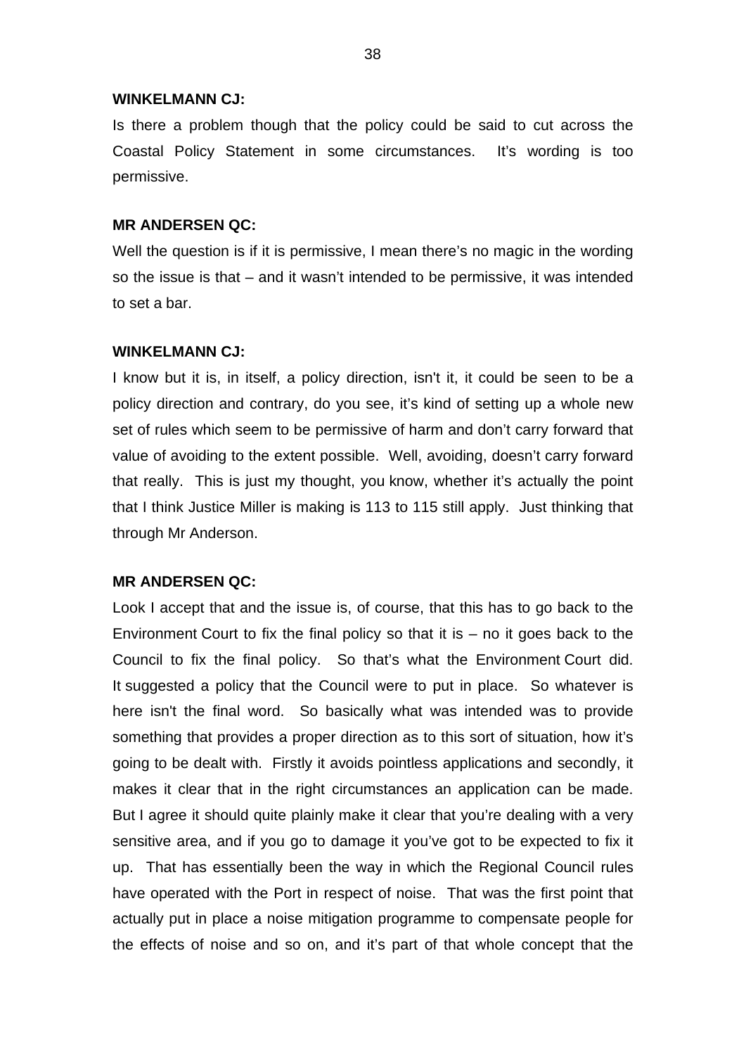**WINKELMANN CJ:**

Is there a problem though that the policy could be said to cut across the Coastal Policy Statement in some circumstances. It's wording is too permissive.

**MR ANDERSEN QC:**

Well the question is if it is permissive, I mean there's no magic in the wording so the issue is that – and it wasn't intended to be permissive, it was intended to set a bar.

**WINKELMANN CJ:**

I know but it is, in itself, a policy direction, isn't it, it could be seen to be a policy direction and contrary, do you see, it's kind of setting up a whole new set of rules which seem to be permissive of harm and don't carry forward that value of avoiding to the extent possible. Well, avoiding, doesn't carry forward that really. This is just my thought, you know, whether it's actually the point that I think Justice Miller is making is 113 to 115 still apply. Just thinking that through Mr Anderson.

**MR ANDERSEN QC:**

Look I accept that and the issue is, of course, that this has to go back to the Environment Court to fix the final policy so that it is – no it goes back to the Council to fix the final policy. So that's what the Environment Court did. It suggested a policy that the Council were to put in place. So whatever is here isn't the final word. So basically what was intended was to provide something that provides a proper direction as to this sort of situation, how it's going to be dealt with. Firstly it avoids pointless applications and secondly, it makes it clear that in the right circumstances an application can be made. But I agree it should quite plainly make it clear that you're dealing with a very sensitive area, and if you go to damage it you've got to be expected to fix it up. That has essentially been the way in which the Regional Council rules have operated with the Port in respect of noise. That was the first point that actually put in place a noise mitigation programme to compensate people for the effects of noise and so on, and it's part of that whole concept that the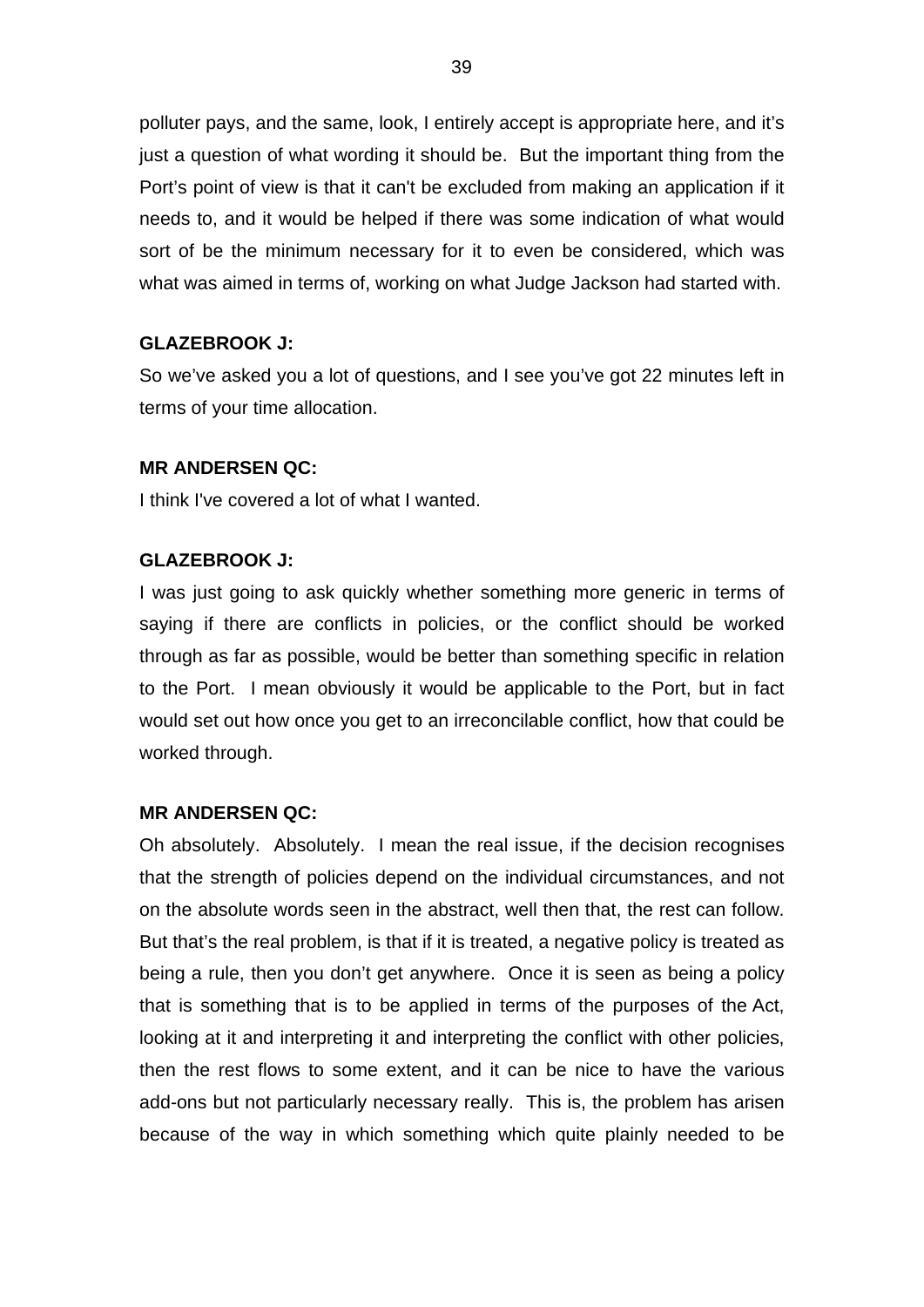polluter pays, and the same, look, I entirely accept is appropriate here, and it’s just a question of what wording it should be.  But the important thing from the Port’s point of view is that it can't be excluded from making an application if it needs to, and it would be helped if there was some indication of what would sort of be the minimum necessary for it to even be considered, which was what was aimed in terms of, working on what Judge Jackson had started with.

**GLAZEBROOK J:**

So we’ve asked you a lot of questions, and I see you’ve got 22 minutes left in terms of your time allocation.

**MR ANDERSEN QC:**

I think I've covered a lot of what I wanted.

**GLAZEBROOK J:**

I was just going to ask quickly whether something more generic in terms of saying if there are conflicts in policies, or the conflict should be worked through as far as possible, would be better than something specific in relation to the Port.  I mean obviously it would be applicable to the Port, but in fact would set out how once you get to an irreconcilable conflict, how that could be worked through.

**MR ANDERSEN QC:**

Oh absolutely.  Absolutely.  I mean the real issue, if the decision recognises that the strength of policies depend on the individual circumstances, and not on the absolute words seen in the abstract, well then that, the rest can follow.  But that’s the real problem, is that if it is treated, a negative policy is treated as being a rule, then you don’t get anywhere.  Once it is seen as being a policy that is something that is to be applied in terms of the purposes of the Act, looking at it and interpreting it and interpreting the conflict with other policies, then the rest flows to some extent, and it can be nice to have the various add-ons but not particularly necessary really.  This is, the problem has arisen because of the way in which something which quite plainly needed to be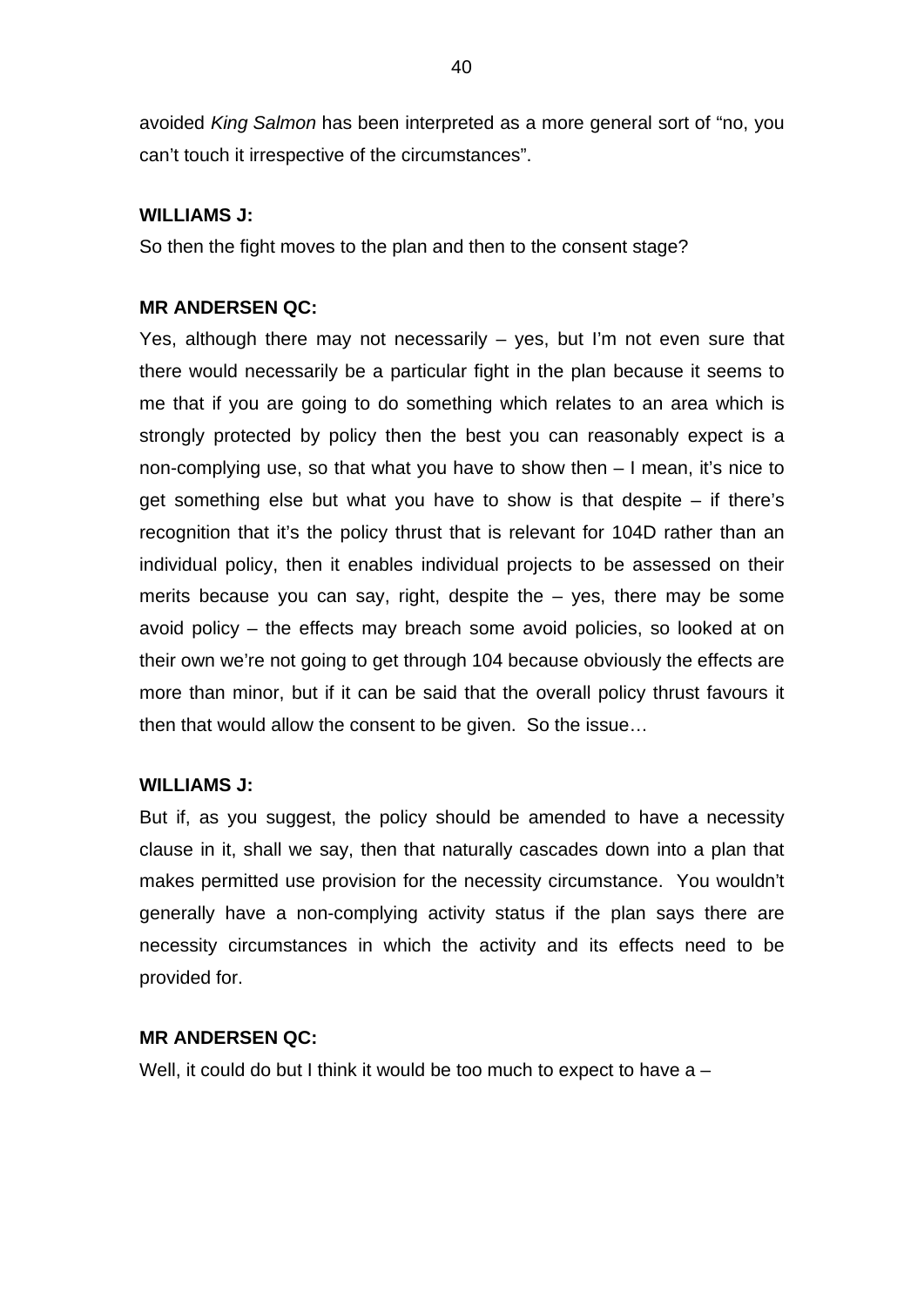avoided *King Salmon* has been interpreted as a more general sort of "no, you can't touch it irrespective of the circumstances".

**WILLIAMS J:**

So then the fight moves to the plan and then to the consent stage?

**MR ANDERSEN QC:**

Yes, although there may not necessarily – yes, but I'm not even sure that there would necessarily be a particular fight in the plan because it seems to me that if you are going to do something which relates to an area which is strongly protected by policy then the best you can reasonably expect is a non-complying use, so that what you have to show then – I mean, it's nice to get something else but what you have to show is that despite – if there's recognition that it's the policy thrust that is relevant for 104D rather than an individual policy, then it enables individual projects to be assessed on their merits because you can say, right, despite the – yes, there may be some avoid policy – the effects may breach some avoid policies, so looked at on their own we're not going to get through 104 because obviously the effects are more than minor, but if it can be said that the overall policy thrust favours it then that would allow the consent to be given. So the issue…

**WILLIAMS J:**

But if, as you suggest, the policy should be amended to have a necessity clause in it, shall we say, then that naturally cascades down into a plan that makes permitted use provision for the necessity circumstance. You wouldn't generally have a non-complying activity status if the plan says there are necessity circumstances in which the activity and its effects need to be provided for.

**MR ANDERSEN QC:**

Well, it could do but I think it would be too much to expect to have a –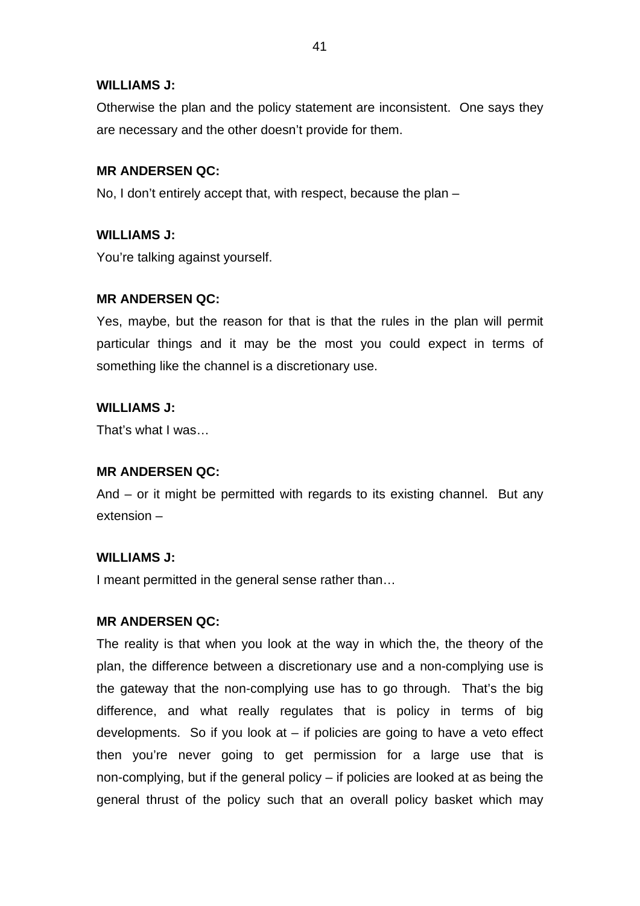**WILLIAMS J:**

Otherwise the plan and the policy statement are inconsistent. One says they are necessary and the other doesn't provide for them.

**MR ANDERSEN QC:**

No, I don't entirely accept that, with respect, because the plan –

**WILLIAMS J:**

You're talking against yourself.

**MR ANDERSEN QC:**

Yes, maybe, but the reason for that is that the rules in the plan will permit particular things and it may be the most you could expect in terms of something like the channel is a discretionary use.

**WILLIAMS J:**

That's what I was…

**MR ANDERSEN QC:**

And – or it might be permitted with regards to its existing channel. But any extension –

**WILLIAMS J:**

I meant permitted in the general sense rather than…

**MR ANDERSEN QC:**

The reality is that when you look at the way in which the, the theory of the plan, the difference between a discretionary use and a non-complying use is the gateway that the non-complying use has to go through. That's the big difference, and what really regulates that is policy in terms of big developments. So if you look at – if policies are going to have a veto effect then you're never going to get permission for a large use that is non-complying, but if the general policy – if policies are looked at as being the general thrust of the policy such that an overall policy basket which may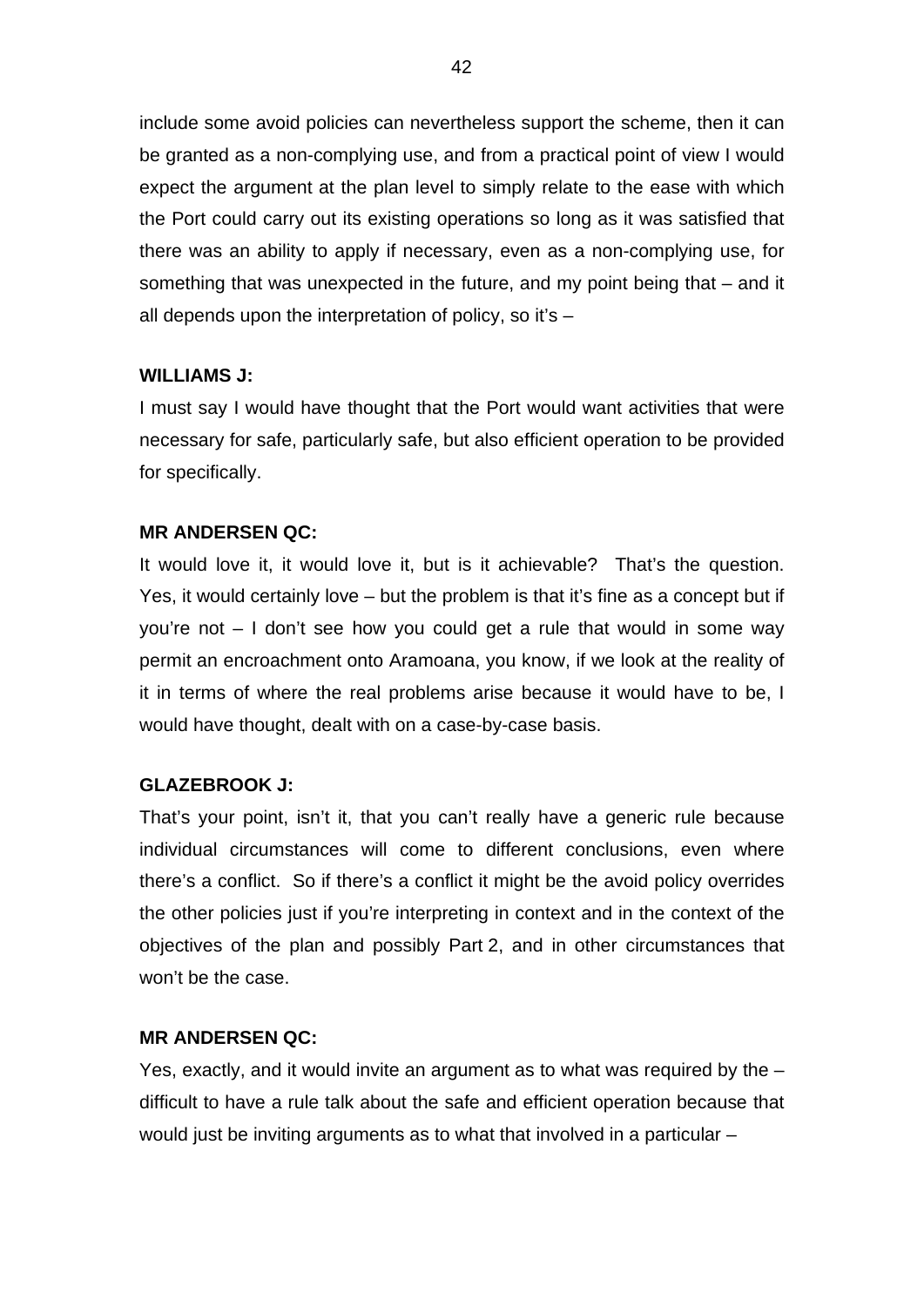include some avoid policies can nevertheless support the scheme, then it can be granted as a non-complying use, and from a practical point of view I would expect the argument at the plan level to simply relate to the ease with which the Port could carry out its existing operations so long as it was satisfied that there was an ability to apply if necessary, even as a non-complying use, for something that was unexpected in the future, and my point being that – and it all depends upon the interpretation of policy, so it's –

**WILLIAMS J:**

I must say I would have thought that the Port would want activities that were necessary for safe, particularly safe, but also efficient operation to be provided for specifically.

**MR ANDERSEN QC:**

It would love it, it would love it, but is it achievable? That's the question. Yes, it would certainly love – but the problem is that it's fine as a concept but if you're not – I don't see how you could get a rule that would in some way permit an encroachment onto Aramoana, you know, if we look at the reality of it in terms of where the real problems arise because it would have to be, I would have thought, dealt with on a case-by-case basis.

**GLAZEBROOK J:**

That's your point, isn't it, that you can't really have a generic rule because individual circumstances will come to different conclusions, even where there's a conflict. So if there's a conflict it might be the avoid policy overrides the other policies just if you're interpreting in context and in the context of the objectives of the plan and possibly Part 2, and in other circumstances that won't be the case.

**MR ANDERSEN QC:**

Yes, exactly, and it would invite an argument as to what was required by the – difficult to have a rule talk about the safe and efficient operation because that would just be inviting arguments as to what that involved in a particular –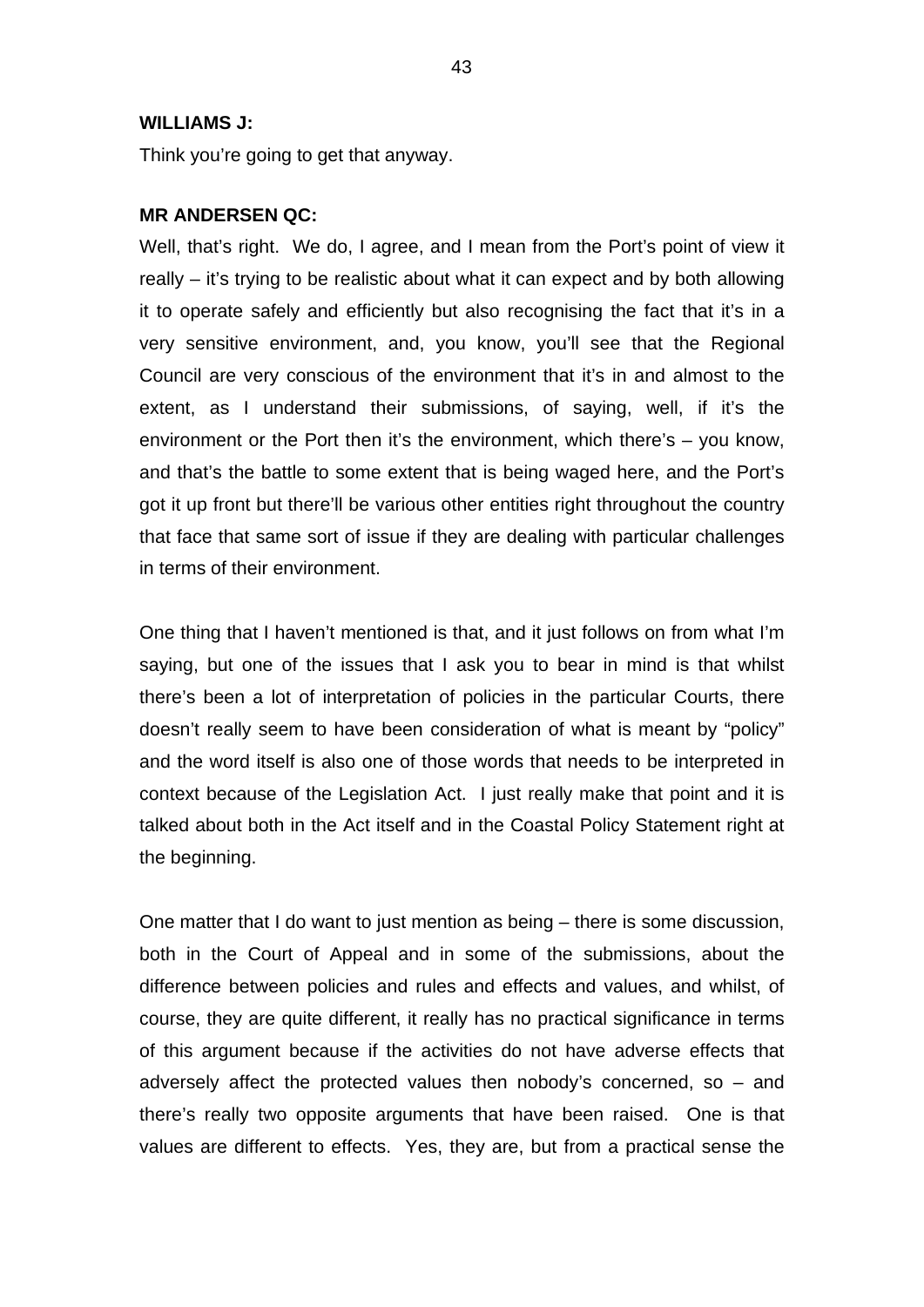**WILLIAMS J:**

Think you're going to get that anyway.

**MR ANDERSEN QC:**

Well, that's right. We do, I agree, and I mean from the Port's point of view it really – it's trying to be realistic about what it can expect and by both allowing it to operate safely and efficiently but also recognising the fact that it's in a very sensitive environment, and, you know, you'll see that the Regional Council are very conscious of the environment that it's in and almost to the extent, as I understand their submissions, of saying, well, if it's the environment or the Port then it's the environment, which there's – you know, and that's the battle to some extent that is being waged here, and the Port's got it up front but there'll be various other entities right throughout the country that face that same sort of issue if they are dealing with particular challenges in terms of their environment.

One thing that I haven't mentioned is that, and it just follows on from what I'm saying, but one of the issues that I ask you to bear in mind is that whilst there's been a lot of interpretation of policies in the particular Courts, there doesn't really seem to have been consideration of what is meant by "policy" and the word itself is also one of those words that needs to be interpreted in context because of the Legislation Act. I just really make that point and it is talked about both in the Act itself and in the Coastal Policy Statement right at the beginning.

One matter that I do want to just mention as being – there is some discussion, both in the Court of Appeal and in some of the submissions, about the difference between policies and rules and effects and values, and whilst, of course, they are quite different, it really has no practical significance in terms of this argument because if the activities do not have adverse effects that adversely affect the protected values then nobody's concerned, so – and there's really two opposite arguments that have been raised. One is that values are different to effects. Yes, they are, but from a practical sense the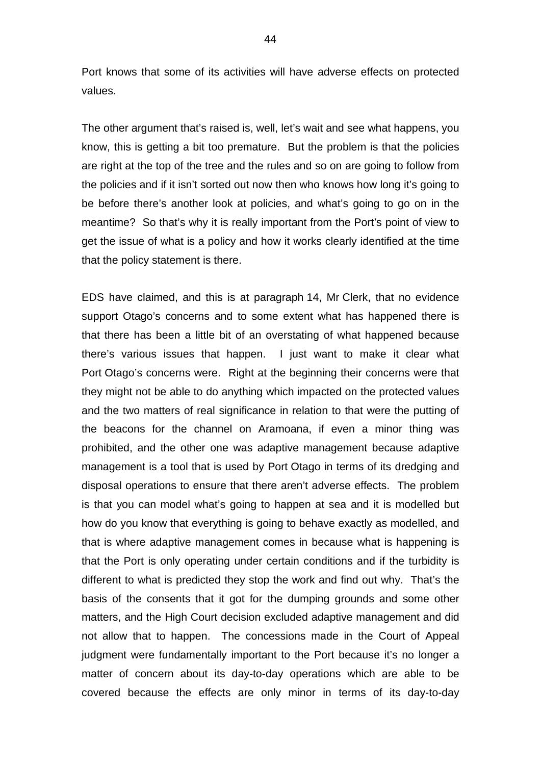Port knows that some of its activities will have adverse effects on protected values.

The other argument that's raised is, well, let's wait and see what happens, you know, this is getting a bit too premature. But the problem is that the policies are right at the top of the tree and the rules and so on are going to follow from the policies and if it isn't sorted out now then who knows how long it's going to be before there's another look at policies, and what's going to go on in the meantime? So that's why it is really important from the Port's point of view to get the issue of what is a policy and how it works clearly identified at the time that the policy statement is there.

EDS have claimed, and this is at paragraph 14, Mr Clerk, that no evidence support Otago's concerns and to some extent what has happened there is that there has been a little bit of an overstating of what happened because there's various issues that happen. I just want to make it clear what Port Otago's concerns were. Right at the beginning their concerns were that they might not be able to do anything which impacted on the protected values and the two matters of real significance in relation to that were the putting of the beacons for the channel on Aramoana, if even a minor thing was prohibited, and the other one was adaptive management because adaptive management is a tool that is used by Port Otago in terms of its dredging and disposal operations to ensure that there aren't adverse effects. The problem is that you can model what's going to happen at sea and it is modelled but how do you know that everything is going to behave exactly as modelled, and that is where adaptive management comes in because what is happening is that the Port is only operating under certain conditions and if the turbidity is different to what is predicted they stop the work and find out why. That's the basis of the consents that it got for the dumping grounds and some other matters, and the High Court decision excluded adaptive management and did not allow that to happen. The concessions made in the Court of Appeal judgment were fundamentally important to the Port because it's no longer a matter of concern about its day-to-day operations which are able to be covered because the effects are only minor in terms of its day-to-day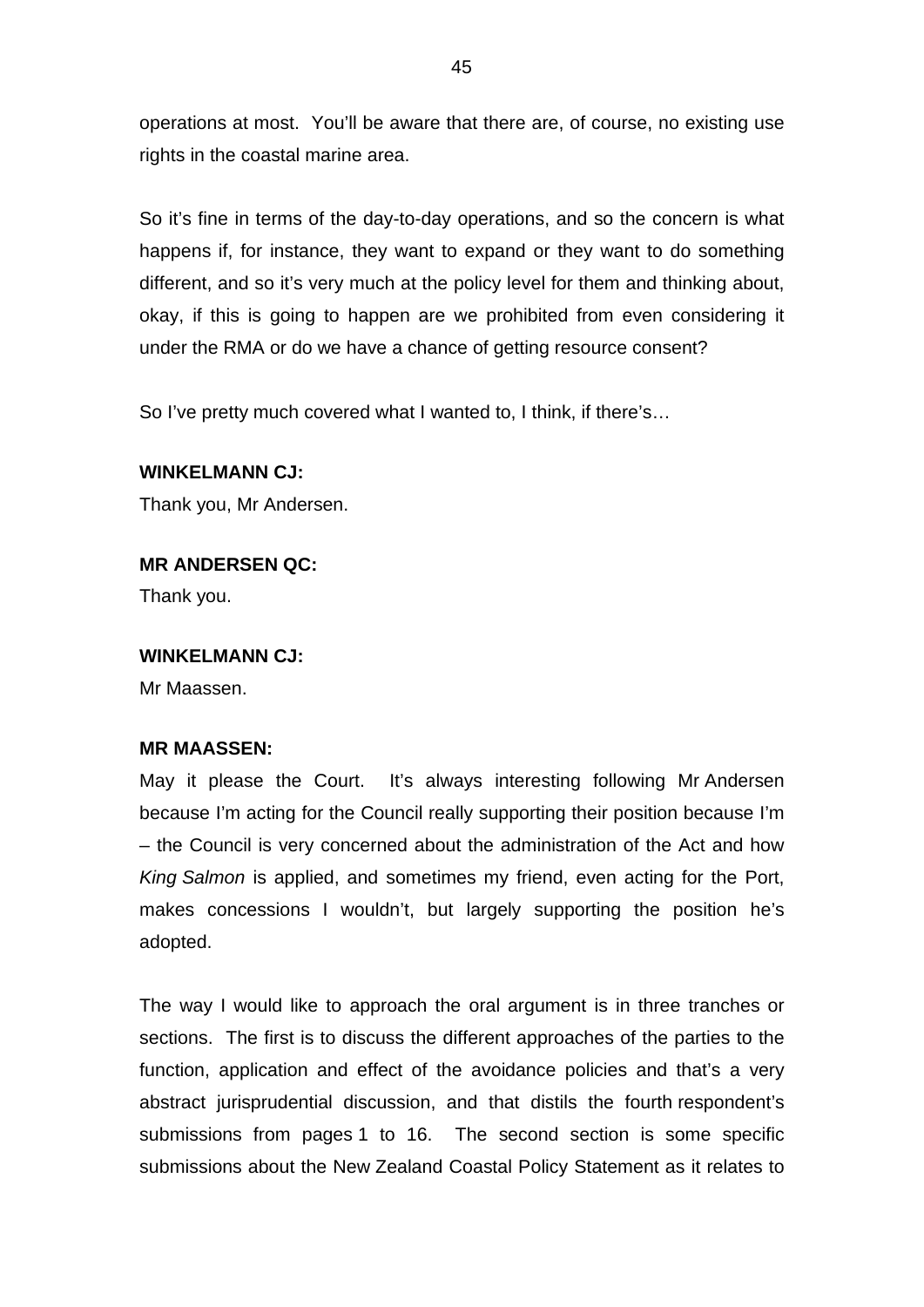operations at most. You'll be aware that there are, of course, no existing use rights in the coastal marine area.

So it's fine in terms of the day-to-day operations, and so the concern is what happens if, for instance, they want to expand or they want to do something different, and so it's very much at the policy level for them and thinking about, okay, if this is going to happen are we prohibited from even considering it under the RMA or do we have a chance of getting resource consent?

So I've pretty much covered what I wanted to, I think, if there's…

**WINKELMANN CJ:**
Thank you, Mr Andersen.

**MR ANDERSEN QC:**
Thank you.

**WINKELMANN CJ:**
Mr Maassen.

**MR MAASSEN:**
May it please the Court. It's always interesting following Mr Andersen because I'm acting for the Council really supporting their position because I'm – the Council is very concerned about the administration of the Act and how *King Salmon* is applied, and sometimes my friend, even acting for the Port, makes concessions I wouldn't, but largely supporting the position he's adopted.

The way I would like to approach the oral argument is in three tranches or sections. The first is to discuss the different approaches of the parties to the function, application and effect of the avoidance policies and that's a very abstract jurisprudential discussion, and that distils the fourth respondent's submissions from pages 1 to 16. The second section is some specific submissions about the New Zealand Coastal Policy Statement as it relates to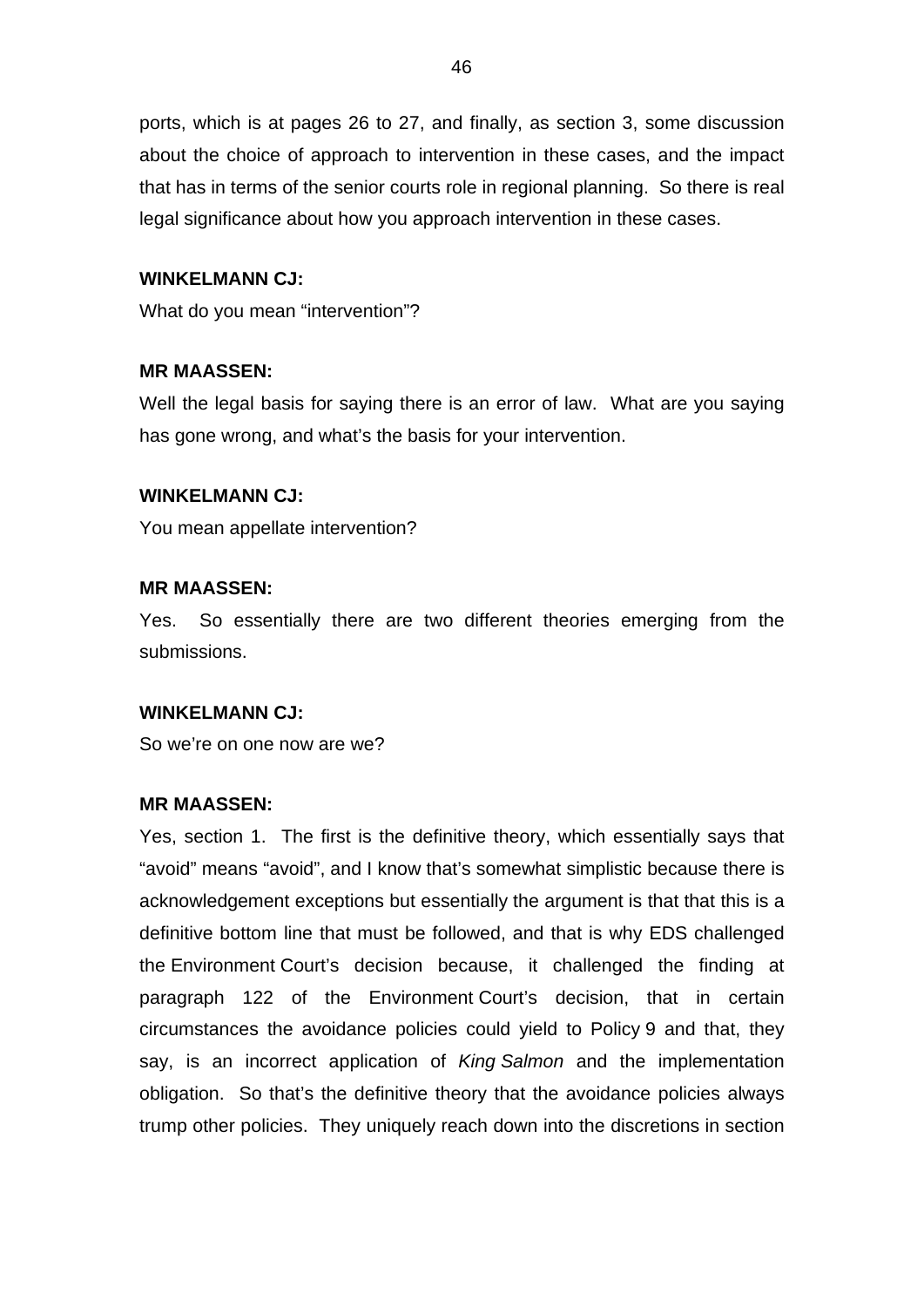ports, which is at pages 26 to 27, and finally, as section 3, some discussion about the choice of approach to intervention in these cases, and the impact that has in terms of the senior courts role in regional planning. So there is real legal significance about how you approach intervention in these cases.

**WINKELMANN CJ:**

What do you mean "intervention"?

**MR MAASSEN:**

Well the legal basis for saying there is an error of law. What are you saying has gone wrong, and what's the basis for your intervention.

**WINKELMANN CJ:**

You mean appellate intervention?

**MR MAASSEN:**

Yes. So essentially there are two different theories emerging from the submissions.

**WINKELMANN CJ:**

So we're on one now are we?

**MR MAASSEN:**

Yes, section 1. The first is the definitive theory, which essentially says that "avoid" means "avoid", and I know that's somewhat simplistic because there is acknowledgement exceptions but essentially the argument is that that this is a definitive bottom line that must be followed, and that is why EDS challenged the Environment Court's decision because, it challenged the finding at paragraph 122 of the Environment Court's decision, that in certain circumstances the avoidance policies could yield to Policy 9 and that, they say, is an incorrect application of *King Salmon* and the implementation obligation. So that's the definitive theory that the avoidance policies always trump other policies. They uniquely reach down into the discretions in section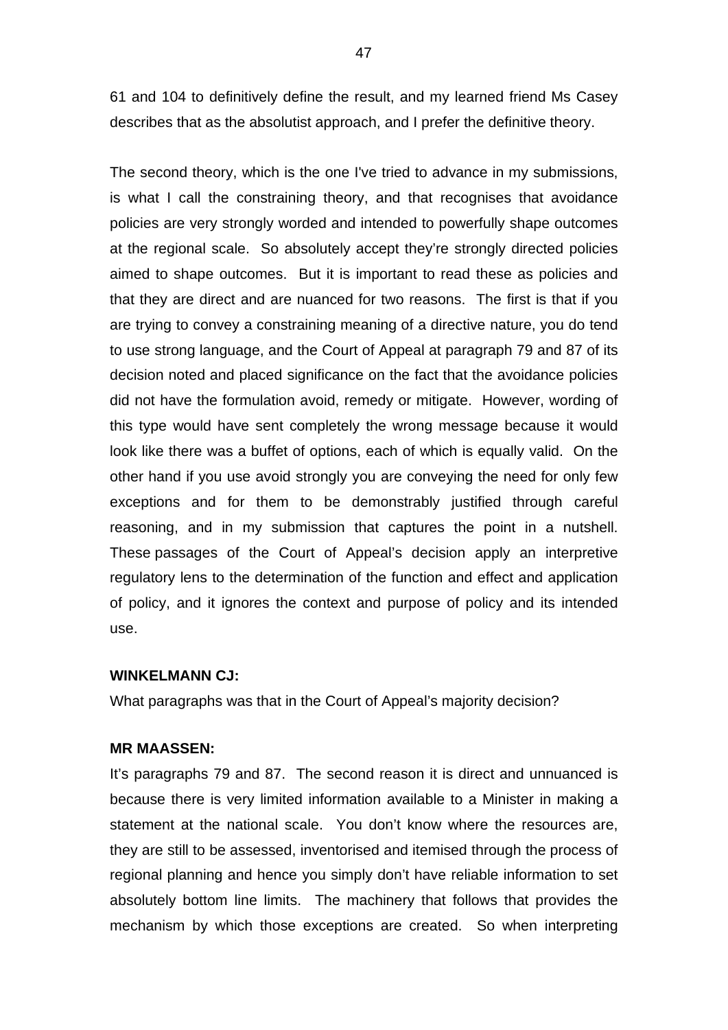61 and 104 to definitively define the result, and my learned friend Ms Casey describes that as the absolutist approach, and I prefer the definitive theory.

The second theory, which is the one I've tried to advance in my submissions, is what I call the constraining theory, and that recognises that avoidance policies are very strongly worded and intended to powerfully shape outcomes at the regional scale. So absolutely accept they're strongly directed policies aimed to shape outcomes. But it is important to read these as policies and that they are direct and are nuanced for two reasons. The first is that if you are trying to convey a constraining meaning of a directive nature, you do tend to use strong language, and the Court of Appeal at paragraph 79 and 87 of its decision noted and placed significance on the fact that the avoidance policies did not have the formulation avoid, remedy or mitigate. However, wording of this type would have sent completely the wrong message because it would look like there was a buffet of options, each of which is equally valid. On the other hand if you use avoid strongly you are conveying the need for only few exceptions and for them to be demonstrably justified through careful reasoning, and in my submission that captures the point in a nutshell. These passages of the Court of Appeal's decision apply an interpretive regulatory lens to the determination of the function and effect and application of policy, and it ignores the context and purpose of policy and its intended use.

**WINKELMANN CJ:**

What paragraphs was that in the Court of Appeal's majority decision?

**MR MAASSEN:**

It's paragraphs 79 and 87. The second reason it is direct and unnuanced is because there is very limited information available to a Minister in making a statement at the national scale. You don't know where the resources are, they are still to be assessed, inventorised and itemised through the process of regional planning and hence you simply don't have reliable information to set absolutely bottom line limits. The machinery that follows that provides the mechanism by which those exceptions are created. So when interpreting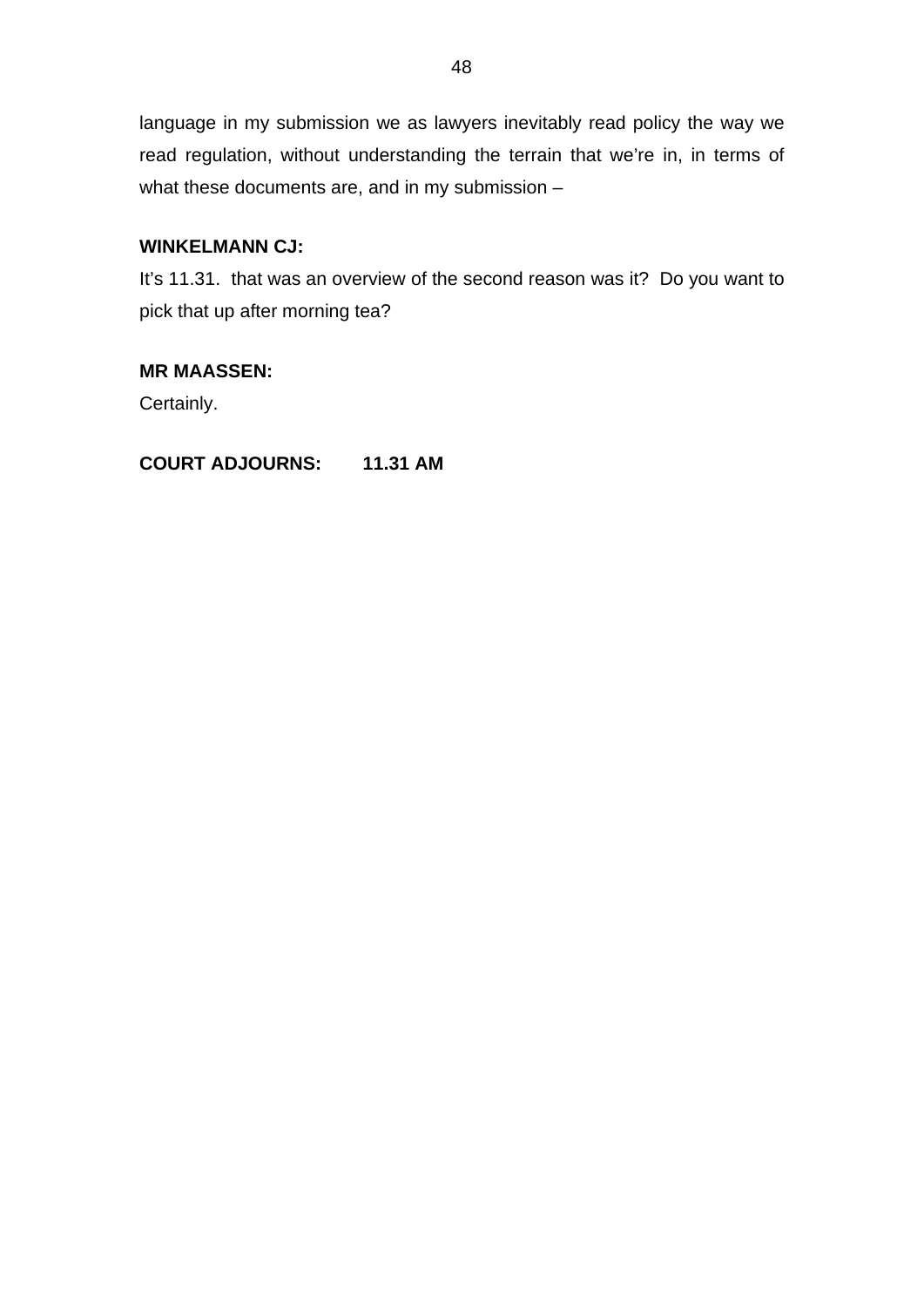language in my submission we as lawyers inevitably read policy the way we read regulation, without understanding the terrain that we're in, in terms of what these documents are, and in my submission –

**WINKELMANN CJ:**

It's 11.31. that was an overview of the second reason was it? Do you want to pick that up after morning tea?

**MR MAASSEN:**

Certainly.

**COURT ADJOURNS: 11.31 AM**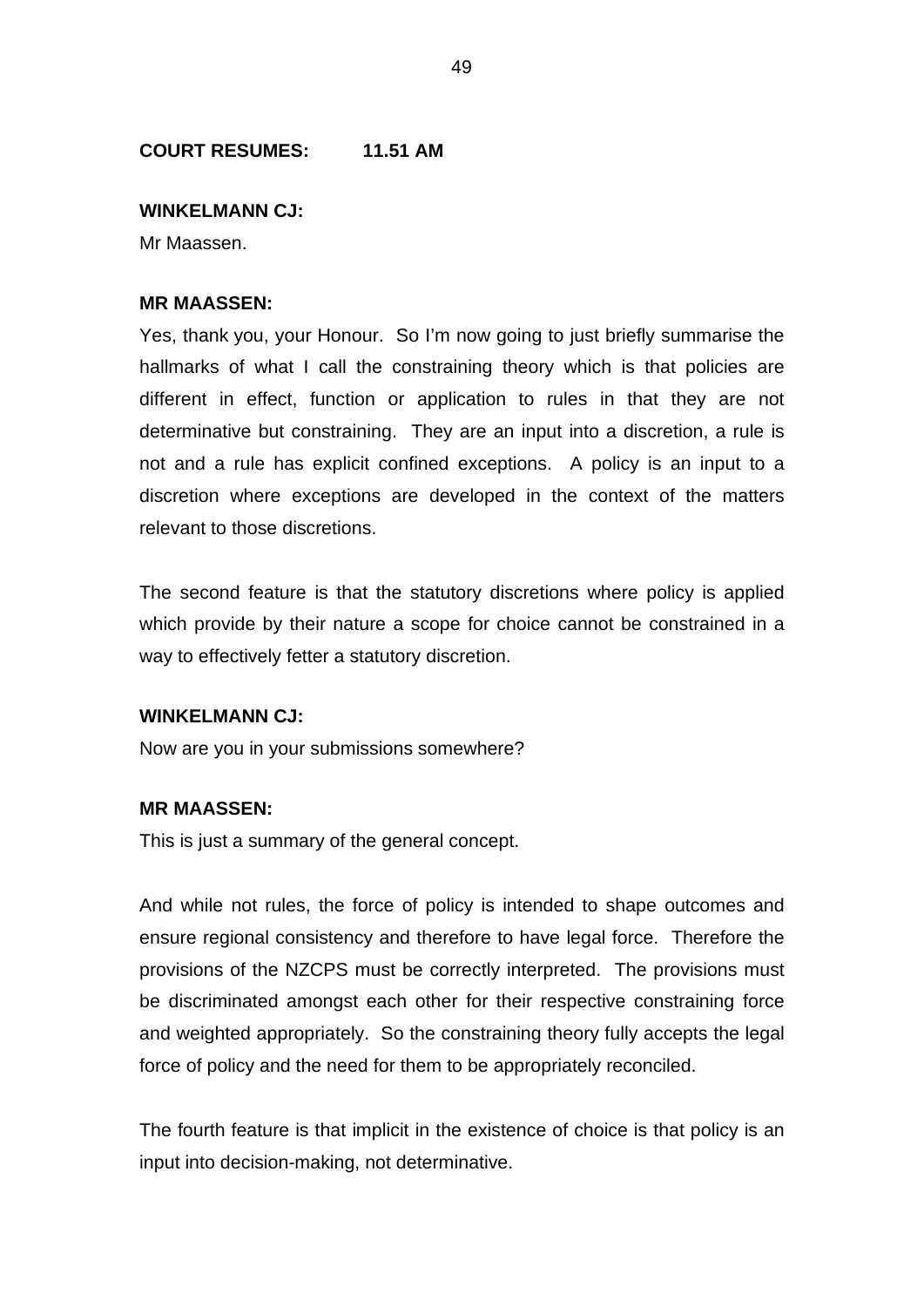**COURT RESUMES: 11.51 AM**

**WINKELMANN CJ:**

Mr Maassen.

**MR MAASSEN:**

Yes, thank you, your Honour. So I'm now going to just briefly summarise the hallmarks of what I call the constraining theory which is that policies are different in effect, function or application to rules in that they are not determinative but constraining. They are an input into a discretion, a rule is not and a rule has explicit confined exceptions. A policy is an input to a discretion where exceptions are developed in the context of the matters relevant to those discretions.

The second feature is that the statutory discretions where policy is applied which provide by their nature a scope for choice cannot be constrained in a way to effectively fetter a statutory discretion.

**WINKELMANN CJ:**

Now are you in your submissions somewhere?

**MR MAASSEN:**

This is just a summary of the general concept.

And while not rules, the force of policy is intended to shape outcomes and ensure regional consistency and therefore to have legal force. Therefore the provisions of the NZCPS must be correctly interpreted. The provisions must be discriminated amongst each other for their respective constraining force and weighted appropriately. So the constraining theory fully accepts the legal force of policy and the need for them to be appropriately reconciled.

The fourth feature is that implicit in the existence of choice is that policy is an input into decision-making, not determinative.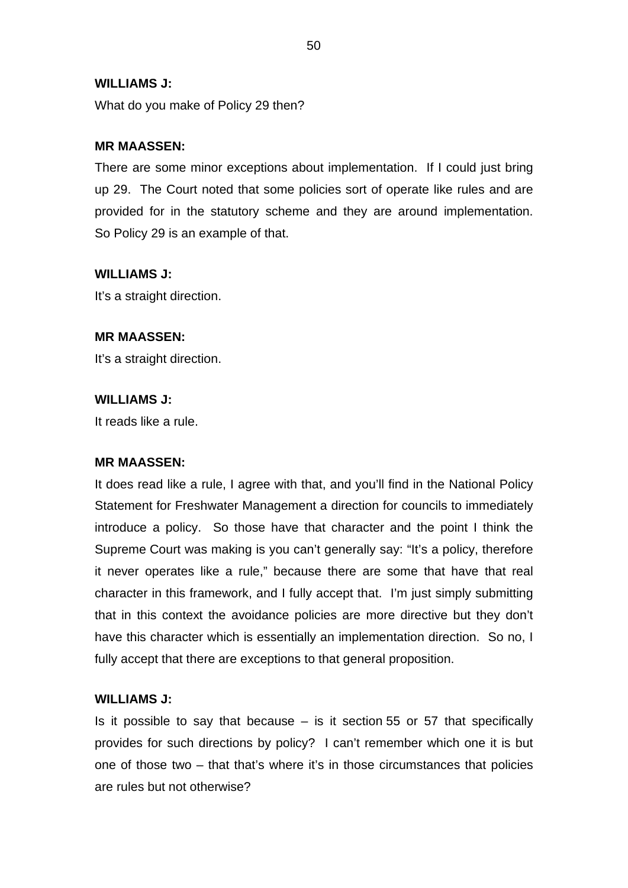**WILLIAMS J:**

What do you make of Policy 29 then?

**MR MAASSEN:**

There are some minor exceptions about implementation. If I could just bring up 29. The Court noted that some policies sort of operate like rules and are provided for in the statutory scheme and they are around implementation. So Policy 29 is an example of that.

**WILLIAMS J:**

It's a straight direction.

**MR MAASSEN:**

It's a straight direction.

**WILLIAMS J:**

It reads like a rule.

**MR MAASSEN:**

It does read like a rule, I agree with that, and you'll find in the National Policy Statement for Freshwater Management a direction for councils to immediately introduce a policy. So those have that character and the point I think the Supreme Court was making is you can't generally say: "It's a policy, therefore it never operates like a rule," because there are some that have that real character in this framework, and I fully accept that. I'm just simply submitting that in this context the avoidance policies are more directive but they don't have this character which is essentially an implementation direction. So no, I fully accept that there are exceptions to that general proposition.

**WILLIAMS J:**

Is it possible to say that because – is it section 55 or 57 that specifically provides for such directions by policy? I can't remember which one it is but one of those two – that that's where it's in those circumstances that policies are rules but not otherwise?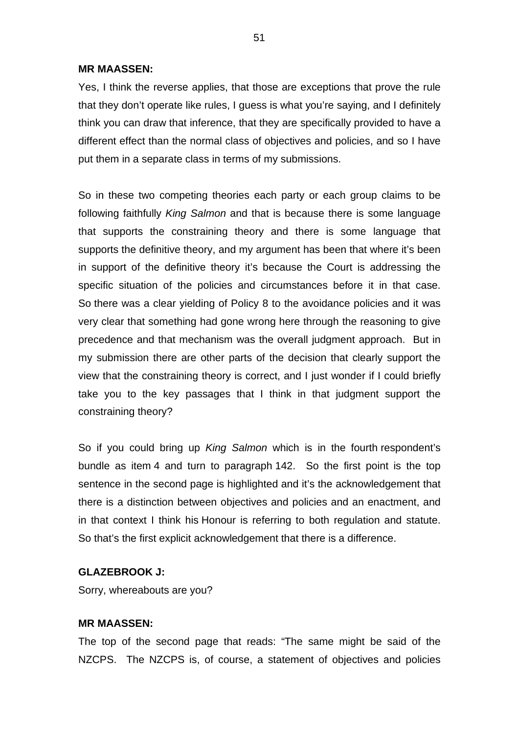**MR MAASSEN:**

Yes, I think the reverse applies, that those are exceptions that prove the rule that they don't operate like rules, I guess is what you're saying, and I definitely think you can draw that inference, that they are specifically provided to have a different effect than the normal class of objectives and policies, and so I have put them in a separate class in terms of my submissions.

So in these two competing theories each party or each group claims to be following faithfully *King Salmon* and that is because there is some language that supports the constraining theory and there is some language that supports the definitive theory, and my argument has been that where it's been in support of the definitive theory it's because the Court is addressing the specific situation of the policies and circumstances before it in that case. So there was a clear yielding of Policy 8 to the avoidance policies and it was very clear that something had gone wrong here through the reasoning to give precedence and that mechanism was the overall judgment approach. But in my submission there are other parts of the decision that clearly support the view that the constraining theory is correct, and I just wonder if I could briefly take you to the key passages that I think in that judgment support the constraining theory?

So if you could bring up *King Salmon* which is in the fourth respondent's bundle as item 4 and turn to paragraph 142. So the first point is the top sentence in the second page is highlighted and it's the acknowledgement that there is a distinction between objectives and policies and an enactment, and in that context I think his Honour is referring to both regulation and statute. So that's the first explicit acknowledgement that there is a difference.

**GLAZEBROOK J:**

Sorry, whereabouts are you?

**MR MAASSEN:**

The top of the second page that reads: "The same might be said of the NZCPS. The NZCPS is, of course, a statement of objectives and policies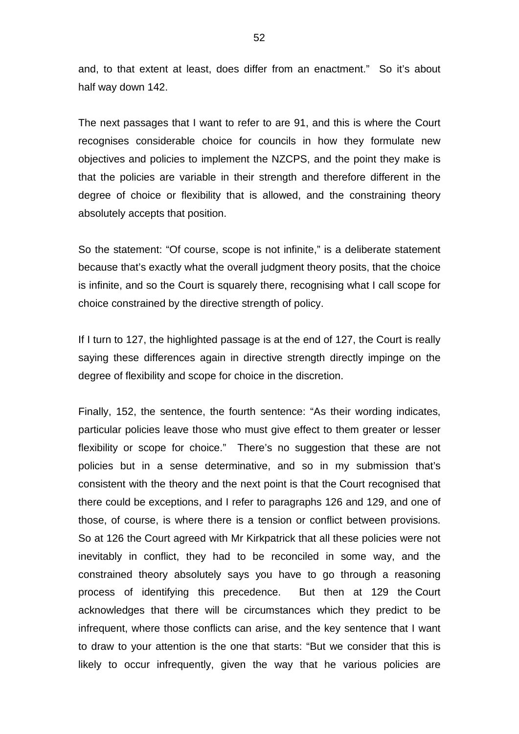and, to that extent at least, does differ from an enactment." So it's about half way down 142.

The next passages that I want to refer to are 91, and this is where the Court recognises considerable choice for councils in how they formulate new objectives and policies to implement the NZCPS, and the point they make is that the policies are variable in their strength and therefore different in the degree of choice or flexibility that is allowed, and the constraining theory absolutely accepts that position.

So the statement: "Of course, scope is not infinite," is a deliberate statement because that's exactly what the overall judgment theory posits, that the choice is infinite, and so the Court is squarely there, recognising what I call scope for choice constrained by the directive strength of policy.

If I turn to 127, the highlighted passage is at the end of 127, the Court is really saying these differences again in directive strength directly impinge on the degree of flexibility and scope for choice in the discretion.

Finally, 152, the sentence, the fourth sentence: "As their wording indicates, particular policies leave those who must give effect to them greater or lesser flexibility or scope for choice." There's no suggestion that these are not policies but in a sense determinative, and so in my submission that's consistent with the theory and the next point is that the Court recognised that there could be exceptions, and I refer to paragraphs 126 and 129, and one of those, of course, is where there is a tension or conflict between provisions. So at 126 the Court agreed with Mr Kirkpatrick that all these policies were not inevitably in conflict, they had to be reconciled in some way, and the constrained theory absolutely says you have to go through a reasoning process of identifying this precedence. But then at 129 the Court acknowledges that there will be circumstances which they predict to be infrequent, where those conflicts can arise, and the key sentence that I want to draw to your attention is the one that starts: "But we consider that this is likely to occur infrequently, given the way that he various policies are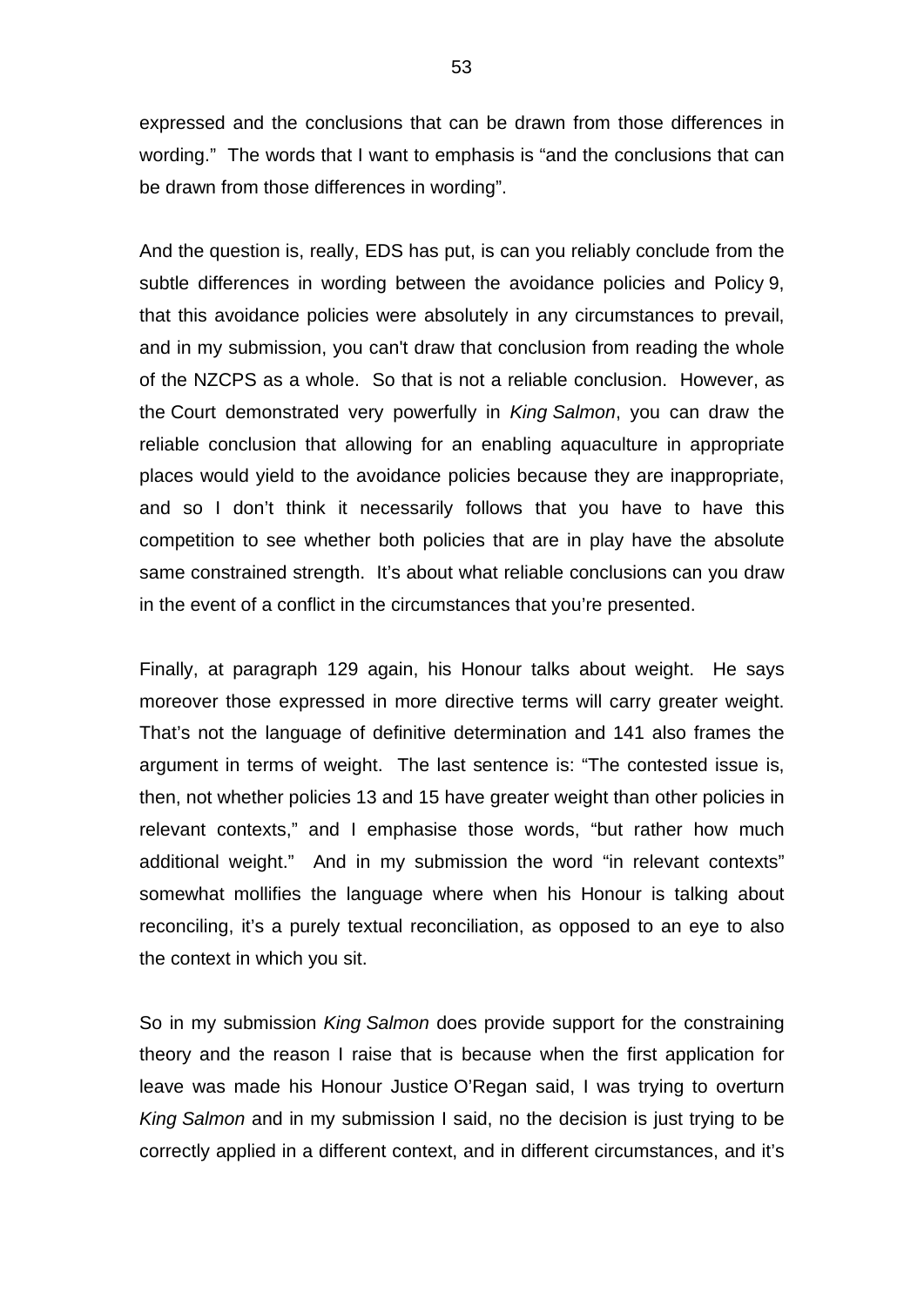expressed and the conclusions that can be drawn from those differences in wording." The words that I want to emphasis is "and the conclusions that can be drawn from those differences in wording".

And the question is, really, EDS has put, is can you reliably conclude from the subtle differences in wording between the avoidance policies and Policy 9, that this avoidance policies were absolutely in any circumstances to prevail, and in my submission, you can't draw that conclusion from reading the whole of the NZCPS as a whole. So that is not a reliable conclusion. However, as the Court demonstrated very powerfully in *King Salmon*, you can draw the reliable conclusion that allowing for an enabling aquaculture in appropriate places would yield to the avoidance policies because they are inappropriate, and so I don't think it necessarily follows that you have to have this competition to see whether both policies that are in play have the absolute same constrained strength. It's about what reliable conclusions can you draw in the event of a conflict in the circumstances that you're presented.

Finally, at paragraph 129 again, his Honour talks about weight. He says moreover those expressed in more directive terms will carry greater weight. That's not the language of definitive determination and 141 also frames the argument in terms of weight. The last sentence is: "The contested issue is, then, not whether policies 13 and 15 have greater weight than other policies in relevant contexts," and I emphasise those words, "but rather how much additional weight." And in my submission the word "in relevant contexts" somewhat mollifies the language where when his Honour is talking about reconciling, it's a purely textual reconciliation, as opposed to an eye to also the context in which you sit.

So in my submission *King Salmon* does provide support for the constraining theory and the reason I raise that is because when the first application for leave was made his Honour Justice O'Regan said, I was trying to overturn *King Salmon* and in my submission I said, no the decision is just trying to be correctly applied in a different context, and in different circumstances, and it's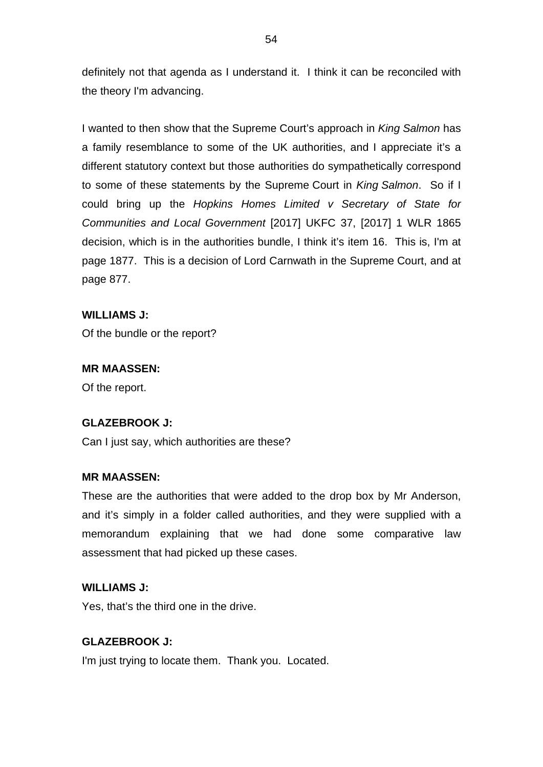definitely not that agenda as I understand it. I think it can be reconciled with the theory I'm advancing.

I wanted to then show that the Supreme Court's approach in *King Salmon* has a family resemblance to some of the UK authorities, and I appreciate it's a different statutory context but those authorities do sympathetically correspond to some of these statements by the Supreme Court in *King Salmon*. So if I could bring up the *Hopkins Homes Limited v Secretary of State for Communities and Local Government* [2017] UKFC 37, [2017] 1 WLR 1865 decision, which is in the authorities bundle, I think it's item 16. This is, I'm at page 1877. This is a decision of Lord Carnwath in the Supreme Court, and at page 877.

**WILLIAMS J:**
Of the bundle or the report?

**MR MAASSEN:**
Of the report.

**GLAZEBROOK J:**
Can I just say, which authorities are these?

**MR MAASSEN:**
These are the authorities that were added to the drop box by Mr Anderson, and it's simply in a folder called authorities, and they were supplied with a memorandum explaining that we had done some comparative law assessment that had picked up these cases.

**WILLIAMS J:**
Yes, that's the third one in the drive.

**GLAZEBROOK J:**
I'm just trying to locate them. Thank you. Located.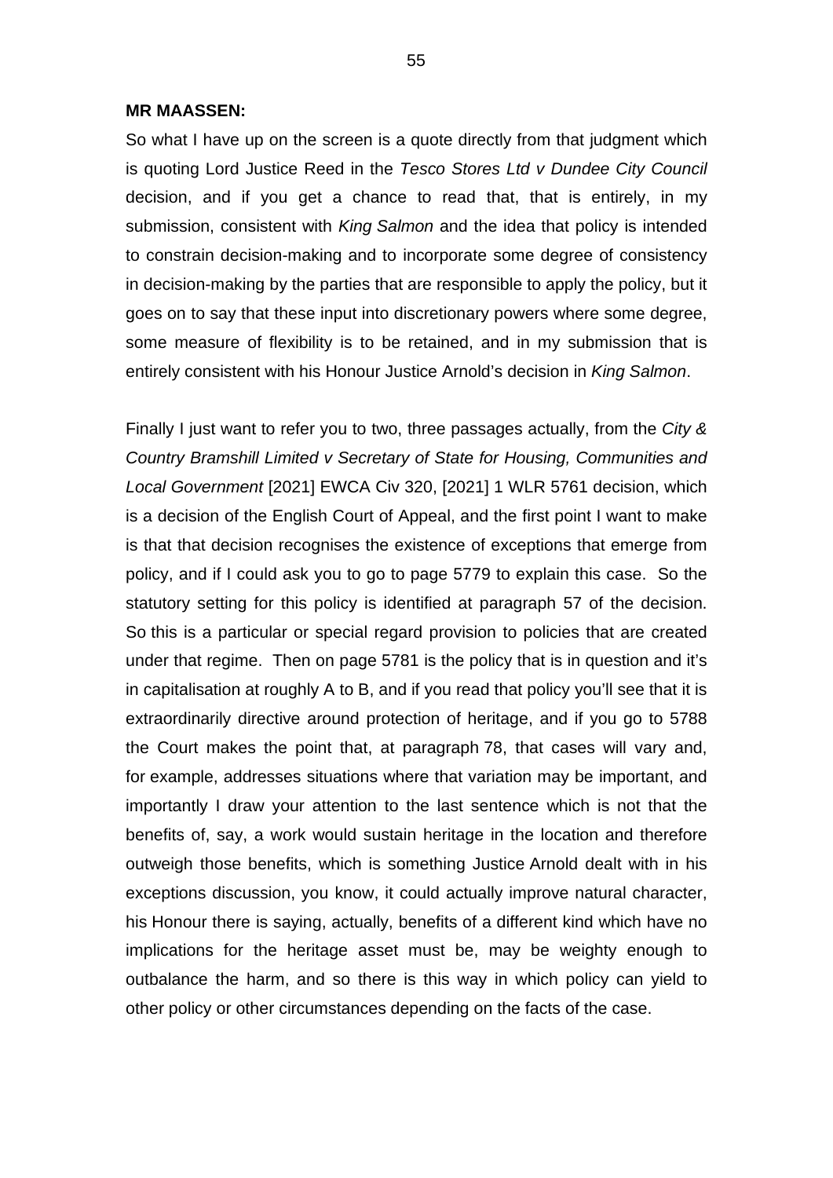**MR MAASSEN:**

So what I have up on the screen is a quote directly from that judgment which is quoting Lord Justice Reed in the *Tesco Stores Ltd v Dundee City Council* decision, and if you get a chance to read that, that is entirely, in my submission, consistent with *King Salmon* and the idea that policy is intended to constrain decision-making and to incorporate some degree of consistency in decision-making by the parties that are responsible to apply the policy, but it goes on to say that these input into discretionary powers where some degree, some measure of flexibility is to be retained, and in my submission that is entirely consistent with his Honour Justice Arnold's decision in *King Salmon*.

Finally I just want to refer you to two, three passages actually, from the *City & Country Bramshill Limited v Secretary of State for Housing, Communities and Local Government* [2021] EWCA Civ 320, [2021] 1 WLR 5761 decision, which is a decision of the English Court of Appeal, and the first point I want to make is that that decision recognises the existence of exceptions that emerge from policy, and if I could ask you to go to page 5779 to explain this case. So the statutory setting for this policy is identified at paragraph 57 of the decision. So this is a particular or special regard provision to policies that are created under that regime. Then on page 5781 is the policy that is in question and it's in capitalisation at roughly A to B, and if you read that policy you'll see that it is extraordinarily directive around protection of heritage, and if you go to 5788 the Court makes the point that, at paragraph 78, that cases will vary and, for example, addresses situations where that variation may be important, and importantly I draw your attention to the last sentence which is not that the benefits of, say, a work would sustain heritage in the location and therefore outweigh those benefits, which is something Justice Arnold dealt with in his exceptions discussion, you know, it could actually improve natural character, his Honour there is saying, actually, benefits of a different kind which have no implications for the heritage asset must be, may be weighty enough to outbalance the harm, and so there is this way in which policy can yield to other policy or other circumstances depending on the facts of the case.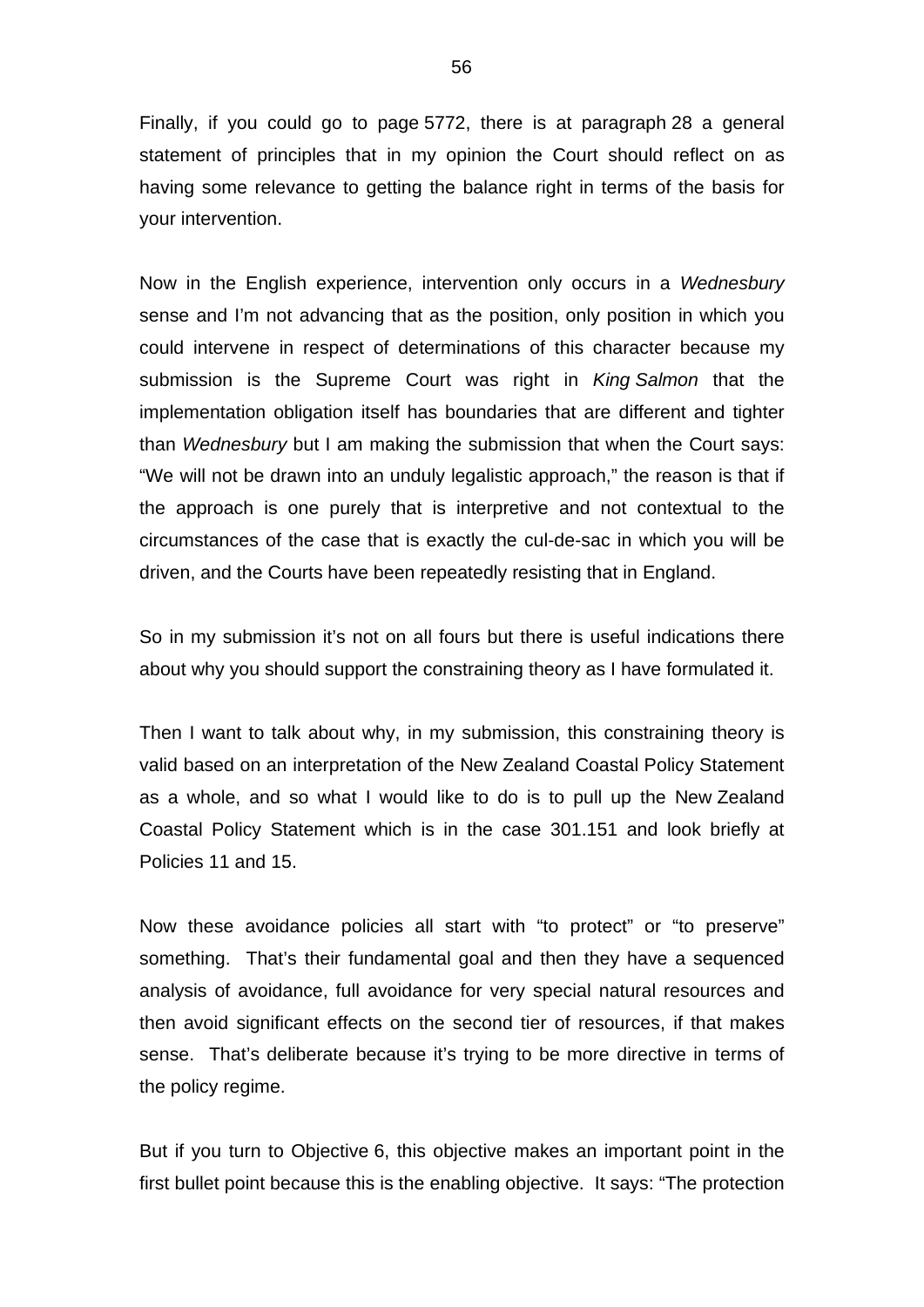Finally, if you could go to page 5772, there is at paragraph 28 a general statement of principles that in my opinion the Court should reflect on as having some relevance to getting the balance right in terms of the basis for your intervention.

Now in the English experience, intervention only occurs in a *Wednesbury* sense and I'm not advancing that as the position, only position in which you could intervene in respect of determinations of this character because my submission is the Supreme Court was right in *King Salmon* that the implementation obligation itself has boundaries that are different and tighter than *Wednesbury* but I am making the submission that when the Court says: "We will not be drawn into an unduly legalistic approach," the reason is that if the approach is one purely that is interpretive and not contextual to the circumstances of the case that is exactly the cul-de-sac in which you will be driven, and the Courts have been repeatedly resisting that in England.

So in my submission it's not on all fours but there is useful indications there about why you should support the constraining theory as I have formulated it.

Then I want to talk about why, in my submission, this constraining theory is valid based on an interpretation of the New Zealand Coastal Policy Statement as a whole, and so what I would like to do is to pull up the New Zealand Coastal Policy Statement which is in the case 301.151 and look briefly at Policies 11 and 15.

Now these avoidance policies all start with "to protect" or "to preserve" something. That's their fundamental goal and then they have a sequenced analysis of avoidance, full avoidance for very special natural resources and then avoid significant effects on the second tier of resources, if that makes sense. That's deliberate because it's trying to be more directive in terms of the policy regime.

But if you turn to Objective 6, this objective makes an important point in the first bullet point because this is the enabling objective. It says: "The protection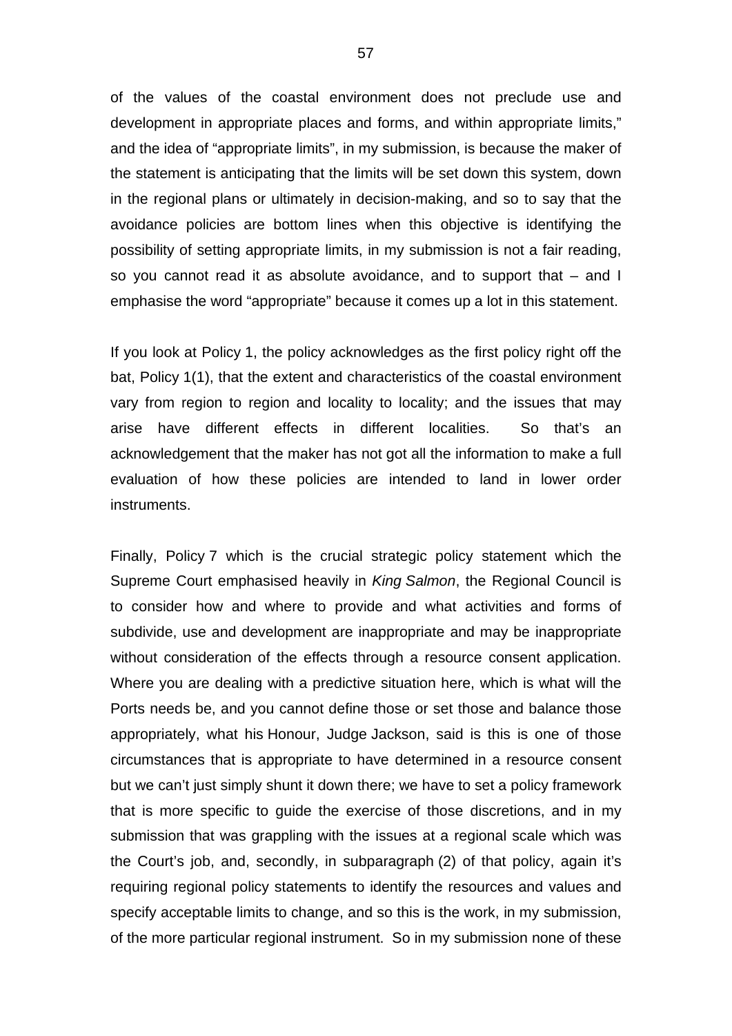of the values of the coastal environment does not preclude use and development in appropriate places and forms, and within appropriate limits," and the idea of "appropriate limits", in my submission, is because the maker of the statement is anticipating that the limits will be set down this system, down in the regional plans or ultimately in decision-making, and so to say that the avoidance policies are bottom lines when this objective is identifying the possibility of setting appropriate limits, in my submission is not a fair reading, so you cannot read it as absolute avoidance, and to support that – and I emphasise the word "appropriate" because it comes up a lot in this statement.

If you look at Policy 1, the policy acknowledges as the first policy right off the bat, Policy 1(1), that the extent and characteristics of the coastal environment vary from region to region and locality to locality; and the issues that may arise have different effects in different localities. So that's an acknowledgement that the maker has not got all the information to make a full evaluation of how these policies are intended to land in lower order instruments.

Finally, Policy 7 which is the crucial strategic policy statement which the Supreme Court emphasised heavily in *King Salmon*, the Regional Council is to consider how and where to provide and what activities and forms of subdivide, use and development are inappropriate and may be inappropriate without consideration of the effects through a resource consent application. Where you are dealing with a predictive situation here, which is what will the Ports needs be, and you cannot define those or set those and balance those appropriately, what his Honour, Judge Jackson, said is this is one of those circumstances that is appropriate to have determined in a resource consent but we can't just simply shunt it down there; we have to set a policy framework that is more specific to guide the exercise of those discretions, and in my submission that was grappling with the issues at a regional scale which was the Court's job, and, secondly, in subparagraph (2) of that policy, again it's requiring regional policy statements to identify the resources and values and specify acceptable limits to change, and so this is the work, in my submission, of the more particular regional instrument. So in my submission none of these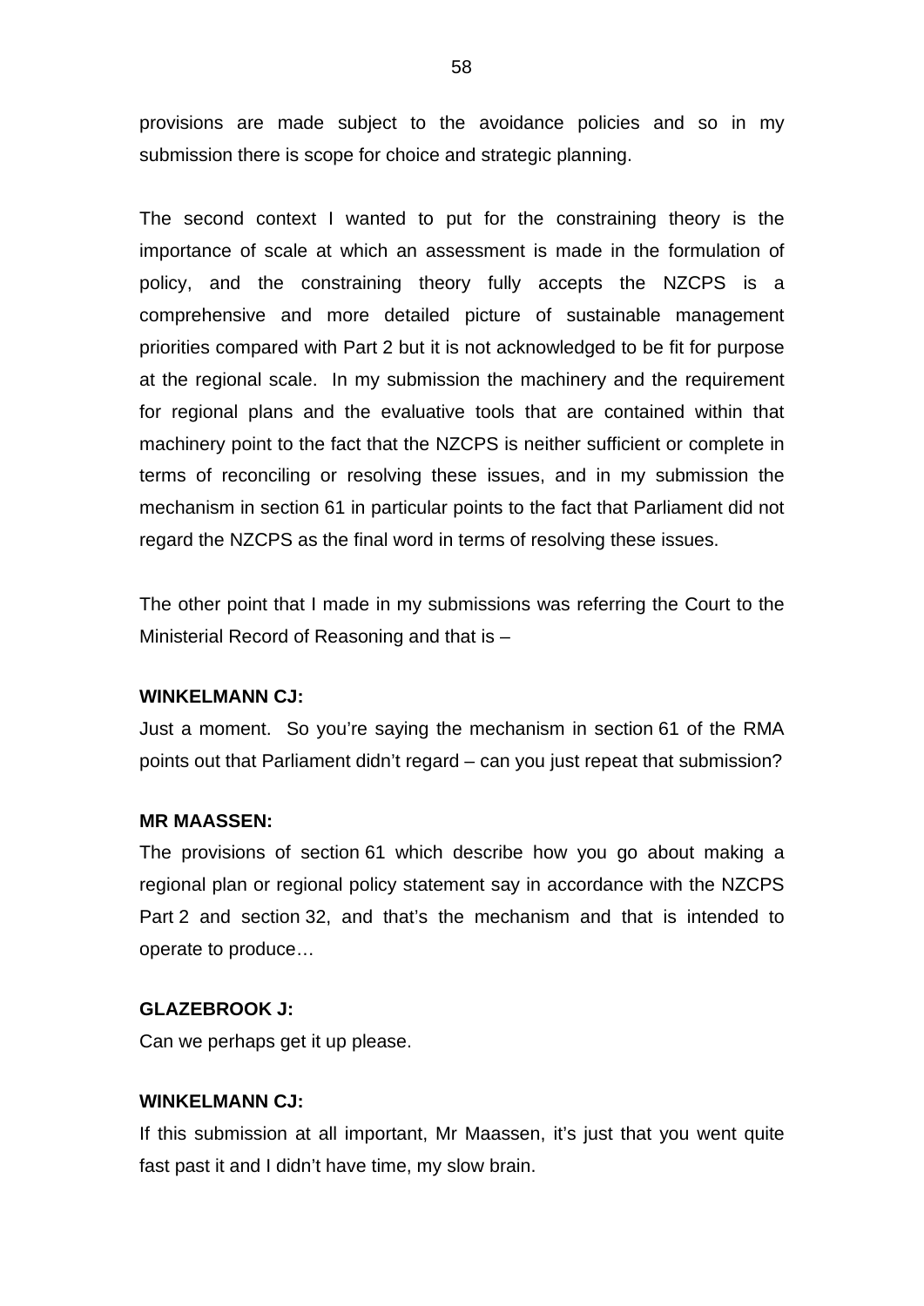provisions are made subject to the avoidance policies and so in my submission there is scope for choice and strategic planning.

The second context I wanted to put for the constraining theory is the importance of scale at which an assessment is made in the formulation of policy, and the constraining theory fully accepts the NZCPS is a comprehensive and more detailed picture of sustainable management priorities compared with Part 2 but it is not acknowledged to be fit for purpose at the regional scale. In my submission the machinery and the requirement for regional plans and the evaluative tools that are contained within that machinery point to the fact that the NZCPS is neither sufficient or complete in terms of reconciling or resolving these issues, and in my submission the mechanism in section 61 in particular points to the fact that Parliament did not regard the NZCPS as the final word in terms of resolving these issues.

The other point that I made in my submissions was referring the Court to the Ministerial Record of Reasoning and that is –

**WINKELMANN CJ:**

Just a moment. So you're saying the mechanism in section 61 of the RMA points out that Parliament didn't regard – can you just repeat that submission?

**MR MAASSEN:**

The provisions of section 61 which describe how you go about making a regional plan or regional policy statement say in accordance with the NZCPS Part 2 and section 32, and that's the mechanism and that is intended to operate to produce…

**GLAZEBROOK J:**

Can we perhaps get it up please.

**WINKELMANN CJ:**

If this submission at all important, Mr Maassen, it's just that you went quite fast past it and I didn't have time, my slow brain.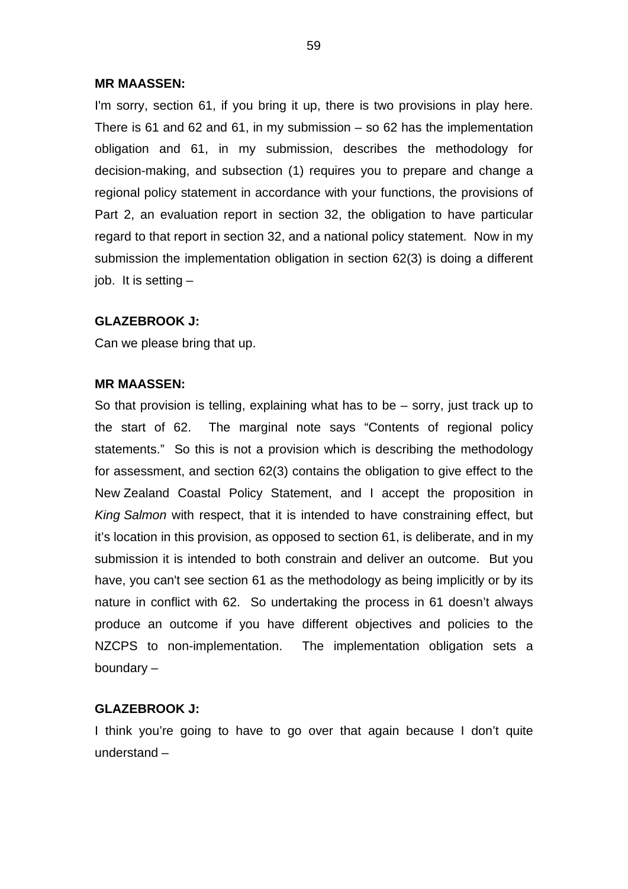**MR MAASSEN:**

I'm sorry, section 61, if you bring it up, there is two provisions in play here. There is 61 and 62 and 61, in my submission – so 62 has the implementation obligation and 61, in my submission, describes the methodology for decision-making, and subsection (1) requires you to prepare and change a regional policy statement in accordance with your functions, the provisions of Part 2, an evaluation report in section 32, the obligation to have particular regard to that report in section 32, and a national policy statement. Now in my submission the implementation obligation in section 62(3) is doing a different job. It is setting –

**GLAZEBROOK J:**

Can we please bring that up.

**MR MAASSEN:**

So that provision is telling, explaining what has to be – sorry, just track up to the start of 62. The marginal note says "Contents of regional policy statements." So this is not a provision which is describing the methodology for assessment, and section 62(3) contains the obligation to give effect to the New Zealand Coastal Policy Statement, and I accept the proposition in *King Salmon* with respect, that it is intended to have constraining effect, but it's location in this provision, as opposed to section 61, is deliberate, and in my submission it is intended to both constrain and deliver an outcome. But you have, you can't see section 61 as the methodology as being implicitly or by its nature in conflict with 62. So undertaking the process in 61 doesn't always produce an outcome if you have different objectives and policies to the NZCPS to non-implementation. The implementation obligation sets a boundary –

**GLAZEBROOK J:**

I think you're going to have to go over that again because I don't quite understand –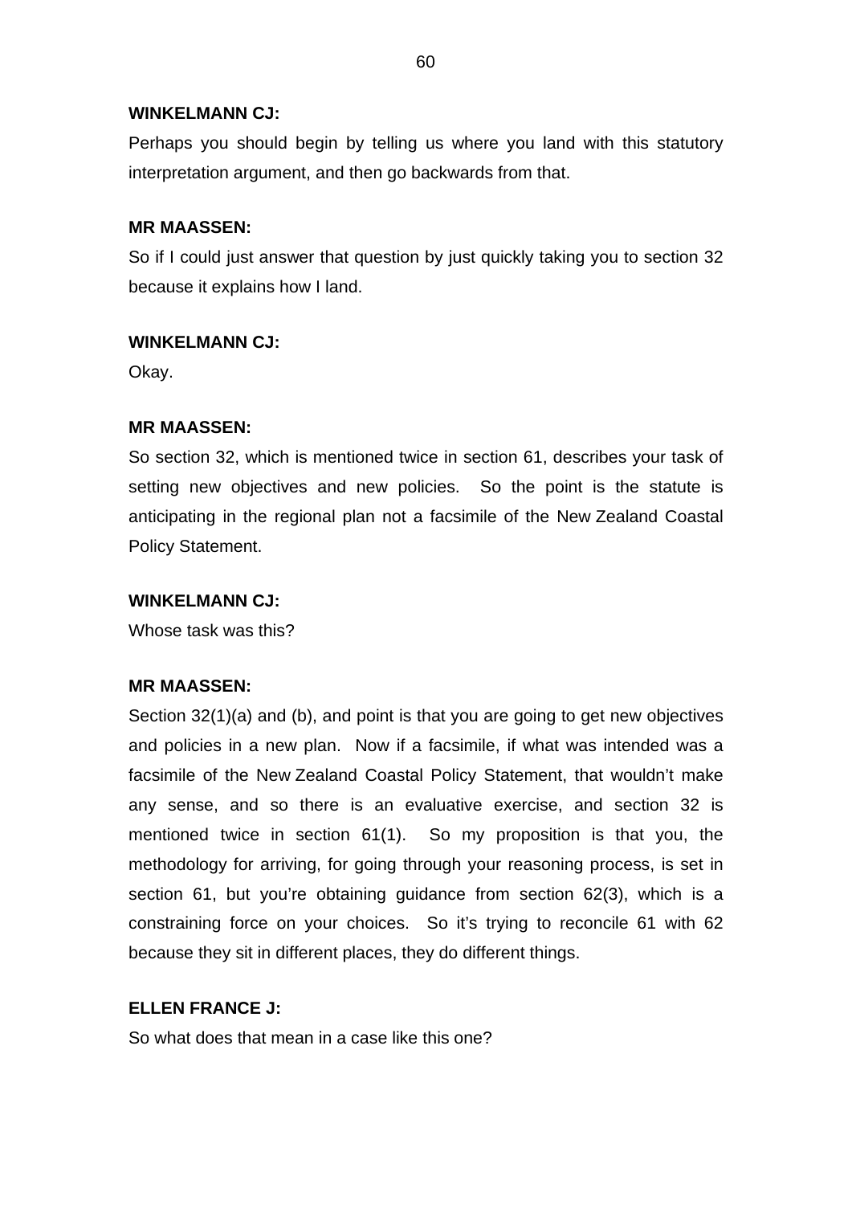**WINKELMANN CJ:**

Perhaps you should begin by telling us where you land with this statutory interpretation argument, and then go backwards from that.

**MR MAASSEN:**

So if I could just answer that question by just quickly taking you to section 32 because it explains how I land.

**WINKELMANN CJ:**

Okay.

**MR MAASSEN:**

So section 32, which is mentioned twice in section 61, describes your task of setting new objectives and new policies. So the point is the statute is anticipating in the regional plan not a facsimile of the New Zealand Coastal Policy Statement.

**WINKELMANN CJ:**

Whose task was this?

**MR MAASSEN:**

Section 32(1)(a) and (b), and point is that you are going to get new objectives and policies in a new plan. Now if a facsimile, if what was intended was a facsimile of the New Zealand Coastal Policy Statement, that wouldn't make any sense, and so there is an evaluative exercise, and section 32 is mentioned twice in section 61(1). So my proposition is that you, the methodology for arriving, for going through your reasoning process, is set in section 61, but you're obtaining guidance from section 62(3), which is a constraining force on your choices. So it's trying to reconcile 61 with 62 because they sit in different places, they do different things.

**ELLEN FRANCE J:**

So what does that mean in a case like this one?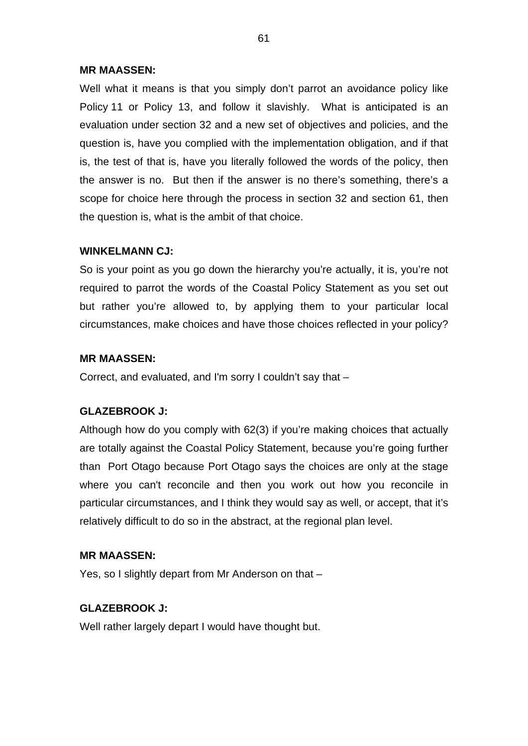**MR MAASSEN:**

Well what it means is that you simply don't parrot an avoidance policy like Policy 11 or Policy 13, and follow it slavishly. What is anticipated is an evaluation under section 32 and a new set of objectives and policies, and the question is, have you complied with the implementation obligation, and if that is, the test of that is, have you literally followed the words of the policy, then the answer is no. But then if the answer is no there's something, there's a scope for choice here through the process in section 32 and section 61, then the question is, what is the ambit of that choice.

**WINKELMANN CJ:**

So is your point as you go down the hierarchy you're actually, it is, you're not required to parrot the words of the Coastal Policy Statement as you set out but rather you're allowed to, by applying them to your particular local circumstances, make choices and have those choices reflected in your policy?

**MR MAASSEN:**

Correct, and evaluated, and I'm sorry I couldn't say that –

**GLAZEBROOK J:**

Although how do you comply with 62(3) if you're making choices that actually are totally against the Coastal Policy Statement, because you're going further than Port Otago because Port Otago says the choices are only at the stage where you can't reconcile and then you work out how you reconcile in particular circumstances, and I think they would say as well, or accept, that it's relatively difficult to do so in the abstract, at the regional plan level.

**MR MAASSEN:**

Yes, so I slightly depart from Mr Anderson on that –

**GLAZEBROOK J:**

Well rather largely depart I would have thought but.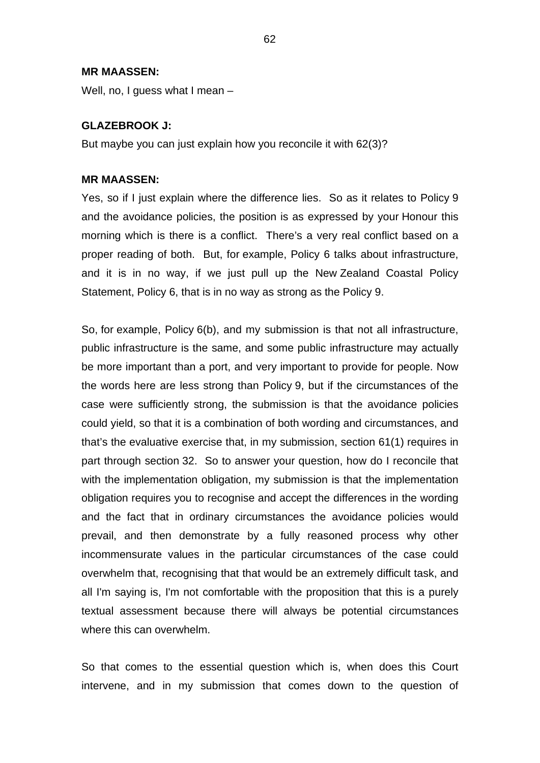**MR MAASSEN:**

Well, no, I guess what I mean –

**GLAZEBROOK J:**

But maybe you can just explain how you reconcile it with 62(3)?

**MR MAASSEN:**

Yes, so if I just explain where the difference lies. So as it relates to Policy 9 and the avoidance policies, the position is as expressed by your Honour this morning which is there is a conflict. There's a very real conflict based on a proper reading of both. But, for example, Policy 6 talks about infrastructure, and it is in no way, if we just pull up the New Zealand Coastal Policy Statement, Policy 6, that is in no way as strong as the Policy 9.

So, for example, Policy 6(b), and my submission is that not all infrastructure, public infrastructure is the same, and some public infrastructure may actually be more important than a port, and very important to provide for people. Now the words here are less strong than Policy 9, but if the circumstances of the case were sufficiently strong, the submission is that the avoidance policies could yield, so that it is a combination of both wording and circumstances, and that's the evaluative exercise that, in my submission, section 61(1) requires in part through section 32. So to answer your question, how do I reconcile that with the implementation obligation, my submission is that the implementation obligation requires you to recognise and accept the differences in the wording and the fact that in ordinary circumstances the avoidance policies would prevail, and then demonstrate by a fully reasoned process why other incommensurate values in the particular circumstances of the case could overwhelm that, recognising that that would be an extremely difficult task, and all I'm saying is, I'm not comfortable with the proposition that this is a purely textual assessment because there will always be potential circumstances where this can overwhelm.

So that comes to the essential question which is, when does this Court intervene, and in my submission that comes down to the question of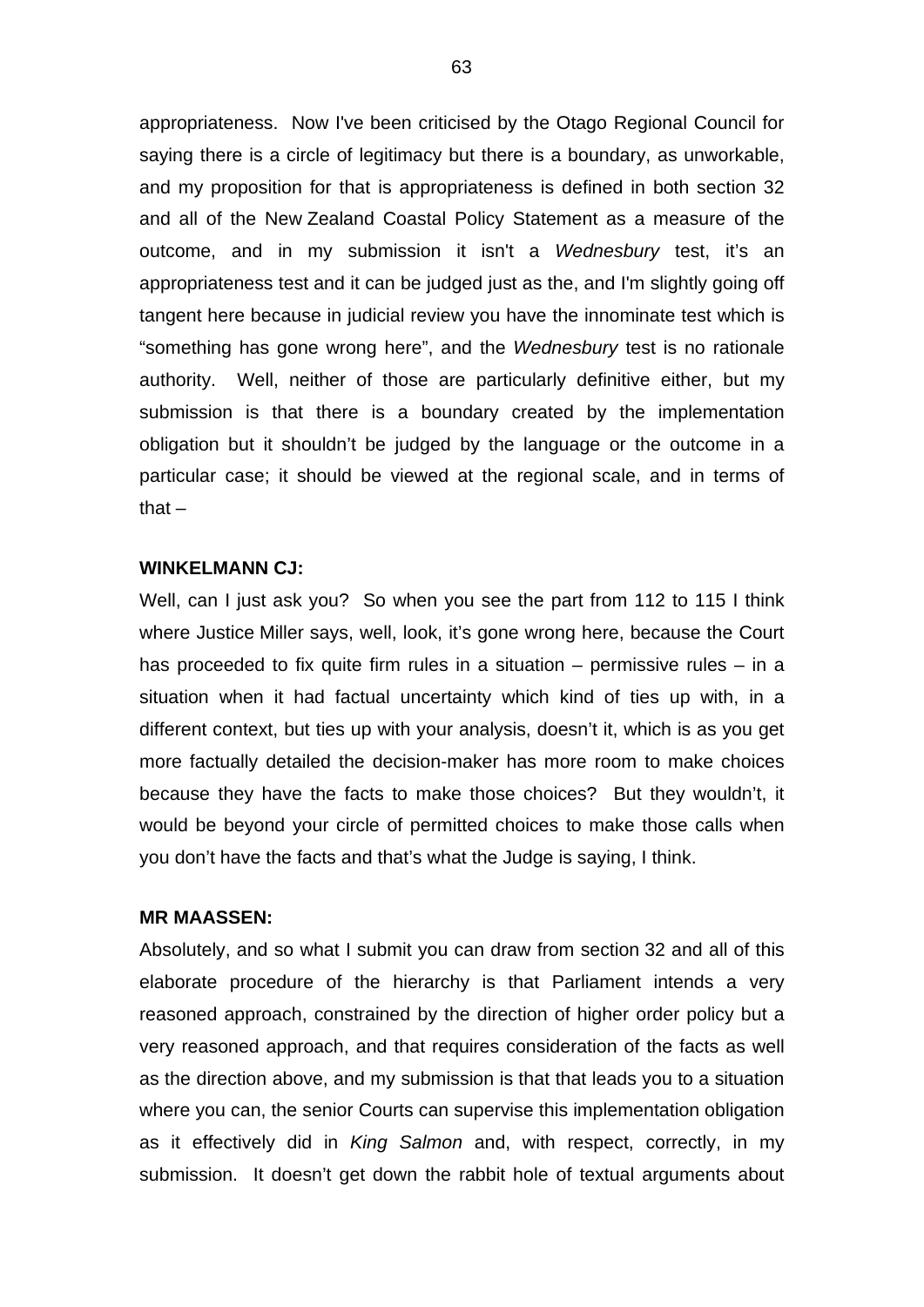appropriateness. Now I've been criticised by the Otago Regional Council for saying there is a circle of legitimacy but there is a boundary, as unworkable, and my proposition for that is appropriateness is defined in both section 32 and all of the New Zealand Coastal Policy Statement as a measure of the outcome, and in my submission it isn't a *Wednesbury* test, it's an appropriateness test and it can be judged just as the, and I'm slightly going off tangent here because in judicial review you have the innominate test which is "something has gone wrong here", and the *Wednesbury* test is no rationale authority. Well, neither of those are particularly definitive either, but my submission is that there is a boundary created by the implementation obligation but it shouldn't be judged by the language or the outcome in a particular case; it should be viewed at the regional scale, and in terms of that –

**WINKELMANN CJ:**

Well, can I just ask you? So when you see the part from 112 to 115 I think where Justice Miller says, well, look, it's gone wrong here, because the Court has proceeded to fix quite firm rules in a situation – permissive rules – in a situation when it had factual uncertainty which kind of ties up with, in a different context, but ties up with your analysis, doesn't it, which is as you get more factually detailed the decision-maker has more room to make choices because they have the facts to make those choices? But they wouldn't, it would be beyond your circle of permitted choices to make those calls when you don't have the facts and that's what the Judge is saying, I think.

**MR MAASSEN:**

Absolutely, and so what I submit you can draw from section 32 and all of this elaborate procedure of the hierarchy is that Parliament intends a very reasoned approach, constrained by the direction of higher order policy but a very reasoned approach, and that requires consideration of the facts as well as the direction above, and my submission is that that leads you to a situation where you can, the senior Courts can supervise this implementation obligation as it effectively did in *King Salmon* and, with respect, correctly, in my submission. It doesn't get down the rabbit hole of textual arguments about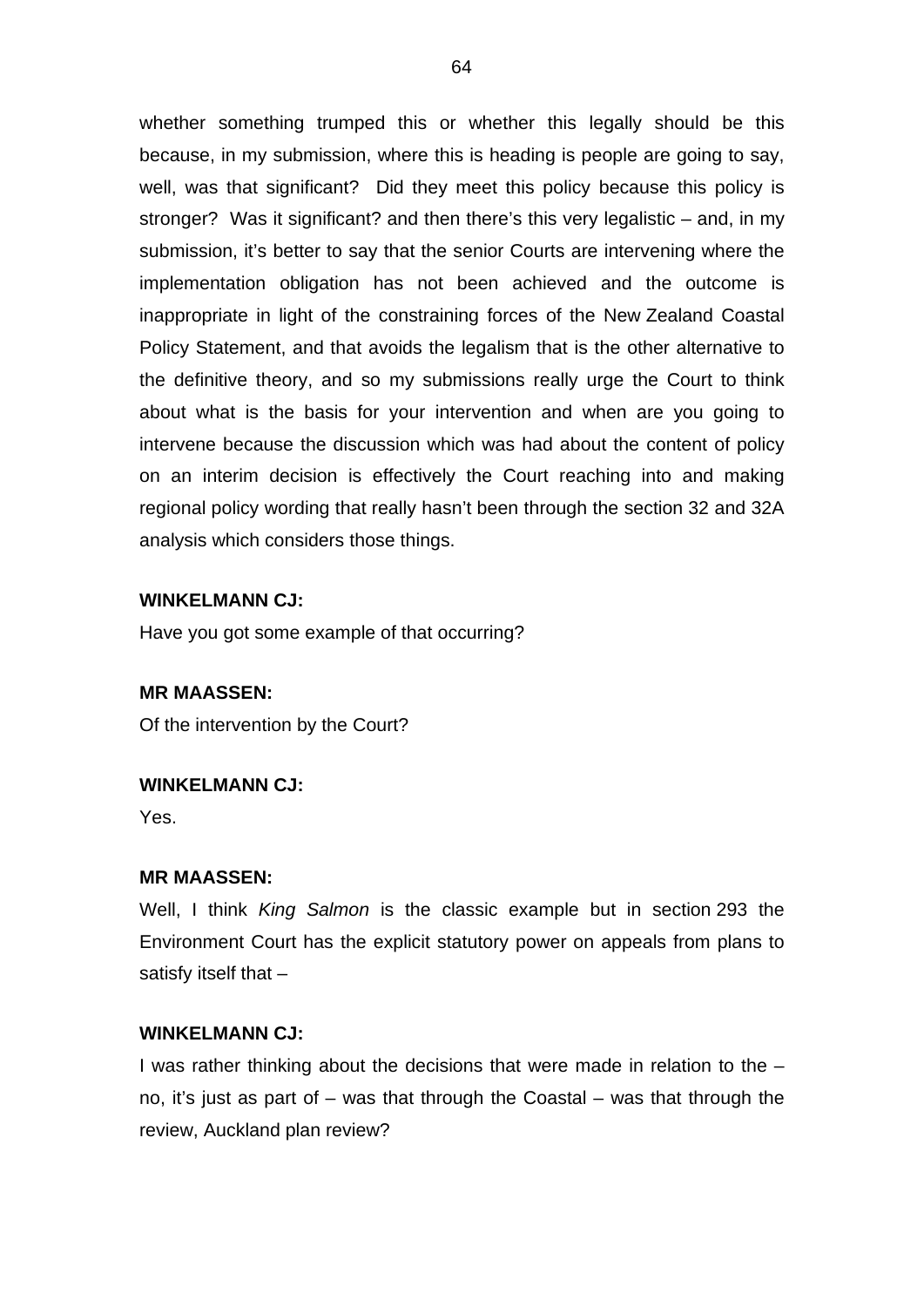whether something trumped this or whether this legally should be this because, in my submission, where this is heading is people are going to say, well, was that significant? Did they meet this policy because this policy is stronger? Was it significant? and then there's this very legalistic – and, in my submission, it's better to say that the senior Courts are intervening where the implementation obligation has not been achieved and the outcome is inappropriate in light of the constraining forces of the New Zealand Coastal Policy Statement, and that avoids the legalism that is the other alternative to the definitive theory, and so my submissions really urge the Court to think about what is the basis for your intervention and when are you going to intervene because the discussion which was had about the content of policy on an interim decision is effectively the Court reaching into and making regional policy wording that really hasn't been through the section 32 and 32A analysis which considers those things.

**WINKELMANN CJ:**

Have you got some example of that occurring?

**MR MAASSEN:**

Of the intervention by the Court?

**WINKELMANN CJ:**

Yes.

**MR MAASSEN:**

Well, I think *King Salmon* is the classic example but in section 293 the Environment Court has the explicit statutory power on appeals from plans to satisfy itself that –

**WINKELMANN CJ:**

I was rather thinking about the decisions that were made in relation to the – no, it's just as part of – was that through the Coastal – was that through the review, Auckland plan review?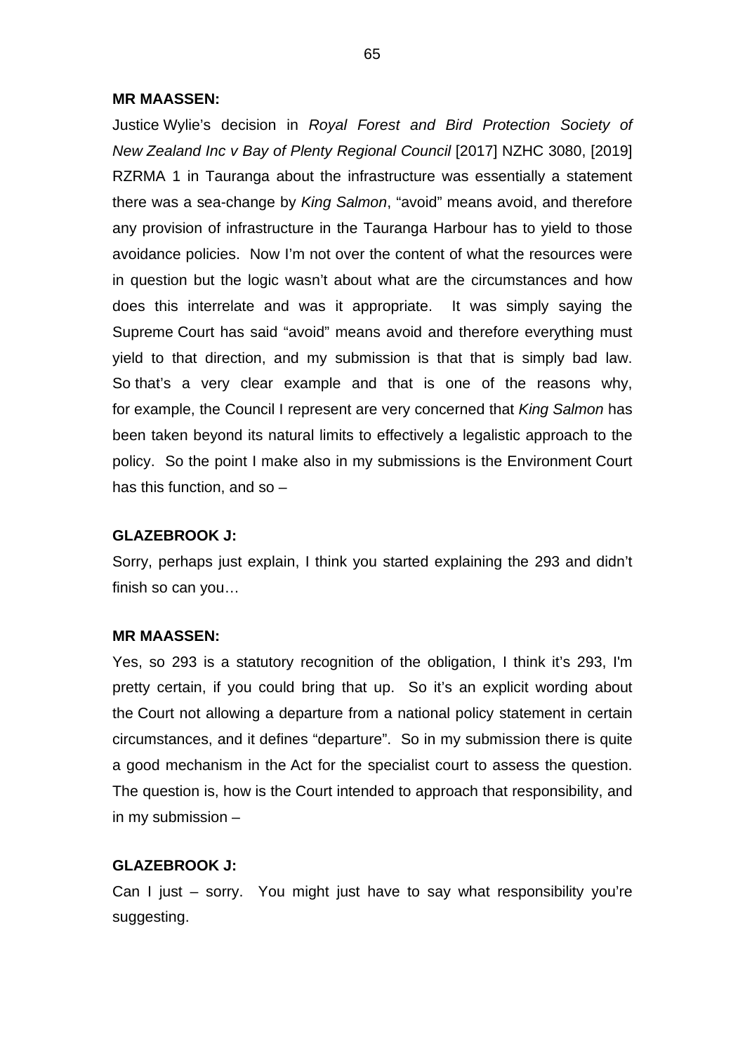**MR MAASSEN:**

Justice Wylie's decision in *Royal Forest and Bird Protection Society of New Zealand Inc v Bay of Plenty Regional Council* [2017] NZHC 3080, [2019] RZRMA 1 in Tauranga about the infrastructure was essentially a statement there was a sea-change by *King Salmon*, "avoid" means avoid, and therefore any provision of infrastructure in the Tauranga Harbour has to yield to those avoidance policies. Now I'm not over the content of what the resources were in question but the logic wasn't about what are the circumstances and how does this interrelate and was it appropriate. It was simply saying the Supreme Court has said "avoid" means avoid and therefore everything must yield to that direction, and my submission is that that is simply bad law. So that's a very clear example and that is one of the reasons why, for example, the Council I represent are very concerned that *King Salmon* has been taken beyond its natural limits to effectively a legalistic approach to the policy. So the point I make also in my submissions is the Environment Court has this function, and so –

**GLAZEBROOK J:**

Sorry, perhaps just explain, I think you started explaining the 293 and didn't finish so can you…

**MR MAASSEN:**

Yes, so 293 is a statutory recognition of the obligation, I think it's 293, I'm pretty certain, if you could bring that up. So it's an explicit wording about the Court not allowing a departure from a national policy statement in certain circumstances, and it defines "departure". So in my submission there is quite a good mechanism in the Act for the specialist court to assess the question. The question is, how is the Court intended to approach that responsibility, and in my submission –

**GLAZEBROOK J:**

Can I just – sorry. You might just have to say what responsibility you're suggesting.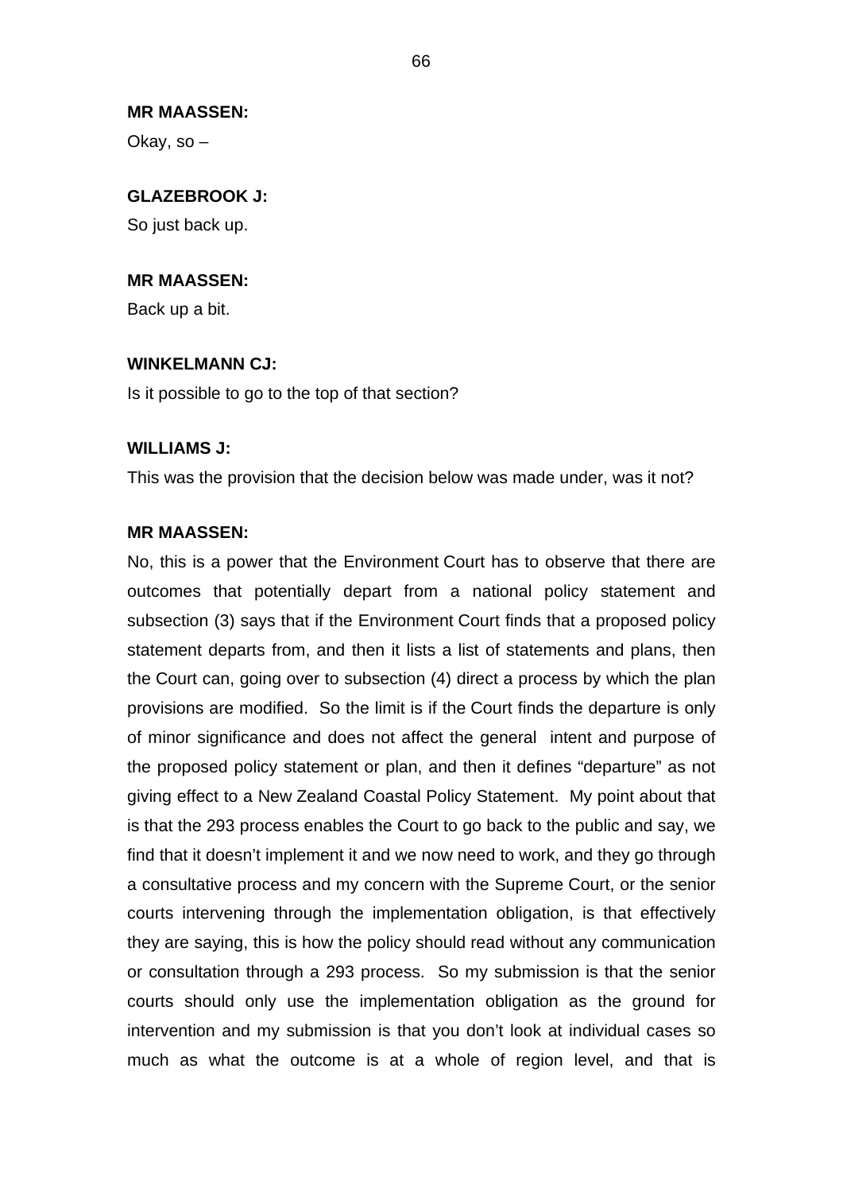**MR MAASSEN:**

Okay, so –

**GLAZEBROOK J:**

So just back up.

**MR MAASSEN:**

Back up a bit.

**WINKELMANN CJ:**

Is it possible to go to the top of that section?

**WILLIAMS J:**

This was the provision that the decision below was made under, was it not?

**MR MAASSEN:**

No, this is a power that the Environment Court has to observe that there are outcomes that potentially depart from a national policy statement and subsection (3) says that if the Environment Court finds that a proposed policy statement departs from, and then it lists a list of statements and plans, then the Court can, going over to subsection (4) direct a process by which the plan provisions are modified. So the limit is if the Court finds the departure is only of minor significance and does not affect the general intent and purpose of the proposed policy statement or plan, and then it defines "departure" as not giving effect to a New Zealand Coastal Policy Statement. My point about that is that the 293 process enables the Court to go back to the public and say, we find that it doesn't implement it and we now need to work, and they go through a consultative process and my concern with the Supreme Court, or the senior courts intervening through the implementation obligation, is that effectively they are saying, this is how the policy should read without any communication or consultation through a 293 process. So my submission is that the senior courts should only use the implementation obligation as the ground for intervention and my submission is that you don't look at individual cases so much as what the outcome is at a whole of region level, and that is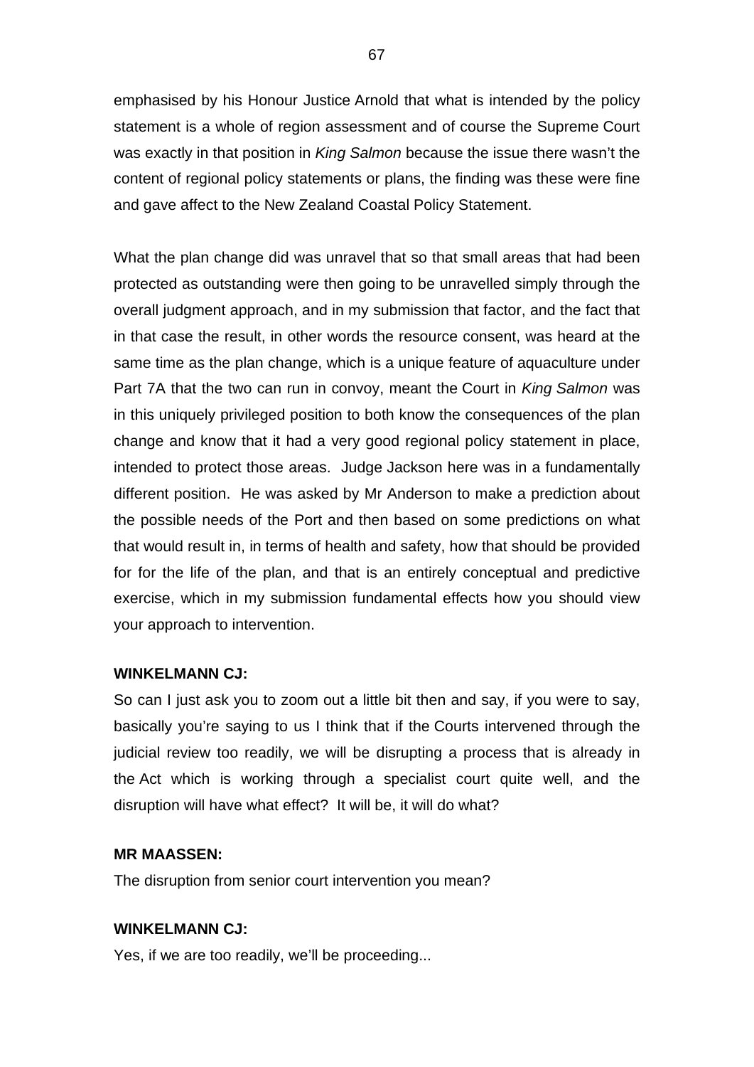emphasised by his Honour Justice Arnold that what is intended by the policy statement is a whole of region assessment and of course the Supreme Court was exactly in that position in *King Salmon* because the issue there wasn't the content of regional policy statements or plans, the finding was these were fine and gave affect to the New Zealand Coastal Policy Statement.

What the plan change did was unravel that so that small areas that had been protected as outstanding were then going to be unravelled simply through the overall judgment approach, and in my submission that factor, and the fact that in that case the result, in other words the resource consent, was heard at the same time as the plan change, which is a unique feature of aquaculture under Part 7A that the two can run in convoy, meant the Court in *King Salmon* was in this uniquely privileged position to both know the consequences of the plan change and know that it had a very good regional policy statement in place, intended to protect those areas. Judge Jackson here was in a fundamentally different position. He was asked by Mr Anderson to make a prediction about the possible needs of the Port and then based on some predictions on what that would result in, in terms of health and safety, how that should be provided for for the life of the plan, and that is an entirely conceptual and predictive exercise, which in my submission fundamental effects how you should view your approach to intervention.

**WINKELMANN CJ:**

So can I just ask you to zoom out a little bit then and say, if you were to say, basically you're saying to us I think that if the Courts intervened through the judicial review too readily, we will be disrupting a process that is already in the Act which is working through a specialist court quite well, and the disruption will have what effect? It will be, it will do what?

**MR MAASSEN:**

The disruption from senior court intervention you mean?

**WINKELMANN CJ:**

Yes, if we are too readily, we'll be proceeding...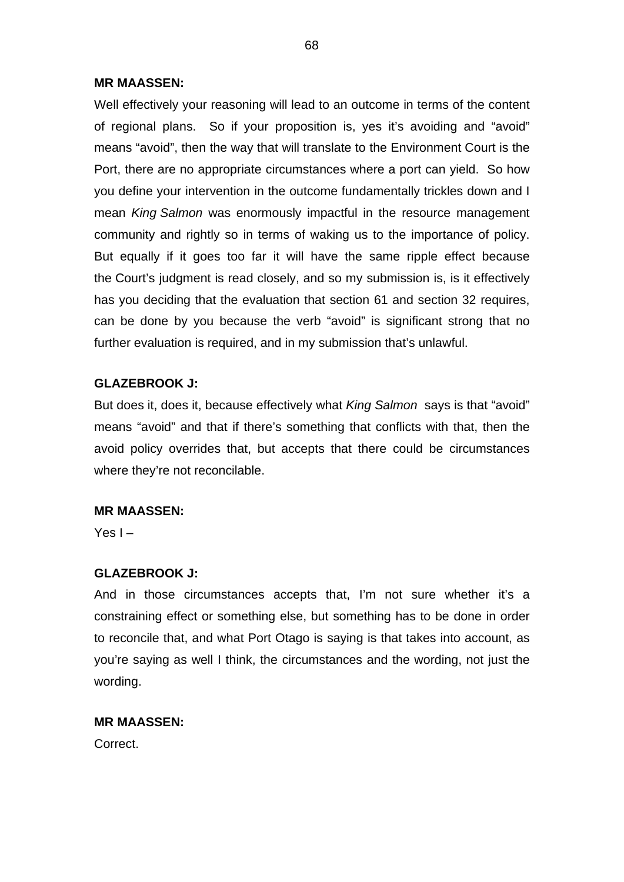**MR MAASSEN:**

Well effectively your reasoning will lead to an outcome in terms of the content of regional plans. So if your proposition is, yes it's avoiding and "avoid" means "avoid", then the way that will translate to the Environment Court is the Port, there are no appropriate circumstances where a port can yield. So how you define your intervention in the outcome fundamentally trickles down and I mean *King Salmon* was enormously impactful in the resource management community and rightly so in terms of waking us to the importance of policy. But equally if it goes too far it will have the same ripple effect because the Court's judgment is read closely, and so my submission is, is it effectively has you deciding that the evaluation that section 61 and section 32 requires, can be done by you because the verb "avoid" is significant strong that no further evaluation is required, and in my submission that's unlawful.

**GLAZEBROOK J:**

But does it, does it, because effectively what *King Salmon* says is that "avoid" means "avoid" and that if there's something that conflicts with that, then the avoid policy overrides that, but accepts that there could be circumstances where they're not reconcilable.

**MR MAASSEN:**

Yes I –

**GLAZEBROOK J:**

And in those circumstances accepts that, I'm not sure whether it's a constraining effect or something else, but something has to be done in order to reconcile that, and what Port Otago is saying is that takes into account, as you're saying as well I think, the circumstances and the wording, not just the wording.

**MR MAASSEN:**

Correct.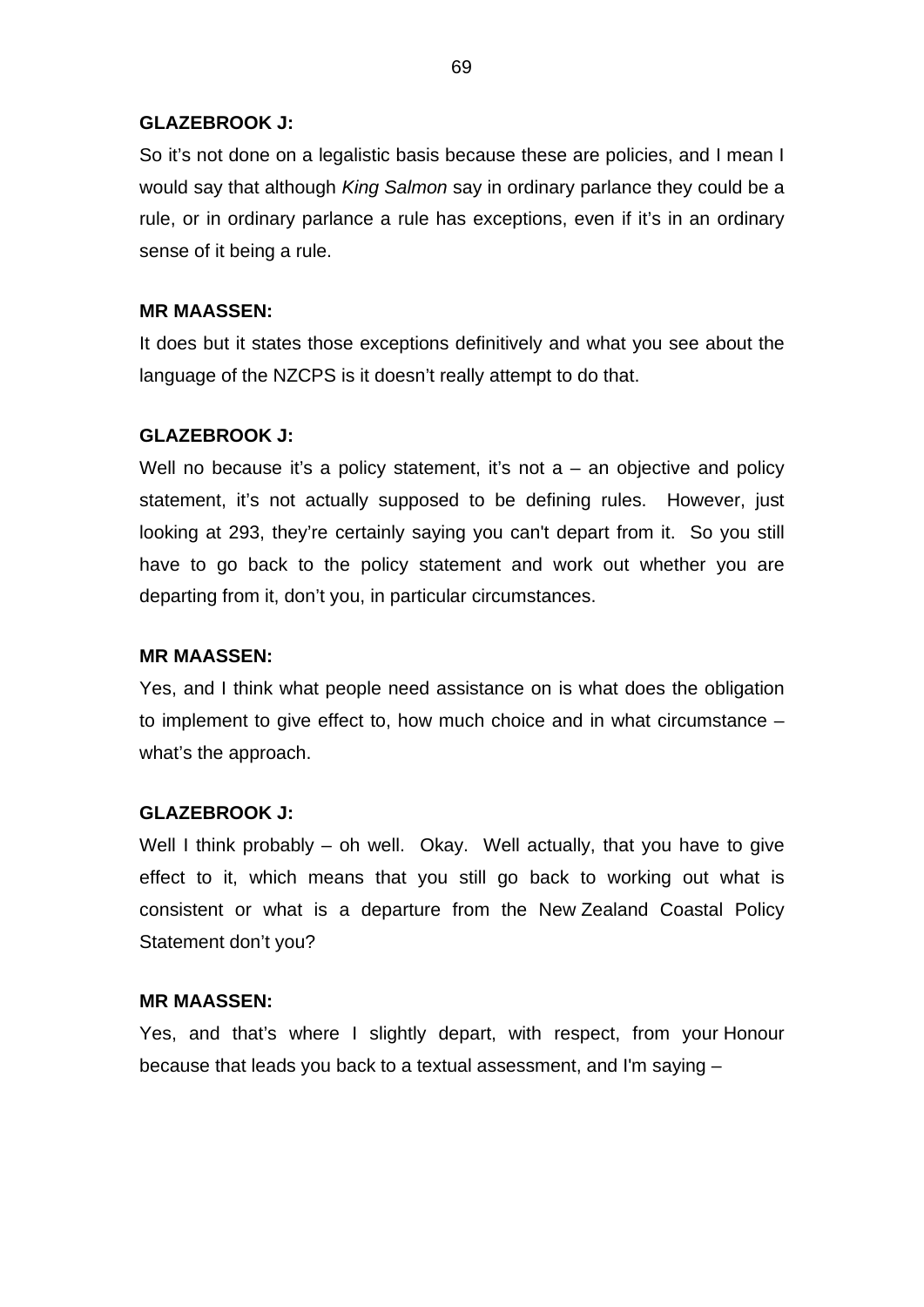**GLAZEBROOK J:**

So it's not done on a legalistic basis because these are policies, and I mean I would say that although *King Salmon* say in ordinary parlance they could be a rule, or in ordinary parlance a rule has exceptions, even if it's in an ordinary sense of it being a rule.

**MR MAASSEN:**

It does but it states those exceptions definitively and what you see about the language of the NZCPS is it doesn't really attempt to do that.

**GLAZEBROOK J:**

Well no because it's a policy statement, it's not a – an objective and policy statement, it's not actually supposed to be defining rules. However, just looking at 293, they're certainly saying you can't depart from it. So you still have to go back to the policy statement and work out whether you are departing from it, don't you, in particular circumstances.

**MR MAASSEN:**

Yes, and I think what people need assistance on is what does the obligation to implement to give effect to, how much choice and in what circumstance – what's the approach.

**GLAZEBROOK J:**

Well I think probably – oh well. Okay. Well actually, that you have to give effect to it, which means that you still go back to working out what is consistent or what is a departure from the New Zealand Coastal Policy Statement don't you?

**MR MAASSEN:**

Yes, and that's where I slightly depart, with respect, from your Honour because that leads you back to a textual assessment, and I'm saying –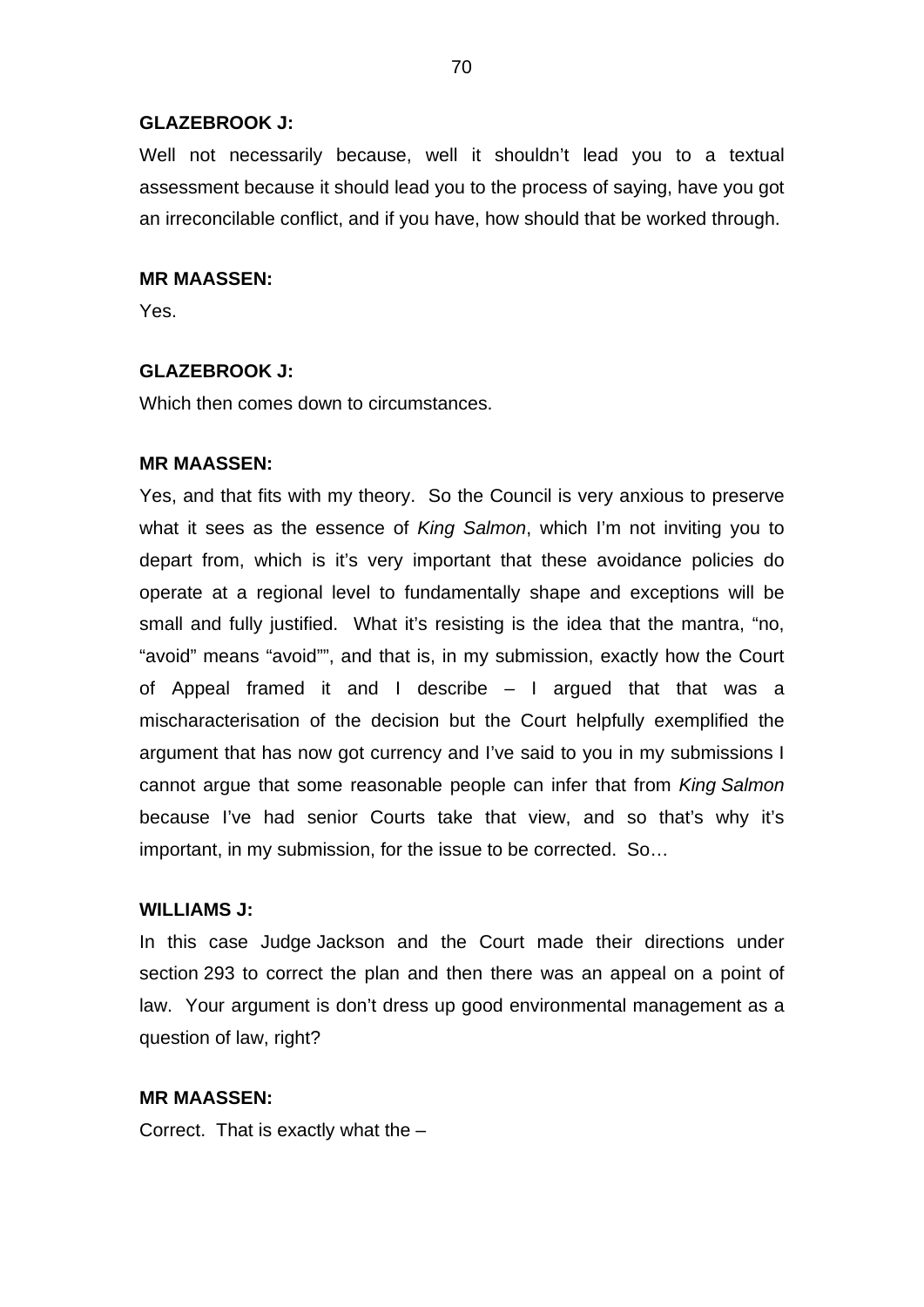**GLAZEBROOK J:**

Well not necessarily because, well it shouldn't lead you to a textual assessment because it should lead you to the process of saying, have you got an irreconcilable conflict, and if you have, how should that be worked through.

**MR MAASSEN:**

Yes.

**GLAZEBROOK J:**

Which then comes down to circumstances.

**MR MAASSEN:**

Yes, and that fits with my theory. So the Council is very anxious to preserve what it sees as the essence of *King Salmon*, which I'm not inviting you to depart from, which is it's very important that these avoidance policies do operate at a regional level to fundamentally shape and exceptions will be small and fully justified. What it's resisting is the idea that the mantra, "no, "avoid" means "avoid"", and that is, in my submission, exactly how the Court of Appeal framed it and I describe – I argued that that was a mischaracterisation of the decision but the Court helpfully exemplified the argument that has now got currency and I've said to you in my submissions I cannot argue that some reasonable people can infer that from *King Salmon* because I've had senior Courts take that view, and so that's why it's important, in my submission, for the issue to be corrected. So…

**WILLIAMS J:**

In this case Judge Jackson and the Court made their directions under section 293 to correct the plan and then there was an appeal on a point of law. Your argument is don't dress up good environmental management as a question of law, right?

**MR MAASSEN:**

Correct. That is exactly what the –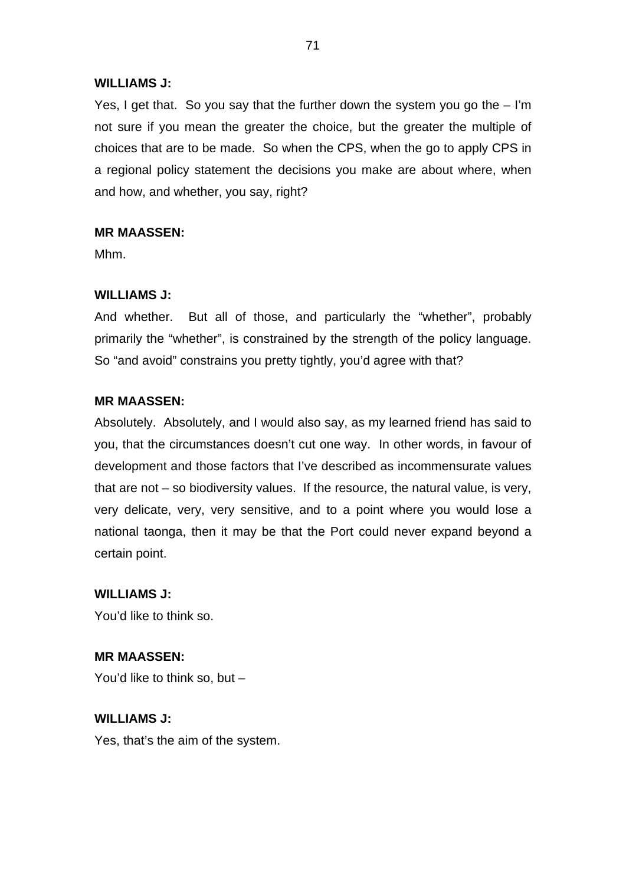**WILLIAMS J:**

Yes, I get that. So you say that the further down the system you go the – I'm not sure if you mean the greater the choice, but the greater the multiple of choices that are to be made. So when the CPS, when the go to apply CPS in a regional policy statement the decisions you make are about where, when and how, and whether, you say, right?

**MR MAASSEN:**

Mhm.

**WILLIAMS J:**

And whether. But all of those, and particularly the "whether", probably primarily the "whether", is constrained by the strength of the policy language. So "and avoid" constrains you pretty tightly, you'd agree with that?

**MR MAASSEN:**

Absolutely. Absolutely, and I would also say, as my learned friend has said to you, that the circumstances doesn't cut one way. In other words, in favour of development and those factors that I've described as incommensurate values that are not – so biodiversity values. If the resource, the natural value, is very, very delicate, very, very sensitive, and to a point where you would lose a national taonga, then it may be that the Port could never expand beyond a certain point.

**WILLIAMS J:**

You'd like to think so.

**MR MAASSEN:**

You'd like to think so, but –

**WILLIAMS J:**

Yes, that's the aim of the system.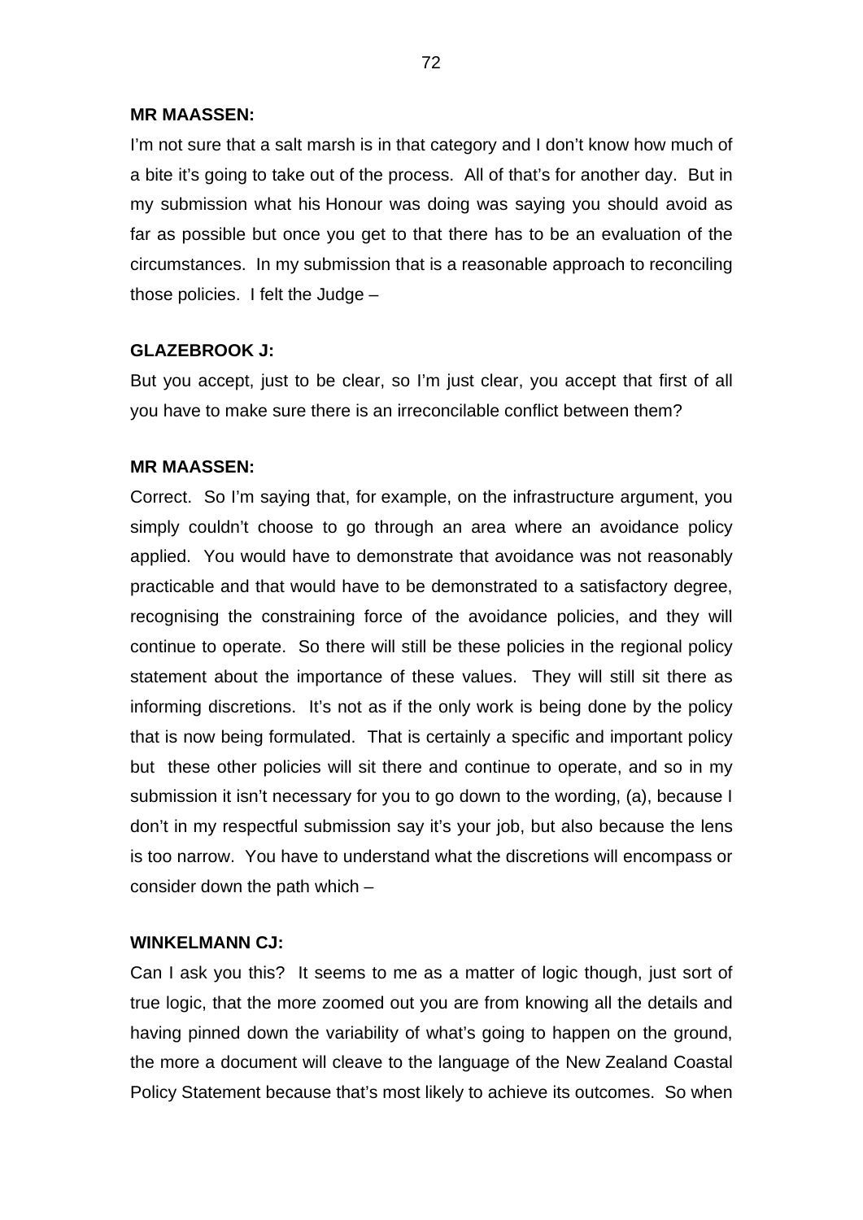**MR MAASSEN:**

I'm not sure that a salt marsh is in that category and I don't know how much of a bite it's going to take out of the process. All of that's for another day. But in my submission what his Honour was doing was saying you should avoid as far as possible but once you get to that there has to be an evaluation of the circumstances. In my submission that is a reasonable approach to reconciling those policies. I felt the Judge –

**GLAZEBROOK J:**

But you accept, just to be clear, so I'm just clear, you accept that first of all you have to make sure there is an irreconcilable conflict between them?

**MR MAASSEN:**

Correct. So I'm saying that, for example, on the infrastructure argument, you simply couldn't choose to go through an area where an avoidance policy applied. You would have to demonstrate that avoidance was not reasonably practicable and that would have to be demonstrated to a satisfactory degree, recognising the constraining force of the avoidance policies, and they will continue to operate. So there will still be these policies in the regional policy statement about the importance of these values. They will still sit there as informing discretions. It's not as if the only work is being done by the policy that is now being formulated. That is certainly a specific and important policy but these other policies will sit there and continue to operate, and so in my submission it isn't necessary for you to go down to the wording, (a), because I don't in my respectful submission say it's your job, but also because the lens is too narrow. You have to understand what the discretions will encompass or consider down the path which –

**WINKELMANN CJ:**

Can I ask you this? It seems to me as a matter of logic though, just sort of true logic, that the more zoomed out you are from knowing all the details and having pinned down the variability of what's going to happen on the ground, the more a document will cleave to the language of the New Zealand Coastal Policy Statement because that's most likely to achieve its outcomes. So when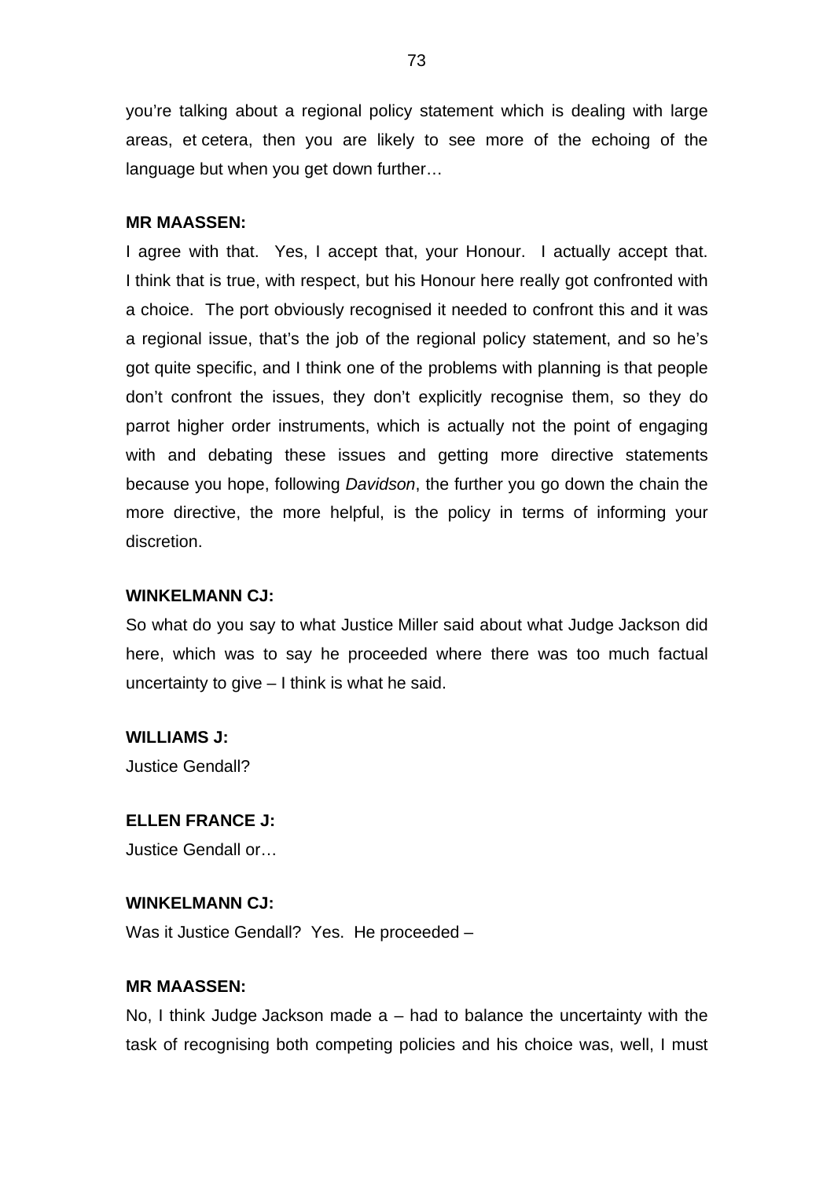you're talking about a regional policy statement which is dealing with large areas, et cetera, then you are likely to see more of the echoing of the language but when you get down further…

**MR MAASSEN:**

I agree with that. Yes, I accept that, your Honour. I actually accept that. I think that is true, with respect, but his Honour here really got confronted with a choice. The port obviously recognised it needed to confront this and it was a regional issue, that's the job of the regional policy statement, and so he's got quite specific, and I think one of the problems with planning is that people don't confront the issues, they don't explicitly recognise them, so they do parrot higher order instruments, which is actually not the point of engaging with and debating these issues and getting more directive statements because you hope, following *Davidson*, the further you go down the chain the more directive, the more helpful, is the policy in terms of informing your discretion.

**WINKELMANN CJ:**

So what do you say to what Justice Miller said about what Judge Jackson did here, which was to say he proceeded where there was too much factual uncertainty to give – I think is what he said.

**WILLIAMS J:**

Justice Gendall?

**ELLEN FRANCE J:**

Justice Gendall or…

**WINKELMANN CJ:**

Was it Justice Gendall? Yes. He proceeded –

**MR MAASSEN:**

No, I think Judge Jackson made a – had to balance the uncertainty with the task of recognising both competing policies and his choice was, well, I must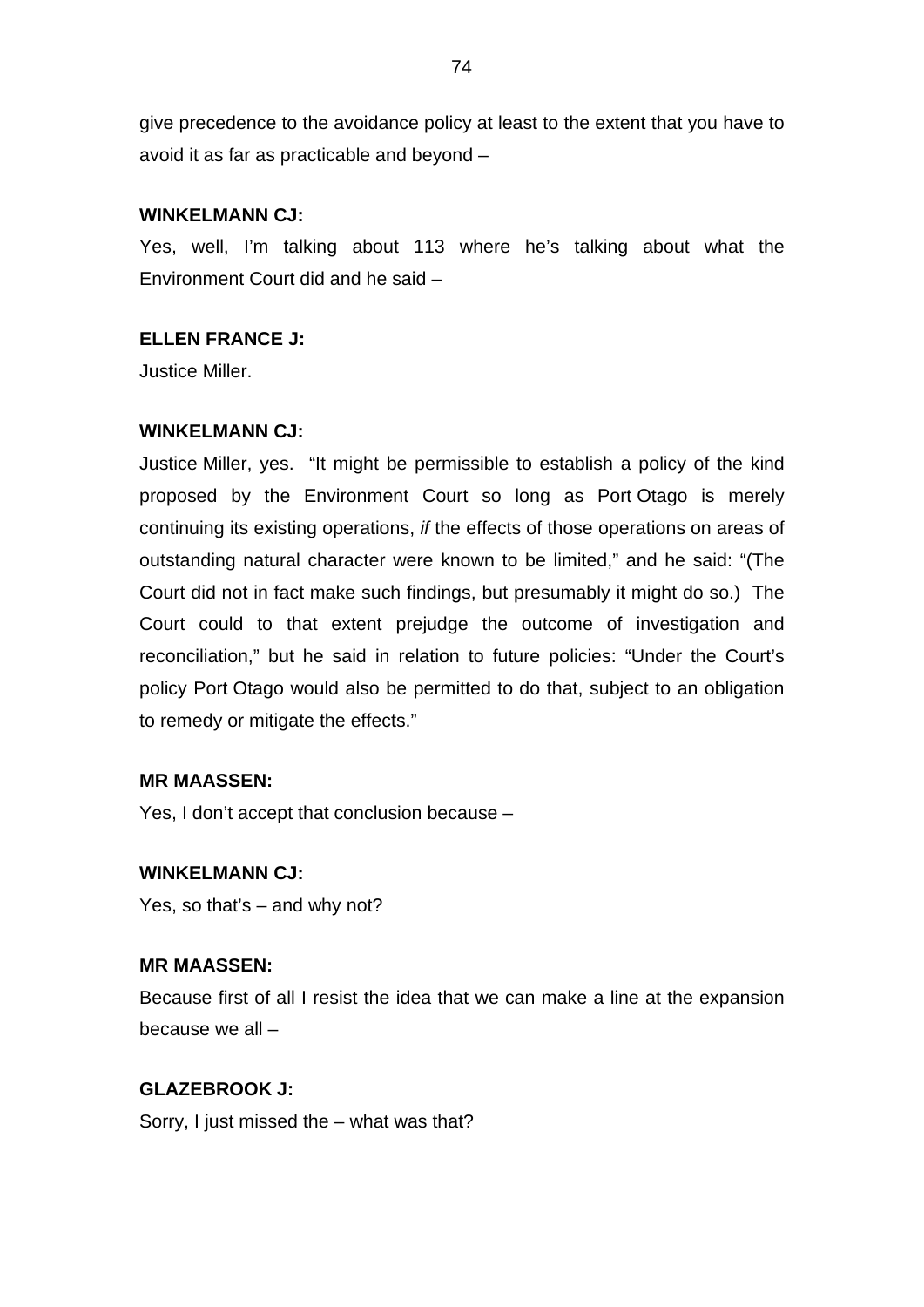give precedence to the avoidance policy at least to the extent that you have to avoid it as far as practicable and beyond –

**WINKELMANN CJ:**

Yes, well, I'm talking about 113 where he's talking about what the Environment Court did and he said –

**ELLEN FRANCE J:**

Justice Miller.

**WINKELMANN CJ:**

Justice Miller, yes. "It might be permissible to establish a policy of the kind proposed by the Environment Court so long as Port Otago is merely continuing its existing operations, *if* the effects of those operations on areas of outstanding natural character were known to be limited," and he said: "(The Court did not in fact make such findings, but presumably it might do so.) The Court could to that extent prejudge the outcome of investigation and reconciliation," but he said in relation to future policies: "Under the Court's policy Port Otago would also be permitted to do that, subject to an obligation to remedy or mitigate the effects."

**MR MAASSEN:**

Yes, I don't accept that conclusion because –

**WINKELMANN CJ:**

Yes, so that's – and why not?

**MR MAASSEN:**

Because first of all I resist the idea that we can make a line at the expansion because we all –

**GLAZEBROOK J:**

Sorry, I just missed the – what was that?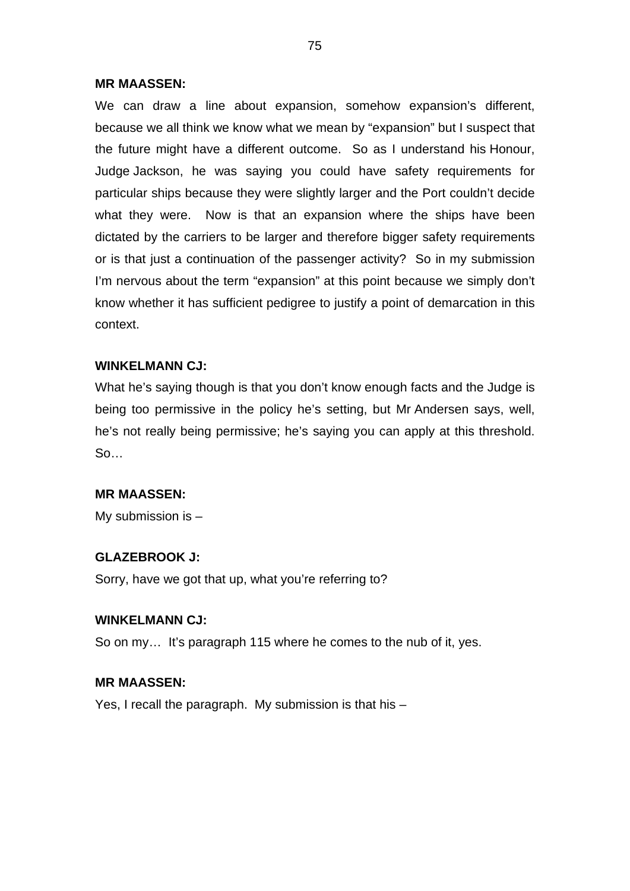**MR MAASSEN:**

We can draw a line about expansion, somehow expansion's different, because we all think we know what we mean by "expansion" but I suspect that the future might have a different outcome. So as I understand his Honour, Judge Jackson, he was saying you could have safety requirements for particular ships because they were slightly larger and the Port couldn't decide what they were. Now is that an expansion where the ships have been dictated by the carriers to be larger and therefore bigger safety requirements or is that just a continuation of the passenger activity? So in my submission I'm nervous about the term "expansion" at this point because we simply don't know whether it has sufficient pedigree to justify a point of demarcation in this context.

**WINKELMANN CJ:**

What he's saying though is that you don't know enough facts and the Judge is being too permissive in the policy he's setting, but Mr Andersen says, well, he's not really being permissive; he's saying you can apply at this threshold. So…

**MR MAASSEN:**

My submission is –

**GLAZEBROOK J:**

Sorry, have we got that up, what you're referring to?

**WINKELMANN CJ:**

So on my… It's paragraph 115 where he comes to the nub of it, yes.

**MR MAASSEN:**

Yes, I recall the paragraph. My submission is that his –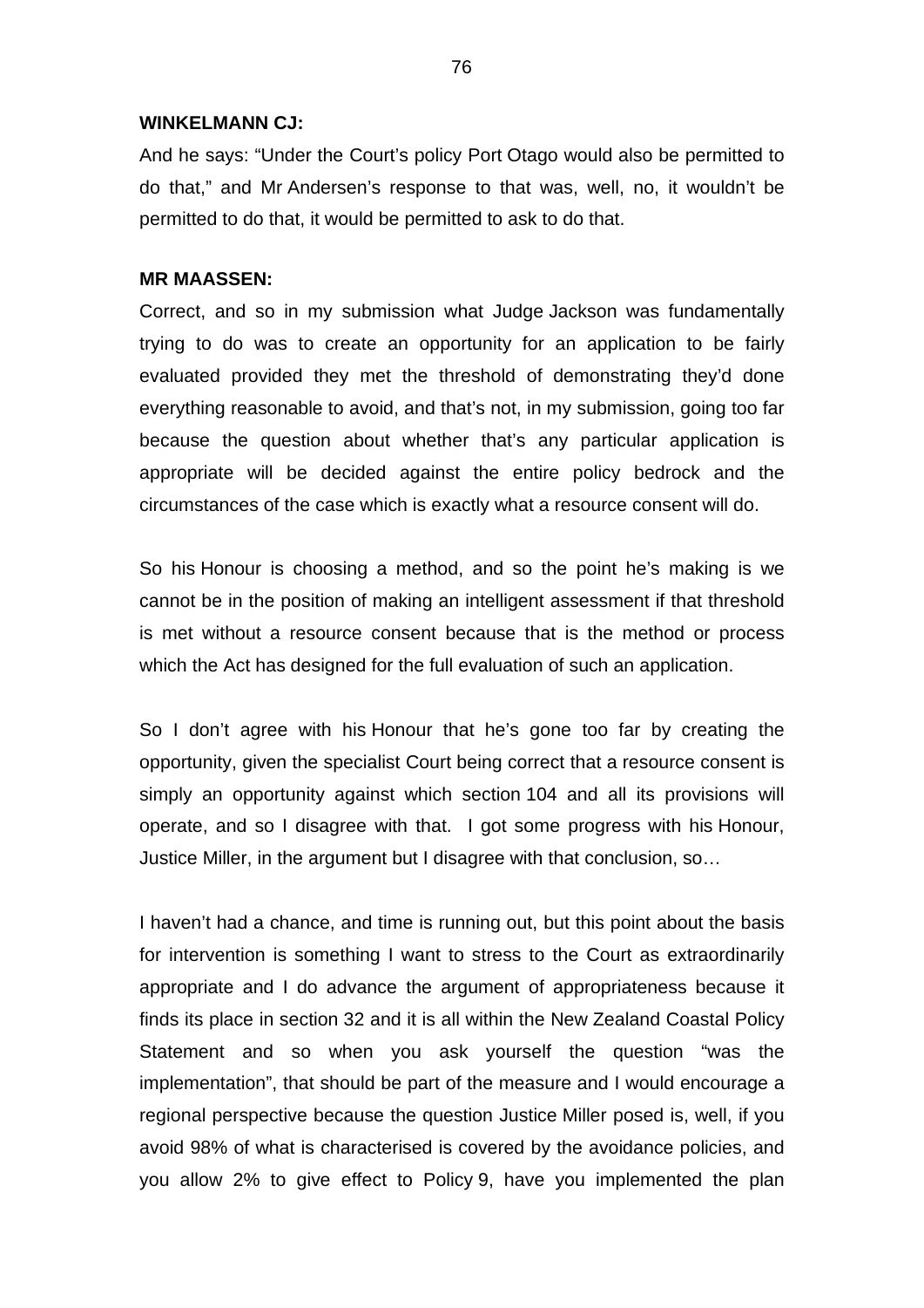**WINKELMANN CJ:**

And he says: "Under the Court's policy Port Otago would also be permitted to do that," and Mr Andersen's response to that was, well, no, it wouldn't be permitted to do that, it would be permitted to ask to do that.

**MR MAASSEN:**

Correct, and so in my submission what Judge Jackson was fundamentally trying to do was to create an opportunity for an application to be fairly evaluated provided they met the threshold of demonstrating they'd done everything reasonable to avoid, and that's not, in my submission, going too far because the question about whether that's any particular application is appropriate will be decided against the entire policy bedrock and the circumstances of the case which is exactly what a resource consent will do.

So his Honour is choosing a method, and so the point he's making is we cannot be in the position of making an intelligent assessment if that threshold is met without a resource consent because that is the method or process which the Act has designed for the full evaluation of such an application.

So I don't agree with his Honour that he's gone too far by creating the opportunity, given the specialist Court being correct that a resource consent is simply an opportunity against which section 104 and all its provisions will operate, and so I disagree with that. I got some progress with his Honour, Justice Miller, in the argument but I disagree with that conclusion, so…

I haven't had a chance, and time is running out, but this point about the basis for intervention is something I want to stress to the Court as extraordinarily appropriate and I do advance the argument of appropriateness because it finds its place in section 32 and it is all within the New Zealand Coastal Policy Statement and so when you ask yourself the question "was the implementation", that should be part of the measure and I would encourage a regional perspective because the question Justice Miller posed is, well, if you avoid 98% of what is characterised is covered by the avoidance policies, and you allow 2% to give effect to Policy 9, have you implemented the plan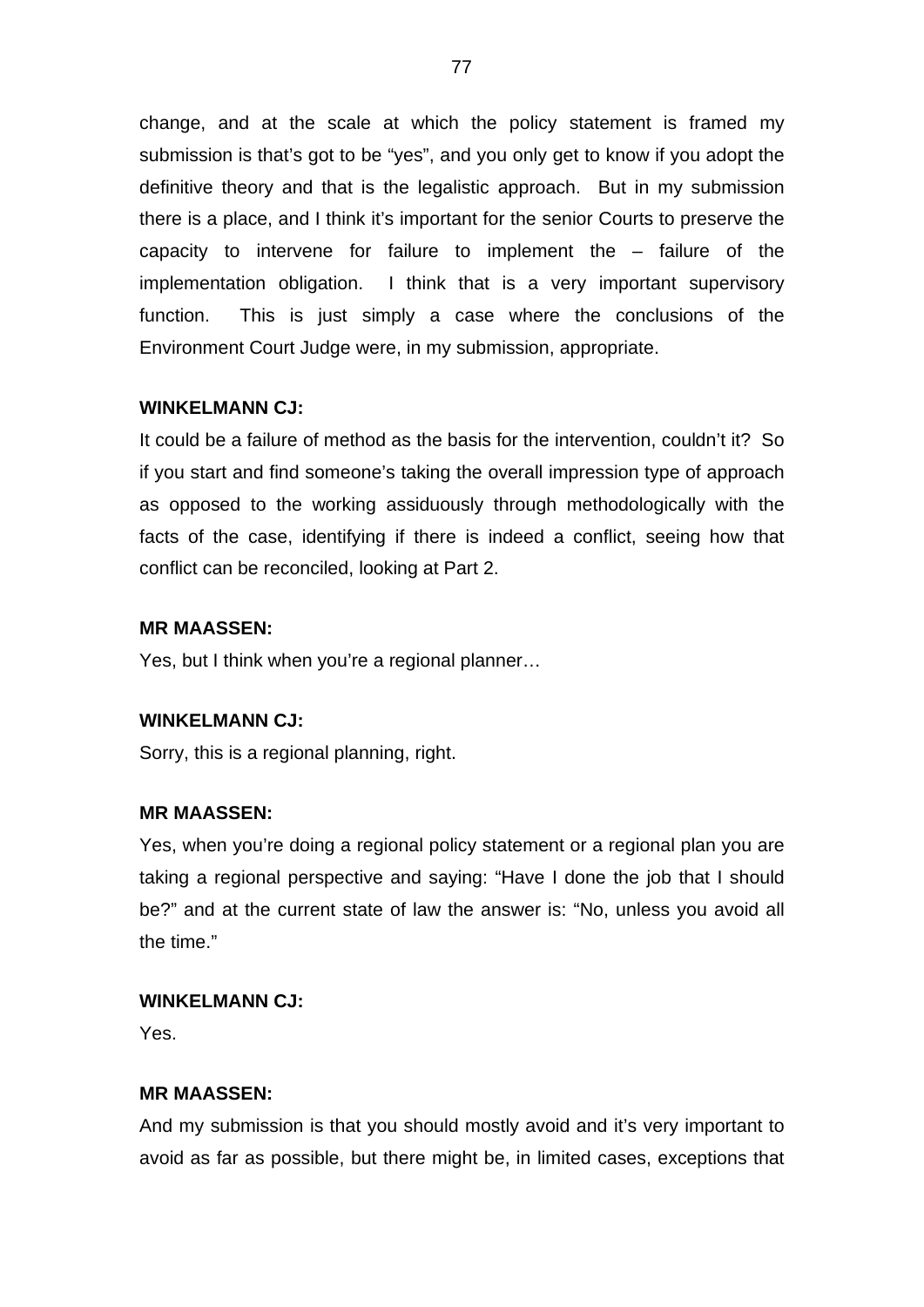change, and at the scale at which the policy statement is framed my submission is that's got to be "yes", and you only get to know if you adopt the definitive theory and that is the legalistic approach. But in my submission there is a place, and I think it's important for the senior Courts to preserve the capacity to intervene for failure to implement the – failure of the implementation obligation. I think that is a very important supervisory function. This is just simply a case where the conclusions of the Environment Court Judge were, in my submission, appropriate.

**WINKELMANN CJ:**

It could be a failure of method as the basis for the intervention, couldn't it? So if you start and find someone's taking the overall impression type of approach as opposed to the working assiduously through methodologically with the facts of the case, identifying if there is indeed a conflict, seeing how that conflict can be reconciled, looking at Part 2.

**MR MAASSEN:**

Yes, but I think when you're a regional planner…

**WINKELMANN CJ:**

Sorry, this is a regional planning, right.

**MR MAASSEN:**

Yes, when you're doing a regional policy statement or a regional plan you are taking a regional perspective and saying: "Have I done the job that I should be?" and at the current state of law the answer is: "No, unless you avoid all the time."

**WINKELMANN CJ:**

Yes.

**MR MAASSEN:**

And my submission is that you should mostly avoid and it's very important to avoid as far as possible, but there might be, in limited cases, exceptions that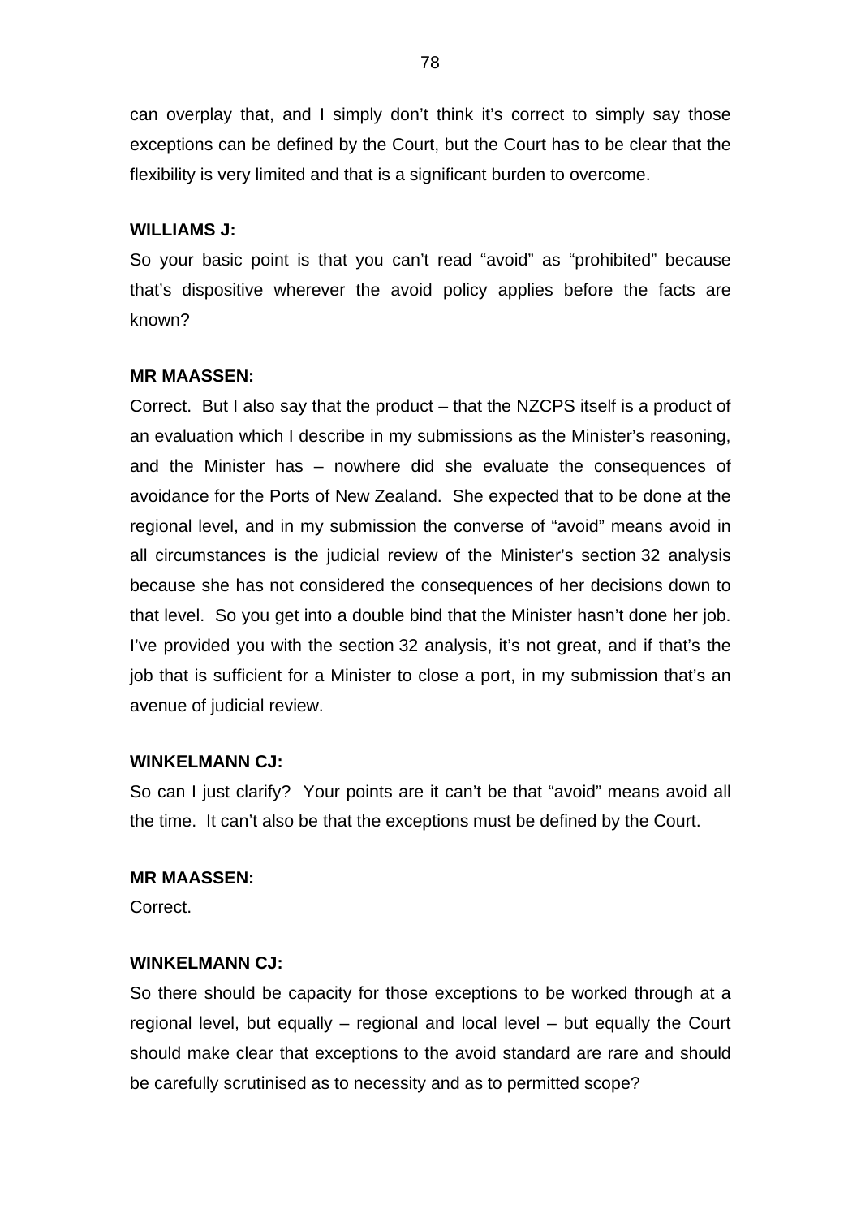can overplay that, and I simply don't think it's correct to simply say those exceptions can be defined by the Court, but the Court has to be clear that the flexibility is very limited and that is a significant burden to overcome.

**WILLIAMS J:**

So your basic point is that you can't read "avoid" as "prohibited" because that's dispositive wherever the avoid policy applies before the facts are known?

**MR MAASSEN:**

Correct. But I also say that the product – that the NZCPS itself is a product of an evaluation which I describe in my submissions as the Minister's reasoning, and the Minister has – nowhere did she evaluate the consequences of avoidance for the Ports of New Zealand. She expected that to be done at the regional level, and in my submission the converse of "avoid" means avoid in all circumstances is the judicial review of the Minister's section 32 analysis because she has not considered the consequences of her decisions down to that level. So you get into a double bind that the Minister hasn't done her job. I've provided you with the section 32 analysis, it's not great, and if that's the job that is sufficient for a Minister to close a port, in my submission that's an avenue of judicial review.

**WINKELMANN CJ:**

So can I just clarify? Your points are it can't be that "avoid" means avoid all the time. It can't also be that the exceptions must be defined by the Court.

**MR MAASSEN:**

Correct.

**WINKELMANN CJ:**

So there should be capacity for those exceptions to be worked through at a regional level, but equally – regional and local level – but equally the Court should make clear that exceptions to the avoid standard are rare and should be carefully scrutinised as to necessity and as to permitted scope?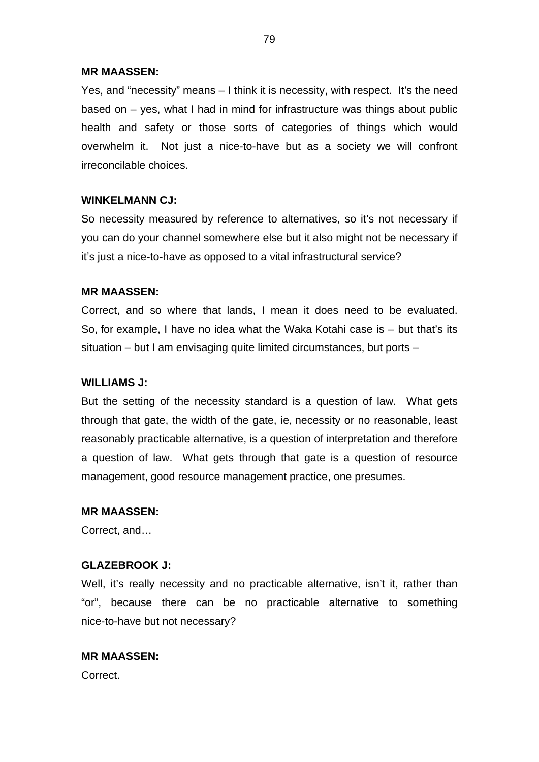**MR MAASSEN:**

Yes, and "necessity" means – I think it is necessity, with respect. It's the need based on – yes, what I had in mind for infrastructure was things about public health and safety or those sorts of categories of things which would overwhelm it. Not just a nice-to-have but as a society we will confront irreconcilable choices.

**WINKELMANN CJ:**

So necessity measured by reference to alternatives, so it's not necessary if you can do your channel somewhere else but it also might not be necessary if it's just a nice-to-have as opposed to a vital infrastructural service?

**MR MAASSEN:**

Correct, and so where that lands, I mean it does need to be evaluated. So, for example, I have no idea what the Waka Kotahi case is – but that's its situation – but I am envisaging quite limited circumstances, but ports –

**WILLIAMS J:**

But the setting of the necessity standard is a question of law. What gets through that gate, the width of the gate, ie, necessity or no reasonable, least reasonably practicable alternative, is a question of interpretation and therefore a question of law. What gets through that gate is a question of resource management, good resource management practice, one presumes.

**MR MAASSEN:**

Correct, and…

**GLAZEBROOK J:**

Well, it's really necessity and no practicable alternative, isn't it, rather than "or", because there can be no practicable alternative to something nice-to-have but not necessary?

**MR MAASSEN:**

Correct.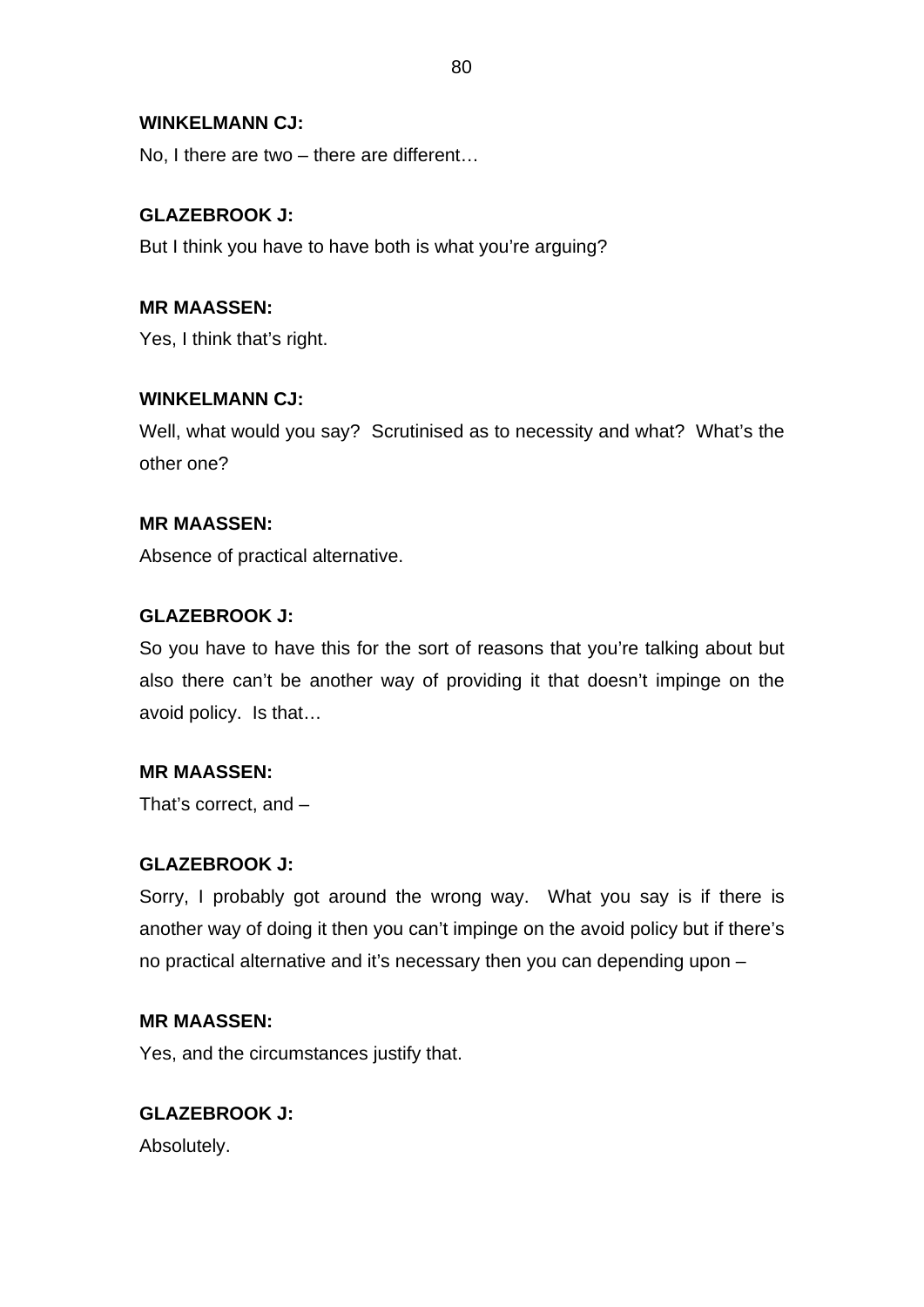**WINKELMANN CJ:**

No, I there are two – there are different…

**GLAZEBROOK J:**

But I think you have to have both is what you're arguing?

**MR MAASSEN:**

Yes, I think that's right.

**WINKELMANN CJ:**

Well, what would you say? Scrutinised as to necessity and what? What's the other one?

**MR MAASSEN:**

Absence of practical alternative.

**GLAZEBROOK J:**

So you have to have this for the sort of reasons that you're talking about but also there can't be another way of providing it that doesn't impinge on the avoid policy. Is that…

**MR MAASSEN:**

That's correct, and –

**GLAZEBROOK J:**

Sorry, I probably got around the wrong way. What you say is if there is another way of doing it then you can't impinge on the avoid policy but if there's no practical alternative and it's necessary then you can depending upon –

**MR MAASSEN:**

Yes, and the circumstances justify that.

**GLAZEBROOK J:**

Absolutely.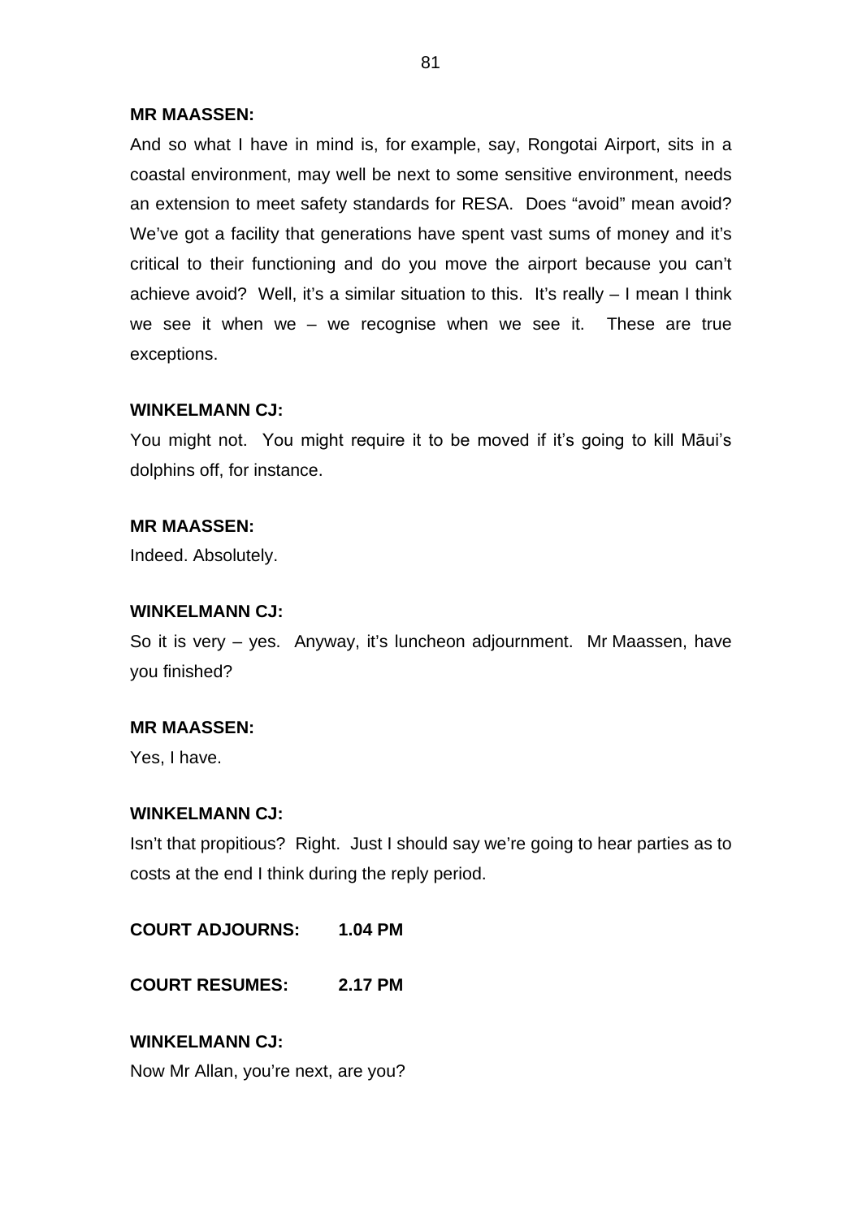**MR MAASSEN:**

And so what I have in mind is, for example, say, Rongotai Airport, sits in a coastal environment, may well be next to some sensitive environment, needs an extension to meet safety standards for RESA. Does "avoid" mean avoid? We've got a facility that generations have spent vast sums of money and it's critical to their functioning and do you move the airport because you can't achieve avoid? Well, it's a similar situation to this. It's really – I mean I think we see it when we – we recognise when we see it. These are true exceptions.

**WINKELMANN CJ:**

You might not. You might require it to be moved if it's going to kill Māui's dolphins off, for instance.

**MR MAASSEN:**

Indeed. Absolutely.

**WINKELMANN CJ:**

So it is very – yes. Anyway, it's luncheon adjournment. Mr Maassen, have you finished?

**MR MAASSEN:**

Yes, I have.

**WINKELMANN CJ:**

Isn't that propitious? Right. Just I should say we're going to hear parties as to costs at the end I think during the reply period.

**COURT ADJOURNS: 1.04 PM**

**COURT RESUMES: 2.17 PM**

**WINKELMANN CJ:**

Now Mr Allan, you're next, are you?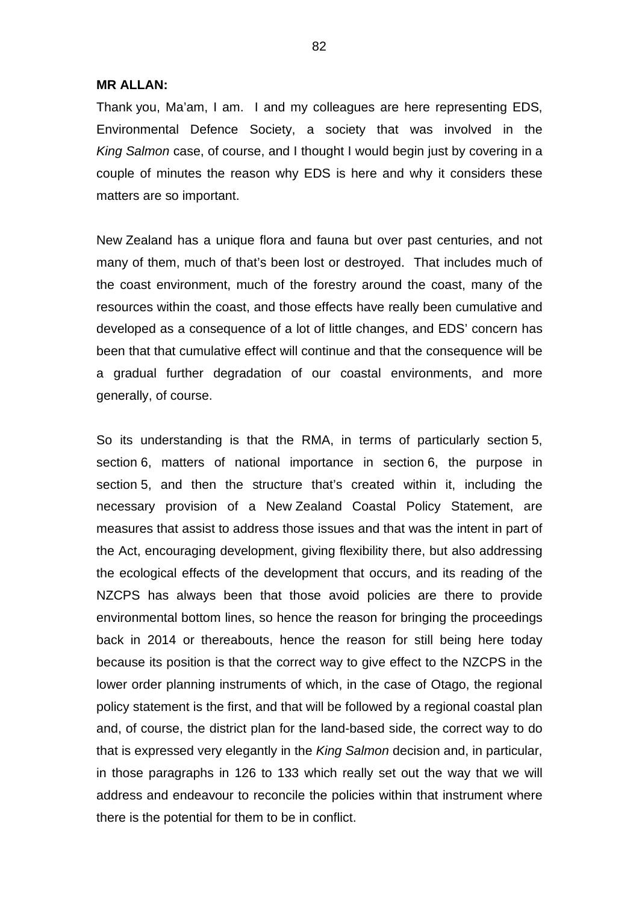**MR ALLAN:**

Thank you, Ma'am, I am. I and my colleagues are here representing EDS, Environmental Defence Society, a society that was involved in the *King Salmon* case, of course, and I thought I would begin just by covering in a couple of minutes the reason why EDS is here and why it considers these matters are so important.

New Zealand has a unique flora and fauna but over past centuries, and not many of them, much of that's been lost or destroyed. That includes much of the coast environment, much of the forestry around the coast, many of the resources within the coast, and those effects have really been cumulative and developed as a consequence of a lot of little changes, and EDS' concern has been that that cumulative effect will continue and that the consequence will be a gradual further degradation of our coastal environments, and more generally, of course.

So its understanding is that the RMA, in terms of particularly section 5, section 6, matters of national importance in section 6, the purpose in section 5, and then the structure that's created within it, including the necessary provision of a New Zealand Coastal Policy Statement, are measures that assist to address those issues and that was the intent in part of the Act, encouraging development, giving flexibility there, but also addressing the ecological effects of the development that occurs, and its reading of the NZCPS has always been that those avoid policies are there to provide environmental bottom lines, so hence the reason for bringing the proceedings back in 2014 or thereabouts, hence the reason for still being here today because its position is that the correct way to give effect to the NZCPS in the lower order planning instruments of which, in the case of Otago, the regional policy statement is the first, and that will be followed by a regional coastal plan and, of course, the district plan for the land-based side, the correct way to do that is expressed very elegantly in the *King Salmon* decision and, in particular, in those paragraphs in 126 to 133 which really set out the way that we will address and endeavour to reconcile the policies within that instrument where there is the potential for them to be in conflict.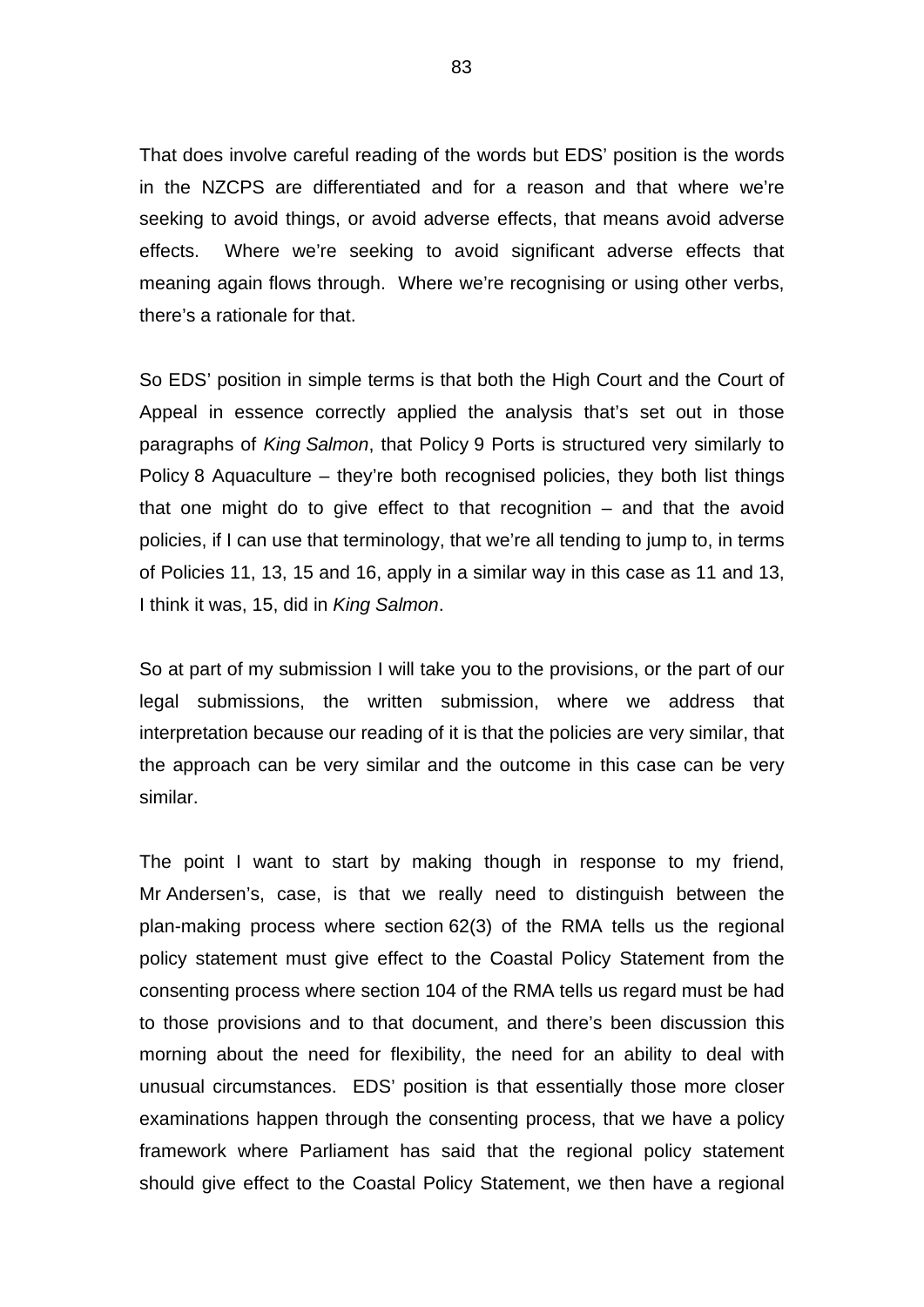That does involve careful reading of the words but EDS' position is the words in the NZCPS are differentiated and for a reason and that where we're seeking to avoid things, or avoid adverse effects, that means avoid adverse effects. Where we're seeking to avoid significant adverse effects that meaning again flows through. Where we're recognising or using other verbs, there's a rationale for that.

So EDS' position in simple terms is that both the High Court and the Court of Appeal in essence correctly applied the analysis that's set out in those paragraphs of *King Salmon*, that Policy 9 Ports is structured very similarly to Policy 8 Aquaculture – they're both recognised policies, they both list things that one might do to give effect to that recognition – and that the avoid policies, if I can use that terminology, that we're all tending to jump to, in terms of Policies 11, 13, 15 and 16, apply in a similar way in this case as 11 and 13, I think it was, 15, did in *King Salmon*.

So at part of my submission I will take you to the provisions, or the part of our legal submissions, the written submission, where we address that interpretation because our reading of it is that the policies are very similar, that the approach can be very similar and the outcome in this case can be very similar.

The point I want to start by making though in response to my friend, Mr Andersen's, case, is that we really need to distinguish between the plan-making process where section 62(3) of the RMA tells us the regional policy statement must give effect to the Coastal Policy Statement from the consenting process where section 104 of the RMA tells us regard must be had to those provisions and to that document, and there's been discussion this morning about the need for flexibility, the need for an ability to deal with unusual circumstances. EDS' position is that essentially those more closer examinations happen through the consenting process, that we have a policy framework where Parliament has said that the regional policy statement should give effect to the Coastal Policy Statement, we then have a regional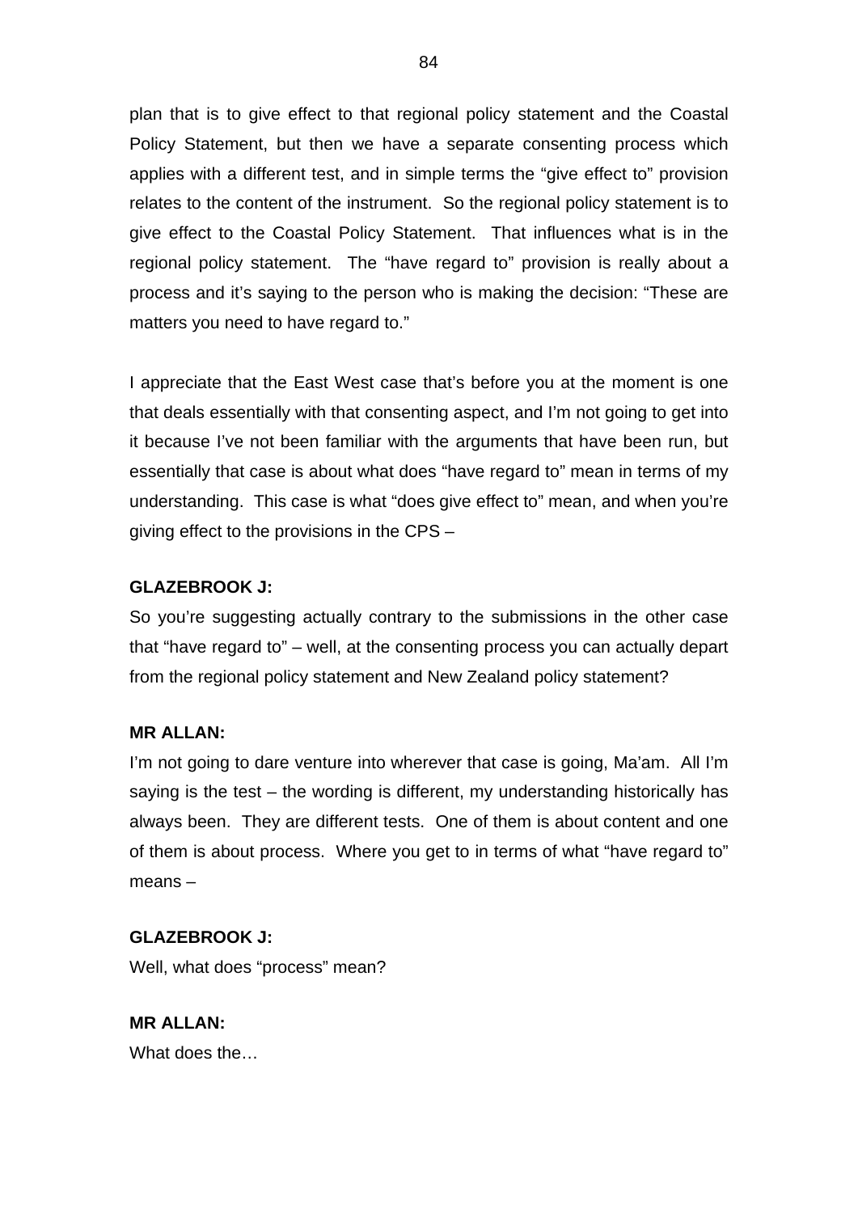plan that is to give effect to that regional policy statement and the Coastal Policy Statement, but then we have a separate consenting process which applies with a different test, and in simple terms the "give effect to" provision relates to the content of the instrument. So the regional policy statement is to give effect to the Coastal Policy Statement. That influences what is in the regional policy statement. The "have regard to" provision is really about a process and it's saying to the person who is making the decision: "These are matters you need to have regard to."

I appreciate that the East West case that's before you at the moment is one that deals essentially with that consenting aspect, and I'm not going to get into it because I've not been familiar with the arguments that have been run, but essentially that case is about what does "have regard to" mean in terms of my understanding. This case is what "does give effect to" mean, and when you're giving effect to the provisions in the CPS –

**GLAZEBROOK J:**

So you're suggesting actually contrary to the submissions in the other case that "have regard to" – well, at the consenting process you can actually depart from the regional policy statement and New Zealand policy statement?

**MR ALLAN:**

I'm not going to dare venture into wherever that case is going, Ma'am. All I'm saying is the test – the wording is different, my understanding historically has always been. They are different tests. One of them is about content and one of them is about process. Where you get to in terms of what "have regard to" means –

**GLAZEBROOK J:**

Well, what does "process" mean?

**MR ALLAN:**

What does the…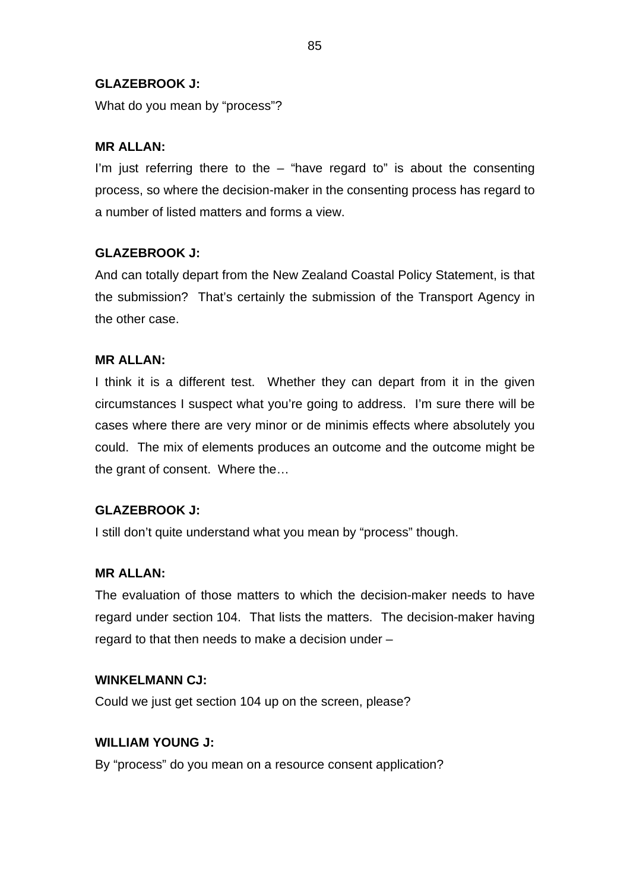**GLAZEBROOK J:**

What do you mean by "process"?

**MR ALLAN:**

I'm just referring there to the – "have regard to" is about the consenting process, so where the decision-maker in the consenting process has regard to a number of listed matters and forms a view.

**GLAZEBROOK J:**

And can totally depart from the New Zealand Coastal Policy Statement, is that the submission? That's certainly the submission of the Transport Agency in the other case.

**MR ALLAN:**

I think it is a different test. Whether they can depart from it in the given circumstances I suspect what you're going to address. I'm sure there will be cases where there are very minor or de minimis effects where absolutely you could. The mix of elements produces an outcome and the outcome might be the grant of consent. Where the…

**GLAZEBROOK J:**

I still don't quite understand what you mean by "process" though.

**MR ALLAN:**

The evaluation of those matters to which the decision-maker needs to have regard under section 104. That lists the matters. The decision-maker having regard to that then needs to make a decision under –

**WINKELMANN CJ:**

Could we just get section 104 up on the screen, please?

**WILLIAM YOUNG J:**

By "process" do you mean on a resource consent application?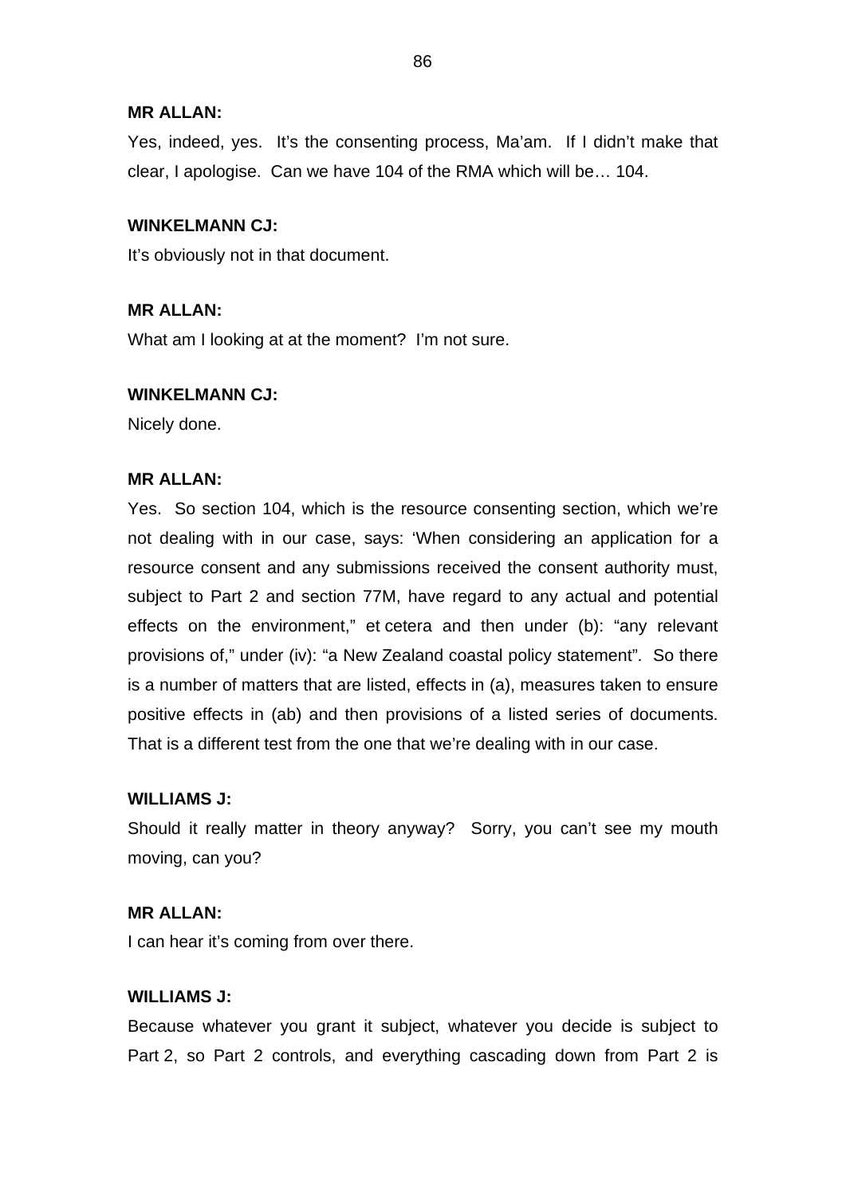**MR ALLAN:**

Yes, indeed, yes. It's the consenting process, Ma'am. If I didn't make that clear, I apologise. Can we have 104 of the RMA which will be… 104.

**WINKELMANN CJ:**

It's obviously not in that document.

**MR ALLAN:**

What am I looking at at the moment? I'm not sure.

**WINKELMANN CJ:**

Nicely done.

**MR ALLAN:**

Yes. So section 104, which is the resource consenting section, which we're not dealing with in our case, says: 'When considering an application for a resource consent and any submissions received the consent authority must, subject to Part 2 and section 77M, have regard to any actual and potential effects on the environment," et cetera and then under (b): "any relevant provisions of," under (iv): "a New Zealand coastal policy statement". So there is a number of matters that are listed, effects in (a), measures taken to ensure positive effects in (ab) and then provisions of a listed series of documents. That is a different test from the one that we're dealing with in our case.

**WILLIAMS J:**

Should it really matter in theory anyway? Sorry, you can't see my mouth moving, can you?

**MR ALLAN:**

I can hear it's coming from over there.

**WILLIAMS J:**

Because whatever you grant it subject, whatever you decide is subject to Part 2, so Part 2 controls, and everything cascading down from Part 2 is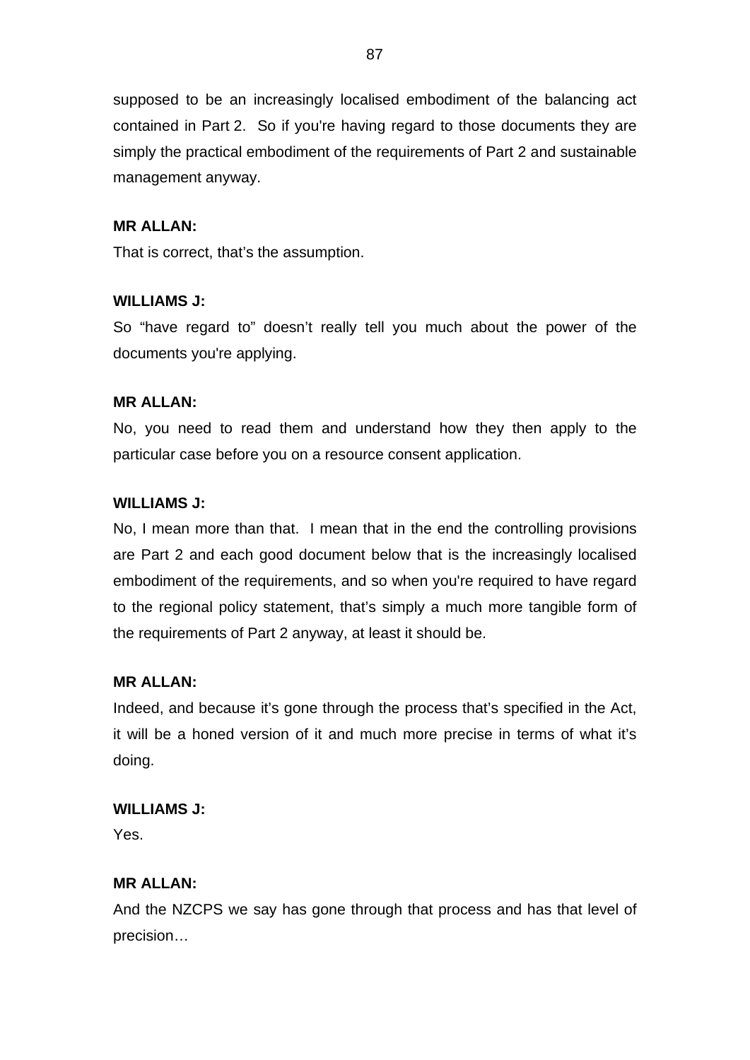supposed to be an increasingly localised embodiment of the balancing act contained in Part 2. So if you're having regard to those documents they are simply the practical embodiment of the requirements of Part 2 and sustainable management anyway.

**MR ALLAN:**

That is correct, that's the assumption.

**WILLIAMS J:**

So "have regard to" doesn't really tell you much about the power of the documents you're applying.

**MR ALLAN:**

No, you need to read them and understand how they then apply to the particular case before you on a resource consent application.

**WILLIAMS J:**

No, I mean more than that. I mean that in the end the controlling provisions are Part 2 and each good document below that is the increasingly localised embodiment of the requirements, and so when you're required to have regard to the regional policy statement, that's simply a much more tangible form of the requirements of Part 2 anyway, at least it should be.

**MR ALLAN:**

Indeed, and because it's gone through the process that's specified in the Act, it will be a honed version of it and much more precise in terms of what it's doing.

**WILLIAMS J:**

Yes.

**MR ALLAN:**

And the NZCPS we say has gone through that process and has that level of precision…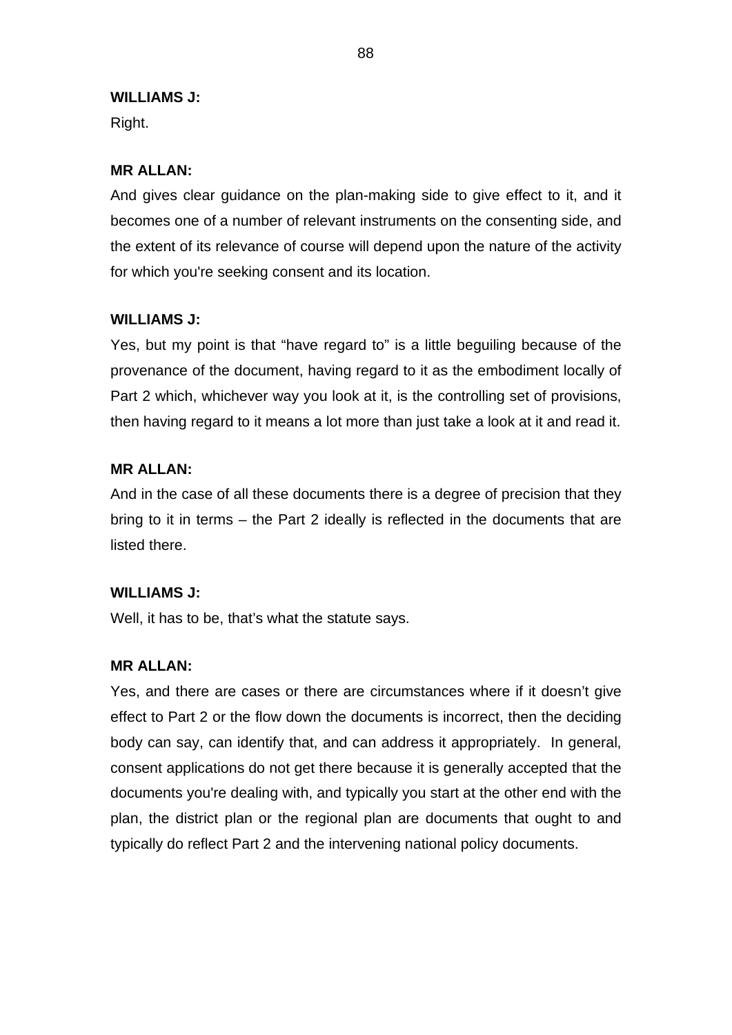**WILLIAMS J:**

Right.

**MR ALLAN:**

And gives clear guidance on the plan-making side to give effect to it, and it becomes one of a number of relevant instruments on the consenting side, and the extent of its relevance of course will depend upon the nature of the activity for which you're seeking consent and its location.

**WILLIAMS J:**

Yes, but my point is that "have regard to" is a little beguiling because of the provenance of the document, having regard to it as the embodiment locally of Part 2 which, whichever way you look at it, is the controlling set of provisions, then having regard to it means a lot more than just take a look at it and read it.

**MR ALLAN:**

And in the case of all these documents there is a degree of precision that they bring to it in terms – the Part 2 ideally is reflected in the documents that are listed there.

**WILLIAMS J:**

Well, it has to be, that's what the statute says.

**MR ALLAN:**

Yes, and there are cases or there are circumstances where if it doesn't give effect to Part 2 or the flow down the documents is incorrect, then the deciding body can say, can identify that, and can address it appropriately. In general, consent applications do not get there because it is generally accepted that the documents you're dealing with, and typically you start at the other end with the plan, the district plan or the regional plan are documents that ought to and typically do reflect Part 2 and the intervening national policy documents.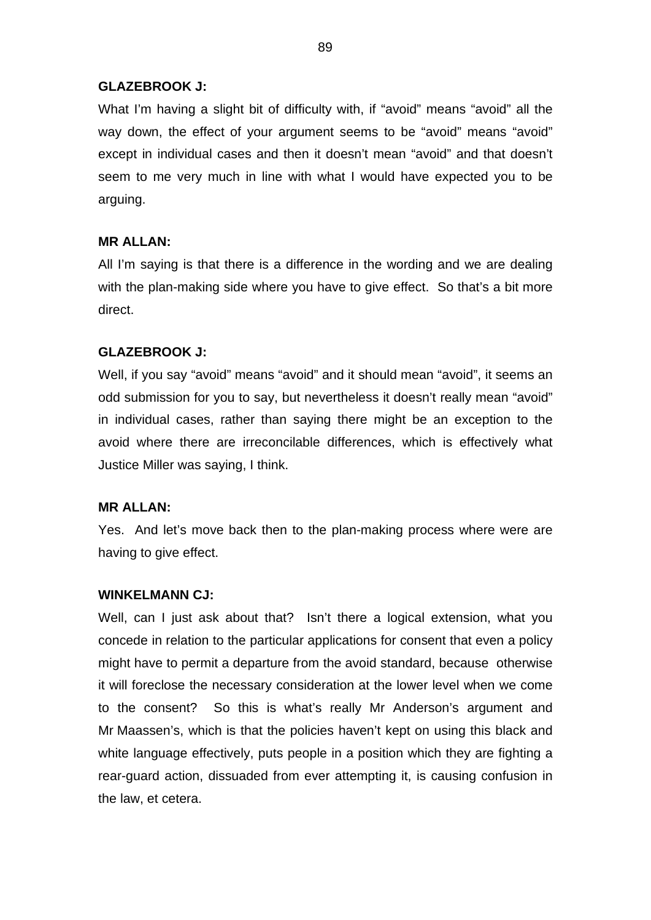**GLAZEBROOK J:**

What I'm having a slight bit of difficulty with, if "avoid" means "avoid" all the way down, the effect of your argument seems to be "avoid" means "avoid" except in individual cases and then it doesn't mean "avoid" and that doesn't seem to me very much in line with what I would have expected you to be arguing.

**MR ALLAN:**

All I'm saying is that there is a difference in the wording and we are dealing with the plan-making side where you have to give effect. So that's a bit more direct.

**GLAZEBROOK J:**

Well, if you say "avoid" means "avoid" and it should mean "avoid", it seems an odd submission for you to say, but nevertheless it doesn't really mean "avoid" in individual cases, rather than saying there might be an exception to the avoid where there are irreconcilable differences, which is effectively what Justice Miller was saying, I think.

**MR ALLAN:**

Yes. And let's move back then to the plan-making process where were are having to give effect.

**WINKELMANN CJ:**

Well, can I just ask about that? Isn't there a logical extension, what you concede in relation to the particular applications for consent that even a policy might have to permit a departure from the avoid standard, because otherwise it will foreclose the necessary consideration at the lower level when we come to the consent? So this is what's really Mr Anderson's argument and Mr Maassen's, which is that the policies haven't kept on using this black and white language effectively, puts people in a position which they are fighting a rear-guard action, dissuaded from ever attempting it, is causing confusion in the law, et cetera.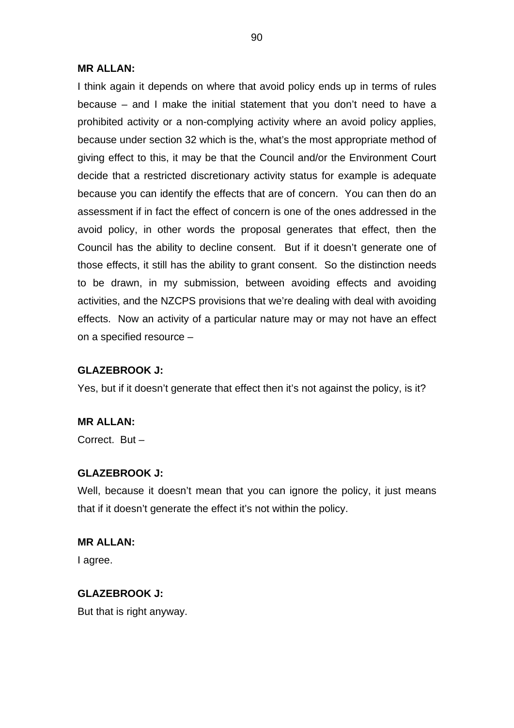**MR ALLAN:**

I think again it depends on where that avoid policy ends up in terms of rules because – and I make the initial statement that you don't need to have a prohibited activity or a non-complying activity where an avoid policy applies, because under section 32 which is the, what's the most appropriate method of giving effect to this, it may be that the Council and/or the Environment Court decide that a restricted discretionary activity status for example is adequate because you can identify the effects that are of concern. You can then do an assessment if in fact the effect of concern is one of the ones addressed in the avoid policy, in other words the proposal generates that effect, then the Council has the ability to decline consent. But if it doesn't generate one of those effects, it still has the ability to grant consent. So the distinction needs to be drawn, in my submission, between avoiding effects and avoiding activities, and the NZCPS provisions that we're dealing with deal with avoiding effects. Now an activity of a particular nature may or may not have an effect on a specified resource –

**GLAZEBROOK J:**

Yes, but if it doesn't generate that effect then it's not against the policy, is it?

**MR ALLAN:**

Correct. But –

**GLAZEBROOK J:**

Well, because it doesn't mean that you can ignore the policy, it just means that if it doesn't generate the effect it's not within the policy.

**MR ALLAN:**

I agree.

**GLAZEBROOK J:**

But that is right anyway.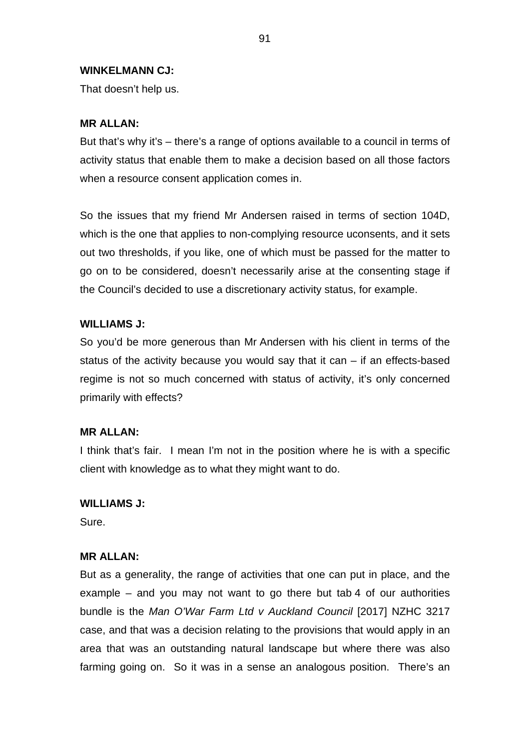**WINKELMANN CJ:**

That doesn't help us.

**MR ALLAN:**

But that's why it's – there's a range of options available to a council in terms of activity status that enable them to make a decision based on all those factors when a resource consent application comes in.

So the issues that my friend Mr Andersen raised in terms of section 104D, which is the one that applies to non-complying resource uconsents, and it sets out two thresholds, if you like, one of which must be passed for the matter to go on to be considered, doesn't necessarily arise at the consenting stage if the Council's decided to use a discretionary activity status, for example.

**WILLIAMS J:**

So you'd be more generous than Mr Andersen with his client in terms of the status of the activity because you would say that it can – if an effects-based regime is not so much concerned with status of activity, it's only concerned primarily with effects?

**MR ALLAN:**

I think that's fair. I mean I'm not in the position where he is with a specific client with knowledge as to what they might want to do.

**WILLIAMS J:**

Sure.

**MR ALLAN:**

But as a generality, the range of activities that one can put in place, and the example – and you may not want to go there but tab 4 of our authorities bundle is the *Man O'War Farm Ltd v Auckland Council* [2017] NZHC 3217 case, and that was a decision relating to the provisions that would apply in an area that was an outstanding natural landscape but where there was also farming going on. So it was in a sense an analogous position. There's an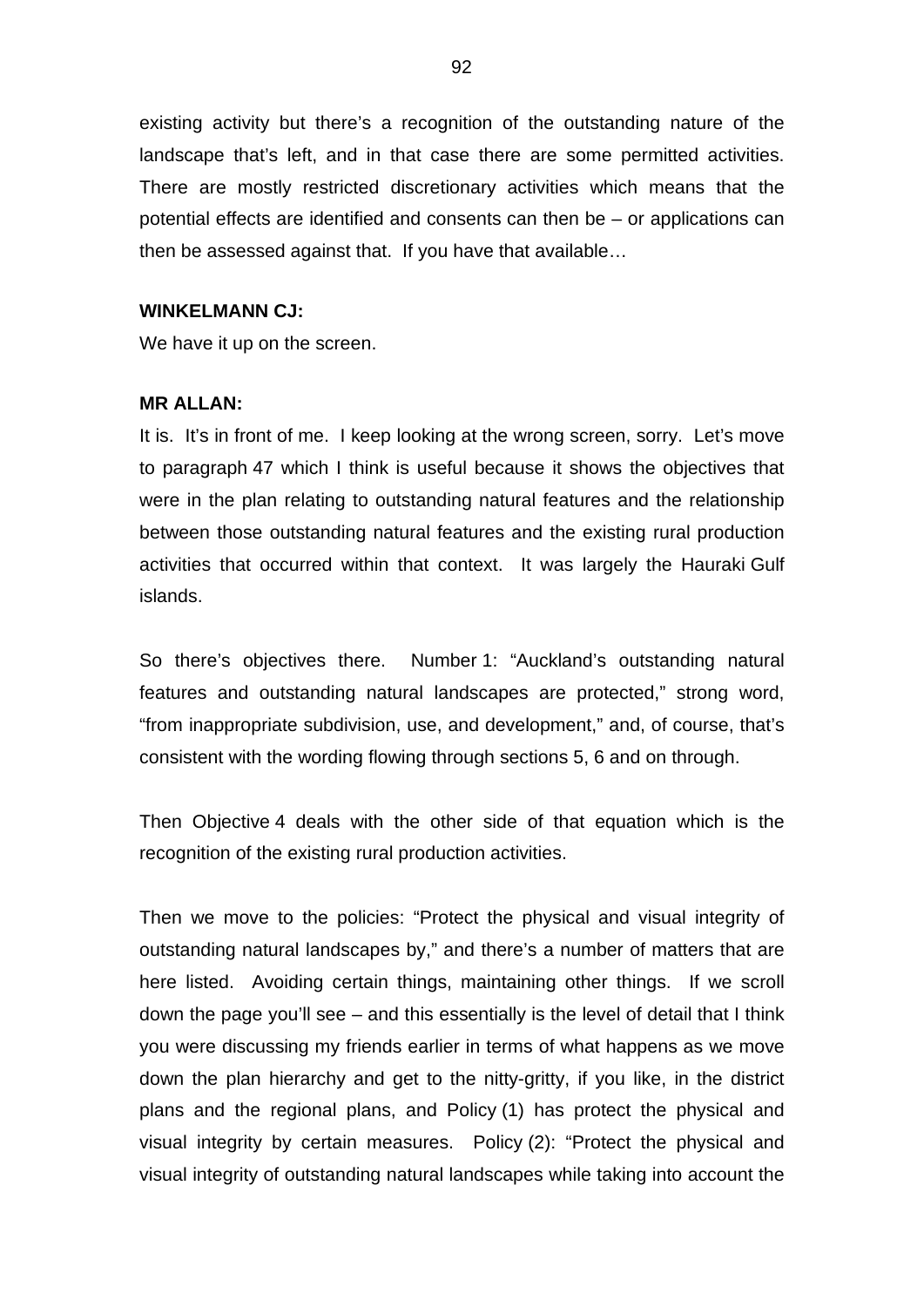existing activity but there's a recognition of the outstanding nature of the landscape that's left, and in that case there are some permitted activities. There are mostly restricted discretionary activities which means that the potential effects are identified and consents can then be – or applications can then be assessed against that. If you have that available…

**WINKELMANN CJ:**

We have it up on the screen.

**MR ALLAN:**

It is. It's in front of me. I keep looking at the wrong screen, sorry. Let's move to paragraph 47 which I think is useful because it shows the objectives that were in the plan relating to outstanding natural features and the relationship between those outstanding natural features and the existing rural production activities that occurred within that context. It was largely the Hauraki Gulf islands.

So there's objectives there. Number 1: "Auckland's outstanding natural features and outstanding natural landscapes are protected," strong word, "from inappropriate subdivision, use, and development," and, of course, that's consistent with the wording flowing through sections 5, 6 and on through.

Then Objective 4 deals with the other side of that equation which is the recognition of the existing rural production activities.

Then we move to the policies: "Protect the physical and visual integrity of outstanding natural landscapes by," and there's a number of matters that are here listed. Avoiding certain things, maintaining other things. If we scroll down the page you'll see – and this essentially is the level of detail that I think you were discussing my friends earlier in terms of what happens as we move down the plan hierarchy and get to the nitty-gritty, if you like, in the district plans and the regional plans, and Policy (1) has protect the physical and visual integrity by certain measures. Policy (2): "Protect the physical and visual integrity of outstanding natural landscapes while taking into account the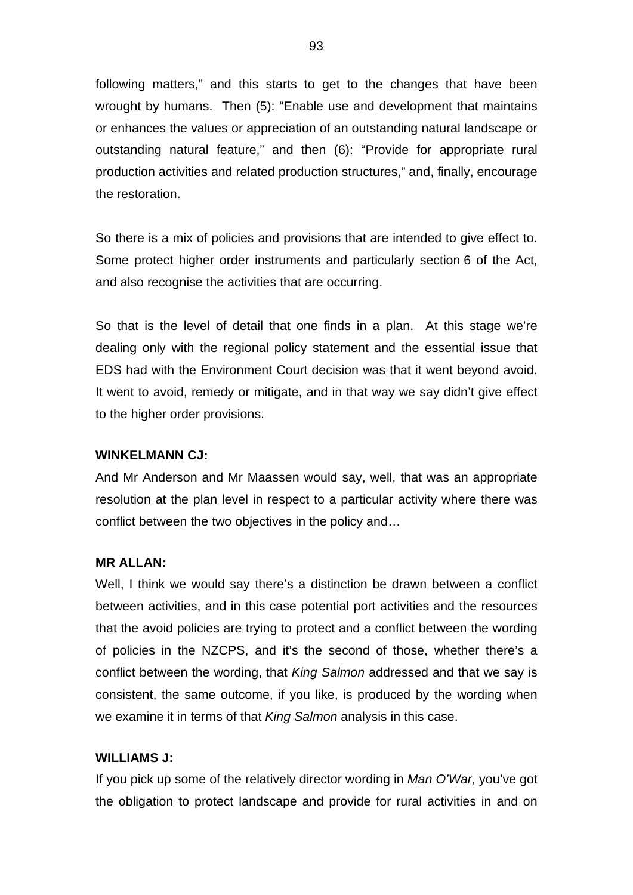following matters," and this starts to get to the changes that have been wrought by humans. Then (5): "Enable use and development that maintains or enhances the values or appreciation of an outstanding natural landscape or outstanding natural feature," and then (6): "Provide for appropriate rural production activities and related production structures," and, finally, encourage the restoration.

So there is a mix of policies and provisions that are intended to give effect to. Some protect higher order instruments and particularly section 6 of the Act, and also recognise the activities that are occurring.

So that is the level of detail that one finds in a plan. At this stage we're dealing only with the regional policy statement and the essential issue that EDS had with the Environment Court decision was that it went beyond avoid. It went to avoid, remedy or mitigate, and in that way we say didn't give effect to the higher order provisions.

**WINKELMANN CJ:**

And Mr Anderson and Mr Maassen would say, well, that was an appropriate resolution at the plan level in respect to a particular activity where there was conflict between the two objectives in the policy and…

**MR ALLAN:**

Well, I think we would say there's a distinction be drawn between a conflict between activities, and in this case potential port activities and the resources that the avoid policies are trying to protect and a conflict between the wording of policies in the NZCPS, and it's the second of those, whether there's a conflict between the wording, that *King Salmon* addressed and that we say is consistent, the same outcome, if you like, is produced by the wording when we examine it in terms of that *King Salmon* analysis in this case.

**WILLIAMS J:**

If you pick up some of the relatively director wording in *Man O'War,* you've got the obligation to protect landscape and provide for rural activities in and on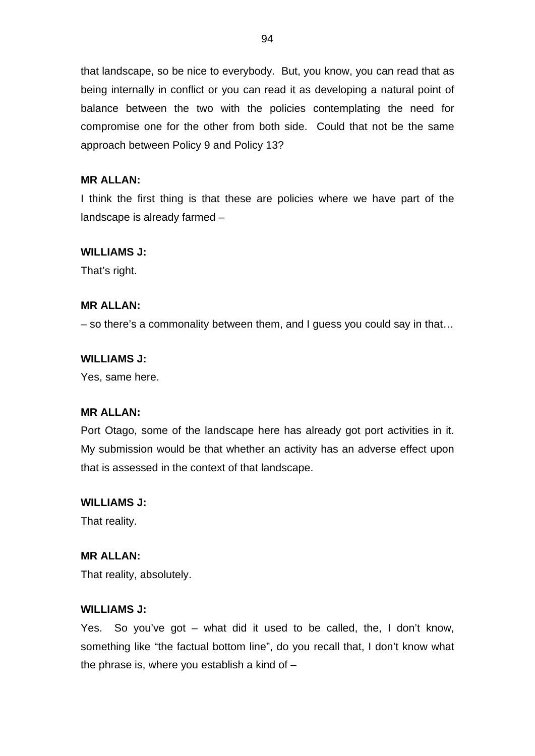that landscape, so be nice to everybody. But, you know, you can read that as being internally in conflict or you can read it as developing a natural point of balance between the two with the policies contemplating the need for compromise one for the other from both side. Could that not be the same approach between Policy 9 and Policy 13?

**MR ALLAN:**

I think the first thing is that these are policies where we have part of the landscape is already farmed –

**WILLIAMS J:**

That's right.

**MR ALLAN:**

– so there's a commonality between them, and I guess you could say in that…

**WILLIAMS J:**

Yes, same here.

**MR ALLAN:**

Port Otago, some of the landscape here has already got port activities in it. My submission would be that whether an activity has an adverse effect upon that is assessed in the context of that landscape.

**WILLIAMS J:**

That reality.

**MR ALLAN:**

That reality, absolutely.

**WILLIAMS J:**

Yes. So you've got – what did it used to be called, the, I don't know, something like "the factual bottom line", do you recall that, I don't know what the phrase is, where you establish a kind of –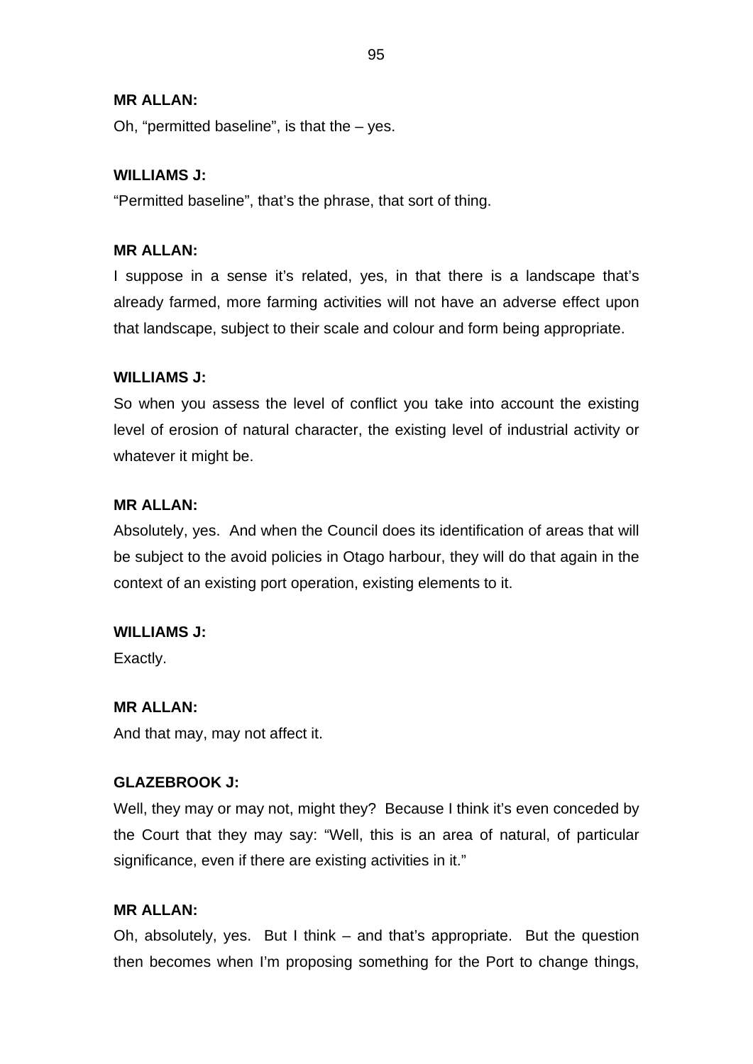**MR ALLAN:**

Oh, "permitted baseline", is that the – yes.

**WILLIAMS J:**

"Permitted baseline", that's the phrase, that sort of thing.

**MR ALLAN:**

I suppose in a sense it's related, yes, in that there is a landscape that's already farmed, more farming activities will not have an adverse effect upon that landscape, subject to their scale and colour and form being appropriate.

**WILLIAMS J:**

So when you assess the level of conflict you take into account the existing level of erosion of natural character, the existing level of industrial activity or whatever it might be.

**MR ALLAN:**

Absolutely, yes. And when the Council does its identification of areas that will be subject to the avoid policies in Otago harbour, they will do that again in the context of an existing port operation, existing elements to it.

**WILLIAMS J:**

Exactly.

**MR ALLAN:**

And that may, may not affect it.

**GLAZEBROOK J:**

Well, they may or may not, might they? Because I think it's even conceded by the Court that they may say: "Well, this is an area of natural, of particular significance, even if there are existing activities in it."

**MR ALLAN:**

Oh, absolutely, yes. But I think – and that's appropriate. But the question then becomes when I'm proposing something for the Port to change things,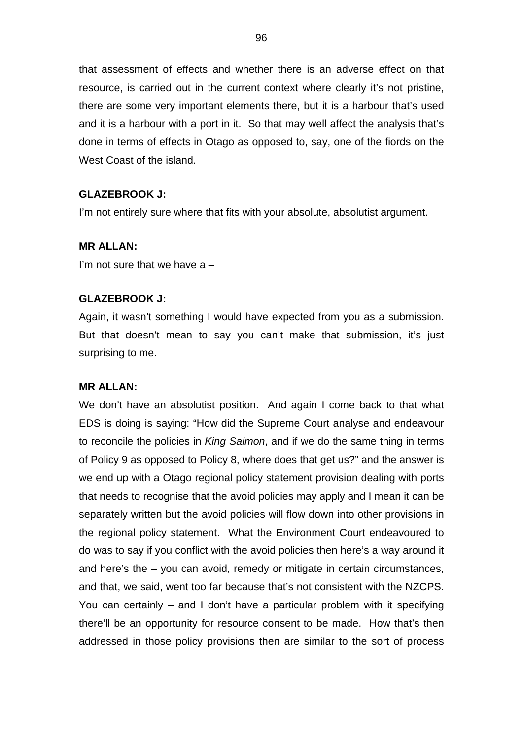that assessment of effects and whether there is an adverse effect on that resource, is carried out in the current context where clearly it's not pristine, there are some very important elements there, but it is a harbour that's used and it is a harbour with a port in it. So that may well affect the analysis that's done in terms of effects in Otago as opposed to, say, one of the fiords on the West Coast of the island.

**GLAZEBROOK J:**

I'm not entirely sure where that fits with your absolute, absolutist argument.

**MR ALLAN:**

I'm not sure that we have a –

**GLAZEBROOK J:**

Again, it wasn't something I would have expected from you as a submission. But that doesn't mean to say you can't make that submission, it's just surprising to me.

**MR ALLAN:**

We don't have an absolutist position. And again I come back to that what EDS is doing is saying: "How did the Supreme Court analyse and endeavour to reconcile the policies in *King Salmon*, and if we do the same thing in terms of Policy 9 as opposed to Policy 8, where does that get us?" and the answer is we end up with a Otago regional policy statement provision dealing with ports that needs to recognise that the avoid policies may apply and I mean it can be separately written but the avoid policies will flow down into other provisions in the regional policy statement. What the Environment Court endeavoured to do was to say if you conflict with the avoid policies then here's a way around it and here's the – you can avoid, remedy or mitigate in certain circumstances, and that, we said, went too far because that's not consistent with the NZCPS. You can certainly – and I don't have a particular problem with it specifying there'll be an opportunity for resource consent to be made. How that's then addressed in those policy provisions then are similar to the sort of process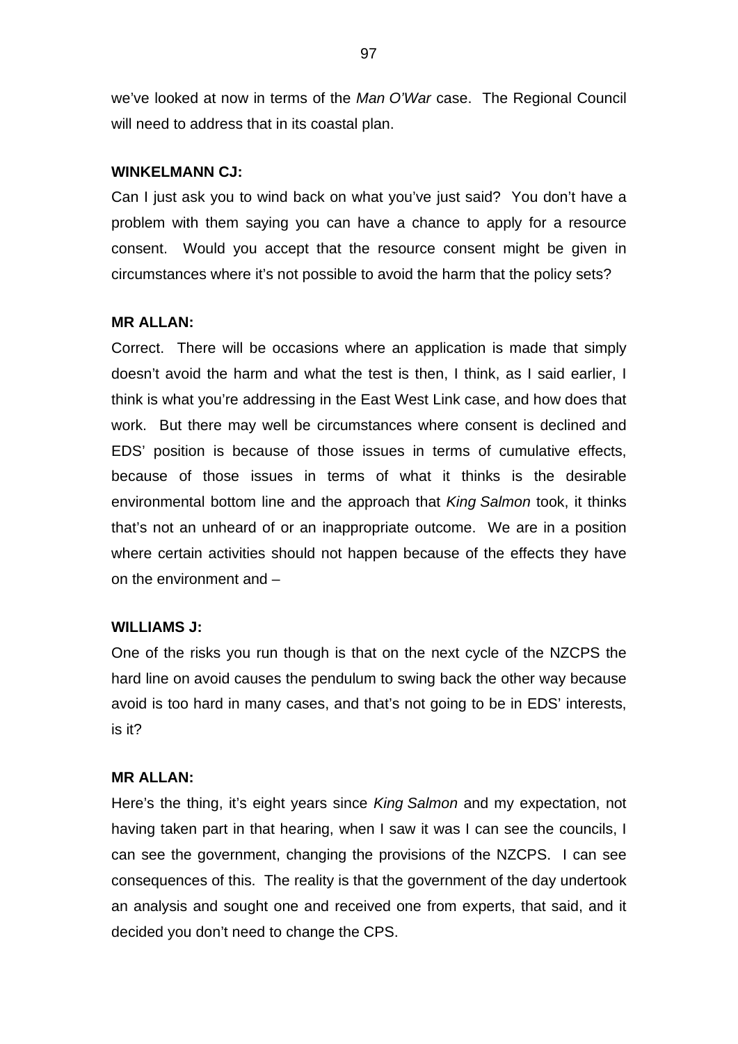we've looked at now in terms of the *Man O'War* case. The Regional Council will need to address that in its coastal plan.

**WINKELMANN CJ:**

Can I just ask you to wind back on what you've just said? You don't have a problem with them saying you can have a chance to apply for a resource consent. Would you accept that the resource consent might be given in circumstances where it's not possible to avoid the harm that the policy sets?

**MR ALLAN:**

Correct. There will be occasions where an application is made that simply doesn't avoid the harm and what the test is then, I think, as I said earlier, I think is what you're addressing in the East West Link case, and how does that work. But there may well be circumstances where consent is declined and EDS' position is because of those issues in terms of cumulative effects, because of those issues in terms of what it thinks is the desirable environmental bottom line and the approach that *King Salmon* took, it thinks that's not an unheard of or an inappropriate outcome. We are in a position where certain activities should not happen because of the effects they have on the environment and –

**WILLIAMS J:**

One of the risks you run though is that on the next cycle of the NZCPS the hard line on avoid causes the pendulum to swing back the other way because avoid is too hard in many cases, and that's not going to be in EDS' interests, is it?

**MR ALLAN:**

Here's the thing, it's eight years since *King Salmon* and my expectation, not having taken part in that hearing, when I saw it was I can see the councils, I can see the government, changing the provisions of the NZCPS. I can see consequences of this. The reality is that the government of the day undertook an analysis and sought one and received one from experts, that said, and it decided you don't need to change the CPS.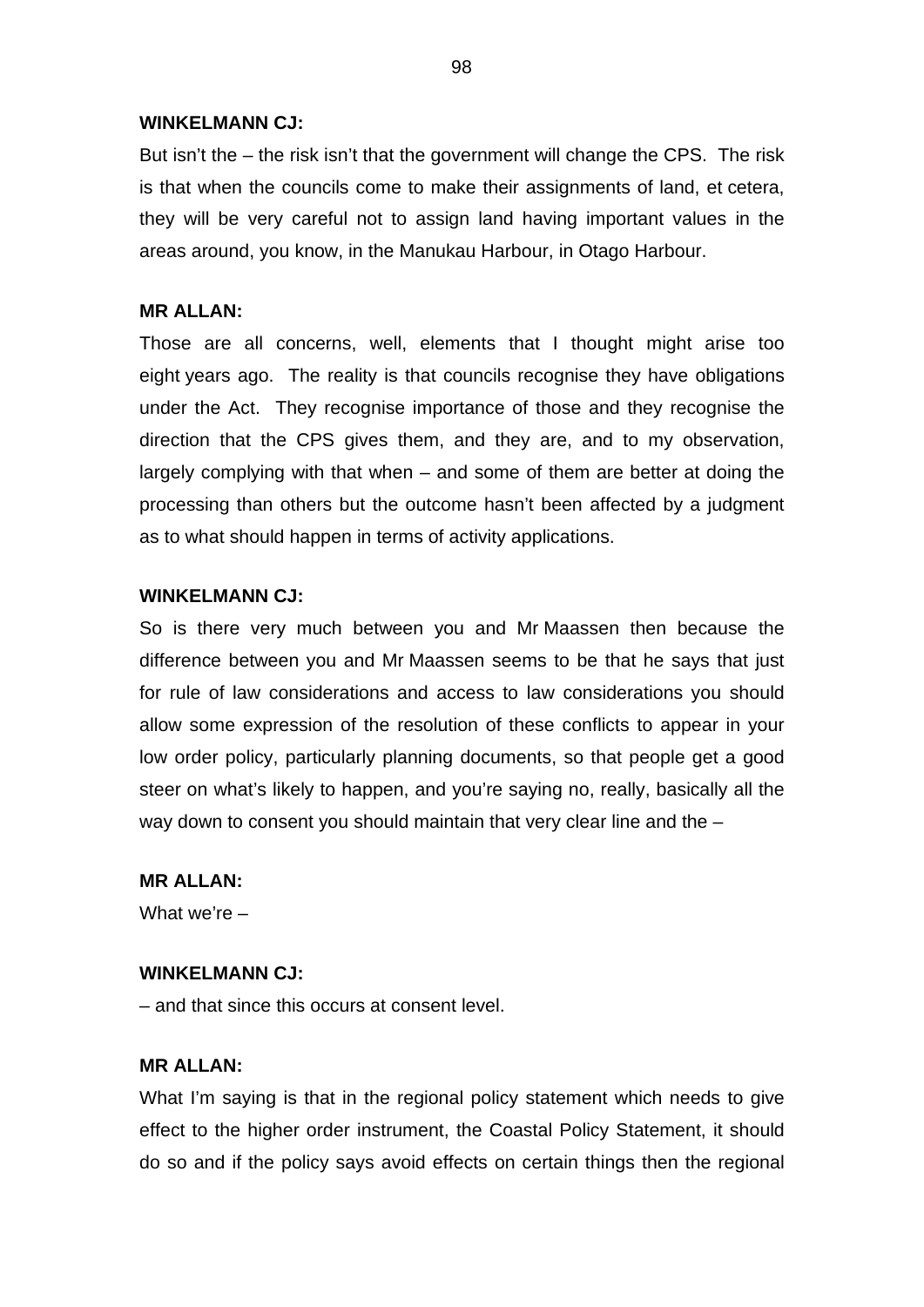**WINKELMANN CJ:**

But isn't the – the risk isn't that the government will change the CPS. The risk is that when the councils come to make their assignments of land, et cetera, they will be very careful not to assign land having important values in the areas around, you know, in the Manukau Harbour, in Otago Harbour.

**MR ALLAN:**

Those are all concerns, well, elements that I thought might arise too eight years ago. The reality is that councils recognise they have obligations under the Act. They recognise importance of those and they recognise the direction that the CPS gives them, and they are, and to my observation, largely complying with that when – and some of them are better at doing the processing than others but the outcome hasn't been affected by a judgment as to what should happen in terms of activity applications.

**WINKELMANN CJ:**

So is there very much between you and Mr Maassen then because the difference between you and Mr Maassen seems to be that he says that just for rule of law considerations and access to law considerations you should allow some expression of the resolution of these conflicts to appear in your low order policy, particularly planning documents, so that people get a good steer on what's likely to happen, and you're saying no, really, basically all the way down to consent you should maintain that very clear line and the –

**MR ALLAN:**

What we're –

**WINKELMANN CJ:**

– and that since this occurs at consent level.

**MR ALLAN:**

What I'm saying is that in the regional policy statement which needs to give effect to the higher order instrument, the Coastal Policy Statement, it should do so and if the policy says avoid effects on certain things then the regional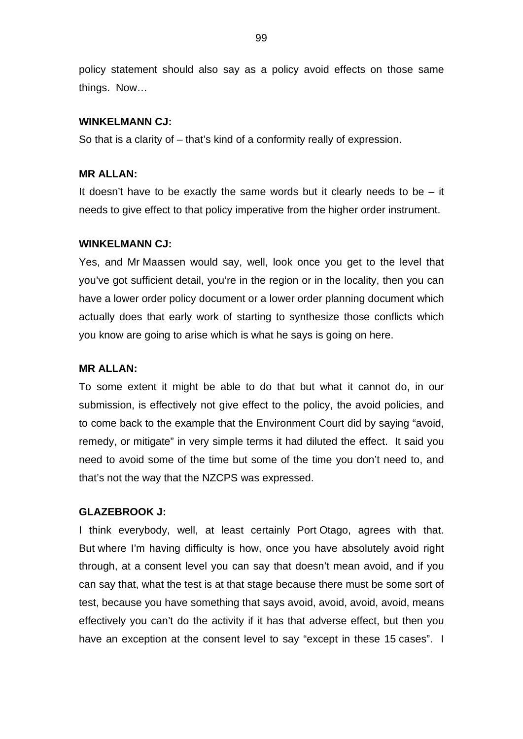policy statement should also say as a policy avoid effects on those same things. Now…

**WINKELMANN CJ:**

So that is a clarity of – that's kind of a conformity really of expression.

**MR ALLAN:**

It doesn't have to be exactly the same words but it clearly needs to be – it needs to give effect to that policy imperative from the higher order instrument.

**WINKELMANN CJ:**

Yes, and Mr Maassen would say, well, look once you get to the level that you've got sufficient detail, you're in the region or in the locality, then you can have a lower order policy document or a lower order planning document which actually does that early work of starting to synthesize those conflicts which you know are going to arise which is what he says is going on here.

**MR ALLAN:**

To some extent it might be able to do that but what it cannot do, in our submission, is effectively not give effect to the policy, the avoid policies, and to come back to the example that the Environment Court did by saying "avoid, remedy, or mitigate" in very simple terms it had diluted the effect. It said you need to avoid some of the time but some of the time you don't need to, and that's not the way that the NZCPS was expressed.

**GLAZEBROOK J:**

I think everybody, well, at least certainly Port Otago, agrees with that. But where I'm having difficulty is how, once you have absolutely avoid right through, at a consent level you can say that doesn't mean avoid, and if you can say that, what the test is at that stage because there must be some sort of test, because you have something that says avoid, avoid, avoid, avoid, means effectively you can't do the activity if it has that adverse effect, but then you have an exception at the consent level to say "except in these 15 cases". I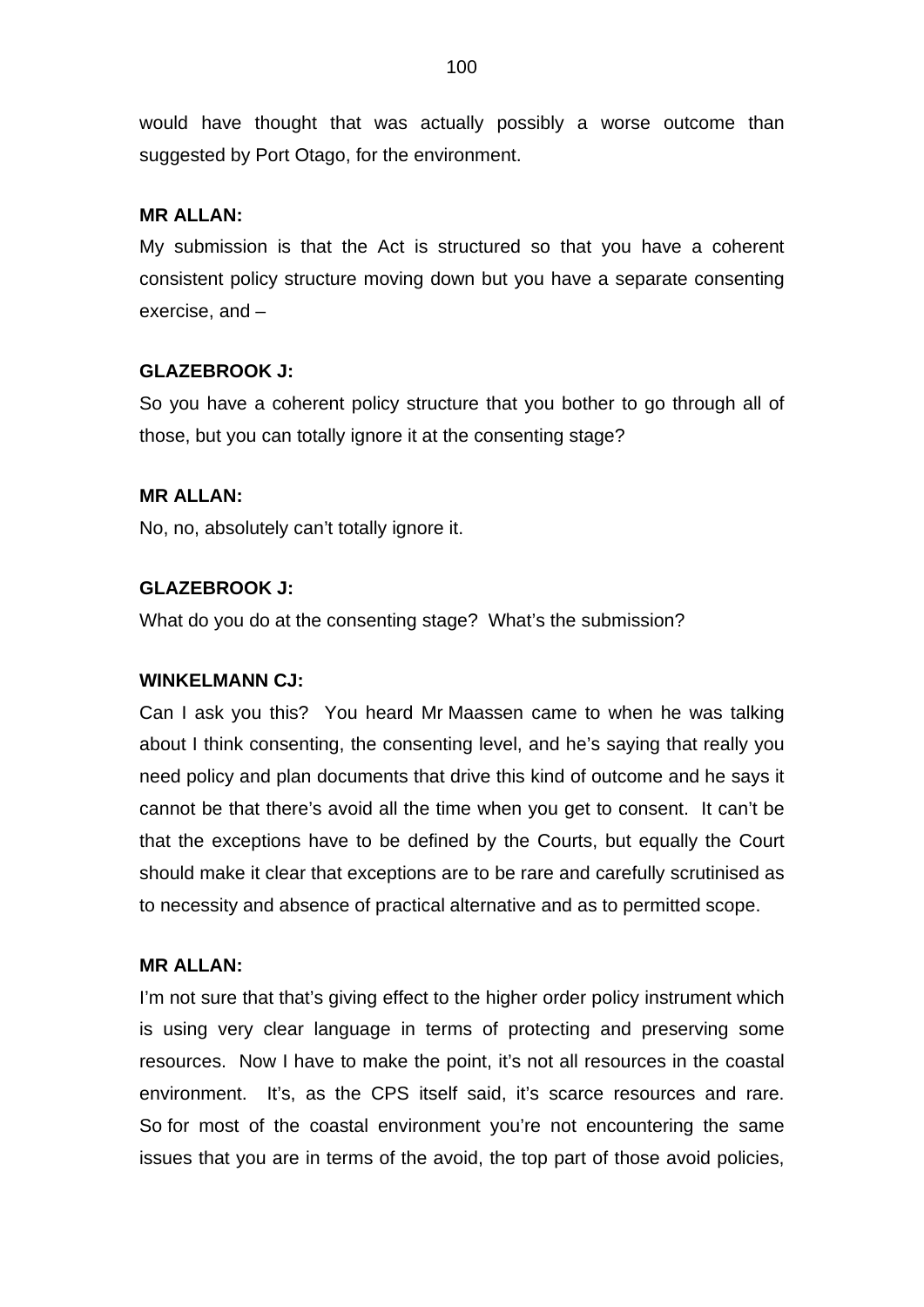would have thought that was actually possibly a worse outcome than suggested by Port Otago, for the environment.

**MR ALLAN:**

My submission is that the Act is structured so that you have a coherent consistent policy structure moving down but you have a separate consenting exercise, and –

**GLAZEBROOK J:**

So you have a coherent policy structure that you bother to go through all of those, but you can totally ignore it at the consenting stage?

**MR ALLAN:**

No, no, absolutely can't totally ignore it.

**GLAZEBROOK J:**

What do you do at the consenting stage? What's the submission?

**WINKELMANN CJ:**

Can I ask you this? You heard Mr Maassen came to when he was talking about I think consenting, the consenting level, and he's saying that really you need policy and plan documents that drive this kind of outcome and he says it cannot be that there's avoid all the time when you get to consent. It can't be that the exceptions have to be defined by the Courts, but equally the Court should make it clear that exceptions are to be rare and carefully scrutinised as to necessity and absence of practical alternative and as to permitted scope.

**MR ALLAN:**

I'm not sure that that's giving effect to the higher order policy instrument which is using very clear language in terms of protecting and preserving some resources. Now I have to make the point, it's not all resources in the coastal environment. It's, as the CPS itself said, it's scarce resources and rare. So for most of the coastal environment you're not encountering the same issues that you are in terms of the avoid, the top part of those avoid policies,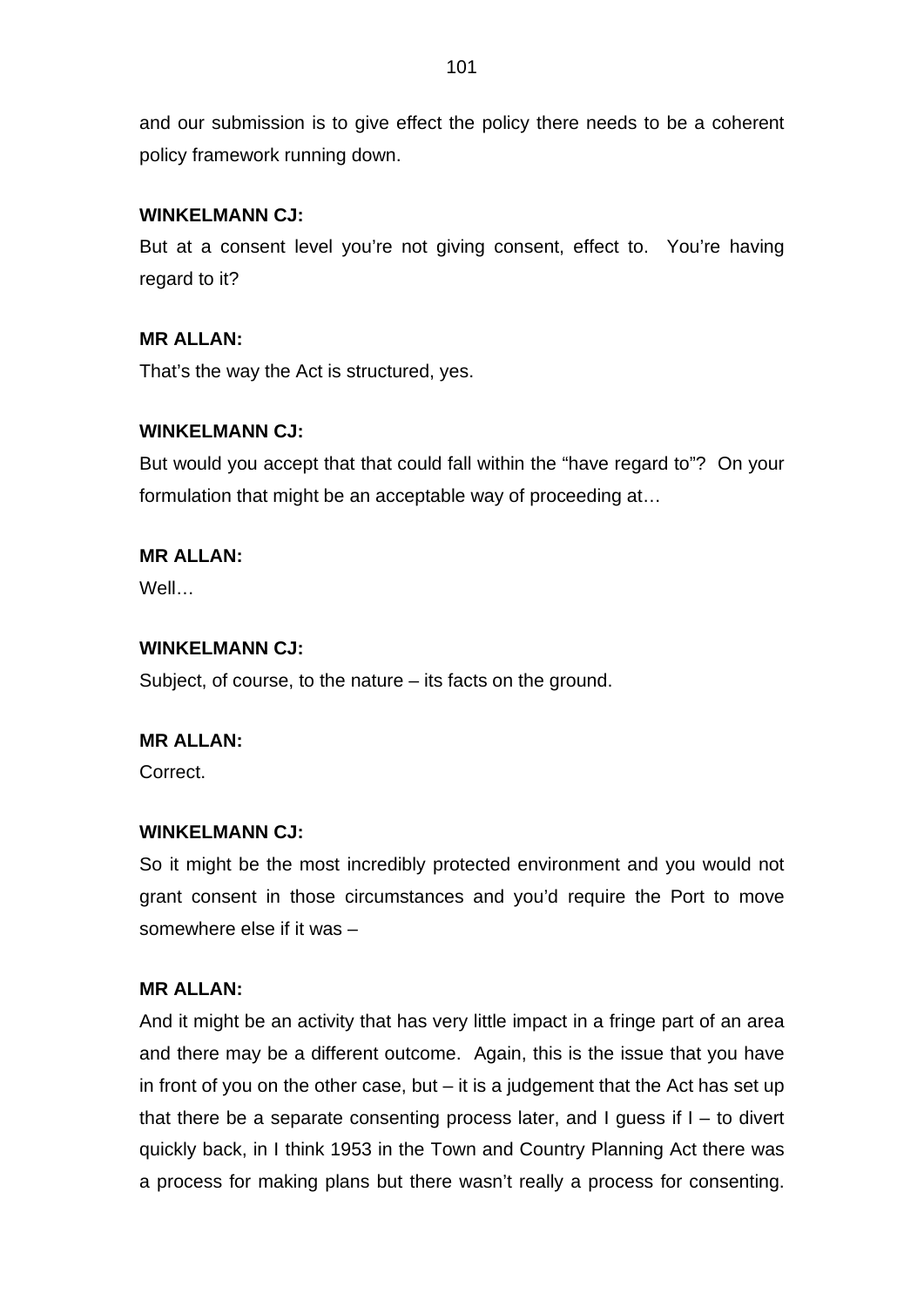and our submission is to give effect the policy there needs to be a coherent policy framework running down.

**WINKELMANN CJ:**
But at a consent level you're not giving consent, effect to. You're having regard to it?

**MR ALLAN:**
That's the way the Act is structured, yes.

**WINKELMANN CJ:**
But would you accept that that could fall within the "have regard to"? On your formulation that might be an acceptable way of proceeding at…

**MR ALLAN:**
Well…

**WINKELMANN CJ:**
Subject, of course, to the nature – its facts on the ground.

**MR ALLAN:**
Correct.

**WINKELMANN CJ:**
So it might be the most incredibly protected environment and you would not grant consent in those circumstances and you'd require the Port to move somewhere else if it was –

**MR ALLAN:**
And it might be an activity that has very little impact in a fringe part of an area and there may be a different outcome. Again, this is the issue that you have in front of you on the other case, but – it is a judgement that the Act has set up that there be a separate consenting process later, and I guess if I – to divert quickly back, in I think 1953 in the Town and Country Planning Act there was a process for making plans but there wasn't really a process for consenting.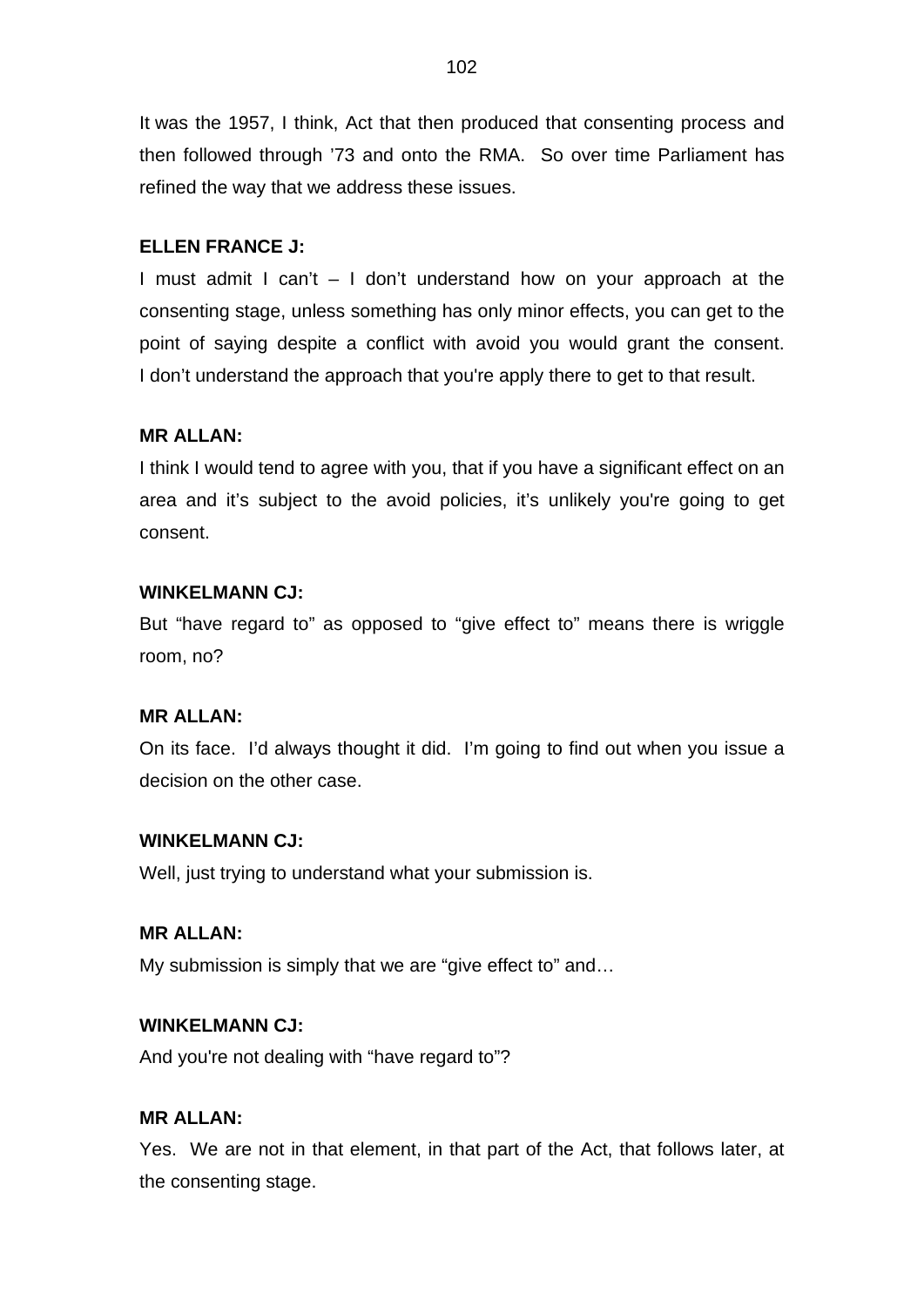It was the 1957, I think, Act that then produced that consenting process and then followed through '73 and onto the RMA. So over time Parliament has refined the way that we address these issues.

**ELLEN FRANCE J:**

I must admit I can't – I don't understand how on your approach at the consenting stage, unless something has only minor effects, you can get to the point of saying despite a conflict with avoid you would grant the consent. I don't understand the approach that you're apply there to get to that result.

**MR ALLAN:**

I think I would tend to agree with you, that if you have a significant effect on an area and it's subject to the avoid policies, it's unlikely you're going to get consent.

**WINKELMANN CJ:**

But "have regard to" as opposed to "give effect to" means there is wriggle room, no?

**MR ALLAN:**

On its face. I'd always thought it did. I'm going to find out when you issue a decision on the other case.

**WINKELMANN CJ:**

Well, just trying to understand what your submission is.

**MR ALLAN:**

My submission is simply that we are "give effect to" and…

**WINKELMANN CJ:**

And you're not dealing with "have regard to"?

**MR ALLAN:**

Yes. We are not in that element, in that part of the Act, that follows later, at the consenting stage.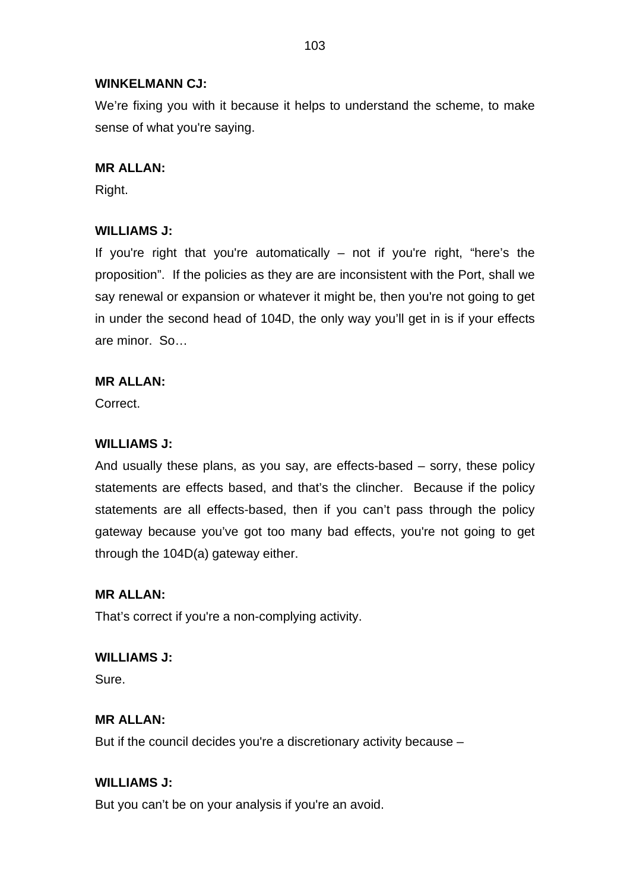**WINKELMANN CJ:**

We're fixing you with it because it helps to understand the scheme, to make sense of what you're saying.

**MR ALLAN:**

Right.

**WILLIAMS J:**

If you're right that you're automatically – not if you're right, "here's the proposition". If the policies as they are are inconsistent with the Port, shall we say renewal or expansion or whatever it might be, then you're not going to get in under the second head of 104D, the only way you'll get in is if your effects are minor. So…

**MR ALLAN:**

Correct.

**WILLIAMS J:**

And usually these plans, as you say, are effects-based – sorry, these policy statements are effects based, and that's the clincher. Because if the policy statements are all effects-based, then if you can't pass through the policy gateway because you've got too many bad effects, you're not going to get through the 104D(a) gateway either.

**MR ALLAN:**

That's correct if you're a non-complying activity.

**WILLIAMS J:**

Sure.

**MR ALLAN:**

But if the council decides you're a discretionary activity because –

**WILLIAMS J:**

But you can't be on your analysis if you're an avoid.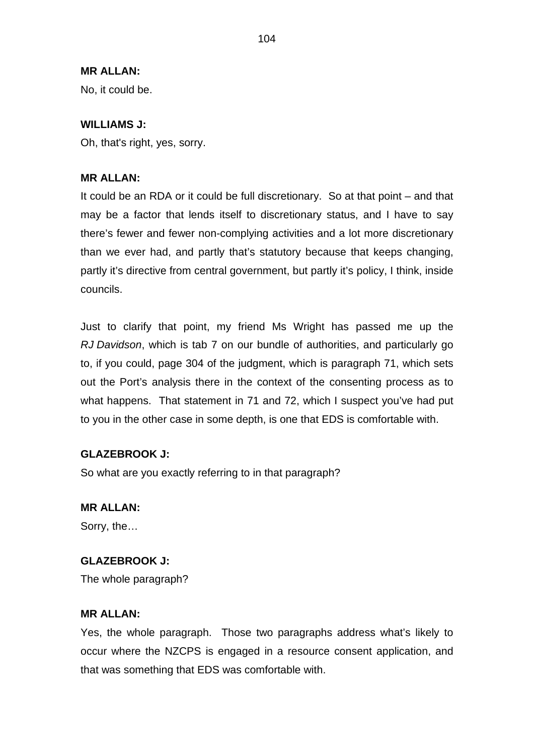**MR ALLAN:**

No, it could be.

**WILLIAMS J:**

Oh, that's right, yes, sorry.

**MR ALLAN:**

It could be an RDA or it could be full discretionary. So at that point – and that may be a factor that lends itself to discretionary status, and I have to say there's fewer and fewer non-complying activities and a lot more discretionary than we ever had, and partly that's statutory because that keeps changing, partly it's directive from central government, but partly it's policy, I think, inside councils.

Just to clarify that point, my friend Ms Wright has passed me up the *RJ Davidson*, which is tab 7 on our bundle of authorities, and particularly go to, if you could, page 304 of the judgment, which is paragraph 71, which sets out the Port's analysis there in the context of the consenting process as to what happens. That statement in 71 and 72, which I suspect you've had put to you in the other case in some depth, is one that EDS is comfortable with.

**GLAZEBROOK J:**

So what are you exactly referring to in that paragraph?

**MR ALLAN:**

Sorry, the…

**GLAZEBROOK J:**

The whole paragraph?

**MR ALLAN:**

Yes, the whole paragraph. Those two paragraphs address what's likely to occur where the NZCPS is engaged in a resource consent application, and that was something that EDS was comfortable with.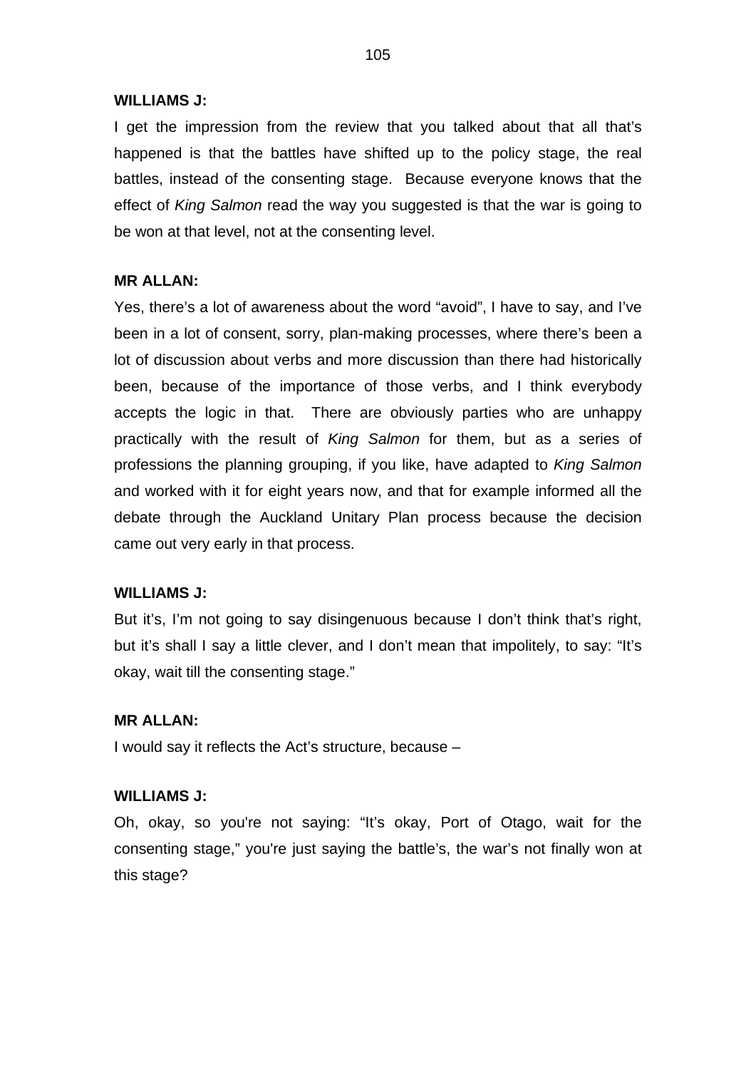**WILLIAMS J:**

I get the impression from the review that you talked about that all that's happened is that the battles have shifted up to the policy stage, the real battles, instead of the consenting stage. Because everyone knows that the effect of *King Salmon* read the way you suggested is that the war is going to be won at that level, not at the consenting level.

**MR ALLAN:**

Yes, there's a lot of awareness about the word "avoid", I have to say, and I've been in a lot of consent, sorry, plan-making processes, where there's been a lot of discussion about verbs and more discussion than there had historically been, because of the importance of those verbs, and I think everybody accepts the logic in that. There are obviously parties who are unhappy practically with the result of *King Salmon* for them, but as a series of professions the planning grouping, if you like, have adapted to *King Salmon* and worked with it for eight years now, and that for example informed all the debate through the Auckland Unitary Plan process because the decision came out very early in that process.

**WILLIAMS J:**

But it's, I'm not going to say disingenuous because I don't think that's right, but it's shall I say a little clever, and I don't mean that impolitely, to say: "It's okay, wait till the consenting stage."

**MR ALLAN:**

I would say it reflects the Act's structure, because –

**WILLIAMS J:**

Oh, okay, so you're not saying: "It's okay, Port of Otago, wait for the consenting stage," you're just saying the battle's, the war's not finally won at this stage?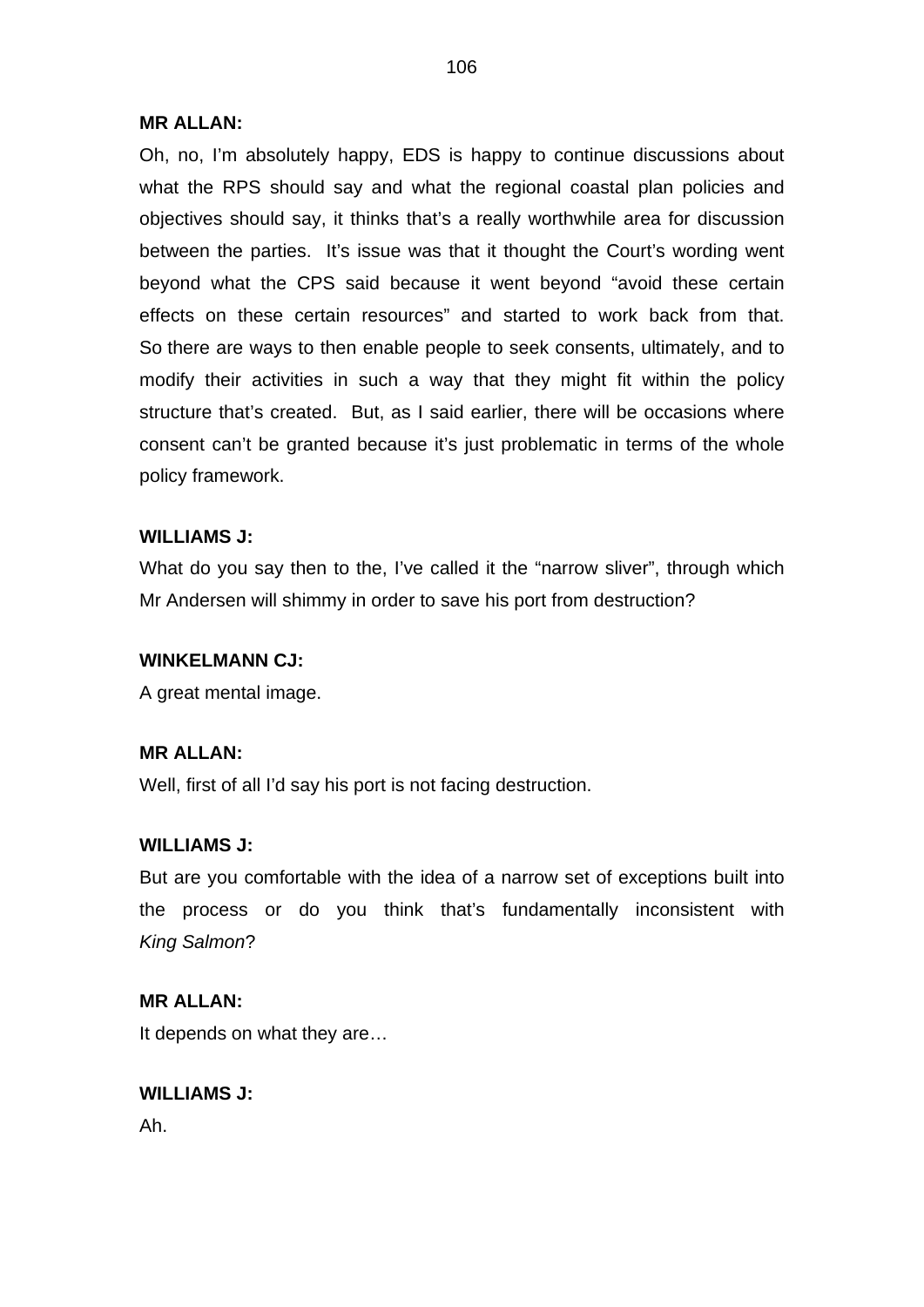**MR ALLAN:**

Oh, no, I'm absolutely happy, EDS is happy to continue discussions about what the RPS should say and what the regional coastal plan policies and objectives should say, it thinks that's a really worthwhile area for discussion between the parties. It's issue was that it thought the Court's wording went beyond what the CPS said because it went beyond "avoid these certain effects on these certain resources" and started to work back from that. So there are ways to then enable people to seek consents, ultimately, and to modify their activities in such a way that they might fit within the policy structure that's created. But, as I said earlier, there will be occasions where consent can't be granted because it's just problematic in terms of the whole policy framework.

**WILLIAMS J:**

What do you say then to the, I've called it the "narrow sliver", through which Mr Andersen will shimmy in order to save his port from destruction?

**WINKELMANN CJ:**

A great mental image.

**MR ALLAN:**

Well, first of all I'd say his port is not facing destruction.

**WILLIAMS J:**

But are you comfortable with the idea of a narrow set of exceptions built into the process or do you think that's fundamentally inconsistent with *King Salmon*?

**MR ALLAN:**

It depends on what they are…

**WILLIAMS J:**

Ah.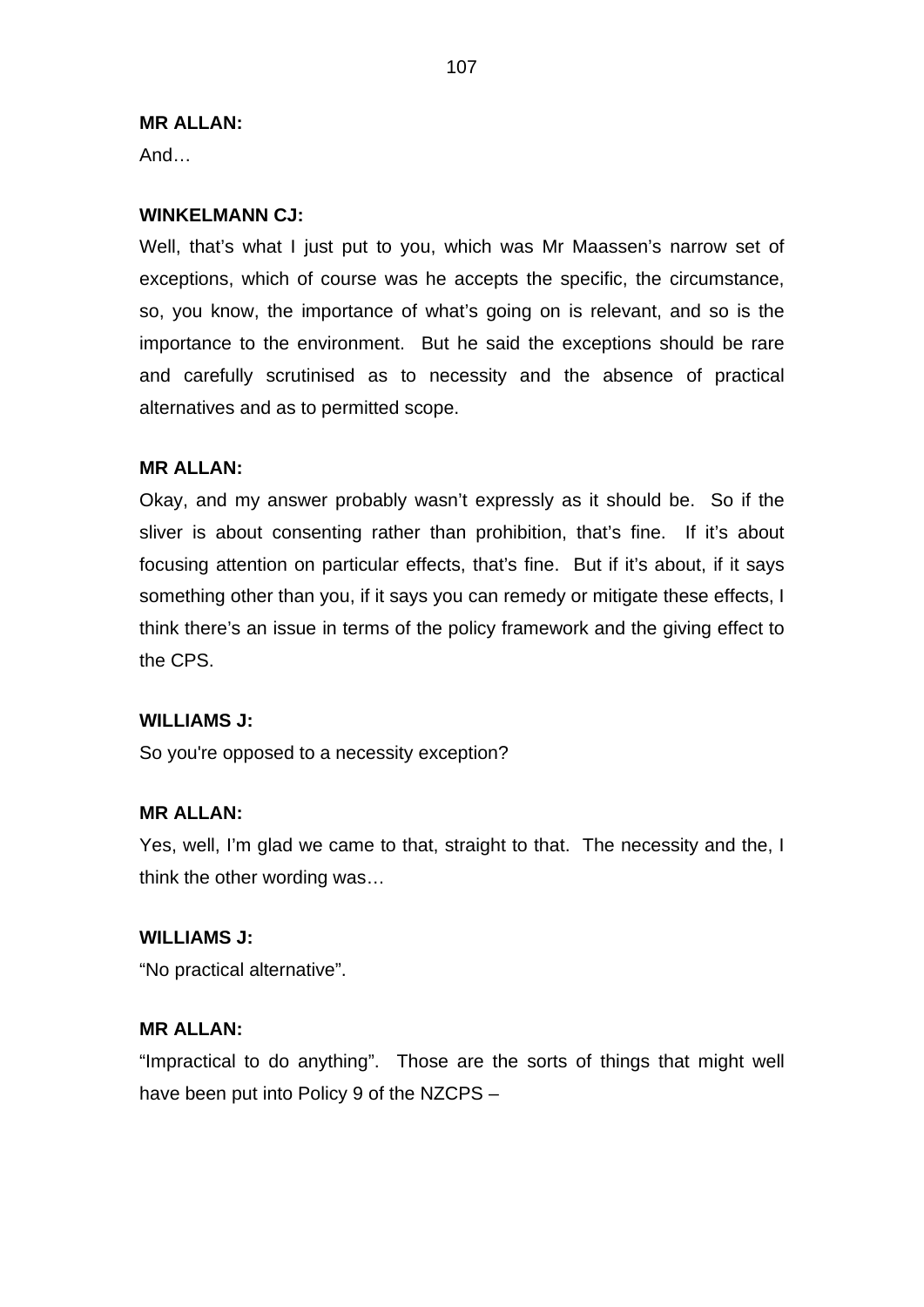**MR ALLAN:**

And…

**WINKELMANN CJ:**

Well, that's what I just put to you, which was Mr Maassen's narrow set of exceptions, which of course was he accepts the specific, the circumstance, so, you know, the importance of what's going on is relevant, and so is the importance to the environment. But he said the exceptions should be rare and carefully scrutinised as to necessity and the absence of practical alternatives and as to permitted scope.

**MR ALLAN:**

Okay, and my answer probably wasn't expressly as it should be. So if the sliver is about consenting rather than prohibition, that's fine. If it's about focusing attention on particular effects, that's fine. But if it's about, if it says something other than you, if it says you can remedy or mitigate these effects, I think there's an issue in terms of the policy framework and the giving effect to the CPS.

**WILLIAMS J:**

So you're opposed to a necessity exception?

**MR ALLAN:**

Yes, well, I'm glad we came to that, straight to that. The necessity and the, I think the other wording was…

**WILLIAMS J:**

"No practical alternative".

**MR ALLAN:**

"Impractical to do anything". Those are the sorts of things that might well have been put into Policy 9 of the NZCPS –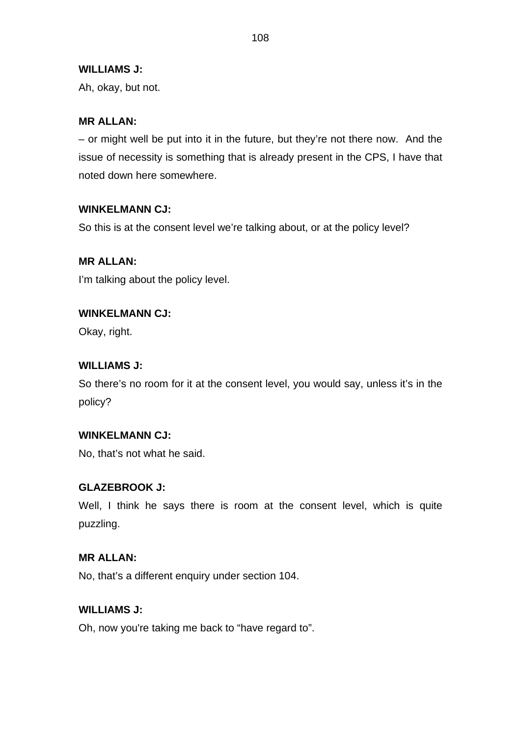**WILLIAMS J:**

Ah, okay, but not.

**MR ALLAN:**

– or might well be put into it in the future, but they're not there now. And the issue of necessity is something that is already present in the CPS, I have that noted down here somewhere.

**WINKELMANN CJ:**

So this is at the consent level we're talking about, or at the policy level?

**MR ALLAN:**

I'm talking about the policy level.

**WINKELMANN CJ:**

Okay, right.

**WILLIAMS J:**

So there's no room for it at the consent level, you would say, unless it's in the policy?

**WINKELMANN CJ:**

No, that's not what he said.

**GLAZEBROOK J:**

Well, I think he says there is room at the consent level, which is quite puzzling.

**MR ALLAN:**

No, that's a different enquiry under section 104.

**WILLIAMS J:**

Oh, now you're taking me back to "have regard to".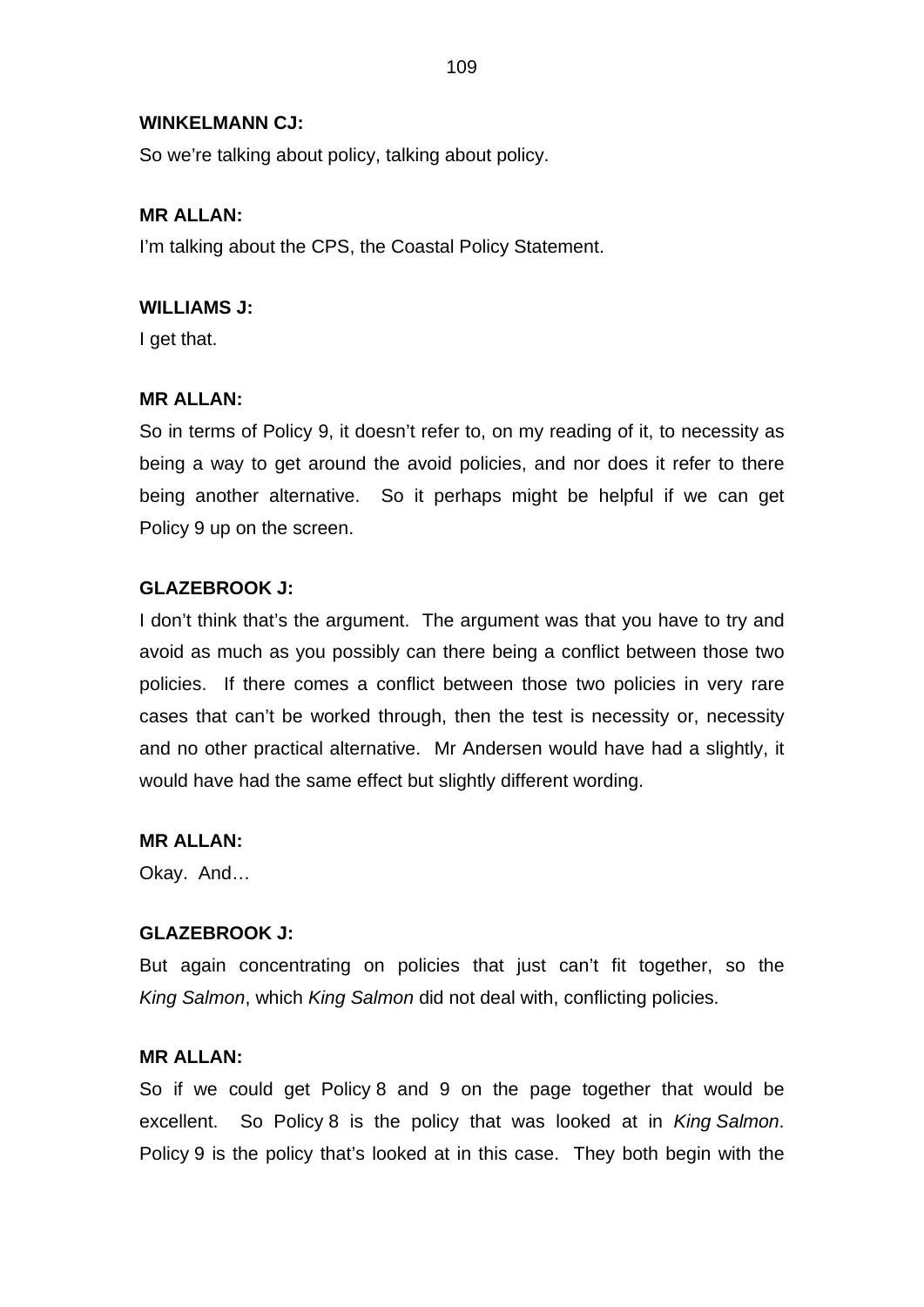**WINKELMANN CJ:**

So we're talking about policy, talking about policy.

**MR ALLAN:**

I'm talking about the CPS, the Coastal Policy Statement.

**WILLIAMS J:**

I get that.

**MR ALLAN:**

So in terms of Policy 9, it doesn't refer to, on my reading of it, to necessity as being a way to get around the avoid policies, and nor does it refer to there being another alternative. So it perhaps might be helpful if we can get Policy 9 up on the screen.

**GLAZEBROOK J:**

I don't think that's the argument. The argument was that you have to try and avoid as much as you possibly can there being a conflict between those two policies. If there comes a conflict between those two policies in very rare cases that can't be worked through, then the test is necessity or, necessity and no other practical alternative. Mr Andersen would have had a slightly, it would have had the same effect but slightly different wording.

**MR ALLAN:**

Okay. And…

**GLAZEBROOK J:**

But again concentrating on policies that just can't fit together, so the *King Salmon*, which *King Salmon* did not deal with, conflicting policies.

**MR ALLAN:**

So if we could get Policy 8 and 9 on the page together that would be excellent. So Policy 8 is the policy that was looked at in *King Salmon*. Policy 9 is the policy that's looked at in this case. They both begin with the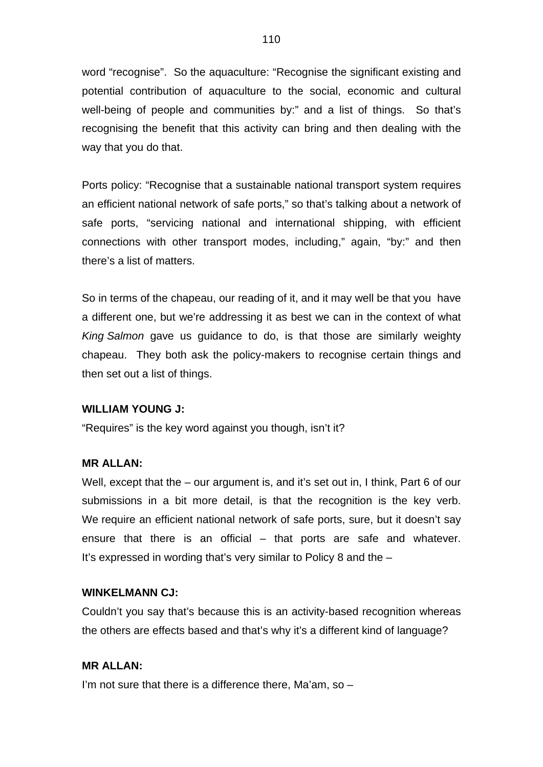word “recognise”. So the aquaculture: “Recognise the significant existing and potential contribution of aquaculture to the social, economic and cultural well-being of people and communities by:” and a list of things. So that’s recognising the benefit that this activity can bring and then dealing with the way that you do that.

Ports policy: “Recognise that a sustainable national transport system requires an efficient national network of safe ports,” so that’s talking about a network of safe ports, “servicing national and international shipping, with efficient connections with other transport modes, including,” again, “by:” and then there’s a list of matters.

So in terms of the chapeau, our reading of it, and it may well be that you have a different one, but we’re addressing it as best we can in the context of what *King Salmon* gave us guidance to do, is that those are similarly weighty chapeau. They both ask the policy-makers to recognise certain things and then set out a list of things.

**WILLIAM YOUNG J:**

“Requires” is the key word against you though, isn’t it?

**MR ALLAN:**

Well, except that the – our argument is, and it’s set out in, I think, Part 6 of our submissions in a bit more detail, is that the recognition is the key verb. We require an efficient national network of safe ports, sure, but it doesn’t say ensure that there is an official – that ports are safe and whatever. It’s expressed in wording that’s very similar to Policy 8 and the –

**WINKELMANN CJ:**

Couldn’t you say that’s because this is an activity-based recognition whereas the others are effects based and that’s why it’s a different kind of language?

**MR ALLAN:**

I’m not sure that there is a difference there, Ma’am, so –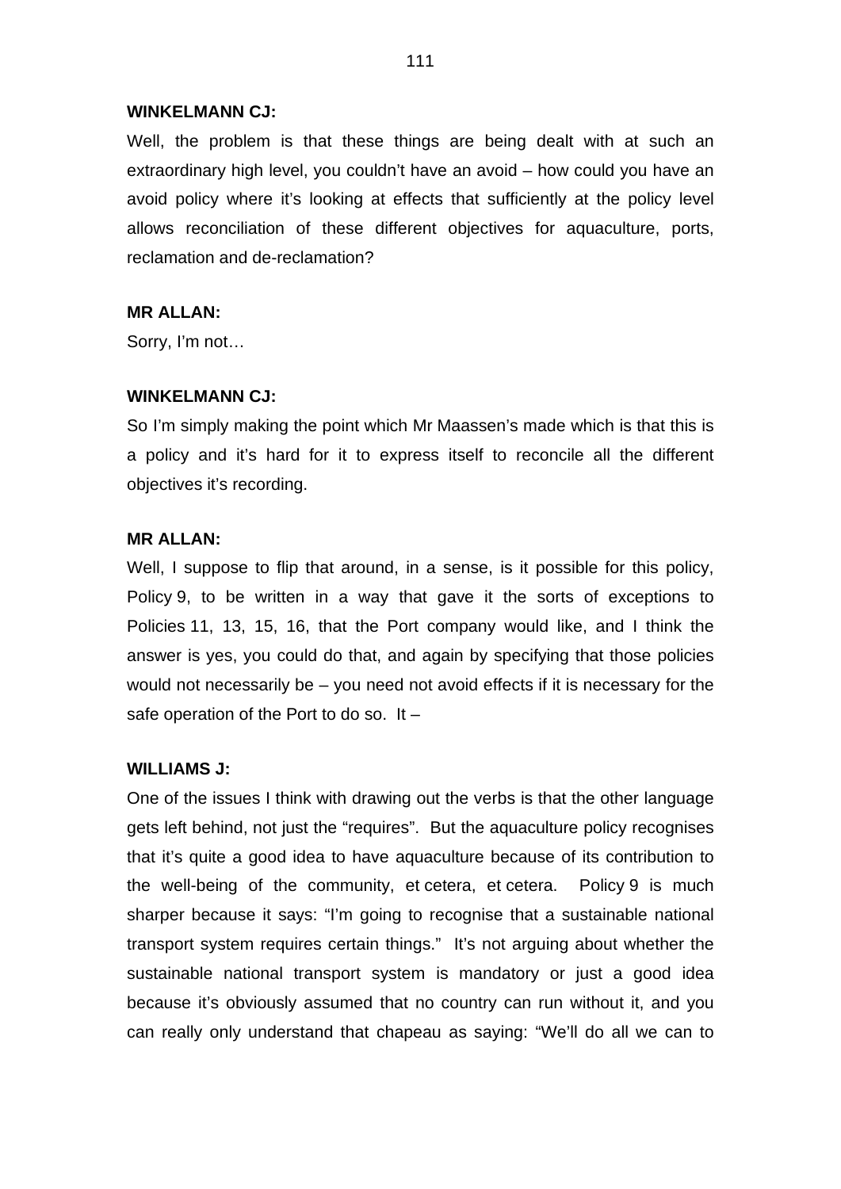**WINKELMANN CJ:**

Well, the problem is that these things are being dealt with at such an extraordinary high level, you couldn't have an avoid – how could you have an avoid policy where it's looking at effects that sufficiently at the policy level allows reconciliation of these different objectives for aquaculture, ports, reclamation and de-reclamation?

**MR ALLAN:**

Sorry, I'm not…

**WINKELMANN CJ:**

So I'm simply making the point which Mr Maassen's made which is that this is a policy and it's hard for it to express itself to reconcile all the different objectives it's recording.

**MR ALLAN:**

Well, I suppose to flip that around, in a sense, is it possible for this policy, Policy 9, to be written in a way that gave it the sorts of exceptions to Policies 11, 13, 15, 16, that the Port company would like, and I think the answer is yes, you could do that, and again by specifying that those policies would not necessarily be – you need not avoid effects if it is necessary for the safe operation of the Port to do so. It –

**WILLIAMS J:**

One of the issues I think with drawing out the verbs is that the other language gets left behind, not just the "requires". But the aquaculture policy recognises that it's quite a good idea to have aquaculture because of its contribution to the well-being of the community, et cetera, et cetera. Policy 9 is much sharper because it says: "I'm going to recognise that a sustainable national transport system requires certain things." It's not arguing about whether the sustainable national transport system is mandatory or just a good idea because it's obviously assumed that no country can run without it, and you can really only understand that chapeau as saying: "We'll do all we can to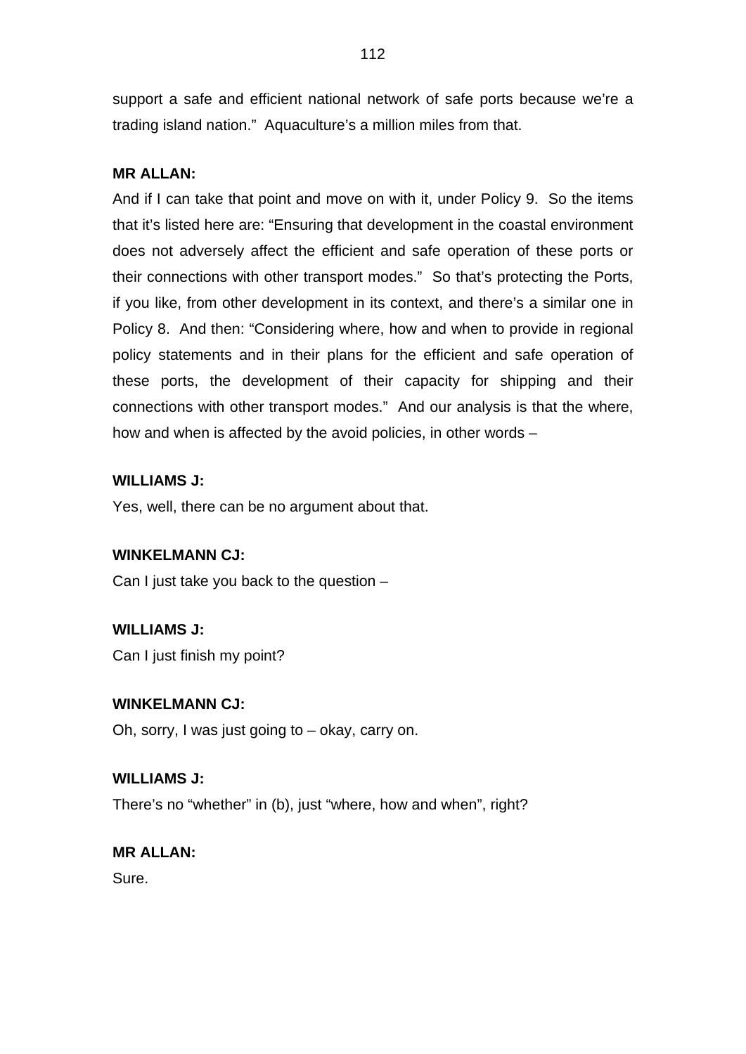support a safe and efficient national network of safe ports because we're a trading island nation." Aquaculture's a million miles from that.

**MR ALLAN:**

And if I can take that point and move on with it, under Policy 9. So the items that it's listed here are: "Ensuring that development in the coastal environment does not adversely affect the efficient and safe operation of these ports or their connections with other transport modes." So that's protecting the Ports, if you like, from other development in its context, and there's a similar one in Policy 8. And then: "Considering where, how and when to provide in regional policy statements and in their plans for the efficient and safe operation of these ports, the development of their capacity for shipping and their connections with other transport modes." And our analysis is that the where, how and when is affected by the avoid policies, in other words –

**WILLIAMS J:**

Yes, well, there can be no argument about that.

**WINKELMANN CJ:**

Can I just take you back to the question –

**WILLIAMS J:**

Can I just finish my point?

**WINKELMANN CJ:**

Oh, sorry, I was just going to – okay, carry on.

**WILLIAMS J:**

There's no "whether" in (b), just "where, how and when", right?

**MR ALLAN:**

Sure.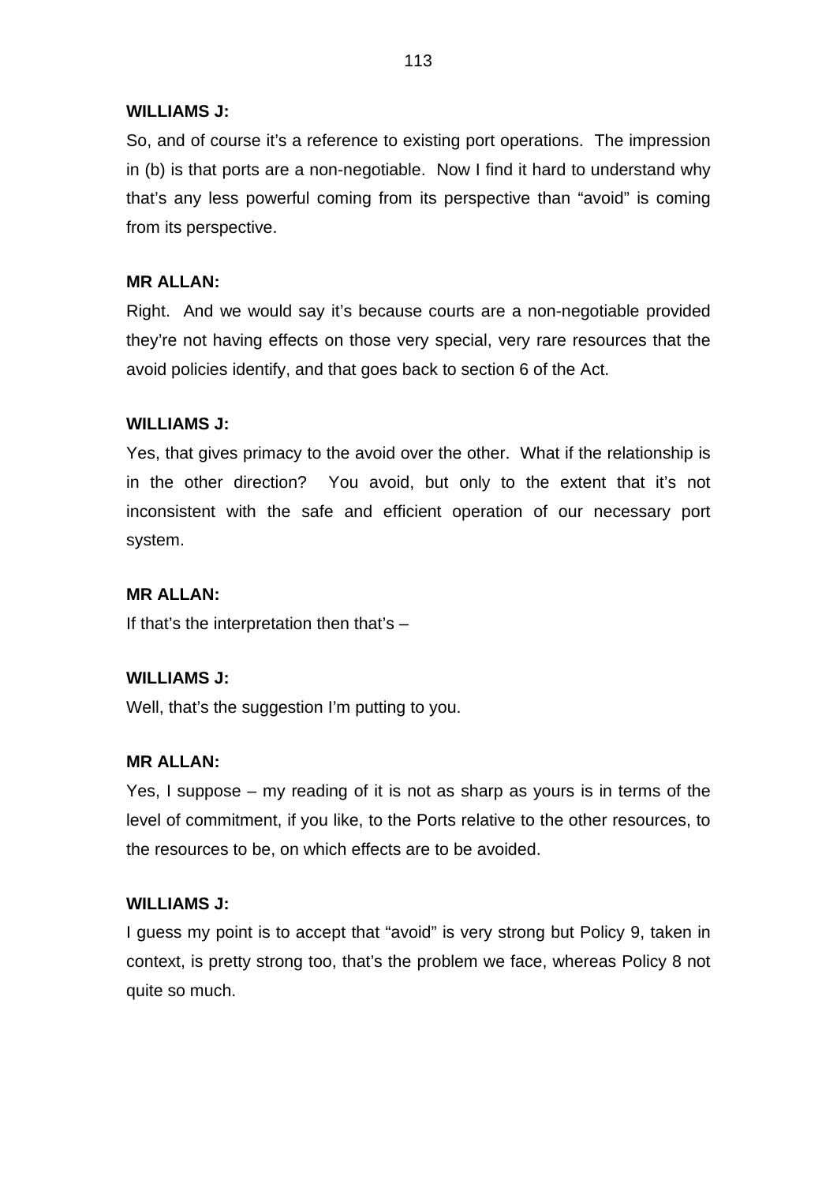**WILLIAMS J:**

So, and of course it's a reference to existing port operations. The impression in (b) is that ports are a non-negotiable. Now I find it hard to understand why that's any less powerful coming from its perspective than "avoid" is coming from its perspective.

**MR ALLAN:**

Right. And we would say it's because courts are a non-negotiable provided they're not having effects on those very special, very rare resources that the avoid policies identify, and that goes back to section 6 of the Act.

**WILLIAMS J:**

Yes, that gives primacy to the avoid over the other. What if the relationship is in the other direction? You avoid, but only to the extent that it's not inconsistent with the safe and efficient operation of our necessary port system.

**MR ALLAN:**

If that's the interpretation then that's –

**WILLIAMS J:**

Well, that's the suggestion I'm putting to you.

**MR ALLAN:**

Yes, I suppose – my reading of it is not as sharp as yours is in terms of the level of commitment, if you like, to the Ports relative to the other resources, to the resources to be, on which effects are to be avoided.

**WILLIAMS J:**

I guess my point is to accept that "avoid" is very strong but Policy 9, taken in context, is pretty strong too, that's the problem we face, whereas Policy 8 not quite so much.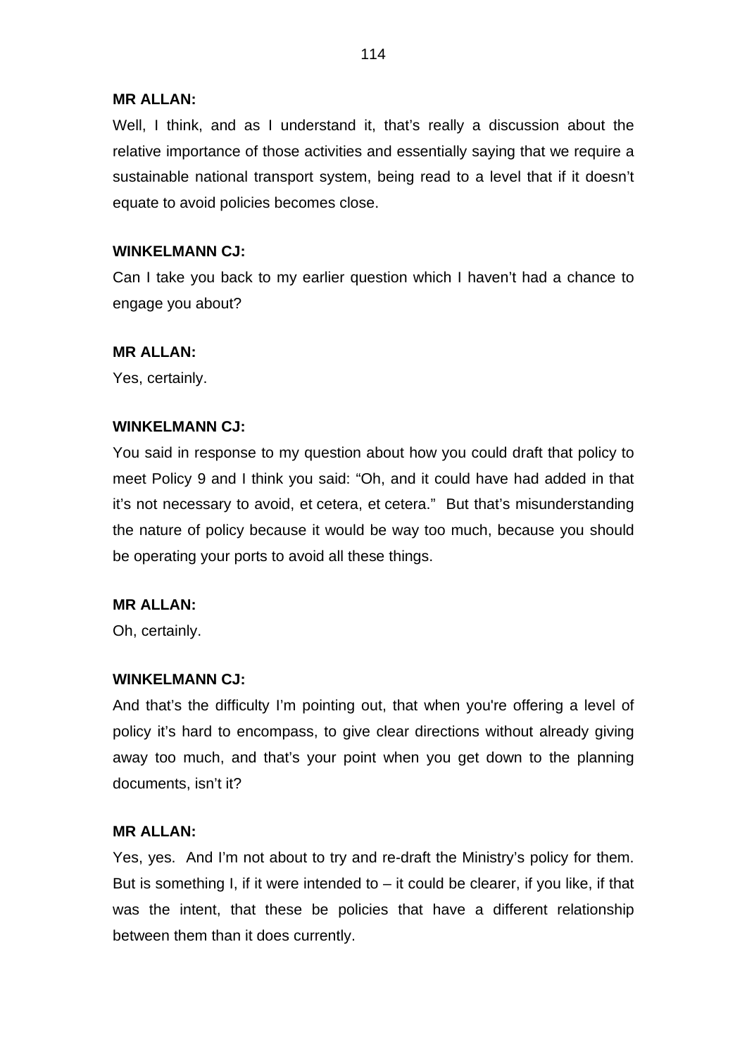**MR ALLAN:**

Well, I think, and as I understand it, that's really a discussion about the relative importance of those activities and essentially saying that we require a sustainable national transport system, being read to a level that if it doesn't equate to avoid policies becomes close.

**WINKELMANN CJ:**

Can I take you back to my earlier question which I haven't had a chance to engage you about?

**MR ALLAN:**

Yes, certainly.

**WINKELMANN CJ:**

You said in response to my question about how you could draft that policy to meet Policy 9 and I think you said: "Oh, and it could have had added in that it's not necessary to avoid, et cetera, et cetera." But that's misunderstanding the nature of policy because it would be way too much, because you should be operating your ports to avoid all these things.

**MR ALLAN:**

Oh, certainly.

**WINKELMANN CJ:**

And that's the difficulty I'm pointing out, that when you're offering a level of policy it's hard to encompass, to give clear directions without already giving away too much, and that's your point when you get down to the planning documents, isn't it?

**MR ALLAN:**

Yes, yes. And I'm not about to try and re-draft the Ministry's policy for them. But is something I, if it were intended to – it could be clearer, if you like, if that was the intent, that these be policies that have a different relationship between them than it does currently.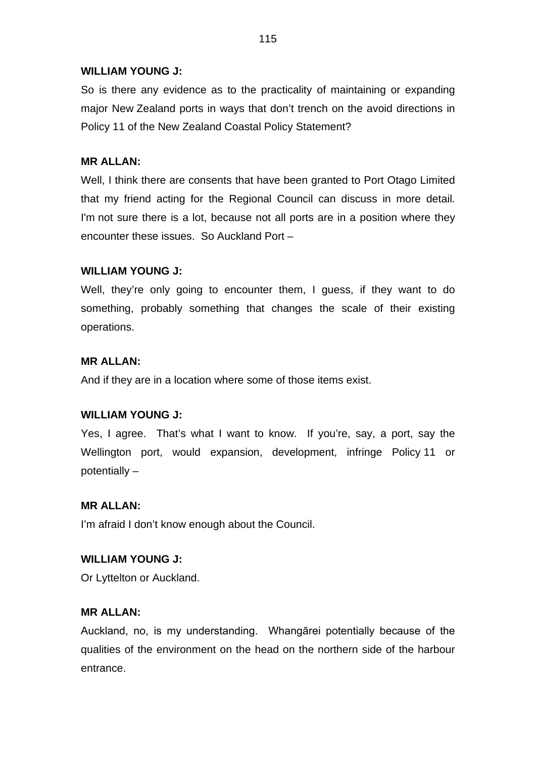**WILLIAM YOUNG J:**

So is there any evidence as to the practicality of maintaining or expanding major New Zealand ports in ways that don't trench on the avoid directions in Policy 11 of the New Zealand Coastal Policy Statement?

**MR ALLAN:**

Well, I think there are consents that have been granted to Port Otago Limited that my friend acting for the Regional Council can discuss in more detail. I'm not sure there is a lot, because not all ports are in a position where they encounter these issues. So Auckland Port –

**WILLIAM YOUNG J:**

Well, they're only going to encounter them, I guess, if they want to do something, probably something that changes the scale of their existing operations.

**MR ALLAN:**

And if they are in a location where some of those items exist.

**WILLIAM YOUNG J:**

Yes, I agree. That's what I want to know. If you're, say, a port, say the Wellington port, would expansion, development, infringe Policy 11 or potentially –

**MR ALLAN:**

I'm afraid I don't know enough about the Council.

**WILLIAM YOUNG J:**

Or Lyttelton or Auckland.

**MR ALLAN:**

Auckland, no, is my understanding. Whangārei potentially because of the qualities of the environment on the head on the northern side of the harbour entrance.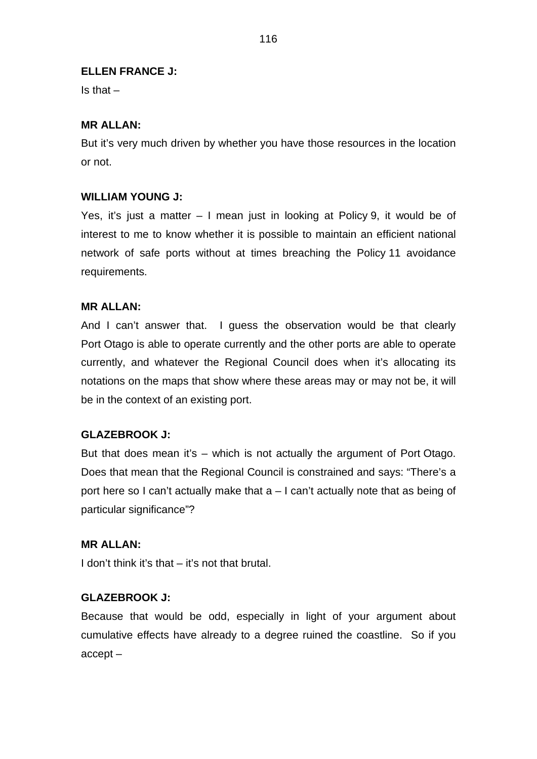**ELLEN FRANCE J:**

Is that –

**MR ALLAN:**

But it's very much driven by whether you have those resources in the location or not.

**WILLIAM YOUNG J:**

Yes, it's just a matter – I mean just in looking at Policy 9, it would be of interest to me to know whether it is possible to maintain an efficient national network of safe ports without at times breaching the Policy 11 avoidance requirements.

**MR ALLAN:**

And I can't answer that. I guess the observation would be that clearly Port Otago is able to operate currently and the other ports are able to operate currently, and whatever the Regional Council does when it's allocating its notations on the maps that show where these areas may or may not be, it will be in the context of an existing port.

**GLAZEBROOK J:**

But that does mean it's – which is not actually the argument of Port Otago. Does that mean that the Regional Council is constrained and says: "There's a port here so I can't actually make that a – I can't actually note that as being of particular significance"?

**MR ALLAN:**

I don't think it's that – it's not that brutal.

**GLAZEBROOK J:**

Because that would be odd, especially in light of your argument about cumulative effects have already to a degree ruined the coastline. So if you accept –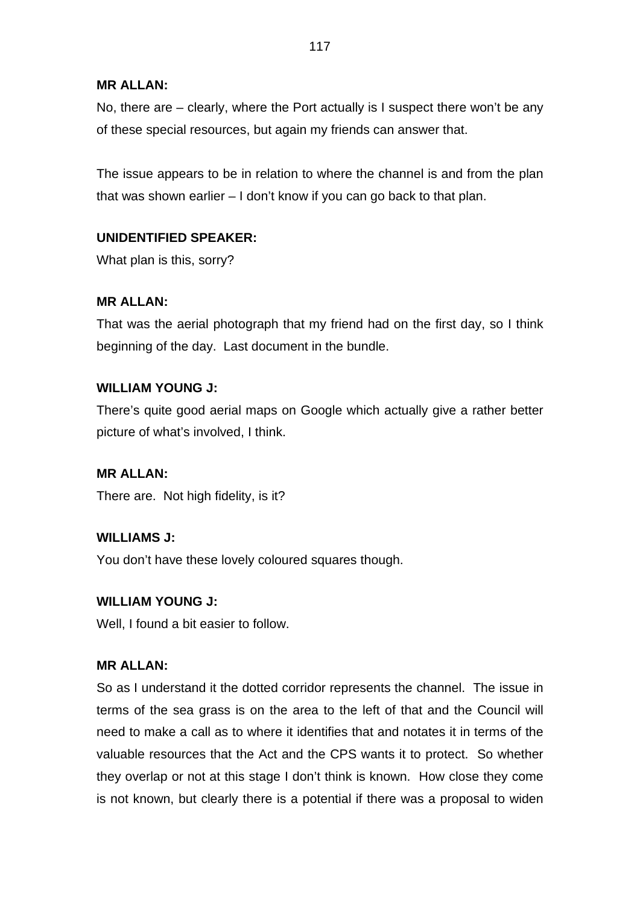**MR ALLAN:**

No, there are – clearly, where the Port actually is I suspect there won't be any of these special resources, but again my friends can answer that.

The issue appears to be in relation to where the channel is and from the plan that was shown earlier – I don't know if you can go back to that plan.

**UNIDENTIFIED SPEAKER:**

What plan is this, sorry?

**MR ALLAN:**

That was the aerial photograph that my friend had on the first day, so I think beginning of the day. Last document in the bundle.

**WILLIAM YOUNG J:**

There's quite good aerial maps on Google which actually give a rather better picture of what's involved, I think.

**MR ALLAN:**

There are. Not high fidelity, is it?

**WILLIAMS J:**

You don't have these lovely coloured squares though.

**WILLIAM YOUNG J:**

Well, I found a bit easier to follow.

**MR ALLAN:**

So as I understand it the dotted corridor represents the channel. The issue in terms of the sea grass is on the area to the left of that and the Council will need to make a call as to where it identifies that and notates it in terms of the valuable resources that the Act and the CPS wants it to protect. So whether they overlap or not at this stage I don't think is known. How close they come is not known, but clearly there is a potential if there was a proposal to widen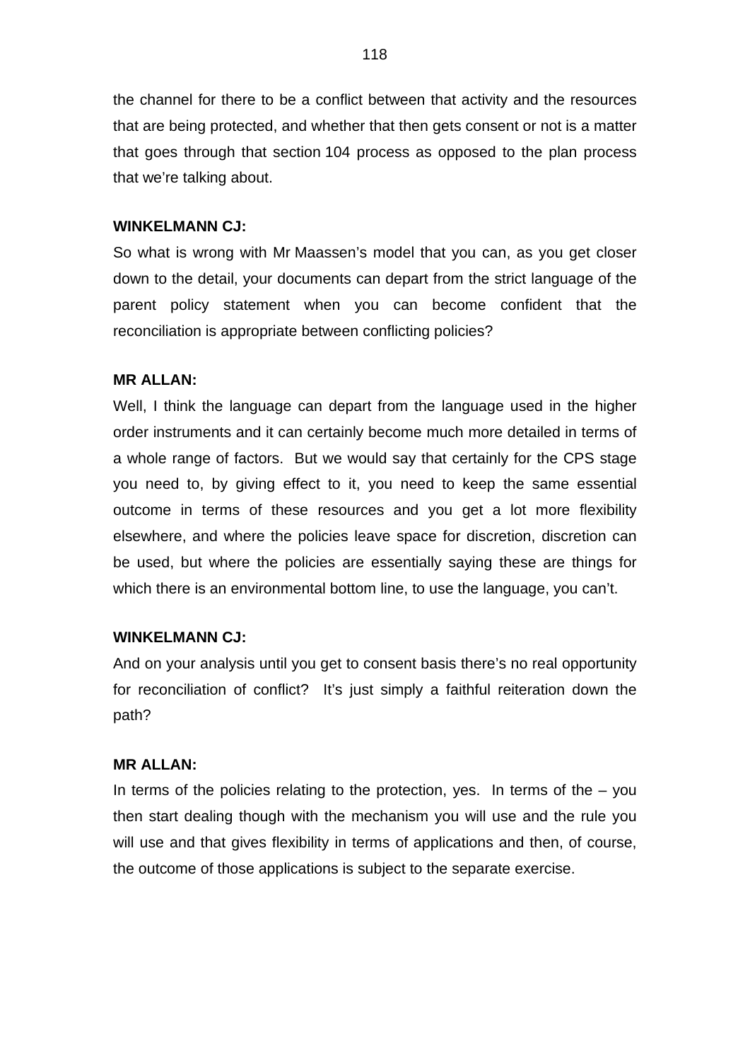the channel for there to be a conflict between that activity and the resources that are being protected, and whether that then gets consent or not is a matter that goes through that section 104 process as opposed to the plan process that we're talking about.

**WINKELMANN CJ:**

So what is wrong with Mr Maassen's model that you can, as you get closer down to the detail, your documents can depart from the strict language of the parent policy statement when you can become confident that the reconciliation is appropriate between conflicting policies?

**MR ALLAN:**

Well, I think the language can depart from the language used in the higher order instruments and it can certainly become much more detailed in terms of a whole range of factors. But we would say that certainly for the CPS stage you need to, by giving effect to it, you need to keep the same essential outcome in terms of these resources and you get a lot more flexibility elsewhere, and where the policies leave space for discretion, discretion can be used, but where the policies are essentially saying these are things for which there is an environmental bottom line, to use the language, you can't.

**WINKELMANN CJ:**

And on your analysis until you get to consent basis there's no real opportunity for reconciliation of conflict? It's just simply a faithful reiteration down the path?

**MR ALLAN:**

In terms of the policies relating to the protection, yes. In terms of the – you then start dealing though with the mechanism you will use and the rule you will use and that gives flexibility in terms of applications and then, of course, the outcome of those applications is subject to the separate exercise.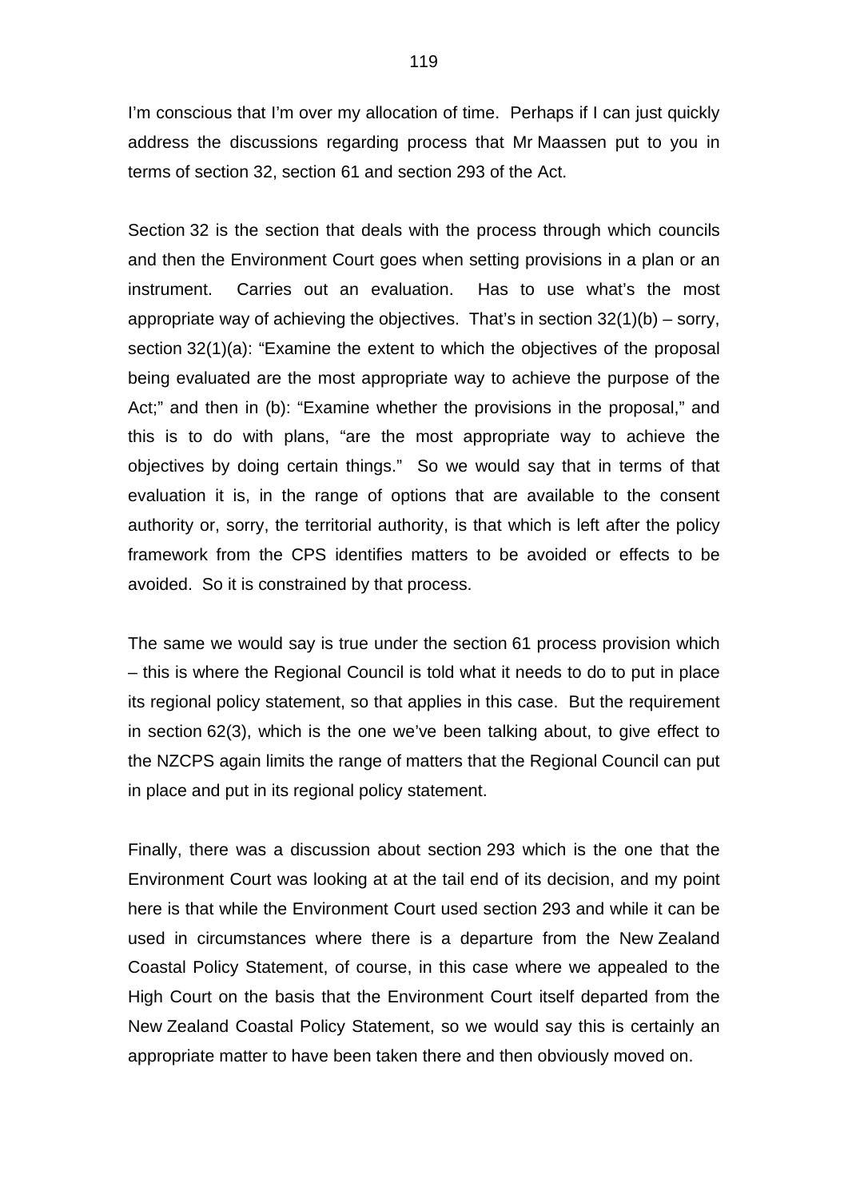I'm conscious that I'm over my allocation of time. Perhaps if I can just quickly address the discussions regarding process that Mr Maassen put to you in terms of section 32, section 61 and section 293 of the Act.

Section 32 is the section that deals with the process through which councils and then the Environment Court goes when setting provisions in a plan or an instrument. Carries out an evaluation. Has to use what's the most appropriate way of achieving the objectives. That's in section 32(1)(b) – sorry, section 32(1)(a): "Examine the extent to which the objectives of the proposal being evaluated are the most appropriate way to achieve the purpose of the Act;" and then in (b): "Examine whether the provisions in the proposal," and this is to do with plans, "are the most appropriate way to achieve the objectives by doing certain things." So we would say that in terms of that evaluation it is, in the range of options that are available to the consent authority or, sorry, the territorial authority, is that which is left after the policy framework from the CPS identifies matters to be avoided or effects to be avoided. So it is constrained by that process.

The same we would say is true under the section 61 process provision which – this is where the Regional Council is told what it needs to do to put in place its regional policy statement, so that applies in this case. But the requirement in section 62(3), which is the one we've been talking about, to give effect to the NZCPS again limits the range of matters that the Regional Council can put in place and put in its regional policy statement.

Finally, there was a discussion about section 293 which is the one that the Environment Court was looking at at the tail end of its decision, and my point here is that while the Environment Court used section 293 and while it can be used in circumstances where there is a departure from the New Zealand Coastal Policy Statement, of course, in this case where we appealed to the High Court on the basis that the Environment Court itself departed from the New Zealand Coastal Policy Statement, so we would say this is certainly an appropriate matter to have been taken there and then obviously moved on.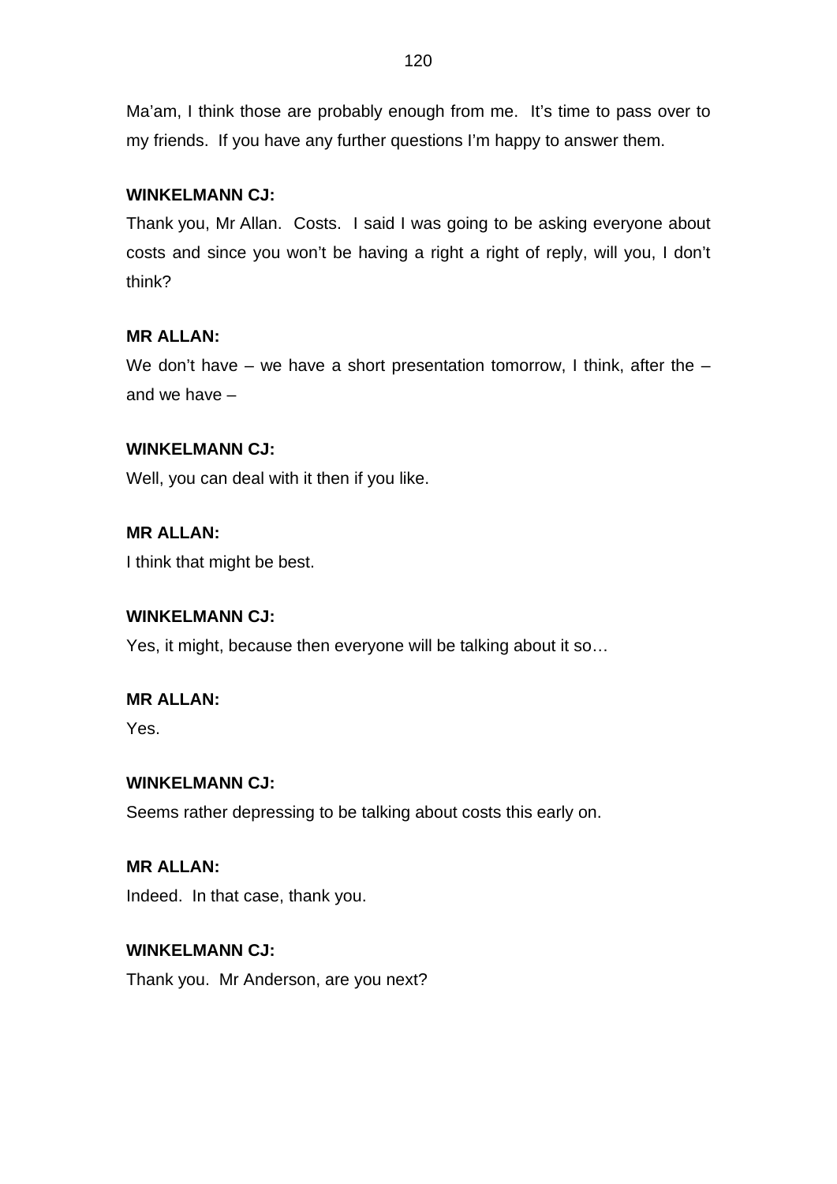Ma'am, I think those are probably enough from me. It's time to pass over to my friends. If you have any further questions I'm happy to answer them.

**WINKELMANN CJ:**

Thank you, Mr Allan. Costs. I said I was going to be asking everyone about costs and since you won't be having a right a right of reply, will you, I don't think?

**MR ALLAN:**

We don't have – we have a short presentation tomorrow, I think, after the – and we have –

**WINKELMANN CJ:**

Well, you can deal with it then if you like.

**MR ALLAN:**

I think that might be best.

**WINKELMANN CJ:**

Yes, it might, because then everyone will be talking about it so…

**MR ALLAN:**

Yes.

**WINKELMANN CJ:**

Seems rather depressing to be talking about costs this early on.

**MR ALLAN:**

Indeed. In that case, thank you.

**WINKELMANN CJ:**

Thank you. Mr Anderson, are you next?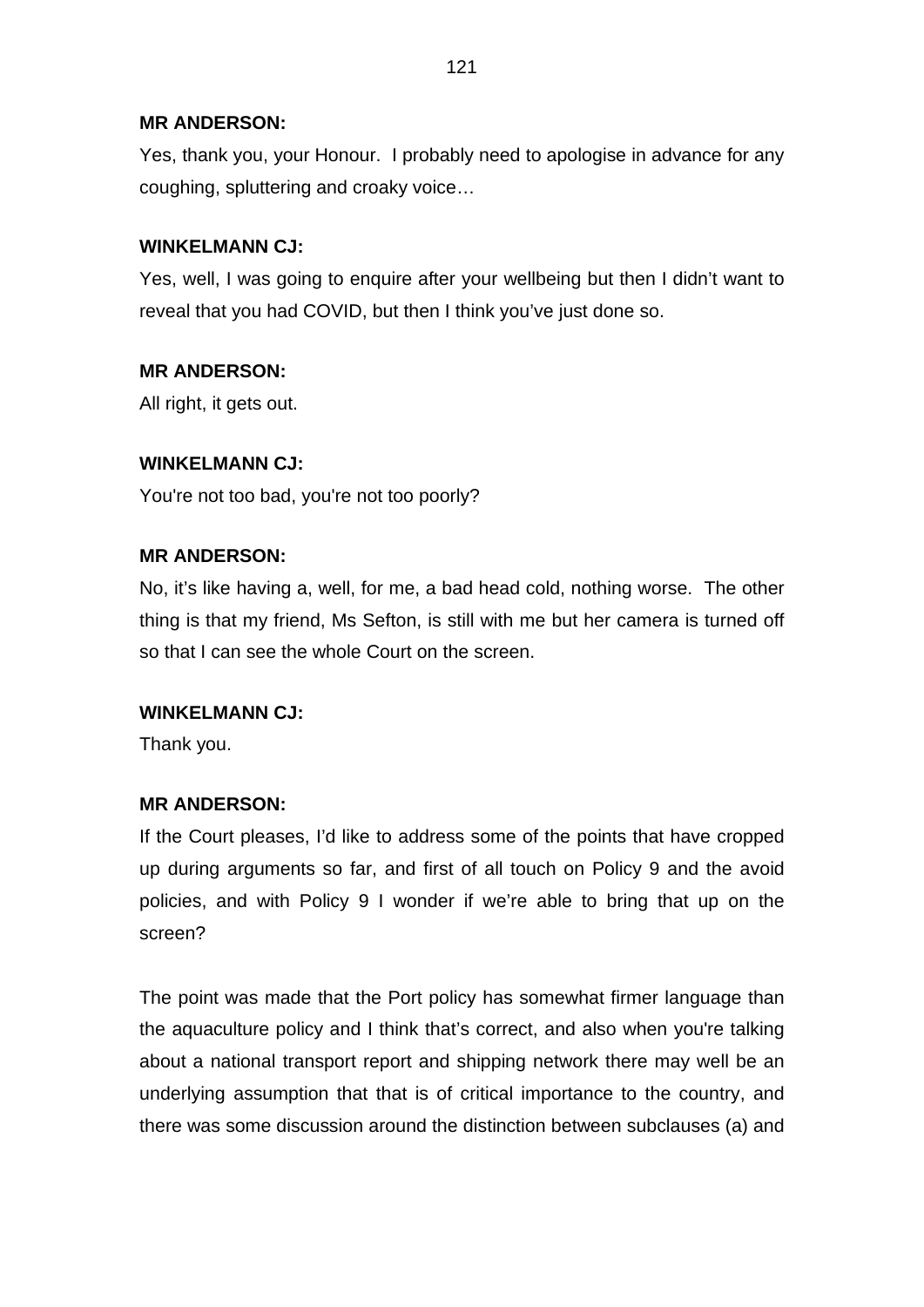**MR ANDERSON:**

Yes, thank you, your Honour. I probably need to apologise in advance for any coughing, spluttering and croaky voice…

**WINKELMANN CJ:**

Yes, well, I was going to enquire after your wellbeing but then I didn't want to reveal that you had COVID, but then I think you've just done so.

**MR ANDERSON:**

All right, it gets out.

**WINKELMANN CJ:**

You're not too bad, you're not too poorly?

**MR ANDERSON:**

No, it's like having a, well, for me, a bad head cold, nothing worse. The other thing is that my friend, Ms Sefton, is still with me but her camera is turned off so that I can see the whole Court on the screen.

**WINKELMANN CJ:**

Thank you.

**MR ANDERSON:**

If the Court pleases, I'd like to address some of the points that have cropped up during arguments so far, and first of all touch on Policy 9 and the avoid policies, and with Policy 9 I wonder if we're able to bring that up on the screen?

The point was made that the Port policy has somewhat firmer language than the aquaculture policy and I think that's correct, and also when you're talking about a national transport report and shipping network there may well be an underlying assumption that that is of critical importance to the country, and there was some discussion around the distinction between subclauses (a) and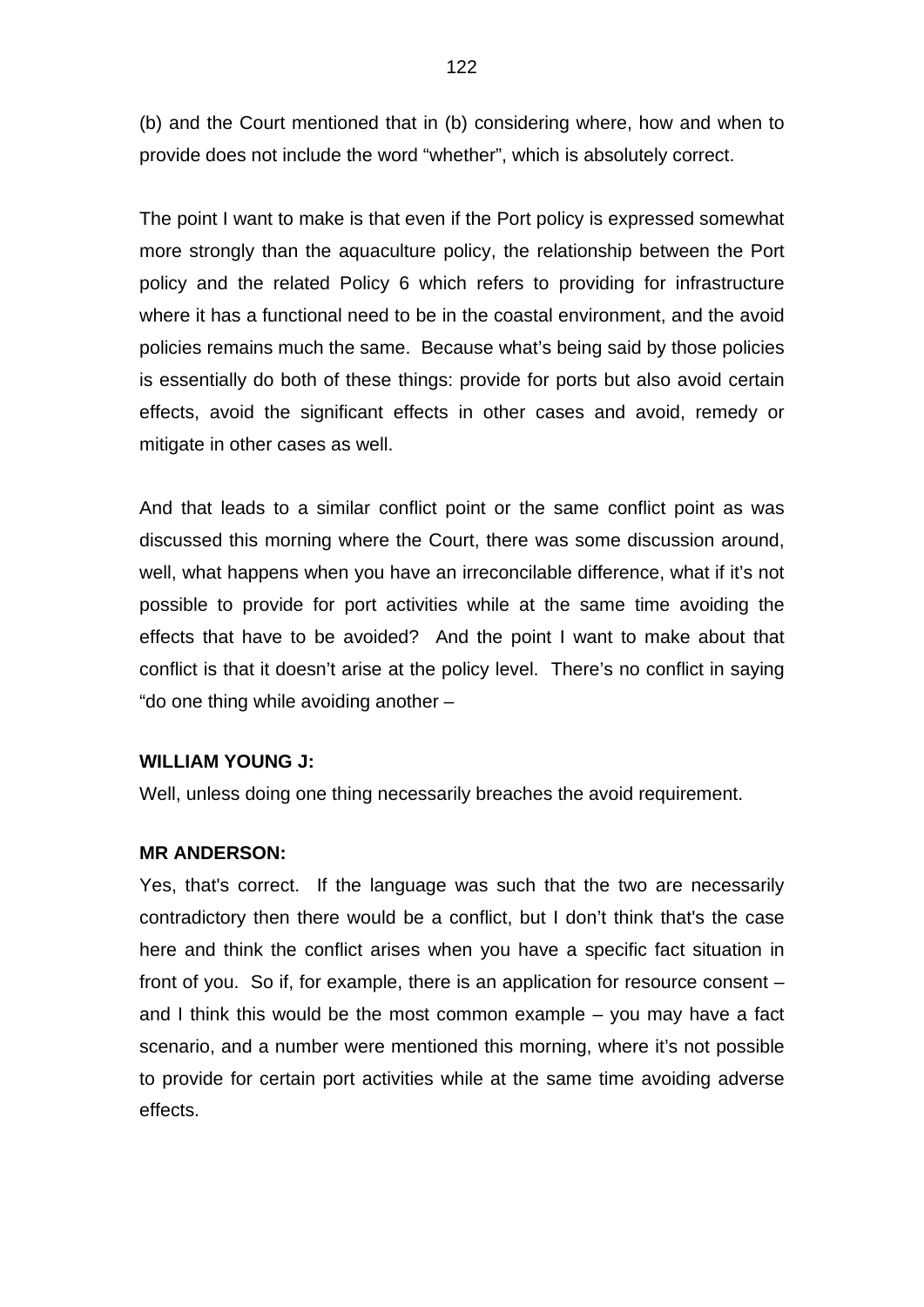(b) and the Court mentioned that in (b) considering where, how and when to provide does not include the word "whether", which is absolutely correct.

The point I want to make is that even if the Port policy is expressed somewhat more strongly than the aquaculture policy, the relationship between the Port policy and the related Policy 6 which refers to providing for infrastructure where it has a functional need to be in the coastal environment, and the avoid policies remains much the same. Because what's being said by those policies is essentially do both of these things: provide for ports but also avoid certain effects, avoid the significant effects in other cases and avoid, remedy or mitigate in other cases as well.

And that leads to a similar conflict point or the same conflict point as was discussed this morning where the Court, there was some discussion around, well, what happens when you have an irreconcilable difference, what if it's not possible to provide for port activities while at the same time avoiding the effects that have to be avoided? And the point I want to make about that conflict is that it doesn't arise at the policy level. There's no conflict in saying "do one thing while avoiding another –

**WILLIAM YOUNG J:**
Well, unless doing one thing necessarily breaches the avoid requirement.

**MR ANDERSON:**
Yes, that's correct. If the language was such that the two are necessarily contradictory then there would be a conflict, but I don't think that's the case here and think the conflict arises when you have a specific fact situation in front of you. So if, for example, there is an application for resource consent – and I think this would be the most common example – you may have a fact scenario, and a number were mentioned this morning, where it's not possible to provide for certain port activities while at the same time avoiding adverse effects.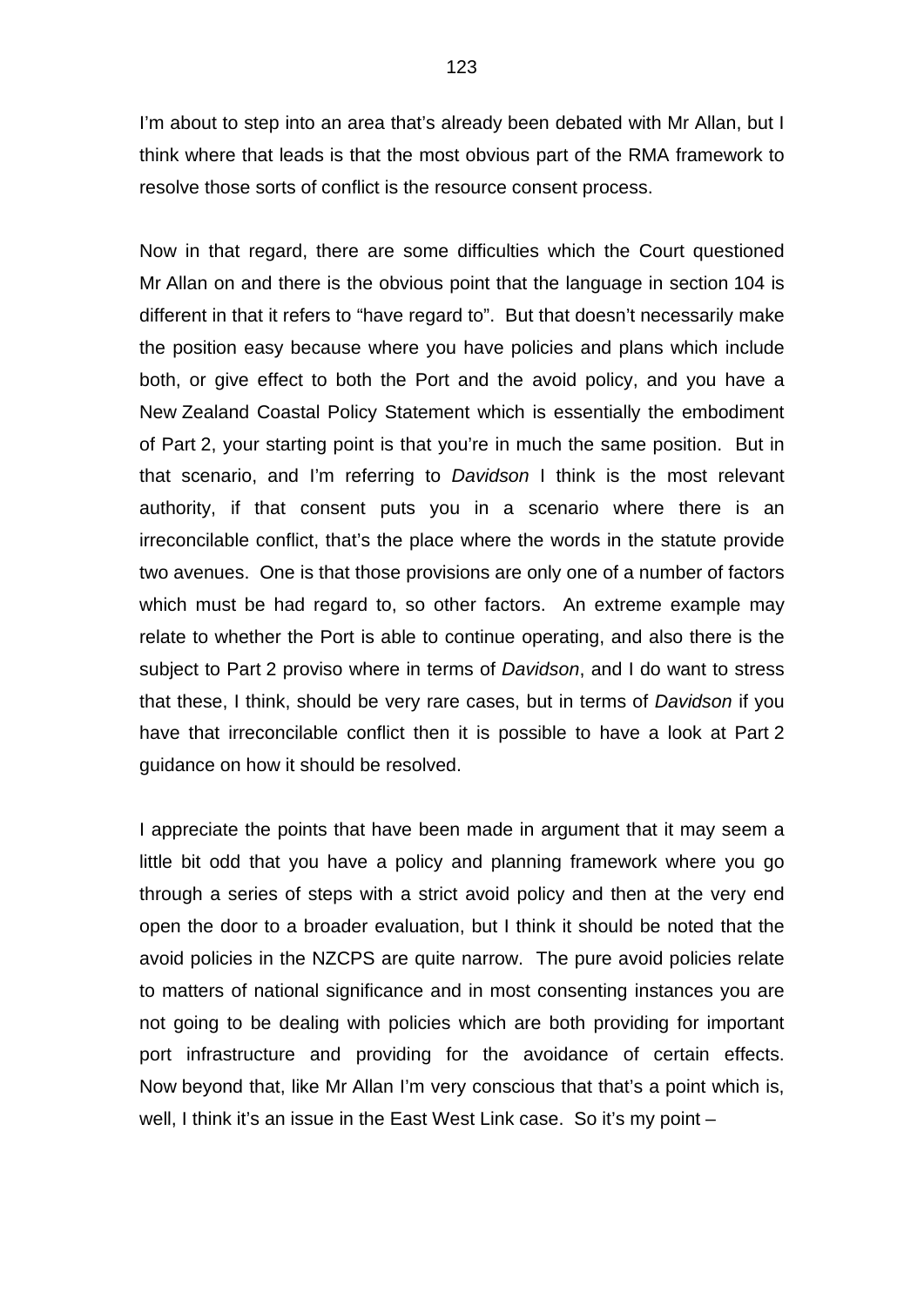I'm about to step into an area that's already been debated with Mr Allan, but I think where that leads is that the most obvious part of the RMA framework to resolve those sorts of conflict is the resource consent process.

Now in that regard, there are some difficulties which the Court questioned Mr Allan on and there is the obvious point that the language in section 104 is different in that it refers to "have regard to". But that doesn't necessarily make the position easy because where you have policies and plans which include both, or give effect to both the Port and the avoid policy, and you have a New Zealand Coastal Policy Statement which is essentially the embodiment of Part 2, your starting point is that you're in much the same position. But in that scenario, and I'm referring to *Davidson* I think is the most relevant authority, if that consent puts you in a scenario where there is an irreconcilable conflict, that's the place where the words in the statute provide two avenues. One is that those provisions are only one of a number of factors which must be had regard to, so other factors. An extreme example may relate to whether the Port is able to continue operating, and also there is the subject to Part 2 proviso where in terms of *Davidson*, and I do want to stress that these, I think, should be very rare cases, but in terms of *Davidson* if you have that irreconcilable conflict then it is possible to have a look at Part 2 guidance on how it should be resolved.

I appreciate the points that have been made in argument that it may seem a little bit odd that you have a policy and planning framework where you go through a series of steps with a strict avoid policy and then at the very end open the door to a broader evaluation, but I think it should be noted that the avoid policies in the NZCPS are quite narrow. The pure avoid policies relate to matters of national significance and in most consenting instances you are not going to be dealing with policies which are both providing for important port infrastructure and providing for the avoidance of certain effects. Now beyond that, like Mr Allan I'm very conscious that that's a point which is, well, I think it's an issue in the East West Link case. So it's my point –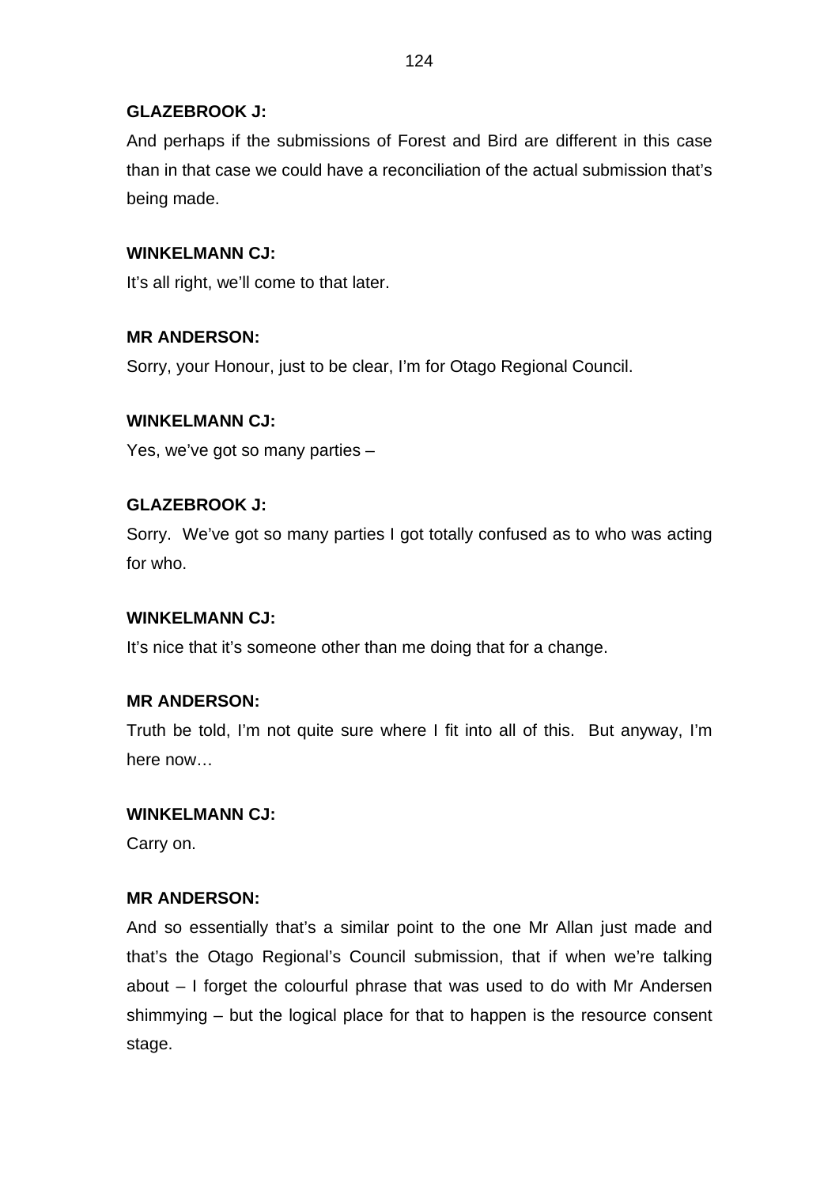**GLAZEBROOK J:**

And perhaps if the submissions of Forest and Bird are different in this case than in that case we could have a reconciliation of the actual submission that's being made.

**WINKELMANN CJ:**

It's all right, we'll come to that later.

**MR ANDERSON:**

Sorry, your Honour, just to be clear, I'm for Otago Regional Council.

**WINKELMANN CJ:**

Yes, we've got so many parties –

**GLAZEBROOK J:**

Sorry. We've got so many parties I got totally confused as to who was acting for who.

**WINKELMANN CJ:**

It's nice that it's someone other than me doing that for a change.

**MR ANDERSON:**

Truth be told, I'm not quite sure where I fit into all of this. But anyway, I'm here now…

**WINKELMANN CJ:**

Carry on.

**MR ANDERSON:**

And so essentially that's a similar point to the one Mr Allan just made and that's the Otago Regional's Council submission, that if when we're talking about – I forget the colourful phrase that was used to do with Mr Andersen shimmying – but the logical place for that to happen is the resource consent stage.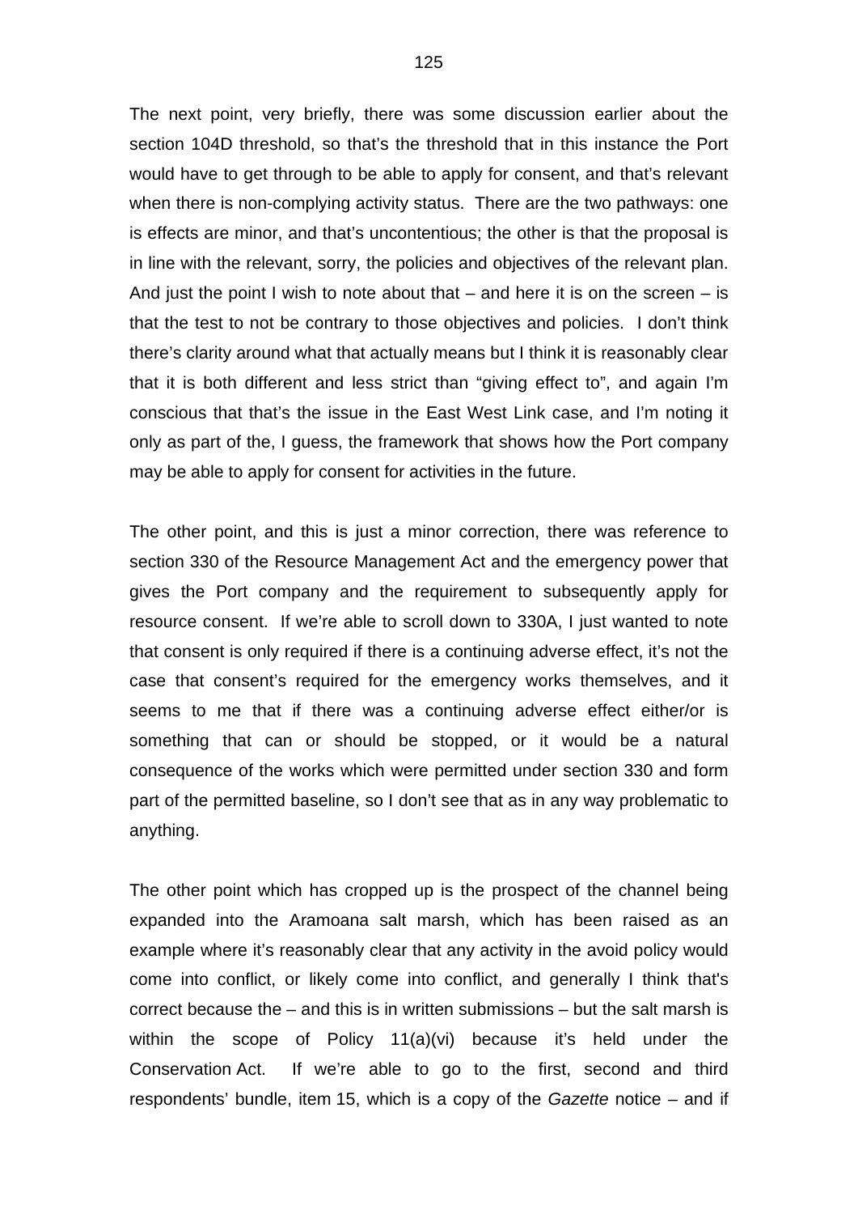The next point, very briefly, there was some discussion earlier about the section 104D threshold, so that's the threshold that in this instance the Port would have to get through to be able to apply for consent, and that's relevant when there is non-complying activity status. There are the two pathways: one is effects are minor, and that's uncontentious; the other is that the proposal is in line with the relevant, sorry, the policies and objectives of the relevant plan. And just the point I wish to note about that – and here it is on the screen – is that the test to not be contrary to those objectives and policies. I don't think there's clarity around what that actually means but I think it is reasonably clear that it is both different and less strict than "giving effect to", and again I'm conscious that that's the issue in the East West Link case, and I'm noting it only as part of the, I guess, the framework that shows how the Port company may be able to apply for consent for activities in the future.

The other point, and this is just a minor correction, there was reference to section 330 of the Resource Management Act and the emergency power that gives the Port company and the requirement to subsequently apply for resource consent. If we're able to scroll down to 330A, I just wanted to note that consent is only required if there is a continuing adverse effect, it's not the case that consent's required for the emergency works themselves, and it seems to me that if there was a continuing adverse effect either/or is something that can or should be stopped, or it would be a natural consequence of the works which were permitted under section 330 and form part of the permitted baseline, so I don't see that as in any way problematic to anything.

The other point which has cropped up is the prospect of the channel being expanded into the Aramoana salt marsh, which has been raised as an example where it's reasonably clear that any activity in the avoid policy would come into conflict, or likely come into conflict, and generally I think that's correct because the – and this is in written submissions – but the salt marsh is within the scope of Policy 11(a)(vi) because it's held under the Conservation Act. If we're able to go to the first, second and third respondents' bundle, item 15, which is a copy of the *Gazette* notice – and if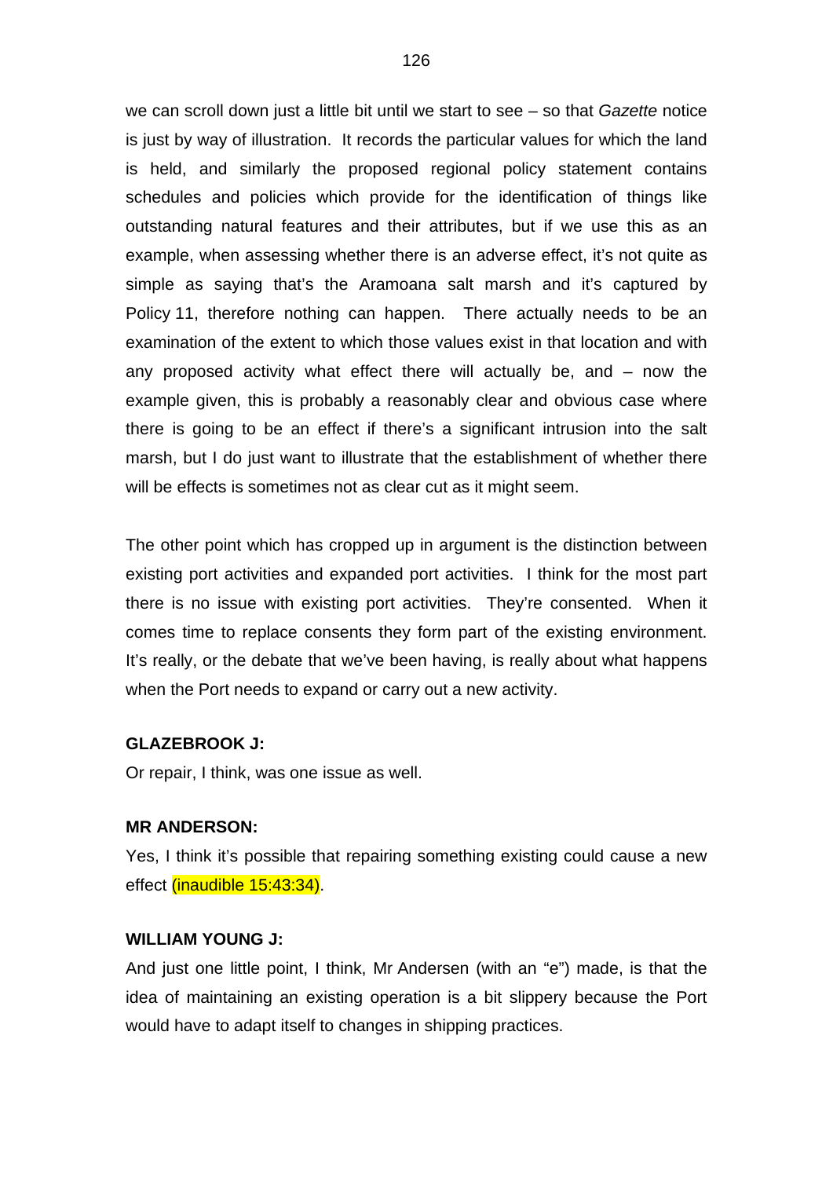we can scroll down just a little bit until we start to see – so that *Gazette* notice is just by way of illustration. It records the particular values for which the land is held, and similarly the proposed regional policy statement contains schedules and policies which provide for the identification of things like outstanding natural features and their attributes, but if we use this as an example, when assessing whether there is an adverse effect, it's not quite as simple as saying that's the Aramoana salt marsh and it's captured by Policy 11, therefore nothing can happen. There actually needs to be an examination of the extent to which those values exist in that location and with any proposed activity what effect there will actually be, and – now the example given, this is probably a reasonably clear and obvious case where there is going to be an effect if there's a significant intrusion into the salt marsh, but I do just want to illustrate that the establishment of whether there will be effects is sometimes not as clear cut as it might seem.

The other point which has cropped up in argument is the distinction between existing port activities and expanded port activities. I think for the most part there is no issue with existing port activities. They're consented. When it comes time to replace consents they form part of the existing environment. It's really, or the debate that we've been having, is really about what happens when the Port needs to expand or carry out a new activity.

**GLAZEBROOK J:**

Or repair, I think, was one issue as well.

**MR ANDERSON:**

Yes, I think it's possible that repairing something existing could cause a new effect (inaudible 15:43:34).

**WILLIAM YOUNG J:**

And just one little point, I think, Mr Andersen (with an "e") made, is that the idea of maintaining an existing operation is a bit slippery because the Port would have to adapt itself to changes in shipping practices.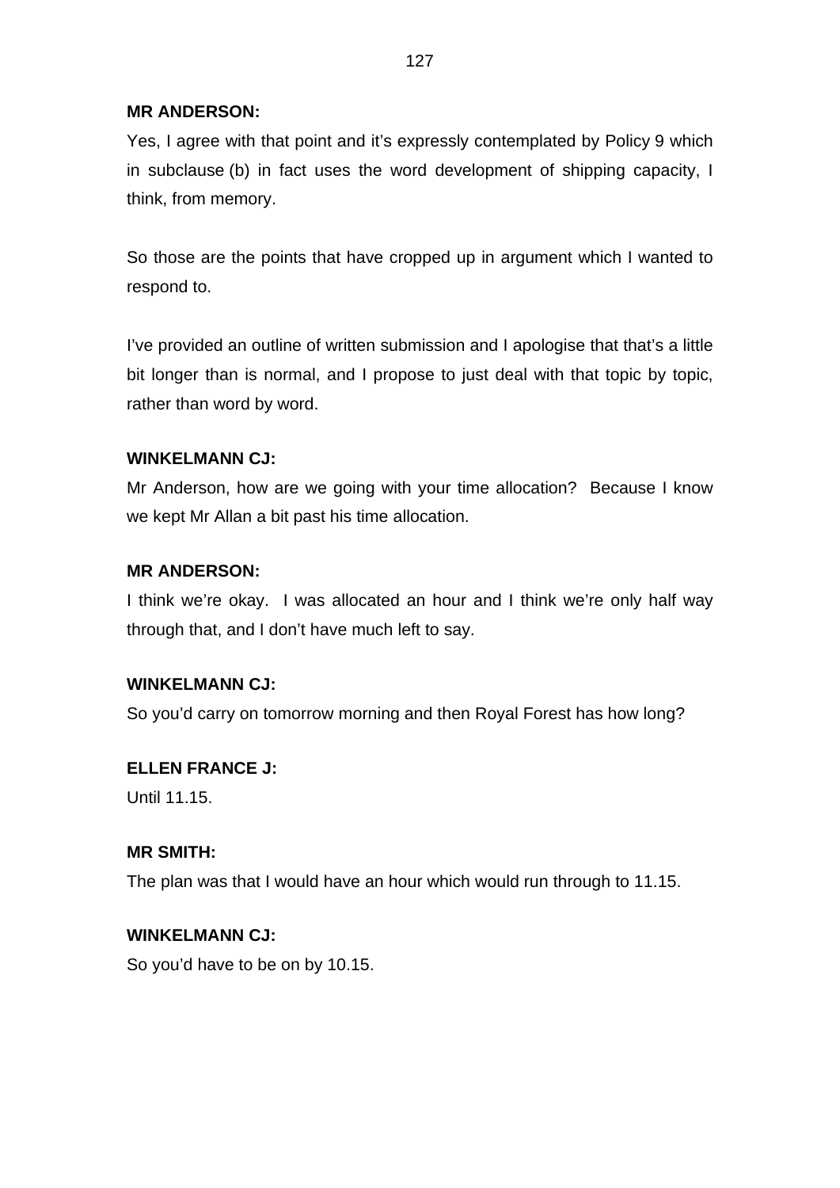**MR ANDERSON:**

Yes, I agree with that point and it's expressly contemplated by Policy 9 which in subclause (b) in fact uses the word development of shipping capacity, I think, from memory.

So those are the points that have cropped up in argument which I wanted to respond to.

I've provided an outline of written submission and I apologise that that's a little bit longer than is normal, and I propose to just deal with that topic by topic, rather than word by word.

**WINKELMANN CJ:**

Mr Anderson, how are we going with your time allocation? Because I know we kept Mr Allan a bit past his time allocation.

**MR ANDERSON:**

I think we're okay. I was allocated an hour and I think we're only half way through that, and I don't have much left to say.

**WINKELMANN CJ:**

So you'd carry on tomorrow morning and then Royal Forest has how long?

**ELLEN FRANCE J:**

Until 11.15.

**MR SMITH:**

The plan was that I would have an hour which would run through to 11.15.

**WINKELMANN CJ:**

So you'd have to be on by 10.15.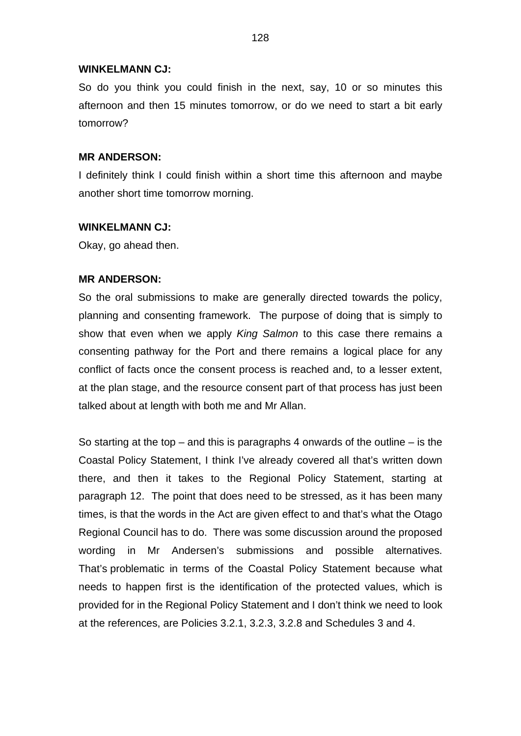**WINKELMANN CJ:**

So do you think you could finish in the next, say, 10 or so minutes this afternoon and then 15 minutes tomorrow, or do we need to start a bit early tomorrow?

**MR ANDERSON:**

I definitely think I could finish within a short time this afternoon and maybe another short time tomorrow morning.

**WINKELMANN CJ:**

Okay, go ahead then.

**MR ANDERSON:**

So the oral submissions to make are generally directed towards the policy, planning and consenting framework. The purpose of doing that is simply to show that even when we apply *King Salmon* to this case there remains a consenting pathway for the Port and there remains a logical place for any conflict of facts once the consent process is reached and, to a lesser extent, at the plan stage, and the resource consent part of that process has just been talked about at length with both me and Mr Allan.

So starting at the top – and this is paragraphs 4 onwards of the outline – is the Coastal Policy Statement, I think I've already covered all that's written down there, and then it takes to the Regional Policy Statement, starting at paragraph 12. The point that does need to be stressed, as it has been many times, is that the words in the Act are given effect to and that's what the Otago Regional Council has to do. There was some discussion around the proposed wording in Mr Andersen's submissions and possible alternatives. That's problematic in terms of the Coastal Policy Statement because what needs to happen first is the identification of the protected values, which is provided for in the Regional Policy Statement and I don't think we need to look at the references, are Policies 3.2.1, 3.2.3, 3.2.8 and Schedules 3 and 4.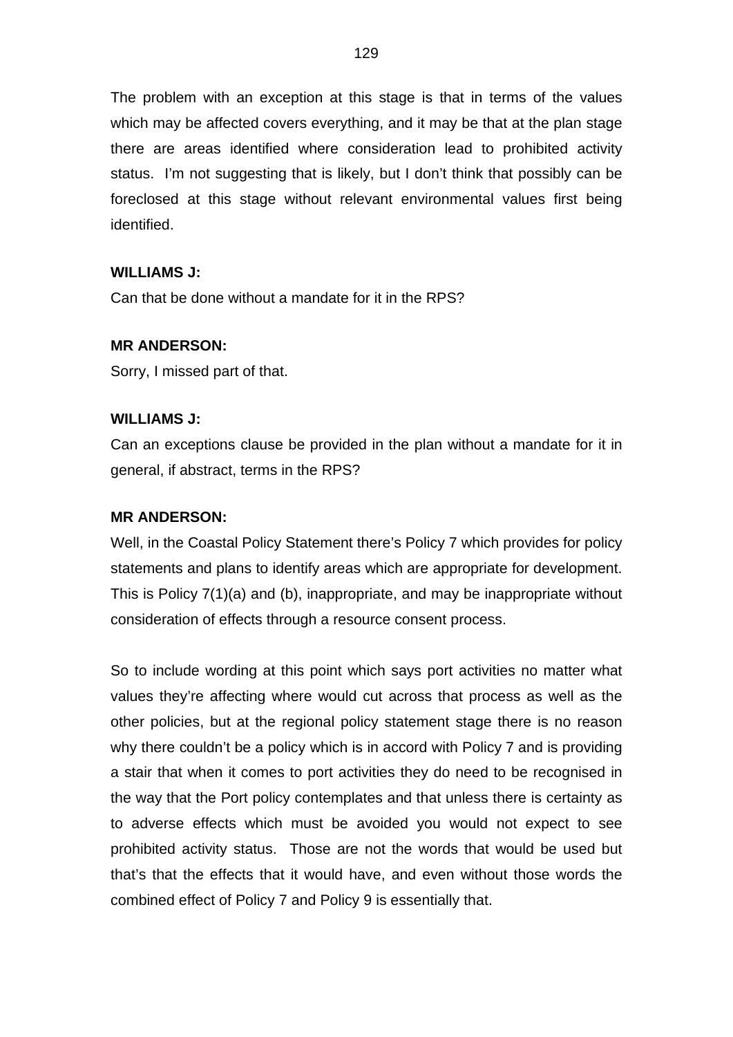The problem with an exception at this stage is that in terms of the values which may be affected covers everything, and it may be that at the plan stage there are areas identified where consideration lead to prohibited activity status. I'm not suggesting that is likely, but I don't think that possibly can be foreclosed at this stage without relevant environmental values first being identified.

**WILLIAMS J:**

Can that be done without a mandate for it in the RPS?

**MR ANDERSON:**

Sorry, I missed part of that.

**WILLIAMS J:**

Can an exceptions clause be provided in the plan without a mandate for it in general, if abstract, terms in the RPS?

**MR ANDERSON:**

Well, in the Coastal Policy Statement there's Policy 7 which provides for policy statements and plans to identify areas which are appropriate for development. This is Policy 7(1)(a) and (b), inappropriate, and may be inappropriate without consideration of effects through a resource consent process.

So to include wording at this point which says port activities no matter what values they're affecting where would cut across that process as well as the other policies, but at the regional policy statement stage there is no reason why there couldn't be a policy which is in accord with Policy 7 and is providing a stair that when it comes to port activities they do need to be recognised in the way that the Port policy contemplates and that unless there is certainty as to adverse effects which must be avoided you would not expect to see prohibited activity status. Those are not the words that would be used but that's that the effects that it would have, and even without those words the combined effect of Policy 7 and Policy 9 is essentially that.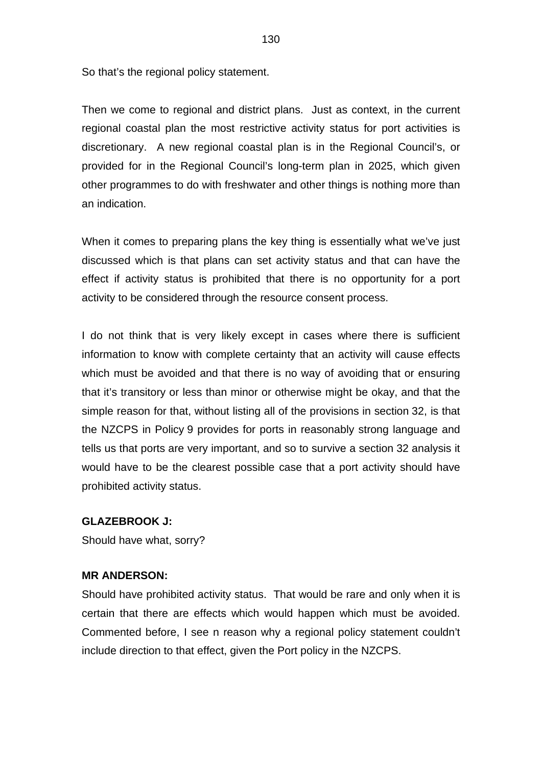So that's the regional policy statement.

Then we come to regional and district plans. Just as context, in the current regional coastal plan the most restrictive activity status for port activities is discretionary. A new regional coastal plan is in the Regional Council's, or provided for in the Regional Council's long-term plan in 2025, which given other programmes to do with freshwater and other things is nothing more than an indication.

When it comes to preparing plans the key thing is essentially what we've just discussed which is that plans can set activity status and that can have the effect if activity status is prohibited that there is no opportunity for a port activity to be considered through the resource consent process.

I do not think that is very likely except in cases where there is sufficient information to know with complete certainty that an activity will cause effects which must be avoided and that there is no way of avoiding that or ensuring that it's transitory or less than minor or otherwise might be okay, and that the simple reason for that, without listing all of the provisions in section 32, is that the NZCPS in Policy 9 provides for ports in reasonably strong language and tells us that ports are very important, and so to survive a section 32 analysis it would have to be the clearest possible case that a port activity should have prohibited activity status.

**GLAZEBROOK J:**
Should have what, sorry?

**MR ANDERSON:**
Should have prohibited activity status. That would be rare and only when it is certain that there are effects which would happen which must be avoided. Commented before, I see n reason why a regional policy statement couldn't include direction to that effect, given the Port policy in the NZCPS.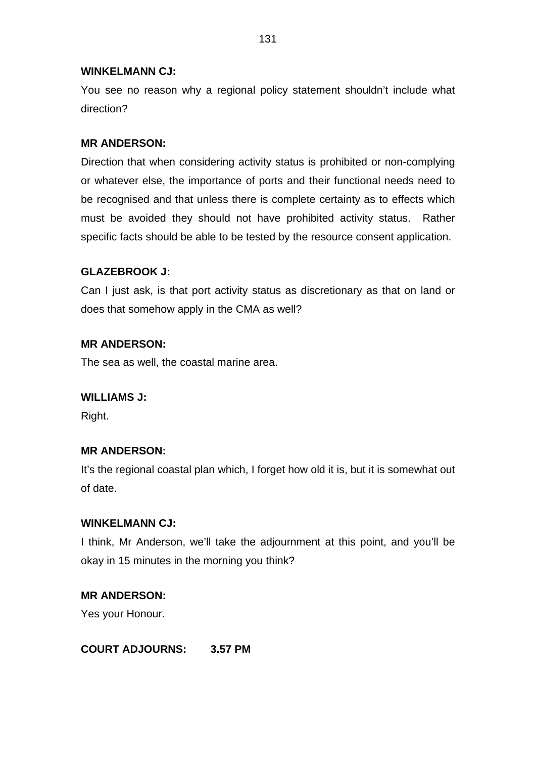**WINKELMANN CJ:**

You see no reason why a regional policy statement shouldn't include what direction?

**MR ANDERSON:**

Direction that when considering activity status is prohibited or non-complying or whatever else, the importance of ports and their functional needs need to be recognised and that unless there is complete certainty as to effects which must be avoided they should not have prohibited activity status. Rather specific facts should be able to be tested by the resource consent application.

**GLAZEBROOK J:**

Can I just ask, is that port activity status as discretionary as that on land or does that somehow apply in the CMA as well?

**MR ANDERSON:**

The sea as well, the coastal marine area.

**WILLIAMS J:**

Right.

**MR ANDERSON:**

It's the regional coastal plan which, I forget how old it is, but it is somewhat out of date.

**WINKELMANN CJ:**

I think, Mr Anderson, we'll take the adjournment at this point, and you'll be okay in 15 minutes in the morning you think?

**MR ANDERSON:**

Yes your Honour.

**COURT ADJOURNS: 3.57 PM**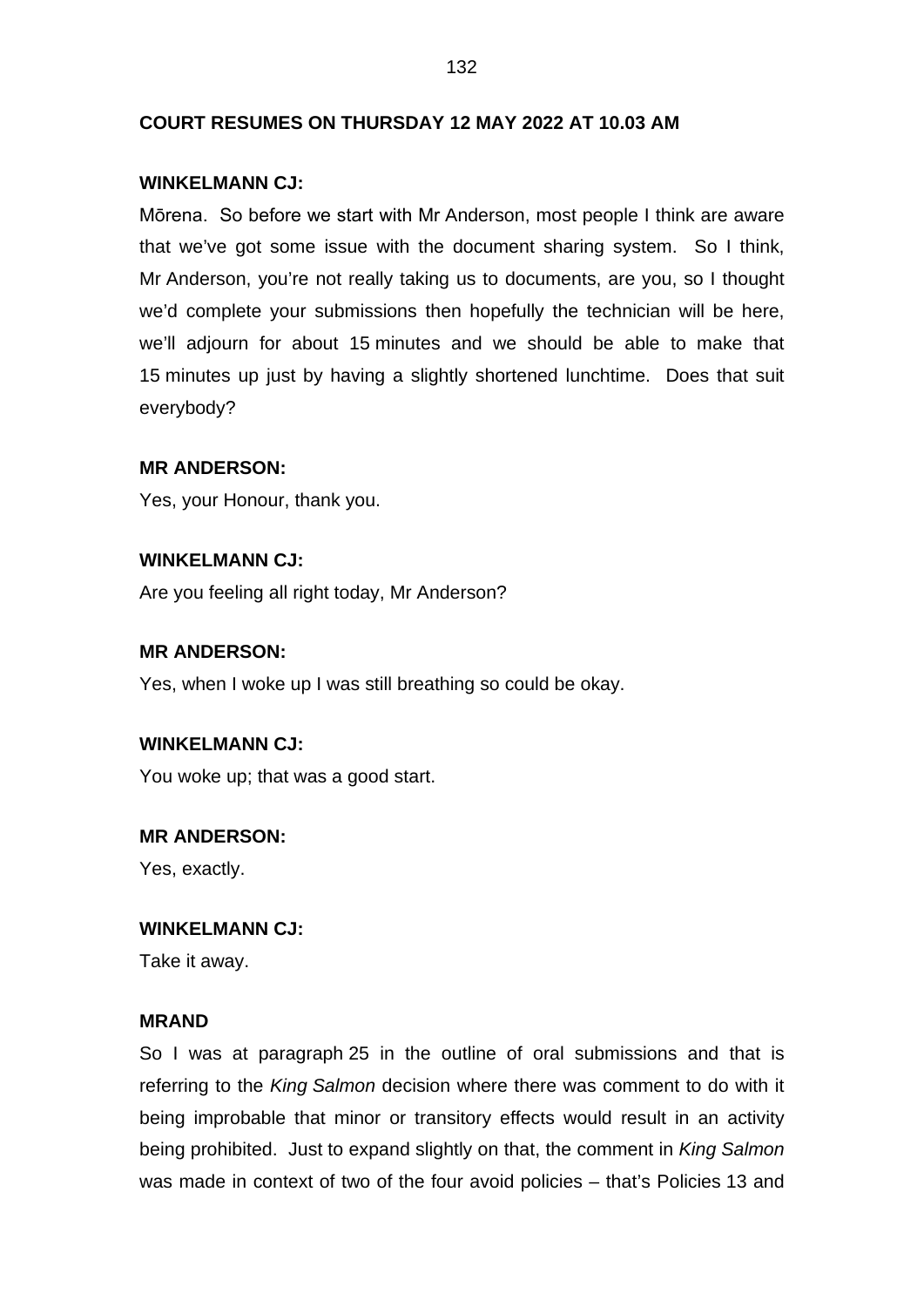**COURT RESUMES ON THURSDAY 12 MAY 2022 AT 10.03 AM**

**WINKELMANN CJ:**

Mōrena. So before we start with Mr Anderson, most people I think are aware that we've got some issue with the document sharing system. So I think, Mr Anderson, you're not really taking us to documents, are you, so I thought we'd complete your submissions then hopefully the technician will be here, we'll adjourn for about 15 minutes and we should be able to make that 15 minutes up just by having a slightly shortened lunchtime. Does that suit everybody?

**MR ANDERSON:**

Yes, your Honour, thank you.

**WINKELMANN CJ:**

Are you feeling all right today, Mr Anderson?

**MR ANDERSON:**

Yes, when I woke up I was still breathing so could be okay.

**WINKELMANN CJ:**

You woke up; that was a good start.

**MR ANDERSON:**

Yes, exactly.

**WINKELMANN CJ:**

Take it away.

**MRAND**

So I was at paragraph 25 in the outline of oral submissions and that is referring to the *King Salmon* decision where there was comment to do with it being improbable that minor or transitory effects would result in an activity being prohibited. Just to expand slightly on that, the comment in *King Salmon* was made in context of two of the four avoid policies – that's Policies 13 and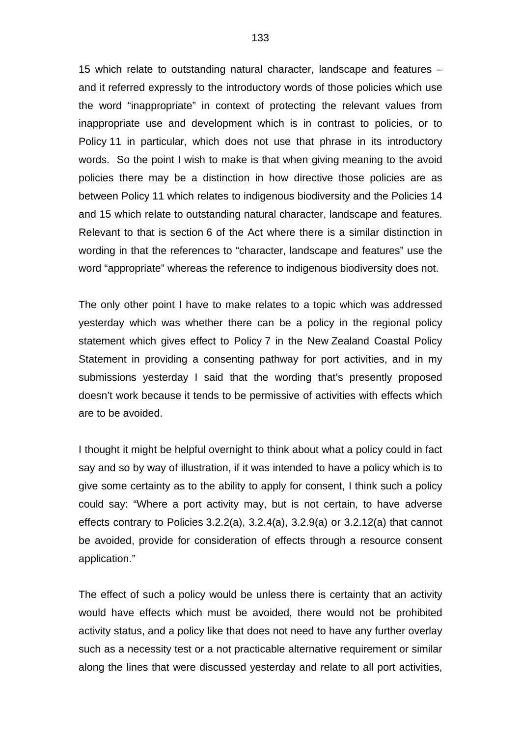15 which relate to outstanding natural character, landscape and features – and it referred expressly to the introductory words of those policies which use the word "inappropriate" in context of protecting the relevant values from inappropriate use and development which is in contrast to policies, or to Policy 11 in particular, which does not use that phrase in its introductory words. So the point I wish to make is that when giving meaning to the avoid policies there may be a distinction in how directive those policies are as between Policy 11 which relates to indigenous biodiversity and the Policies 14 and 15 which relate to outstanding natural character, landscape and features. Relevant to that is section 6 of the Act where there is a similar distinction in wording in that the references to "character, landscape and features" use the word "appropriate" whereas the reference to indigenous biodiversity does not.

The only other point I have to make relates to a topic which was addressed yesterday which was whether there can be a policy in the regional policy statement which gives effect to Policy 7 in the New Zealand Coastal Policy Statement in providing a consenting pathway for port activities, and in my submissions yesterday I said that the wording that's presently proposed doesn't work because it tends to be permissive of activities with effects which are to be avoided.

I thought it might be helpful overnight to think about what a policy could in fact say and so by way of illustration, if it was intended to have a policy which is to give some certainty as to the ability to apply for consent, I think such a policy could say: "Where a port activity may, but is not certain, to have adverse effects contrary to Policies 3.2.2(a), 3.2.4(a), 3.2.9(a) or 3.2.12(a) that cannot be avoided, provide for consideration of effects through a resource consent application."

The effect of such a policy would be unless there is certainty that an activity would have effects which must be avoided, there would not be prohibited activity status, and a policy like that does not need to have any further overlay such as a necessity test or a not practicable alternative requirement or similar along the lines that were discussed yesterday and relate to all port activities,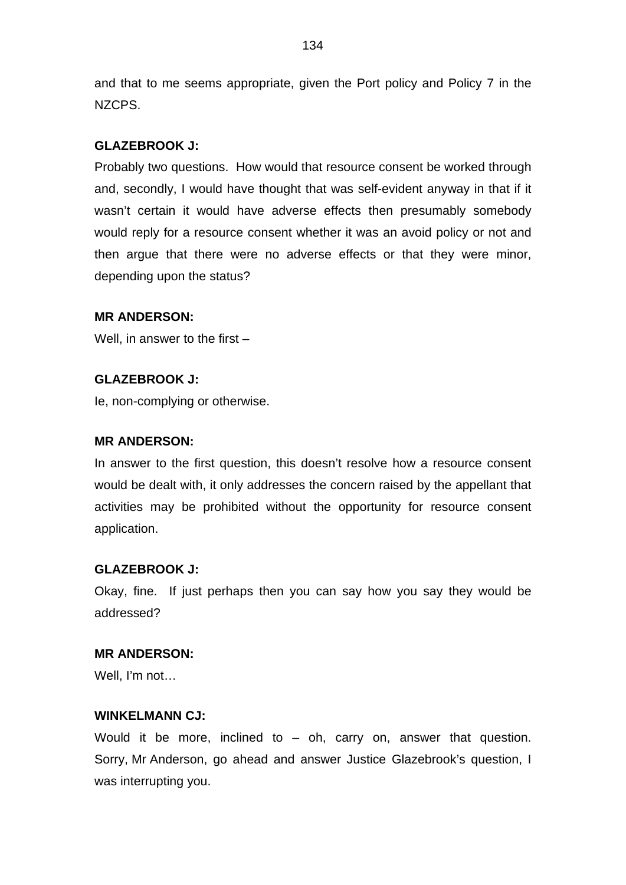and that to me seems appropriate, given the Port policy and Policy 7 in the NZCPS.

**GLAZEBROOK J:**

Probably two questions. How would that resource consent be worked through and, secondly, I would have thought that was self-evident anyway in that if it wasn't certain it would have adverse effects then presumably somebody would reply for a resource consent whether it was an avoid policy or not and then argue that there were no adverse effects or that they were minor, depending upon the status?

**MR ANDERSON:**

Well, in answer to the first –

**GLAZEBROOK J:**

Ie, non-complying or otherwise.

**MR ANDERSON:**

In answer to the first question, this doesn't resolve how a resource consent would be dealt with, it only addresses the concern raised by the appellant that activities may be prohibited without the opportunity for resource consent application.

**GLAZEBROOK J:**

Okay, fine. If just perhaps then you can say how you say they would be addressed?

**MR ANDERSON:**

Well, I'm not…

**WINKELMANN CJ:**

Would it be more, inclined to – oh, carry on, answer that question. Sorry, Mr Anderson, go ahead and answer Justice Glazebrook's question, I was interrupting you.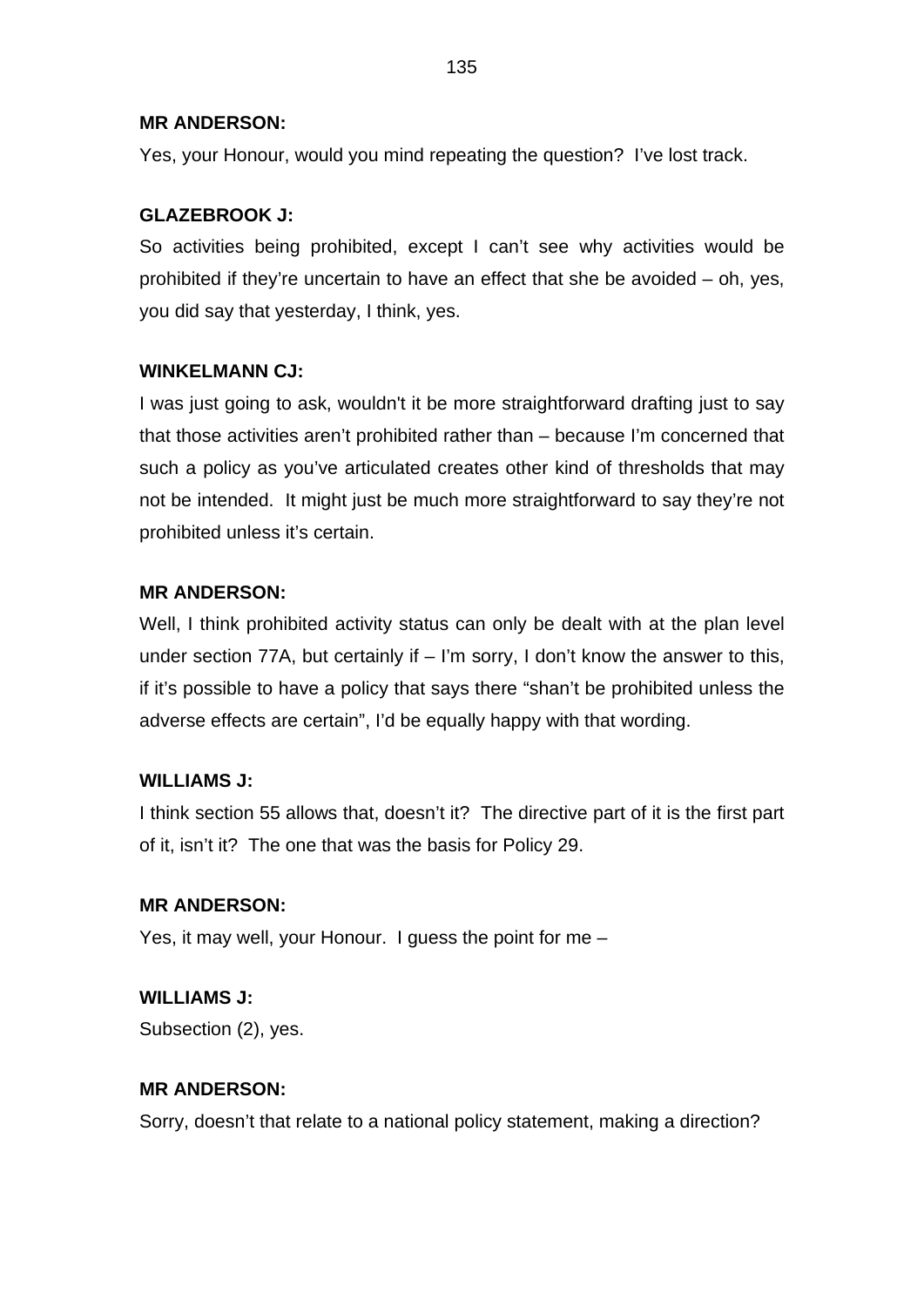**MR ANDERSON:**

Yes, your Honour, would you mind repeating the question? I've lost track.

**GLAZEBROOK J:**

So activities being prohibited, except I can't see why activities would be prohibited if they're uncertain to have an effect that she be avoided – oh, yes, you did say that yesterday, I think, yes.

**WINKELMANN CJ:**

I was just going to ask, wouldn't it be more straightforward drafting just to say that those activities aren't prohibited rather than – because I'm concerned that such a policy as you've articulated creates other kind of thresholds that may not be intended. It might just be much more straightforward to say they're not prohibited unless it's certain.

**MR ANDERSON:**

Well, I think prohibited activity status can only be dealt with at the plan level under section 77A, but certainly if – I'm sorry, I don't know the answer to this, if it's possible to have a policy that says there "shan't be prohibited unless the adverse effects are certain", I'd be equally happy with that wording.

**WILLIAMS J:**

I think section 55 allows that, doesn't it? The directive part of it is the first part of it, isn't it? The one that was the basis for Policy 29.

**MR ANDERSON:**

Yes, it may well, your Honour. I guess the point for me –

**WILLIAMS J:**

Subsection (2), yes.

**MR ANDERSON:**

Sorry, doesn't that relate to a national policy statement, making a direction?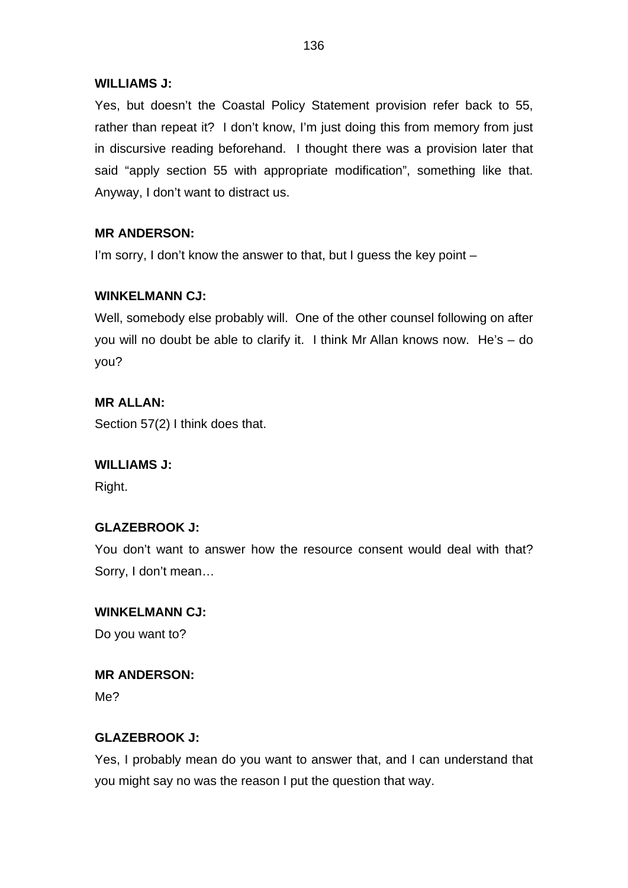**WILLIAMS J:**

Yes, but doesn't the Coastal Policy Statement provision refer back to 55, rather than repeat it? I don't know, I'm just doing this from memory from just in discursive reading beforehand. I thought there was a provision later that said "apply section 55 with appropriate modification", something like that. Anyway, I don't want to distract us.

**MR ANDERSON:**

I'm sorry, I don't know the answer to that, but I guess the key point –

**WINKELMANN CJ:**

Well, somebody else probably will. One of the other counsel following on after you will no doubt be able to clarify it. I think Mr Allan knows now. He's – do you?

**MR ALLAN:**

Section 57(2) I think does that.

**WILLIAMS J:**

Right.

**GLAZEBROOK J:**

You don't want to answer how the resource consent would deal with that? Sorry, I don't mean…

**WINKELMANN CJ:**

Do you want to?

**MR ANDERSON:**

Me?

**GLAZEBROOK J:**

Yes, I probably mean do you want to answer that, and I can understand that you might say no was the reason I put the question that way.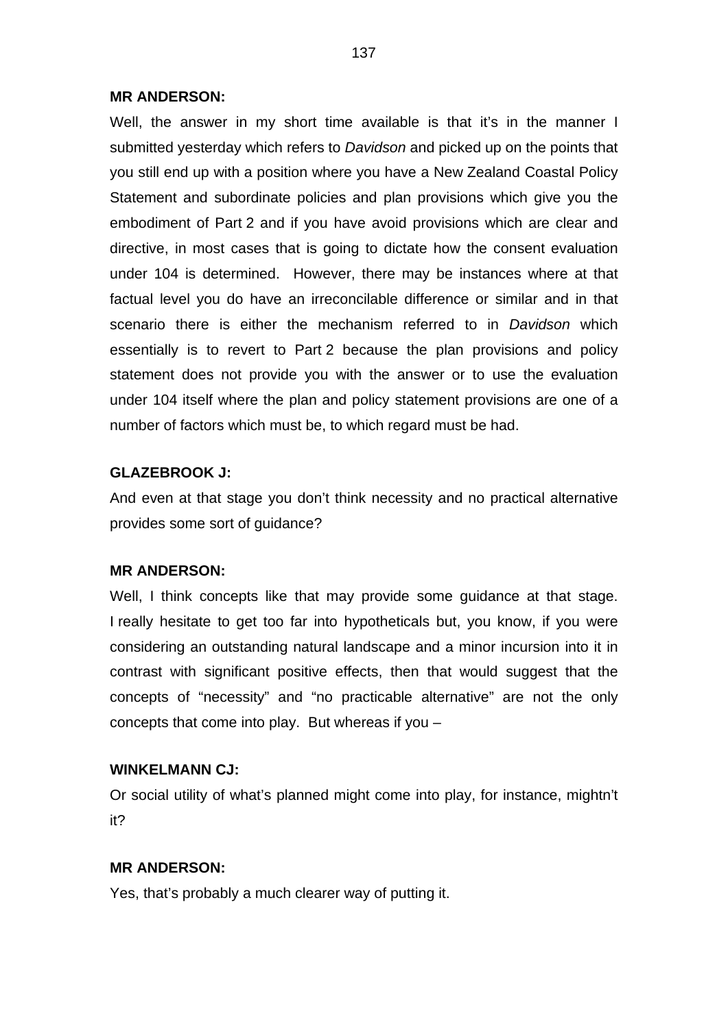**MR ANDERSON:**

Well, the answer in my short time available is that it's in the manner I submitted yesterday which refers to *Davidson* and picked up on the points that you still end up with a position where you have a New Zealand Coastal Policy Statement and subordinate policies and plan provisions which give you the embodiment of Part 2 and if you have avoid provisions which are clear and directive, in most cases that is going to dictate how the consent evaluation under 104 is determined. However, there may be instances where at that factual level you do have an irreconcilable difference or similar and in that scenario there is either the mechanism referred to in *Davidson* which essentially is to revert to Part 2 because the plan provisions and policy statement does not provide you with the answer or to use the evaluation under 104 itself where the plan and policy statement provisions are one of a number of factors which must be, to which regard must be had.

**GLAZEBROOK J:**

And even at that stage you don't think necessity and no practical alternative provides some sort of guidance?

**MR ANDERSON:**

Well, I think concepts like that may provide some guidance at that stage. I really hesitate to get too far into hypotheticals but, you know, if you were considering an outstanding natural landscape and a minor incursion into it in contrast with significant positive effects, then that would suggest that the concepts of "necessity" and "no practicable alternative" are not the only concepts that come into play. But whereas if you –

**WINKELMANN CJ:**

Or social utility of what's planned might come into play, for instance, mightn't it?

**MR ANDERSON:**

Yes, that's probably a much clearer way of putting it.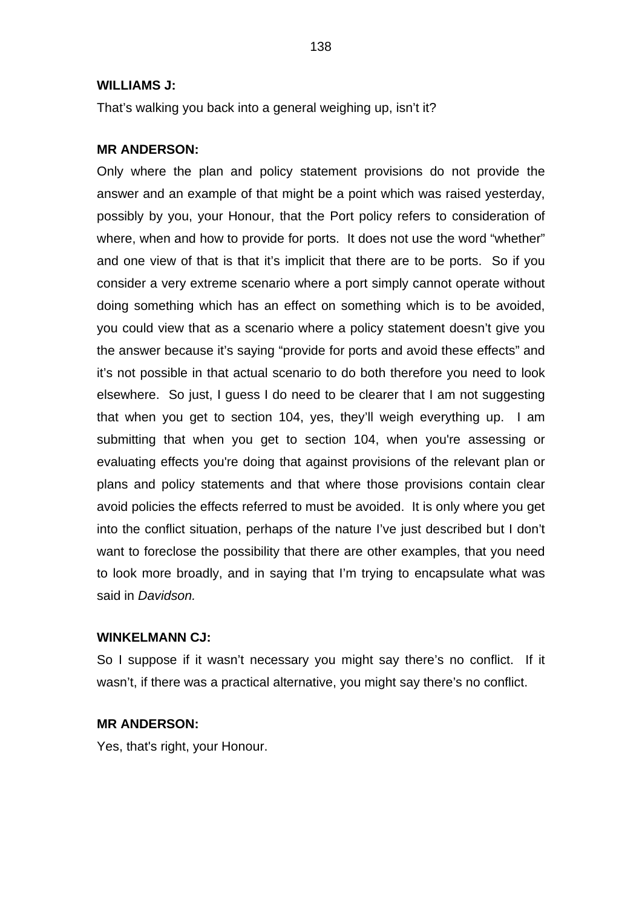**WILLIAMS J:**

That's walking you back into a general weighing up, isn't it?

**MR ANDERSON:**

Only where the plan and policy statement provisions do not provide the answer and an example of that might be a point which was raised yesterday, possibly by you, your Honour, that the Port policy refers to consideration of where, when and how to provide for ports. It does not use the word "whether" and one view of that is that it's implicit that there are to be ports. So if you consider a very extreme scenario where a port simply cannot operate without doing something which has an effect on something which is to be avoided, you could view that as a scenario where a policy statement doesn't give you the answer because it's saying "provide for ports and avoid these effects" and it's not possible in that actual scenario to do both therefore you need to look elsewhere. So just, I guess I do need to be clearer that I am not suggesting that when you get to section 104, yes, they'll weigh everything up. I am submitting that when you get to section 104, when you're assessing or evaluating effects you're doing that against provisions of the relevant plan or plans and policy statements and that where those provisions contain clear avoid policies the effects referred to must be avoided. It is only where you get into the conflict situation, perhaps of the nature I've just described but I don't want to foreclose the possibility that there are other examples, that you need to look more broadly, and in saying that I'm trying to encapsulate what was said in *Davidson.*

**WINKELMANN CJ:**

So I suppose if it wasn't necessary you might say there's no conflict. If it wasn't, if there was a practical alternative, you might say there's no conflict.

**MR ANDERSON:**

Yes, that's right, your Honour.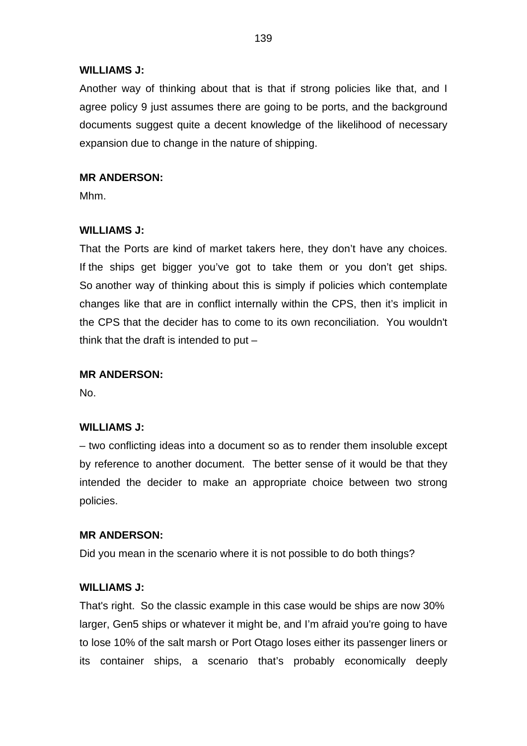**WILLIAMS J:**

Another way of thinking about that is that if strong policies like that, and I agree policy 9 just assumes there are going to be ports, and the background documents suggest quite a decent knowledge of the likelihood of necessary expansion due to change in the nature of shipping.

**MR ANDERSON:**

Mhm.

**WILLIAMS J:**

That the Ports are kind of market takers here, they don't have any choices. If the ships get bigger you've got to take them or you don't get ships. So another way of thinking about this is simply if policies which contemplate changes like that are in conflict internally within the CPS, then it's implicit in the CPS that the decider has to come to its own reconciliation. You wouldn't think that the draft is intended to put –

**MR ANDERSON:**

No.

**WILLIAMS J:**

– two conflicting ideas into a document so as to render them insoluble except by reference to another document. The better sense of it would be that they intended the decider to make an appropriate choice between two strong policies.

**MR ANDERSON:**

Did you mean in the scenario where it is not possible to do both things?

**WILLIAMS J:**

That's right. So the classic example in this case would be ships are now 30% larger, Gen5 ships or whatever it might be, and I'm afraid you're going to have to lose 10% of the salt marsh or Port Otago loses either its passenger liners or its container ships, a scenario that's probably economically deeply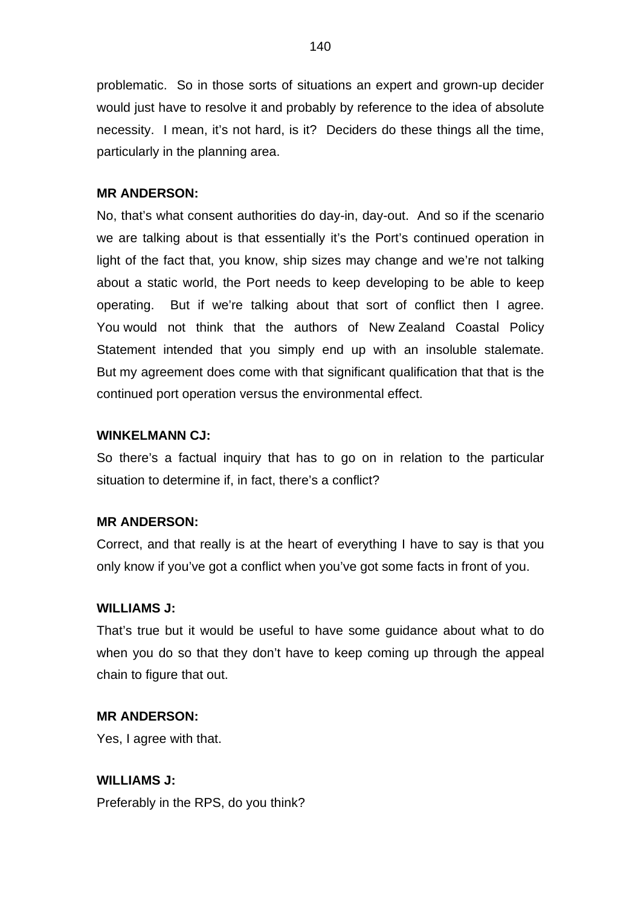problematic. So in those sorts of situations an expert and grown-up decider would just have to resolve it and probably by reference to the idea of absolute necessity. I mean, it's not hard, is it? Deciders do these things all the time, particularly in the planning area.

**MR ANDERSON:**

No, that's what consent authorities do day-in, day-out. And so if the scenario we are talking about is that essentially it's the Port's continued operation in light of the fact that, you know, ship sizes may change and we're not talking about a static world, the Port needs to keep developing to be able to keep operating. But if we're talking about that sort of conflict then I agree. You would not think that the authors of New Zealand Coastal Policy Statement intended that you simply end up with an insoluble stalemate. But my agreement does come with that significant qualification that that is the continued port operation versus the environmental effect.

**WINKELMANN CJ:**

So there's a factual inquiry that has to go on in relation to the particular situation to determine if, in fact, there's a conflict?

**MR ANDERSON:**

Correct, and that really is at the heart of everything I have to say is that you only know if you've got a conflict when you've got some facts in front of you.

**WILLIAMS J:**

That's true but it would be useful to have some guidance about what to do when you do so that they don't have to keep coming up through the appeal chain to figure that out.

**MR ANDERSON:**

Yes, I agree with that.

**WILLIAMS J:**

Preferably in the RPS, do you think?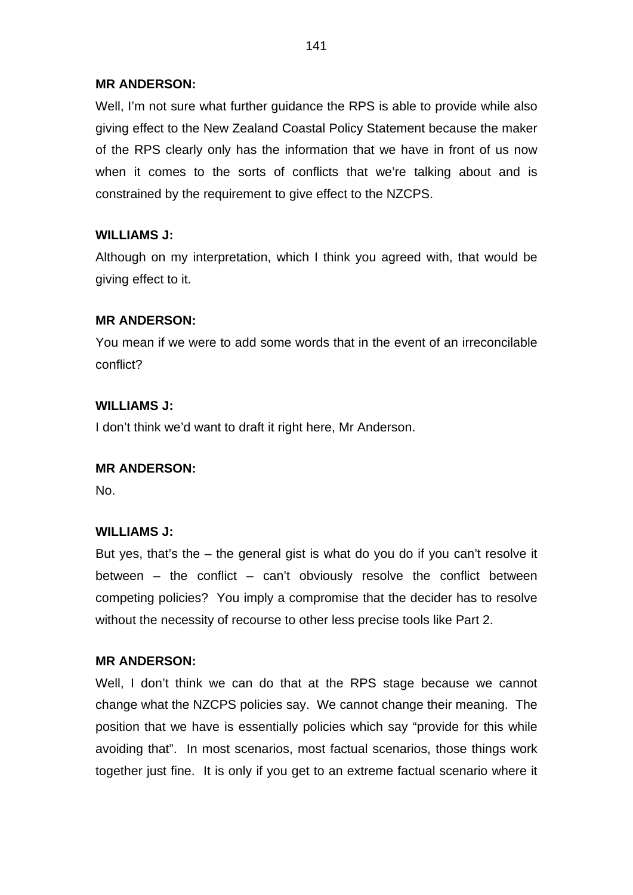**MR ANDERSON:**

Well, I'm not sure what further guidance the RPS is able to provide while also giving effect to the New Zealand Coastal Policy Statement because the maker of the RPS clearly only has the information that we have in front of us now when it comes to the sorts of conflicts that we're talking about and is constrained by the requirement to give effect to the NZCPS.

**WILLIAMS J:**

Although on my interpretation, which I think you agreed with, that would be giving effect to it.

**MR ANDERSON:**

You mean if we were to add some words that in the event of an irreconcilable conflict?

**WILLIAMS J:**

I don't think we'd want to draft it right here, Mr Anderson.

**MR ANDERSON:**

No.

**WILLIAMS J:**

But yes, that's the – the general gist is what do you do if you can't resolve it between – the conflict – can't obviously resolve the conflict between competing policies? You imply a compromise that the decider has to resolve without the necessity of recourse to other less precise tools like Part 2.

**MR ANDERSON:**

Well, I don't think we can do that at the RPS stage because we cannot change what the NZCPS policies say. We cannot change their meaning. The position that we have is essentially policies which say "provide for this while avoiding that". In most scenarios, most factual scenarios, those things work together just fine. It is only if you get to an extreme factual scenario where it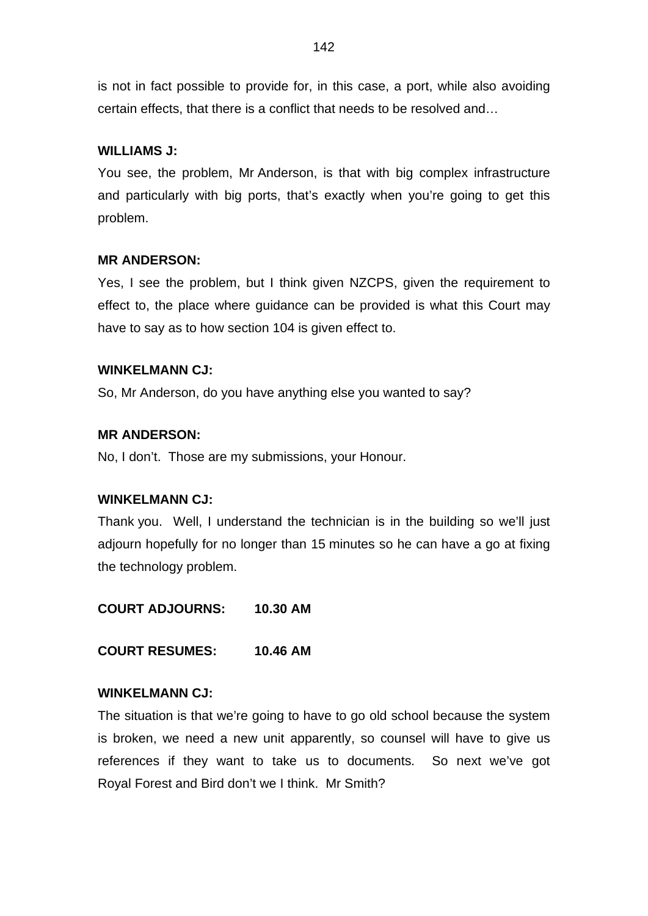is not in fact possible to provide for, in this case, a port, while also avoiding certain effects, that there is a conflict that needs to be resolved and…

**WILLIAMS J:**

You see, the problem, Mr Anderson, is that with big complex infrastructure and particularly with big ports, that's exactly when you're going to get this problem.

**MR ANDERSON:**

Yes, I see the problem, but I think given NZCPS, given the requirement to effect to, the place where guidance can be provided is what this Court may have to say as to how section 104 is given effect to.

**WINKELMANN CJ:**

So, Mr Anderson, do you have anything else you wanted to say?

**MR ANDERSON:**

No, I don't. Those are my submissions, your Honour.

**WINKELMANN CJ:**

Thank you. Well, I understand the technician is in the building so we'll just adjourn hopefully for no longer than 15 minutes so he can have a go at fixing the technology problem.

**COURT ADJOURNS: 10.30 AM**

**COURT RESUMES: 10.46 AM**

**WINKELMANN CJ:**

The situation is that we're going to have to go old school because the system is broken, we need a new unit apparently, so counsel will have to give us references if they want to take us to documents. So next we've got Royal Forest and Bird don't we I think. Mr Smith?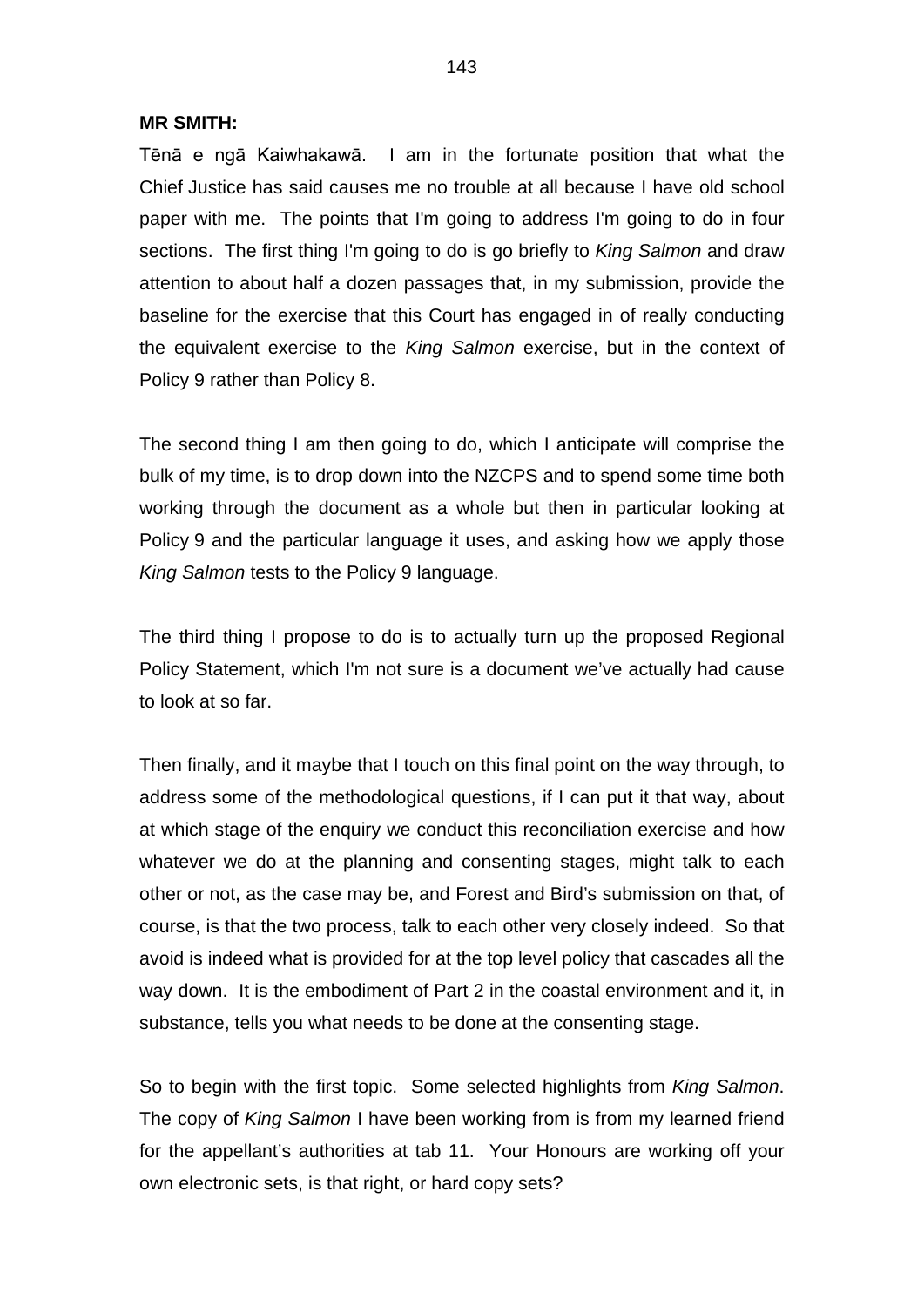**MR SMITH:**

Tēnā e ngā Kaiwhakawā. I am in the fortunate position that what the Chief Justice has said causes me no trouble at all because I have old school paper with me. The points that I'm going to address I'm going to do in four sections. The first thing I'm going to do is go briefly to *King Salmon* and draw attention to about half a dozen passages that, in my submission, provide the baseline for the exercise that this Court has engaged in of really conducting the equivalent exercise to the *King Salmon* exercise, but in the context of Policy 9 rather than Policy 8.

The second thing I am then going to do, which I anticipate will comprise the bulk of my time, is to drop down into the NZCPS and to spend some time both working through the document as a whole but then in particular looking at Policy 9 and the particular language it uses, and asking how we apply those *King Salmon* tests to the Policy 9 language.

The third thing I propose to do is to actually turn up the proposed Regional Policy Statement, which I'm not sure is a document we've actually had cause to look at so far.

Then finally, and it maybe that I touch on this final point on the way through, to address some of the methodological questions, if I can put it that way, about at which stage of the enquiry we conduct this reconciliation exercise and how whatever we do at the planning and consenting stages, might talk to each other or not, as the case may be, and Forest and Bird's submission on that, of course, is that the two process, talk to each other very closely indeed. So that avoid is indeed what is provided for at the top level policy that cascades all the way down. It is the embodiment of Part 2 in the coastal environment and it, in substance, tells you what needs to be done at the consenting stage.

So to begin with the first topic. Some selected highlights from *King Salmon*. The copy of *King Salmon* I have been working from is from my learned friend for the appellant's authorities at tab 11. Your Honours are working off your own electronic sets, is that right, or hard copy sets?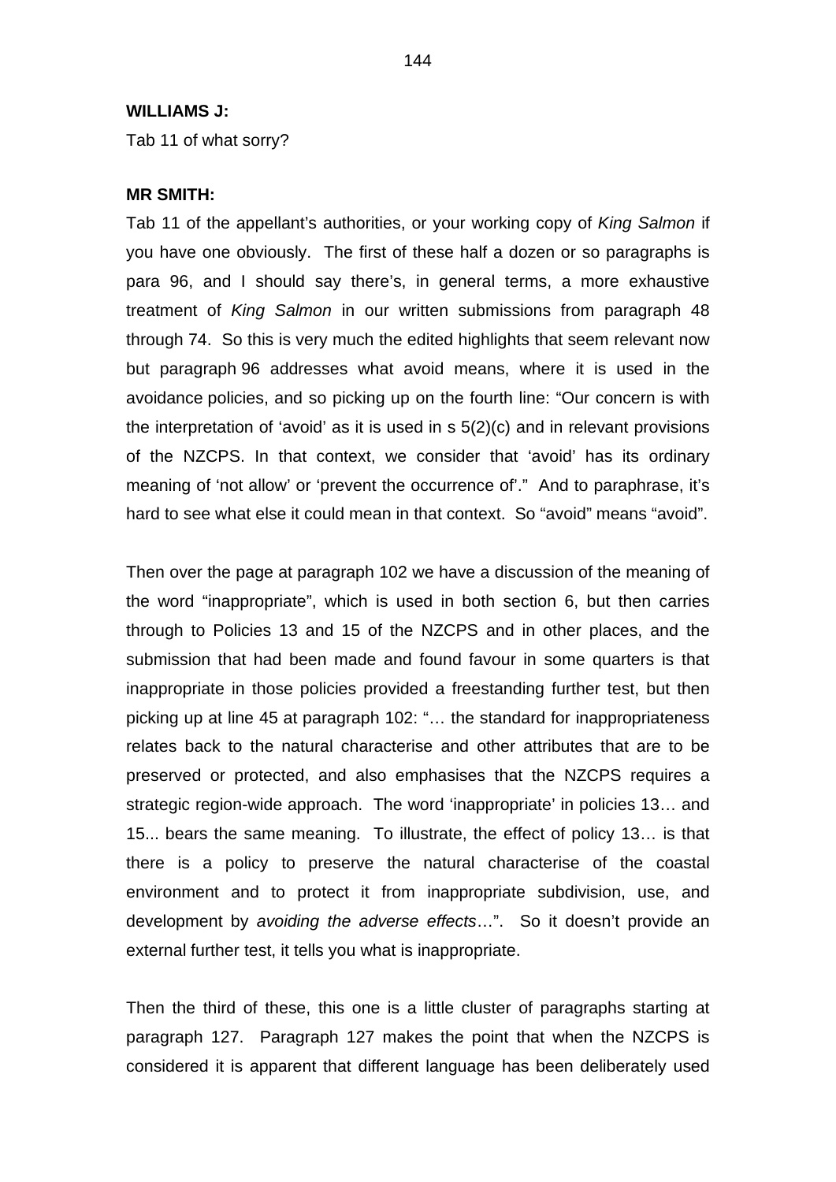**WILLIAMS J:**

Tab 11 of what sorry?

**MR SMITH:**

Tab 11 of the appellant's authorities, or your working copy of *King Salmon* if you have one obviously. The first of these half a dozen or so paragraphs is para 96, and I should say there's, in general terms, a more exhaustive treatment of *King Salmon* in our written submissions from paragraph 48 through 74. So this is very much the edited highlights that seem relevant now but paragraph 96 addresses what avoid means, where it is used in the avoidance policies, and so picking up on the fourth line: "Our concern is with the interpretation of 'avoid' as it is used in s 5(2)(c) and in relevant provisions of the NZCPS. In that context, we consider that 'avoid' has its ordinary meaning of 'not allow' or 'prevent the occurrence of'." And to paraphrase, it's hard to see what else it could mean in that context. So "avoid" means "avoid".

Then over the page at paragraph 102 we have a discussion of the meaning of the word "inappropriate", which is used in both section 6, but then carries through to Policies 13 and 15 of the NZCPS and in other places, and the submission that had been made and found favour in some quarters is that inappropriate in those policies provided a freestanding further test, but then picking up at line 45 at paragraph 102: "… the standard for inappropriateness relates back to the natural characterise and other attributes that are to be preserved or protected, and also emphasises that the NZCPS requires a strategic region-wide approach. The word 'inappropriate' in policies 13… and 15... bears the same meaning. To illustrate, the effect of policy 13… is that there is a policy to preserve the natural characterise of the coastal environment and to protect it from inappropriate subdivision, use, and development by *avoiding the adverse effects*…". So it doesn't provide an external further test, it tells you what is inappropriate.

Then the third of these, this one is a little cluster of paragraphs starting at paragraph 127. Paragraph 127 makes the point that when the NZCPS is considered it is apparent that different language has been deliberately used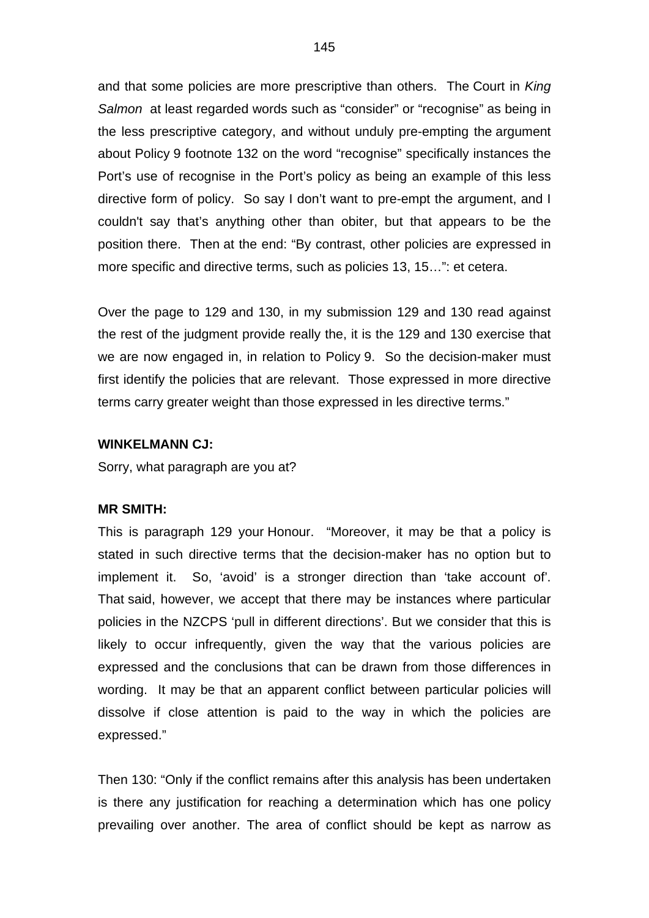and that some policies are more prescriptive than others. The Court in *King Salmon* at least regarded words such as "consider" or "recognise" as being in the less prescriptive category, and without unduly pre-empting the argument about Policy 9 footnote 132 on the word "recognise" specifically instances the Port's use of recognise in the Port's policy as being an example of this less directive form of policy. So say I don't want to pre-empt the argument, and I couldn't say that's anything other than obiter, but that appears to be the position there. Then at the end: "By contrast, other policies are expressed in more specific and directive terms, such as policies 13, 15…": et cetera.

Over the page to 129 and 130, in my submission 129 and 130 read against the rest of the judgment provide really the, it is the 129 and 130 exercise that we are now engaged in, in relation to Policy 9. So the decision-maker must first identify the policies that are relevant. Those expressed in more directive terms carry greater weight than those expressed in les directive terms."

**WINKELMANN CJ:**

Sorry, what paragraph are you at?

**MR SMITH:**

This is paragraph 129 your Honour. "Moreover, it may be that a policy is stated in such directive terms that the decision-maker has no option but to implement it. So, 'avoid' is a stronger direction than 'take account of'. That said, however, we accept that there may be instances where particular policies in the NZCPS 'pull in different directions'. But we consider that this is likely to occur infrequently, given the way that the various policies are expressed and the conclusions that can be drawn from those differences in wording. It may be that an apparent conflict between particular policies will dissolve if close attention is paid to the way in which the policies are expressed."

Then 130: "Only if the conflict remains after this analysis has been undertaken is there any justification for reaching a determination which has one policy prevailing over another. The area of conflict should be kept as narrow as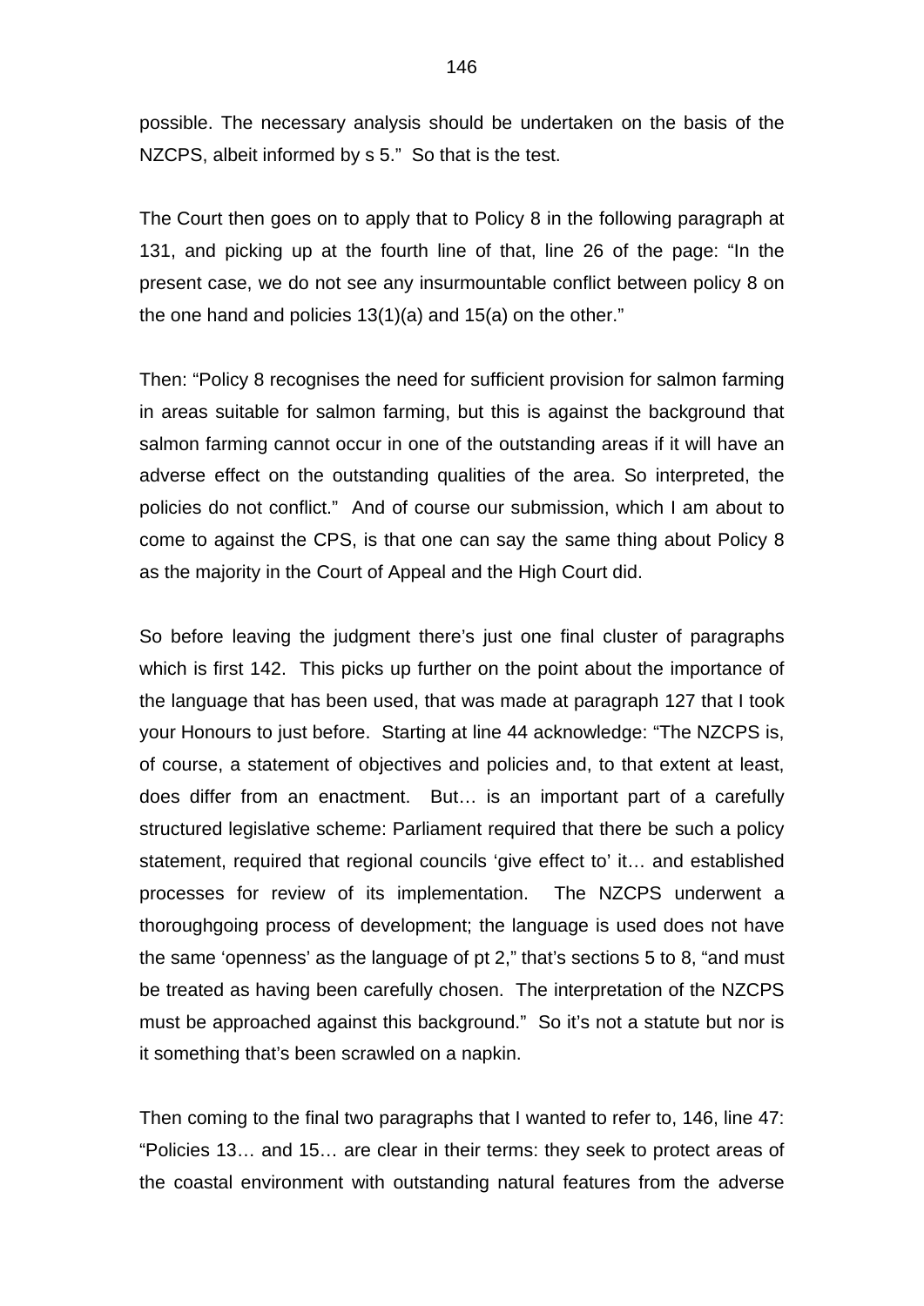possible. The necessary analysis should be undertaken on the basis of the NZCPS, albeit informed by s 5." So that is the test.

The Court then goes on to apply that to Policy 8 in the following paragraph at 131, and picking up at the fourth line of that, line 26 of the page: "In the present case, we do not see any insurmountable conflict between policy 8 on the one hand and policies 13(1)(a) and 15(a) on the other."

Then: "Policy 8 recognises the need for sufficient provision for salmon farming in areas suitable for salmon farming, but this is against the background that salmon farming cannot occur in one of the outstanding areas if it will have an adverse effect on the outstanding qualities of the area. So interpreted, the policies do not conflict." And of course our submission, which I am about to come to against the CPS, is that one can say the same thing about Policy 8 as the majority in the Court of Appeal and the High Court did.

So before leaving the judgment there's just one final cluster of paragraphs which is first 142. This picks up further on the point about the importance of the language that has been used, that was made at paragraph 127 that I took your Honours to just before. Starting at line 44 acknowledge: "The NZCPS is, of course, a statement of objectives and policies and, to that extent at least, does differ from an enactment. But… is an important part of a carefully structured legislative scheme: Parliament required that there be such a policy statement, required that regional councils 'give effect to' it… and established processes for review of its implementation. The NZCPS underwent a thoroughgoing process of development; the language is used does not have the same 'openness' as the language of pt 2," that's sections 5 to 8, "and must be treated as having been carefully chosen. The interpretation of the NZCPS must be approached against this background." So it's not a statute but nor is it something that's been scrawled on a napkin.

Then coming to the final two paragraphs that I wanted to refer to, 146, line 47: "Policies 13… and 15… are clear in their terms: they seek to protect areas of the coastal environment with outstanding natural features from the adverse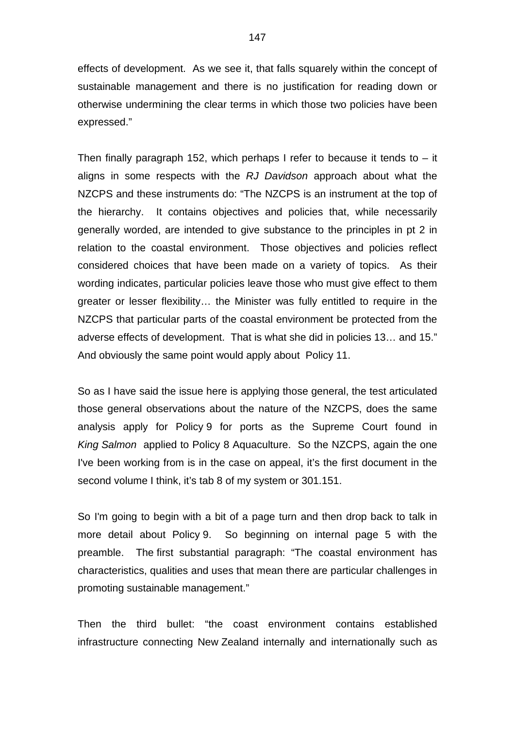effects of development. As we see it, that falls squarely within the concept of sustainable management and there is no justification for reading down or otherwise undermining the clear terms in which those two policies have been expressed."

Then finally paragraph 152, which perhaps I refer to because it tends to – it aligns in some respects with the *RJ Davidson* approach about what the NZCPS and these instruments do: "The NZCPS is an instrument at the top of the hierarchy. It contains objectives and policies that, while necessarily generally worded, are intended to give substance to the principles in pt 2 in relation to the coastal environment. Those objectives and policies reflect considered choices that have been made on a variety of topics. As their wording indicates, particular policies leave those who must give effect to them greater or lesser flexibility… the Minister was fully entitled to require in the NZCPS that particular parts of the coastal environment be protected from the adverse effects of development. That is what she did in policies 13… and 15." And obviously the same point would apply about Policy 11.

So as I have said the issue here is applying those general, the test articulated those general observations about the nature of the NZCPS, does the same analysis apply for Policy 9 for ports as the Supreme Court found in *King Salmon* applied to Policy 8 Aquaculture. So the NZCPS, again the one I've been working from is in the case on appeal, it's the first document in the second volume I think, it's tab 8 of my system or 301.151.

So I'm going to begin with a bit of a page turn and then drop back to talk in more detail about Policy 9. So beginning on internal page 5 with the preamble. The first substantial paragraph: "The coastal environment has characteristics, qualities and uses that mean there are particular challenges in promoting sustainable management."

Then the third bullet: "the coast environment contains established infrastructure connecting New Zealand internally and internationally such as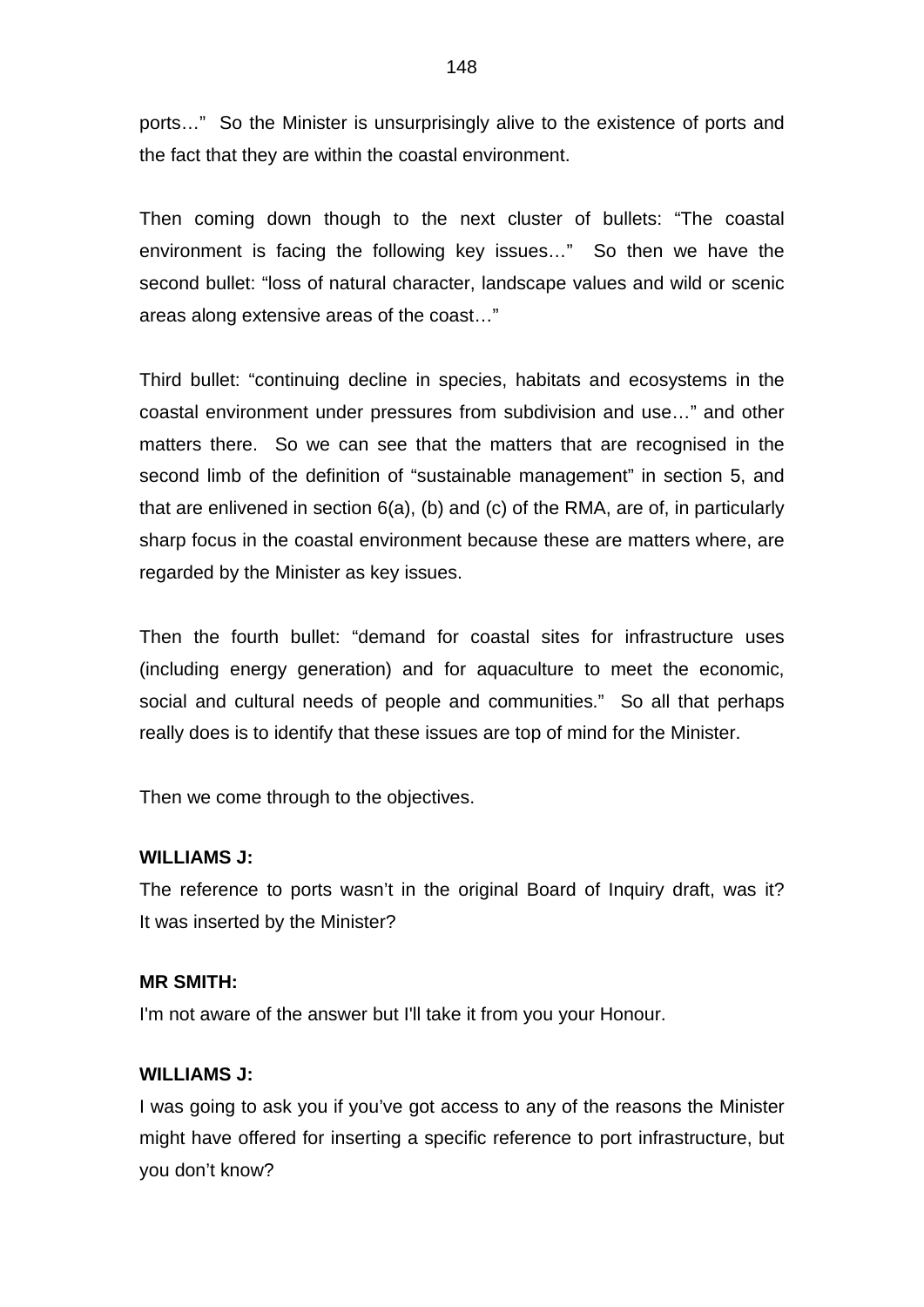ports…"  So the Minister is unsurprisingly alive to the existence of ports and the fact that they are within the coastal environment.

Then coming down though to the next cluster of bullets: "The coastal environment is facing the following key issues…"  So then we have the second bullet: "loss of natural character, landscape values and wild or scenic areas along extensive areas of the coast…"

Third bullet: "continuing decline in species, habitats and ecosystems in the coastal environment under pressures from subdivision and use…" and other matters there.  So we can see that the matters that are recognised in the second limb of the definition of "sustainable management" in section 5, and that are enlivened in section 6(a), (b) and (c) of the RMA, are of, in particularly sharp focus in the coastal environment because these are matters where, are regarded by the Minister as key issues.

Then the fourth bullet: "demand for coastal sites for infrastructure uses (including energy generation) and for aquaculture to meet the economic, social and cultural needs of people and communities."  So all that perhaps really does is to identify that these issues are top of mind for the Minister.

Then we come through to the objectives.

**WILLIAMS J:**

The reference to ports wasn't in the original Board of Inquiry draft, was it? It was inserted by the Minister?

**MR SMITH:**

I'm not aware of the answer but I'll take it from you your Honour.

**WILLIAMS J:**

I was going to ask you if you've got access to any of the reasons the Minister might have offered for inserting a specific reference to port infrastructure, but you don't know?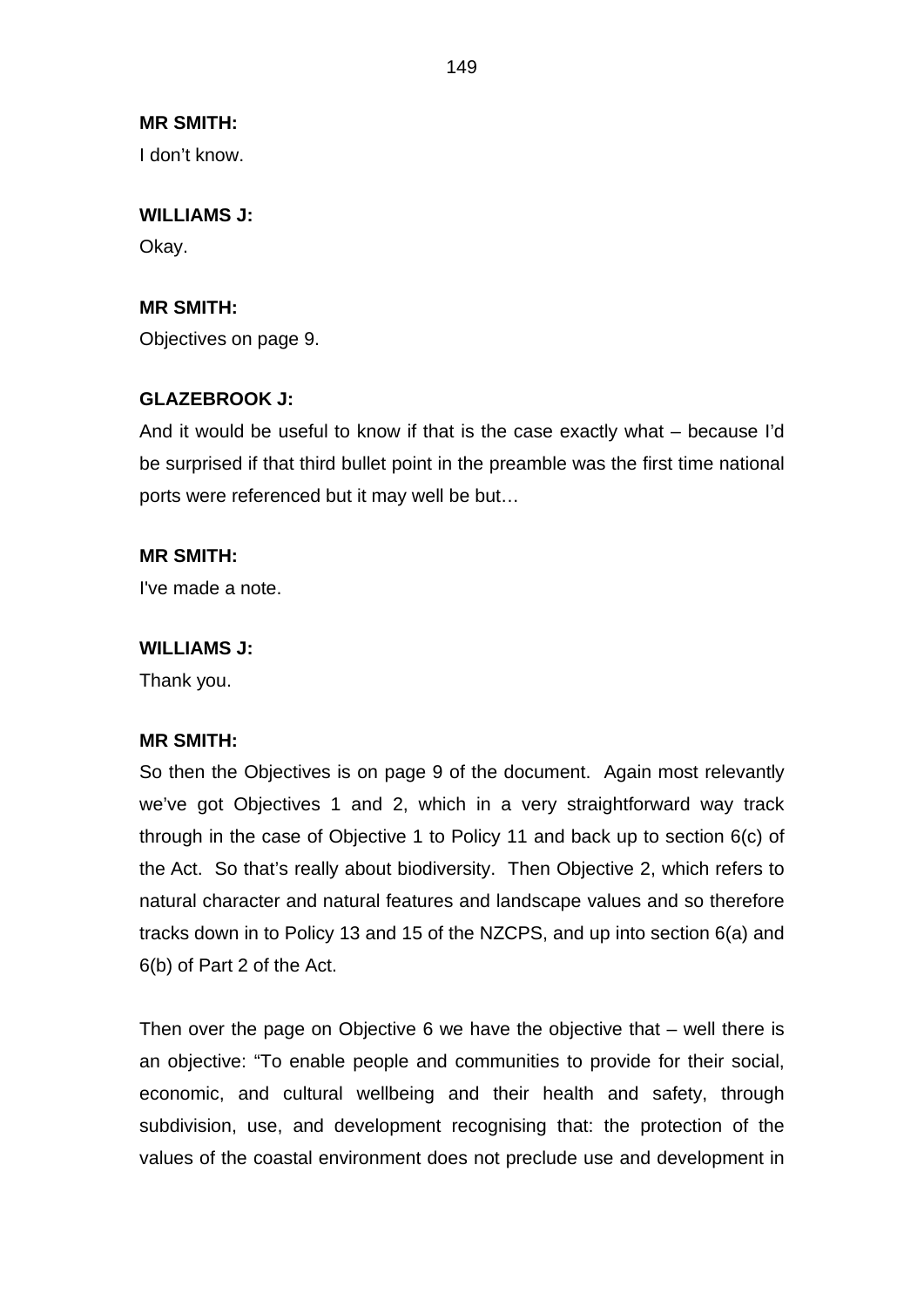**MR SMITH:**
I don't know.

**WILLIAMS J:**
Okay.

**MR SMITH:**
Objectives on page 9.

**GLAZEBROOK J:**
And it would be useful to know if that is the case exactly what – because I'd be surprised if that third bullet point in the preamble was the first time national ports were referenced but it may well be but…

**MR SMITH:**
I've made a note.

**WILLIAMS J:**
Thank you.

**MR SMITH:**
So then the Objectives is on page 9 of the document. Again most relevantly we've got Objectives 1 and 2, which in a very straightforward way track through in the case of Objective 1 to Policy 11 and back up to section 6(c) of the Act. So that's really about biodiversity. Then Objective 2, which refers to natural character and natural features and landscape values and so therefore tracks down in to Policy 13 and 15 of the NZCPS, and up into section 6(a) and 6(b) of Part 2 of the Act.

Then over the page on Objective 6 we have the objective that – well there is an objective: "To enable people and communities to provide for their social, economic, and cultural wellbeing and their health and safety, through subdivision, use, and development recognising that: the protection of the values of the coastal environment does not preclude use and development in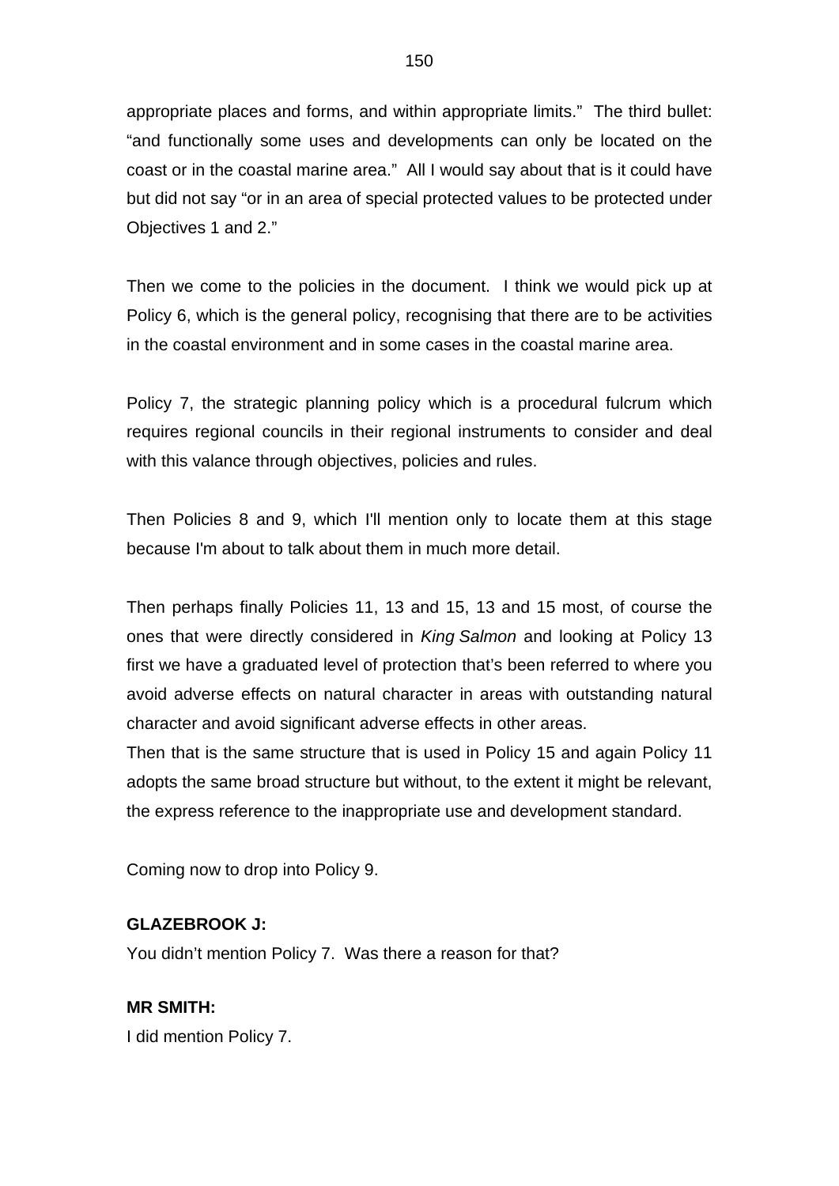appropriate places and forms, and within appropriate limits." The third bullet: "and functionally some uses and developments can only be located on the coast or in the coastal marine area." All I would say about that is it could have but did not say "or in an area of special protected values to be protected under Objectives 1 and 2."

Then we come to the policies in the document. I think we would pick up at Policy 6, which is the general policy, recognising that there are to be activities in the coastal environment and in some cases in the coastal marine area.

Policy 7, the strategic planning policy which is a procedural fulcrum which requires regional councils in their regional instruments to consider and deal with this valance through objectives, policies and rules.

Then Policies 8 and 9, which I'll mention only to locate them at this stage because I'm about to talk about them in much more detail.

Then perhaps finally Policies 11, 13 and 15, 13 and 15 most, of course the ones that were directly considered in *King Salmon* and looking at Policy 13 first we have a graduated level of protection that's been referred to where you avoid adverse effects on natural character in areas with outstanding natural character and avoid significant adverse effects in other areas.

Then that is the same structure that is used in Policy 15 and again Policy 11 adopts the same broad structure but without, to the extent it might be relevant, the express reference to the inappropriate use and development standard.

Coming now to drop into Policy 9.

**GLAZEBROOK J:**

You didn't mention Policy 7. Was there a reason for that?

**MR SMITH:**

I did mention Policy 7.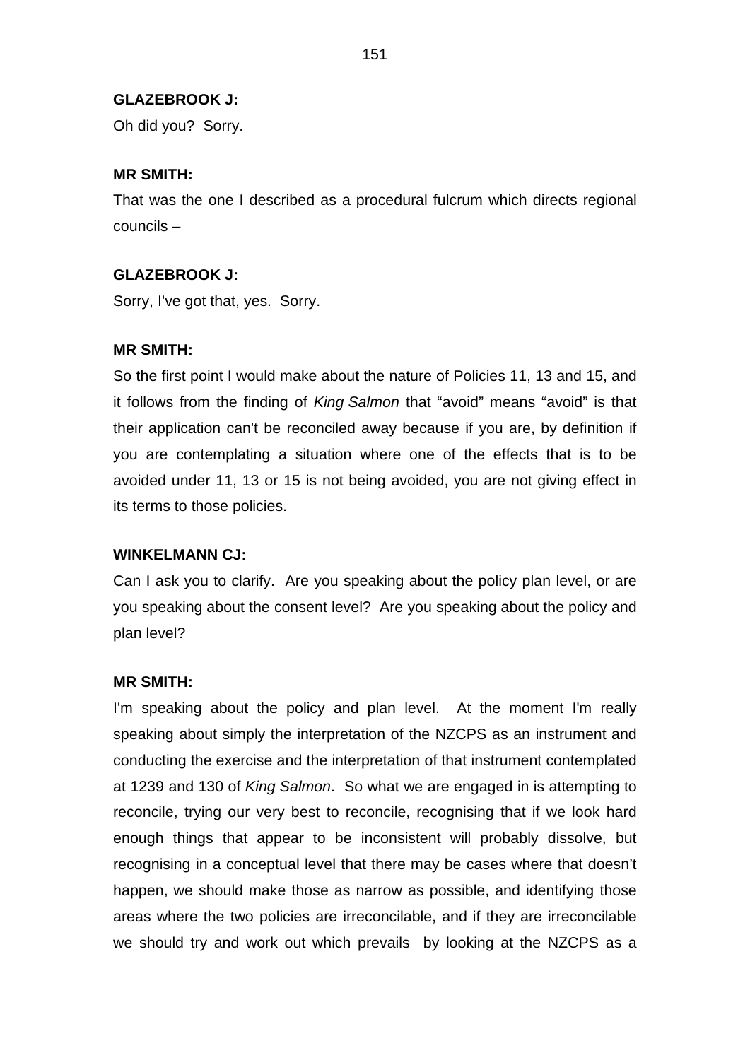**GLAZEBROOK J:**

Oh did you? Sorry.

**MR SMITH:**

That was the one I described as a procedural fulcrum which directs regional councils –

**GLAZEBROOK J:**

Sorry, I've got that, yes. Sorry.

**MR SMITH:**

So the first point I would make about the nature of Policies 11, 13 and 15, and it follows from the finding of *King Salmon* that "avoid" means "avoid" is that their application can't be reconciled away because if you are, by definition if you are contemplating a situation where one of the effects that is to be avoided under 11, 13 or 15 is not being avoided, you are not giving effect in its terms to those policies.

**WINKELMANN CJ:**

Can I ask you to clarify. Are you speaking about the policy plan level, or are you speaking about the consent level? Are you speaking about the policy and plan level?

**MR SMITH:**

I'm speaking about the policy and plan level. At the moment I'm really speaking about simply the interpretation of the NZCPS as an instrument and conducting the exercise and the interpretation of that instrument contemplated at 1239 and 130 of *King Salmon*. So what we are engaged in is attempting to reconcile, trying our very best to reconcile, recognising that if we look hard enough things that appear to be inconsistent will probably dissolve, but recognising in a conceptual level that there may be cases where that doesn't happen, we should make those as narrow as possible, and identifying those areas where the two policies are irreconcilable, and if they are irreconcilable we should try and work out which prevails by looking at the NZCPS as a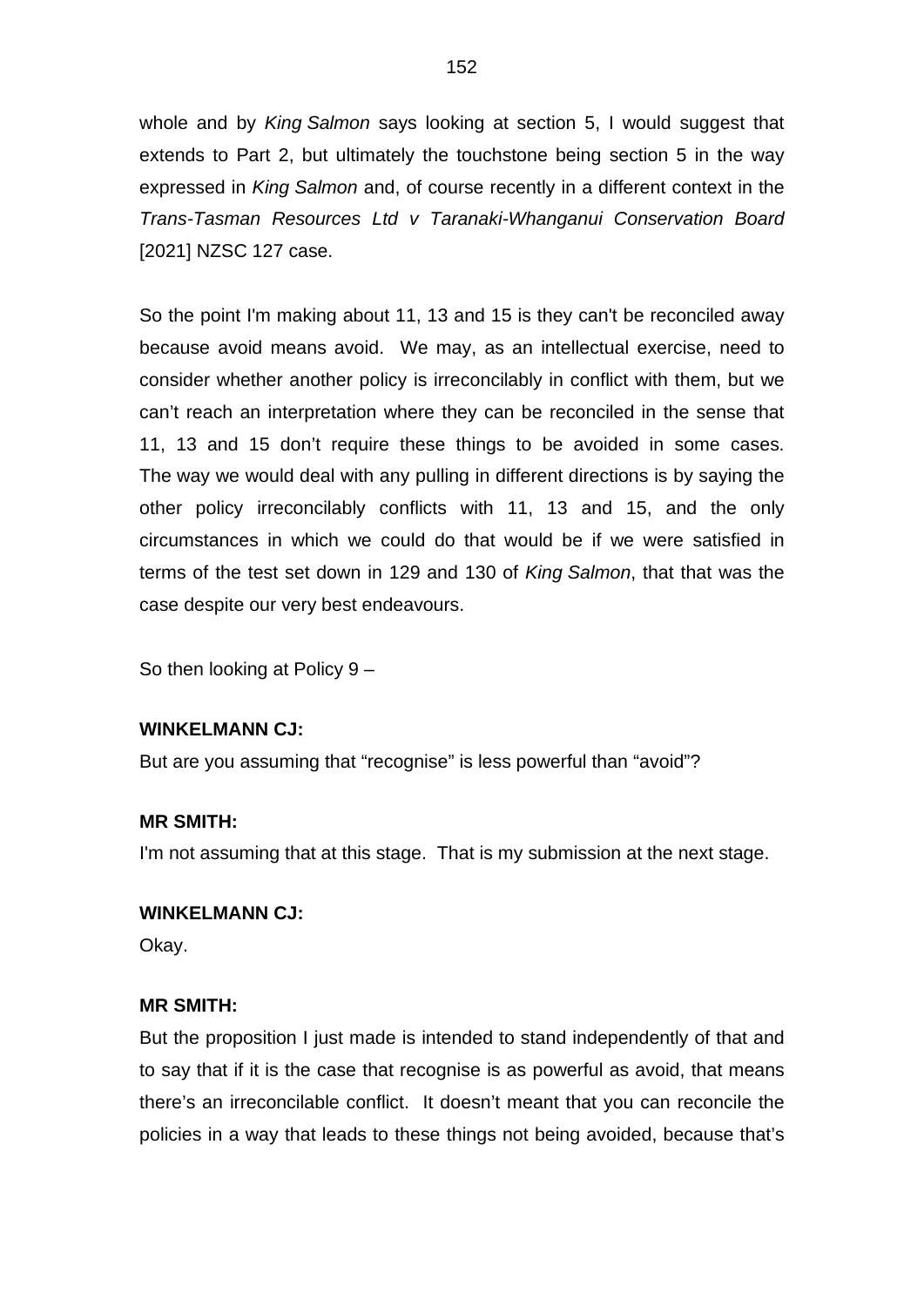whole and by *King Salmon* says looking at section 5, I would suggest that extends to Part 2, but ultimately the touchstone being section 5 in the way expressed in *King Salmon* and, of course recently in a different context in the *Trans-Tasman Resources Ltd v Taranaki-Whanganui Conservation Board* [2021] NZSC 127 case.

So the point I'm making about 11, 13 and 15 is they can't be reconciled away because avoid means avoid. We may, as an intellectual exercise, need to consider whether another policy is irreconcilably in conflict with them, but we can't reach an interpretation where they can be reconciled in the sense that 11, 13 and 15 don't require these things to be avoided in some cases. The way we would deal with any pulling in different directions is by saying the other policy irreconcilably conflicts with 11, 13 and 15, and the only circumstances in which we could do that would be if we were satisfied in terms of the test set down in 129 and 130 of *King Salmon*, that that was the case despite our very best endeavours.

So then looking at Policy 9 –

**WINKELMANN CJ:**

But are you assuming that "recognise" is less powerful than "avoid"?

**MR SMITH:**

I'm not assuming that at this stage. That is my submission at the next stage.

**WINKELMANN CJ:**

Okay.

**MR SMITH:**

But the proposition I just made is intended to stand independently of that and to say that if it is the case that recognise is as powerful as avoid, that means there's an irreconcilable conflict. It doesn't meant that you can reconcile the policies in a way that leads to these things not being avoided, because that's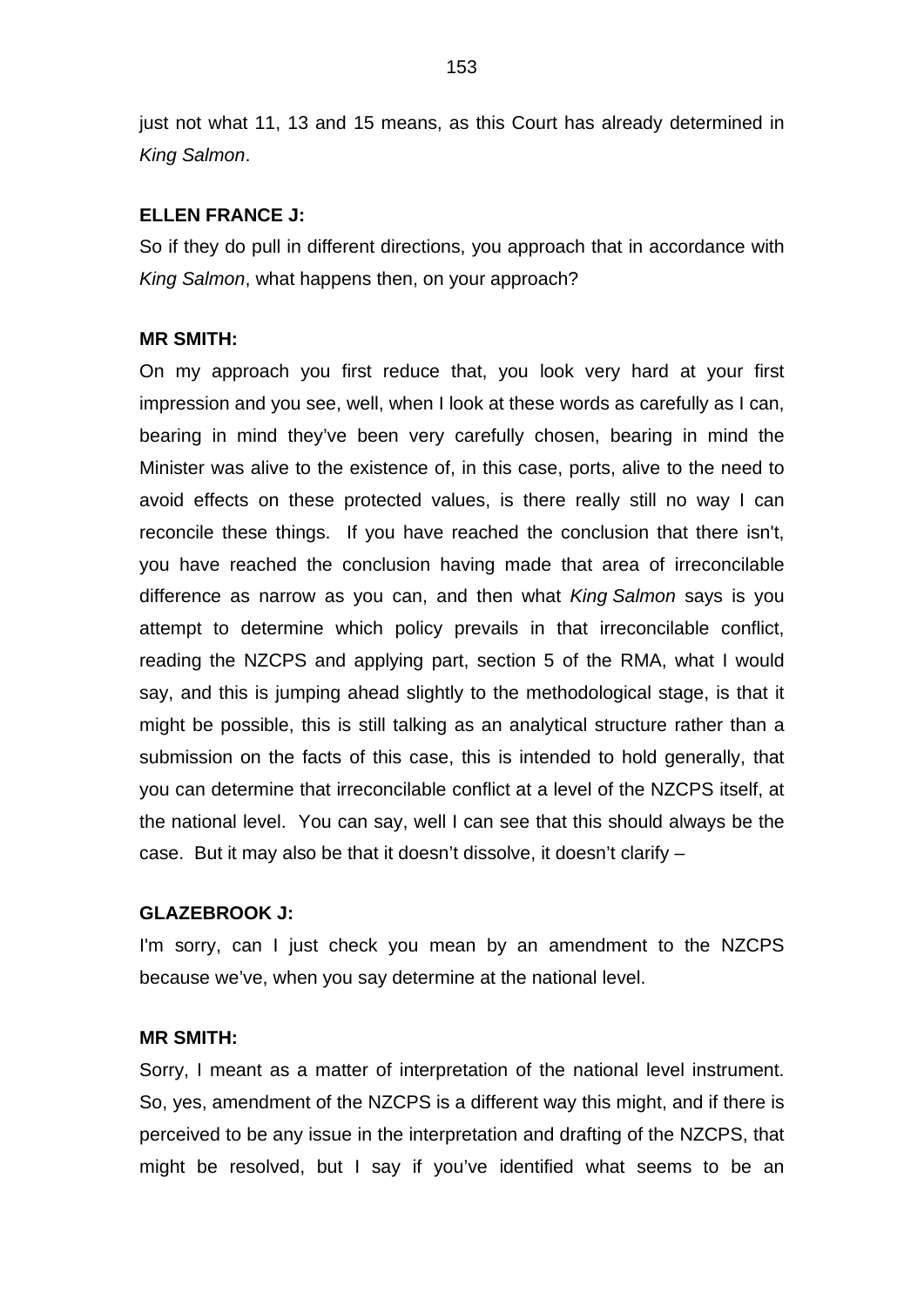just not what 11, 13 and 15 means, as this Court has already determined in *King Salmon*.

**ELLEN FRANCE J:**

So if they do pull in different directions, you approach that in accordance with *King Salmon*, what happens then, on your approach?

**MR SMITH:**

On my approach you first reduce that, you look very hard at your first impression and you see, well, when I look at these words as carefully as I can, bearing in mind they've been very carefully chosen, bearing in mind the Minister was alive to the existence of, in this case, ports, alive to the need to avoid effects on these protected values, is there really still no way I can reconcile these things. If you have reached the conclusion that there isn't, you have reached the conclusion having made that area of irreconcilable difference as narrow as you can, and then what *King Salmon* says is you attempt to determine which policy prevails in that irreconcilable conflict, reading the NZCPS and applying part, section 5 of the RMA, what I would say, and this is jumping ahead slightly to the methodological stage, is that it might be possible, this is still talking as an analytical structure rather than a submission on the facts of this case, this is intended to hold generally, that you can determine that irreconcilable conflict at a level of the NZCPS itself, at the national level. You can say, well I can see that this should always be the case. But it may also be that it doesn't dissolve, it doesn't clarify –

**GLAZEBROOK J:**

I'm sorry, can I just check you mean by an amendment to the NZCPS because we've, when you say determine at the national level.

**MR SMITH:**

Sorry, I meant as a matter of interpretation of the national level instrument. So, yes, amendment of the NZCPS is a different way this might, and if there is perceived to be any issue in the interpretation and drafting of the NZCPS, that might be resolved, but I say if you've identified what seems to be an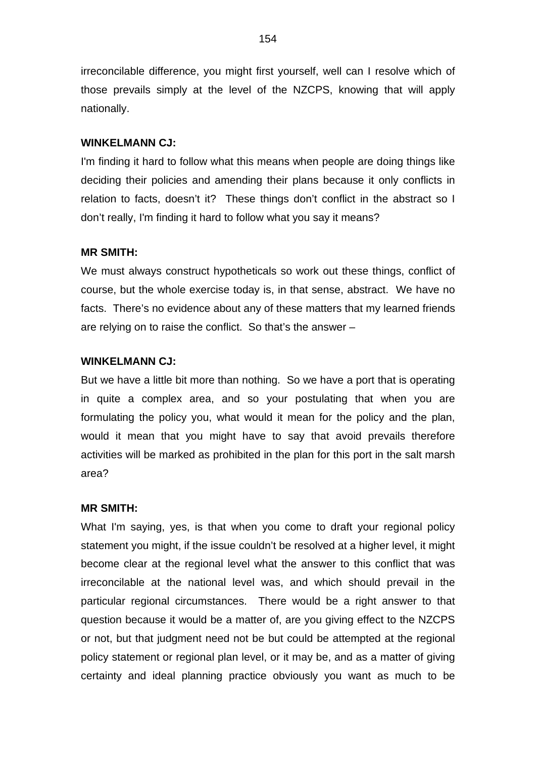irreconcilable difference, you might first yourself, well can I resolve which of those prevails simply at the level of the NZCPS, knowing that will apply nationally.

**WINKELMANN CJ:**

I'm finding it hard to follow what this means when people are doing things like deciding their policies and amending their plans because it only conflicts in relation to facts, doesn't it? These things don't conflict in the abstract so I don't really, I'm finding it hard to follow what you say it means?

**MR SMITH:**

We must always construct hypotheticals so work out these things, conflict of course, but the whole exercise today is, in that sense, abstract. We have no facts. There's no evidence about any of these matters that my learned friends are relying on to raise the conflict. So that's the answer –

**WINKELMANN CJ:**

But we have a little bit more than nothing. So we have a port that is operating in quite a complex area, and so your postulating that when you are formulating the policy you, what would it mean for the policy and the plan, would it mean that you might have to say that avoid prevails therefore activities will be marked as prohibited in the plan for this port in the salt marsh area?

**MR SMITH:**

What I'm saying, yes, is that when you come to draft your regional policy statement you might, if the issue couldn't be resolved at a higher level, it might become clear at the regional level what the answer to this conflict that was irreconcilable at the national level was, and which should prevail in the particular regional circumstances. There would be a right answer to that question because it would be a matter of, are you giving effect to the NZCPS or not, but that judgment need not be but could be attempted at the regional policy statement or regional plan level, or it may be, and as a matter of giving certainty and ideal planning practice obviously you want as much to be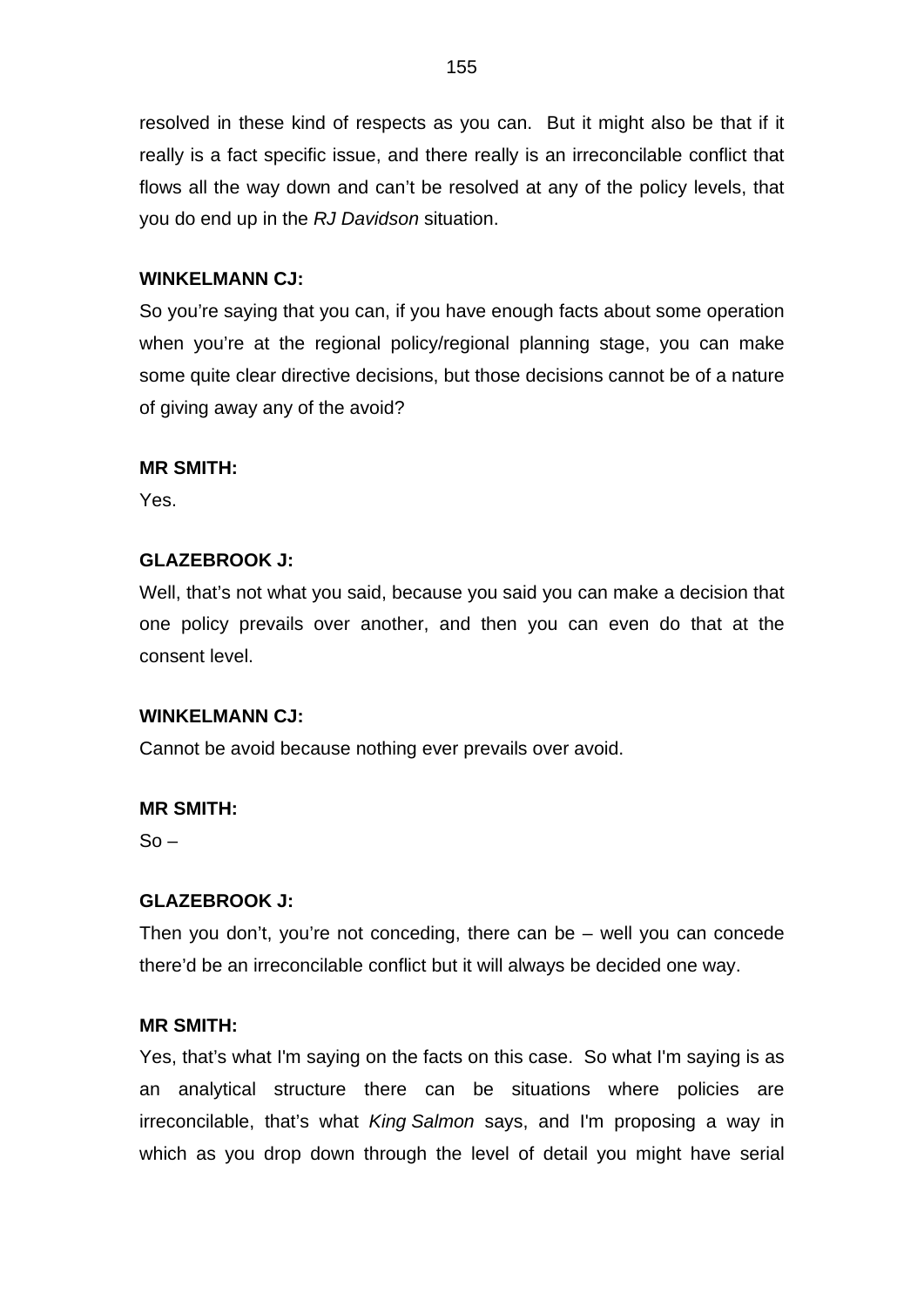resolved in these kind of respects as you can. But it might also be that if it really is a fact specific issue, and there really is an irreconcilable conflict that flows all the way down and can't be resolved at any of the policy levels, that you do end up in the *RJ Davidson* situation.

**WINKELMANN CJ:**

So you're saying that you can, if you have enough facts about some operation when you're at the regional policy/regional planning stage, you can make some quite clear directive decisions, but those decisions cannot be of a nature of giving away any of the avoid?

**MR SMITH:**

Yes.

**GLAZEBROOK J:**

Well, that's not what you said, because you said you can make a decision that one policy prevails over another, and then you can even do that at the consent level.

**WINKELMANN CJ:**

Cannot be avoid because nothing ever prevails over avoid.

**MR SMITH:**

So –

**GLAZEBROOK J:**

Then you don't, you're not conceding, there can be – well you can concede there'd be an irreconcilable conflict but it will always be decided one way.

**MR SMITH:**

Yes, that's what I'm saying on the facts on this case. So what I'm saying is as an analytical structure there can be situations where policies are irreconcilable, that's what *King Salmon* says, and I'm proposing a way in which as you drop down through the level of detail you might have serial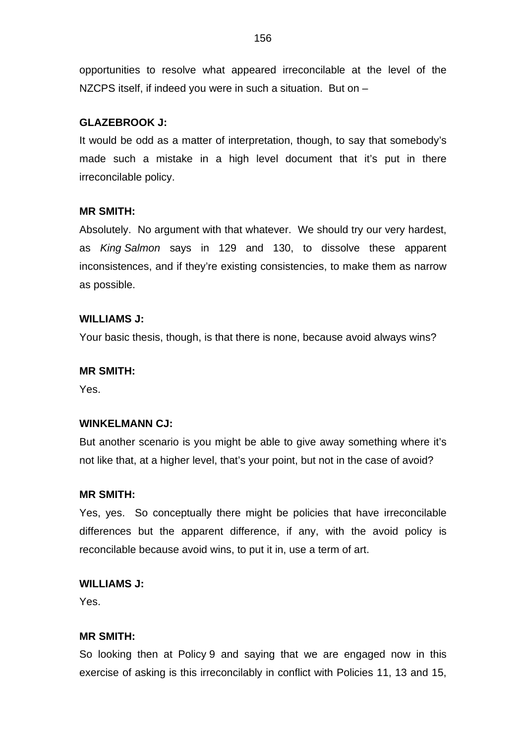opportunities to resolve what appeared irreconcilable at the level of the NZCPS itself, if indeed you were in such a situation. But on –

**GLAZEBROOK J:**

It would be odd as a matter of interpretation, though, to say that somebody's made such a mistake in a high level document that it's put in there irreconcilable policy.

**MR SMITH:**

Absolutely. No argument with that whatever. We should try our very hardest, as *King Salmon* says in 129 and 130, to dissolve these apparent inconsistences, and if they're existing consistencies, to make them as narrow as possible.

**WILLIAMS J:**

Your basic thesis, though, is that there is none, because avoid always wins?

**MR SMITH:**

Yes.

**WINKELMANN CJ:**

But another scenario is you might be able to give away something where it's not like that, at a higher level, that's your point, but not in the case of avoid?

**MR SMITH:**

Yes, yes. So conceptually there might be policies that have irreconcilable differences but the apparent difference, if any, with the avoid policy is reconcilable because avoid wins, to put it in, use a term of art.

**WILLIAMS J:**

Yes.

**MR SMITH:**

So looking then at Policy 9 and saying that we are engaged now in this exercise of asking is this irreconcilably in conflict with Policies 11, 13 and 15,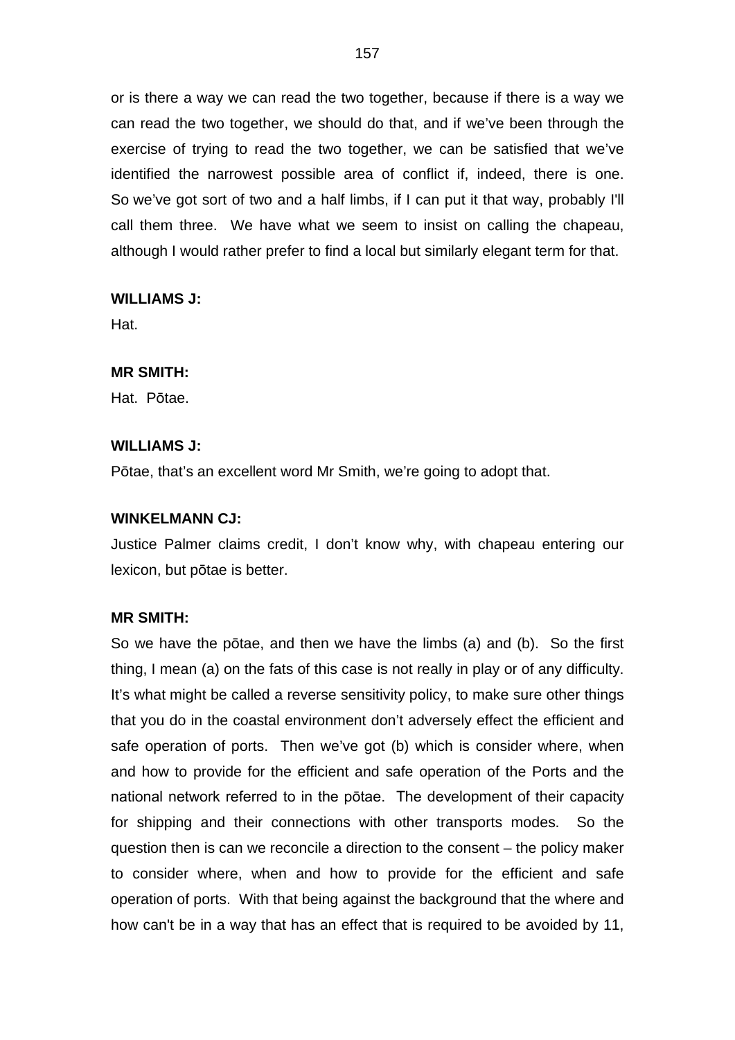or is there a way we can read the two together, because if there is a way we can read the two together, we should do that, and if we've been through the exercise of trying to read the two together, we can be satisfied that we've identified the narrowest possible area of conflict if, indeed, there is one. So we've got sort of two and a half limbs, if I can put it that way, probably I'll call them three. We have what we seem to insist on calling the chapeau, although I would rather prefer to find a local but similarly elegant term for that.

**WILLIAMS J:**
Hat.

**MR SMITH:**
Hat. Pōtae.

**WILLIAMS J:**
Pōtae, that's an excellent word Mr Smith, we're going to adopt that.

**WINKELMANN CJ:**
Justice Palmer claims credit, I don't know why, with chapeau entering our lexicon, but pōtae is better.

**MR SMITH:**
So we have the pōtae, and then we have the limbs (a) and (b). So the first thing, I mean (a) on the fats of this case is not really in play or of any difficulty. It's what might be called a reverse sensitivity policy, to make sure other things that you do in the coastal environment don't adversely effect the efficient and safe operation of ports. Then we've got (b) which is consider where, when and how to provide for the efficient and safe operation of the Ports and the national network referred to in the pōtae. The development of their capacity for shipping and their connections with other transports modes. So the question then is can we reconcile a direction to the consent – the policy maker to consider where, when and how to provide for the efficient and safe operation of ports. With that being against the background that the where and how can't be in a way that has an effect that is required to be avoided by 11,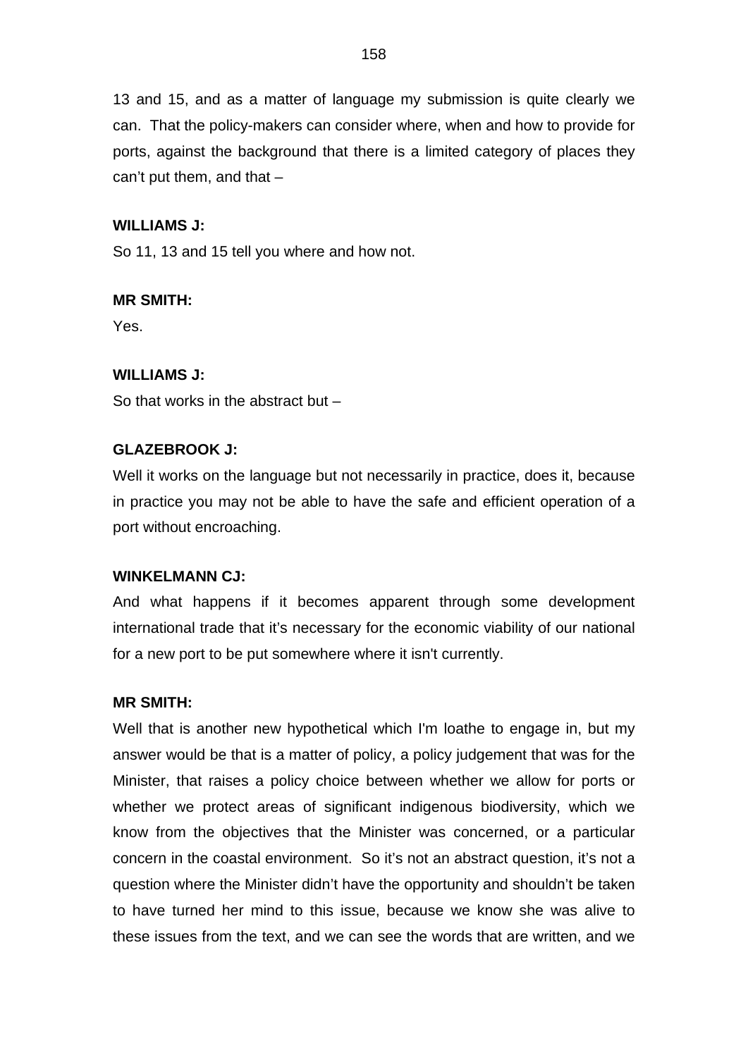13 and 15, and as a matter of language my submission is quite clearly we can. That the policy-makers can consider where, when and how to provide for ports, against the background that there is a limited category of places they can't put them, and that –

**WILLIAMS J:**

So 11, 13 and 15 tell you where and how not.

**MR SMITH:**

Yes.

**WILLIAMS J:**

So that works in the abstract but –

**GLAZEBROOK J:**

Well it works on the language but not necessarily in practice, does it, because in practice you may not be able to have the safe and efficient operation of a port without encroaching.

**WINKELMANN CJ:**

And what happens if it becomes apparent through some development international trade that it's necessary for the economic viability of our national for a new port to be put somewhere where it isn't currently.

**MR SMITH:**

Well that is another new hypothetical which I'm loathe to engage in, but my answer would be that is a matter of policy, a policy judgement that was for the Minister, that raises a policy choice between whether we allow for ports or whether we protect areas of significant indigenous biodiversity, which we know from the objectives that the Minister was concerned, or a particular concern in the coastal environment. So it's not an abstract question, it's not a question where the Minister didn't have the opportunity and shouldn't be taken to have turned her mind to this issue, because we know she was alive to these issues from the text, and we can see the words that are written, and we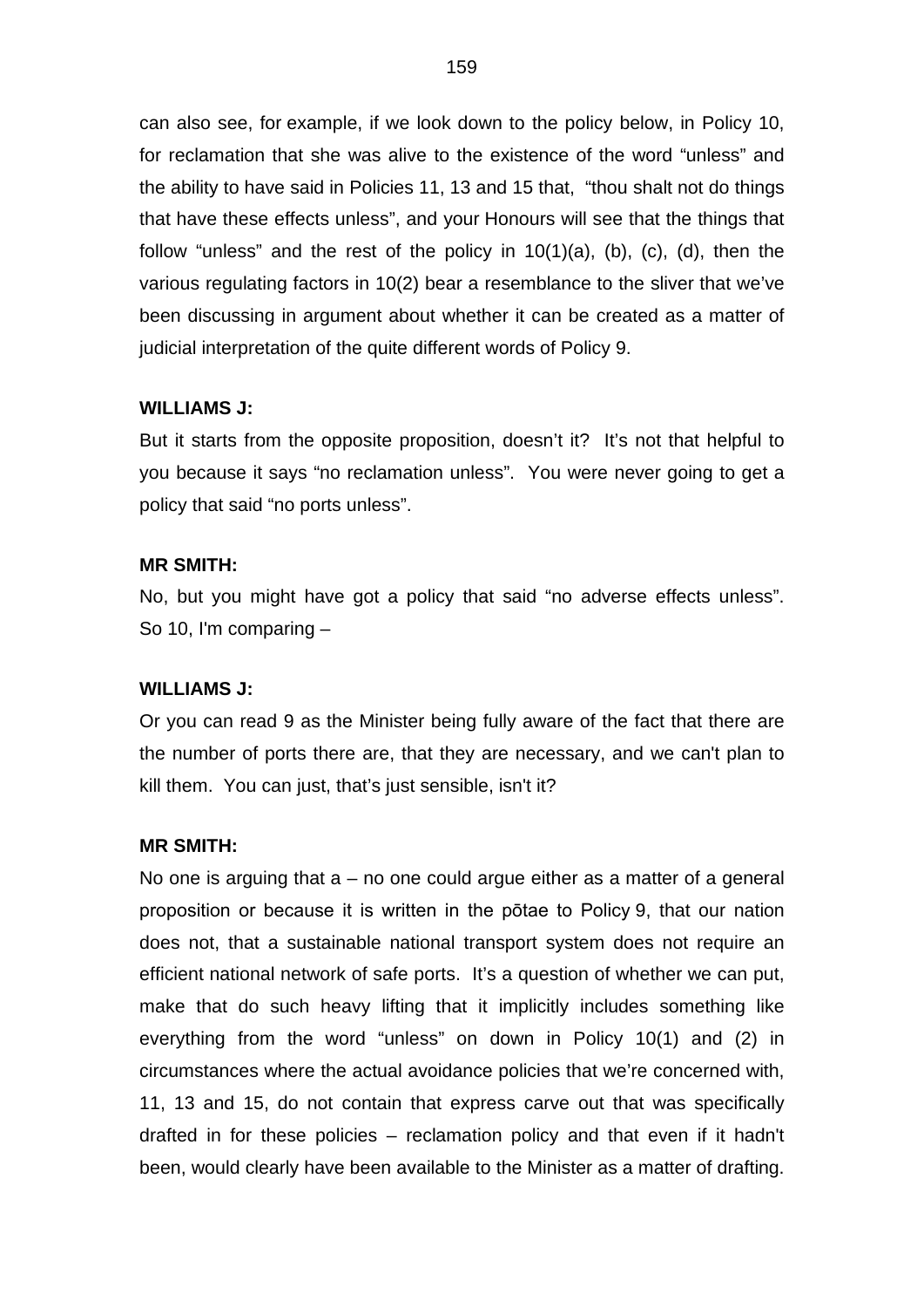can also see, for example, if we look down to the policy below, in Policy 10, for reclamation that she was alive to the existence of the word "unless" and the ability to have said in Policies 11, 13 and 15 that, "thou shalt not do things that have these effects unless", and your Honours will see that the things that follow "unless" and the rest of the policy in 10(1)(a), (b), (c), (d), then the various regulating factors in 10(2) bear a resemblance to the sliver that we've been discussing in argument about whether it can be created as a matter of judicial interpretation of the quite different words of Policy 9.

**WILLIAMS J:**

But it starts from the opposite proposition, doesn't it? It's not that helpful to you because it says "no reclamation unless". You were never going to get a policy that said "no ports unless".

**MR SMITH:**

No, but you might have got a policy that said "no adverse effects unless". So 10, I'm comparing –

**WILLIAMS J:**

Or you can read 9 as the Minister being fully aware of the fact that there are the number of ports there are, that they are necessary, and we can't plan to kill them. You can just, that's just sensible, isn't it?

**MR SMITH:**

No one is arguing that a – no one could argue either as a matter of a general proposition or because it is written in the pōtae to Policy 9, that our nation does not, that a sustainable national transport system does not require an efficient national network of safe ports. It's a question of whether we can put, make that do such heavy lifting that it implicitly includes something like everything from the word "unless" on down in Policy 10(1) and (2) in circumstances where the actual avoidance policies that we're concerned with, 11, 13 and 15, do not contain that express carve out that was specifically drafted in for these policies – reclamation policy and that even if it hadn't been, would clearly have been available to the Minister as a matter of drafting.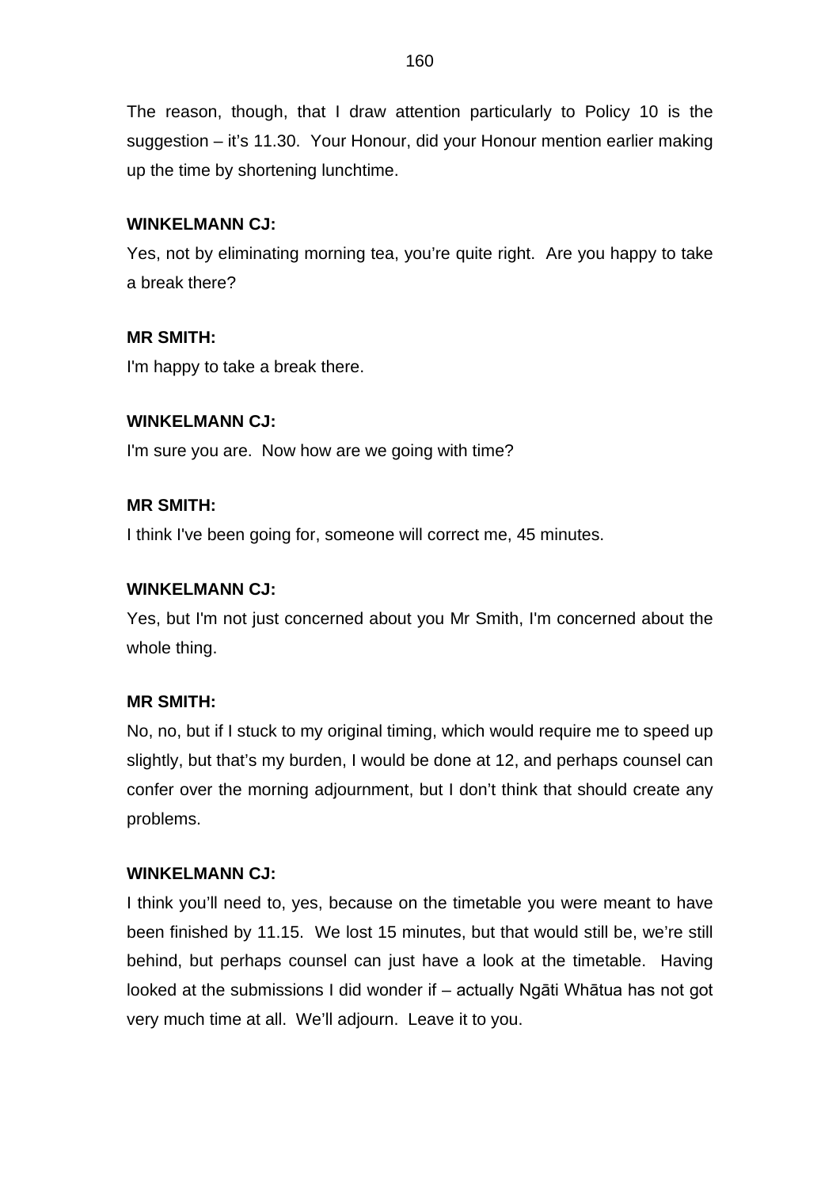The reason, though, that I draw attention particularly to Policy 10 is the suggestion – it's 11.30. Your Honour, did your Honour mention earlier making up the time by shortening lunchtime.

**WINKELMANN CJ:**

Yes, not by eliminating morning tea, you're quite right. Are you happy to take a break there?

**MR SMITH:**

I'm happy to take a break there.

**WINKELMANN CJ:**

I'm sure you are. Now how are we going with time?

**MR SMITH:**

I think I've been going for, someone will correct me, 45 minutes.

**WINKELMANN CJ:**

Yes, but I'm not just concerned about you Mr Smith, I'm concerned about the whole thing.

**MR SMITH:**

No, no, but if I stuck to my original timing, which would require me to speed up slightly, but that's my burden, I would be done at 12, and perhaps counsel can confer over the morning adjournment, but I don't think that should create any problems.

**WINKELMANN CJ:**

I think you'll need to, yes, because on the timetable you were meant to have been finished by 11.15. We lost 15 minutes, but that would still be, we're still behind, but perhaps counsel can just have a look at the timetable. Having looked at the submissions I did wonder if – actually Ngāti Whātua has not got very much time at all. We'll adjourn. Leave it to you.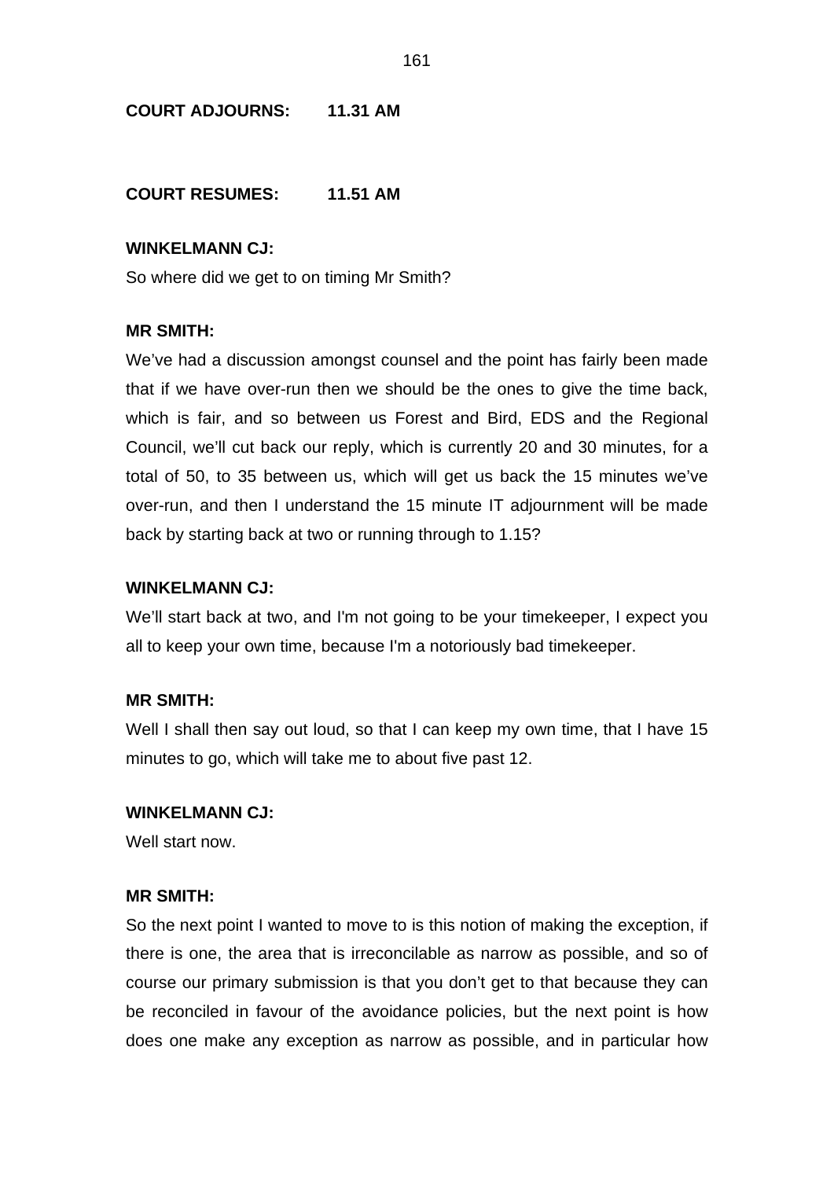**COURT ADJOURNS: 11.31 AM**

**COURT RESUMES: 11.51 AM**

**WINKELMANN CJ:**

So where did we get to on timing Mr Smith?

**MR SMITH:**

We've had a discussion amongst counsel and the point has fairly been made that if we have over-run then we should be the ones to give the time back, which is fair, and so between us Forest and Bird, EDS and the Regional Council, we'll cut back our reply, which is currently 20 and 30 minutes, for a total of 50, to 35 between us, which will get us back the 15 minutes we've over-run, and then I understand the 15 minute IT adjournment will be made back by starting back at two or running through to 1.15?

**WINKELMANN CJ:**

We'll start back at two, and I'm not going to be your timekeeper, I expect you all to keep your own time, because I'm a notoriously bad timekeeper.

**MR SMITH:**

Well I shall then say out loud, so that I can keep my own time, that I have 15 minutes to go, which will take me to about five past 12.

**WINKELMANN CJ:**

Well start now.

**MR SMITH:**

So the next point I wanted to move to is this notion of making the exception, if there is one, the area that is irreconcilable as narrow as possible, and so of course our primary submission is that you don't get to that because they can be reconciled in favour of the avoidance policies, but the next point is how does one make any exception as narrow as possible, and in particular how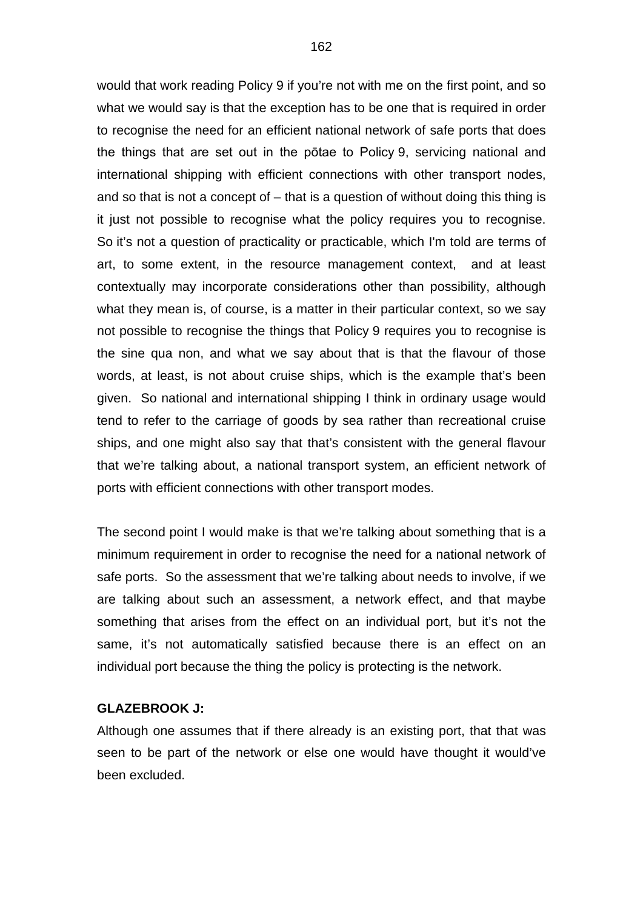would that work reading Policy 9 if you're not with me on the first point, and so what we would say is that the exception has to be one that is required in order to recognise the need for an efficient national network of safe ports that does the things that are set out in the pōtae to Policy 9, servicing national and international shipping with efficient connections with other transport nodes, and so that is not a concept of – that is a question of without doing this thing is it just not possible to recognise what the policy requires you to recognise. So it's not a question of practicality or practicable, which I'm told are terms of art, to some extent, in the resource management context, and at least contextually may incorporate considerations other than possibility, although what they mean is, of course, is a matter in their particular context, so we say not possible to recognise the things that Policy 9 requires you to recognise is the sine qua non, and what we say about that is that the flavour of those words, at least, is not about cruise ships, which is the example that's been given. So national and international shipping I think in ordinary usage would tend to refer to the carriage of goods by sea rather than recreational cruise ships, and one might also say that that's consistent with the general flavour that we're talking about, a national transport system, an efficient network of ports with efficient connections with other transport modes.

The second point I would make is that we're talking about something that is a minimum requirement in order to recognise the need for a national network of safe ports. So the assessment that we're talking about needs to involve, if we are talking about such an assessment, a network effect, and that maybe something that arises from the effect on an individual port, but it's not the same, it's not automatically satisfied because there is an effect on an individual port because the thing the policy is protecting is the network.

**GLAZEBROOK J:**

Although one assumes that if there already is an existing port, that that was seen to be part of the network or else one would have thought it would've been excluded.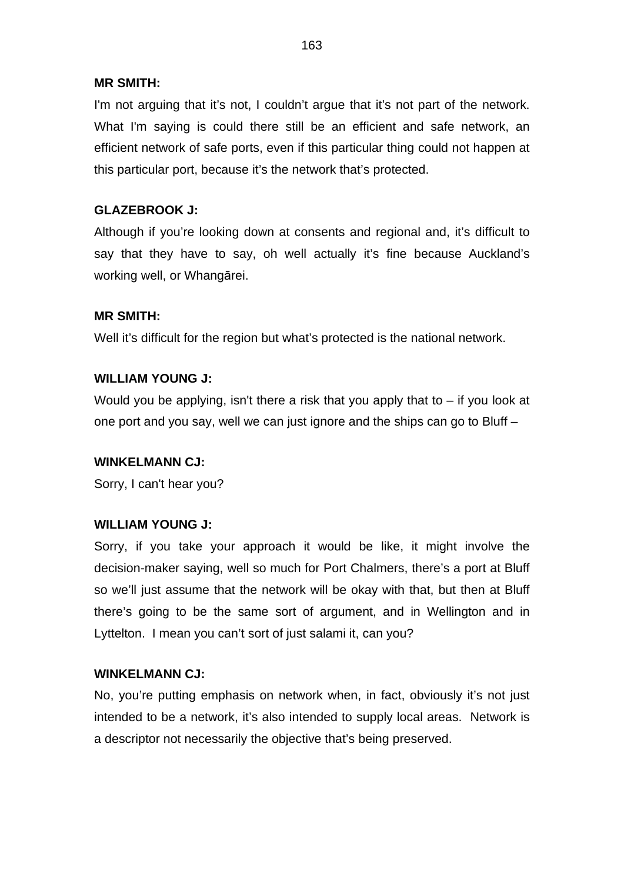**MR SMITH:**

I'm not arguing that it's not, I couldn't argue that it's not part of the network. What I'm saying is could there still be an efficient and safe network, an efficient network of safe ports, even if this particular thing could not happen at this particular port, because it's the network that's protected.

**GLAZEBROOK J:**

Although if you're looking down at consents and regional and, it's difficult to say that they have to say, oh well actually it's fine because Auckland's working well, or Whangārei.

**MR SMITH:**

Well it's difficult for the region but what's protected is the national network.

**WILLIAM YOUNG J:**

Would you be applying, isn't there a risk that you apply that to – if you look at one port and you say, well we can just ignore and the ships can go to Bluff –

**WINKELMANN CJ:**

Sorry, I can't hear you?

**WILLIAM YOUNG J:**

Sorry, if you take your approach it would be like, it might involve the decision-maker saying, well so much for Port Chalmers, there's a port at Bluff so we'll just assume that the network will be okay with that, but then at Bluff there's going to be the same sort of argument, and in Wellington and in Lyttelton. I mean you can't sort of just salami it, can you?

**WINKELMANN CJ:**

No, you're putting emphasis on network when, in fact, obviously it's not just intended to be a network, it's also intended to supply local areas. Network is a descriptor not necessarily the objective that's being preserved.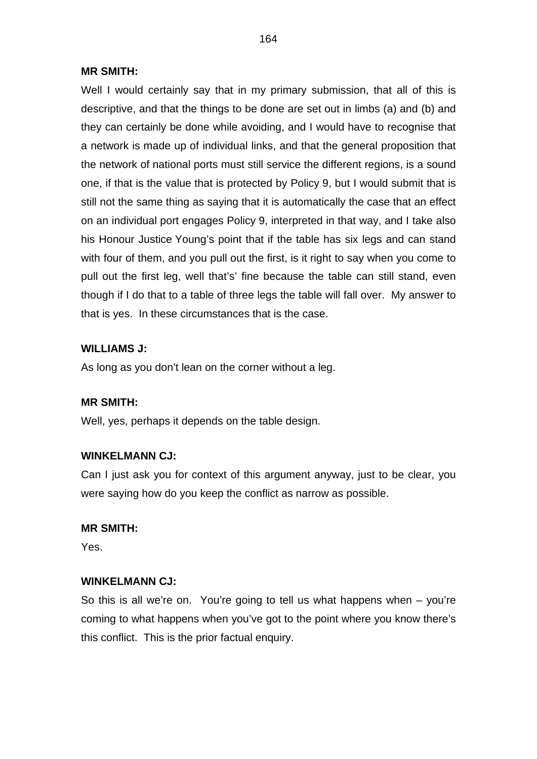**MR SMITH:**

Well I would certainly say that in my primary submission, that all of this is descriptive, and that the things to be done are set out in limbs (a) and (b) and they can certainly be done while avoiding, and I would have to recognise that a network is made up of individual links, and that the general proposition that the network of national ports must still service the different regions, is a sound one, if that is the value that is protected by Policy 9, but I would submit that is still not the same thing as saying that it is automatically the case that an effect on an individual port engages Policy 9, interpreted in that way, and I take also his Honour Justice Young's point that if the table has six legs and can stand with four of them, and you pull out the first, is it right to say when you come to pull out the first leg, well that's' fine because the table can still stand, even though if I do that to a table of three legs the table will fall over. My answer to that is yes. In these circumstances that is the case.

**WILLIAMS J:**

As long as you don't lean on the corner without a leg.

**MR SMITH:**

Well, yes, perhaps it depends on the table design.

**WINKELMANN CJ:**

Can I just ask you for context of this argument anyway, just to be clear, you were saying how do you keep the conflict as narrow as possible.

**MR SMITH:**

Yes.

**WINKELMANN CJ:**

So this is all we're on. You're going to tell us what happens when – you're coming to what happens when you've got to the point where you know there's this conflict. This is the prior factual enquiry.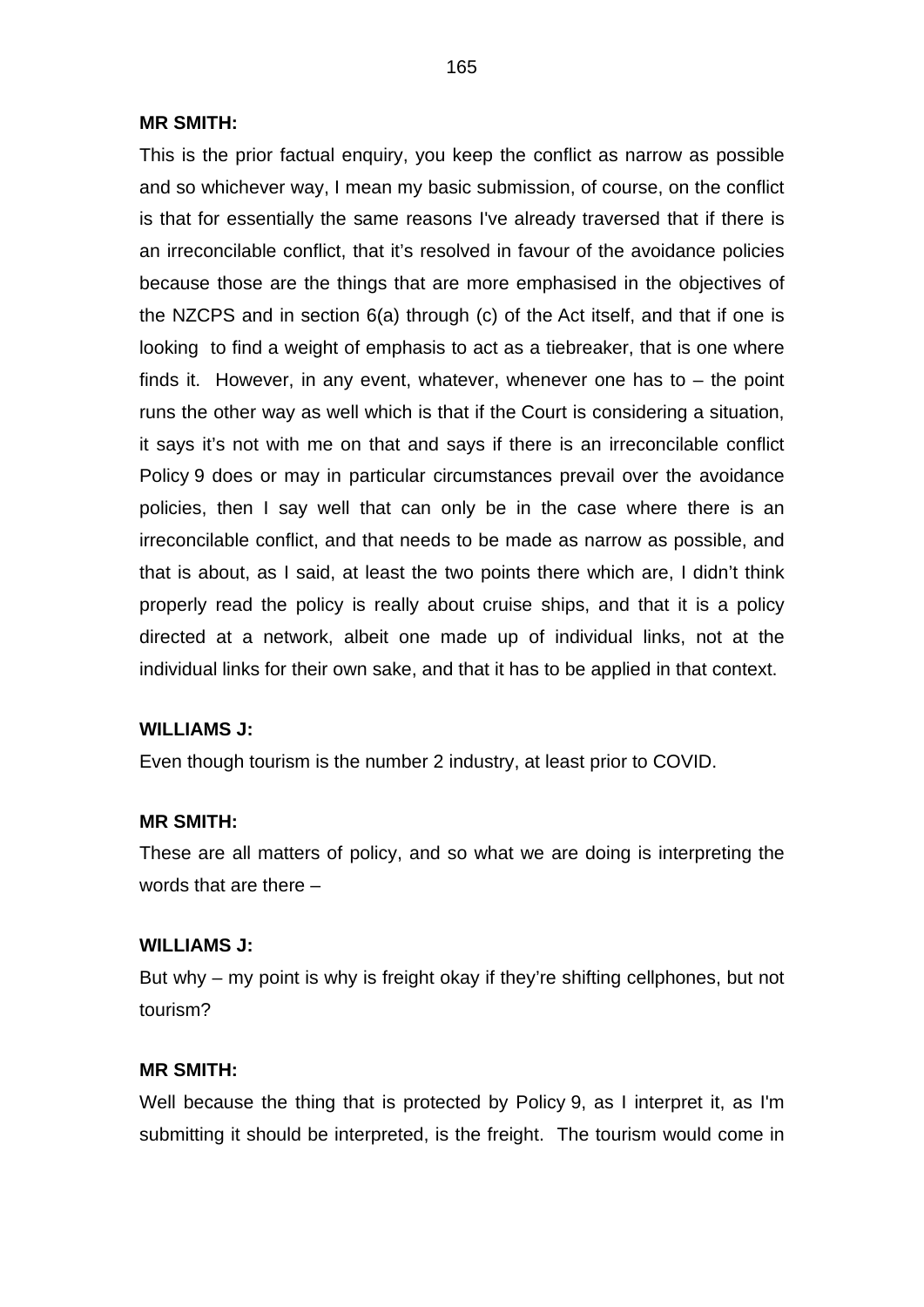**MR SMITH:**

This is the prior factual enquiry, you keep the conflict as narrow as possible and so whichever way, I mean my basic submission, of course, on the conflict is that for essentially the same reasons I've already traversed that if there is an irreconcilable conflict, that it's resolved in favour of the avoidance policies because those are the things that are more emphasised in the objectives of the NZCPS and in section 6(a) through (c) of the Act itself, and that if one is looking to find a weight of emphasis to act as a tiebreaker, that is one where finds it. However, in any event, whatever, whenever one has to – the point runs the other way as well which is that if the Court is considering a situation, it says it's not with me on that and says if there is an irreconcilable conflict Policy 9 does or may in particular circumstances prevail over the avoidance policies, then I say well that can only be in the case where there is an irreconcilable conflict, and that needs to be made as narrow as possible, and that is about, as I said, at least the two points there which are, I didn't think properly read the policy is really about cruise ships, and that it is a policy directed at a network, albeit one made up of individual links, not at the individual links for their own sake, and that it has to be applied in that context.

**WILLIAMS J:**

Even though tourism is the number 2 industry, at least prior to COVID.

**MR SMITH:**

These are all matters of policy, and so what we are doing is interpreting the words that are there –

**WILLIAMS J:**

But why – my point is why is freight okay if they're shifting cellphones, but not tourism?

**MR SMITH:**

Well because the thing that is protected by Policy 9, as I interpret it, as I'm submitting it should be interpreted, is the freight. The tourism would come in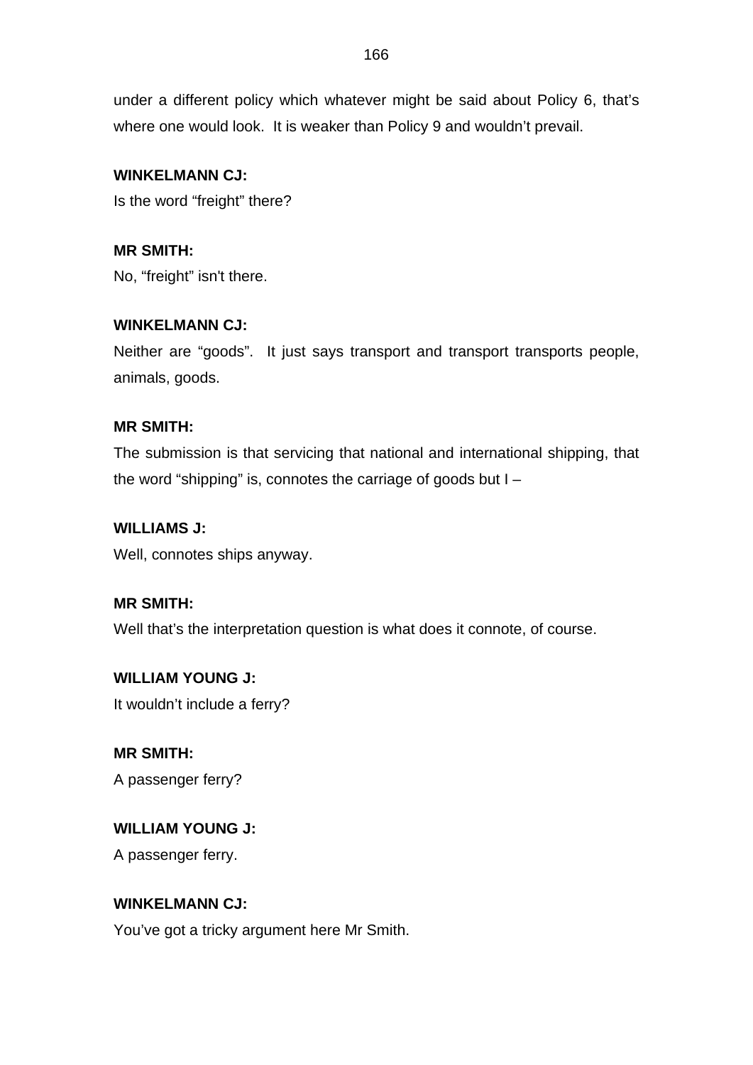under a different policy which whatever might be said about Policy 6, that's where one would look. It is weaker than Policy 9 and wouldn't prevail.

**WINKELMANN CJ:**
Is the word "freight" there?

**MR SMITH:**
No, "freight" isn't there.

**WINKELMANN CJ:**
Neither are "goods". It just says transport and transport transports people, animals, goods.

**MR SMITH:**
The submission is that servicing that national and international shipping, that the word "shipping" is, connotes the carriage of goods but I –

**WILLIAMS J:**
Well, connotes ships anyway.

**MR SMITH:**
Well that's the interpretation question is what does it connote, of course.

**WILLIAM YOUNG J:**
It wouldn't include a ferry?

**MR SMITH:**
A passenger ferry?

**WILLIAM YOUNG J:**
A passenger ferry.

**WINKELMANN CJ:**
You've got a tricky argument here Mr Smith.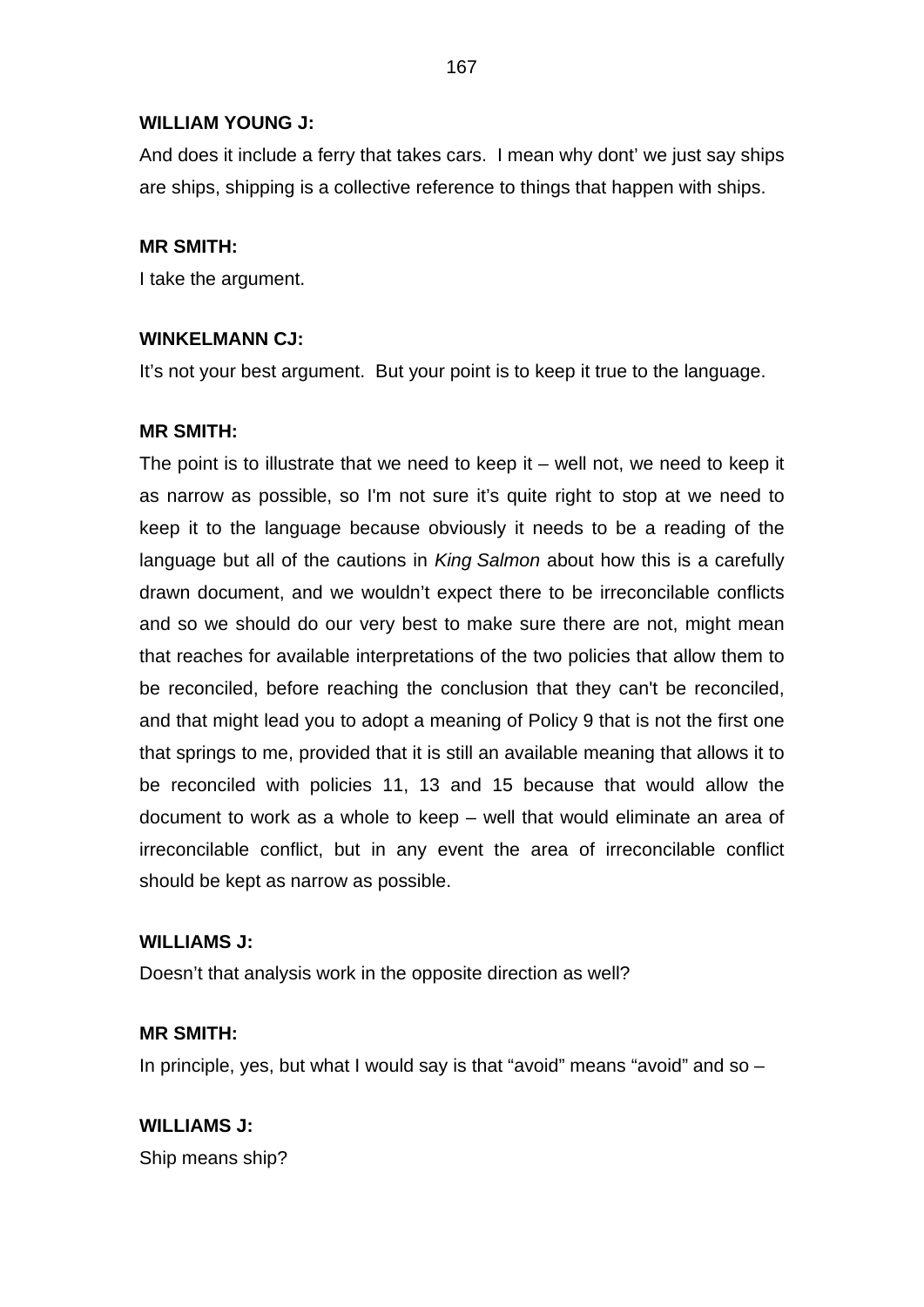**WILLIAM YOUNG J:**

And does it include a ferry that takes cars. I mean why dont' we just say ships are ships, shipping is a collective reference to things that happen with ships.

**MR SMITH:**

I take the argument.

**WINKELMANN CJ:**

It's not your best argument. But your point is to keep it true to the language.

**MR SMITH:**

The point is to illustrate that we need to keep it – well not, we need to keep it as narrow as possible, so I'm not sure it's quite right to stop at we need to keep it to the language because obviously it needs to be a reading of the language but all of the cautions in *King Salmon* about how this is a carefully drawn document, and we wouldn't expect there to be irreconcilable conflicts and so we should do our very best to make sure there are not, might mean that reaches for available interpretations of the two policies that allow them to be reconciled, before reaching the conclusion that they can't be reconciled, and that might lead you to adopt a meaning of Policy 9 that is not the first one that springs to me, provided that it is still an available meaning that allows it to be reconciled with policies 11, 13 and 15 because that would allow the document to work as a whole to keep – well that would eliminate an area of irreconcilable conflict, but in any event the area of irreconcilable conflict should be kept as narrow as possible.

**WILLIAMS J:**

Doesn't that analysis work in the opposite direction as well?

**MR SMITH:**

In principle, yes, but what I would say is that "avoid" means "avoid" and so –

**WILLIAMS J:**

Ship means ship?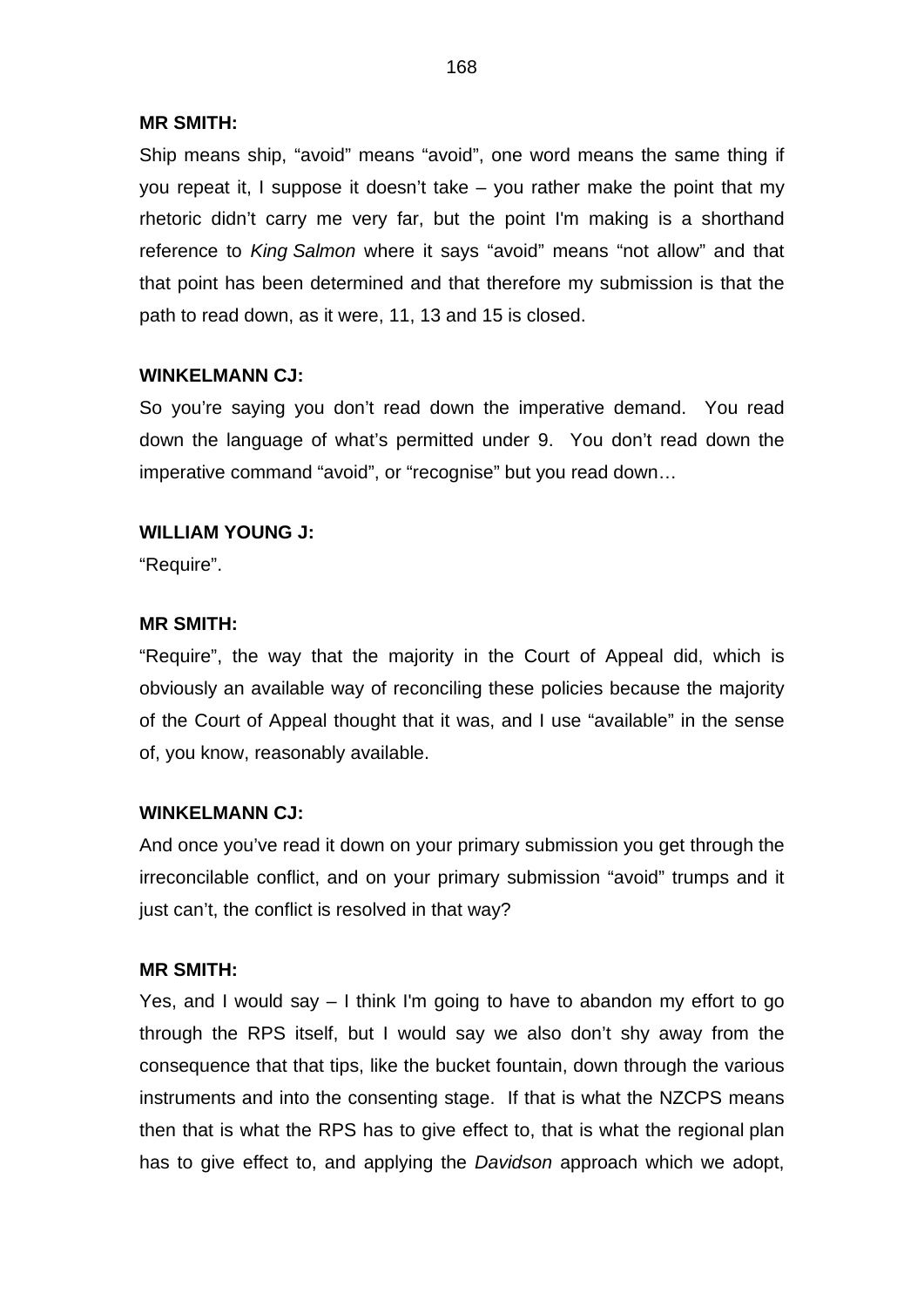**MR SMITH:**

Ship means ship, "avoid" means "avoid", one word means the same thing if you repeat it, I suppose it doesn't take – you rather make the point that my rhetoric didn't carry me very far, but the point I'm making is a shorthand reference to *King Salmon* where it says "avoid" means "not allow" and that that point has been determined and that therefore my submission is that the path to read down, as it were, 11, 13 and 15 is closed.

**WINKELMANN CJ:**

So you're saying you don't read down the imperative demand. You read down the language of what's permitted under 9. You don't read down the imperative command "avoid", or "recognise" but you read down…

**WILLIAM YOUNG J:**

"Require".

**MR SMITH:**

"Require", the way that the majority in the Court of Appeal did, which is obviously an available way of reconciling these policies because the majority of the Court of Appeal thought that it was, and I use "available" in the sense of, you know, reasonably available.

**WINKELMANN CJ:**

And once you've read it down on your primary submission you get through the irreconcilable conflict, and on your primary submission "avoid" trumps and it just can't, the conflict is resolved in that way?

**MR SMITH:**

Yes, and I would say – I think I'm going to have to abandon my effort to go through the RPS itself, but I would say we also don't shy away from the consequence that that tips, like the bucket fountain, down through the various instruments and into the consenting stage. If that is what the NZCPS means then that is what the RPS has to give effect to, that is what the regional plan has to give effect to, and applying the *Davidson* approach which we adopt,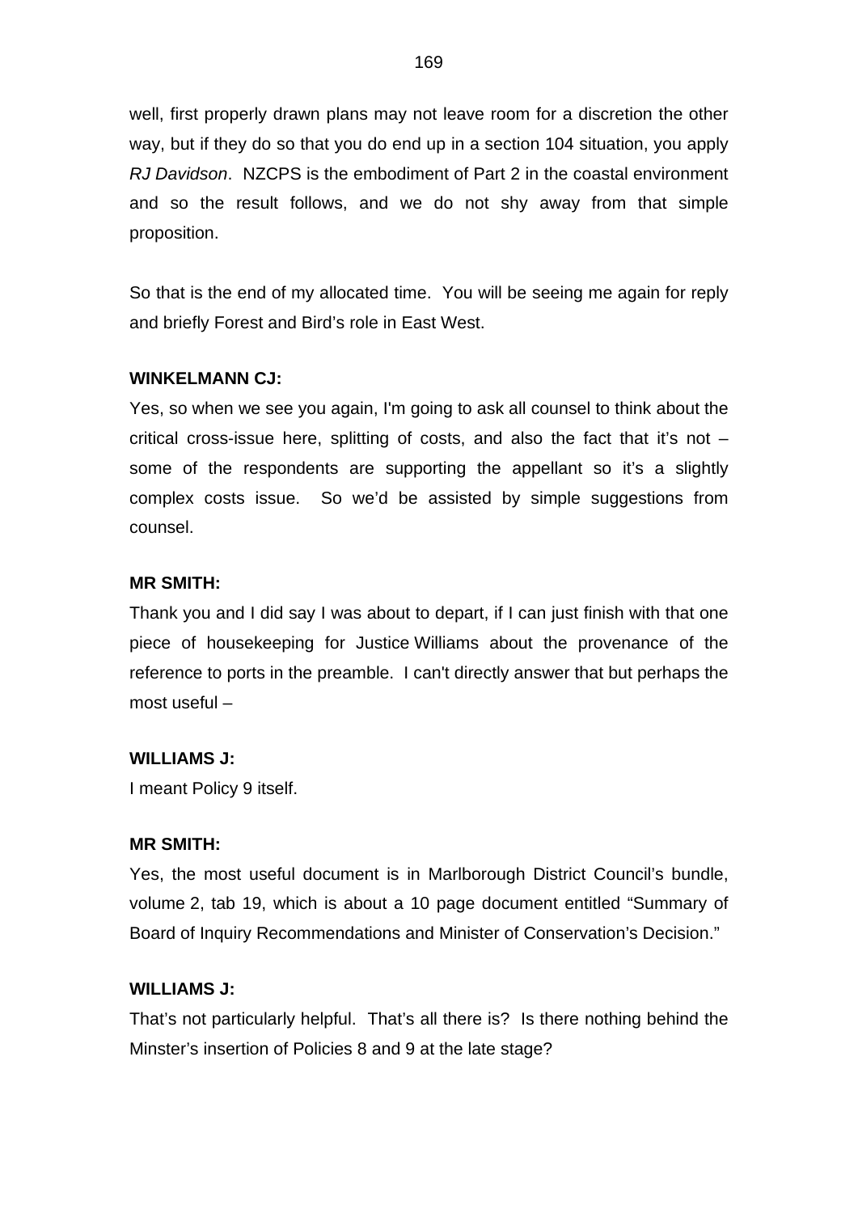well, first properly drawn plans may not leave room for a discretion the other way, but if they do so that you do end up in a section 104 situation, you apply *RJ Davidson*. NZCPS is the embodiment of Part 2 in the coastal environment and so the result follows, and we do not shy away from that simple proposition.

So that is the end of my allocated time. You will be seeing me again for reply and briefly Forest and Bird's role in East West.

**WINKELMANN CJ:**

Yes, so when we see you again, I'm going to ask all counsel to think about the critical cross-issue here, splitting of costs, and also the fact that it's not – some of the respondents are supporting the appellant so it's a slightly complex costs issue. So we'd be assisted by simple suggestions from counsel.

**MR SMITH:**

Thank you and I did say I was about to depart, if I can just finish with that one piece of housekeeping for Justice Williams about the provenance of the reference to ports in the preamble. I can't directly answer that but perhaps the most useful –

**WILLIAMS J:**

I meant Policy 9 itself.

**MR SMITH:**

Yes, the most useful document is in Marlborough District Council's bundle, volume 2, tab 19, which is about a 10 page document entitled "Summary of Board of Inquiry Recommendations and Minister of Conservation's Decision."

**WILLIAMS J:**

That's not particularly helpful. That's all there is? Is there nothing behind the Minster's insertion of Policies 8 and 9 at the late stage?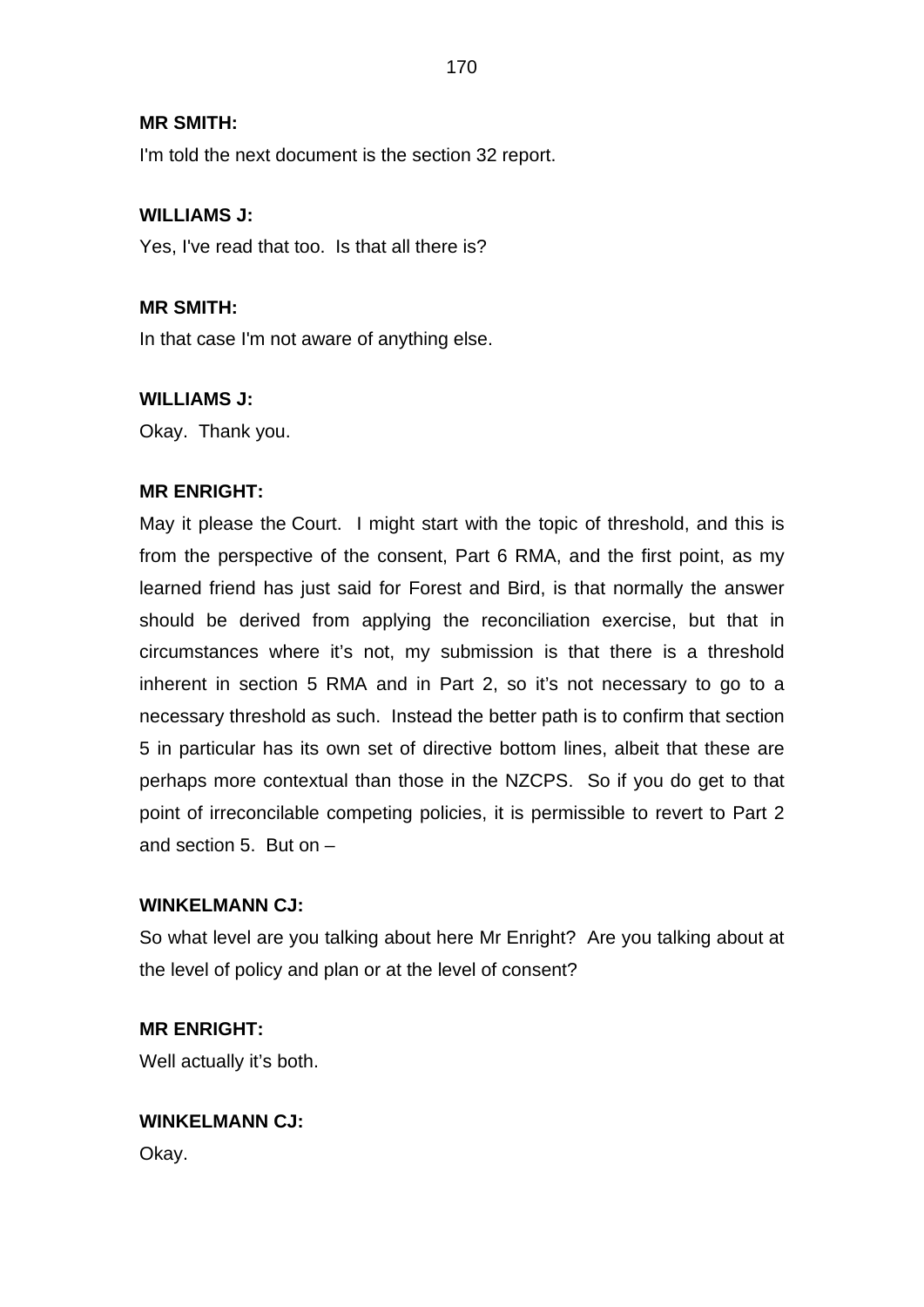**MR SMITH:**

I'm told the next document is the section 32 report.

**WILLIAMS J:**

Yes, I've read that too. Is that all there is?

**MR SMITH:**

In that case I'm not aware of anything else.

**WILLIAMS J:**

Okay. Thank you.

**MR ENRIGHT:**

May it please the Court. I might start with the topic of threshold, and this is from the perspective of the consent, Part 6 RMA, and the first point, as my learned friend has just said for Forest and Bird, is that normally the answer should be derived from applying the reconciliation exercise, but that in circumstances where it's not, my submission is that there is a threshold inherent in section 5 RMA and in Part 2, so it's not necessary to go to a necessary threshold as such. Instead the better path is to confirm that section 5 in particular has its own set of directive bottom lines, albeit that these are perhaps more contextual than those in the NZCPS. So if you do get to that point of irreconcilable competing policies, it is permissible to revert to Part 2 and section 5. But on –

**WINKELMANN CJ:**

So what level are you talking about here Mr Enright? Are you talking about at the level of policy and plan or at the level of consent?

**MR ENRIGHT:**

Well actually it's both.

**WINKELMANN CJ:**

Okay.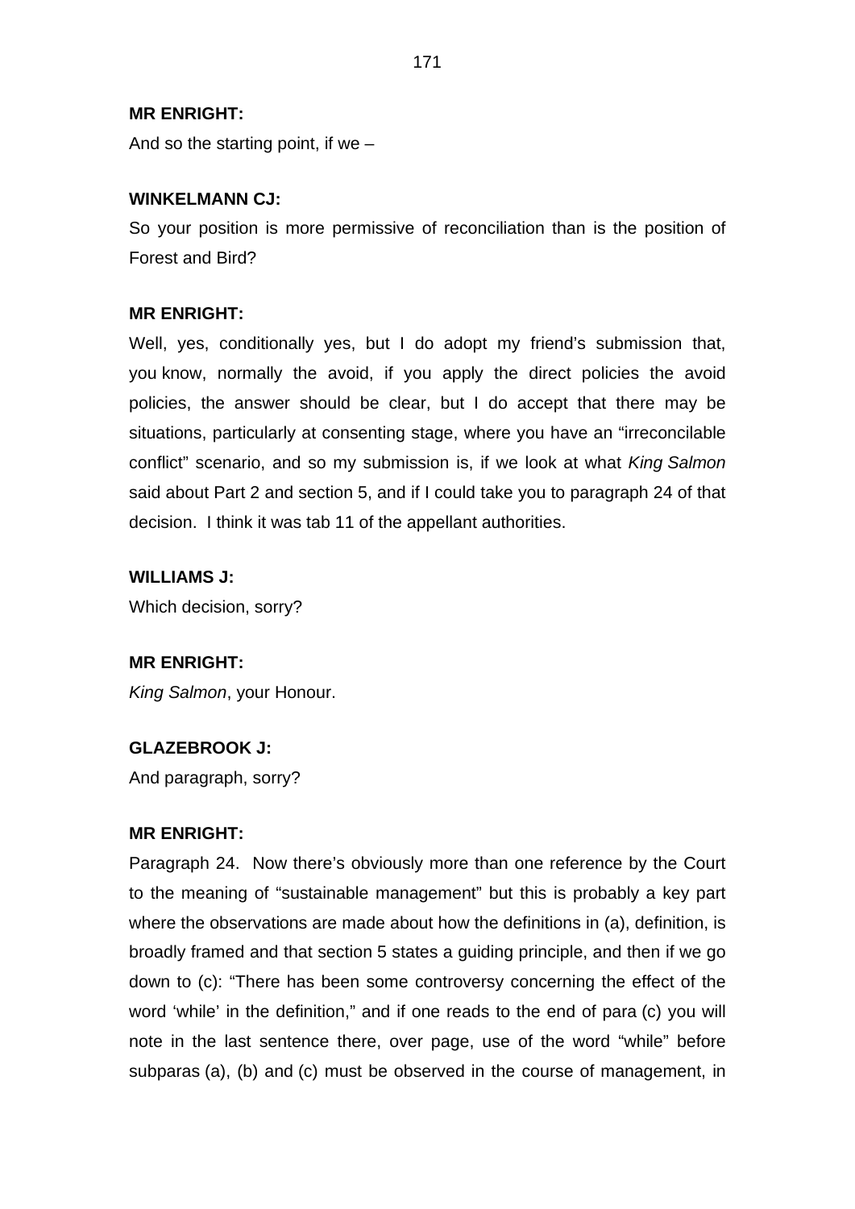**MR ENRIGHT:**

And so the starting point, if we –

**WINKELMANN CJ:**

So your position is more permissive of reconciliation than is the position of Forest and Bird?

**MR ENRIGHT:**

Well, yes, conditionally yes, but I do adopt my friend's submission that, you know, normally the avoid, if you apply the direct policies the avoid policies, the answer should be clear, but I do accept that there may be situations, particularly at consenting stage, where you have an "irreconcilable conflict" scenario, and so my submission is, if we look at what *King Salmon* said about Part 2 and section 5, and if I could take you to paragraph 24 of that decision. I think it was tab 11 of the appellant authorities.

**WILLIAMS J:**

Which decision, sorry?

**MR ENRIGHT:**

*King Salmon*, your Honour.

**GLAZEBROOK J:**

And paragraph, sorry?

**MR ENRIGHT:**

Paragraph 24. Now there's obviously more than one reference by the Court to the meaning of "sustainable management" but this is probably a key part where the observations are made about how the definitions in (a), definition, is broadly framed and that section 5 states a guiding principle, and then if we go down to (c): "There has been some controversy concerning the effect of the word 'while' in the definition," and if one reads to the end of para (c) you will note in the last sentence there, over page, use of the word "while" before subparas (a), (b) and (c) must be observed in the course of management, in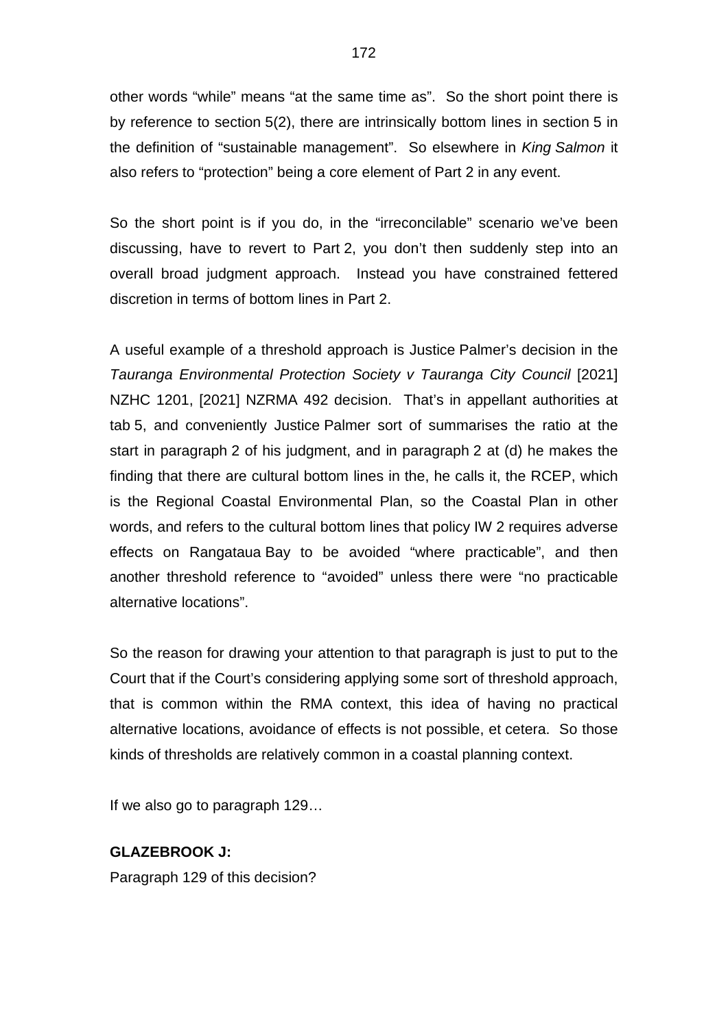other words "while" means "at the same time as". So the short point there is by reference to section 5(2), there are intrinsically bottom lines in section 5 in the definition of "sustainable management". So elsewhere in *King Salmon* it also refers to "protection" being a core element of Part 2 in any event.

So the short point is if you do, in the "irreconcilable" scenario we've been discussing, have to revert to Part 2, you don't then suddenly step into an overall broad judgment approach. Instead you have constrained fettered discretion in terms of bottom lines in Part 2.

A useful example of a threshold approach is Justice Palmer's decision in the *Tauranga Environmental Protection Society v Tauranga City Council* [2021] NZHC 1201, [2021] NZRMA 492 decision. That's in appellant authorities at tab 5, and conveniently Justice Palmer sort of summarises the ratio at the start in paragraph 2 of his judgment, and in paragraph 2 at (d) he makes the finding that there are cultural bottom lines in the, he calls it, the RCEP, which is the Regional Coastal Environmental Plan, so the Coastal Plan in other words, and refers to the cultural bottom lines that policy IW 2 requires adverse effects on Rangataua Bay to be avoided "where practicable", and then another threshold reference to "avoided" unless there were "no practicable alternative locations".

So the reason for drawing your attention to that paragraph is just to put to the Court that if the Court's considering applying some sort of threshold approach, that is common within the RMA context, this idea of having no practical alternative locations, avoidance of effects is not possible, et cetera. So those kinds of thresholds are relatively common in a coastal planning context.

If we also go to paragraph 129…

**GLAZEBROOK J:**
Paragraph 129 of this decision?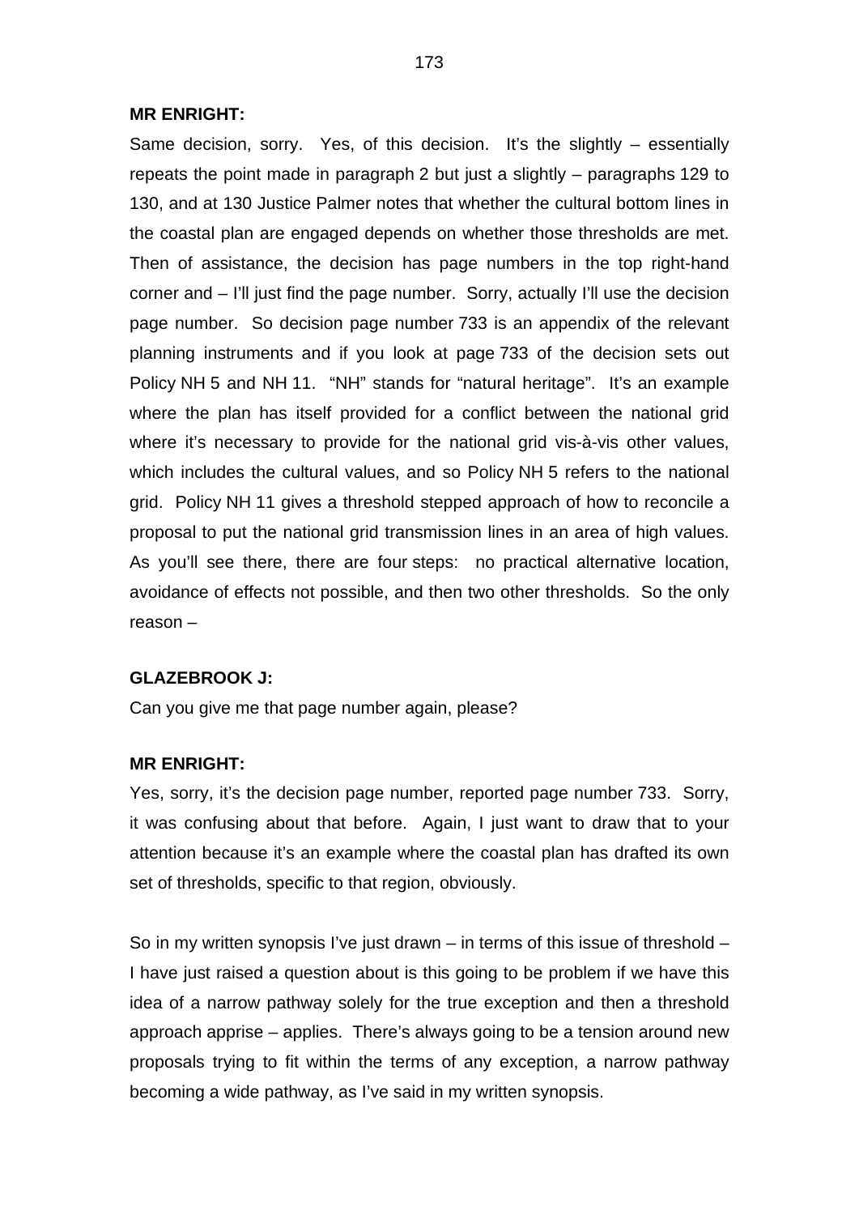**MR ENRIGHT:**

Same decision, sorry. Yes, of this decision. It's the slightly – essentially repeats the point made in paragraph 2 but just a slightly – paragraphs 129 to 130, and at 130 Justice Palmer notes that whether the cultural bottom lines in the coastal plan are engaged depends on whether those thresholds are met. Then of assistance, the decision has page numbers in the top right-hand corner and – I'll just find the page number. Sorry, actually I'll use the decision page number. So decision page number 733 is an appendix of the relevant planning instruments and if you look at page 733 of the decision sets out Policy NH 5 and NH 11. "NH" stands for "natural heritage". It's an example where the plan has itself provided for a conflict between the national grid where it's necessary to provide for the national grid vis-à-vis other values, which includes the cultural values, and so Policy NH 5 refers to the national grid. Policy NH 11 gives a threshold stepped approach of how to reconcile a proposal to put the national grid transmission lines in an area of high values. As you'll see there, there are four steps: no practical alternative location, avoidance of effects not possible, and then two other thresholds. So the only reason –

**GLAZEBROOK J:**

Can you give me that page number again, please?

**MR ENRIGHT:**

Yes, sorry, it's the decision page number, reported page number 733. Sorry, it was confusing about that before. Again, I just want to draw that to your attention because it's an example where the coastal plan has drafted its own set of thresholds, specific to that region, obviously.

So in my written synopsis I've just drawn – in terms of this issue of threshold – I have just raised a question about is this going to be problem if we have this idea of a narrow pathway solely for the true exception and then a threshold approach apprise – applies. There's always going to be a tension around new proposals trying to fit within the terms of any exception, a narrow pathway becoming a wide pathway, as I've said in my written synopsis.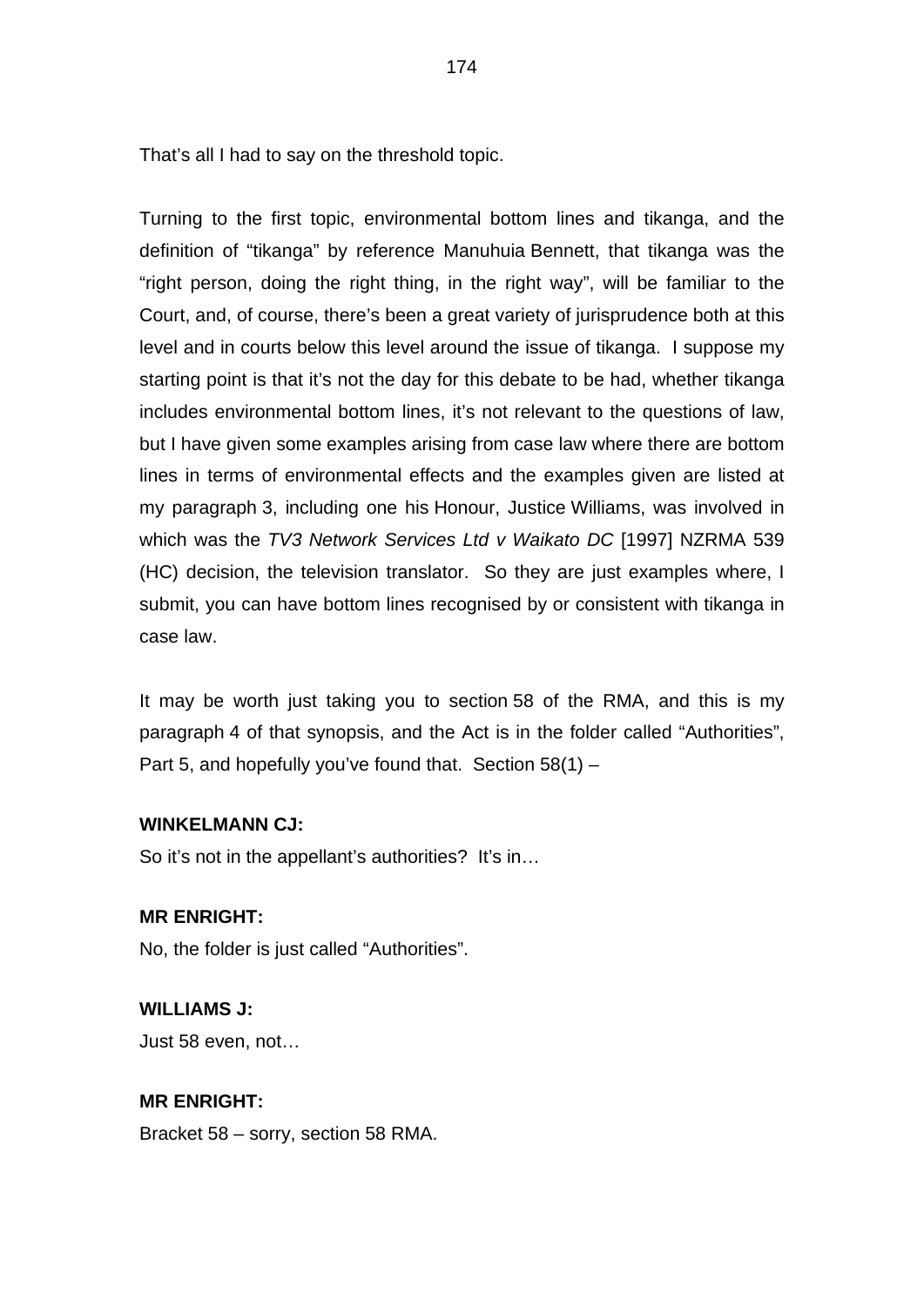That's all I had to say on the threshold topic.

Turning to the first topic, environmental bottom lines and tikanga, and the definition of "tikanga" by reference Manuhuia Bennett, that tikanga was the "right person, doing the right thing, in the right way", will be familiar to the Court, and, of course, there's been a great variety of jurisprudence both at this level and in courts below this level around the issue of tikanga. I suppose my starting point is that it's not the day for this debate to be had, whether tikanga includes environmental bottom lines, it's not relevant to the questions of law, but I have given some examples arising from case law where there are bottom lines in terms of environmental effects and the examples given are listed at my paragraph 3, including one his Honour, Justice Williams, was involved in which was the *TV3 Network Services Ltd v Waikato DC* [1997] NZRMA 539 (HC) decision, the television translator. So they are just examples where, I submit, you can have bottom lines recognised by or consistent with tikanga in case law.

It may be worth just taking you to section 58 of the RMA, and this is my paragraph 4 of that synopsis, and the Act is in the folder called "Authorities", Part 5, and hopefully you've found that. Section 58(1) –

**WINKELMANN CJ:**
So it's not in the appellant's authorities? It's in…

**MR ENRIGHT:**
No, the folder is just called "Authorities".

**WILLIAMS J:**
Just 58 even, not…

**MR ENRIGHT:**
Bracket 58 – sorry, section 58 RMA.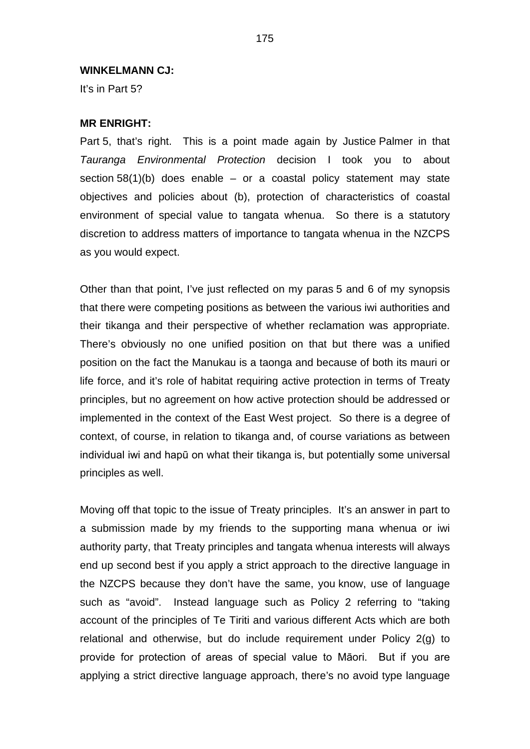**WINKELMANN CJ:**

It's in Part 5?

**MR ENRIGHT:**

Part 5, that's right. This is a point made again by Justice Palmer in that *Tauranga Environmental Protection* decision I took you to about section 58(1)(b) does enable – or a coastal policy statement may state objectives and policies about (b), protection of characteristics of coastal environment of special value to tangata whenua. So there is a statutory discretion to address matters of importance to tangata whenua in the NZCPS as you would expect.

Other than that point, I've just reflected on my paras 5 and 6 of my synopsis that there were competing positions as between the various iwi authorities and their tikanga and their perspective of whether reclamation was appropriate. There's obviously no one unified position on that but there was a unified position on the fact the Manukau is a taonga and because of both its mauri or life force, and it's role of habitat requiring active protection in terms of Treaty principles, but no agreement on how active protection should be addressed or implemented in the context of the East West project. So there is a degree of context, of course, in relation to tikanga and, of course variations as between individual iwi and hapū on what their tikanga is, but potentially some universal principles as well.

Moving off that topic to the issue of Treaty principles. It's an answer in part to a submission made by my friends to the supporting mana whenua or iwi authority party, that Treaty principles and tangata whenua interests will always end up second best if you apply a strict approach to the directive language in the NZCPS because they don't have the same, you know, use of language such as "avoid". Instead language such as Policy 2 referring to "taking account of the principles of Te Tiriti and various different Acts which are both relational and otherwise, but do include requirement under Policy 2(g) to provide for protection of areas of special value to Māori. But if you are applying a strict directive language approach, there's no avoid type language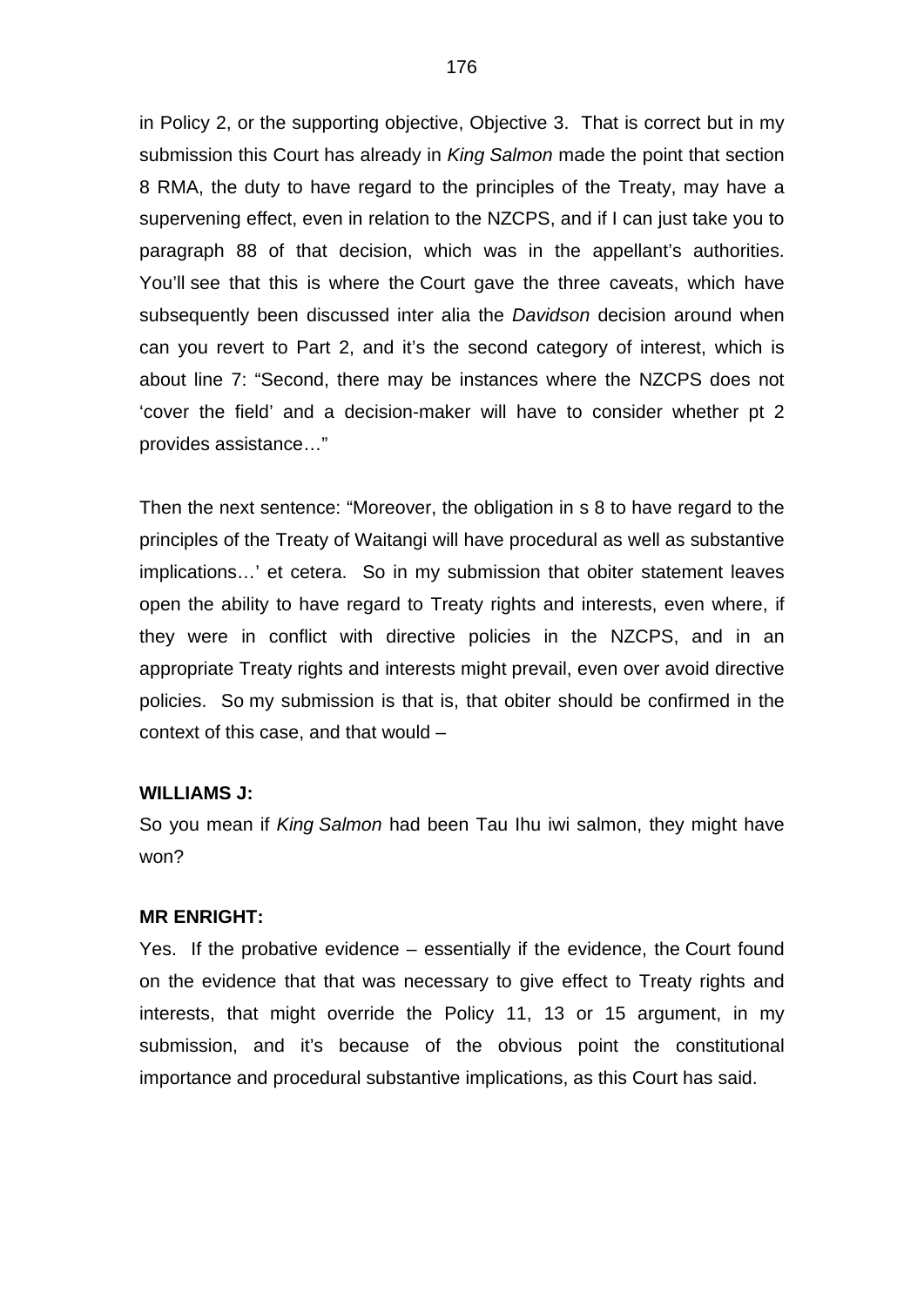in Policy 2, or the supporting objective, Objective 3. That is correct but in my submission this Court has already in *King Salmon* made the point that section 8 RMA, the duty to have regard to the principles of the Treaty, may have a supervening effect, even in relation to the NZCPS, and if I can just take you to paragraph 88 of that decision, which was in the appellant's authorities. You'll see that this is where the Court gave the three caveats, which have subsequently been discussed inter alia the *Davidson* decision around when can you revert to Part 2, and it's the second category of interest, which is about line 7: "Second, there may be instances where the NZCPS does not 'cover the field' and a decision-maker will have to consider whether pt 2 provides assistance…"

Then the next sentence: "Moreover, the obligation in s 8 to have regard to the principles of the Treaty of Waitangi will have procedural as well as substantive implications…' et cetera. So in my submission that obiter statement leaves open the ability to have regard to Treaty rights and interests, even where, if they were in conflict with directive policies in the NZCPS, and in an appropriate Treaty rights and interests might prevail, even over avoid directive policies. So my submission is that is, that obiter should be confirmed in the context of this case, and that would –

**WILLIAMS J:**
So you mean if *King Salmon* had been Tau Ihu iwi salmon, they might have won?

**MR ENRIGHT:**
Yes. If the probative evidence – essentially if the evidence, the Court found on the evidence that that was necessary to give effect to Treaty rights and interests, that might override the Policy 11, 13 or 15 argument, in my submission, and it's because of the obvious point the constitutional importance and procedural substantive implications, as this Court has said.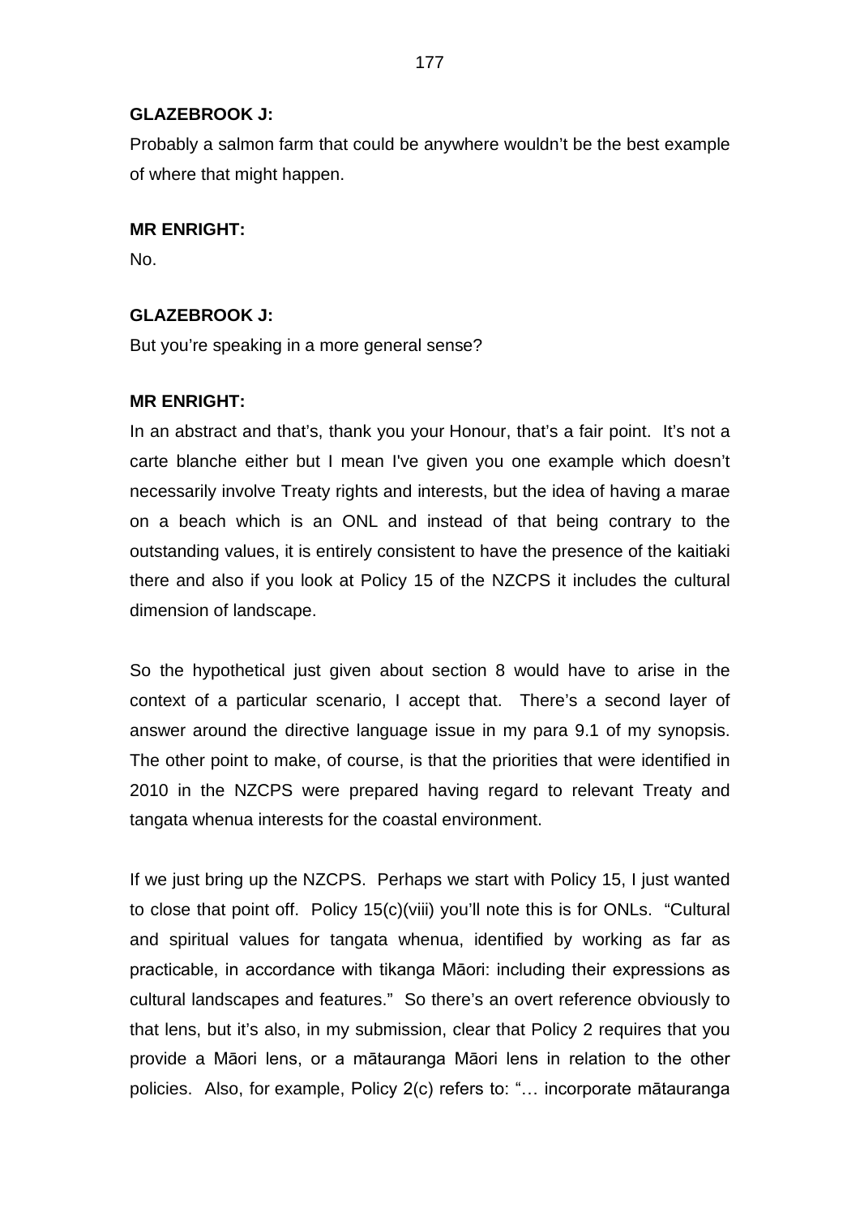**GLAZEBROOK J:**

Probably a salmon farm that could be anywhere wouldn't be the best example of where that might happen.

**MR ENRIGHT:**

No.

**GLAZEBROOK J:**

But you're speaking in a more general sense?

**MR ENRIGHT:**

In an abstract and that's, thank you your Honour, that's a fair point. It's not a carte blanche either but I mean I've given you one example which doesn't necessarily involve Treaty rights and interests, but the idea of having a marae on a beach which is an ONL and instead of that being contrary to the outstanding values, it is entirely consistent to have the presence of the kaitiaki there and also if you look at Policy 15 of the NZCPS it includes the cultural dimension of landscape.

So the hypothetical just given about section 8 would have to arise in the context of a particular scenario, I accept that. There's a second layer of answer around the directive language issue in my para 9.1 of my synopsis. The other point to make, of course, is that the priorities that were identified in 2010 in the NZCPS were prepared having regard to relevant Treaty and tangata whenua interests for the coastal environment.

If we just bring up the NZCPS. Perhaps we start with Policy 15, I just wanted to close that point off. Policy 15(c)(viii) you'll note this is for ONLs. "Cultural and spiritual values for tangata whenua, identified by working as far as practicable, in accordance with tikanga Māori: including their expressions as cultural landscapes and features." So there's an overt reference obviously to that lens, but it's also, in my submission, clear that Policy 2 requires that you provide a Māori lens, or a mātauranga Māori lens in relation to the other policies. Also, for example, Policy 2(c) refers to: "… incorporate mātauranga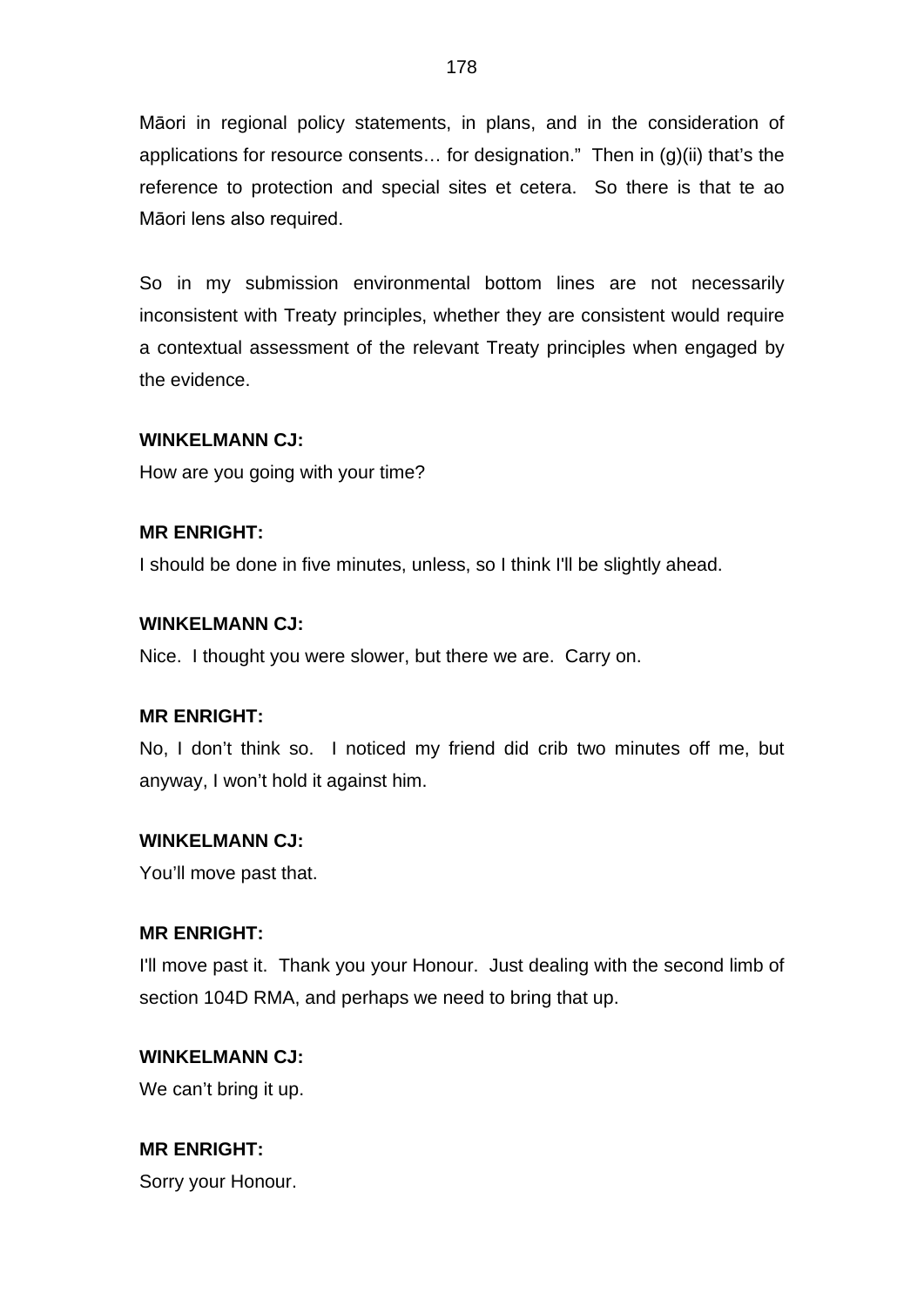Māori in regional policy statements, in plans, and in the consideration of applications for resource consents… for designation."  Then in (g)(ii) that's the reference to protection and special sites et cetera.  So there is that te ao Māori lens also required.

So in my submission environmental bottom lines are not necessarily inconsistent with Treaty principles, whether they are consistent would require a contextual assessment of the relevant Treaty principles when engaged by the evidence.

**WINKELMANN CJ:**

How are you going with your time?

**MR ENRIGHT:**

I should be done in five minutes, unless, so I think I'll be slightly ahead.

**WINKELMANN CJ:**

Nice.  I thought you were slower, but there we are.  Carry on.

**MR ENRIGHT:**

No, I don't think so.  I noticed my friend did crib two minutes off me, but anyway, I won't hold it against him.

**WINKELMANN CJ:**

You'll move past that.

**MR ENRIGHT:**

I'll move past it.  Thank you your Honour.  Just dealing with the second limb of section 104D RMA, and perhaps we need to bring that up.

**WINKELMANN CJ:**

We can't bring it up.

**MR ENRIGHT:**

Sorry your Honour.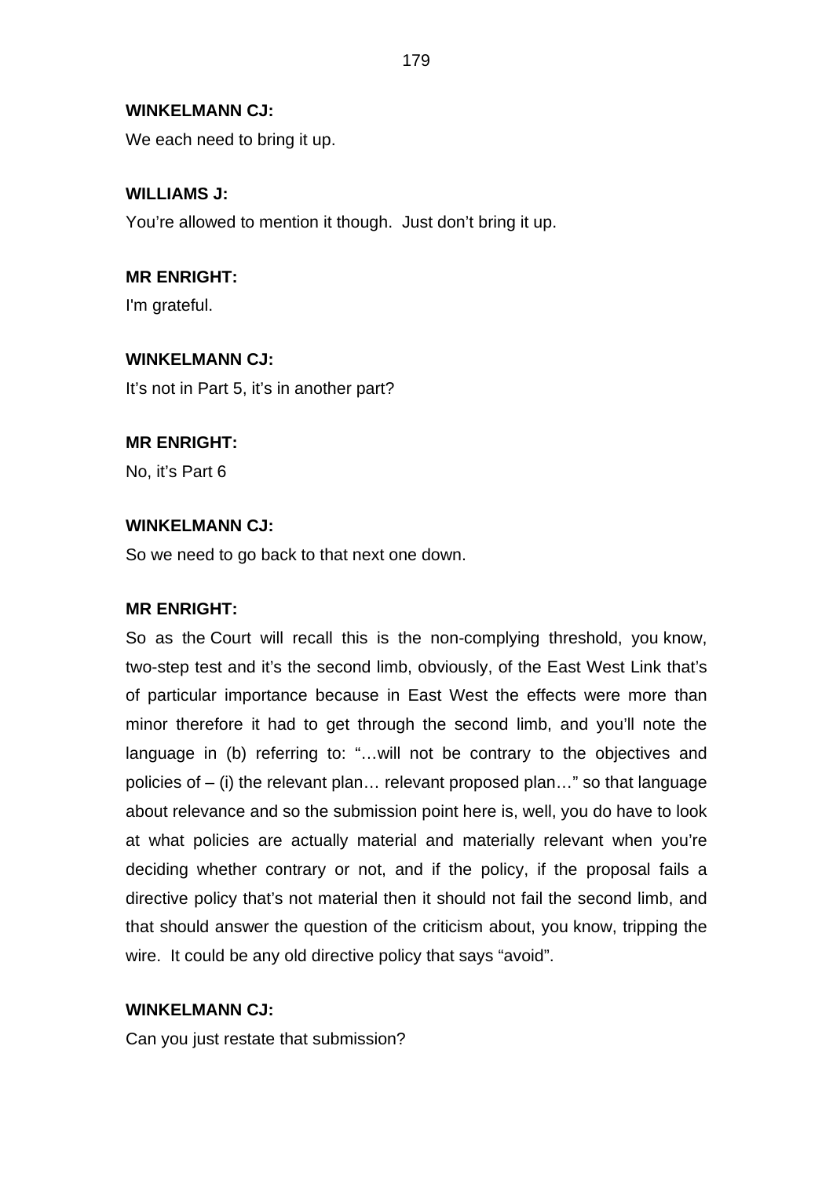**WINKELMANN CJ:**

We each need to bring it up.

**WILLIAMS J:**

You're allowed to mention it though. Just don't bring it up.

**MR ENRIGHT:**

I'm grateful.

**WINKELMANN CJ:**

It's not in Part 5, it's in another part?

**MR ENRIGHT:**

No, it's Part 6

**WINKELMANN CJ:**

So we need to go back to that next one down.

**MR ENRIGHT:**

So as the Court will recall this is the non-complying threshold, you know, two-step test and it's the second limb, obviously, of the East West Link that's of particular importance because in East West the effects were more than minor therefore it had to get through the second limb, and you'll note the language in (b) referring to: "…will not be contrary to the objectives and policies of – (i) the relevant plan… relevant proposed plan…" so that language about relevance and so the submission point here is, well, you do have to look at what policies are actually material and materially relevant when you're deciding whether contrary or not, and if the policy, if the proposal fails a directive policy that's not material then it should not fail the second limb, and that should answer the question of the criticism about, you know, tripping the wire. It could be any old directive policy that says "avoid".

**WINKELMANN CJ:**

Can you just restate that submission?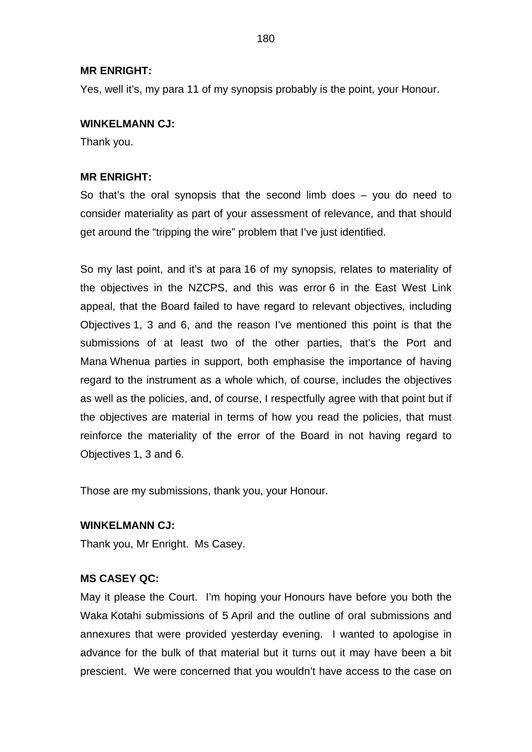**MR ENRIGHT:**

Yes, well it's, my para 11 of my synopsis probably is the point, your Honour.

**WINKELMANN CJ:**

Thank you.

**MR ENRIGHT:**

So that's the oral synopsis that the second limb does – you do need to consider materiality as part of your assessment of relevance, and that should get around the "tripping the wire" problem that I've just identified.

So my last point, and it's at para 16 of my synopsis, relates to materiality of the objectives in the NZCPS, and this was error 6 in the East West Link appeal, that the Board failed to have regard to relevant objectives, including Objectives 1, 3 and 6, and the reason I've mentioned this point is that the submissions of at least two of the other parties, that's the Port and Mana Whenua parties in support, both emphasise the importance of having regard to the instrument as a whole which, of course, includes the objectives as well as the policies, and, of course, I respectfully agree with that point but if the objectives are material in terms of how you read the policies, that must reinforce the materiality of the error of the Board in not having regard to Objectives 1, 3 and 6.

Those are my submissions, thank you, your Honour.

**WINKELMANN CJ:**

Thank you, Mr Enright. Ms Casey.

**MS CASEY QC:**

May it please the Court. I'm hoping your Honours have before you both the Waka Kotahi submissions of 5 April and the outline of oral submissions and annexures that were provided yesterday evening. I wanted to apologise in advance for the bulk of that material but it turns out it may have been a bit prescient. We were concerned that you wouldn't have access to the case on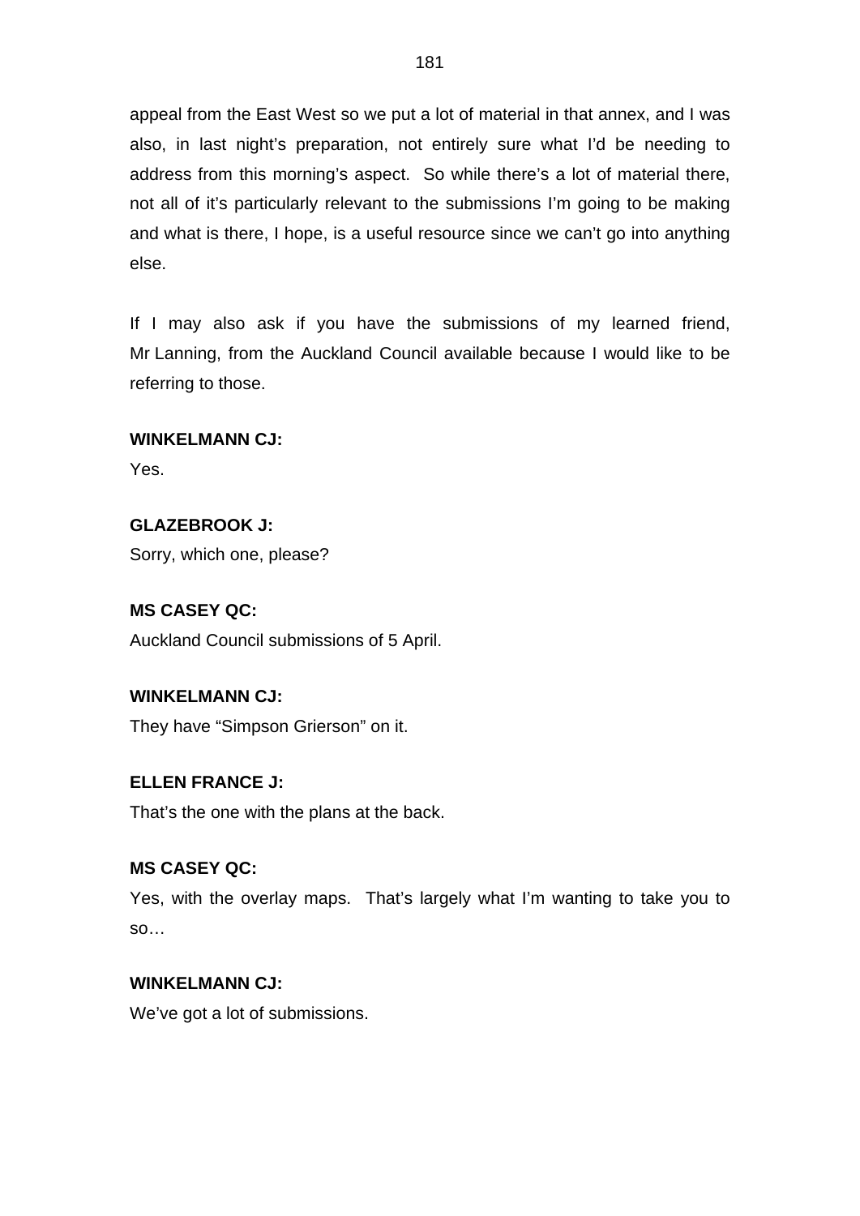appeal from the East West so we put a lot of material in that annex, and I was also, in last night's preparation, not entirely sure what I'd be needing to address from this morning's aspect. So while there's a lot of material there, not all of it's particularly relevant to the submissions I'm going to be making and what is there, I hope, is a useful resource since we can't go into anything else.

If I may also ask if you have the submissions of my learned friend, Mr Lanning, from the Auckland Council available because I would like to be referring to those.

**WINKELMANN CJ:**
Yes.

**GLAZEBROOK J:**
Sorry, which one, please?

**MS CASEY QC:**
Auckland Council submissions of 5 April.

**WINKELMANN CJ:**
They have "Simpson Grierson" on it.

**ELLEN FRANCE J:**
That's the one with the plans at the back.

**MS CASEY QC:**
Yes, with the overlay maps. That's largely what I'm wanting to take you to so…

**WINKELMANN CJ:**
We've got a lot of submissions.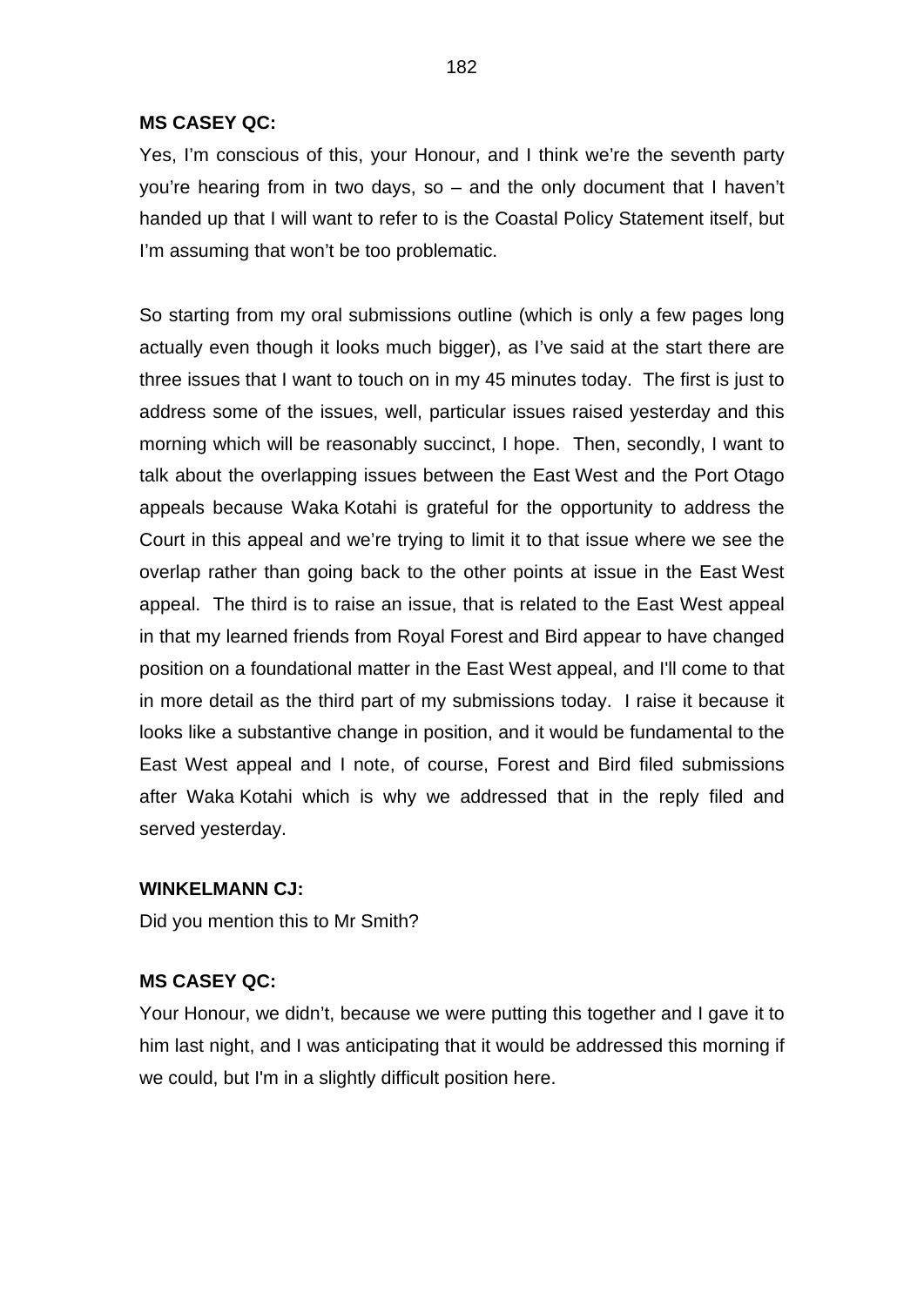**MS CASEY QC:**

Yes, I'm conscious of this, your Honour, and I think we're the seventh party you're hearing from in two days, so – and the only document that I haven't handed up that I will want to refer to is the Coastal Policy Statement itself, but I'm assuming that won't be too problematic.

So starting from my oral submissions outline (which is only a few pages long actually even though it looks much bigger), as I've said at the start there are three issues that I want to touch on in my 45 minutes today. The first is just to address some of the issues, well, particular issues raised yesterday and this morning which will be reasonably succinct, I hope. Then, secondly, I want to talk about the overlapping issues between the East West and the Port Otago appeals because Waka Kotahi is grateful for the opportunity to address the Court in this appeal and we're trying to limit it to that issue where we see the overlap rather than going back to the other points at issue in the East West appeal. The third is to raise an issue, that is related to the East West appeal in that my learned friends from Royal Forest and Bird appear to have changed position on a foundational matter in the East West appeal, and I'll come to that in more detail as the third part of my submissions today. I raise it because it looks like a substantive change in position, and it would be fundamental to the East West appeal and I note, of course, Forest and Bird filed submissions after Waka Kotahi which is why we addressed that in the reply filed and served yesterday.

**WINKELMANN CJ:**

Did you mention this to Mr Smith?

**MS CASEY QC:**

Your Honour, we didn't, because we were putting this together and I gave it to him last night, and I was anticipating that it would be addressed this morning if we could, but I'm in a slightly difficult position here.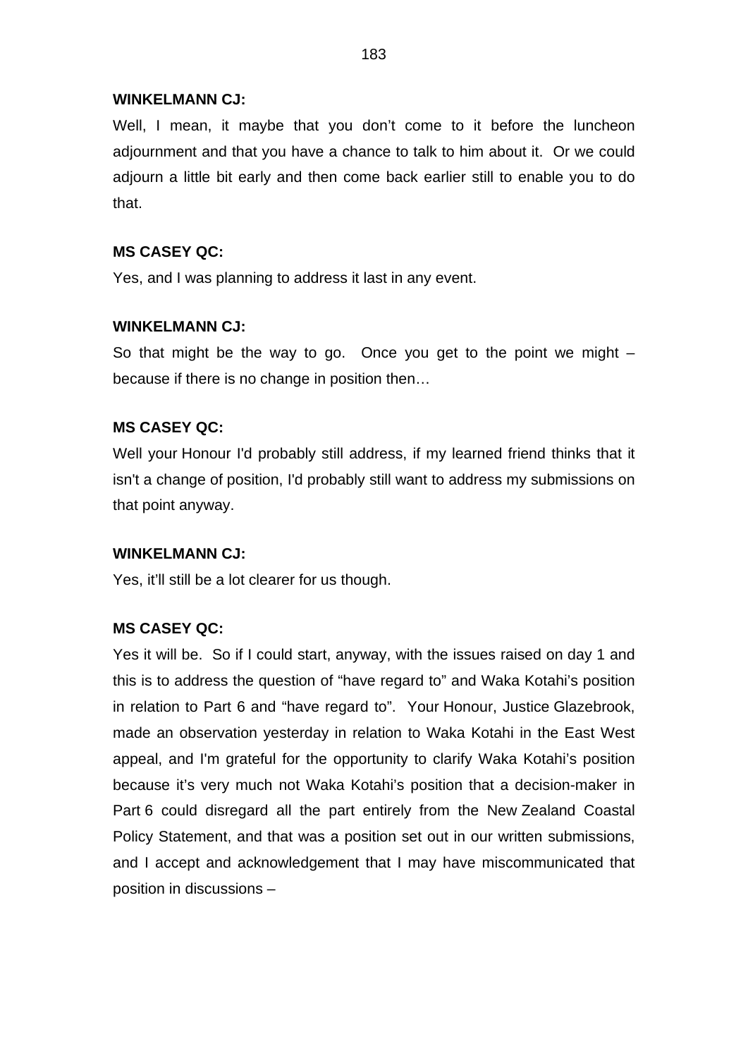**WINKELMANN CJ:**

Well, I mean, it maybe that you don't come to it before the luncheon adjournment and that you have a chance to talk to him about it. Or we could adjourn a little bit early and then come back earlier still to enable you to do that.

**MS CASEY QC:**

Yes, and I was planning to address it last in any event.

**WINKELMANN CJ:**

So that might be the way to go. Once you get to the point we might – because if there is no change in position then…

**MS CASEY QC:**

Well your Honour I'd probably still address, if my learned friend thinks that it isn't a change of position, I'd probably still want to address my submissions on that point anyway.

**WINKELMANN CJ:**

Yes, it'll still be a lot clearer for us though.

**MS CASEY QC:**

Yes it will be. So if I could start, anyway, with the issues raised on day 1 and this is to address the question of "have regard to" and Waka Kotahi's position in relation to Part 6 and "have regard to". Your Honour, Justice Glazebrook, made an observation yesterday in relation to Waka Kotahi in the East West appeal, and I'm grateful for the opportunity to clarify Waka Kotahi's position because it's very much not Waka Kotahi's position that a decision-maker in Part 6 could disregard all the part entirely from the New Zealand Coastal Policy Statement, and that was a position set out in our written submissions, and I accept and acknowledgement that I may have miscommunicated that position in discussions –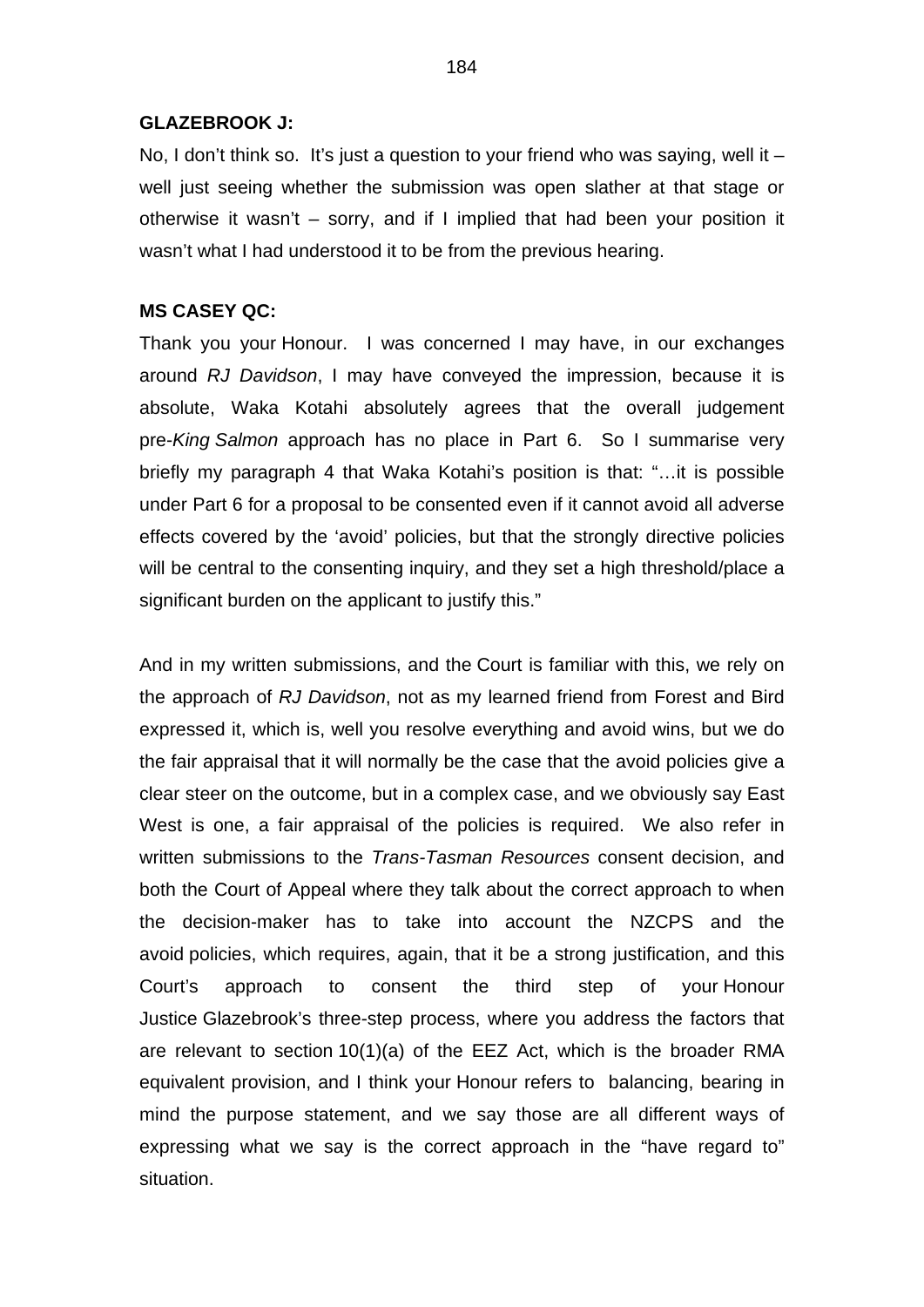**GLAZEBROOK J:**

No, I don't think so. It's just a question to your friend who was saying, well it – well just seeing whether the submission was open slather at that stage or otherwise it wasn't – sorry, and if I implied that had been your position it wasn't what I had understood it to be from the previous hearing.

**MS CASEY QC:**

Thank you your Honour. I was concerned I may have, in our exchanges around *RJ Davidson*, I may have conveyed the impression, because it is absolute, Waka Kotahi absolutely agrees that the overall judgement pre-*King Salmon* approach has no place in Part 6. So I summarise very briefly my paragraph 4 that Waka Kotahi's position is that: "…it is possible under Part 6 for a proposal to be consented even if it cannot avoid all adverse effects covered by the 'avoid' policies, but that the strongly directive policies will be central to the consenting inquiry, and they set a high threshold/place a significant burden on the applicant to justify this."

And in my written submissions, and the Court is familiar with this, we rely on the approach of *RJ Davidson*, not as my learned friend from Forest and Bird expressed it, which is, well you resolve everything and avoid wins, but we do the fair appraisal that it will normally be the case that the avoid policies give a clear steer on the outcome, but in a complex case, and we obviously say East West is one, a fair appraisal of the policies is required. We also refer in written submissions to the *Trans-Tasman Resources* consent decision, and both the Court of Appeal where they talk about the correct approach to when the decision-maker has to take into account the NZCPS and the avoid policies, which requires, again, that it be a strong justification, and this Court's approach to consent the third step of your Honour Justice Glazebrook's three-step process, where you address the factors that are relevant to section 10(1)(a) of the EEZ Act, which is the broader RMA equivalent provision, and I think your Honour refers to balancing, bearing in mind the purpose statement, and we say those are all different ways of expressing what we say is the correct approach in the "have regard to" situation.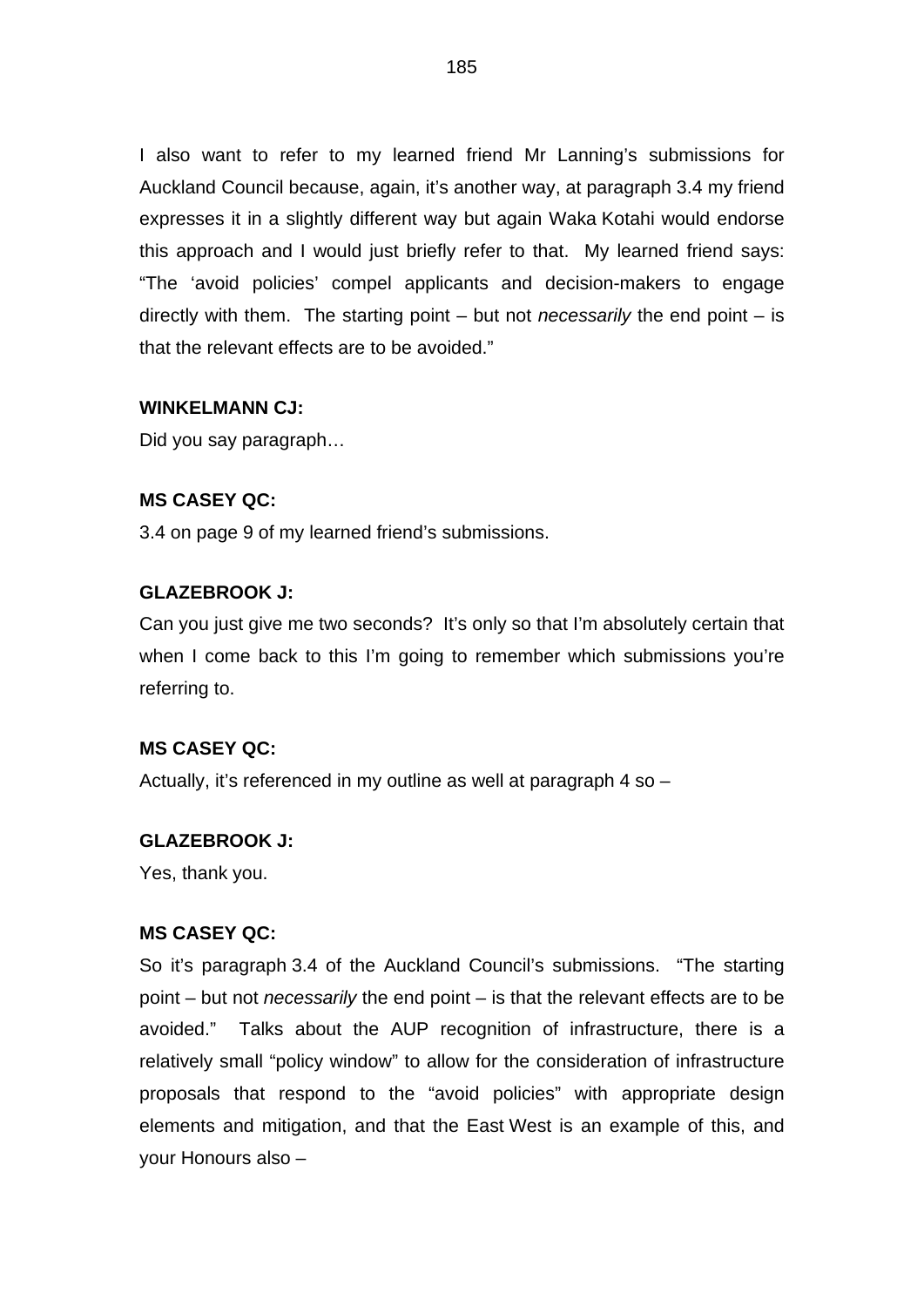I also want to refer to my learned friend Mr Lanning's submissions for Auckland Council because, again, it's another way, at paragraph 3.4 my friend expresses it in a slightly different way but again Waka Kotahi would endorse this approach and I would just briefly refer to that. My learned friend says: "The 'avoid policies' compel applicants and decision-makers to engage directly with them. The starting point – but not *necessarily* the end point – is that the relevant effects are to be avoided."

**WINKELMANN CJ:**

Did you say paragraph…

**MS CASEY QC:**

3.4 on page 9 of my learned friend's submissions.

**GLAZEBROOK J:**

Can you just give me two seconds? It's only so that I'm absolutely certain that when I come back to this I'm going to remember which submissions you're referring to.

**MS CASEY QC:**

Actually, it's referenced in my outline as well at paragraph 4 so –

**GLAZEBROOK J:**

Yes, thank you.

**MS CASEY QC:**

So it's paragraph 3.4 of the Auckland Council's submissions. "The starting point – but not *necessarily* the end point – is that the relevant effects are to be avoided." Talks about the AUP recognition of infrastructure, there is a relatively small "policy window" to allow for the consideration of infrastructure proposals that respond to the "avoid policies" with appropriate design elements and mitigation, and that the East West is an example of this, and your Honours also –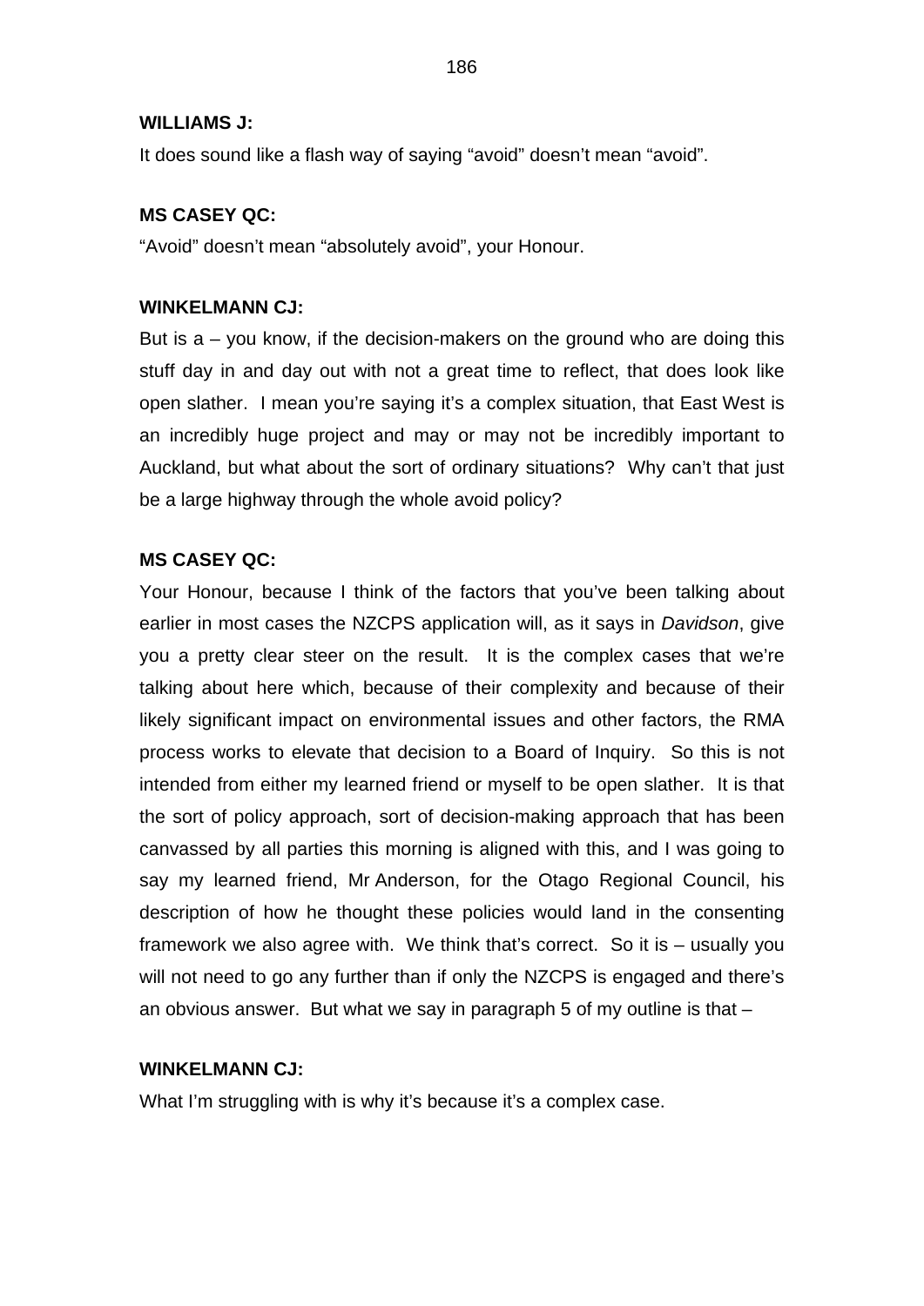**WILLIAMS J:**

It does sound like a flash way of saying "avoid" doesn't mean "avoid".

**MS CASEY QC:**

"Avoid" doesn't mean "absolutely avoid", your Honour.

**WINKELMANN CJ:**

But is a – you know, if the decision-makers on the ground who are doing this stuff day in and day out with not a great time to reflect, that does look like open slather. I mean you're saying it's a complex situation, that East West is an incredibly huge project and may or may not be incredibly important to Auckland, but what about the sort of ordinary situations? Why can't that just be a large highway through the whole avoid policy?

**MS CASEY QC:**

Your Honour, because I think of the factors that you've been talking about earlier in most cases the NZCPS application will, as it says in *Davidson*, give you a pretty clear steer on the result. It is the complex cases that we're talking about here which, because of their complexity and because of their likely significant impact on environmental issues and other factors, the RMA process works to elevate that decision to a Board of Inquiry. So this is not intended from either my learned friend or myself to be open slather. It is that the sort of policy approach, sort of decision-making approach that has been canvassed by all parties this morning is aligned with this, and I was going to say my learned friend, Mr Anderson, for the Otago Regional Council, his description of how he thought these policies would land in the consenting framework we also agree with. We think that's correct. So it is – usually you will not need to go any further than if only the NZCPS is engaged and there's an obvious answer. But what we say in paragraph 5 of my outline is that –

**WINKELMANN CJ:**

What I'm struggling with is why it's because it's a complex case.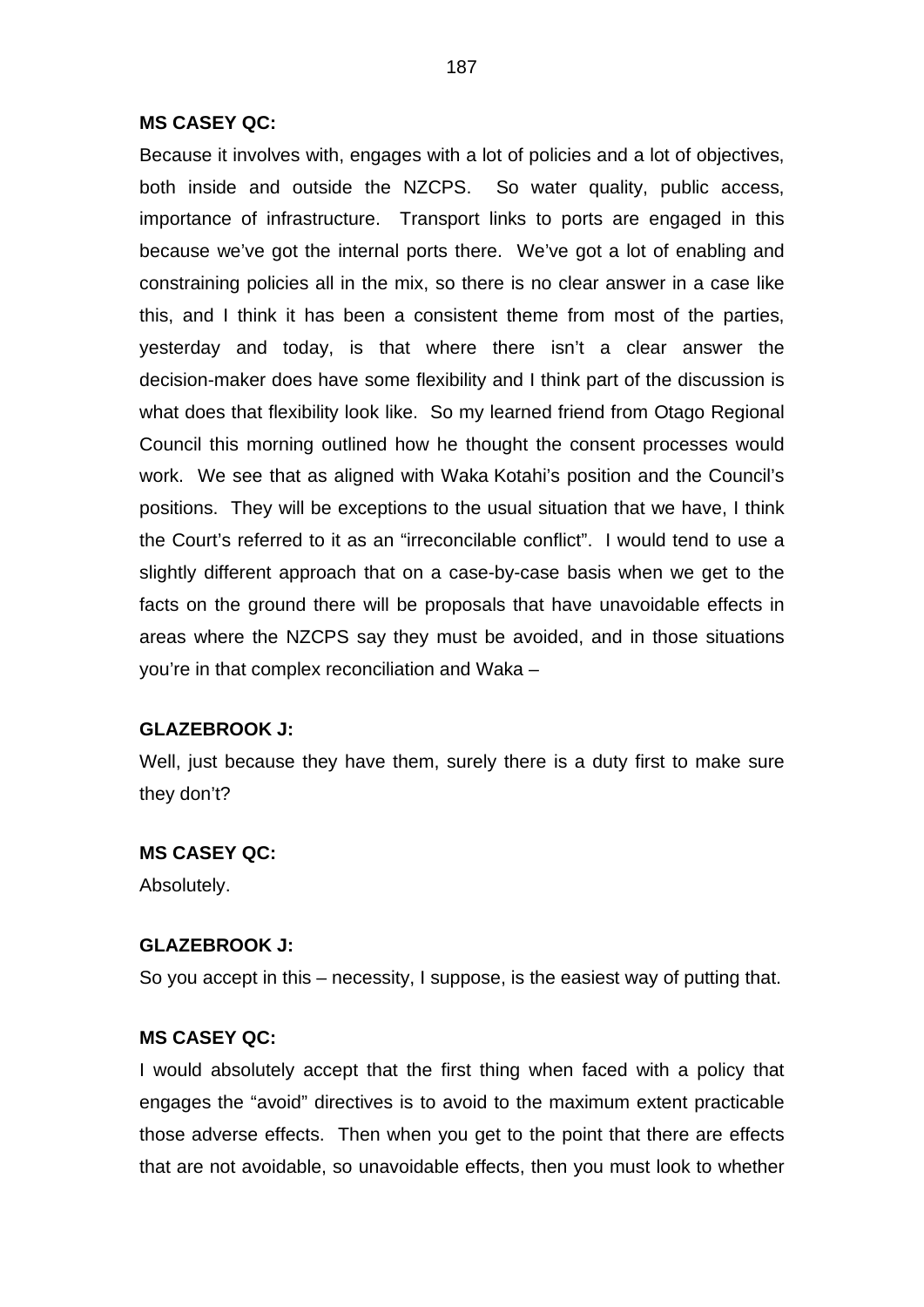**MS CASEY QC:**

Because it involves with, engages with a lot of policies and a lot of objectives, both inside and outside the NZCPS. So water quality, public access, importance of infrastructure. Transport links to ports are engaged in this because we've got the internal ports there. We've got a lot of enabling and constraining policies all in the mix, so there is no clear answer in a case like this, and I think it has been a consistent theme from most of the parties, yesterday and today, is that where there isn't a clear answer the decision-maker does have some flexibility and I think part of the discussion is what does that flexibility look like. So my learned friend from Otago Regional Council this morning outlined how he thought the consent processes would work. We see that as aligned with Waka Kotahi's position and the Council's positions. They will be exceptions to the usual situation that we have, I think the Court's referred to it as an "irreconcilable conflict". I would tend to use a slightly different approach that on a case-by-case basis when we get to the facts on the ground there will be proposals that have unavoidable effects in areas where the NZCPS say they must be avoided, and in those situations you're in that complex reconciliation and Waka –

**GLAZEBROOK J:**

Well, just because they have them, surely there is a duty first to make sure they don't?

**MS CASEY QC:**

Absolutely.

**GLAZEBROOK J:**

So you accept in this – necessity, I suppose, is the easiest way of putting that.

**MS CASEY QC:**

I would absolutely accept that the first thing when faced with a policy that engages the "avoid" directives is to avoid to the maximum extent practicable those adverse effects. Then when you get to the point that there are effects that are not avoidable, so unavoidable effects, then you must look to whether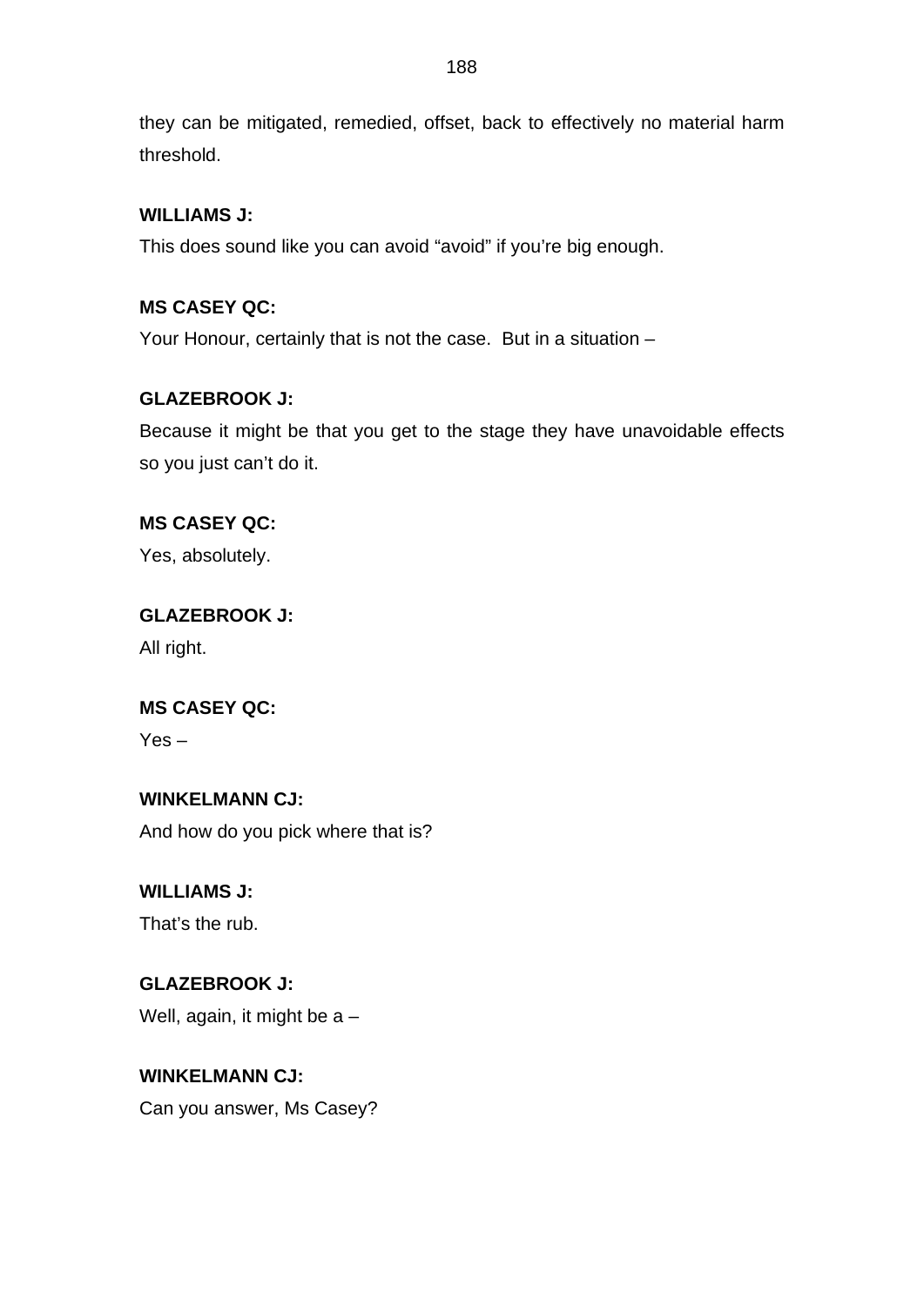they can be mitigated, remedied, offset, back to effectively no material harm threshold.

**WILLIAMS J:**

This does sound like you can avoid "avoid" if you're big enough.

**MS CASEY QC:**

Your Honour, certainly that is not the case. But in a situation –

**GLAZEBROOK J:**

Because it might be that you get to the stage they have unavoidable effects so you just can't do it.

**MS CASEY QC:**

Yes, absolutely.

**GLAZEBROOK J:**

All right.

**MS CASEY QC:**

Yes –

**WINKELMANN CJ:**

And how do you pick where that is?

**WILLIAMS J:**

That's the rub.

**GLAZEBROOK J:**

Well, again, it might be a –

**WINKELMANN CJ:**

Can you answer, Ms Casey?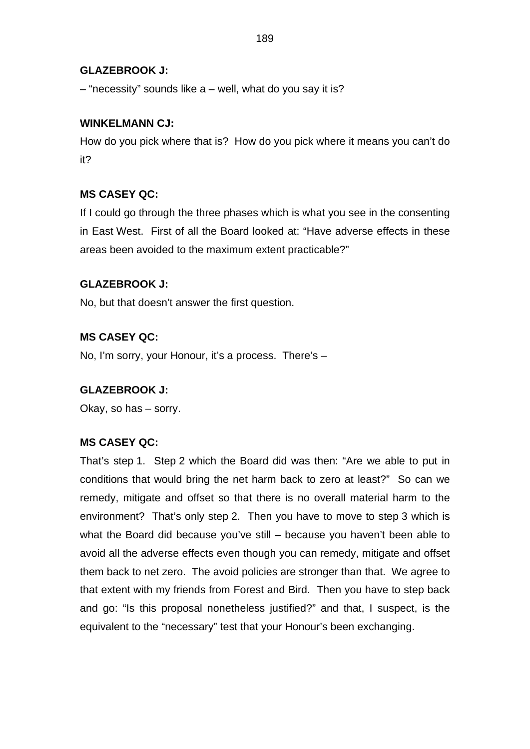**GLAZEBROOK J:**

– "necessity" sounds like a – well, what do you say it is?

**WINKELMANN CJ:**

How do you pick where that is? How do you pick where it means you can't do it?

**MS CASEY QC:**

If I could go through the three phases which is what you see in the consenting in East West. First of all the Board looked at: "Have adverse effects in these areas been avoided to the maximum extent practicable?"

**GLAZEBROOK J:**

No, but that doesn't answer the first question.

**MS CASEY QC:**

No, I'm sorry, your Honour, it's a process. There's –

**GLAZEBROOK J:**

Okay, so has – sorry.

**MS CASEY QC:**

That's step 1. Step 2 which the Board did was then: "Are we able to put in conditions that would bring the net harm back to zero at least?" So can we remedy, mitigate and offset so that there is no overall material harm to the environment? That's only step 2. Then you have to move to step 3 which is what the Board did because you've still – because you haven't been able to avoid all the adverse effects even though you can remedy, mitigate and offset them back to net zero. The avoid policies are stronger than that. We agree to that extent with my friends from Forest and Bird. Then you have to step back and go: "Is this proposal nonetheless justified?" and that, I suspect, is the equivalent to the "necessary" test that your Honour's been exchanging.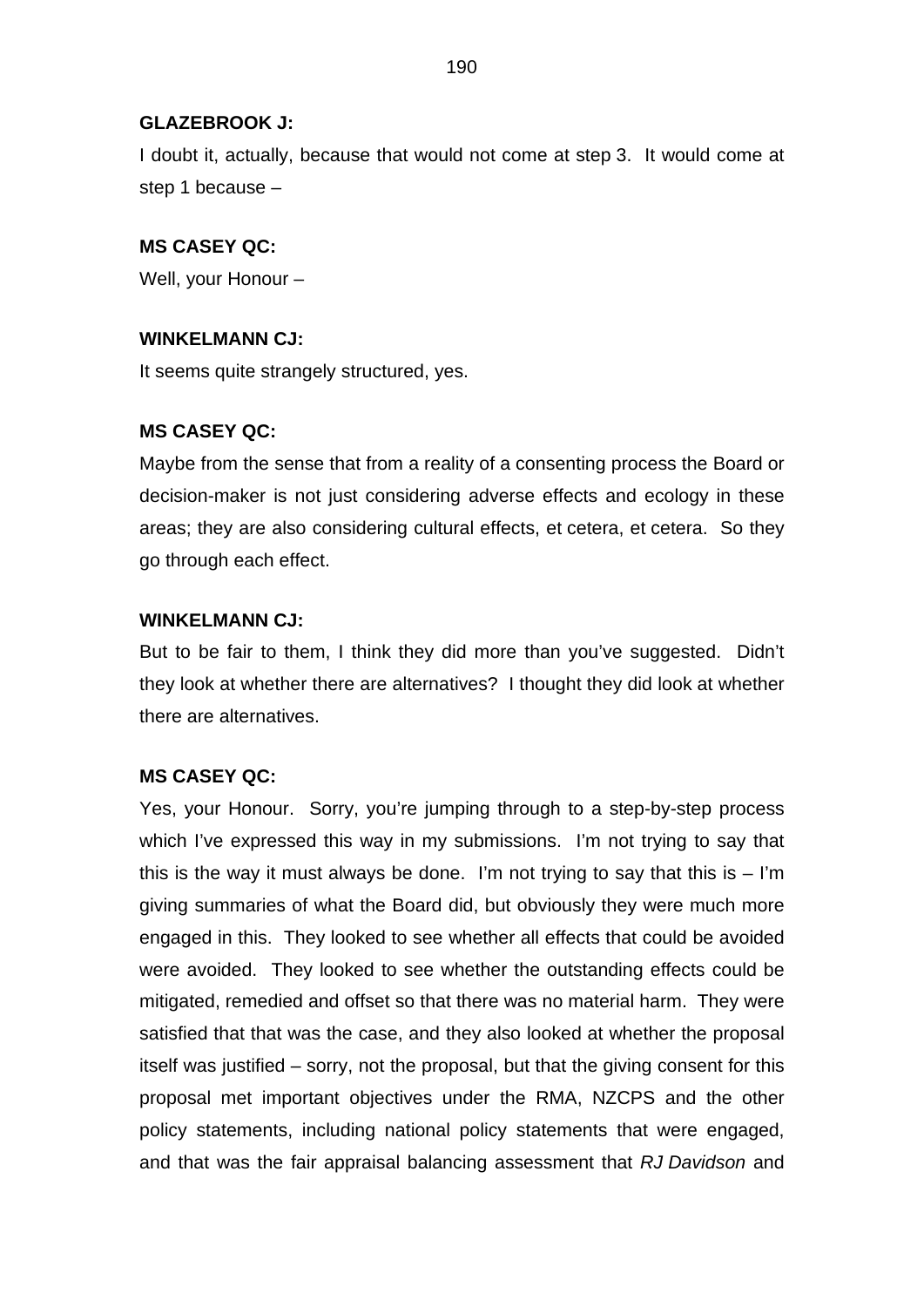**GLAZEBROOK J:**

I doubt it, actually, because that would not come at step 3. It would come at step 1 because –

**MS CASEY QC:**

Well, your Honour –

**WINKELMANN CJ:**

It seems quite strangely structured, yes.

**MS CASEY QC:**

Maybe from the sense that from a reality of a consenting process the Board or decision-maker is not just considering adverse effects and ecology in these areas; they are also considering cultural effects, et cetera, et cetera. So they go through each effect.

**WINKELMANN CJ:**

But to be fair to them, I think they did more than you've suggested. Didn't they look at whether there are alternatives? I thought they did look at whether there are alternatives.

**MS CASEY QC:**

Yes, your Honour. Sorry, you're jumping through to a step-by-step process which I've expressed this way in my submissions. I'm not trying to say that this is the way it must always be done. I'm not trying to say that this is – I'm giving summaries of what the Board did, but obviously they were much more engaged in this. They looked to see whether all effects that could be avoided were avoided. They looked to see whether the outstanding effects could be mitigated, remedied and offset so that there was no material harm. They were satisfied that that was the case, and they also looked at whether the proposal itself was justified – sorry, not the proposal, but that the giving consent for this proposal met important objectives under the RMA, NZCPS and the other policy statements, including national policy statements that were engaged, and that was the fair appraisal balancing assessment that *RJ Davidson* and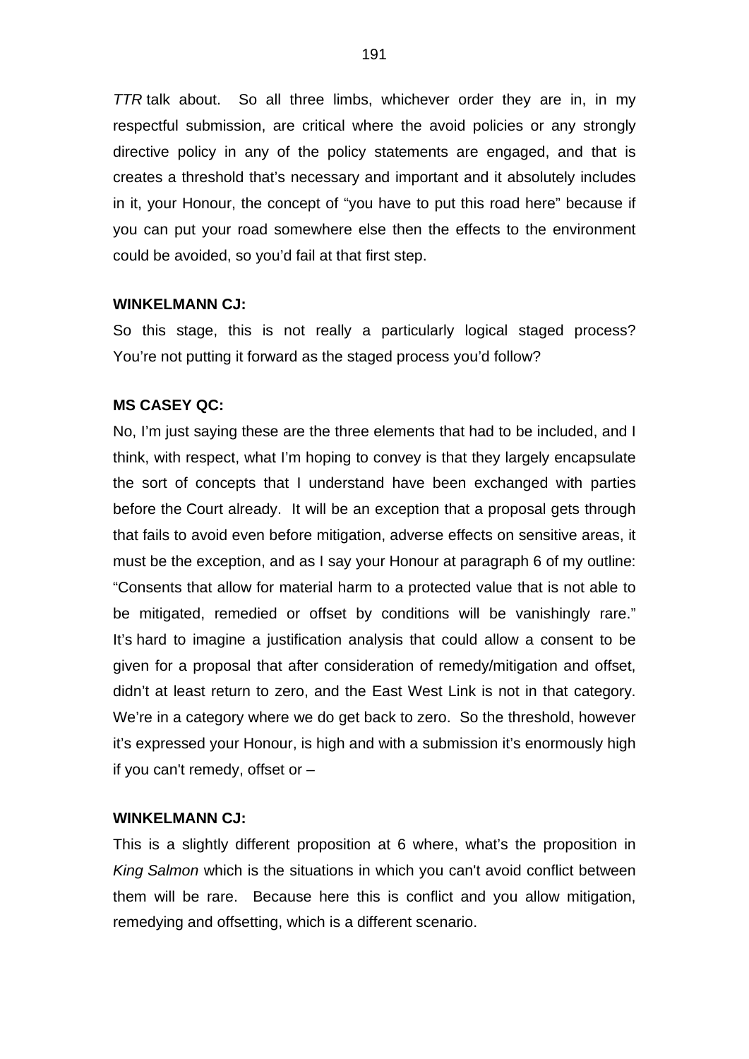*TTR* talk about. So all three limbs, whichever order they are in, in my respectful submission, are critical where the avoid policies or any strongly directive policy in any of the policy statements are engaged, and that is creates a threshold that's necessary and important and it absolutely includes in it, your Honour, the concept of "you have to put this road here" because if you can put your road somewhere else then the effects to the environment could be avoided, so you'd fail at that first step.

**WINKELMANN CJ:**

So this stage, this is not really a particularly logical staged process? You're not putting it forward as the staged process you'd follow?

**MS CASEY QC:**

No, I'm just saying these are the three elements that had to be included, and I think, with respect, what I'm hoping to convey is that they largely encapsulate the sort of concepts that I understand have been exchanged with parties before the Court already. It will be an exception that a proposal gets through that fails to avoid even before mitigation, adverse effects on sensitive areas, it must be the exception, and as I say your Honour at paragraph 6 of my outline: "Consents that allow for material harm to a protected value that is not able to be mitigated, remedied or offset by conditions will be vanishingly rare." It's hard to imagine a justification analysis that could allow a consent to be given for a proposal that after consideration of remedy/mitigation and offset, didn't at least return to zero, and the East West Link is not in that category. We're in a category where we do get back to zero. So the threshold, however it's expressed your Honour, is high and with a submission it's enormously high if you can't remedy, offset or –

**WINKELMANN CJ:**

This is a slightly different proposition at 6 where, what's the proposition in *King Salmon* which is the situations in which you can't avoid conflict between them will be rare. Because here this is conflict and you allow mitigation, remedying and offsetting, which is a different scenario.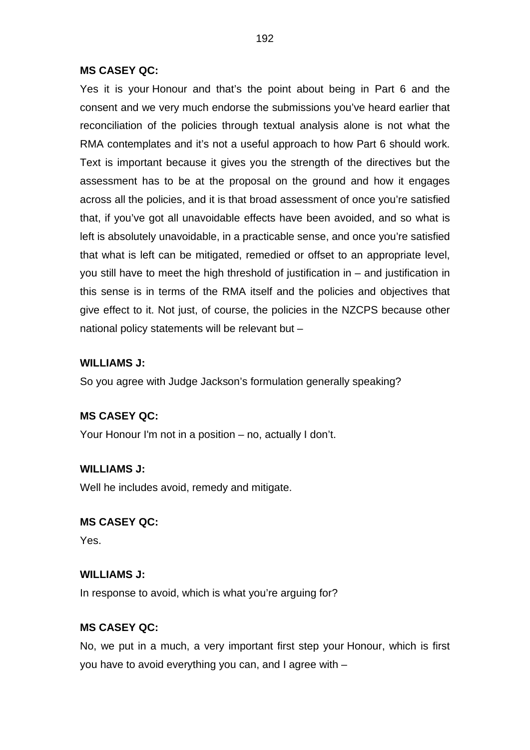**MS CASEY QC:**

Yes it is your Honour and that's the point about being in Part 6 and the consent and we very much endorse the submissions you've heard earlier that reconciliation of the policies through textual analysis alone is not what the RMA contemplates and it's not a useful approach to how Part 6 should work. Text is important because it gives you the strength of the directives but the assessment has to be at the proposal on the ground and how it engages across all the policies, and it is that broad assessment of once you're satisfied that, if you've got all unavoidable effects have been avoided, and so what is left is absolutely unavoidable, in a practicable sense, and once you're satisfied that what is left can be mitigated, remedied or offset to an appropriate level, you still have to meet the high threshold of justification in – and justification in this sense is in terms of the RMA itself and the policies and objectives that give effect to it. Not just, of course, the policies in the NZCPS because other national policy statements will be relevant but –

**WILLIAMS J:**

So you agree with Judge Jackson's formulation generally speaking?

**MS CASEY QC:**

Your Honour I'm not in a position – no, actually I don't.

**WILLIAMS J:**

Well he includes avoid, remedy and mitigate.

**MS CASEY QC:**

Yes.

**WILLIAMS J:**

In response to avoid, which is what you're arguing for?

**MS CASEY QC:**

No, we put in a much, a very important first step your Honour, which is first you have to avoid everything you can, and I agree with –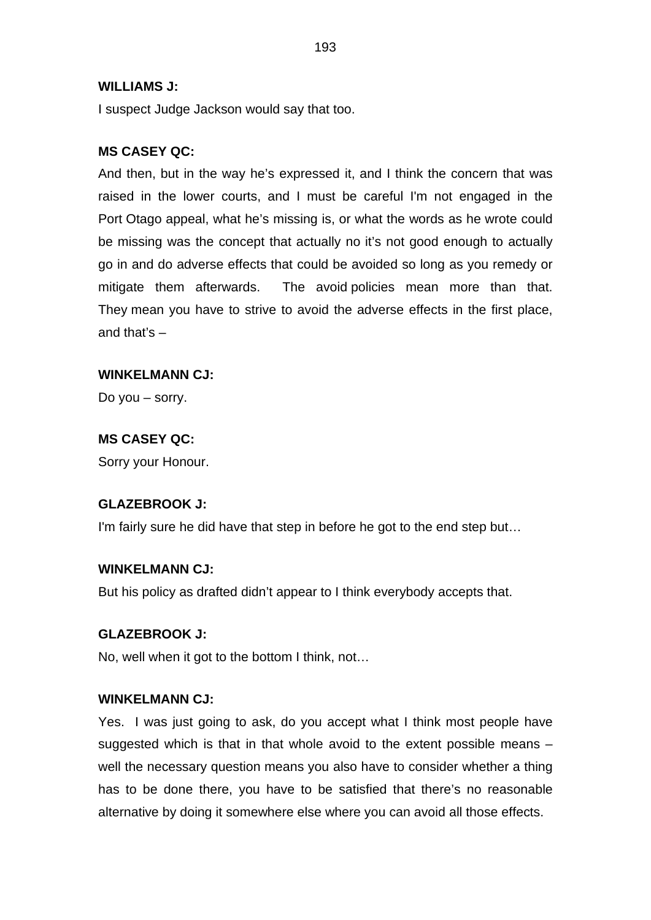**WILLIAMS J:**

I suspect Judge Jackson would say that too.

**MS CASEY QC:**

And then, but in the way he's expressed it, and I think the concern that was raised in the lower courts, and I must be careful I'm not engaged in the Port Otago appeal, what he's missing is, or what the words as he wrote could be missing was the concept that actually no it's not good enough to actually go in and do adverse effects that could be avoided so long as you remedy or mitigate them afterwards. The avoid policies mean more than that. They mean you have to strive to avoid the adverse effects in the first place, and that's –

**WINKELMANN CJ:**

Do you – sorry.

**MS CASEY QC:**

Sorry your Honour.

**GLAZEBROOK J:**

I'm fairly sure he did have that step in before he got to the end step but…

**WINKELMANN CJ:**

But his policy as drafted didn't appear to I think everybody accepts that.

**GLAZEBROOK J:**

No, well when it got to the bottom I think, not…

**WINKELMANN CJ:**

Yes. I was just going to ask, do you accept what I think most people have suggested which is that in that whole avoid to the extent possible means – well the necessary question means you also have to consider whether a thing has to be done there, you have to be satisfied that there's no reasonable alternative by doing it somewhere else where you can avoid all those effects.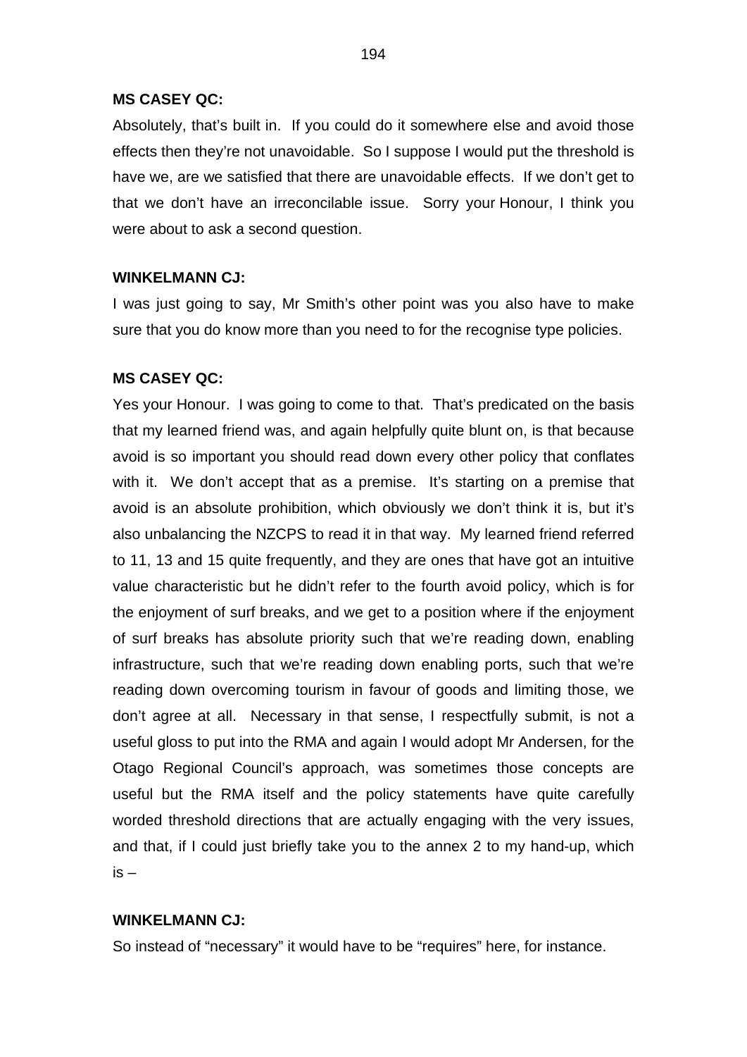**MS CASEY QC:**

Absolutely, that's built in. If you could do it somewhere else and avoid those effects then they're not unavoidable. So I suppose I would put the threshold is have we, are we satisfied that there are unavoidable effects. If we don't get to that we don't have an irreconcilable issue. Sorry your Honour, I think you were about to ask a second question.

**WINKELMANN CJ:**

I was just going to say, Mr Smith's other point was you also have to make sure that you do know more than you need to for the recognise type policies.

**MS CASEY QC:**

Yes your Honour. I was going to come to that. That's predicated on the basis that my learned friend was, and again helpfully quite blunt on, is that because avoid is so important you should read down every other policy that conflates with it. We don't accept that as a premise. It's starting on a premise that avoid is an absolute prohibition, which obviously we don't think it is, but it's also unbalancing the NZCPS to read it in that way. My learned friend referred to 11, 13 and 15 quite frequently, and they are ones that have got an intuitive value characteristic but he didn't refer to the fourth avoid policy, which is for the enjoyment of surf breaks, and we get to a position where if the enjoyment of surf breaks has absolute priority such that we're reading down, enabling infrastructure, such that we're reading down enabling ports, such that we're reading down overcoming tourism in favour of goods and limiting those, we don't agree at all. Necessary in that sense, I respectfully submit, is not a useful gloss to put into the RMA and again I would adopt Mr Andersen, for the Otago Regional Council's approach, was sometimes those concepts are useful but the RMA itself and the policy statements have quite carefully worded threshold directions that are actually engaging with the very issues, and that, if I could just briefly take you to the annex 2 to my hand-up, which is –

**WINKELMANN CJ:**

So instead of "necessary" it would have to be "requires" here, for instance.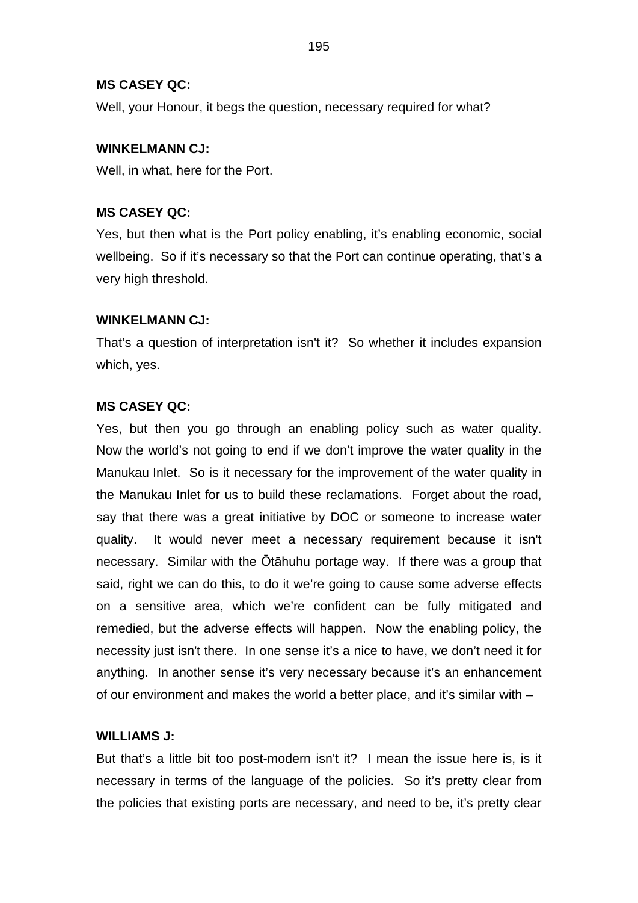**MS CASEY QC:**

Well, your Honour, it begs the question, necessary required for what?

**WINKELMANN CJ:**

Well, in what, here for the Port.

**MS CASEY QC:**

Yes, but then what is the Port policy enabling, it's enabling economic, social wellbeing. So if it's necessary so that the Port can continue operating, that's a very high threshold.

**WINKELMANN CJ:**

That's a question of interpretation isn't it? So whether it includes expansion which, yes.

**MS CASEY QC:**

Yes, but then you go through an enabling policy such as water quality. Now the world's not going to end if we don't improve the water quality in the Manukau Inlet. So is it necessary for the improvement of the water quality in the Manukau Inlet for us to build these reclamations. Forget about the road, say that there was a great initiative by DOC or someone to increase water quality. It would never meet a necessary requirement because it isn't necessary. Similar with the Ōtāhuhu portage way. If there was a group that said, right we can do this, to do it we're going to cause some adverse effects on a sensitive area, which we're confident can be fully mitigated and remedied, but the adverse effects will happen. Now the enabling policy, the necessity just isn't there. In one sense it's a nice to have, we don't need it for anything. In another sense it's very necessary because it's an enhancement of our environment and makes the world a better place, and it's similar with –

**WILLIAMS J:**

But that's a little bit too post-modern isn't it? I mean the issue here is, is it necessary in terms of the language of the policies. So it's pretty clear from the policies that existing ports are necessary, and need to be, it's pretty clear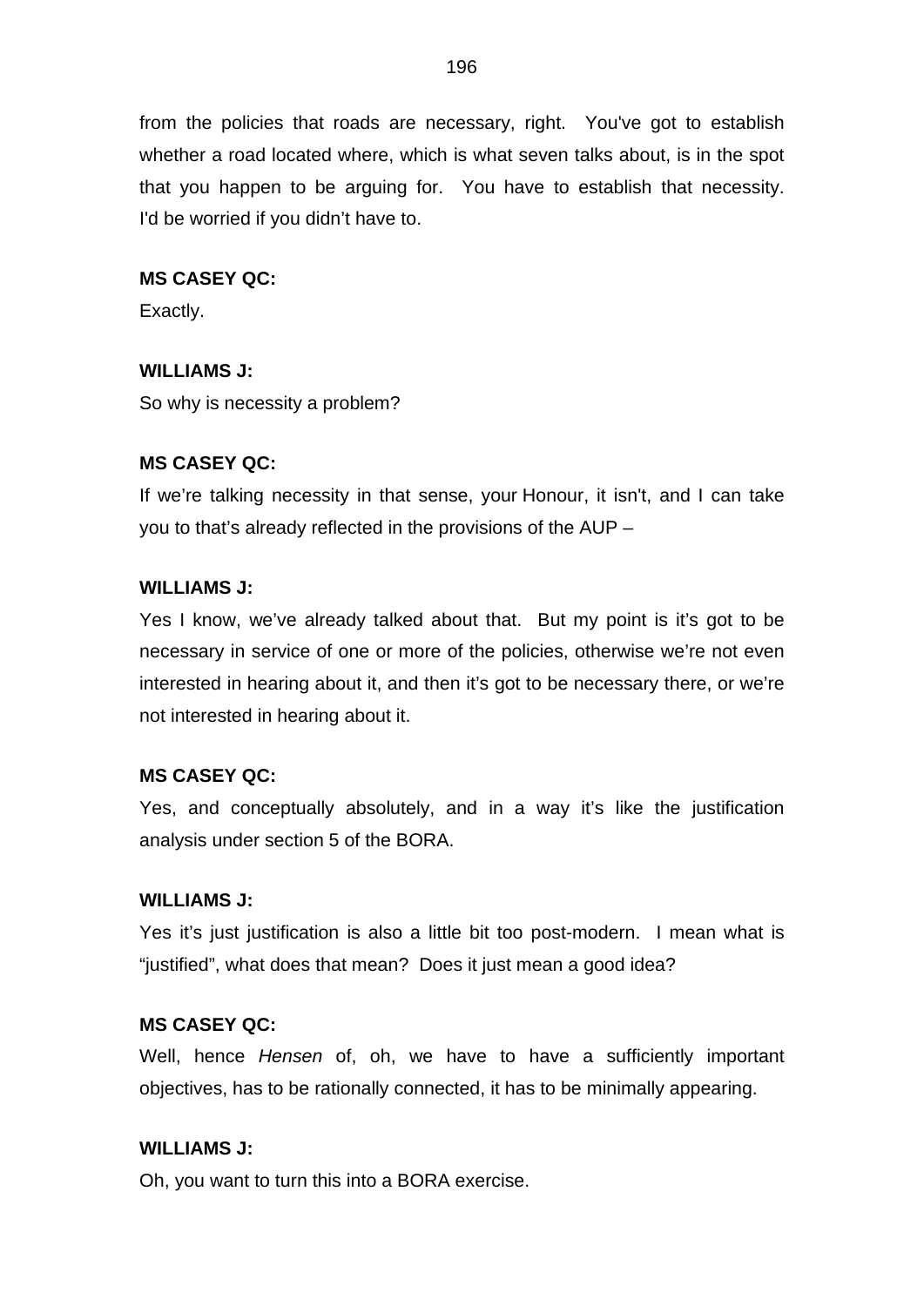from the policies that roads are necessary, right. You've got to establish whether a road located where, which is what seven talks about, is in the spot that you happen to be arguing for. You have to establish that necessity. I'd be worried if you didn't have to.

**MS CASEY QC:**

Exactly.

**WILLIAMS J:**

So why is necessity a problem?

**MS CASEY QC:**

If we're talking necessity in that sense, your Honour, it isn't, and I can take you to that's already reflected in the provisions of the AUP –

**WILLIAMS J:**

Yes I know, we've already talked about that. But my point is it's got to be necessary in service of one or more of the policies, otherwise we're not even interested in hearing about it, and then it's got to be necessary there, or we're not interested in hearing about it.

**MS CASEY QC:**

Yes, and conceptually absolutely, and in a way it's like the justification analysis under section 5 of the BORA.

**WILLIAMS J:**

Yes it's just justification is also a little bit too post-modern. I mean what is "justified", what does that mean? Does it just mean a good idea?

**MS CASEY QC:**

Well, hence *Hensen* of, oh, we have to have a sufficiently important objectives, has to be rationally connected, it has to be minimally appearing.

**WILLIAMS J:**

Oh, you want to turn this into a BORA exercise.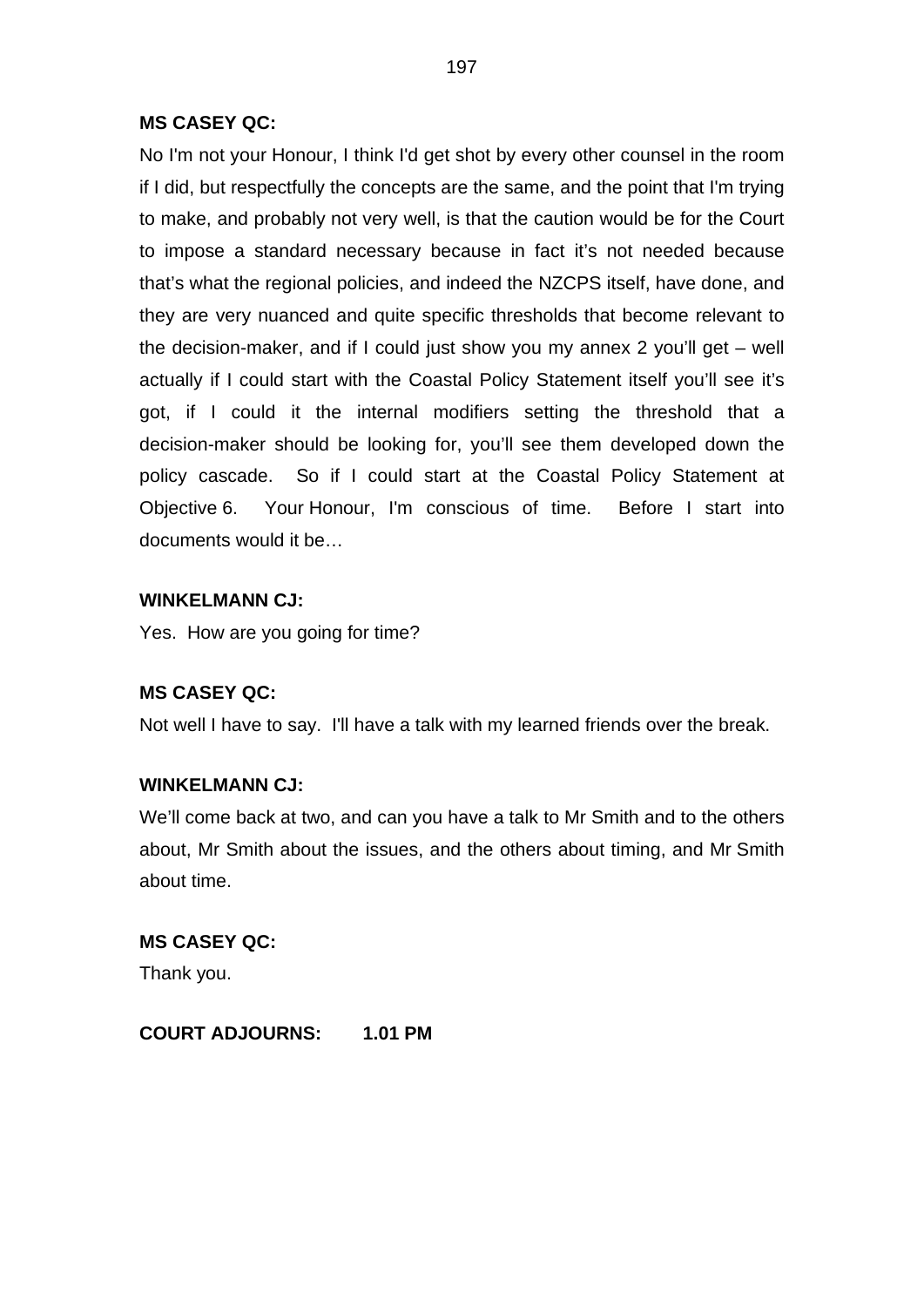**MS CASEY QC:**

No I'm not your Honour, I think I'd get shot by every other counsel in the room if I did, but respectfully the concepts are the same, and the point that I'm trying to make, and probably not very well, is that the caution would be for the Court to impose a standard necessary because in fact it's not needed because that's what the regional policies, and indeed the NZCPS itself, have done, and they are very nuanced and quite specific thresholds that become relevant to the decision-maker, and if I could just show you my annex 2 you'll get – well actually if I could start with the Coastal Policy Statement itself you'll see it's got, if I could it the internal modifiers setting the threshold that a decision-maker should be looking for, you'll see them developed down the policy cascade. So if I could start at the Coastal Policy Statement at Objective 6. Your Honour, I'm conscious of time. Before I start into documents would it be…

**WINKELMANN CJ:**

Yes. How are you going for time?

**MS CASEY QC:**

Not well I have to say. I'll have a talk with my learned friends over the break.

**WINKELMANN CJ:**

We'll come back at two, and can you have a talk to Mr Smith and to the others about, Mr Smith about the issues, and the others about timing, and Mr Smith about time.

**MS CASEY QC:**

Thank you.

**COURT ADJOURNS: 1.01 PM**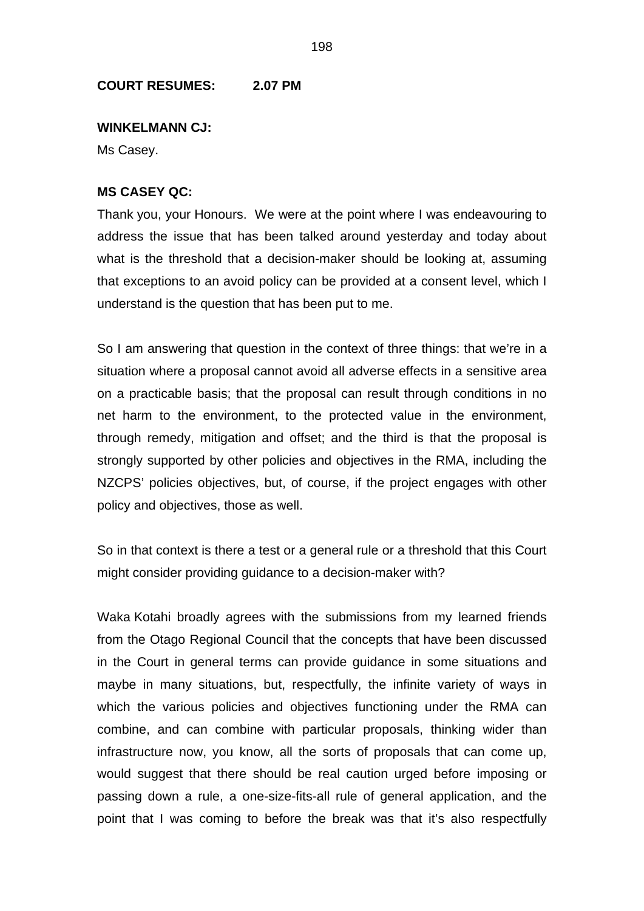**COURT RESUMES: 2.07 PM**

**WINKELMANN CJ:**

Ms Casey.

**MS CASEY QC:**

Thank you, your Honours. We were at the point where I was endeavouring to address the issue that has been talked around yesterday and today about what is the threshold that a decision-maker should be looking at, assuming that exceptions to an avoid policy can be provided at a consent level, which I understand is the question that has been put to me.

So I am answering that question in the context of three things: that we're in a situation where a proposal cannot avoid all adverse effects in a sensitive area on a practicable basis; that the proposal can result through conditions in no net harm to the environment, to the protected value in the environment, through remedy, mitigation and offset; and the third is that the proposal is strongly supported by other policies and objectives in the RMA, including the NZCPS' policies objectives, but, of course, if the project engages with other policy and objectives, those as well.

So in that context is there a test or a general rule or a threshold that this Court might consider providing guidance to a decision-maker with?

Waka Kotahi broadly agrees with the submissions from my learned friends from the Otago Regional Council that the concepts that have been discussed in the Court in general terms can provide guidance in some situations and maybe in many situations, but, respectfully, the infinite variety of ways in which the various policies and objectives functioning under the RMA can combine, and can combine with particular proposals, thinking wider than infrastructure now, you know, all the sorts of proposals that can come up, would suggest that there should be real caution urged before imposing or passing down a rule, a one-size-fits-all rule of general application, and the point that I was coming to before the break was that it's also respectfully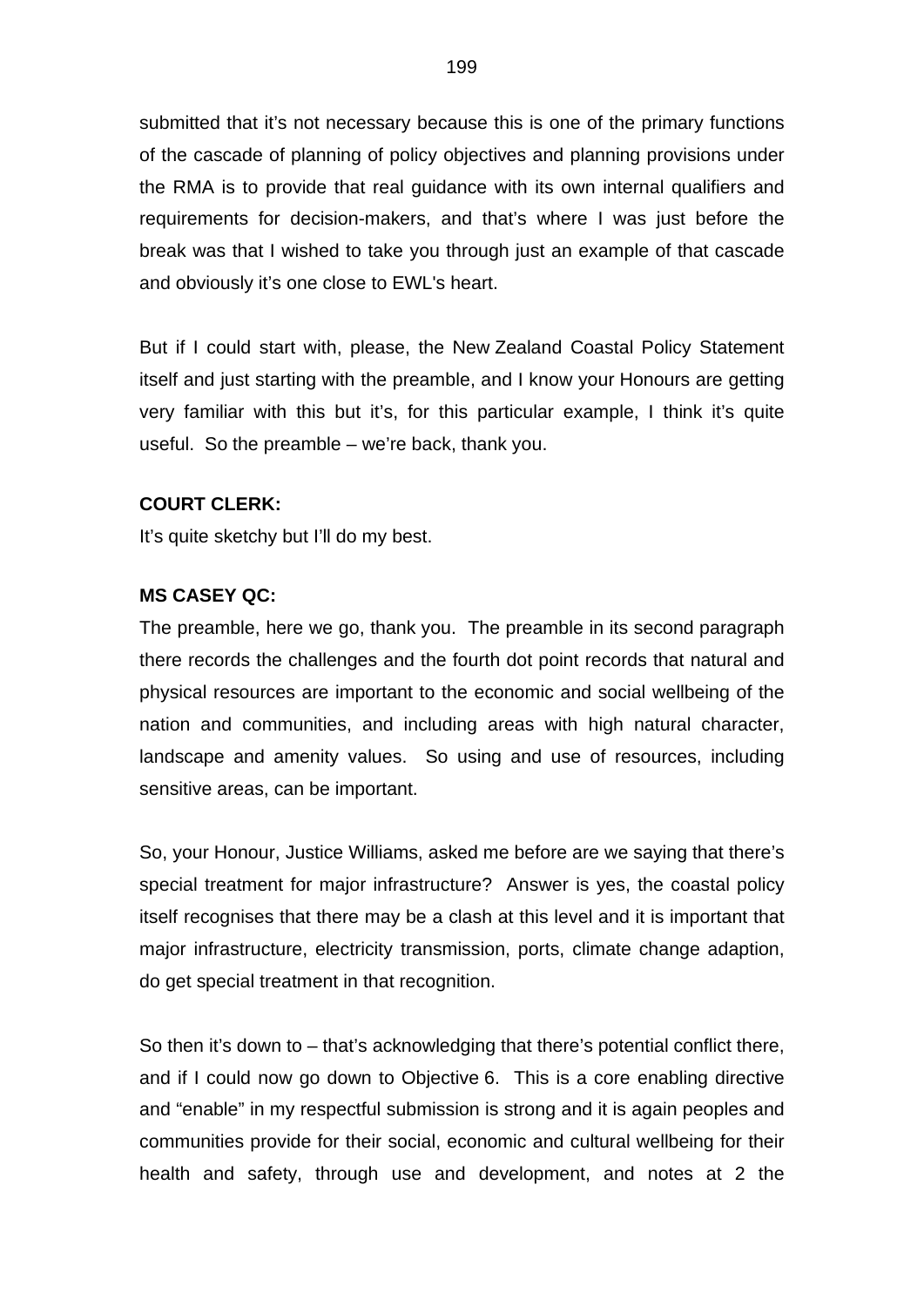submitted that it's not necessary because this is one of the primary functions of the cascade of planning of policy objectives and planning provisions under the RMA is to provide that real guidance with its own internal qualifiers and requirements for decision-makers, and that's where I was just before the break was that I wished to take you through just an example of that cascade and obviously it's one close to EWL's heart.

But if I could start with, please, the New Zealand Coastal Policy Statement itself and just starting with the preamble, and I know your Honours are getting very familiar with this but it's, for this particular example, I think it's quite useful. So the preamble – we're back, thank you.

**COURT CLERK:**

It's quite sketchy but I'll do my best.

**MS CASEY QC:**

The preamble, here we go, thank you. The preamble in its second paragraph there records the challenges and the fourth dot point records that natural and physical resources are important to the economic and social wellbeing of the nation and communities, and including areas with high natural character, landscape and amenity values. So using and use of resources, including sensitive areas, can be important.

So, your Honour, Justice Williams, asked me before are we saying that there's special treatment for major infrastructure? Answer is yes, the coastal policy itself recognises that there may be a clash at this level and it is important that major infrastructure, electricity transmission, ports, climate change adaption, do get special treatment in that recognition.

So then it's down to – that's acknowledging that there's potential conflict there, and if I could now go down to Objective 6. This is a core enabling directive and "enable" in my respectful submission is strong and it is again peoples and communities provide for their social, economic and cultural wellbeing for their health and safety, through use and development, and notes at 2 the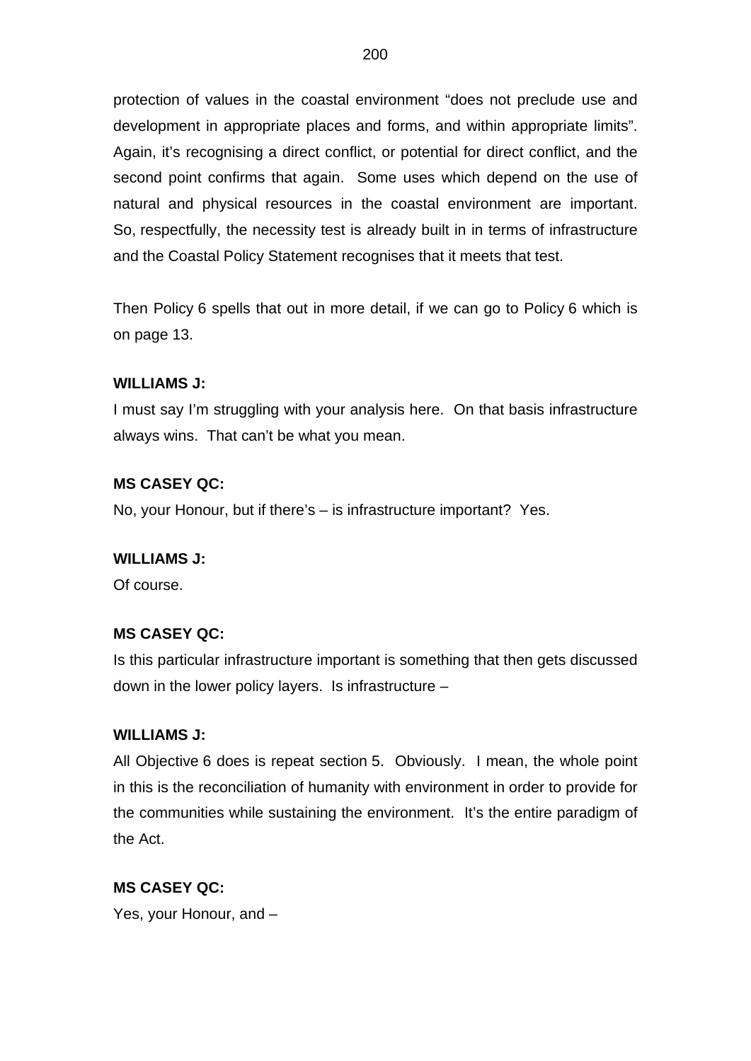protection of values in the coastal environment “does not preclude use and development in appropriate places and forms, and within appropriate limits”. Again, it’s recognising a direct conflict, or potential for direct conflict, and the second point confirms that again. Some uses which depend on the use of natural and physical resources in the coastal environment are important. So, respectfully, the necessity test is already built in in terms of infrastructure and the Coastal Policy Statement recognises that it meets that test.

Then Policy 6 spells that out in more detail, if we can go to Policy 6 which is on page 13.

**WILLIAMS J:**

I must say I’m struggling with your analysis here. On that basis infrastructure always wins. That can’t be what you mean.

**MS CASEY QC:**

No, your Honour, but if there’s – is infrastructure important? Yes.

**WILLIAMS J:**

Of course.

**MS CASEY QC:**

Is this particular infrastructure important is something that then gets discussed down in the lower policy layers. Is infrastructure –

**WILLIAMS J:**

All Objective 6 does is repeat section 5. Obviously. I mean, the whole point in this is the reconciliation of humanity with environment in order to provide for the communities while sustaining the environment. It’s the entire paradigm of the Act.

**MS CASEY QC:**

Yes, your Honour, and –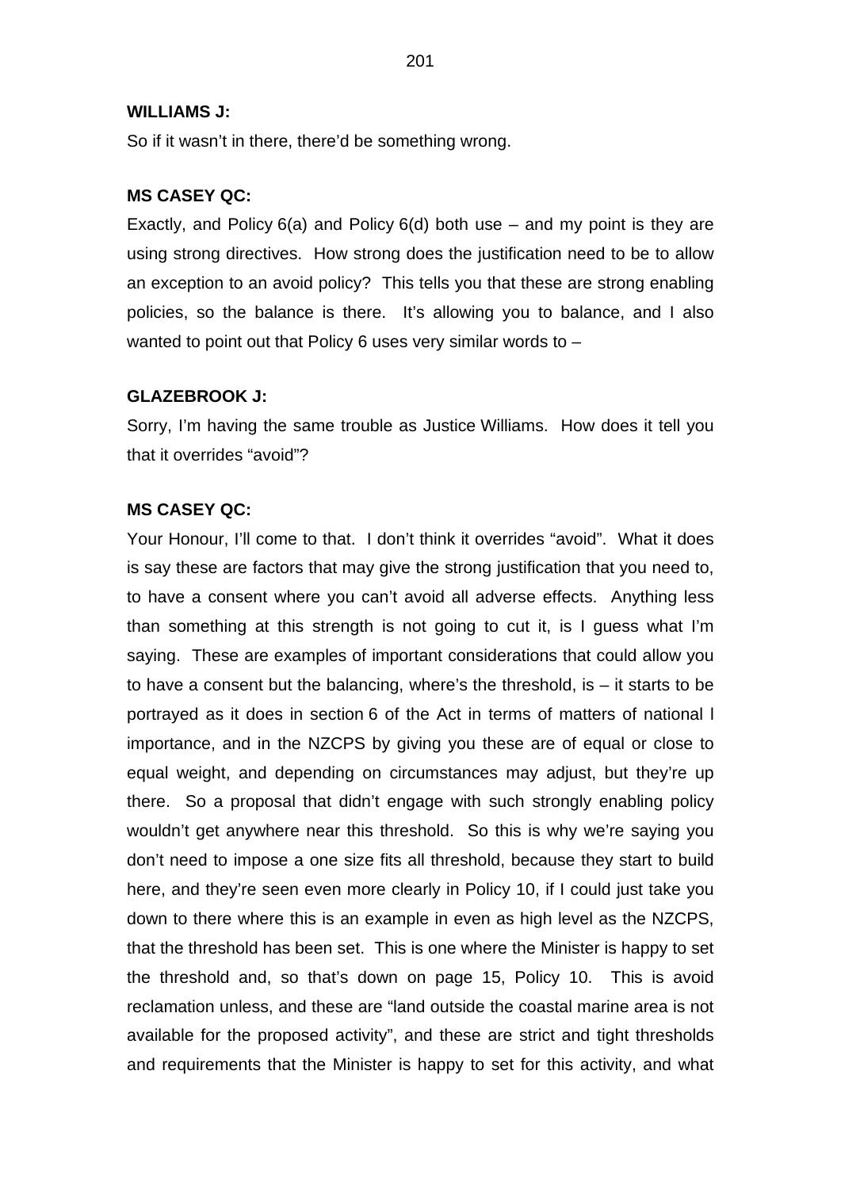**WILLIAMS J:**

So if it wasn't in there, there'd be something wrong.

**MS CASEY QC:**

Exactly, and Policy 6(a) and Policy 6(d) both use – and my point is they are using strong directives. How strong does the justification need to be to allow an exception to an avoid policy? This tells you that these are strong enabling policies, so the balance is there. It's allowing you to balance, and I also wanted to point out that Policy 6 uses very similar words to –

**GLAZEBROOK J:**

Sorry, I'm having the same trouble as Justice Williams. How does it tell you that it overrides "avoid"?

**MS CASEY QC:**

Your Honour, I'll come to that. I don't think it overrides "avoid". What it does is say these are factors that may give the strong justification that you need to, to have a consent where you can't avoid all adverse effects. Anything less than something at this strength is not going to cut it, is I guess what I'm saying. These are examples of important considerations that could allow you to have a consent but the balancing, where's the threshold, is – it starts to be portrayed as it does in section 6 of the Act in terms of matters of national l importance, and in the NZCPS by giving you these are of equal or close to equal weight, and depending on circumstances may adjust, but they're up there. So a proposal that didn't engage with such strongly enabling policy wouldn't get anywhere near this threshold. So this is why we're saying you don't need to impose a one size fits all threshold, because they start to build here, and they're seen even more clearly in Policy 10, if I could just take you down to there where this is an example in even as high level as the NZCPS, that the threshold has been set. This is one where the Minister is happy to set the threshold and, so that's down on page 15, Policy 10. This is avoid reclamation unless, and these are "land outside the coastal marine area is not available for the proposed activity", and these are strict and tight thresholds and requirements that the Minister is happy to set for this activity, and what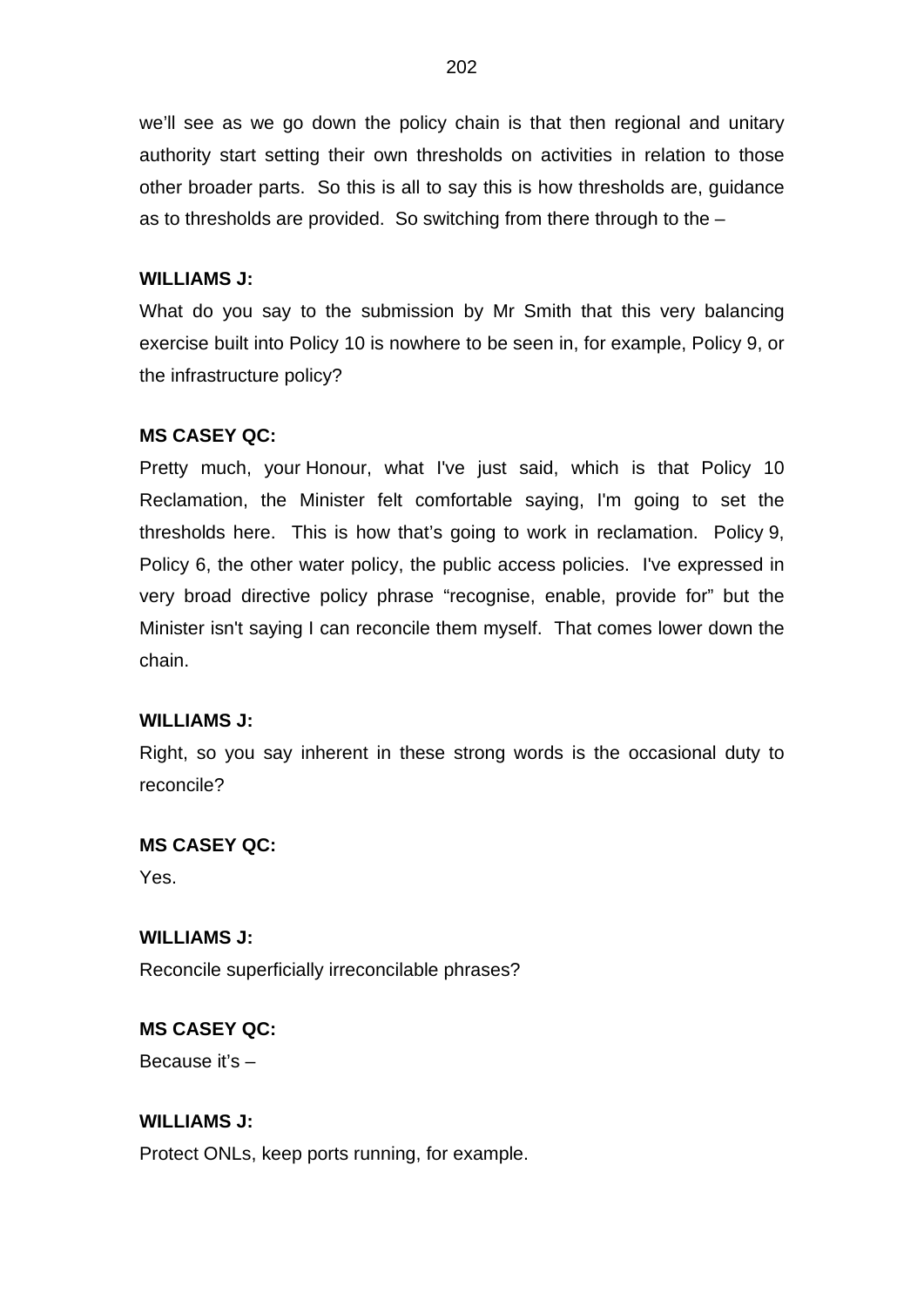we'll see as we go down the policy chain is that then regional and unitary authority start setting their own thresholds on activities in relation to those other broader parts. So this is all to say this is how thresholds are, guidance as to thresholds are provided. So switching from there through to the –

**WILLIAMS J:**

What do you say to the submission by Mr Smith that this very balancing exercise built into Policy 10 is nowhere to be seen in, for example, Policy 9, or the infrastructure policy?

**MS CASEY QC:**

Pretty much, your Honour, what I've just said, which is that Policy 10 Reclamation, the Minister felt comfortable saying, I'm going to set the thresholds here. This is how that's going to work in reclamation. Policy 9, Policy 6, the other water policy, the public access policies. I've expressed in very broad directive policy phrase "recognise, enable, provide for" but the Minister isn't saying I can reconcile them myself. That comes lower down the chain.

**WILLIAMS J:**

Right, so you say inherent in these strong words is the occasional duty to reconcile?

**MS CASEY QC:**

Yes.

**WILLIAMS J:**

Reconcile superficially irreconcilable phrases?

**MS CASEY QC:**

Because it's –

**WILLIAMS J:**

Protect ONLs, keep ports running, for example.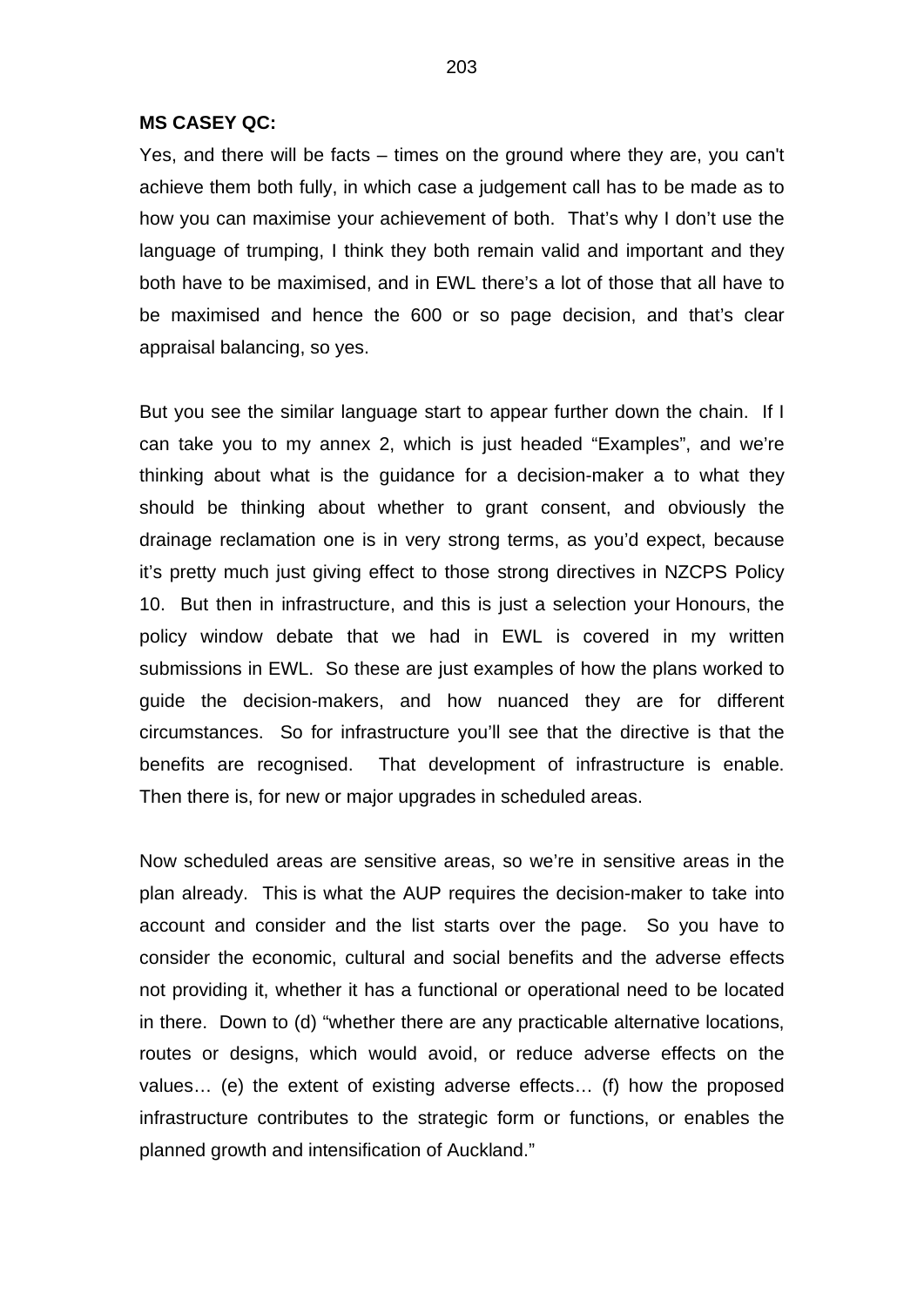**MS CASEY QC:**

Yes, and there will be facts – times on the ground where they are, you can't achieve them both fully, in which case a judgement call has to be made as to how you can maximise your achievement of both. That's why I don't use the language of trumping, I think they both remain valid and important and they both have to be maximised, and in EWL there's a lot of those that all have to be maximised and hence the 600 or so page decision, and that's clear appraisal balancing, so yes.

But you see the similar language start to appear further down the chain. If I can take you to my annex 2, which is just headed "Examples", and we're thinking about what is the guidance for a decision-maker a to what they should be thinking about whether to grant consent, and obviously the drainage reclamation one is in very strong terms, as you'd expect, because it's pretty much just giving effect to those strong directives in NZCPS Policy 10. But then in infrastructure, and this is just a selection your Honours, the policy window debate that we had in EWL is covered in my written submissions in EWL. So these are just examples of how the plans worked to guide the decision-makers, and how nuanced they are for different circumstances. So for infrastructure you'll see that the directive is that the benefits are recognised. That development of infrastructure is enable. Then there is, for new or major upgrades in scheduled areas.

Now scheduled areas are sensitive areas, so we're in sensitive areas in the plan already. This is what the AUP requires the decision-maker to take into account and consider and the list starts over the page. So you have to consider the economic, cultural and social benefits and the adverse effects not providing it, whether it has a functional or operational need to be located in there. Down to (d) "whether there are any practicable alternative locations, routes or designs, which would avoid, or reduce adverse effects on the values… (e) the extent of existing adverse effects… (f) how the proposed infrastructure contributes to the strategic form or functions, or enables the planned growth and intensification of Auckland."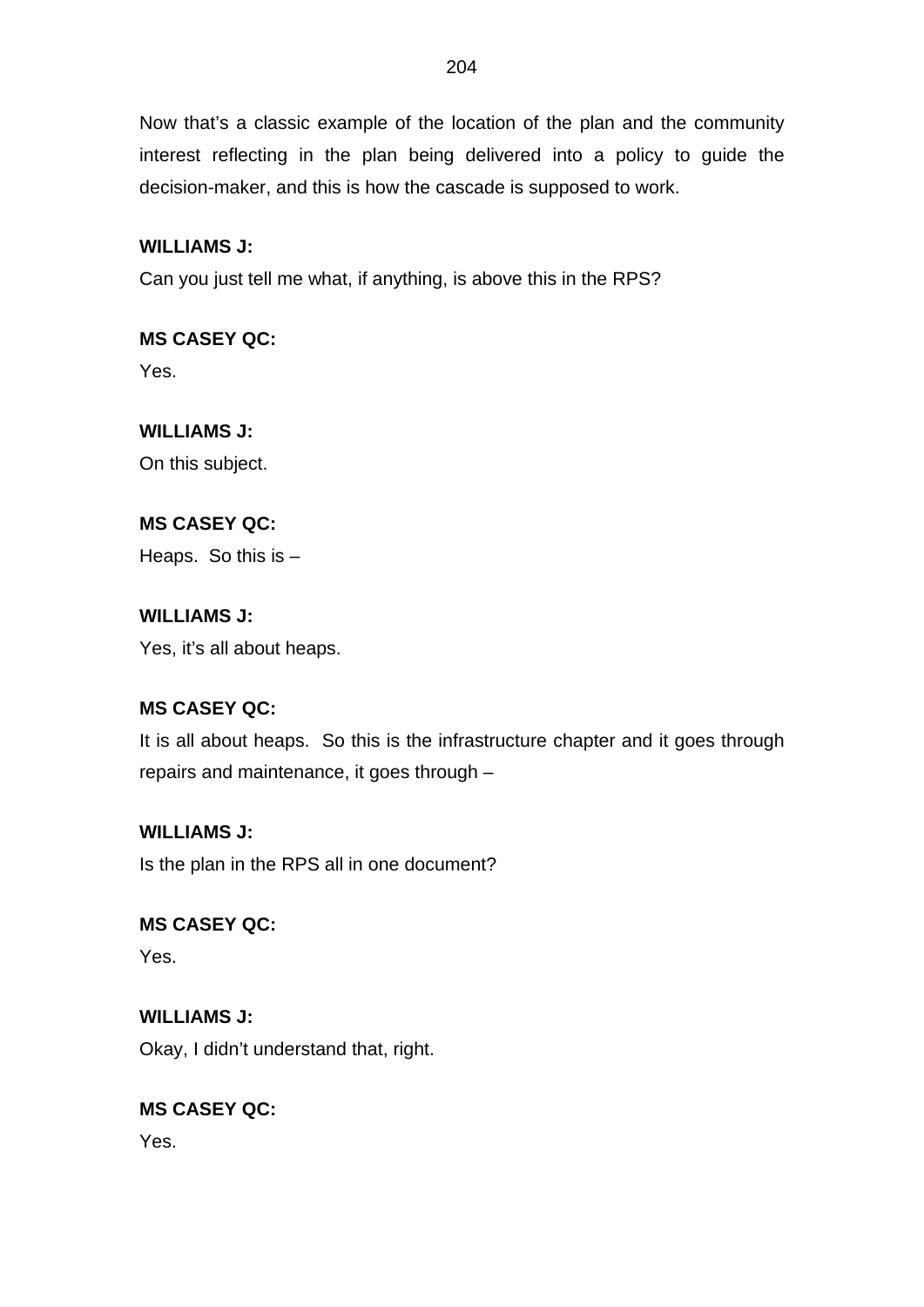Now that's a classic example of the location of the plan and the community interest reflecting in the plan being delivered into a policy to guide the decision-maker, and this is how the cascade is supposed to work.

**WILLIAMS J:**

Can you just tell me what, if anything, is above this in the RPS?

**MS CASEY QC:**

Yes.

**WILLIAMS J:**

On this subject.

**MS CASEY QC:**

Heaps. So this is –

**WILLIAMS J:**

Yes, it's all about heaps.

**MS CASEY QC:**

It is all about heaps. So this is the infrastructure chapter and it goes through repairs and maintenance, it goes through –

**WILLIAMS J:**

Is the plan in the RPS all in one document?

**MS CASEY QC:**

Yes.

**WILLIAMS J:**

Okay, I didn't understand that, right.

**MS CASEY QC:**

Yes.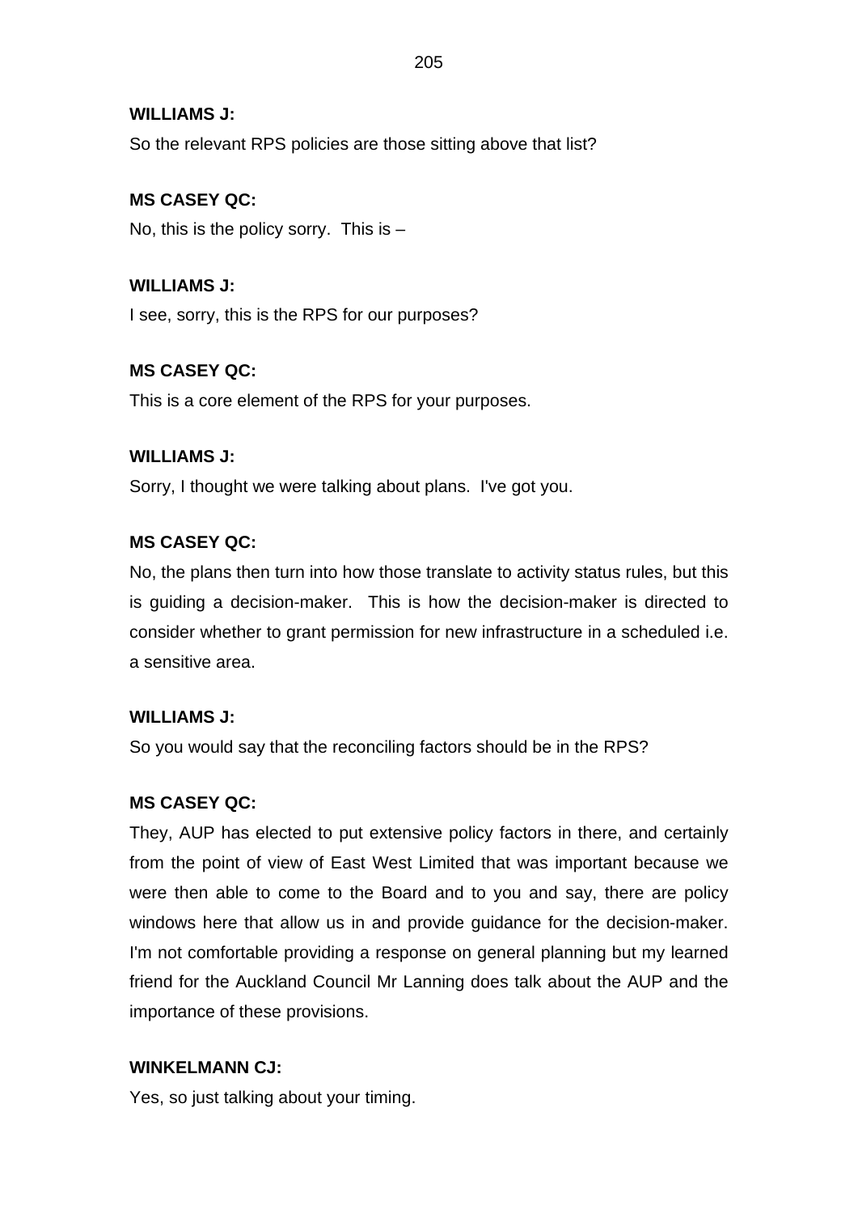**WILLIAMS J:**

So the relevant RPS policies are those sitting above that list?

**MS CASEY QC:**

No, this is the policy sorry.  This is –

**WILLIAMS J:**

I see, sorry, this is the RPS for our purposes?

**MS CASEY QC:**

This is a core element of the RPS for your purposes.

**WILLIAMS J:**

Sorry, I thought we were talking about plans.  I've got you.

**MS CASEY QC:**

No, the plans then turn into how those translate to activity status rules, but this is guiding a decision-maker.  This is how the decision-maker is directed to consider whether to grant permission for new infrastructure in a scheduled i.e. a sensitive area.

**WILLIAMS J:**

So you would say that the reconciling factors should be in the RPS?

**MS CASEY QC:**

They, AUP has elected to put extensive policy factors in there, and certainly from the point of view of East West Limited that was important because we were then able to come to the Board and to you and say, there are policy windows here that allow us in and provide guidance for the decision-maker. I'm not comfortable providing a response on general planning but my learned friend for the Auckland Council Mr Lanning does talk about the AUP and the importance of these provisions.

**WINKELMANN CJ:**

Yes, so just talking about your timing.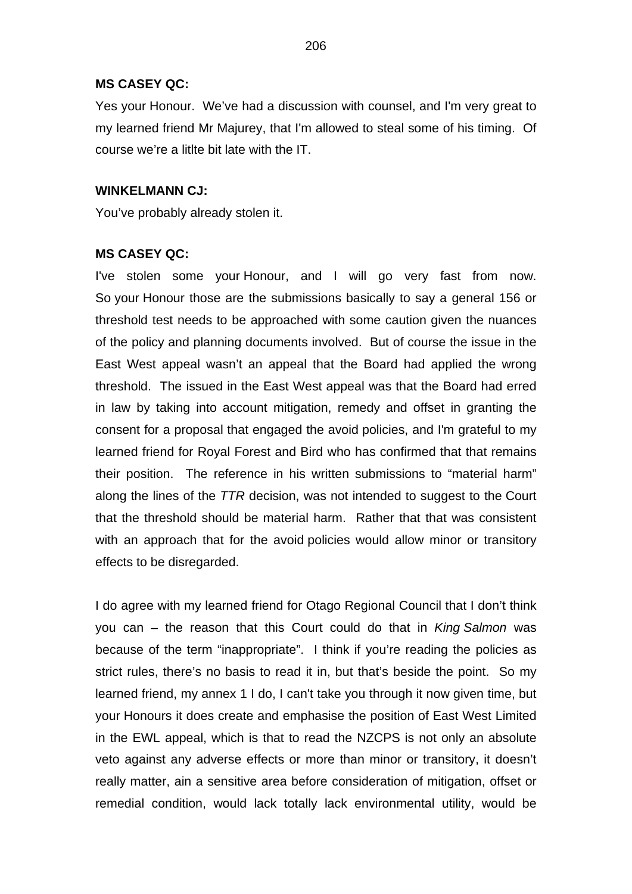**MS CASEY QC:**

Yes your Honour. We've had a discussion with counsel, and I'm very great to my learned friend Mr Majurey, that I'm allowed to steal some of his timing. Of course we're a litlte bit late with the IT.

**WINKELMANN CJ:**

You've probably already stolen it.

**MS CASEY QC:**

I've stolen some your Honour, and I will go very fast from now. So your Honour those are the submissions basically to say a general 156 or threshold test needs to be approached with some caution given the nuances of the policy and planning documents involved. But of course the issue in the East West appeal wasn't an appeal that the Board had applied the wrong threshold. The issued in the East West appeal was that the Board had erred in law by taking into account mitigation, remedy and offset in granting the consent for a proposal that engaged the avoid policies, and I'm grateful to my learned friend for Royal Forest and Bird who has confirmed that that remains their position. The reference in his written submissions to "material harm" along the lines of the *TTR* decision, was not intended to suggest to the Court that the threshold should be material harm. Rather that that was consistent with an approach that for the avoid policies would allow minor or transitory effects to be disregarded.

I do agree with my learned friend for Otago Regional Council that I don't think you can – the reason that this Court could do that in *King Salmon* was because of the term "inappropriate". I think if you're reading the policies as strict rules, there's no basis to read it in, but that's beside the point. So my learned friend, my annex 1 I do, I can't take you through it now given time, but your Honours it does create and emphasise the position of East West Limited in the EWL appeal, which is that to read the NZCPS is not only an absolute veto against any adverse effects or more than minor or transitory, it doesn't really matter, ain a sensitive area before consideration of mitigation, offset or remedial condition, would lack totally lack environmental utility, would be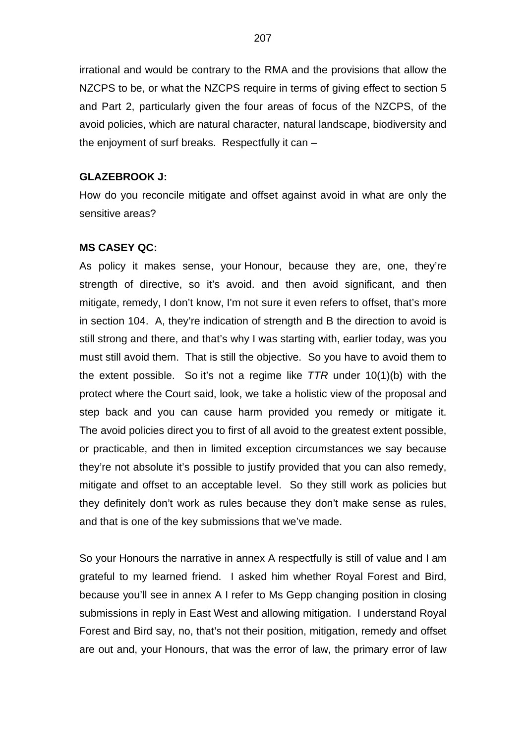irrational and would be contrary to the RMA and the provisions that allow the NZCPS to be, or what the NZCPS require in terms of giving effect to section 5 and Part 2, particularly given the four areas of focus of the NZCPS, of the avoid policies, which are natural character, natural landscape, biodiversity and the enjoyment of surf breaks. Respectfully it can –

**GLAZEBROOK J:**

How do you reconcile mitigate and offset against avoid in what are only the sensitive areas?

**MS CASEY QC:**

As policy it makes sense, your Honour, because they are, one, they're strength of directive, so it's avoid. and then avoid significant, and then mitigate, remedy, I don't know, I'm not sure it even refers to offset, that's more in section 104. A, they're indication of strength and B the direction to avoid is still strong and there, and that's why I was starting with, earlier today, was you must still avoid them. That is still the objective. So you have to avoid them to the extent possible. So it's not a regime like *TTR* under 10(1)(b) with the protect where the Court said, look, we take a holistic view of the proposal and step back and you can cause harm provided you remedy or mitigate it. The avoid policies direct you to first of all avoid to the greatest extent possible, or practicable, and then in limited exception circumstances we say because they're not absolute it's possible to justify provided that you can also remedy, mitigate and offset to an acceptable level. So they still work as policies but they definitely don't work as rules because they don't make sense as rules, and that is one of the key submissions that we've made.

So your Honours the narrative in annex A respectfully is still of value and I am grateful to my learned friend. I asked him whether Royal Forest and Bird, because you'll see in annex A I refer to Ms Gepp changing position in closing submissions in reply in East West and allowing mitigation. I understand Royal Forest and Bird say, no, that's not their position, mitigation, remedy and offset are out and, your Honours, that was the error of law, the primary error of law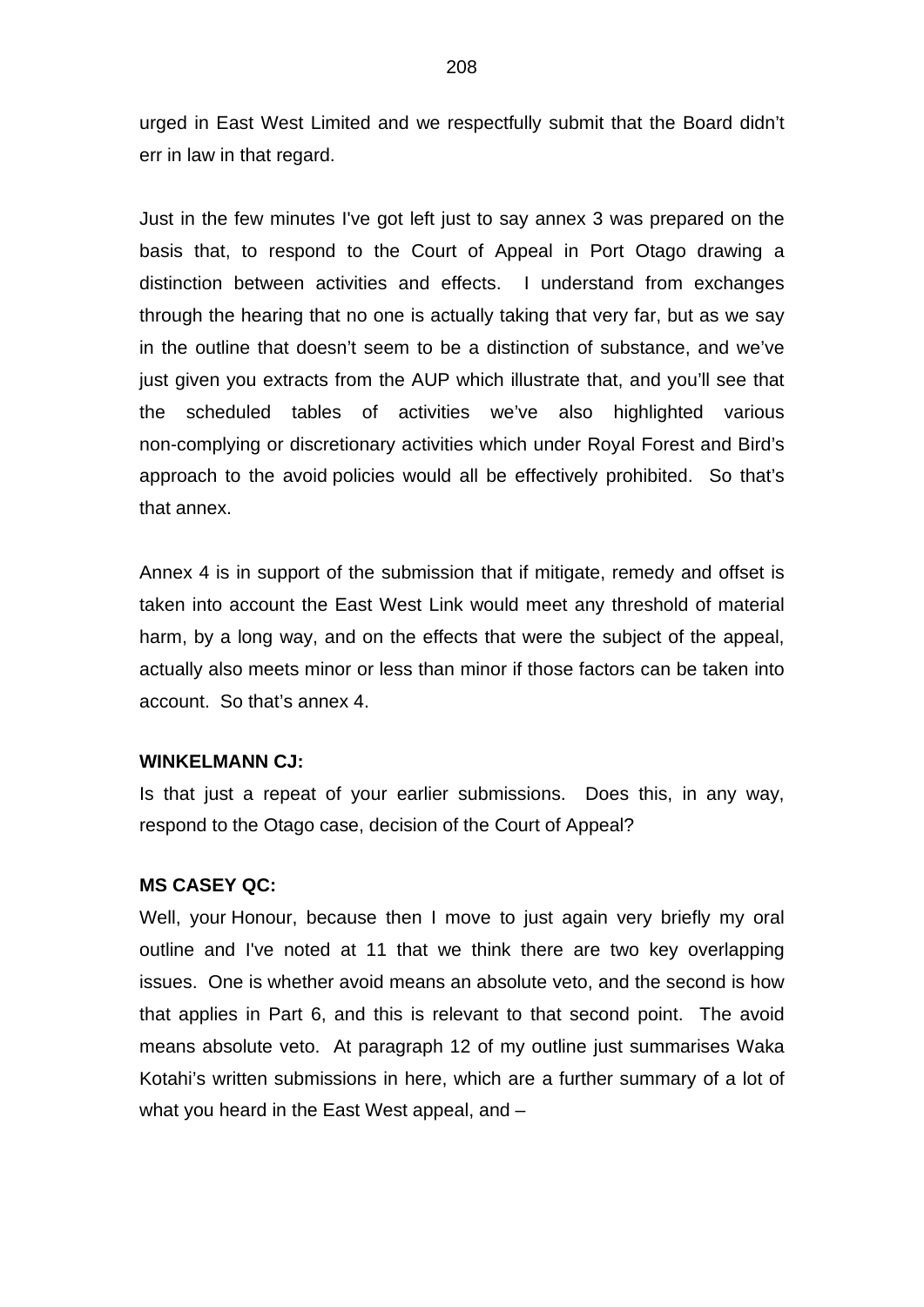urged in East West Limited and we respectfully submit that the Board didn't err in law in that regard.

Just in the few minutes I've got left just to say annex 3 was prepared on the basis that, to respond to the Court of Appeal in Port Otago drawing a distinction between activities and effects. I understand from exchanges through the hearing that no one is actually taking that very far, but as we say in the outline that doesn't seem to be a distinction of substance, and we've just given you extracts from the AUP which illustrate that, and you'll see that the scheduled tables of activities we've also highlighted various non-complying or discretionary activities which under Royal Forest and Bird's approach to the avoid policies would all be effectively prohibited. So that's that annex.

Annex 4 is in support of the submission that if mitigate, remedy and offset is taken into account the East West Link would meet any threshold of material harm, by a long way, and on the effects that were the subject of the appeal, actually also meets minor or less than minor if those factors can be taken into account. So that's annex 4.

**WINKELMANN CJ:**

Is that just a repeat of your earlier submissions. Does this, in any way, respond to the Otago case, decision of the Court of Appeal?

**MS CASEY QC:**

Well, your Honour, because then I move to just again very briefly my oral outline and I've noted at 11 that we think there are two key overlapping issues. One is whether avoid means an absolute veto, and the second is how that applies in Part 6, and this is relevant to that second point. The avoid means absolute veto. At paragraph 12 of my outline just summarises Waka Kotahi's written submissions in here, which are a further summary of a lot of what you heard in the East West appeal, and –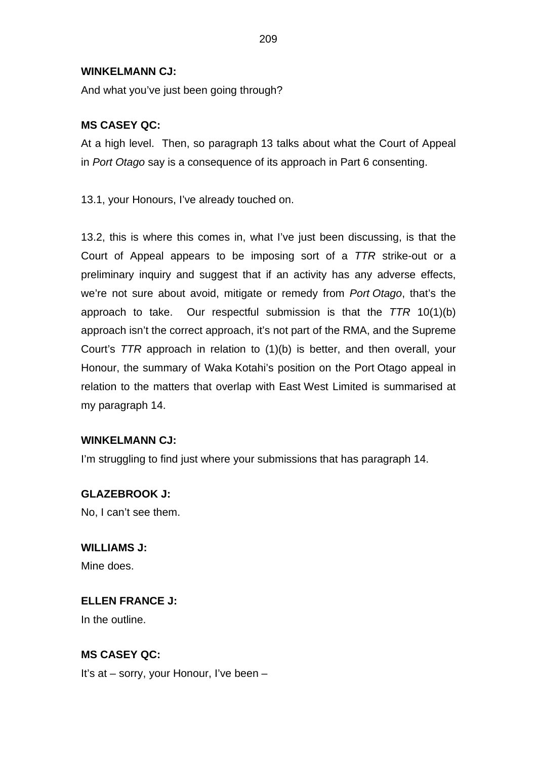**WINKELMANN CJ:**

And what you've just been going through?

**MS CASEY QC:**

At a high level. Then, so paragraph 13 talks about what the Court of Appeal in *Port Otago* say is a consequence of its approach in Part 6 consenting.

13.1, your Honours, I've already touched on.

13.2, this is where this comes in, what I've just been discussing, is that the Court of Appeal appears to be imposing sort of a *TTR* strike-out or a preliminary inquiry and suggest that if an activity has any adverse effects, we're not sure about avoid, mitigate or remedy from *Port Otago*, that's the approach to take. Our respectful submission is that the *TTR* 10(1)(b) approach isn't the correct approach, it's not part of the RMA, and the Supreme Court's *TTR* approach in relation to (1)(b) is better, and then overall, your Honour, the summary of Waka Kotahi's position on the Port Otago appeal in relation to the matters that overlap with East West Limited is summarised at my paragraph 14.

**WINKELMANN CJ:**

I'm struggling to find just where your submissions that has paragraph 14.

**GLAZEBROOK J:**

No, I can't see them.

**WILLIAMS J:**

Mine does.

**ELLEN FRANCE J:**

In the outline.

**MS CASEY QC:**

It's at – sorry, your Honour, I've been –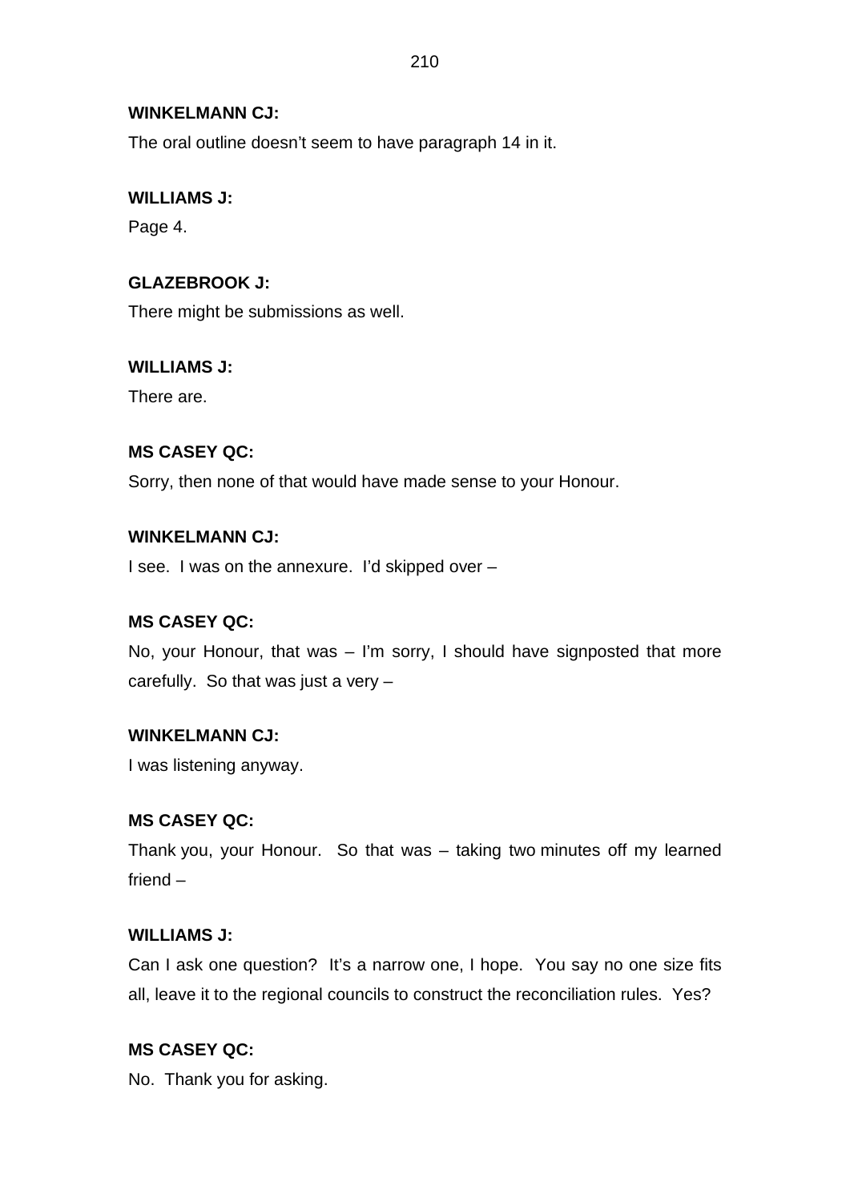**WINKELMANN CJ:**

The oral outline doesn't seem to have paragraph 14 in it.

**WILLIAMS J:**

Page 4.

**GLAZEBROOK J:**

There might be submissions as well.

**WILLIAMS J:**

There are.

**MS CASEY QC:**

Sorry, then none of that would have made sense to your Honour.

**WINKELMANN CJ:**

I see. I was on the annexure. I'd skipped over –

**MS CASEY QC:**

No, your Honour, that was – I'm sorry, I should have signposted that more carefully. So that was just a very –

**WINKELMANN CJ:**

I was listening anyway.

**MS CASEY QC:**

Thank you, your Honour. So that was – taking two minutes off my learned friend –

**WILLIAMS J:**

Can I ask one question? It's a narrow one, I hope. You say no one size fits all, leave it to the regional councils to construct the reconciliation rules. Yes?

**MS CASEY QC:**

No. Thank you for asking.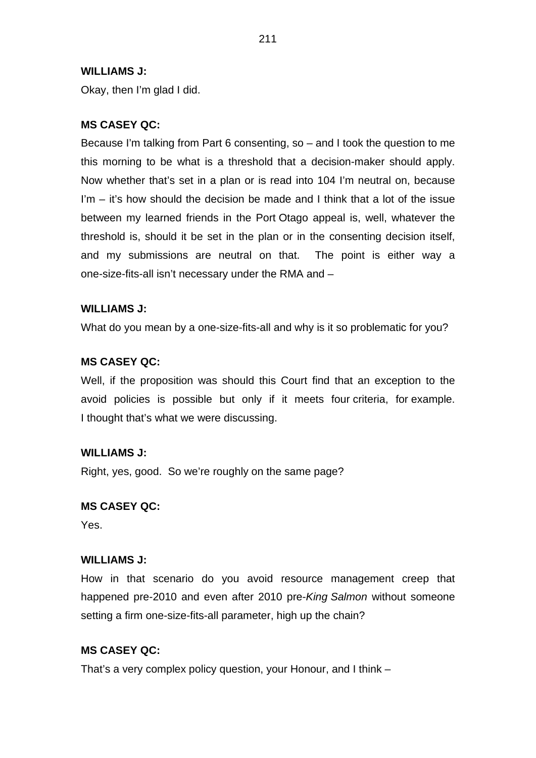**WILLIAMS J:**

Okay, then I'm glad I did.

**MS CASEY QC:**

Because I'm talking from Part 6 consenting, so – and I took the question to me this morning to be what is a threshold that a decision-maker should apply. Now whether that's set in a plan or is read into 104 I'm neutral on, because I'm – it's how should the decision be made and I think that a lot of the issue between my learned friends in the Port Otago appeal is, well, whatever the threshold is, should it be set in the plan or in the consenting decision itself, and my submissions are neutral on that. The point is either way a one-size-fits-all isn't necessary under the RMA and –

**WILLIAMS J:**

What do you mean by a one-size-fits-all and why is it so problematic for you?

**MS CASEY QC:**

Well, if the proposition was should this Court find that an exception to the avoid policies is possible but only if it meets four criteria, for example. I thought that's what we were discussing.

**WILLIAMS J:**

Right, yes, good. So we're roughly on the same page?

**MS CASEY QC:**

Yes.

**WILLIAMS J:**

How in that scenario do you avoid resource management creep that happened pre-2010 and even after 2010 pre-*King Salmon* without someone setting a firm one-size-fits-all parameter, high up the chain?

**MS CASEY QC:**

That's a very complex policy question, your Honour, and I think –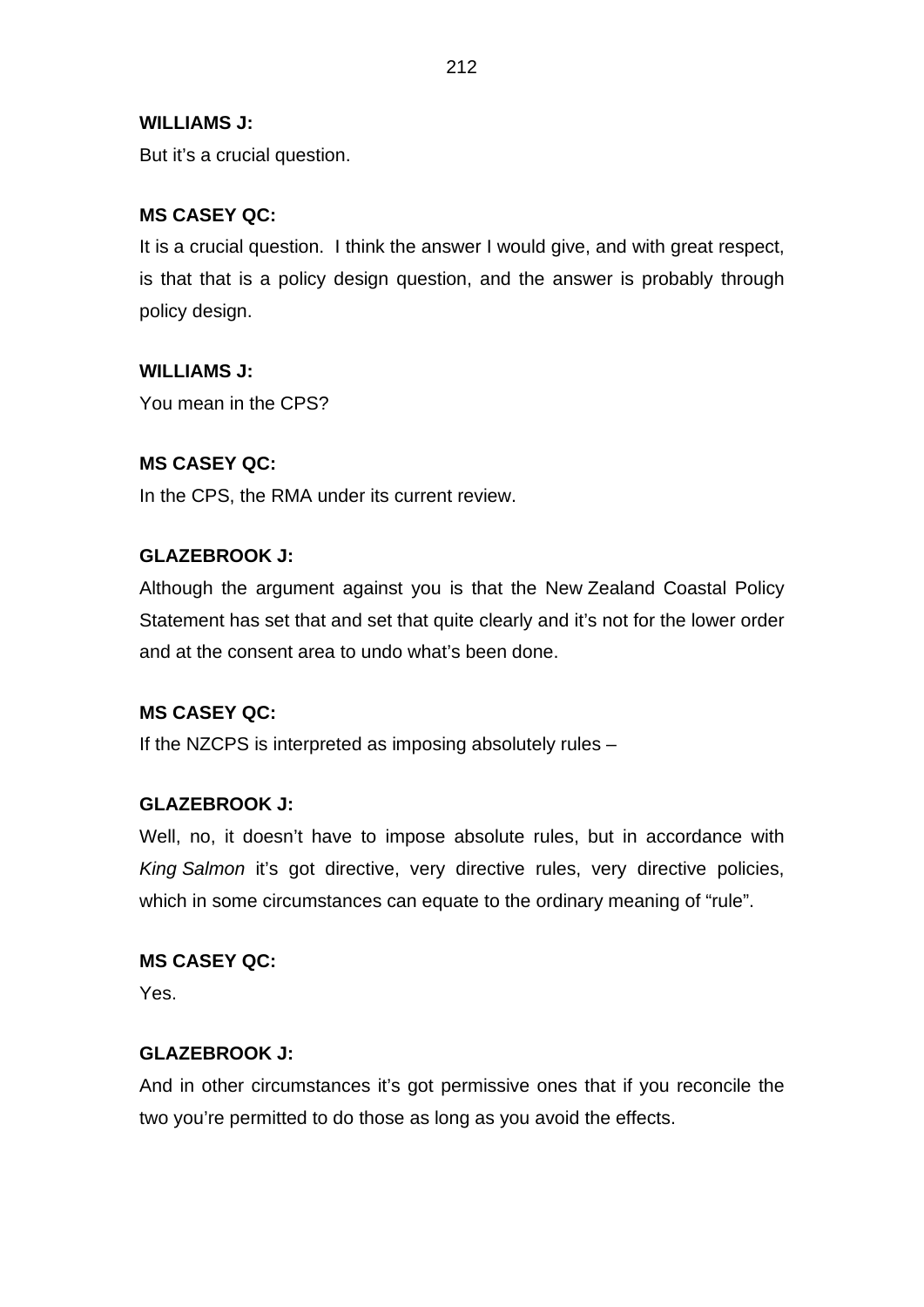**WILLIAMS J:**

But it's a crucial question.

**MS CASEY QC:**

It is a crucial question. I think the answer I would give, and with great respect, is that that is a policy design question, and the answer is probably through policy design.

**WILLIAMS J:**

You mean in the CPS?

**MS CASEY QC:**

In the CPS, the RMA under its current review.

**GLAZEBROOK J:**

Although the argument against you is that the New Zealand Coastal Policy Statement has set that and set that quite clearly and it's not for the lower order and at the consent area to undo what's been done.

**MS CASEY QC:**

If the NZCPS is interpreted as imposing absolutely rules –

**GLAZEBROOK J:**

Well, no, it doesn't have to impose absolute rules, but in accordance with *King Salmon* it's got directive, very directive rules, very directive policies, which in some circumstances can equate to the ordinary meaning of "rule".

**MS CASEY QC:**

Yes.

**GLAZEBROOK J:**

And in other circumstances it's got permissive ones that if you reconcile the two you're permitted to do those as long as you avoid the effects.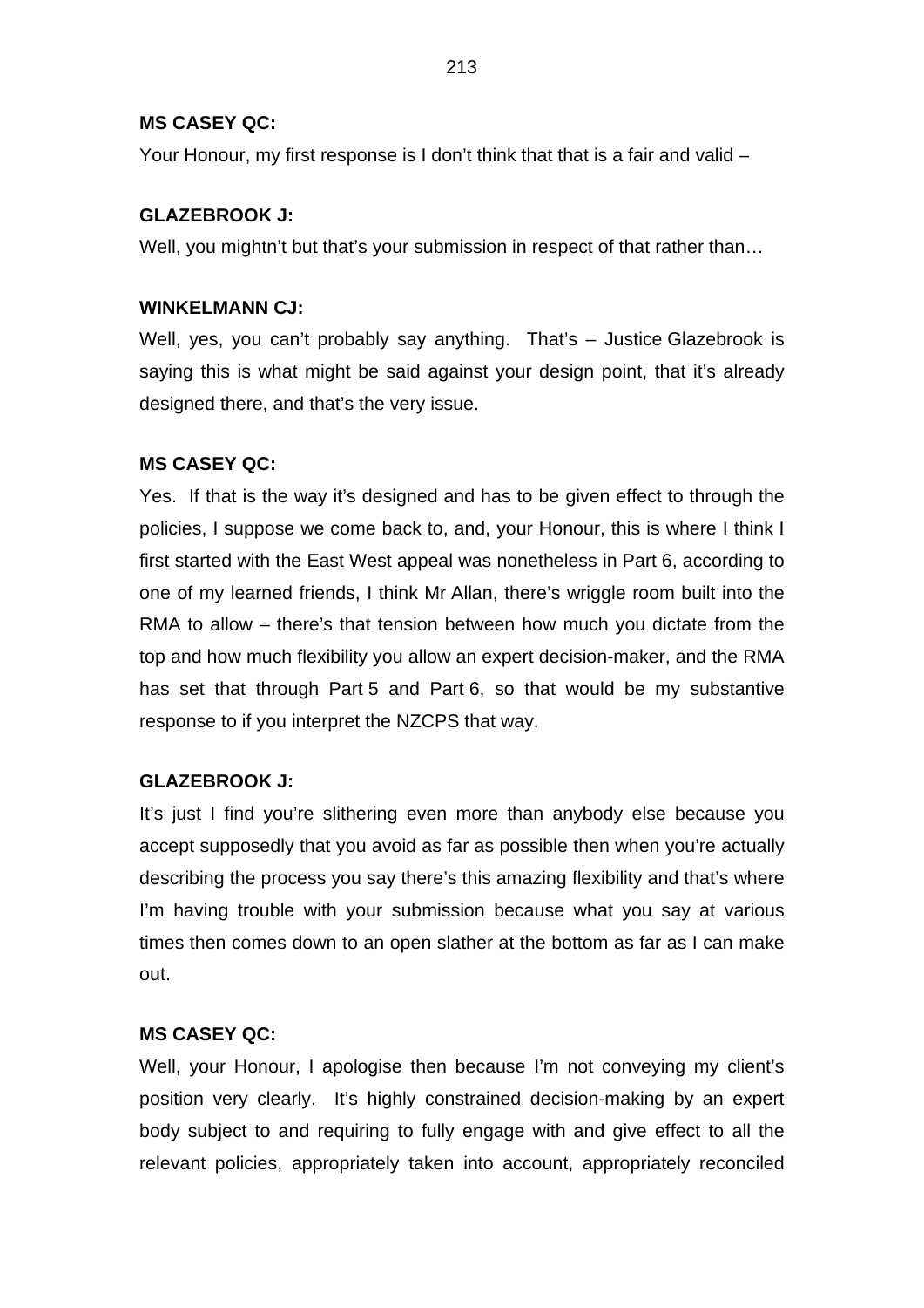**MS CASEY QC:**

Your Honour, my first response is I don't think that that is a fair and valid –

**GLAZEBROOK J:**

Well, you mightn't but that's your submission in respect of that rather than…

**WINKELMANN CJ:**

Well, yes, you can't probably say anything. That's – Justice Glazebrook is saying this is what might be said against your design point, that it's already designed there, and that's the very issue.

**MS CASEY QC:**

Yes. If that is the way it's designed and has to be given effect to through the policies, I suppose we come back to, and, your Honour, this is where I think I first started with the East West appeal was nonetheless in Part 6, according to one of my learned friends, I think Mr Allan, there's wriggle room built into the RMA to allow – there's that tension between how much you dictate from the top and how much flexibility you allow an expert decision-maker, and the RMA has set that through Part 5 and Part 6, so that would be my substantive response to if you interpret the NZCPS that way.

**GLAZEBROOK J:**

It's just I find you're slithering even more than anybody else because you accept supposedly that you avoid as far as possible then when you're actually describing the process you say there's this amazing flexibility and that's where I'm having trouble with your submission because what you say at various times then comes down to an open slather at the bottom as far as I can make out.

**MS CASEY QC:**

Well, your Honour, I apologise then because I'm not conveying my client's position very clearly. It's highly constrained decision-making by an expert body subject to and requiring to fully engage with and give effect to all the relevant policies, appropriately taken into account, appropriately reconciled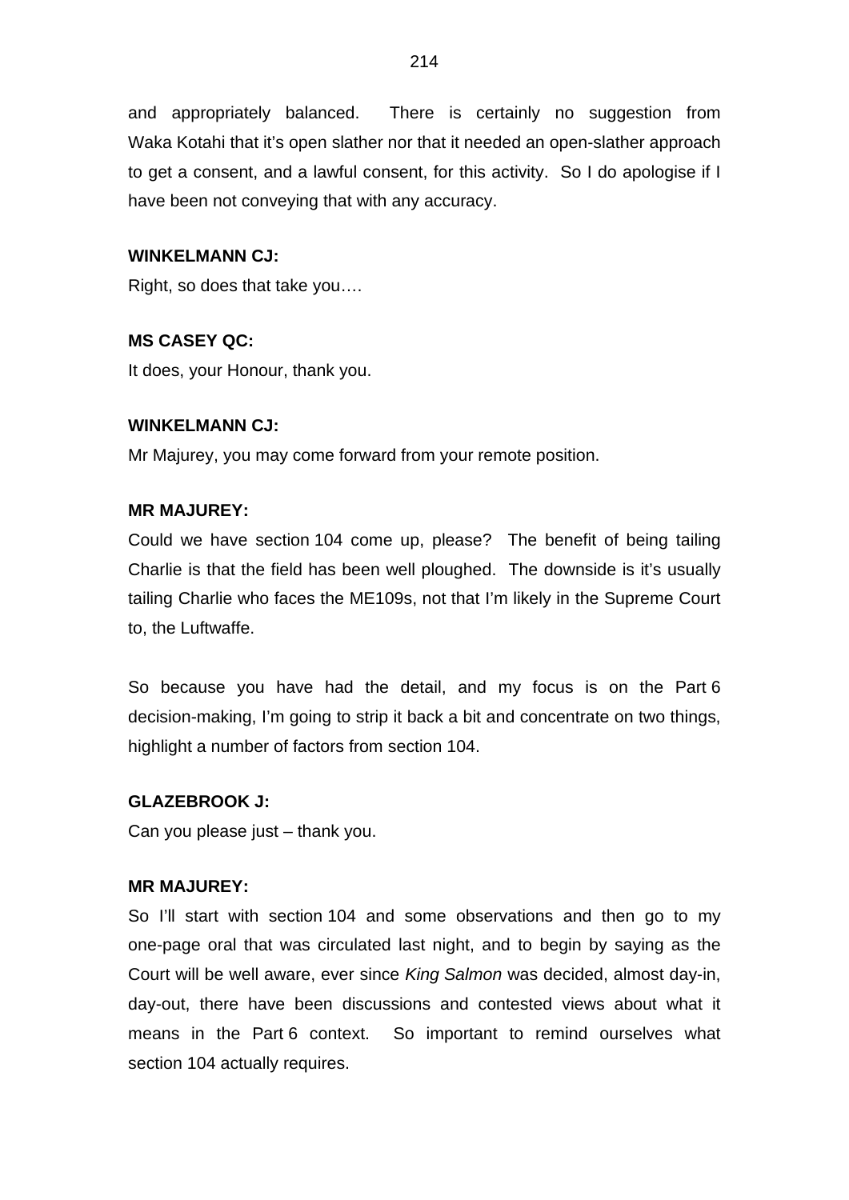and appropriately balanced. There is certainly no suggestion from Waka Kotahi that it's open slather nor that it needed an open-slather approach to get a consent, and a lawful consent, for this activity. So I do apologise if I have been not conveying that with any accuracy.

**WINKELMANN CJ:**

Right, so does that take you….

**MS CASEY QC:**

It does, your Honour, thank you.

**WINKELMANN CJ:**

Mr Majurey, you may come forward from your remote position.

**MR MAJUREY:**

Could we have section 104 come up, please? The benefit of being tailing Charlie is that the field has been well ploughed. The downside is it's usually tailing Charlie who faces the ME109s, not that I'm likely in the Supreme Court to, the Luftwaffe.

So because you have had the detail, and my focus is on the Part 6 decision-making, I'm going to strip it back a bit and concentrate on two things, highlight a number of factors from section 104.

**GLAZEBROOK J:**

Can you please just – thank you.

**MR MAJUREY:**

So I'll start with section 104 and some observations and then go to my one-page oral that was circulated last night, and to begin by saying as the Court will be well aware, ever since *King Salmon* was decided, almost day-in, day-out, there have been discussions and contested views about what it means in the Part 6 context. So important to remind ourselves what section 104 actually requires.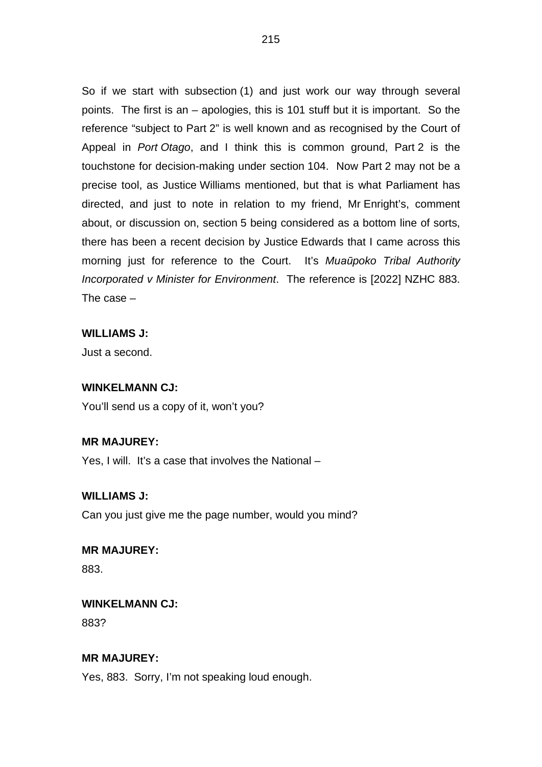So if we start with subsection (1) and just work our way through several points. The first is an – apologies, this is 101 stuff but it is important. So the reference "subject to Part 2" is well known and as recognised by the Court of Appeal in *Port Otago*, and I think this is common ground, Part 2 is the touchstone for decision-making under section 104. Now Part 2 may not be a precise tool, as Justice Williams mentioned, but that is what Parliament has directed, and just to note in relation to my friend, Mr Enright's, comment about, or discussion on, section 5 being considered as a bottom line of sorts, there has been a recent decision by Justice Edwards that I came across this morning just for reference to the Court. It's *Muaūpoko Tribal Authority Incorporated v Minister for Environment*. The reference is [2022] NZHC 883. The case –

**WILLIAMS J:**

Just a second.

**WINKELMANN CJ:**

You'll send us a copy of it, won't you?

**MR MAJUREY:**

Yes, I will. It's a case that involves the National –

**WILLIAMS J:**

Can you just give me the page number, would you mind?

**MR MAJUREY:**

883.

**WINKELMANN CJ:**

883?

**MR MAJUREY:**

Yes, 883. Sorry, I'm not speaking loud enough.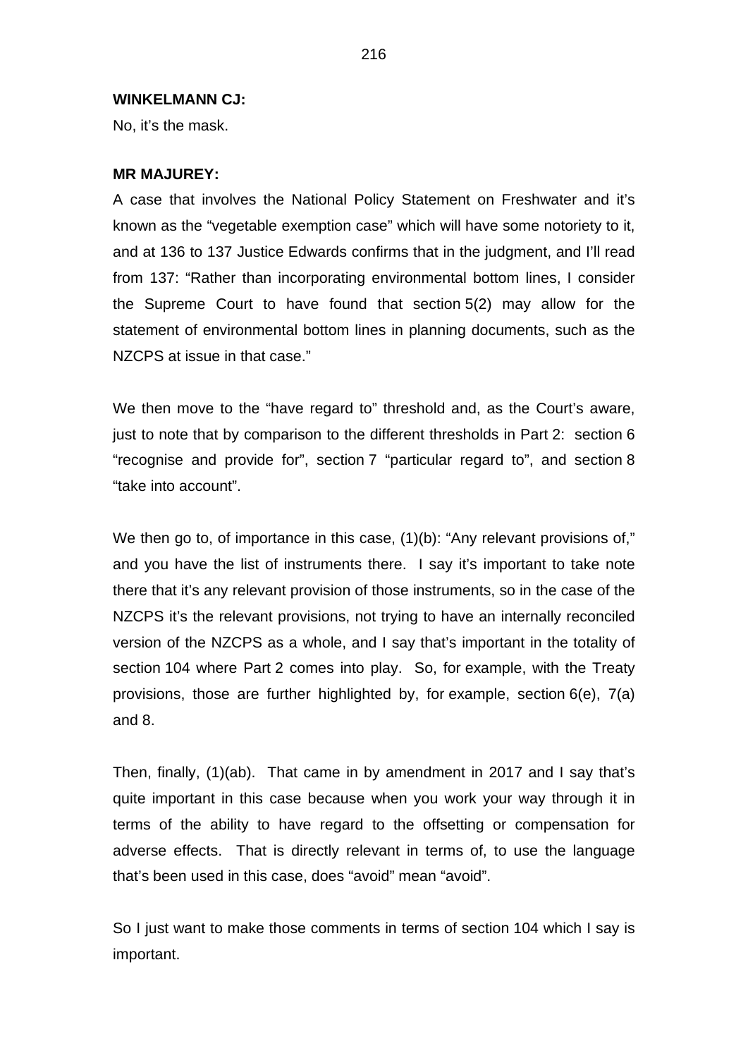**WINKELMANN CJ:**

No, it's the mask.

**MR MAJUREY:**

A case that involves the National Policy Statement on Freshwater and it's known as the "vegetable exemption case" which will have some notoriety to it, and at 136 to 137 Justice Edwards confirms that in the judgment, and I'll read from 137: "Rather than incorporating environmental bottom lines, I consider the Supreme Court to have found that section 5(2) may allow for the statement of environmental bottom lines in planning documents, such as the NZCPS at issue in that case."

We then move to the "have regard to" threshold and, as the Court's aware, just to note that by comparison to the different thresholds in Part 2: section 6 "recognise and provide for", section 7 "particular regard to", and section 8 "take into account".

We then go to, of importance in this case, (1)(b): "Any relevant provisions of," and you have the list of instruments there. I say it's important to take note there that it's any relevant provision of those instruments, so in the case of the NZCPS it's the relevant provisions, not trying to have an internally reconciled version of the NZCPS as a whole, and I say that's important in the totality of section 104 where Part 2 comes into play. So, for example, with the Treaty provisions, those are further highlighted by, for example, section 6(e), 7(a) and 8.

Then, finally, (1)(ab). That came in by amendment in 2017 and I say that's quite important in this case because when you work your way through it in terms of the ability to have regard to the offsetting or compensation for adverse effects. That is directly relevant in terms of, to use the language that's been used in this case, does "avoid" mean "avoid".

So I just want to make those comments in terms of section 104 which I say is important.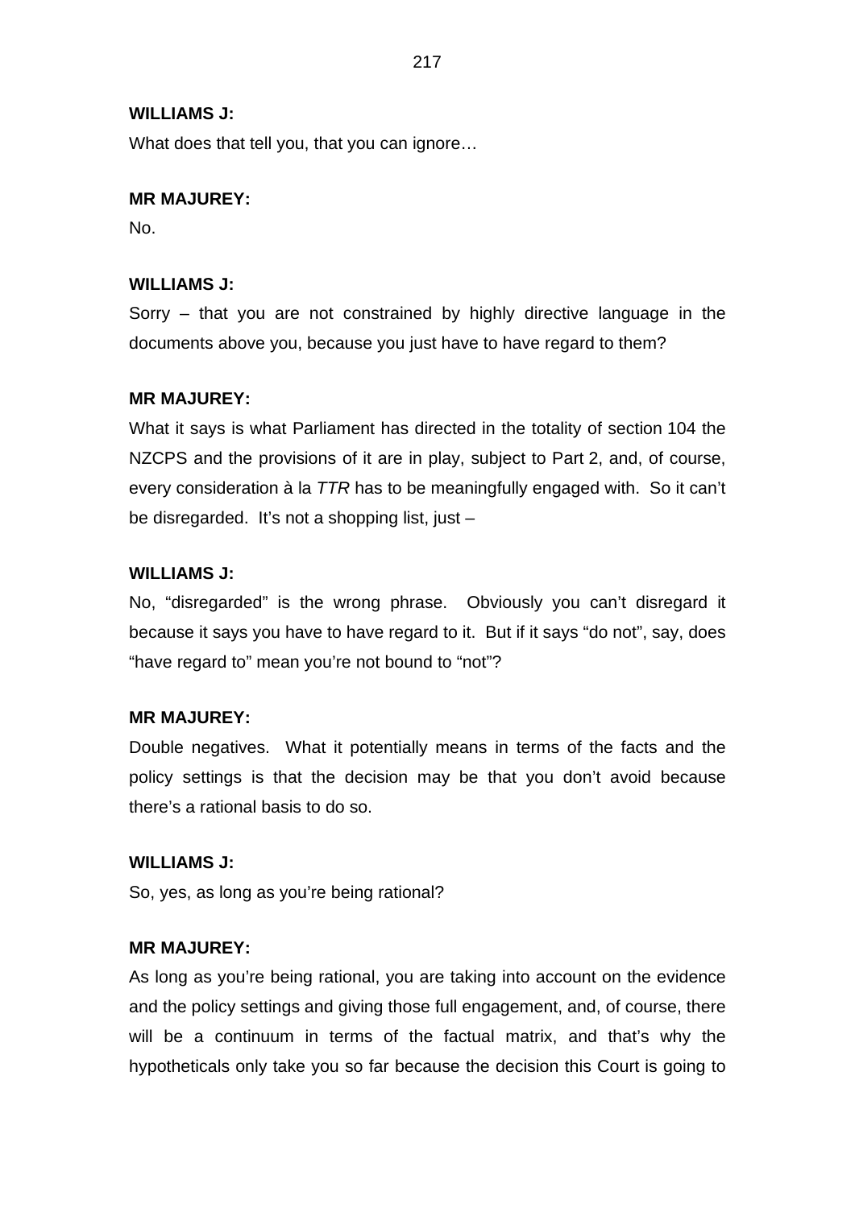**WILLIAMS J:**

What does that tell you, that you can ignore…

**MR MAJUREY:**

No.

**WILLIAMS J:**

Sorry – that you are not constrained by highly directive language in the documents above you, because you just have to have regard to them?

**MR MAJUREY:**

What it says is what Parliament has directed in the totality of section 104 the NZCPS and the provisions of it are in play, subject to Part 2, and, of course, every consideration à la *TTR* has to be meaningfully engaged with. So it can't be disregarded. It's not a shopping list, just –

**WILLIAMS J:**

No, "disregarded" is the wrong phrase. Obviously you can't disregard it because it says you have to have regard to it. But if it says "do not", say, does "have regard to" mean you're not bound to "not"?

**MR MAJUREY:**

Double negatives. What it potentially means in terms of the facts and the policy settings is that the decision may be that you don't avoid because there's a rational basis to do so.

**WILLIAMS J:**

So, yes, as long as you're being rational?

**MR MAJUREY:**

As long as you're being rational, you are taking into account on the evidence and the policy settings and giving those full engagement, and, of course, there will be a continuum in terms of the factual matrix, and that's why the hypotheticals only take you so far because the decision this Court is going to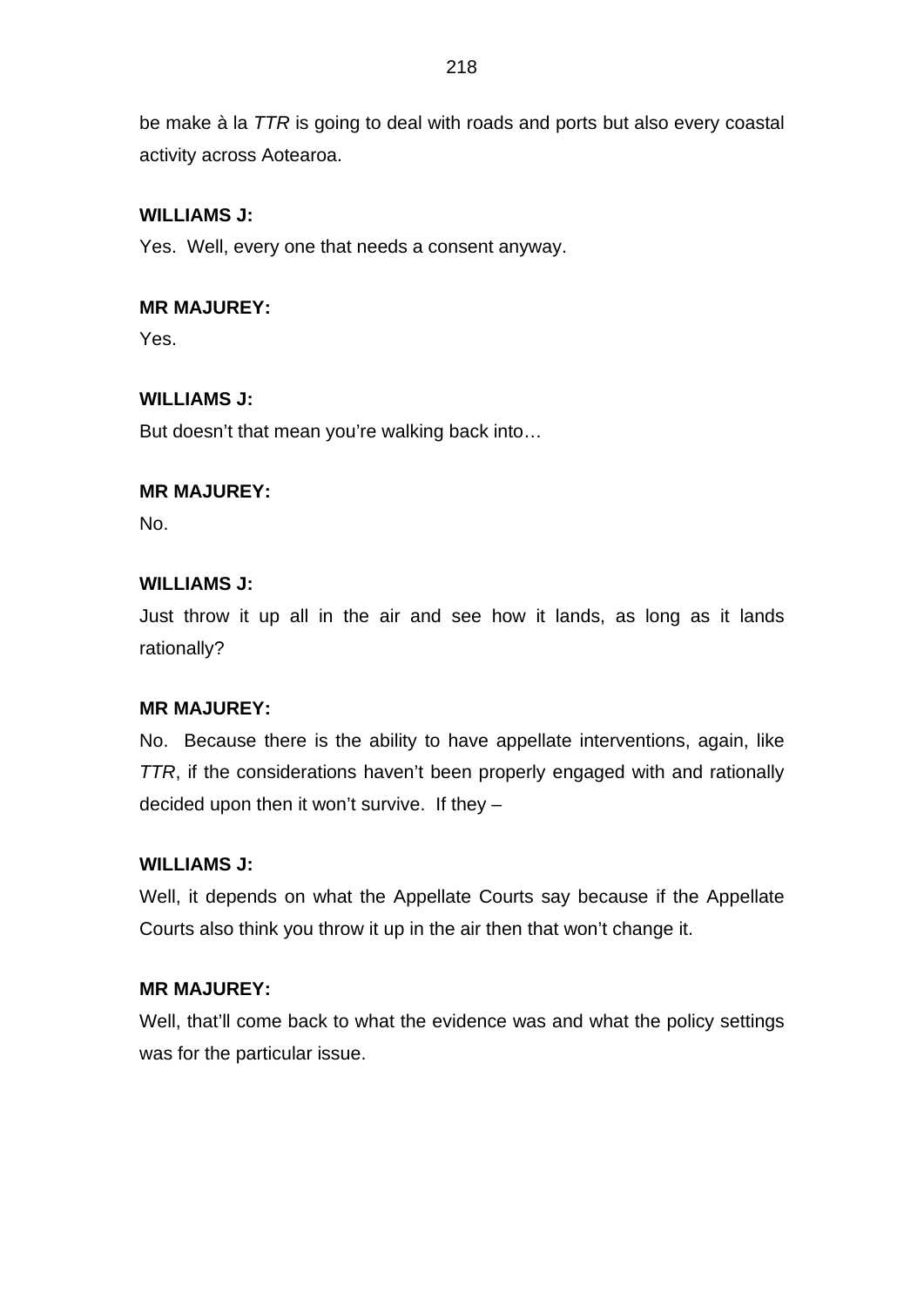be make à la *TTR* is going to deal with roads and ports but also every coastal activity across Aotearoa.

**WILLIAMS J:**
Yes. Well, every one that needs a consent anyway.

**MR MAJUREY:**
Yes.

**WILLIAMS J:**
But doesn't that mean you're walking back into…

**MR MAJUREY:**
No.

**WILLIAMS J:**
Just throw it up all in the air and see how it lands, as long as it lands rationally?

**MR MAJUREY:**
No. Because there is the ability to have appellate interventions, again, like *TTR*, if the considerations haven't been properly engaged with and rationally decided upon then it won't survive. If they –

**WILLIAMS J:**
Well, it depends on what the Appellate Courts say because if the Appellate Courts also think you throw it up in the air then that won't change it.

**MR MAJUREY:**
Well, that'll come back to what the evidence was and what the policy settings was for the particular issue.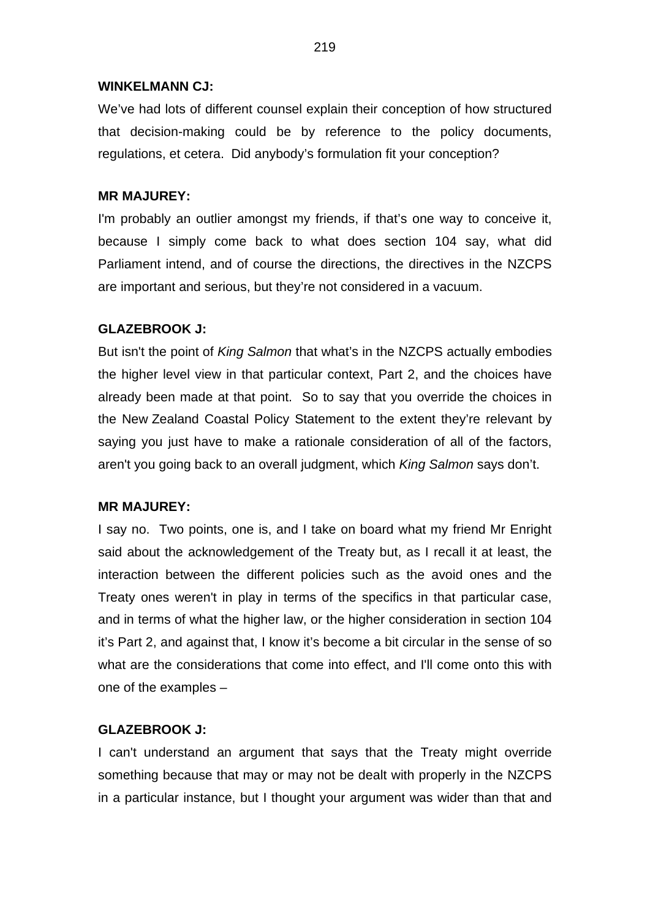**WINKELMANN CJ:**

We've had lots of different counsel explain their conception of how structured that decision-making could be by reference to the policy documents, regulations, et cetera. Did anybody's formulation fit your conception?

**MR MAJUREY:**

I'm probably an outlier amongst my friends, if that's one way to conceive it, because I simply come back to what does section 104 say, what did Parliament intend, and of course the directions, the directives in the NZCPS are important and serious, but they're not considered in a vacuum.

**GLAZEBROOK J:**

But isn't the point of *King Salmon* that what's in the NZCPS actually embodies the higher level view in that particular context, Part 2, and the choices have already been made at that point. So to say that you override the choices in the New Zealand Coastal Policy Statement to the extent they're relevant by saying you just have to make a rationale consideration of all of the factors, aren't you going back to an overall judgment, which *King Salmon* says don't.

**MR MAJUREY:**

I say no. Two points, one is, and I take on board what my friend Mr Enright said about the acknowledgement of the Treaty but, as I recall it at least, the interaction between the different policies such as the avoid ones and the Treaty ones weren't in play in terms of the specifics in that particular case, and in terms of what the higher law, or the higher consideration in section 104 it's Part 2, and against that, I know it's become a bit circular in the sense of so what are the considerations that come into effect, and I'll come onto this with one of the examples –

**GLAZEBROOK J:**

I can't understand an argument that says that the Treaty might override something because that may or may not be dealt with properly in the NZCPS in a particular instance, but I thought your argument was wider than that and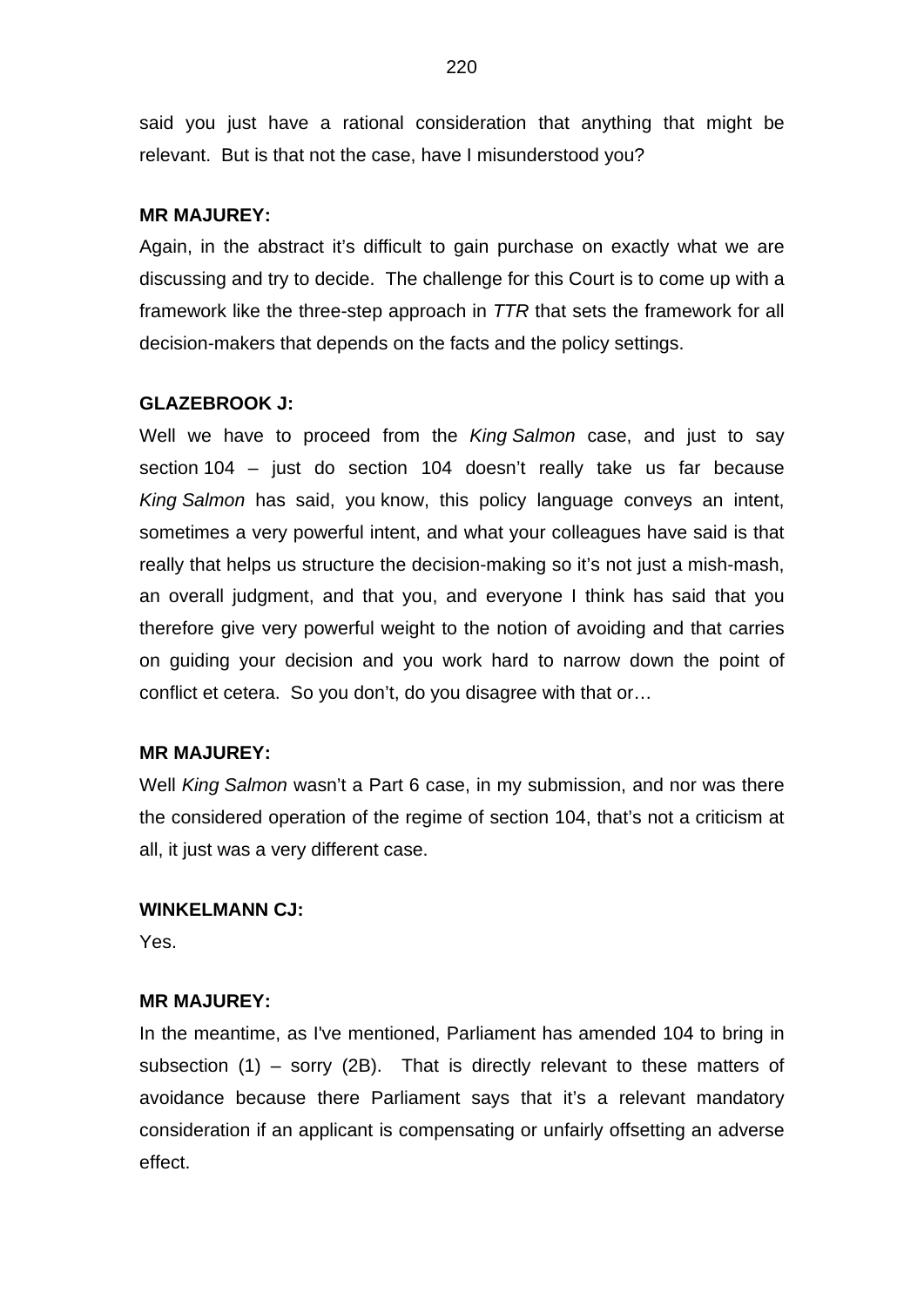said you just have a rational consideration that anything that might be relevant. But is that not the case, have I misunderstood you?

**MR MAJUREY:**

Again, in the abstract it's difficult to gain purchase on exactly what we are discussing and try to decide. The challenge for this Court is to come up with a framework like the three-step approach in *TTR* that sets the framework for all decision-makers that depends on the facts and the policy settings.

**GLAZEBROOK J:**

Well we have to proceed from the *King Salmon* case, and just to say section 104 – just do section 104 doesn't really take us far because *King Salmon* has said, you know, this policy language conveys an intent, sometimes a very powerful intent, and what your colleagues have said is that really that helps us structure the decision-making so it's not just a mish-mash, an overall judgment, and that you, and everyone I think has said that you therefore give very powerful weight to the notion of avoiding and that carries on guiding your decision and you work hard to narrow down the point of conflict et cetera. So you don't, do you disagree with that or…

**MR MAJUREY:**

Well *King Salmon* wasn't a Part 6 case, in my submission, and nor was there the considered operation of the regime of section 104, that's not a criticism at all, it just was a very different case.

**WINKELMANN CJ:**

Yes.

**MR MAJUREY:**

In the meantime, as I've mentioned, Parliament has amended 104 to bring in subsection (1) – sorry (2B). That is directly relevant to these matters of avoidance because there Parliament says that it's a relevant mandatory consideration if an applicant is compensating or unfairly offsetting an adverse effect.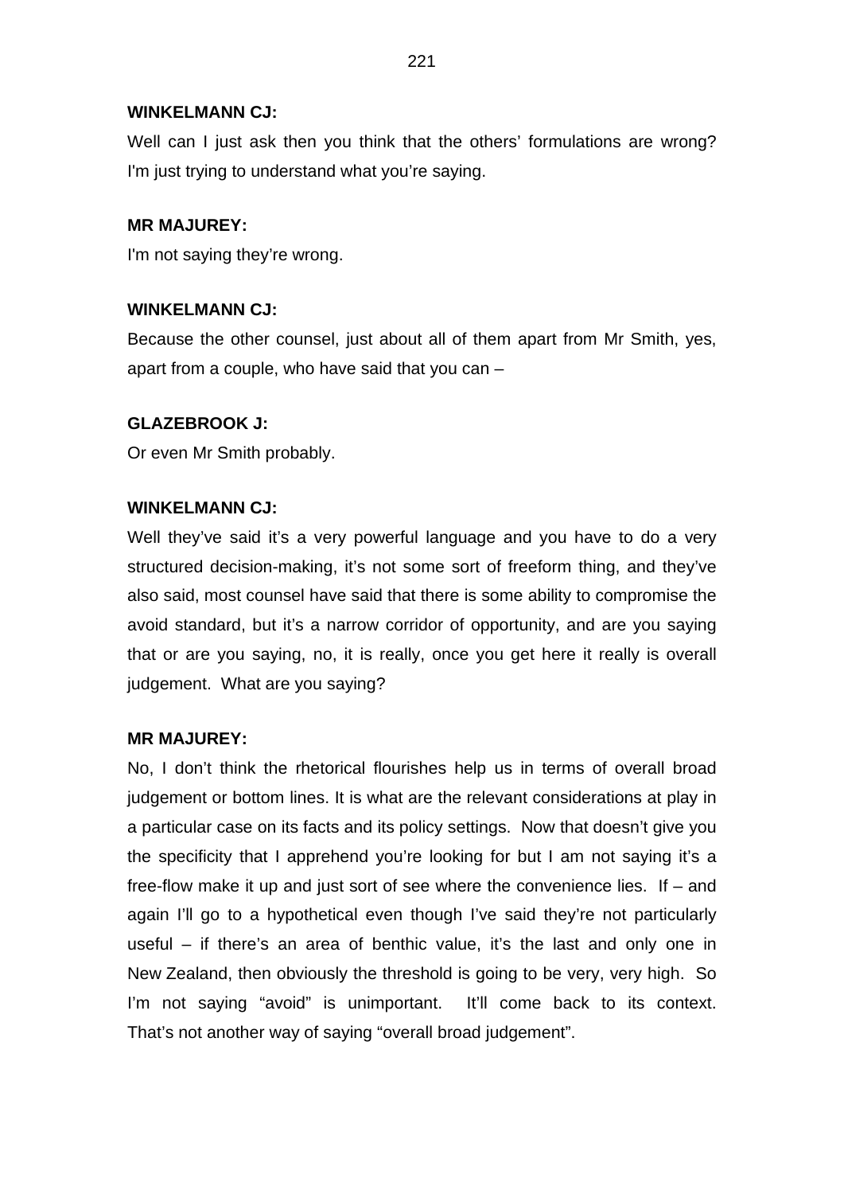**WINKELMANN CJ:**

Well can I just ask then you think that the others' formulations are wrong? I'm just trying to understand what you're saying.

**MR MAJUREY:**

I'm not saying they're wrong.

**WINKELMANN CJ:**

Because the other counsel, just about all of them apart from Mr Smith, yes, apart from a couple, who have said that you can –

**GLAZEBROOK J:**

Or even Mr Smith probably.

**WINKELMANN CJ:**

Well they've said it's a very powerful language and you have to do a very structured decision-making, it's not some sort of freeform thing, and they've also said, most counsel have said that there is some ability to compromise the avoid standard, but it's a narrow corridor of opportunity, and are you saying that or are you saying, no, it is really, once you get here it really is overall judgement. What are you saying?

**MR MAJUREY:**

No, I don't think the rhetorical flourishes help us in terms of overall broad judgement or bottom lines. It is what are the relevant considerations at play in a particular case on its facts and its policy settings. Now that doesn't give you the specificity that I apprehend you're looking for but I am not saying it's a free-flow make it up and just sort of see where the convenience lies. If – and again I'll go to a hypothetical even though I've said they're not particularly useful – if there's an area of benthic value, it's the last and only one in New Zealand, then obviously the threshold is going to be very, very high. So I'm not saying "avoid" is unimportant. It'll come back to its context. That's not another way of saying "overall broad judgement".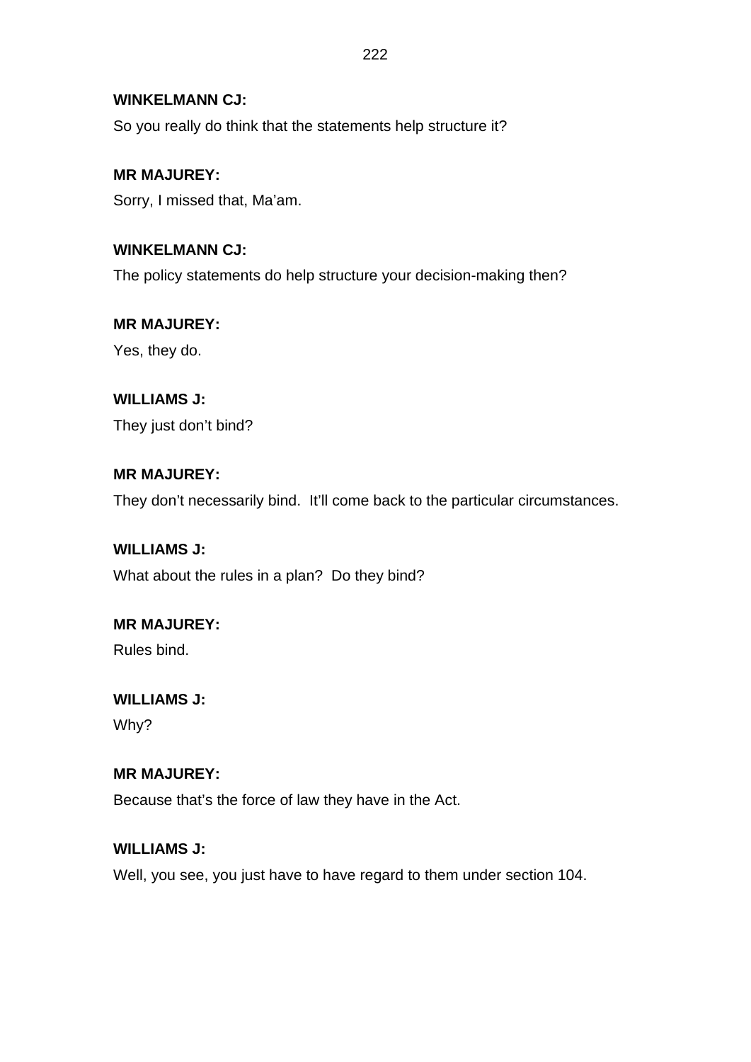**WINKELMANN CJ:**

So you really do think that the statements help structure it?

**MR MAJUREY:**

Sorry, I missed that, Ma'am.

**WINKELMANN CJ:**

The policy statements do help structure your decision-making then?

**MR MAJUREY:**

Yes, they do.

**WILLIAMS J:**

They just don't bind?

**MR MAJUREY:**

They don't necessarily bind. It'll come back to the particular circumstances.

**WILLIAMS J:**

What about the rules in a plan? Do they bind?

**MR MAJUREY:**

Rules bind.

**WILLIAMS J:**

Why?

**MR MAJUREY:**

Because that's the force of law they have in the Act.

**WILLIAMS J:**

Well, you see, you just have to have regard to them under section 104.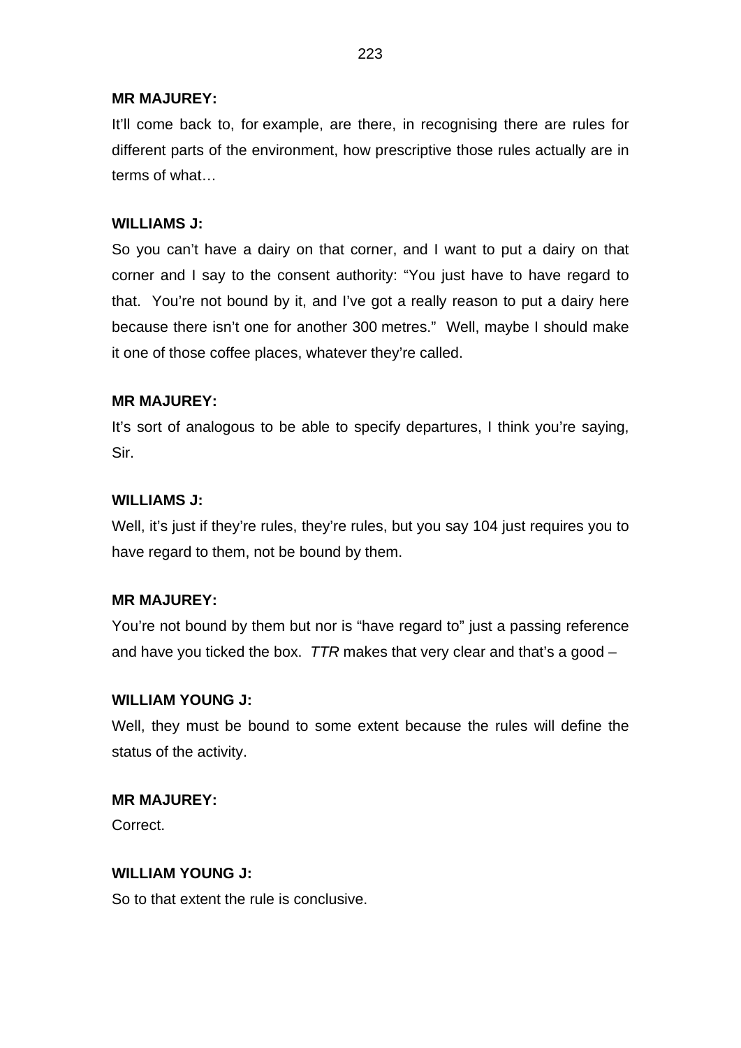**MR MAJUREY:**

It'll come back to, for example, are there, in recognising there are rules for different parts of the environment, how prescriptive those rules actually are in terms of what…

**WILLIAMS J:**

So you can't have a dairy on that corner, and I want to put a dairy on that corner and I say to the consent authority: "You just have to have regard to that. You're not bound by it, and I've got a really reason to put a dairy here because there isn't one for another 300 metres." Well, maybe I should make it one of those coffee places, whatever they're called.

**MR MAJUREY:**

It's sort of analogous to be able to specify departures, I think you're saying, Sir.

**WILLIAMS J:**

Well, it's just if they're rules, they're rules, but you say 104 just requires you to have regard to them, not be bound by them.

**MR MAJUREY:**

You're not bound by them but nor is "have regard to" just a passing reference and have you ticked the box. *TTR* makes that very clear and that's a good –

**WILLIAM YOUNG J:**

Well, they must be bound to some extent because the rules will define the status of the activity.

**MR MAJUREY:**

Correct.

**WILLIAM YOUNG J:**

So to that extent the rule is conclusive.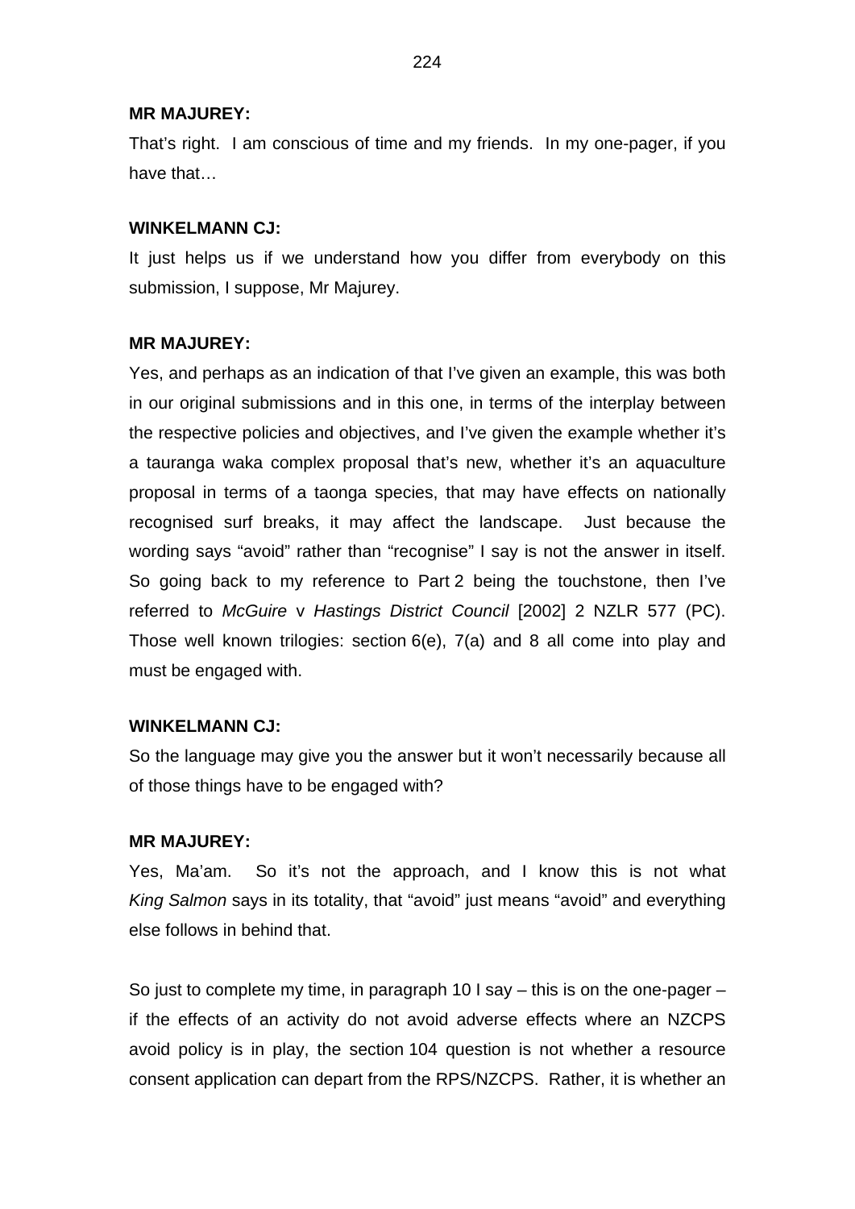**MR MAJUREY:**

That's right. I am conscious of time and my friends. In my one-pager, if you have that…

**WINKELMANN CJ:**

It just helps us if we understand how you differ from everybody on this submission, I suppose, Mr Majurey.

**MR MAJUREY:**

Yes, and perhaps as an indication of that I've given an example, this was both in our original submissions and in this one, in terms of the interplay between the respective policies and objectives, and I've given the example whether it's a tauranga waka complex proposal that's new, whether it's an aquaculture proposal in terms of a taonga species, that may have effects on nationally recognised surf breaks, it may affect the landscape. Just because the wording says "avoid" rather than "recognise" I say is not the answer in itself. So going back to my reference to Part 2 being the touchstone, then I've referred to *McGuire* v *Hastings District Council* [2002] 2 NZLR 577 (PC). Those well known trilogies: section 6(e), 7(a) and 8 all come into play and must be engaged with.

**WINKELMANN CJ:**

So the language may give you the answer but it won't necessarily because all of those things have to be engaged with?

**MR MAJUREY:**

Yes, Ma'am. So it's not the approach, and I know this is not what *King Salmon* says in its totality, that "avoid" just means "avoid" and everything else follows in behind that.

So just to complete my time, in paragraph 10 I say – this is on the one-pager – if the effects of an activity do not avoid adverse effects where an NZCPS avoid policy is in play, the section 104 question is not whether a resource consent application can depart from the RPS/NZCPS. Rather, it is whether an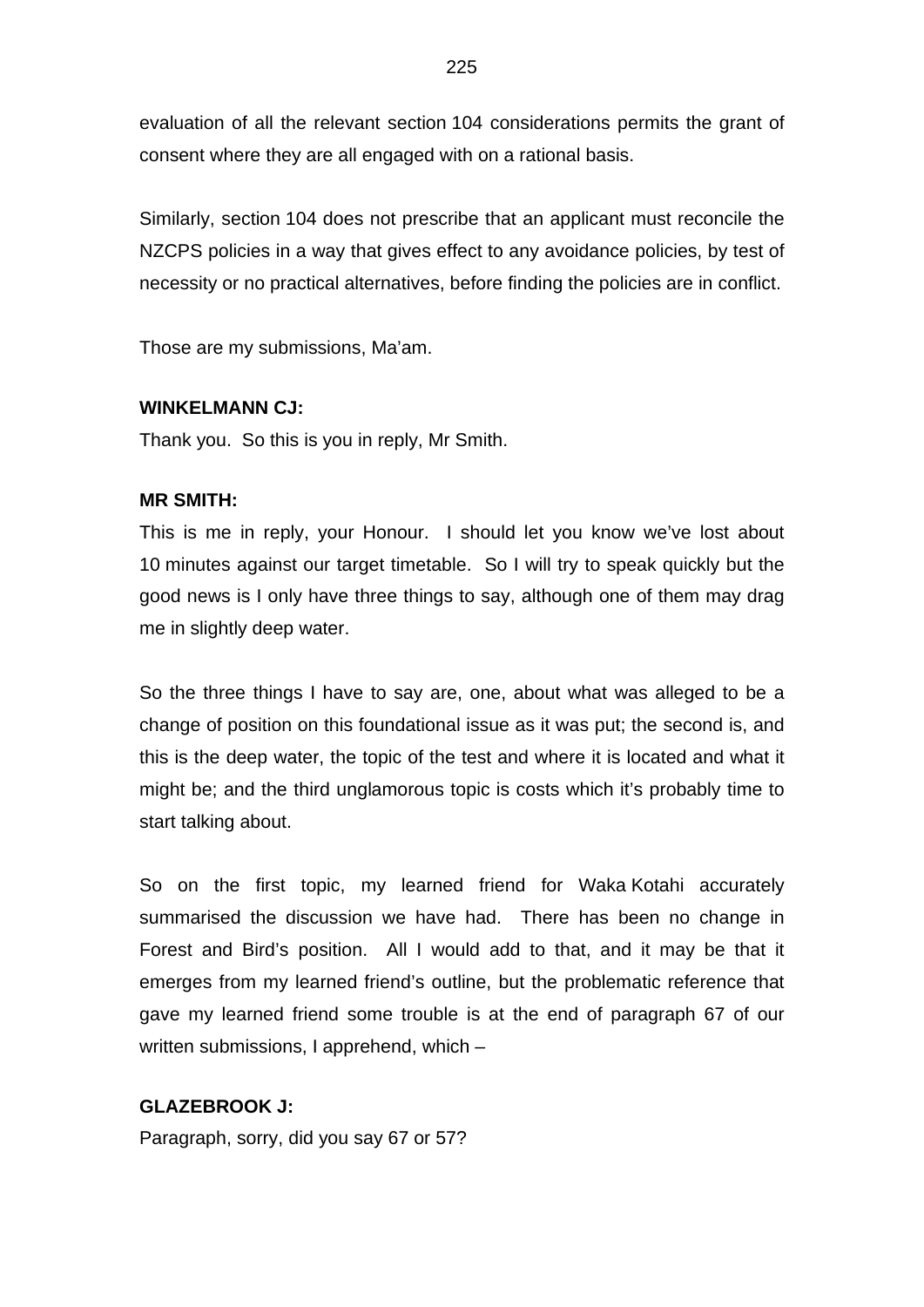evaluation of all the relevant section 104 considerations permits the grant of consent where they are all engaged with on a rational basis.

Similarly, section 104 does not prescribe that an applicant must reconcile the NZCPS policies in a way that gives effect to any avoidance policies, by test of necessity or no practical alternatives, before finding the policies are in conflict.

Those are my submissions, Ma'am.

**WINKELMANN CJ:**

Thank you. So this is you in reply, Mr Smith.

**MR SMITH:**

This is me in reply, your Honour. I should let you know we've lost about 10 minutes against our target timetable. So I will try to speak quickly but the good news is I only have three things to say, although one of them may drag me in slightly deep water.

So the three things I have to say are, one, about what was alleged to be a change of position on this foundational issue as it was put; the second is, and this is the deep water, the topic of the test and where it is located and what it might be; and the third unglamorous topic is costs which it's probably time to start talking about.

So on the first topic, my learned friend for Waka Kotahi accurately summarised the discussion we have had. There has been no change in Forest and Bird's position. All I would add to that, and it may be that it emerges from my learned friend's outline, but the problematic reference that gave my learned friend some trouble is at the end of paragraph 67 of our written submissions, I apprehend, which –

**GLAZEBROOK J:**

Paragraph, sorry, did you say 67 or 57?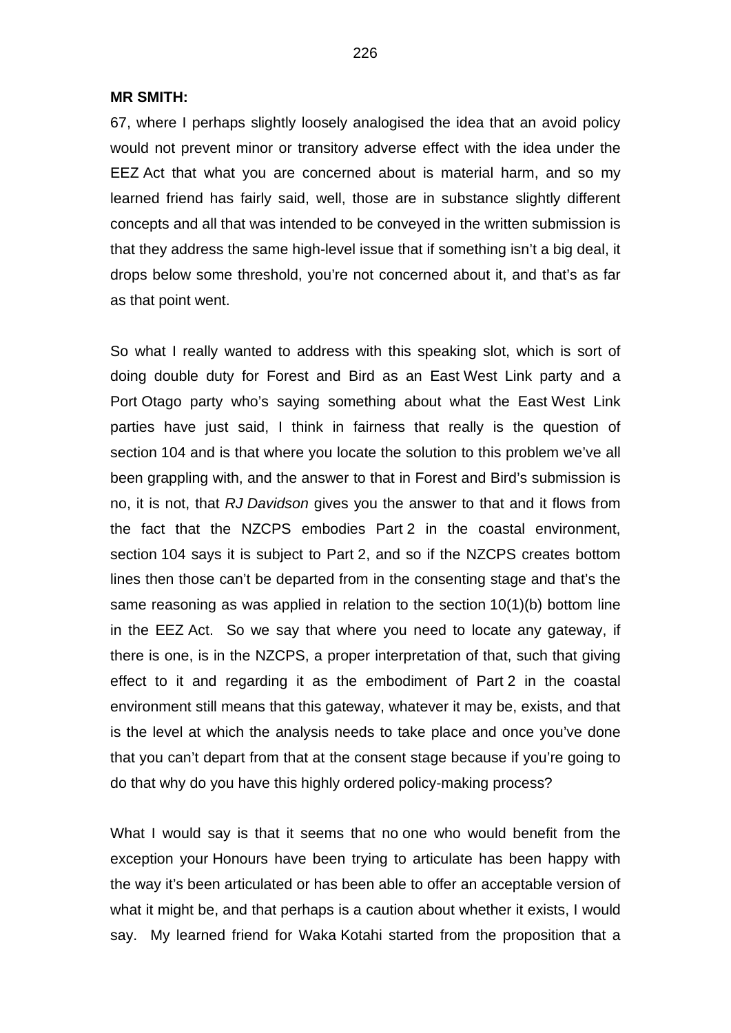**MR SMITH:**

67, where I perhaps slightly loosely analogised the idea that an avoid policy would not prevent minor or transitory adverse effect with the idea under the EEZ Act that what you are concerned about is material harm, and so my learned friend has fairly said, well, those are in substance slightly different concepts and all that was intended to be conveyed in the written submission is that they address the same high-level issue that if something isn't a big deal, it drops below some threshold, you're not concerned about it, and that's as far as that point went.

So what I really wanted to address with this speaking slot, which is sort of doing double duty for Forest and Bird as an East West Link party and a Port Otago party who's saying something about what the East West Link parties have just said, I think in fairness that really is the question of section 104 and is that where you locate the solution to this problem we've all been grappling with, and the answer to that in Forest and Bird's submission is no, it is not, that *RJ Davidson* gives you the answer to that and it flows from the fact that the NZCPS embodies Part 2 in the coastal environment, section 104 says it is subject to Part 2, and so if the NZCPS creates bottom lines then those can't be departed from in the consenting stage and that's the same reasoning as was applied in relation to the section 10(1)(b) bottom line in the EEZ Act. So we say that where you need to locate any gateway, if there is one, is in the NZCPS, a proper interpretation of that, such that giving effect to it and regarding it as the embodiment of Part 2 in the coastal environment still means that this gateway, whatever it may be, exists, and that is the level at which the analysis needs to take place and once you've done that you can't depart from that at the consent stage because if you're going to do that why do you have this highly ordered policy-making process?

What I would say is that it seems that no one who would benefit from the exception your Honours have been trying to articulate has been happy with the way it's been articulated or has been able to offer an acceptable version of what it might be, and that perhaps is a caution about whether it exists, I would say. My learned friend for Waka Kotahi started from the proposition that a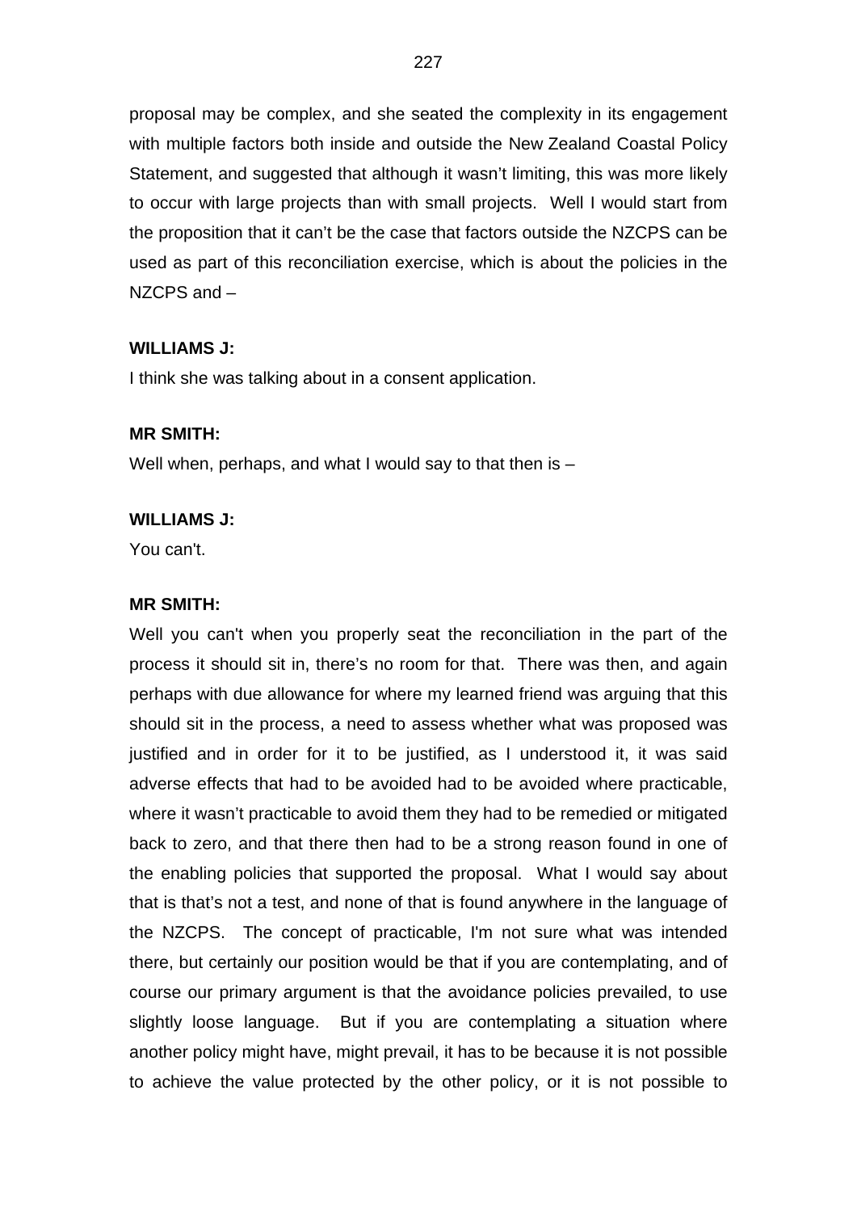proposal may be complex, and she seated the complexity in its engagement with multiple factors both inside and outside the New Zealand Coastal Policy Statement, and suggested that although it wasn't limiting, this was more likely to occur with large projects than with small projects. Well I would start from the proposition that it can't be the case that factors outside the NZCPS can be used as part of this reconciliation exercise, which is about the policies in the NZCPS and –

**WILLIAMS J:**

I think she was talking about in a consent application.

**MR SMITH:**

Well when, perhaps, and what I would say to that then is –

**WILLIAMS J:**

You can't.

**MR SMITH:**

Well you can't when you properly seat the reconciliation in the part of the process it should sit in, there's no room for that. There was then, and again perhaps with due allowance for where my learned friend was arguing that this should sit in the process, a need to assess whether what was proposed was justified and in order for it to be justified, as I understood it, it was said adverse effects that had to be avoided had to be avoided where practicable, where it wasn't practicable to avoid them they had to be remedied or mitigated back to zero, and that there then had to be a strong reason found in one of the enabling policies that supported the proposal. What I would say about that is that's not a test, and none of that is found anywhere in the language of the NZCPS. The concept of practicable, I'm not sure what was intended there, but certainly our position would be that if you are contemplating, and of course our primary argument is that the avoidance policies prevailed, to use slightly loose language. But if you are contemplating a situation where another policy might have, might prevail, it has to be because it is not possible to achieve the value protected by the other policy, or it is not possible to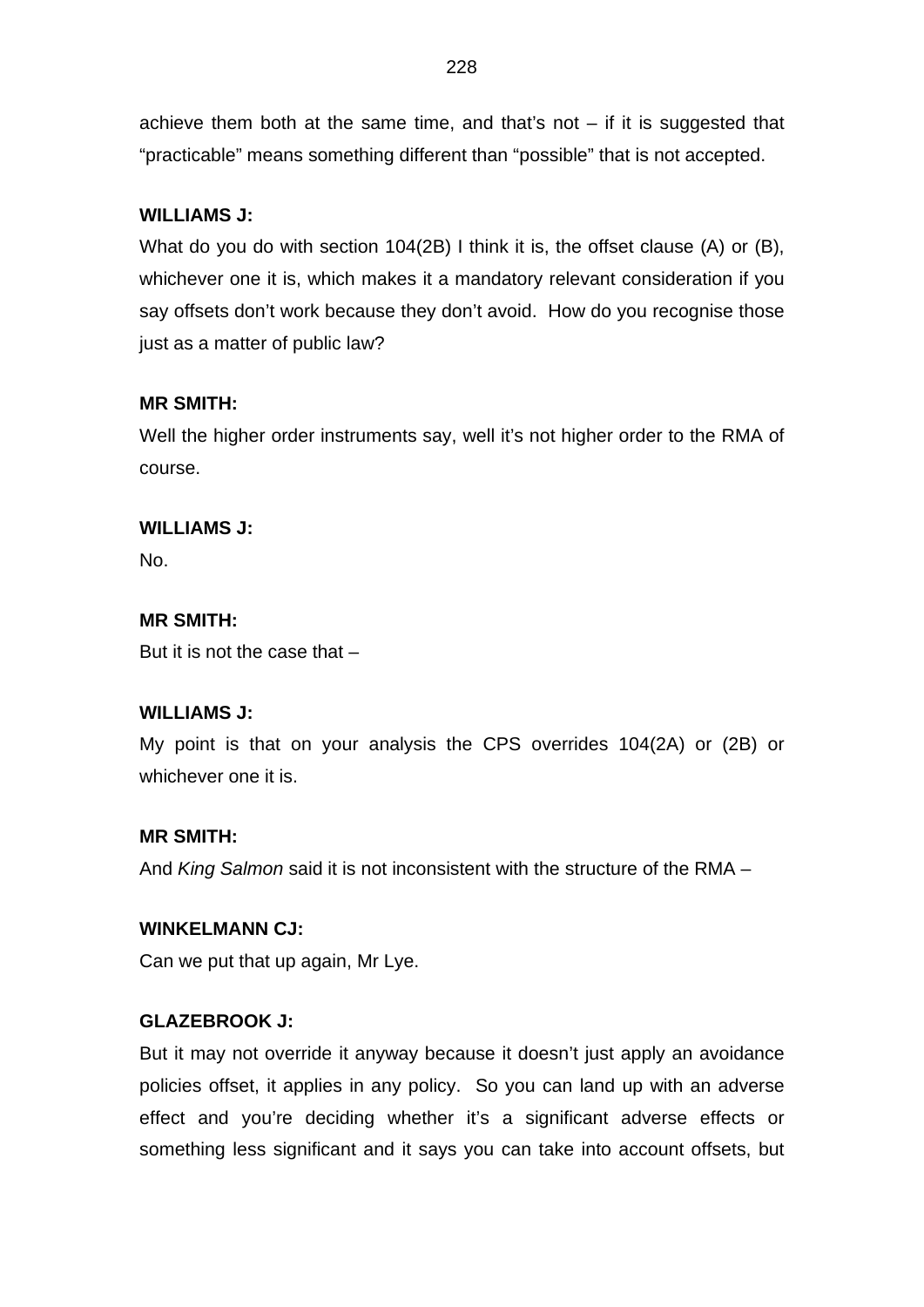achieve them both at the same time, and that's not – if it is suggested that "practicable" means something different than "possible" that is not accepted.

**WILLIAMS J:**

What do you do with section 104(2B) I think it is, the offset clause (A) or (B), whichever one it is, which makes it a mandatory relevant consideration if you say offsets don't work because they don't avoid. How do you recognise those just as a matter of public law?

**MR SMITH:**

Well the higher order instruments say, well it's not higher order to the RMA of course.

**WILLIAMS J:**

No.

**MR SMITH:**

But it is not the case that –

**WILLIAMS J:**

My point is that on your analysis the CPS overrides 104(2A) or (2B) or whichever one it is.

**MR SMITH:**

And *King Salmon* said it is not inconsistent with the structure of the RMA –

**WINKELMANN CJ:**

Can we put that up again, Mr Lye.

**GLAZEBROOK J:**

But it may not override it anyway because it doesn't just apply an avoidance policies offset, it applies in any policy. So you can land up with an adverse effect and you're deciding whether it's a significant adverse effects or something less significant and it says you can take into account offsets, but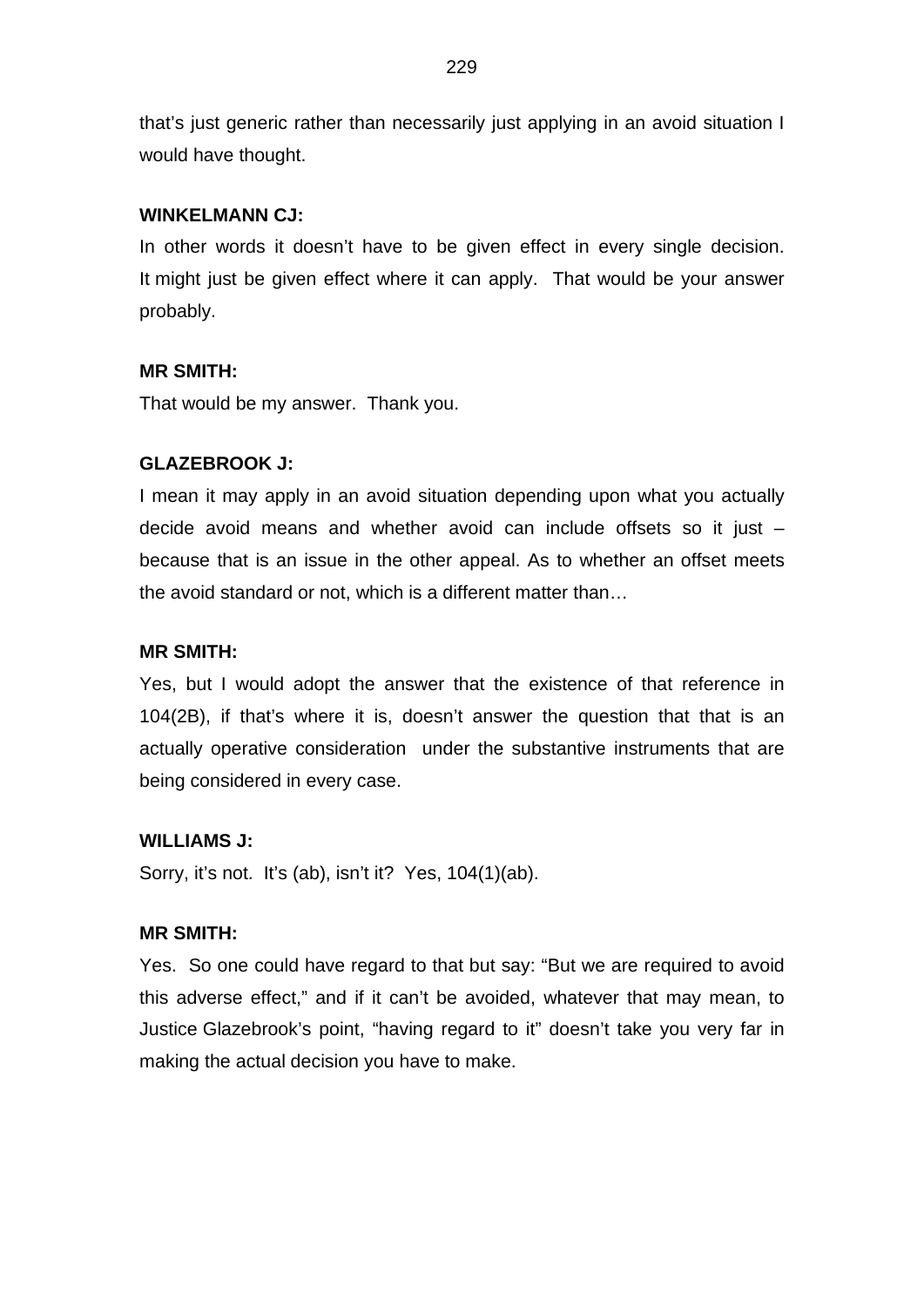that's just generic rather than necessarily just applying in an avoid situation I would have thought.

**WINKELMANN CJ:**

In other words it doesn't have to be given effect in every single decision. It might just be given effect where it can apply. That would be your answer probably.

**MR SMITH:**

That would be my answer. Thank you.

**GLAZEBROOK J:**

I mean it may apply in an avoid situation depending upon what you actually decide avoid means and whether avoid can include offsets so it just – because that is an issue in the other appeal. As to whether an offset meets the avoid standard or not, which is a different matter than…

**MR SMITH:**

Yes, but I would adopt the answer that the existence of that reference in 104(2B), if that's where it is, doesn't answer the question that that is an actually operative consideration under the substantive instruments that are being considered in every case.

**WILLIAMS J:**

Sorry, it's not. It's (ab), isn't it? Yes, 104(1)(ab).

**MR SMITH:**

Yes. So one could have regard to that but say: "But we are required to avoid this adverse effect," and if it can't be avoided, whatever that may mean, to Justice Glazebrook's point, "having regard to it" doesn't take you very far in making the actual decision you have to make.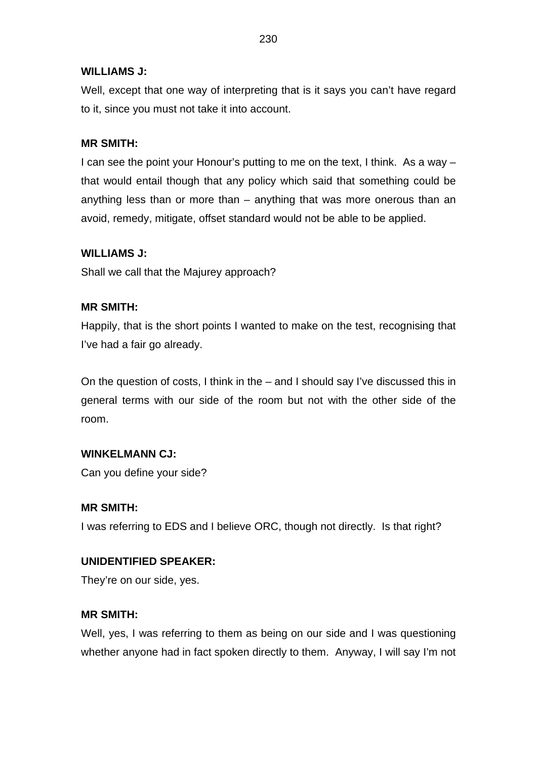**WILLIAMS J:**

Well, except that one way of interpreting that is it says you can't have regard to it, since you must not take it into account.

**MR SMITH:**

I can see the point your Honour's putting to me on the text, I think. As a way – that would entail though that any policy which said that something could be anything less than or more than – anything that was more onerous than an avoid, remedy, mitigate, offset standard would not be able to be applied.

**WILLIAMS J:**

Shall we call that the Majurey approach?

**MR SMITH:**

Happily, that is the short points I wanted to make on the test, recognising that I've had a fair go already.

On the question of costs, I think in the – and I should say I've discussed this in general terms with our side of the room but not with the other side of the room.

**WINKELMANN CJ:**

Can you define your side?

**MR SMITH:**

I was referring to EDS and I believe ORC, though not directly. Is that right?

**UNIDENTIFIED SPEAKER:**

They're on our side, yes.

**MR SMITH:**

Well, yes, I was referring to them as being on our side and I was questioning whether anyone had in fact spoken directly to them. Anyway, I will say I'm not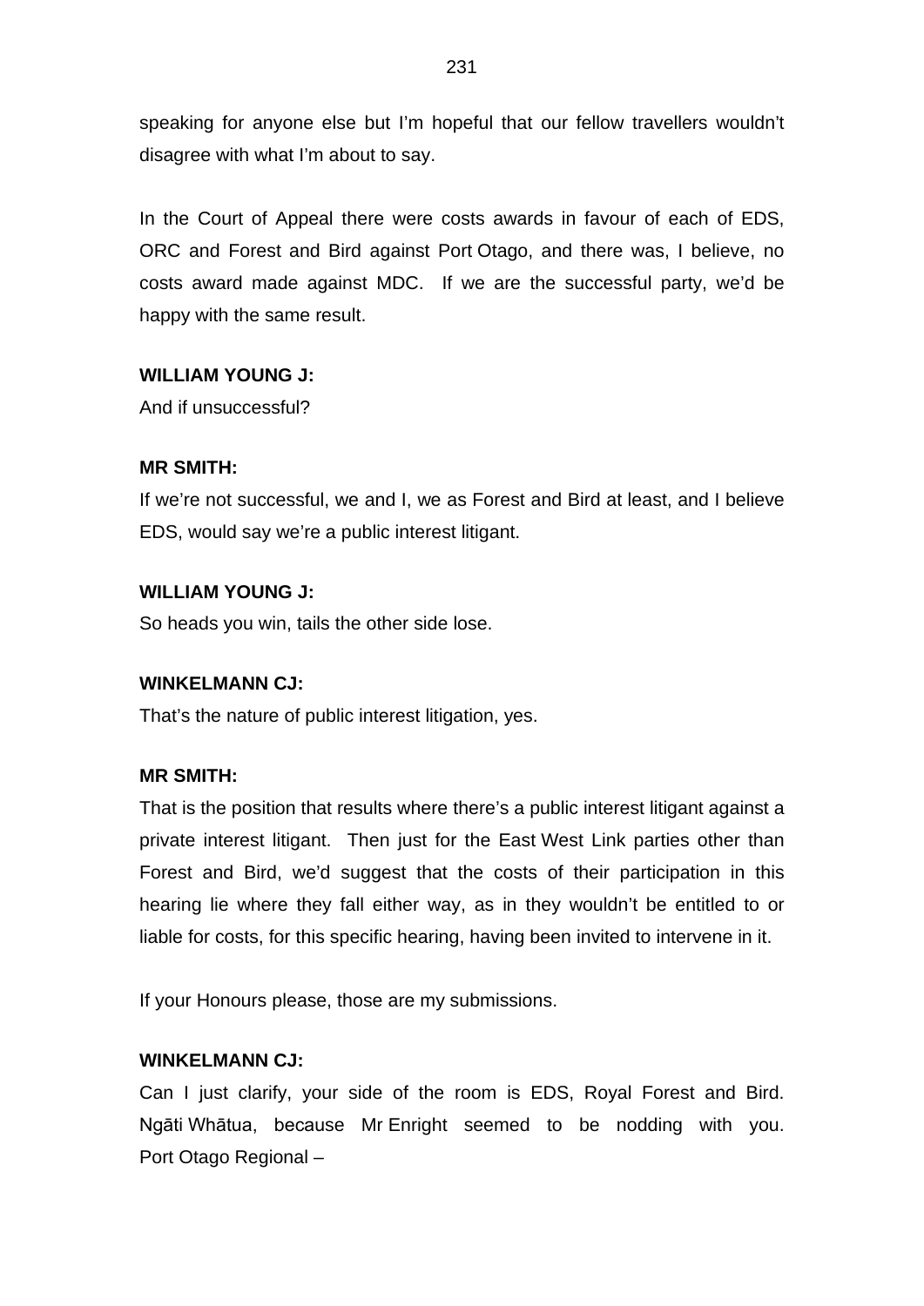speaking for anyone else but I'm hopeful that our fellow travellers wouldn't disagree with what I'm about to say.

In the Court of Appeal there were costs awards in favour of each of EDS, ORC and Forest and Bird against Port Otago, and there was, I believe, no costs award made against MDC. If we are the successful party, we'd be happy with the same result.

**WILLIAM YOUNG J:**
And if unsuccessful?

**MR SMITH:**
If we're not successful, we and I, we as Forest and Bird at least, and I believe EDS, would say we're a public interest litigant.

**WILLIAM YOUNG J:**
So heads you win, tails the other side lose.

**WINKELMANN CJ:**
That's the nature of public interest litigation, yes.

**MR SMITH:**
That is the position that results where there's a public interest litigant against a private interest litigant. Then just for the East West Link parties other than Forest and Bird, we'd suggest that the costs of their participation in this hearing lie where they fall either way, as in they wouldn't be entitled to or liable for costs, for this specific hearing, having been invited to intervene in it.

If your Honours please, those are my submissions.

**WINKELMANN CJ:**
Can I just clarify, your side of the room is EDS, Royal Forest and Bird. Ngāti Whātua, because Mr Enright seemed to be nodding with you. Port Otago Regional –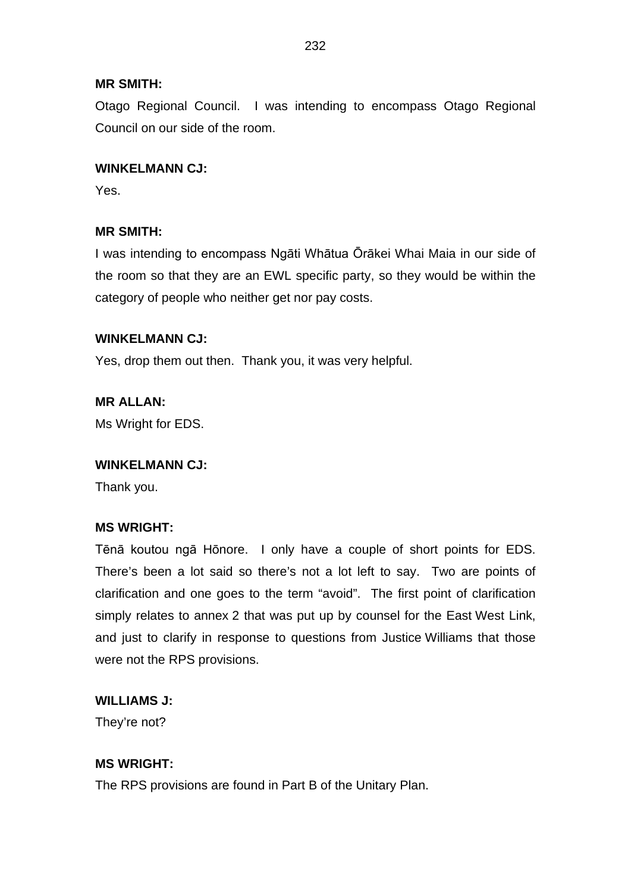**MR SMITH:**

Otago Regional Council. I was intending to encompass Otago Regional Council on our side of the room.

**WINKELMANN CJ:**

Yes.

**MR SMITH:**

I was intending to encompass Ngāti Whātua Ōrākei Whai Maia in our side of the room so that they are an EWL specific party, so they would be within the category of people who neither get nor pay costs.

**WINKELMANN CJ:**

Yes, drop them out then. Thank you, it was very helpful.

**MR ALLAN:**

Ms Wright for EDS.

**WINKELMANN CJ:**

Thank you.

**MS WRIGHT:**

Tēnā koutou ngā Hōnore. I only have a couple of short points for EDS. There's been a lot said so there's not a lot left to say. Two are points of clarification and one goes to the term "avoid". The first point of clarification simply relates to annex 2 that was put up by counsel for the East West Link, and just to clarify in response to questions from Justice Williams that those were not the RPS provisions.

**WILLIAMS J:**

They're not?

**MS WRIGHT:**

The RPS provisions are found in Part B of the Unitary Plan.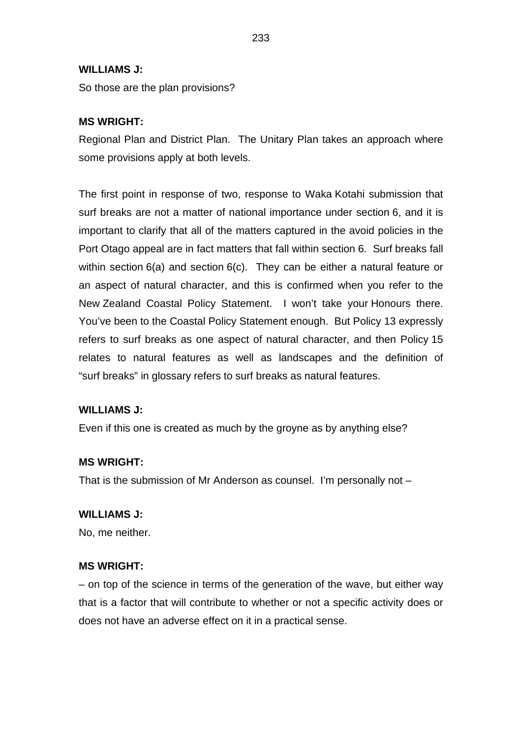**WILLIAMS J:**

So those are the plan provisions?

**MS WRIGHT:**

Regional Plan and District Plan. The Unitary Plan takes an approach where some provisions apply at both levels.

The first point in response of two, response to Waka Kotahi submission that surf breaks are not a matter of national importance under section 6, and it is important to clarify that all of the matters captured in the avoid policies in the Port Otago appeal are in fact matters that fall within section 6. Surf breaks fall within section 6(a) and section 6(c). They can be either a natural feature or an aspect of natural character, and this is confirmed when you refer to the New Zealand Coastal Policy Statement. I won't take your Honours there. You've been to the Coastal Policy Statement enough. But Policy 13 expressly refers to surf breaks as one aspect of natural character, and then Policy 15 relates to natural features as well as landscapes and the definition of "surf breaks" in glossary refers to surf breaks as natural features.

**WILLIAMS J:**

Even if this one is created as much by the groyne as by anything else?

**MS WRIGHT:**

That is the submission of Mr Anderson as counsel. I'm personally not –

**WILLIAMS J:**

No, me neither.

**MS WRIGHT:**

– on top of the science in terms of the generation of the wave, but either way that is a factor that will contribute to whether or not a specific activity does or does not have an adverse effect on it in a practical sense.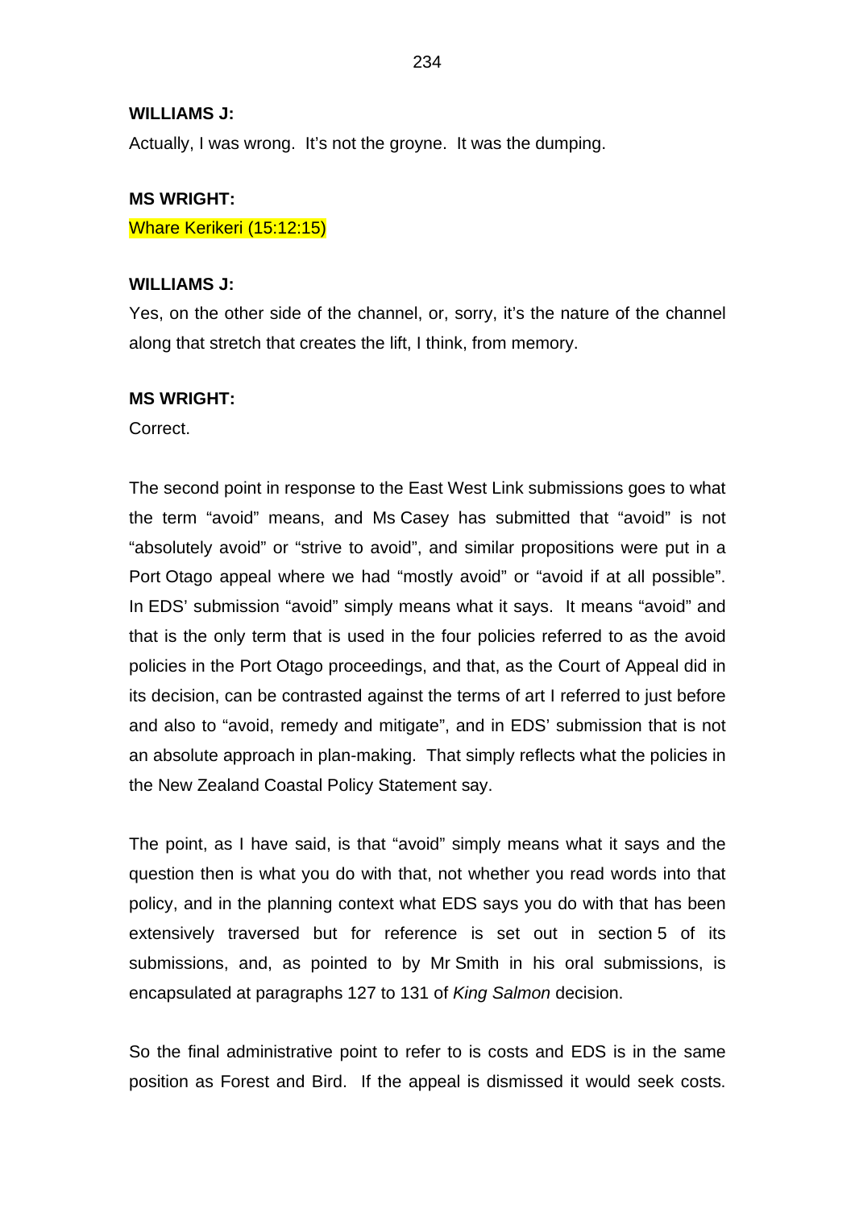**WILLIAMS J:**

Actually, I was wrong. It's not the groyne. It was the dumping.

**MS WRIGHT:**

Whare Kerikeri (15:12:15)

**WILLIAMS J:**

Yes, on the other side of the channel, or, sorry, it's the nature of the channel along that stretch that creates the lift, I think, from memory.

**MS WRIGHT:**

Correct.

The second point in response to the East West Link submissions goes to what the term "avoid" means, and Ms Casey has submitted that "avoid" is not "absolutely avoid" or "strive to avoid", and similar propositions were put in a Port Otago appeal where we had "mostly avoid" or "avoid if at all possible". In EDS' submission "avoid" simply means what it says. It means "avoid" and that is the only term that is used in the four policies referred to as the avoid policies in the Port Otago proceedings, and that, as the Court of Appeal did in its decision, can be contrasted against the terms of art I referred to just before and also to "avoid, remedy and mitigate", and in EDS' submission that is not an absolute approach in plan-making. That simply reflects what the policies in the New Zealand Coastal Policy Statement say.

The point, as I have said, is that "avoid" simply means what it says and the question then is what you do with that, not whether you read words into that policy, and in the planning context what EDS says you do with that has been extensively traversed but for reference is set out in section 5 of its submissions, and, as pointed to by Mr Smith in his oral submissions, is encapsulated at paragraphs 127 to 131 of *King Salmon* decision.

So the final administrative point to refer to is costs and EDS is in the same position as Forest and Bird. If the appeal is dismissed it would seek costs.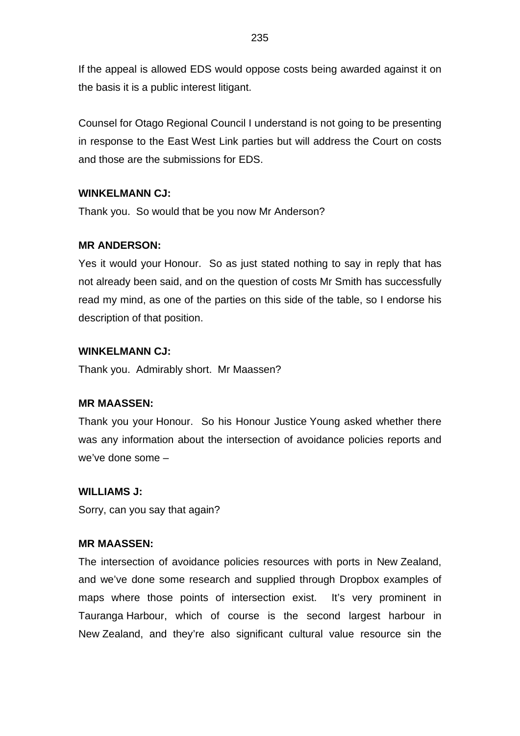If the appeal is allowed EDS would oppose costs being awarded against it on the basis it is a public interest litigant.

Counsel for Otago Regional Council I understand is not going to be presenting in response to the East West Link parties but will address the Court on costs and those are the submissions for EDS.

**WINKELMANN CJ:**

Thank you. So would that be you now Mr Anderson?

**MR ANDERSON:**

Yes it would your Honour. So as just stated nothing to say in reply that has not already been said, and on the question of costs Mr Smith has successfully read my mind, as one of the parties on this side of the table, so I endorse his description of that position.

**WINKELMANN CJ:**

Thank you. Admirably short. Mr Maassen?

**MR MAASSEN:**

Thank you your Honour. So his Honour Justice Young asked whether there was any information about the intersection of avoidance policies reports and we've done some –

**WILLIAMS J:**

Sorry, can you say that again?

**MR MAASSEN:**

The intersection of avoidance policies resources with ports in New Zealand, and we've done some research and supplied through Dropbox examples of maps where those points of intersection exist. It's very prominent in Tauranga Harbour, which of course is the second largest harbour in New Zealand, and they're also significant cultural value resource sin the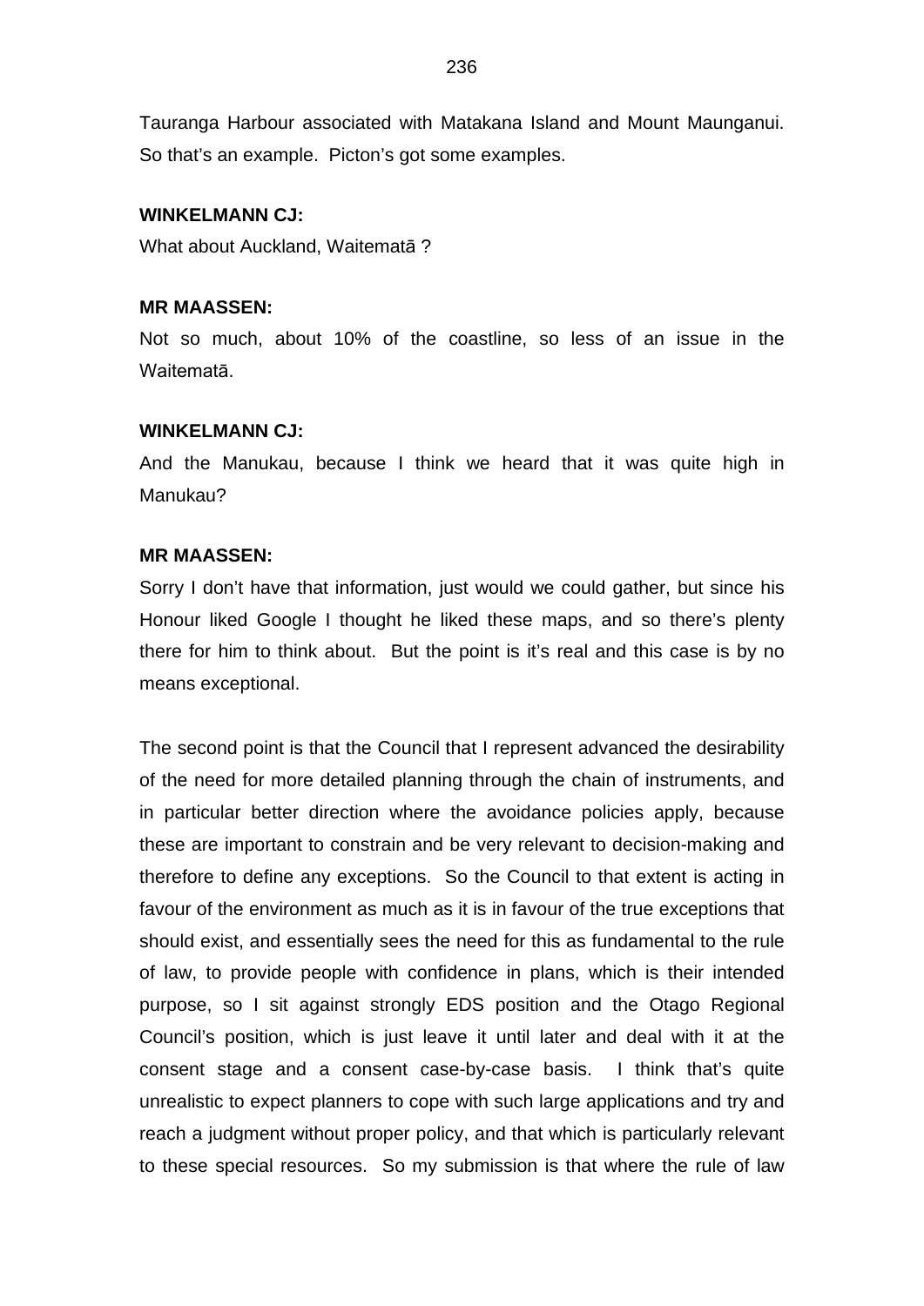Tauranga Harbour associated with Matakana Island and Mount Maunganui. So that's an example. Picton's got some examples.

**WINKELMANN CJ:**

What about Auckland, Waitematā ?

**MR MAASSEN:**

Not so much, about 10% of the coastline, so less of an issue in the Waitematā.

**WINKELMANN CJ:**

And the Manukau, because I think we heard that it was quite high in Manukau?

**MR MAASSEN:**

Sorry I don't have that information, just would we could gather, but since his Honour liked Google I thought he liked these maps, and so there's plenty there for him to think about. But the point is it's real and this case is by no means exceptional.

The second point is that the Council that I represent advanced the desirability of the need for more detailed planning through the chain of instruments, and in particular better direction where the avoidance policies apply, because these are important to constrain and be very relevant to decision-making and therefore to define any exceptions. So the Council to that extent is acting in favour of the environment as much as it is in favour of the true exceptions that should exist, and essentially sees the need for this as fundamental to the rule of law, to provide people with confidence in plans, which is their intended purpose, so I sit against strongly EDS position and the Otago Regional Council's position, which is just leave it until later and deal with it at the consent stage and a consent case-by-case basis. I think that's quite unrealistic to expect planners to cope with such large applications and try and reach a judgment without proper policy, and that which is particularly relevant to these special resources. So my submission is that where the rule of law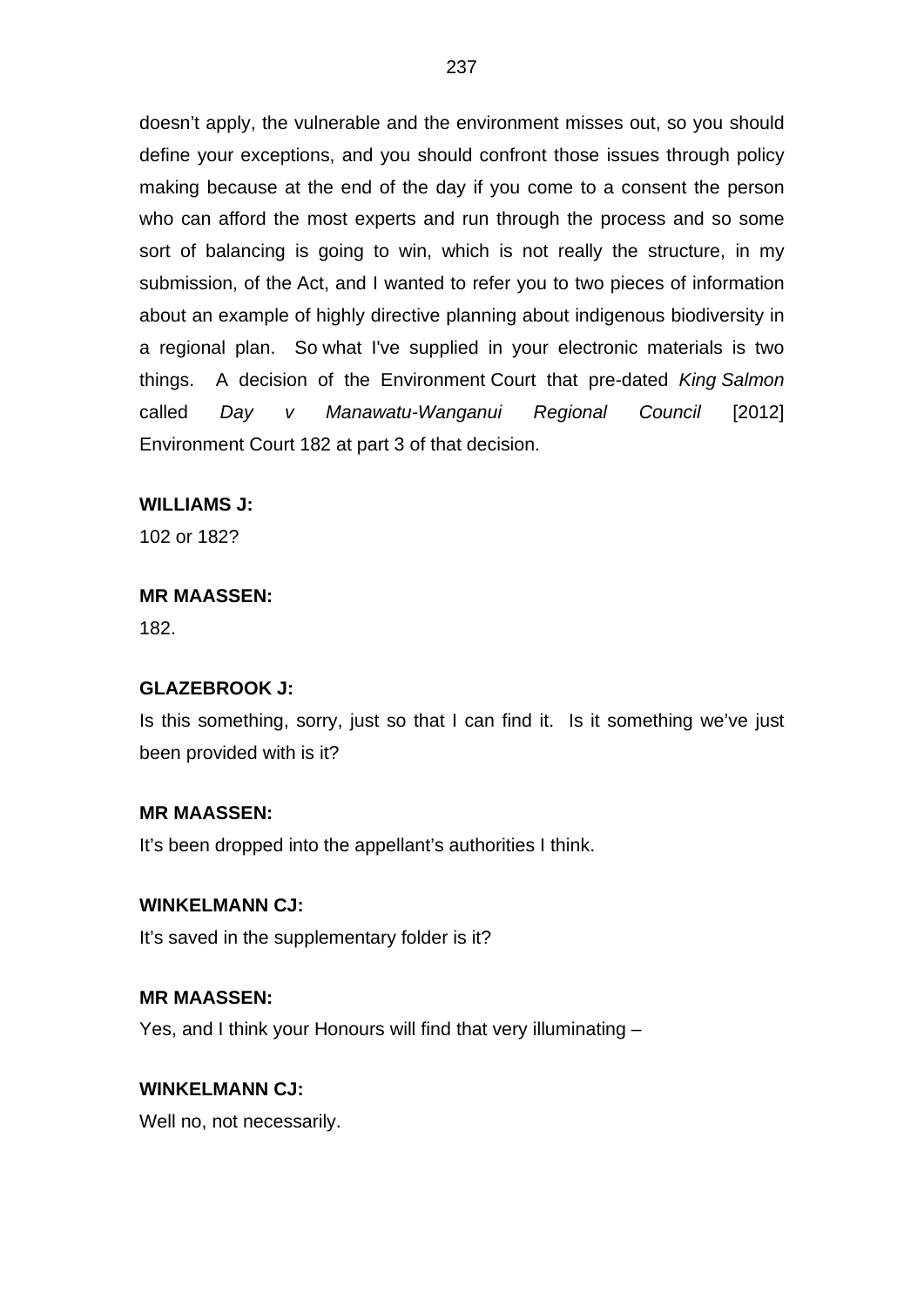doesn't apply, the vulnerable and the environment misses out, so you should define your exceptions, and you should confront those issues through policy making because at the end of the day if you come to a consent the person who can afford the most experts and run through the process and so some sort of balancing is going to win, which is not really the structure, in my submission, of the Act, and I wanted to refer you to two pieces of information about an example of highly directive planning about indigenous biodiversity in a regional plan. So what I've supplied in your electronic materials is two things. A decision of the Environment Court that pre-dated *King Salmon* called *Day v Manawatu-Wanganui Regional Council* [2012] Environment Court 182 at part 3 of that decision.

**WILLIAMS J:**

102 or 182?

**MR MAASSEN:**

182.

**GLAZEBROOK J:**

Is this something, sorry, just so that I can find it. Is it something we've just been provided with is it?

**MR MAASSEN:**

It's been dropped into the appellant's authorities I think.

**WINKELMANN CJ:**

It's saved in the supplementary folder is it?

**MR MAASSEN:**

Yes, and I think your Honours will find that very illuminating –

**WINKELMANN CJ:**

Well no, not necessarily.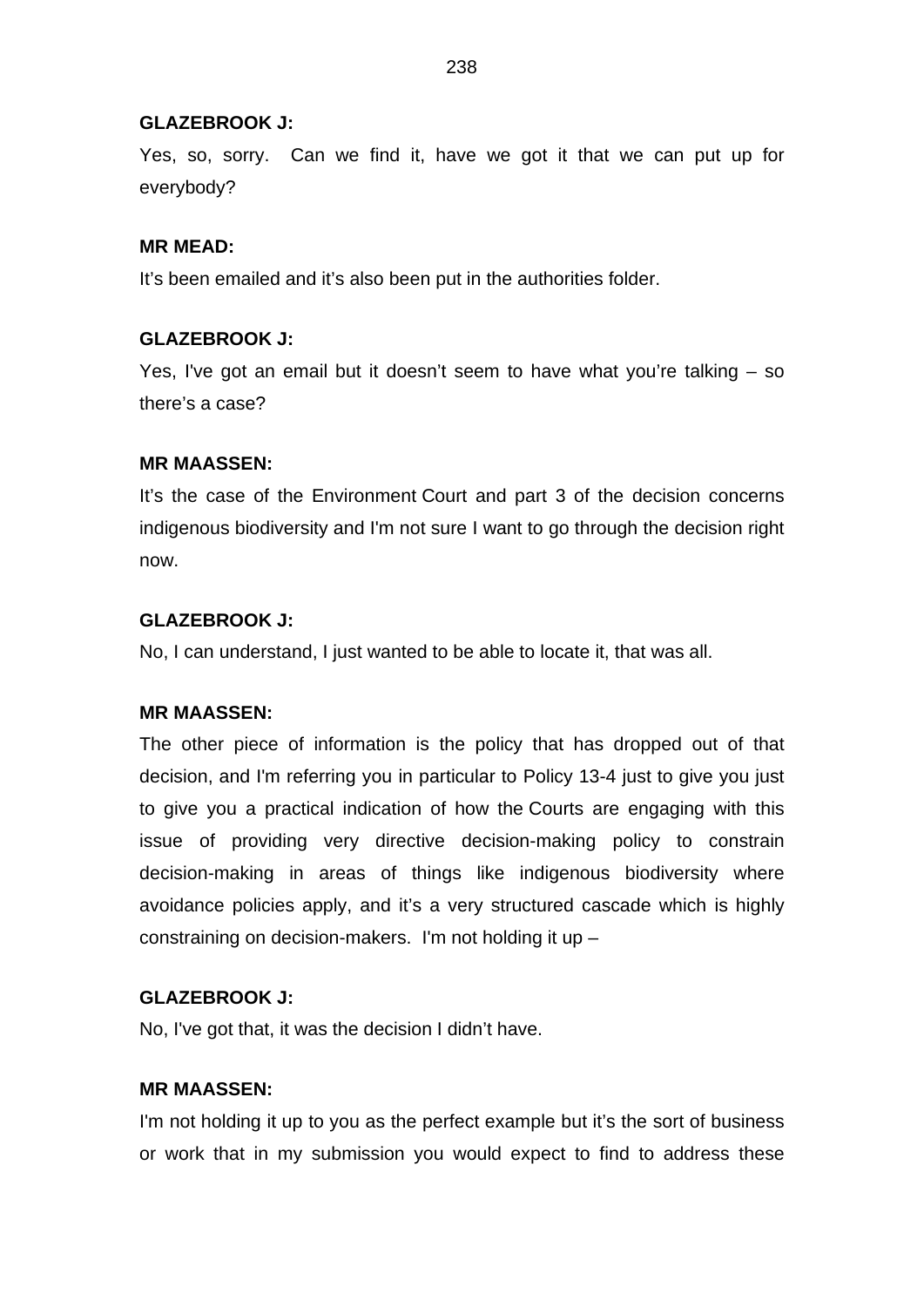**GLAZEBROOK J:**

Yes, so, sorry. Can we find it, have we got it that we can put up for everybody?

**MR MEAD:**

It's been emailed and it's also been put in the authorities folder.

**GLAZEBROOK J:**

Yes, I've got an email but it doesn't seem to have what you're talking – so there's a case?

**MR MAASSEN:**

It's the case of the Environment Court and part 3 of the decision concerns indigenous biodiversity and I'm not sure I want to go through the decision right now.

**GLAZEBROOK J:**

No, I can understand, I just wanted to be able to locate it, that was all.

**MR MAASSEN:**

The other piece of information is the policy that has dropped out of that decision, and I'm referring you in particular to Policy 13-4 just to give you just to give you a practical indication of how the Courts are engaging with this issue of providing very directive decision-making policy to constrain decision-making in areas of things like indigenous biodiversity where avoidance policies apply, and it's a very structured cascade which is highly constraining on decision-makers. I'm not holding it up –

**GLAZEBROOK J:**

No, I've got that, it was the decision I didn't have.

**MR MAASSEN:**

I'm not holding it up to you as the perfect example but it's the sort of business or work that in my submission you would expect to find to address these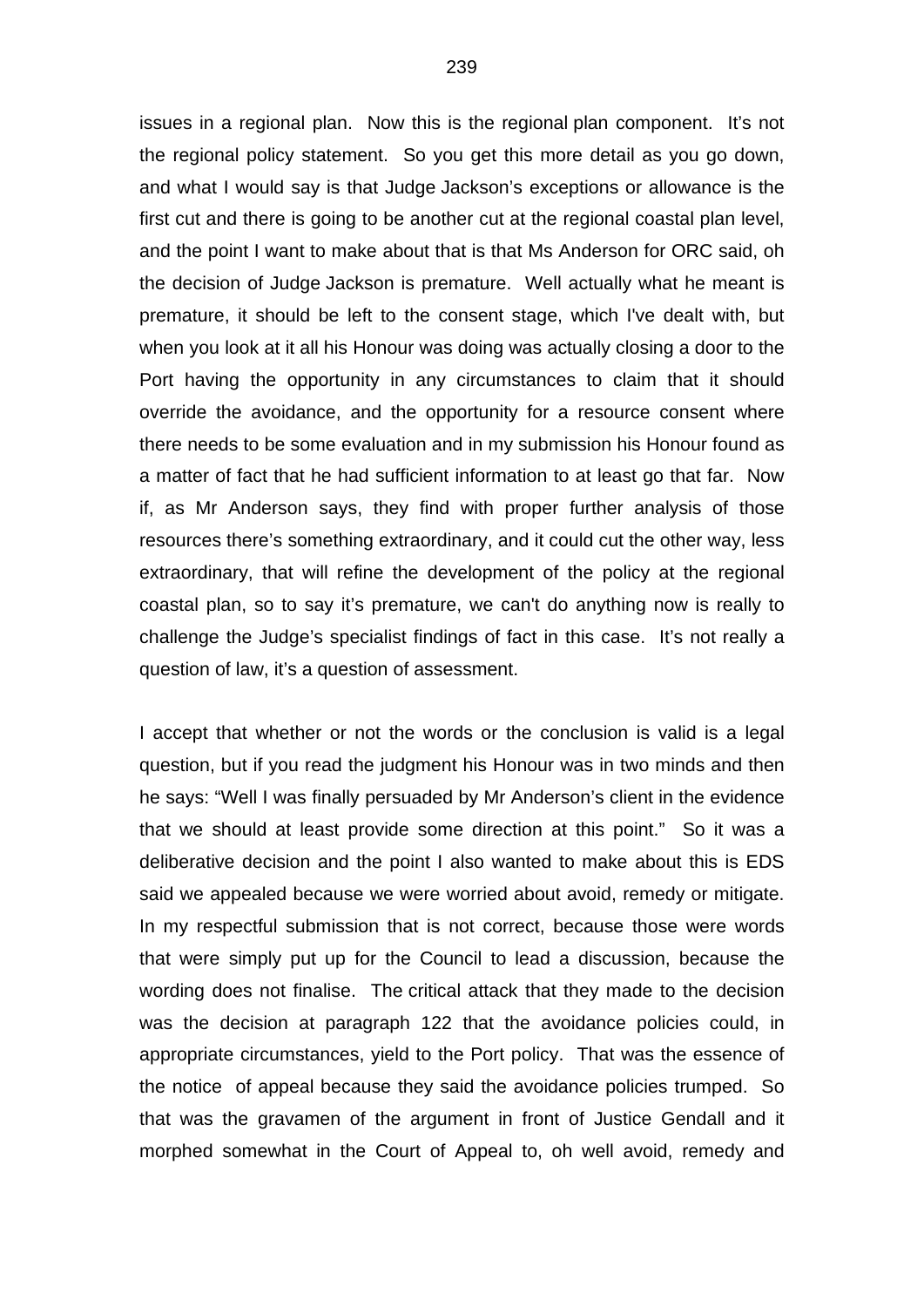issues in a regional plan. Now this is the regional plan component. It's not the regional policy statement. So you get this more detail as you go down, and what I would say is that Judge Jackson's exceptions or allowance is the first cut and there is going to be another cut at the regional coastal plan level, and the point I want to make about that is that Ms Anderson for ORC said, oh the decision of Judge Jackson is premature. Well actually what he meant is premature, it should be left to the consent stage, which I've dealt with, but when you look at it all his Honour was doing was actually closing a door to the Port having the opportunity in any circumstances to claim that it should override the avoidance, and the opportunity for a resource consent where there needs to be some evaluation and in my submission his Honour found as a matter of fact that he had sufficient information to at least go that far. Now if, as Mr Anderson says, they find with proper further analysis of those resources there's something extraordinary, and it could cut the other way, less extraordinary, that will refine the development of the policy at the regional coastal plan, so to say it's premature, we can't do anything now is really to challenge the Judge's specialist findings of fact in this case. It's not really a question of law, it's a question of assessment.

I accept that whether or not the words or the conclusion is valid is a legal question, but if you read the judgment his Honour was in two minds and then he says: "Well I was finally persuaded by Mr Anderson's client in the evidence that we should at least provide some direction at this point." So it was a deliberative decision and the point I also wanted to make about this is EDS said we appealed because we were worried about avoid, remedy or mitigate. In my respectful submission that is not correct, because those were words that were simply put up for the Council to lead a discussion, because the wording does not finalise. The critical attack that they made to the decision was the decision at paragraph 122 that the avoidance policies could, in appropriate circumstances, yield to the Port policy. That was the essence of the notice of appeal because they said the avoidance policies trumped. So that was the gravamen of the argument in front of Justice Gendall and it morphed somewhat in the Court of Appeal to, oh well avoid, remedy and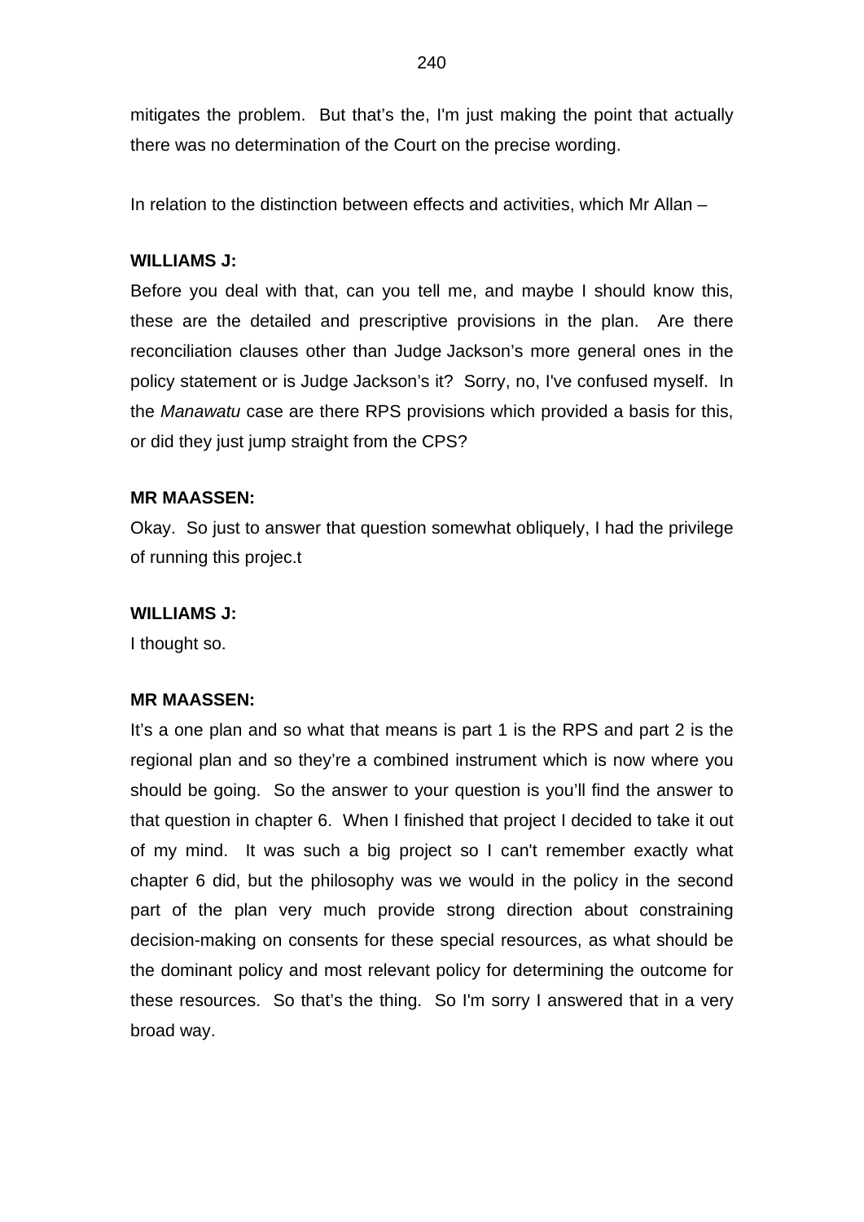mitigates the problem. But that's the, I'm just making the point that actually there was no determination of the Court on the precise wording.

In relation to the distinction between effects and activities, which Mr Allan –

**WILLIAMS J:**

Before you deal with that, can you tell me, and maybe I should know this, these are the detailed and prescriptive provisions in the plan. Are there reconciliation clauses other than Judge Jackson's more general ones in the policy statement or is Judge Jackson's it? Sorry, no, I've confused myself. In the *Manawatu* case are there RPS provisions which provided a basis for this, or did they just jump straight from the CPS?

**MR MAASSEN:**

Okay. So just to answer that question somewhat obliquely, I had the privilege of running this projec.t

**WILLIAMS J:**

I thought so.

**MR MAASSEN:**

It's a one plan and so what that means is part 1 is the RPS and part 2 is the regional plan and so they're a combined instrument which is now where you should be going. So the answer to your question is you'll find the answer to that question in chapter 6. When I finished that project I decided to take it out of my mind. It was such a big project so I can't remember exactly what chapter 6 did, but the philosophy was we would in the policy in the second part of the plan very much provide strong direction about constraining decision-making on consents for these special resources, as what should be the dominant policy and most relevant policy for determining the outcome for these resources. So that's the thing. So I'm sorry I answered that in a very broad way.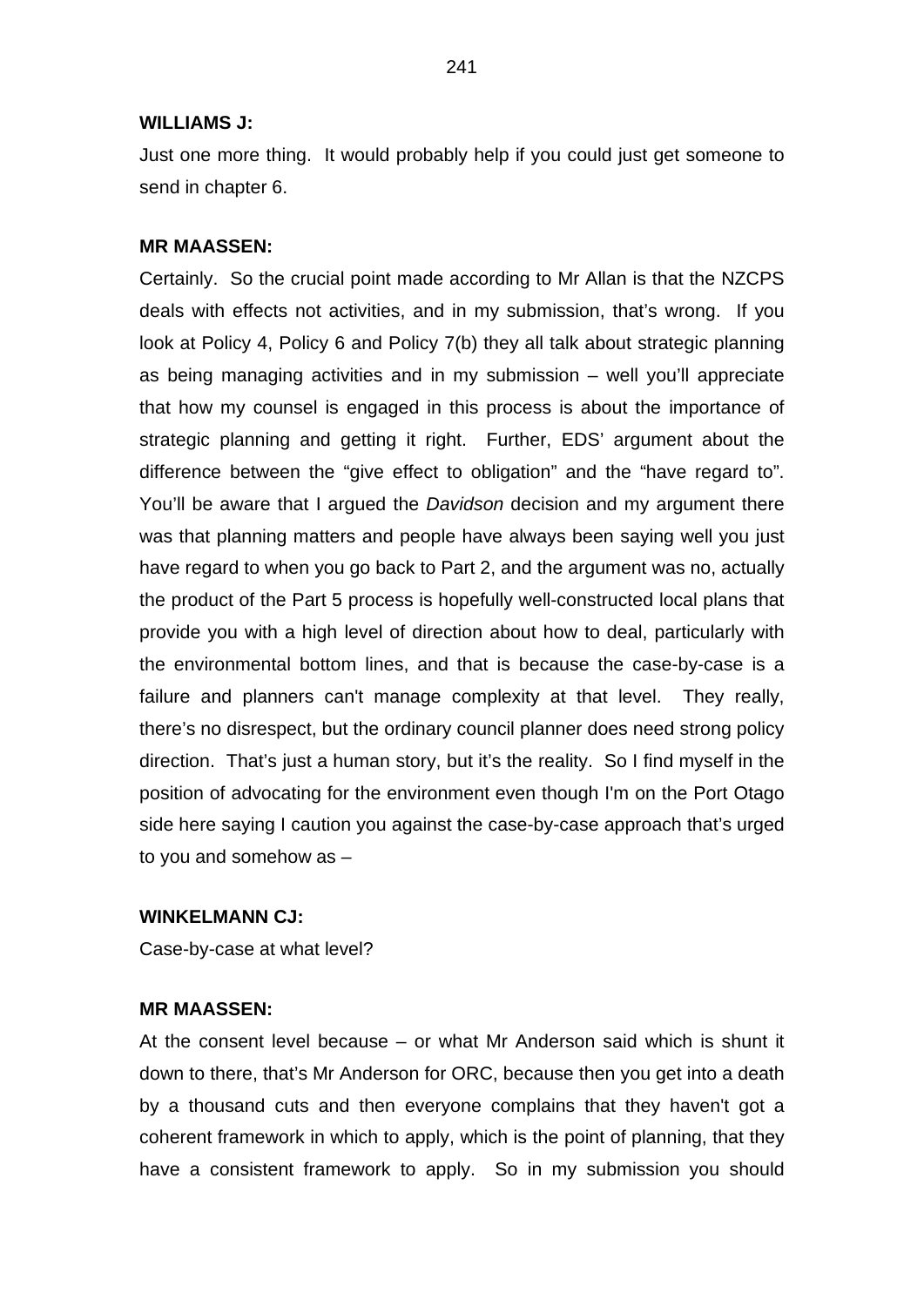**WILLIAMS J:**

Just one more thing. It would probably help if you could just get someone to send in chapter 6.

**MR MAASSEN:**

Certainly. So the crucial point made according to Mr Allan is that the NZCPS deals with effects not activities, and in my submission, that's wrong. If you look at Policy 4, Policy 6 and Policy 7(b) they all talk about strategic planning as being managing activities and in my submission – well you'll appreciate that how my counsel is engaged in this process is about the importance of strategic planning and getting it right. Further, EDS' argument about the difference between the "give effect to obligation" and the "have regard to". You'll be aware that I argued the *Davidson* decision and my argument there was that planning matters and people have always been saying well you just have regard to when you go back to Part 2, and the argument was no, actually the product of the Part 5 process is hopefully well-constructed local plans that provide you with a high level of direction about how to deal, particularly with the environmental bottom lines, and that is because the case-by-case is a failure and planners can't manage complexity at that level. They really, there's no disrespect, but the ordinary council planner does need strong policy direction. That's just a human story, but it's the reality. So I find myself in the position of advocating for the environment even though I'm on the Port Otago side here saying I caution you against the case-by-case approach that's urged to you and somehow as –

**WINKELMANN CJ:**

Case-by-case at what level?

**MR MAASSEN:**

At the consent level because – or what Mr Anderson said which is shunt it down to there, that's Mr Anderson for ORC, because then you get into a death by a thousand cuts and then everyone complains that they haven't got a coherent framework in which to apply, which is the point of planning, that they have a consistent framework to apply. So in my submission you should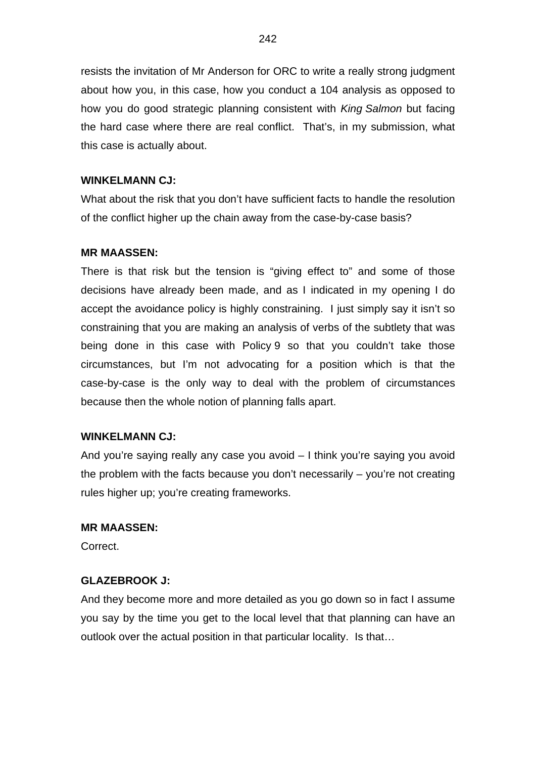resists the invitation of Mr Anderson for ORC to write a really strong judgment about how you, in this case, how you conduct a 104 analysis as opposed to how you do good strategic planning consistent with *King Salmon* but facing the hard case where there are real conflict. That's, in my submission, what this case is actually about.

**WINKELMANN CJ:**

What about the risk that you don't have sufficient facts to handle the resolution of the conflict higher up the chain away from the case-by-case basis?

**MR MAASSEN:**

There is that risk but the tension is "giving effect to" and some of those decisions have already been made, and as I indicated in my opening I do accept the avoidance policy is highly constraining. I just simply say it isn't so constraining that you are making an analysis of verbs of the subtlety that was being done in this case with Policy 9 so that you couldn't take those circumstances, but I'm not advocating for a position which is that the case-by-case is the only way to deal with the problem of circumstances because then the whole notion of planning falls apart.

**WINKELMANN CJ:**

And you're saying really any case you avoid – I think you're saying you avoid the problem with the facts because you don't necessarily – you're not creating rules higher up; you're creating frameworks.

**MR MAASSEN:**

Correct.

**GLAZEBROOK J:**

And they become more and more detailed as you go down so in fact I assume you say by the time you get to the local level that that planning can have an outlook over the actual position in that particular locality. Is that…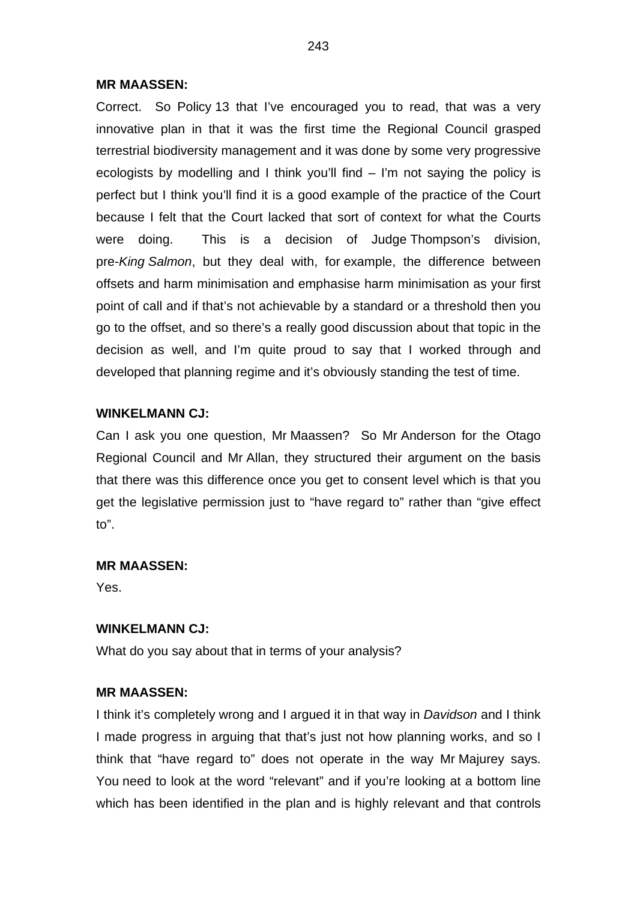**MR MAASSEN:**

Correct. So Policy 13 that I've encouraged you to read, that was a very innovative plan in that it was the first time the Regional Council grasped terrestrial biodiversity management and it was done by some very progressive ecologists by modelling and I think you'll find – I'm not saying the policy is perfect but I think you'll find it is a good example of the practice of the Court because I felt that the Court lacked that sort of context for what the Courts were doing. This is a decision of Judge Thompson's division, pre-*King Salmon*, but they deal with, for example, the difference between offsets and harm minimisation and emphasise harm minimisation as your first point of call and if that's not achievable by a standard or a threshold then you go to the offset, and so there's a really good discussion about that topic in the decision as well, and I'm quite proud to say that I worked through and developed that planning regime and it's obviously standing the test of time.

**WINKELMANN CJ:**

Can I ask you one question, Mr Maassen? So Mr Anderson for the Otago Regional Council and Mr Allan, they structured their argument on the basis that there was this difference once you get to consent level which is that you get the legislative permission just to "have regard to" rather than "give effect to".

**MR MAASSEN:**

Yes.

**WINKELMANN CJ:**

What do you say about that in terms of your analysis?

**MR MAASSEN:**

I think it's completely wrong and I argued it in that way in *Davidson* and I think I made progress in arguing that that's just not how planning works, and so I think that "have regard to" does not operate in the way Mr Majurey says. You need to look at the word "relevant" and if you're looking at a bottom line which has been identified in the plan and is highly relevant and that controls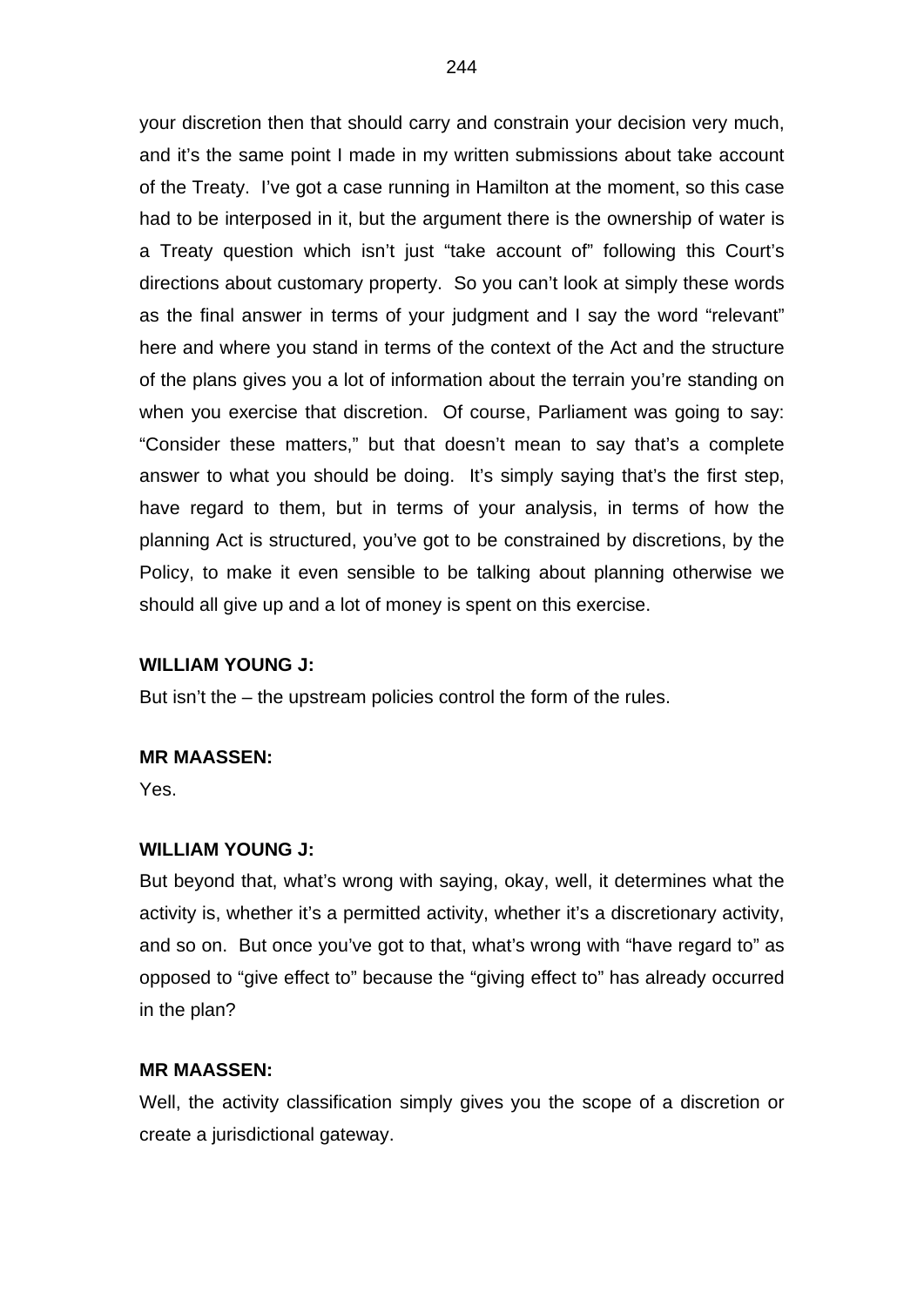your discretion then that should carry and constrain your decision very much, and it's the same point I made in my written submissions about take account of the Treaty. I've got a case running in Hamilton at the moment, so this case had to be interposed in it, but the argument there is the ownership of water is a Treaty question which isn't just "take account of" following this Court's directions about customary property. So you can't look at simply these words as the final answer in terms of your judgment and I say the word "relevant" here and where you stand in terms of the context of the Act and the structure of the plans gives you a lot of information about the terrain you're standing on when you exercise that discretion. Of course, Parliament was going to say: "Consider these matters," but that doesn't mean to say that's a complete answer to what you should be doing. It's simply saying that's the first step, have regard to them, but in terms of your analysis, in terms of how the planning Act is structured, you've got to be constrained by discretions, by the Policy, to make it even sensible to be talking about planning otherwise we should all give up and a lot of money is spent on this exercise.

**WILLIAM YOUNG J:**

But isn't the – the upstream policies control the form of the rules.

**MR MAASSEN:**

Yes.

**WILLIAM YOUNG J:**

But beyond that, what's wrong with saying, okay, well, it determines what the activity is, whether it's a permitted activity, whether it's a discretionary activity, and so on. But once you've got to that, what's wrong with "have regard to" as opposed to "give effect to" because the "giving effect to" has already occurred in the plan?

**MR MAASSEN:**

Well, the activity classification simply gives you the scope of a discretion or create a jurisdictional gateway.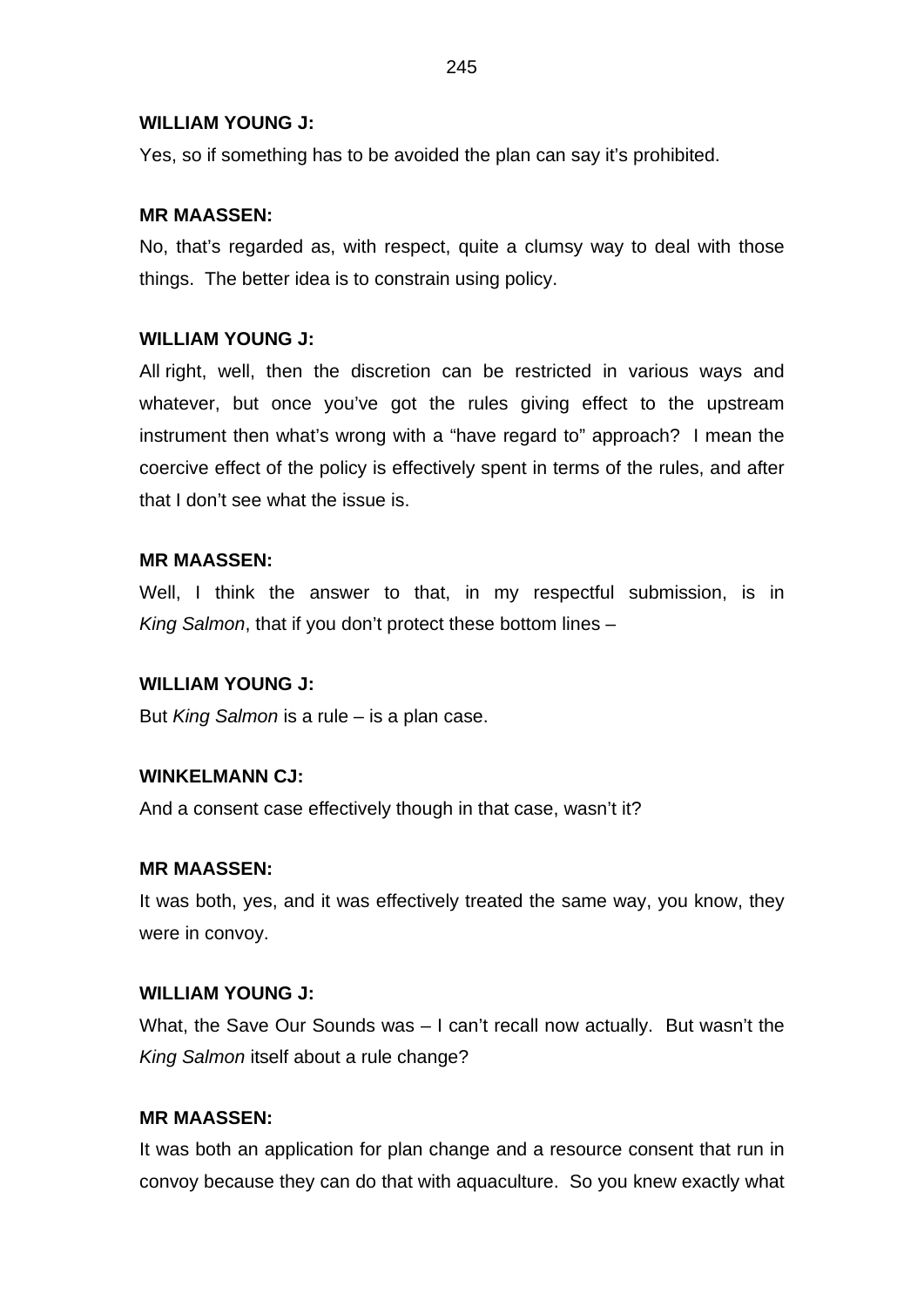**WILLIAM YOUNG J:**

Yes, so if something has to be avoided the plan can say it's prohibited.

**MR MAASSEN:**

No, that's regarded as, with respect, quite a clumsy way to deal with those things. The better idea is to constrain using policy.

**WILLIAM YOUNG J:**

All right, well, then the discretion can be restricted in various ways and whatever, but once you've got the rules giving effect to the upstream instrument then what's wrong with a "have regard to" approach? I mean the coercive effect of the policy is effectively spent in terms of the rules, and after that I don't see what the issue is.

**MR MAASSEN:**

Well, I think the answer to that, in my respectful submission, is in *King Salmon*, that if you don't protect these bottom lines –

**WILLIAM YOUNG J:**

But *King Salmon* is a rule – is a plan case.

**WINKELMANN CJ:**

And a consent case effectively though in that case, wasn't it?

**MR MAASSEN:**

It was both, yes, and it was effectively treated the same way, you know, they were in convoy.

**WILLIAM YOUNG J:**

What, the Save Our Sounds was – I can't recall now actually. But wasn't the *King Salmon* itself about a rule change?

**MR MAASSEN:**

It was both an application for plan change and a resource consent that run in convoy because they can do that with aquaculture. So you knew exactly what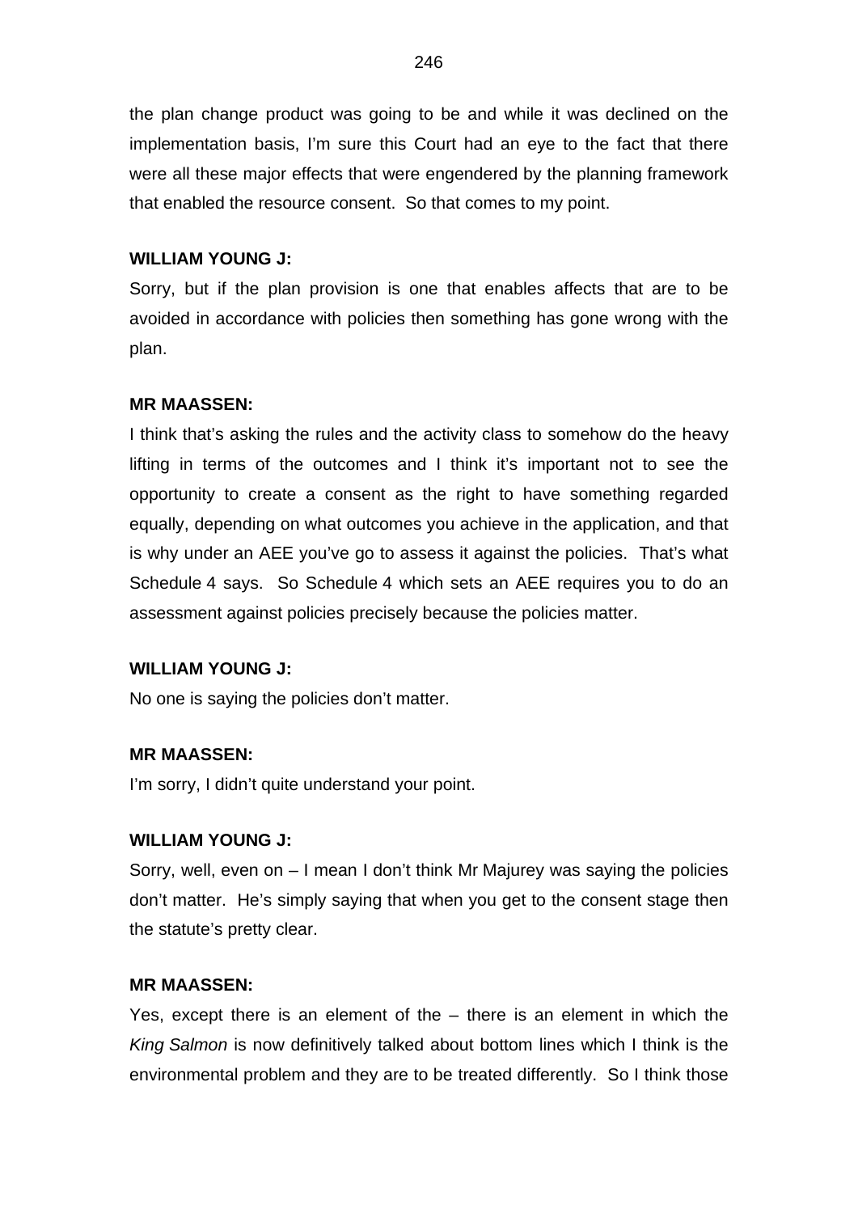the plan change product was going to be and while it was declined on the implementation basis, I'm sure this Court had an eye to the fact that there were all these major effects that were engendered by the planning framework that enabled the resource consent. So that comes to my point.

**WILLIAM YOUNG J:**

Sorry, but if the plan provision is one that enables affects that are to be avoided in accordance with policies then something has gone wrong with the plan.

**MR MAASSEN:**

I think that's asking the rules and the activity class to somehow do the heavy lifting in terms of the outcomes and I think it's important not to see the opportunity to create a consent as the right to have something regarded equally, depending on what outcomes you achieve in the application, and that is why under an AEE you've go to assess it against the policies. That's what Schedule 4 says. So Schedule 4 which sets an AEE requires you to do an assessment against policies precisely because the policies matter.

**WILLIAM YOUNG J:**

No one is saying the policies don't matter.

**MR MAASSEN:**

I'm sorry, I didn't quite understand your point.

**WILLIAM YOUNG J:**

Sorry, well, even on – I mean I don't think Mr Majurey was saying the policies don't matter. He's simply saying that when you get to the consent stage then the statute's pretty clear.

**MR MAASSEN:**

Yes, except there is an element of the – there is an element in which the *King Salmon* is now definitively talked about bottom lines which I think is the environmental problem and they are to be treated differently. So I think those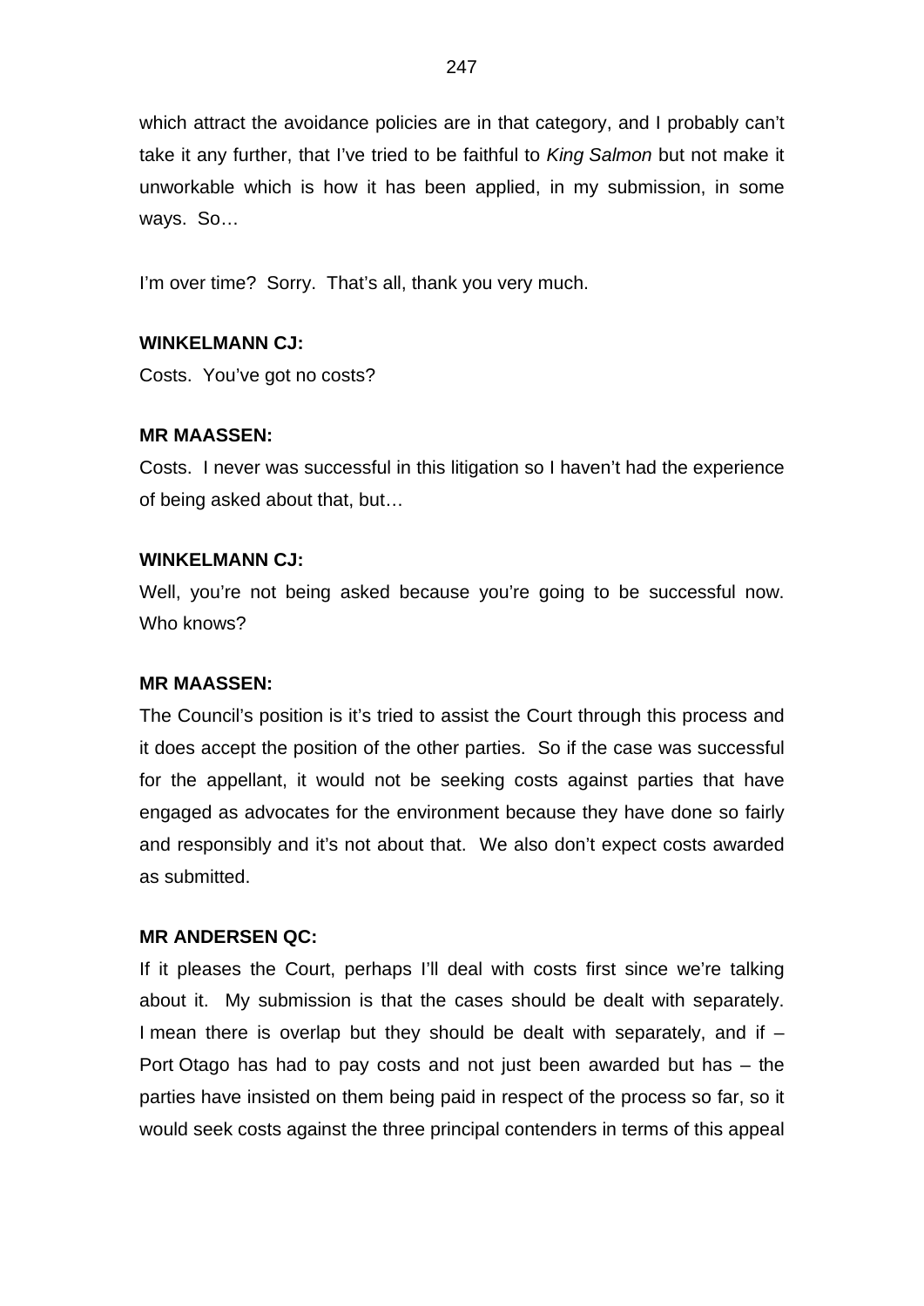which attract the avoidance policies are in that category, and I probably can't take it any further, that I've tried to be faithful to *King Salmon* but not make it unworkable which is how it has been applied, in my submission, in some ways. So…

I'm over time? Sorry. That's all, thank you very much.

**WINKELMANN CJ:**

Costs. You've got no costs?

**MR MAASSEN:**

Costs. I never was successful in this litigation so I haven't had the experience of being asked about that, but…

**WINKELMANN CJ:**

Well, you're not being asked because you're going to be successful now. Who knows?

**MR MAASSEN:**

The Council's position is it's tried to assist the Court through this process and it does accept the position of the other parties. So if the case was successful for the appellant, it would not be seeking costs against parties that have engaged as advocates for the environment because they have done so fairly and responsibly and it's not about that. We also don't expect costs awarded as submitted.

**MR ANDERSEN QC:**

If it pleases the Court, perhaps I'll deal with costs first since we're talking about it. My submission is that the cases should be dealt with separately. I mean there is overlap but they should be dealt with separately, and if – Port Otago has had to pay costs and not just been awarded but has – the parties have insisted on them being paid in respect of the process so far, so it would seek costs against the three principal contenders in terms of this appeal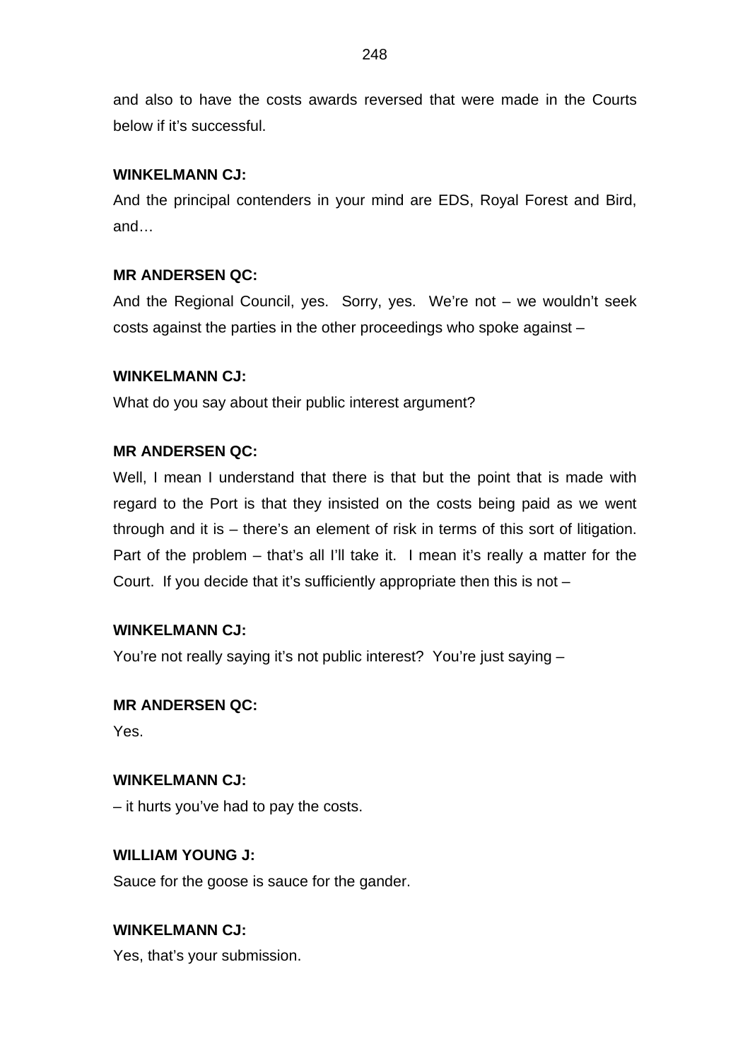and also to have the costs awards reversed that were made in the Courts below if it's successful.

**WINKELMANN CJ:**

And the principal contenders in your mind are EDS, Royal Forest and Bird, and…

**MR ANDERSEN QC:**

And the Regional Council, yes. Sorry, yes. We're not – we wouldn't seek costs against the parties in the other proceedings who spoke against –

**WINKELMANN CJ:**

What do you say about their public interest argument?

**MR ANDERSEN QC:**

Well, I mean I understand that there is that but the point that is made with regard to the Port is that they insisted on the costs being paid as we went through and it is – there's an element of risk in terms of this sort of litigation. Part of the problem – that's all I'll take it. I mean it's really a matter for the Court. If you decide that it's sufficiently appropriate then this is not –

**WINKELMANN CJ:**

You're not really saying it's not public interest? You're just saying –

**MR ANDERSEN QC:**

Yes.

**WINKELMANN CJ:**

– it hurts you've had to pay the costs.

**WILLIAM YOUNG J:**

Sauce for the goose is sauce for the gander.

**WINKELMANN CJ:**

Yes, that's your submission.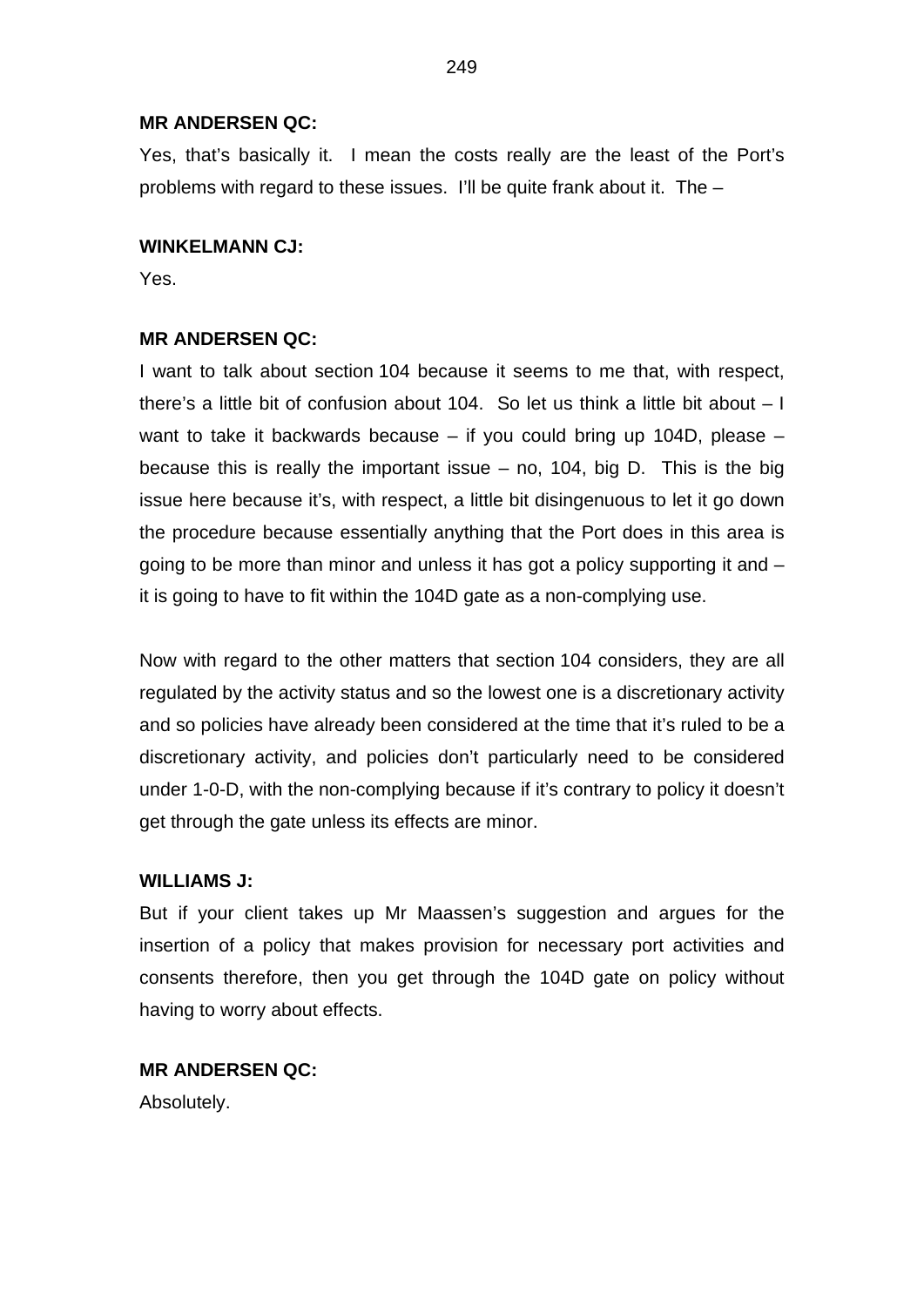**MR ANDERSEN QC:**

Yes, that's basically it. I mean the costs really are the least of the Port's problems with regard to these issues. I'll be quite frank about it. The –

**WINKELMANN CJ:**

Yes.

**MR ANDERSEN QC:**

I want to talk about section 104 because it seems to me that, with respect, there's a little bit of confusion about 104. So let us think a little bit about – I want to take it backwards because – if you could bring up 104D, please – because this is really the important issue – no, 104, big D. This is the big issue here because it's, with respect, a little bit disingenuous to let it go down the procedure because essentially anything that the Port does in this area is going to be more than minor and unless it has got a policy supporting it and – it is going to have to fit within the 104D gate as a non-complying use.

Now with regard to the other matters that section 104 considers, they are all regulated by the activity status and so the lowest one is a discretionary activity and so policies have already been considered at the time that it's ruled to be a discretionary activity, and policies don't particularly need to be considered under 1-0-D, with the non-complying because if it's contrary to policy it doesn't get through the gate unless its effects are minor.

**WILLIAMS J:**

But if your client takes up Mr Maassen's suggestion and argues for the insertion of a policy that makes provision for necessary port activities and consents therefore, then you get through the 104D gate on policy without having to worry about effects.

**MR ANDERSEN QC:**

Absolutely.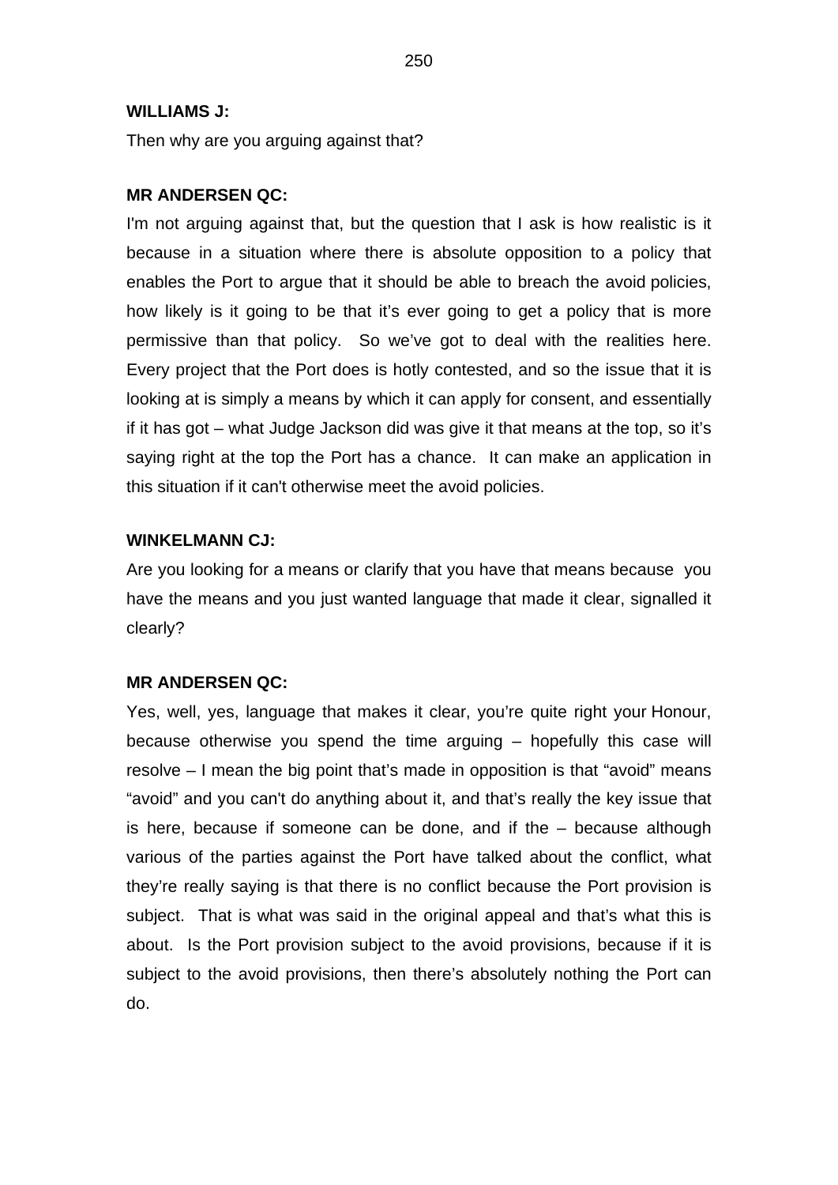**WILLIAMS J:**

Then why are you arguing against that?

**MR ANDERSEN QC:**

I'm not arguing against that, but the question that I ask is how realistic is it because in a situation where there is absolute opposition to a policy that enables the Port to argue that it should be able to breach the avoid policies, how likely is it going to be that it's ever going to get a policy that is more permissive than that policy. So we've got to deal with the realities here. Every project that the Port does is hotly contested, and so the issue that it is looking at is simply a means by which it can apply for consent, and essentially if it has got – what Judge Jackson did was give it that means at the top, so it's saying right at the top the Port has a chance. It can make an application in this situation if it can't otherwise meet the avoid policies.

**WINKELMANN CJ:**

Are you looking for a means or clarify that you have that means because you have the means and you just wanted language that made it clear, signalled it clearly?

**MR ANDERSEN QC:**

Yes, well, yes, language that makes it clear, you're quite right your Honour, because otherwise you spend the time arguing – hopefully this case will resolve – I mean the big point that's made in opposition is that "avoid" means "avoid" and you can't do anything about it, and that's really the key issue that is here, because if someone can be done, and if the – because although various of the parties against the Port have talked about the conflict, what they're really saying is that there is no conflict because the Port provision is subject. That is what was said in the original appeal and that's what this is about. Is the Port provision subject to the avoid provisions, because if it is subject to the avoid provisions, then there's absolutely nothing the Port can do.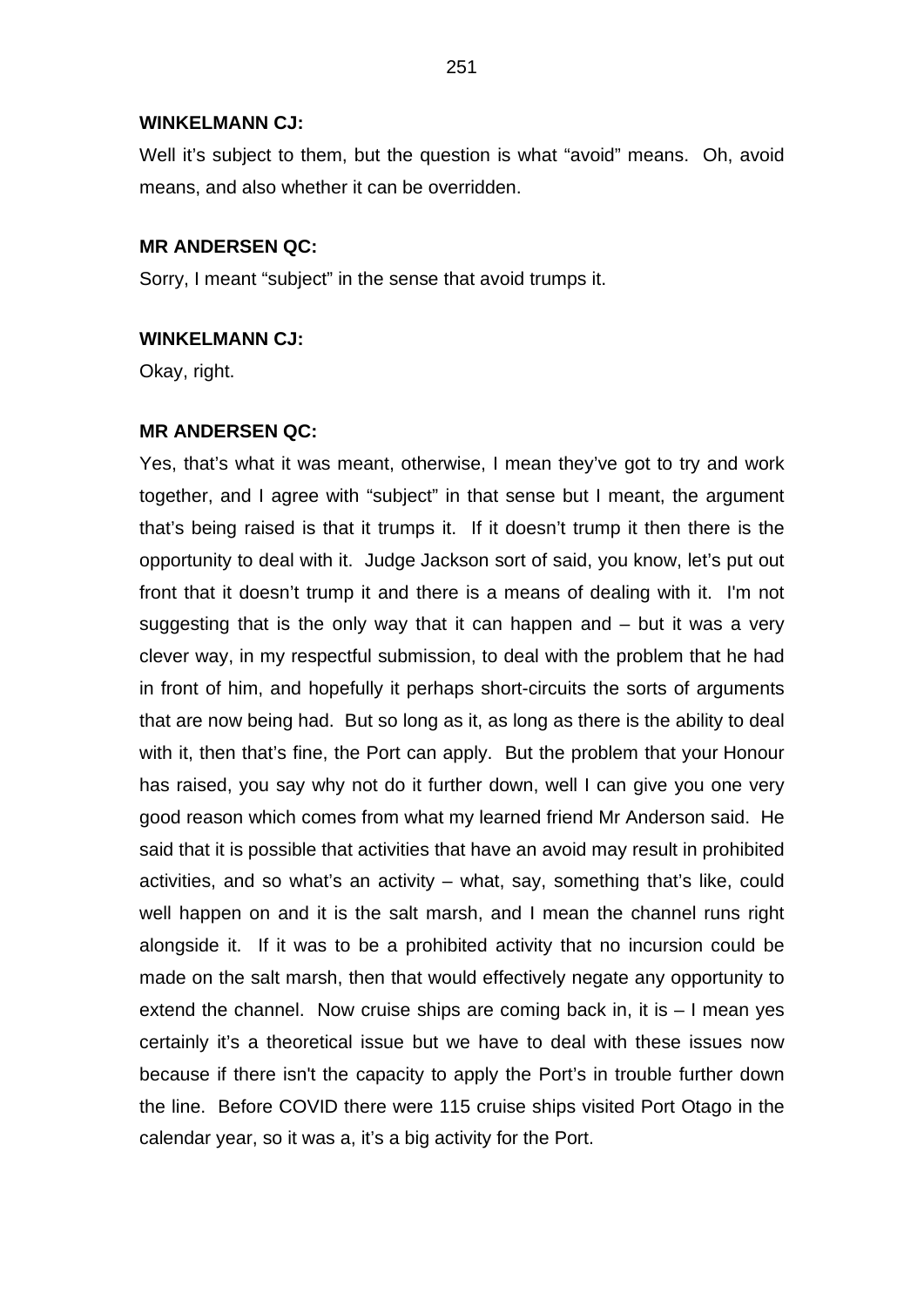**WINKELMANN CJ:**

Well it's subject to them, but the question is what "avoid" means. Oh, avoid means, and also whether it can be overridden.

**MR ANDERSEN QC:**

Sorry, I meant "subject" in the sense that avoid trumps it.

**WINKELMANN CJ:**

Okay, right.

**MR ANDERSEN QC:**

Yes, that's what it was meant, otherwise, I mean they've got to try and work together, and I agree with "subject" in that sense but I meant, the argument that's being raised is that it trumps it. If it doesn't trump it then there is the opportunity to deal with it. Judge Jackson sort of said, you know, let's put out front that it doesn't trump it and there is a means of dealing with it. I'm not suggesting that is the only way that it can happen and – but it was a very clever way, in my respectful submission, to deal with the problem that he had in front of him, and hopefully it perhaps short-circuits the sorts of arguments that are now being had. But so long as it, as long as there is the ability to deal with it, then that's fine, the Port can apply. But the problem that your Honour has raised, you say why not do it further down, well I can give you one very good reason which comes from what my learned friend Mr Anderson said. He said that it is possible that activities that have an avoid may result in prohibited activities, and so what's an activity – what, say, something that's like, could well happen on and it is the salt marsh, and I mean the channel runs right alongside it. If it was to be a prohibited activity that no incursion could be made on the salt marsh, then that would effectively negate any opportunity to extend the channel. Now cruise ships are coming back in, it is – I mean yes certainly it's a theoretical issue but we have to deal with these issues now because if there isn't the capacity to apply the Port's in trouble further down the line. Before COVID there were 115 cruise ships visited Port Otago in the calendar year, so it was a, it's a big activity for the Port.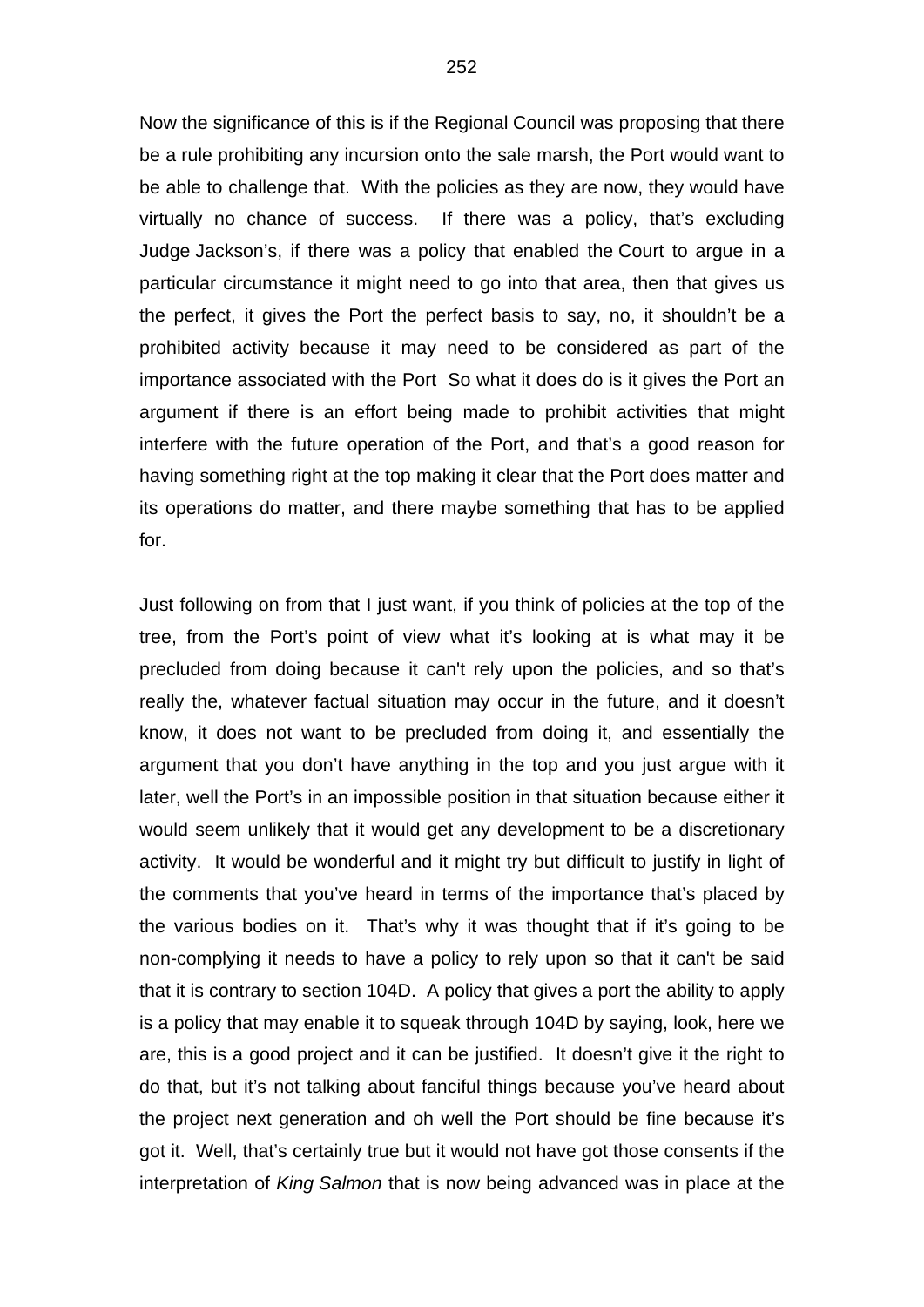Now the significance of this is if the Regional Council was proposing that there be a rule prohibiting any incursion onto the sale marsh, the Port would want to be able to challenge that. With the policies as they are now, they would have virtually no chance of success. If there was a policy, that's excluding Judge Jackson's, if there was a policy that enabled the Court to argue in a particular circumstance it might need to go into that area, then that gives us the perfect, it gives the Port the perfect basis to say, no, it shouldn't be a prohibited activity because it may need to be considered as part of the importance associated with the Port So what it does do is it gives the Port an argument if there is an effort being made to prohibit activities that might interfere with the future operation of the Port, and that's a good reason for having something right at the top making it clear that the Port does matter and its operations do matter, and there maybe something that has to be applied for.

Just following on from that I just want, if you think of policies at the top of the tree, from the Port's point of view what it's looking at is what may it be precluded from doing because it can't rely upon the policies, and so that's really the, whatever factual situation may occur in the future, and it doesn't know, it does not want to be precluded from doing it, and essentially the argument that you don't have anything in the top and you just argue with it later, well the Port's in an impossible position in that situation because either it would seem unlikely that it would get any development to be a discretionary activity. It would be wonderful and it might try but difficult to justify in light of the comments that you've heard in terms of the importance that's placed by the various bodies on it. That's why it was thought that if it's going to be non-complying it needs to have a policy to rely upon so that it can't be said that it is contrary to section 104D. A policy that gives a port the ability to apply is a policy that may enable it to squeak through 104D by saying, look, here we are, this is a good project and it can be justified. It doesn't give it the right to do that, but it's not talking about fanciful things because you've heard about the project next generation and oh well the Port should be fine because it's got it. Well, that's certainly true but it would not have got those consents if the interpretation of *King Salmon* that is now being advanced was in place at the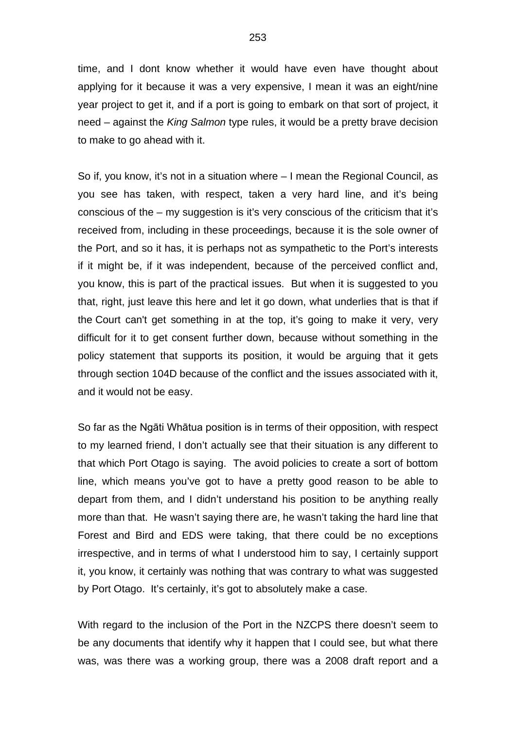time, and I dont know whether it would have even have thought about applying for it because it was a very expensive, I mean it was an eight/nine year project to get it, and if a port is going to embark on that sort of project, it need – against the *King Salmon* type rules, it would be a pretty brave decision to make to go ahead with it.

So if, you know, it's not in a situation where – I mean the Regional Council, as you see has taken, with respect, taken a very hard line, and it's being conscious of the – my suggestion is it's very conscious of the criticism that it's received from, including in these proceedings, because it is the sole owner of the Port, and so it has, it is perhaps not as sympathetic to the Port's interests if it might be, if it was independent, because of the perceived conflict and, you know, this is part of the practical issues. But when it is suggested to you that, right, just leave this here and let it go down, what underlies that is that if the Court can't get something in at the top, it's going to make it very, very difficult for it to get consent further down, because without something in the policy statement that supports its position, it would be arguing that it gets through section 104D because of the conflict and the issues associated with it, and it would not be easy.

So far as the Ngāti Whātua position is in terms of their opposition, with respect to my learned friend, I don't actually see that their situation is any different to that which Port Otago is saying. The avoid policies to create a sort of bottom line, which means you've got to have a pretty good reason to be able to depart from them, and I didn't understand his position to be anything really more than that. He wasn't saying there are, he wasn't taking the hard line that Forest and Bird and EDS were taking, that there could be no exceptions irrespective, and in terms of what I understood him to say, I certainly support it, you know, it certainly was nothing that was contrary to what was suggested by Port Otago. It's certainly, it's got to absolutely make a case.

With regard to the inclusion of the Port in the NZCPS there doesn't seem to be any documents that identify why it happen that I could see, but what there was, was there was a working group, there was a 2008 draft report and a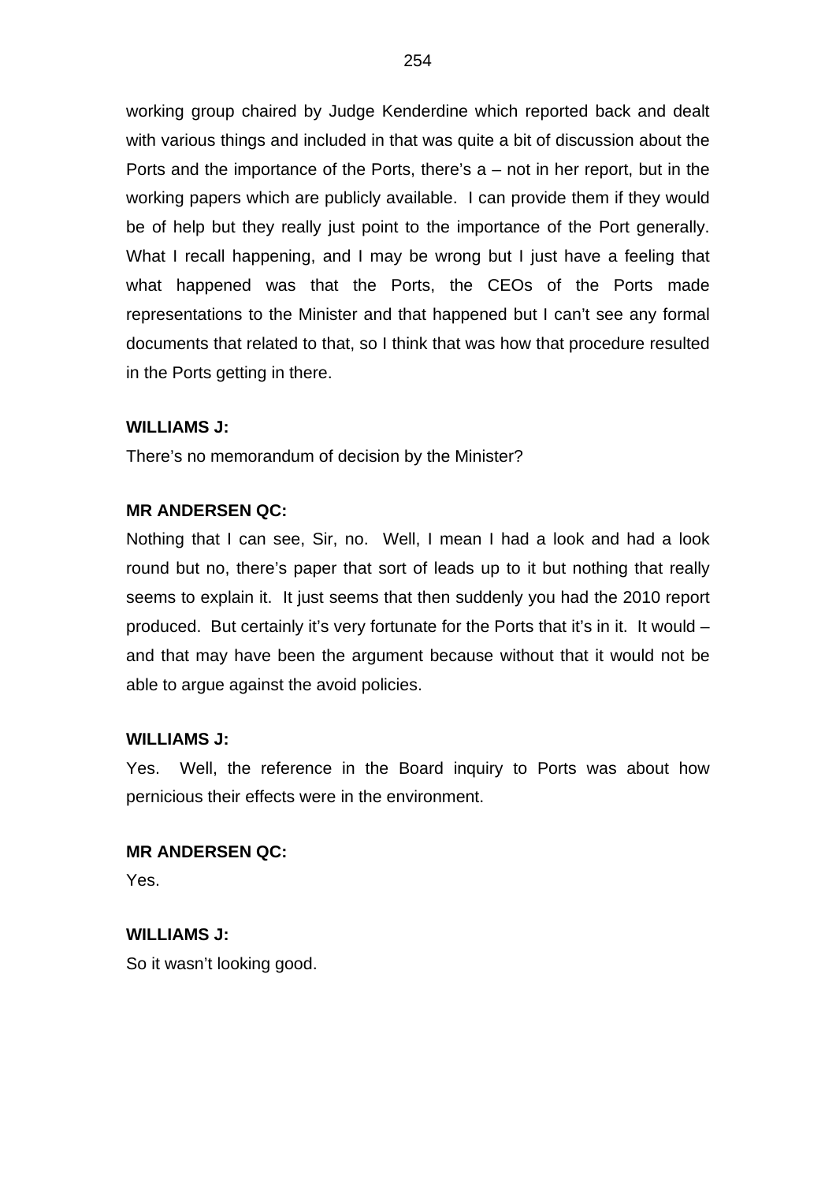working group chaired by Judge Kenderdine which reported back and dealt with various things and included in that was quite a bit of discussion about the Ports and the importance of the Ports, there's a – not in her report, but in the working papers which are publicly available. I can provide them if they would be of help but they really just point to the importance of the Port generally. What I recall happening, and I may be wrong but I just have a feeling that what happened was that the Ports, the CEOs of the Ports made representations to the Minister and that happened but I can't see any formal documents that related to that, so I think that was how that procedure resulted in the Ports getting in there.

**WILLIAMS J:**

There's no memorandum of decision by the Minister?

**MR ANDERSEN QC:**

Nothing that I can see, Sir, no. Well, I mean I had a look and had a look round but no, there's paper that sort of leads up to it but nothing that really seems to explain it. It just seems that then suddenly you had the 2010 report produced. But certainly it's very fortunate for the Ports that it's in it. It would – and that may have been the argument because without that it would not be able to argue against the avoid policies.

**WILLIAMS J:**

Yes. Well, the reference in the Board inquiry to Ports was about how pernicious their effects were in the environment.

**MR ANDERSEN QC:**

Yes.

**WILLIAMS J:**

So it wasn't looking good.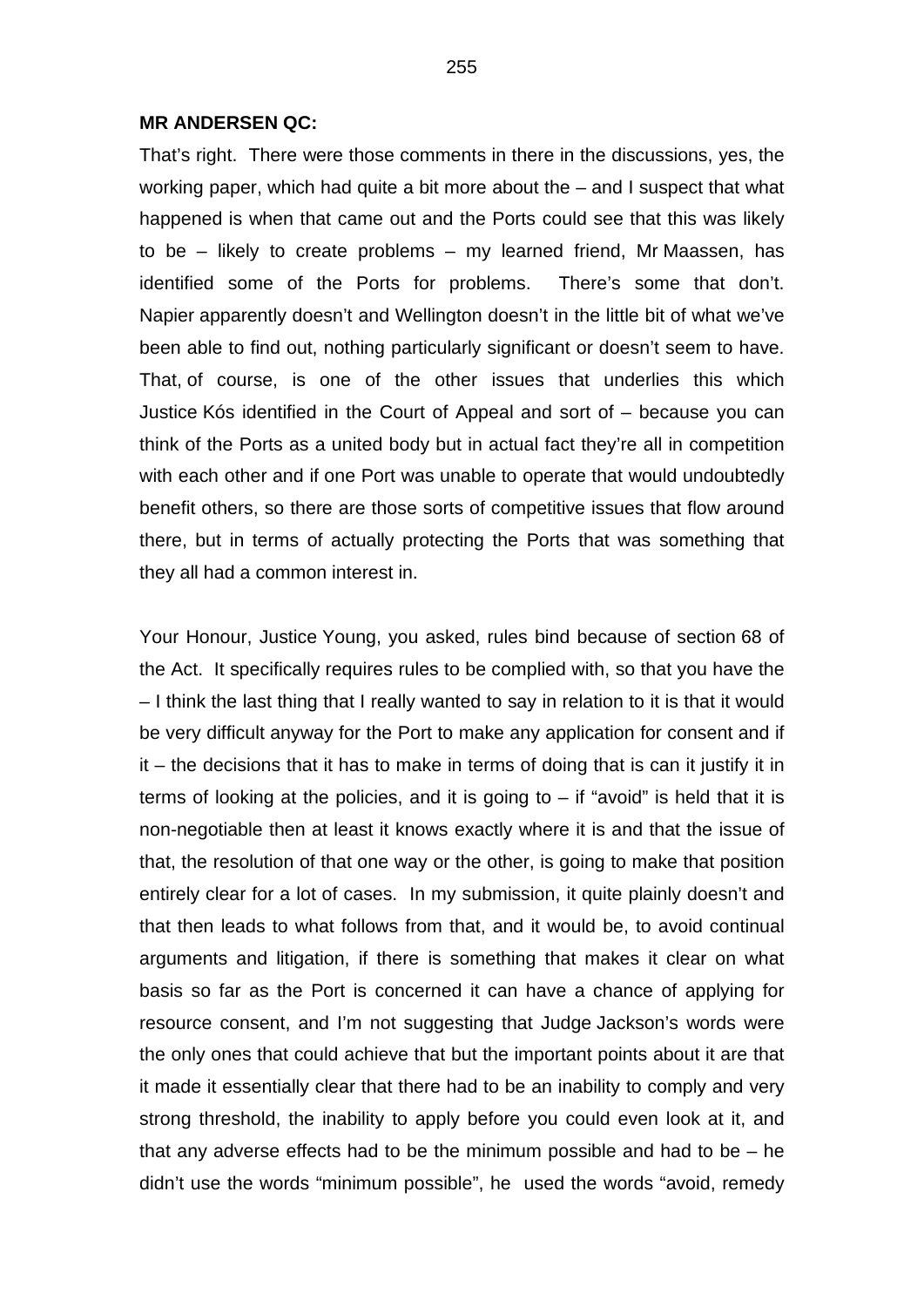**MR ANDERSEN QC:**

That's right. There were those comments in there in the discussions, yes, the working paper, which had quite a bit more about the – and I suspect that what happened is when that came out and the Ports could see that this was likely to be – likely to create problems – my learned friend, Mr Maassen, has identified some of the Ports for problems. There's some that don't. Napier apparently doesn't and Wellington doesn't in the little bit of what we've been able to find out, nothing particularly significant or doesn't seem to have. That, of course, is one of the other issues that underlies this which Justice Kós identified in the Court of Appeal and sort of – because you can think of the Ports as a united body but in actual fact they're all in competition with each other and if one Port was unable to operate that would undoubtedly benefit others, so there are those sorts of competitive issues that flow around there, but in terms of actually protecting the Ports that was something that they all had a common interest in.

Your Honour, Justice Young, you asked, rules bind because of section 68 of the Act. It specifically requires rules to be complied with, so that you have the – I think the last thing that I really wanted to say in relation to it is that it would be very difficult anyway for the Port to make any application for consent and if it – the decisions that it has to make in terms of doing that is can it justify it in terms of looking at the policies, and it is going to – if "avoid" is held that it is non-negotiable then at least it knows exactly where it is and that the issue of that, the resolution of that one way or the other, is going to make that position entirely clear for a lot of cases. In my submission, it quite plainly doesn't and that then leads to what follows from that, and it would be, to avoid continual arguments and litigation, if there is something that makes it clear on what basis so far as the Port is concerned it can have a chance of applying for resource consent, and I'm not suggesting that Judge Jackson's words were the only ones that could achieve that but the important points about it are that it made it essentially clear that there had to be an inability to comply and very strong threshold, the inability to apply before you could even look at it, and that any adverse effects had to be the minimum possible and had to be – he didn't use the words "minimum possible", he used the words "avoid, remedy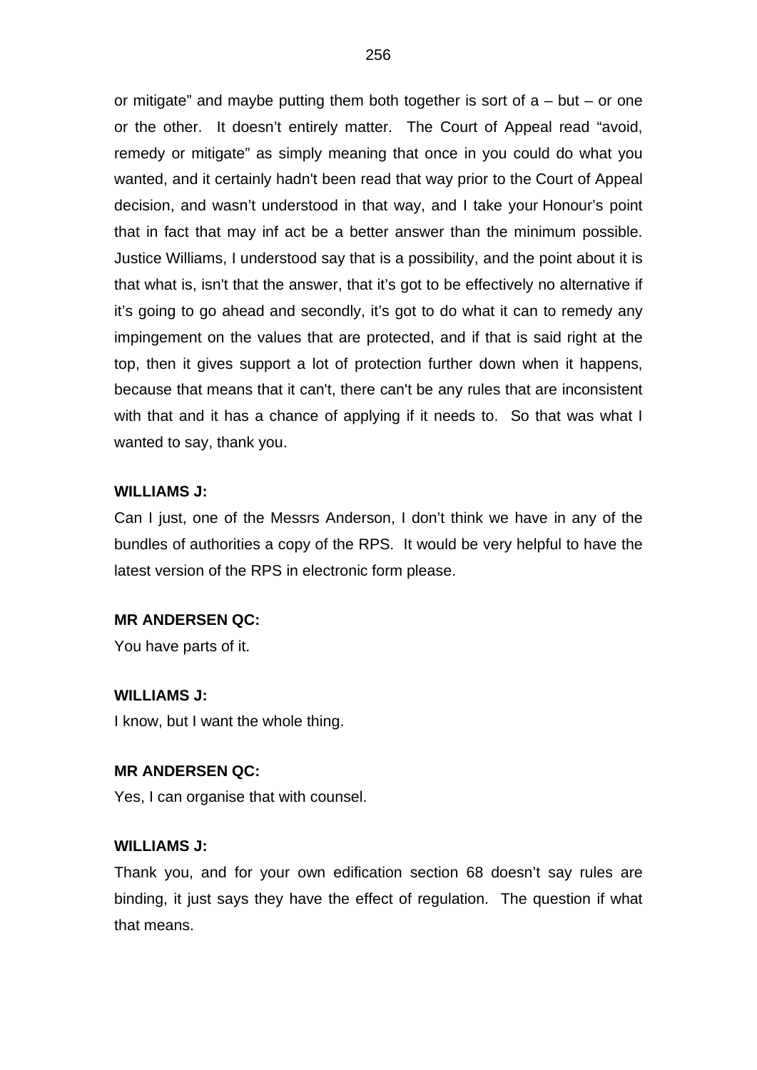or mitigate" and maybe putting them both together is sort of a – but – or one or the other. It doesn't entirely matter. The Court of Appeal read "avoid, remedy or mitigate" as simply meaning that once in you could do what you wanted, and it certainly hadn't been read that way prior to the Court of Appeal decision, and wasn't understood in that way, and I take your Honour's point that in fact that may inf act be a better answer than the minimum possible. Justice Williams, I understood say that is a possibility, and the point about it is that what is, isn't that the answer, that it's got to be effectively no alternative if it's going to go ahead and secondly, it's got to do what it can to remedy any impingement on the values that are protected, and if that is said right at the top, then it gives support a lot of protection further down when it happens, because that means that it can't, there can't be any rules that are inconsistent with that and it has a chance of applying if it needs to. So that was what I wanted to say, thank you.

**WILLIAMS J:**

Can I just, one of the Messrs Anderson, I don't think we have in any of the bundles of authorities a copy of the RPS. It would be very helpful to have the latest version of the RPS in electronic form please.

**MR ANDERSEN QC:**

You have parts of it.

**WILLIAMS J:**

I know, but I want the whole thing.

**MR ANDERSEN QC:**

Yes, I can organise that with counsel.

**WILLIAMS J:**

Thank you, and for your own edification section 68 doesn't say rules are binding, it just says they have the effect of regulation. The question if what that means.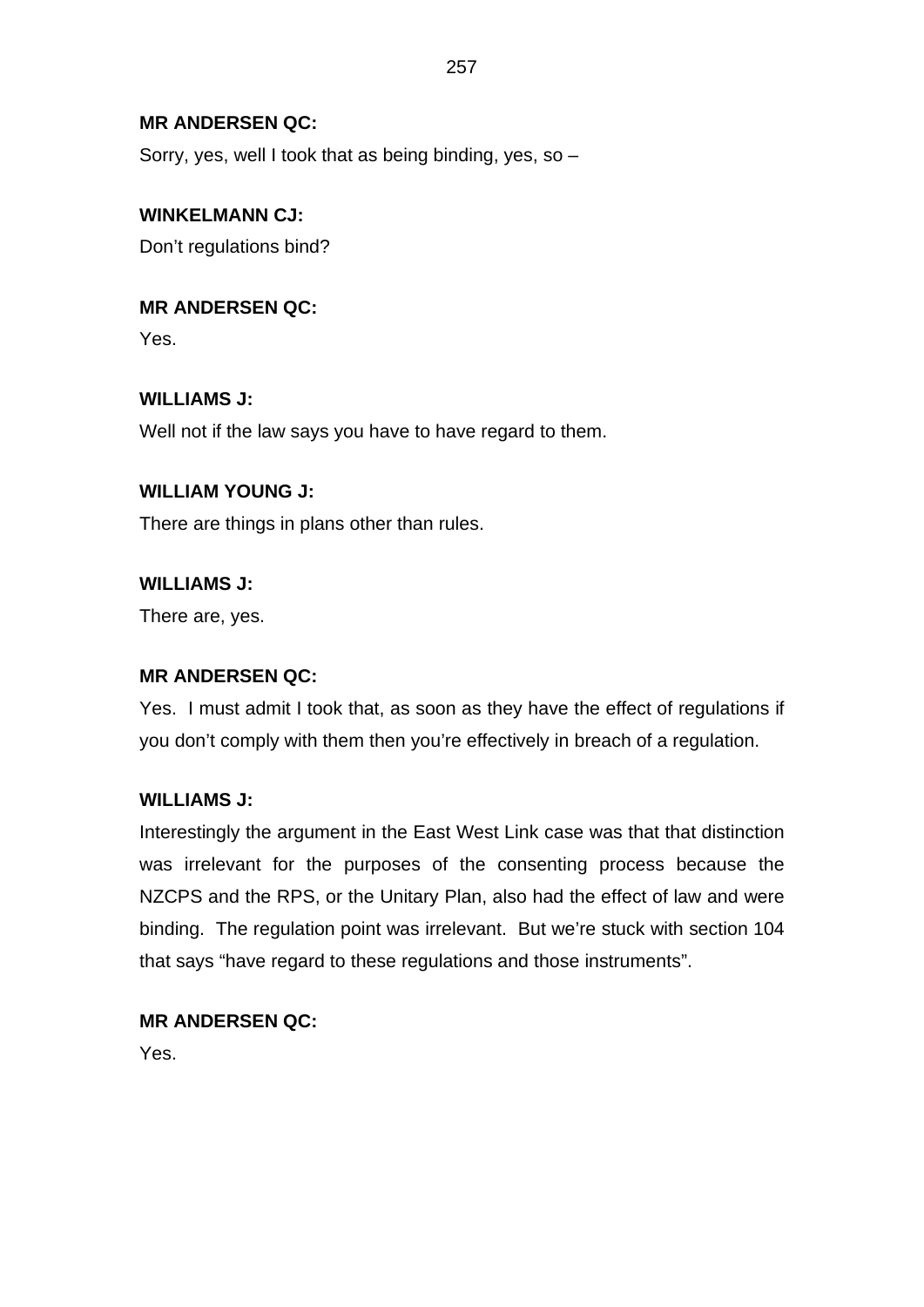**MR ANDERSEN QC:**

Sorry, yes, well I took that as being binding, yes, so –

**WINKELMANN CJ:**

Don’t regulations bind?

**MR ANDERSEN QC:**

Yes.

**WILLIAMS J:**

Well not if the law says you have to have regard to them.

**WILLIAM YOUNG J:**

There are things in plans other than rules.

**WILLIAMS J:**

There are, yes.

**MR ANDERSEN QC:**

Yes. I must admit I took that, as soon as they have the effect of regulations if you don’t comply with them then you’re effectively in breach of a regulation.

**WILLIAMS J:**

Interestingly the argument in the East West Link case was that that distinction was irrelevant for the purposes of the consenting process because the NZCPS and the RPS, or the Unitary Plan, also had the effect of law and were binding. The regulation point was irrelevant. But we’re stuck with section 104 that says “have regard to these regulations and those instruments”.

**MR ANDERSEN QC:**

Yes.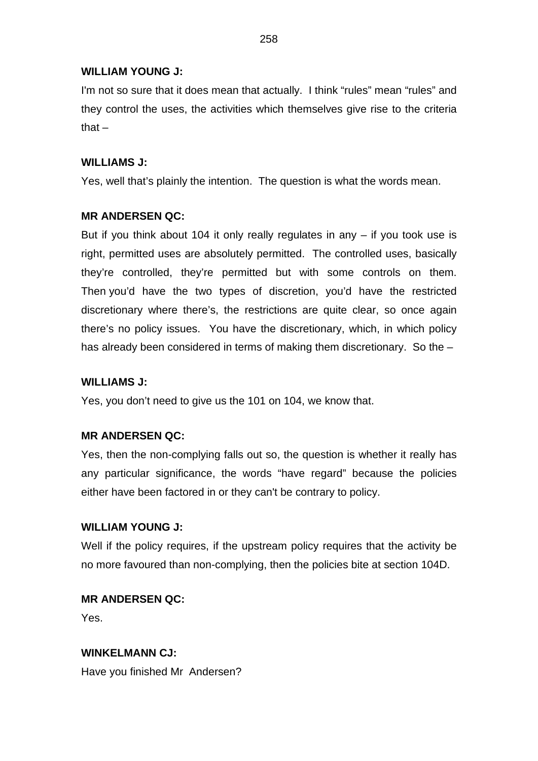**WILLIAM YOUNG J:**

I'm not so sure that it does mean that actually. I think “rules” mean “rules” and they control the uses, the activities which themselves give rise to the criteria that –

**WILLIAMS J:**

Yes, well that’s plainly the intention. The question is what the words mean.

**MR ANDERSEN QC:**

But if you think about 104 it only really regulates in any – if you took use is right, permitted uses are absolutely permitted. The controlled uses, basically they’re controlled, they’re permitted but with some controls on them. Then you’d have the two types of discretion, you’d have the restricted discretionary where there’s, the restrictions are quite clear, so once again there’s no policy issues. You have the discretionary, which, in which policy has already been considered in terms of making them discretionary. So the –

**WILLIAMS J:**

Yes, you don’t need to give us the 101 on 104, we know that.

**MR ANDERSEN QC:**

Yes, then the non-complying falls out so, the question is whether it really has any particular significance, the words “have regard” because the policies either have been factored in or they can't be contrary to policy.

**WILLIAM YOUNG J:**

Well if the policy requires, if the upstream policy requires that the activity be no more favoured than non-complying, then the policies bite at section 104D.

**MR ANDERSEN QC:**

Yes.

**WINKELMANN CJ:**

Have you finished Mr Andersen?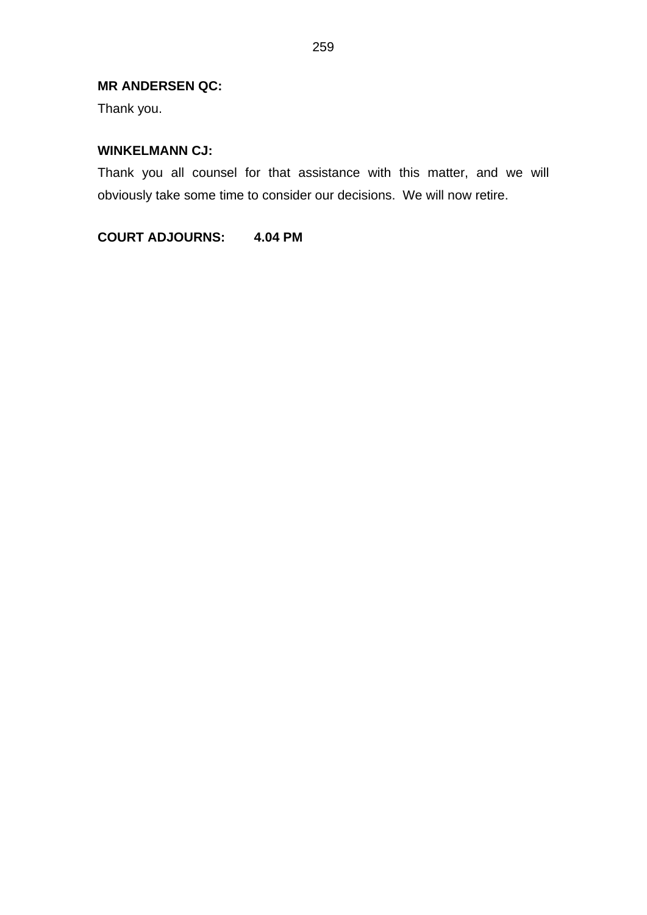**MR ANDERSEN QC:**

Thank you.

**WINKELMANN CJ:**

Thank you all counsel for that assistance with this matter, and we will obviously take some time to consider our decisions. We will now retire.

**COURT ADJOURNS: 4.04 PM**